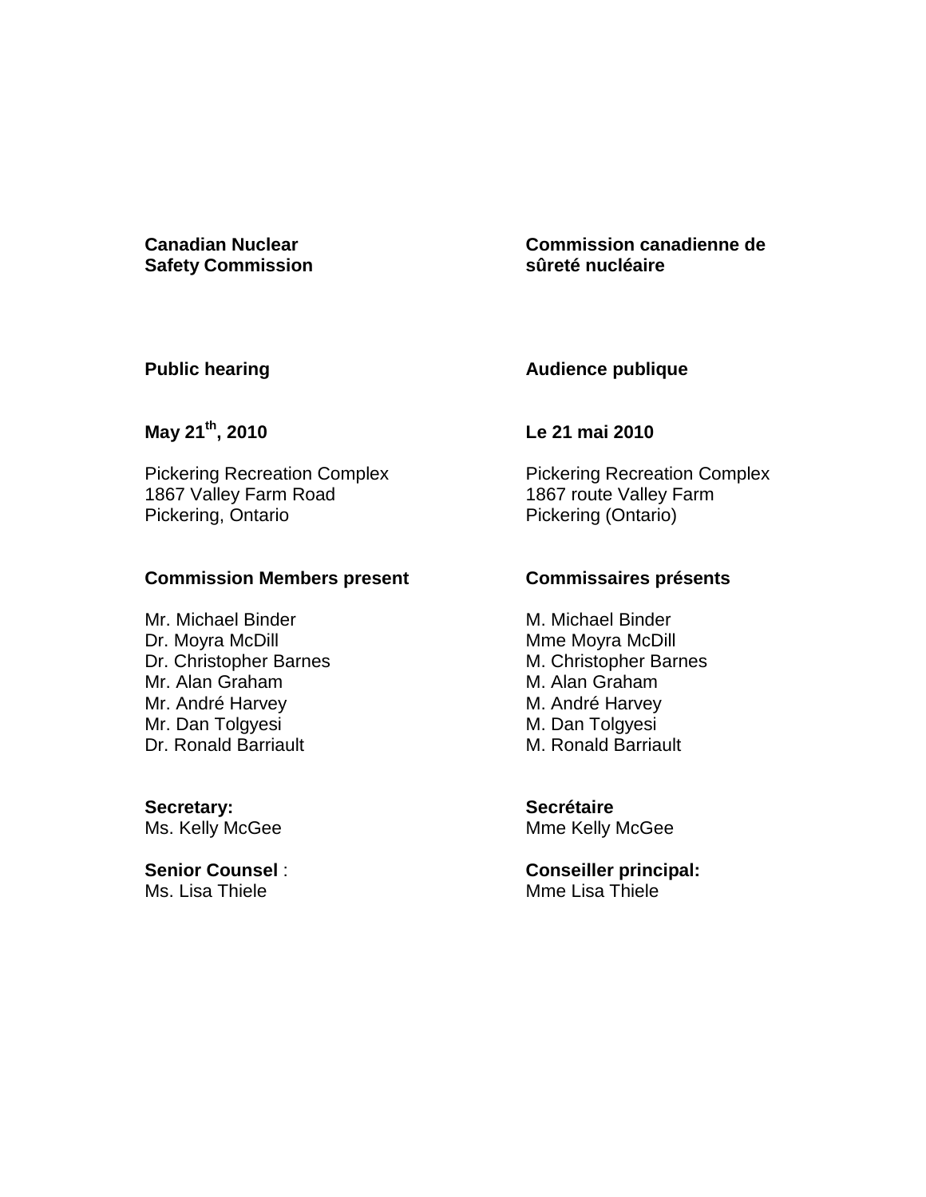**Canadian Nuclear Safety Commission**

**Commission canadienne de sûreté nucléaire**

**Public hearing**

**Audience publique**

**May 21th, 2010**

**Le 21 mai 2010**

Pickering Recreation Complex
1867 Valley Farm Road
Pickering, Ontario

Pickering Recreation Complex
1867 route Valley Farm
Pickering (Ontario)

**Commission Members present**

Mr. Michael Binder
Dr. Moyra McDill
Dr. Christopher Barnes
Mr. Alan Graham
Mr. André Harvey
Mr. Dan Tolgyesi
Dr. Ronald Barriault

**Commissaires présents**

M. Michael Binder
Mme Moyra McDill
M. Christopher Barnes
M. Alan Graham
M. André Harvey
M. Dan Tolgyesi
M. Ronald Barriault

**Secretary:**
Ms. Kelly McGee

**Secrétaire**
Mme Kelly McGee

**Senior Counsel** :
Ms. Lisa Thiele

**Conseiller principal:**
Mme Lisa Thiele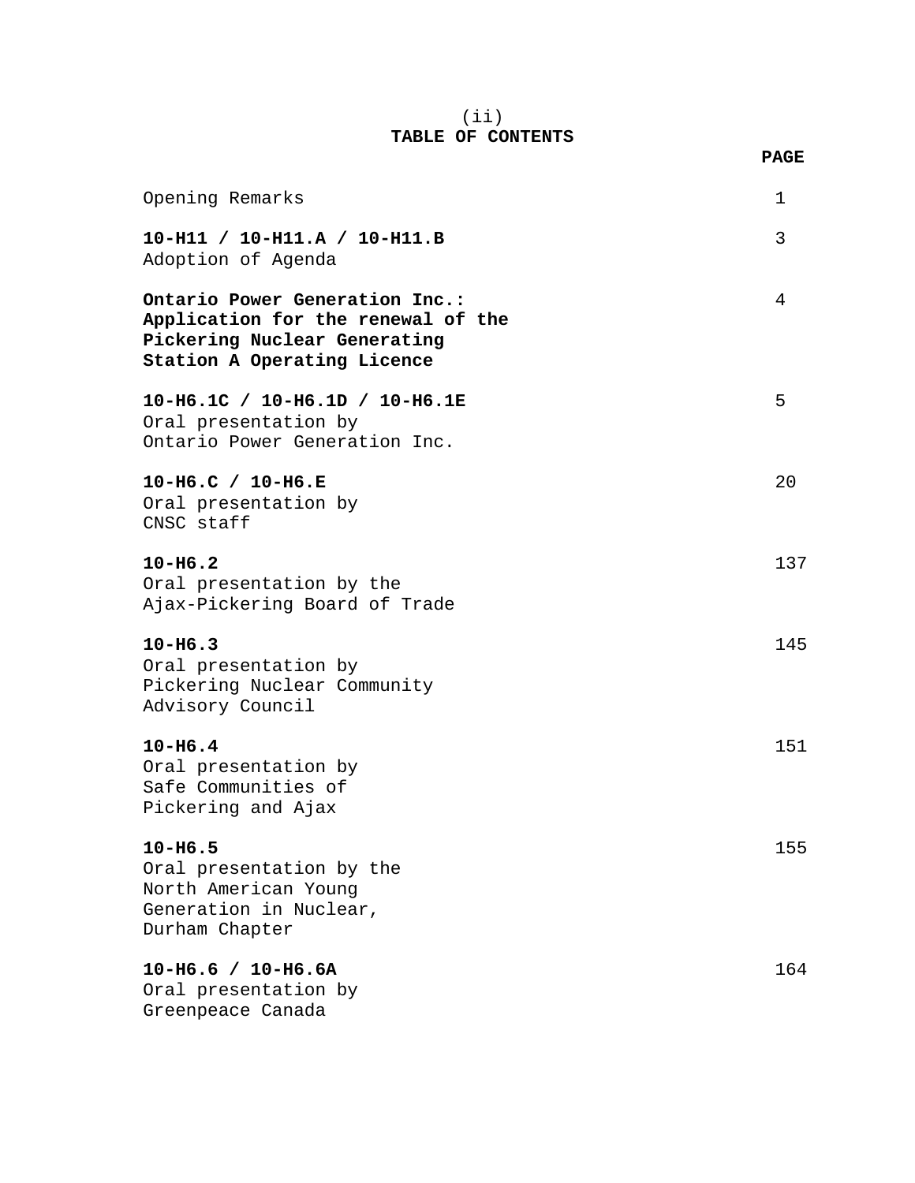# TABLE OF CONTENTS

| | PAGE |
|---|---|
| Opening Remarks | 1 |
| **10-H11 / 10-H11.A / 10-H11.B**<br>Adoption of Agenda | 3 |
| **Ontario Power Generation Inc.: Application for the renewal of the Pickering Nuclear Generating Station A Operating Licence** | 4 |
| **10-H6.1C / 10-H6.1D / 10-H6.1E**<br>Oral presentation by Ontario Power Generation Inc. | 5 |
| **10-H6.C / 10-H6.E**<br>Oral presentation by CNSC staff | 20 |
| **10-H6.2**<br>Oral presentation by the Ajax-Pickering Board of Trade | 137 |
| **10-H6.3**<br>Oral presentation by Pickering Nuclear Community Advisory Council | 145 |
| **10-H6.4**<br>Oral presentation by Safe Communities of Pickering and Ajax | 151 |
| **10-H6.5**<br>Oral presentation by the North American Young Generation in Nuclear, Durham Chapter | 155 |
| **10-H6.6 / 10-H6.6A**<br>Oral presentation by Greenpeace Canada | 164 |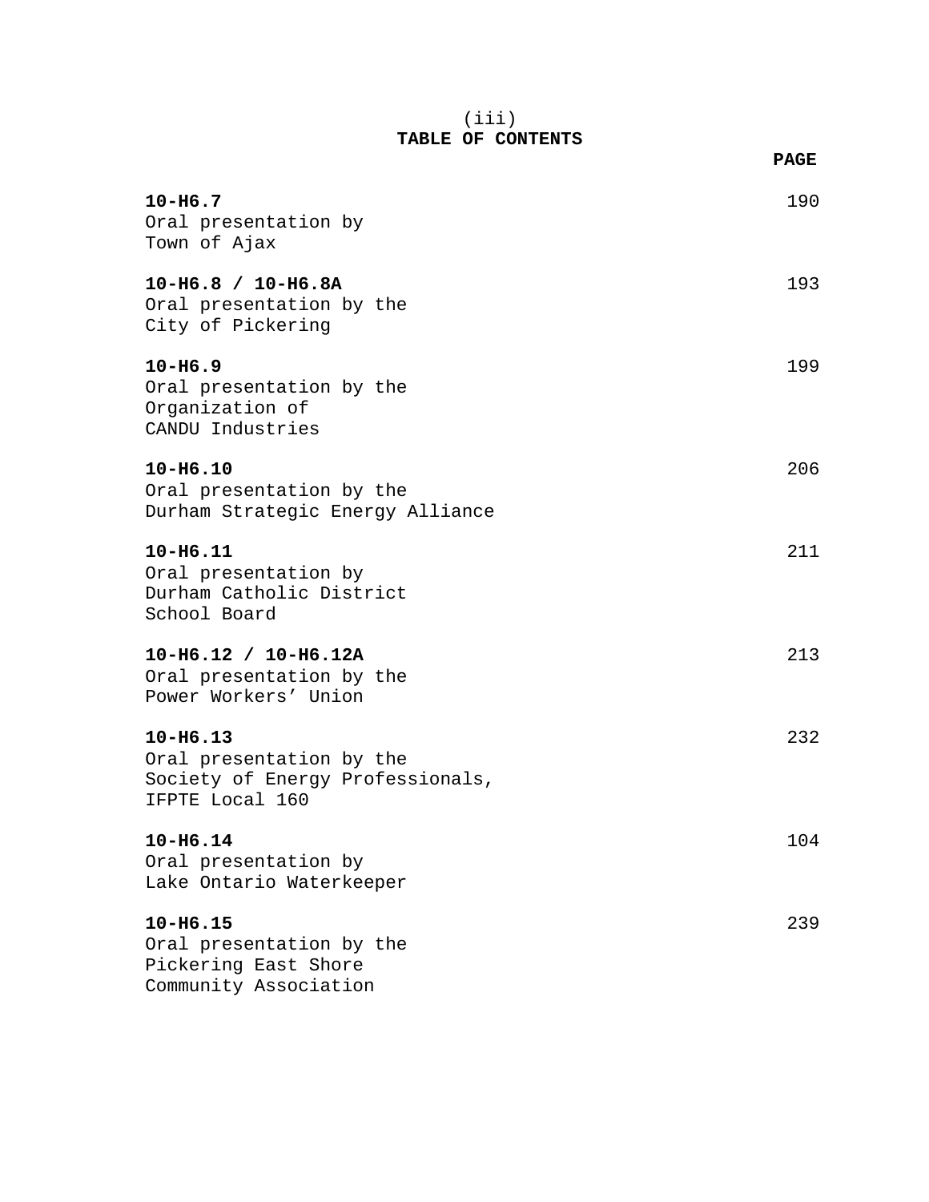(iii)

# TABLE OF CONTENTS

| | PAGE |
|---|---|
| **10-H6.7**<br>Oral presentation by<br>Town of Ajax | 190 |
| **10-H6.8 / 10-H6.8A**<br>Oral presentation by the<br>City of Pickering | 193 |
| **10-H6.9**<br>Oral presentation by the<br>Organization of<br>CANDU Industries | 199 |
| **10-H6.10**<br>Oral presentation by the<br>Durham Strategic Energy Alliance | 206 |
| **10-H6.11**<br>Oral presentation by<br>Durham Catholic District<br>School Board | 211 |
| **10-H6.12 / 10-H6.12A**<br>Oral presentation by the<br>Power Workers' Union | 213 |
| **10-H6.13**<br>Oral presentation by the<br>Society of Energy Professionals,<br>IFPTE Local 160 | 232 |
| **10-H6.14**<br>Oral presentation by<br>Lake Ontario Waterkeeper | 104 |
| **10-H6.15**<br>Oral presentation by the<br>Pickering East Shore<br>Community Association | 239 |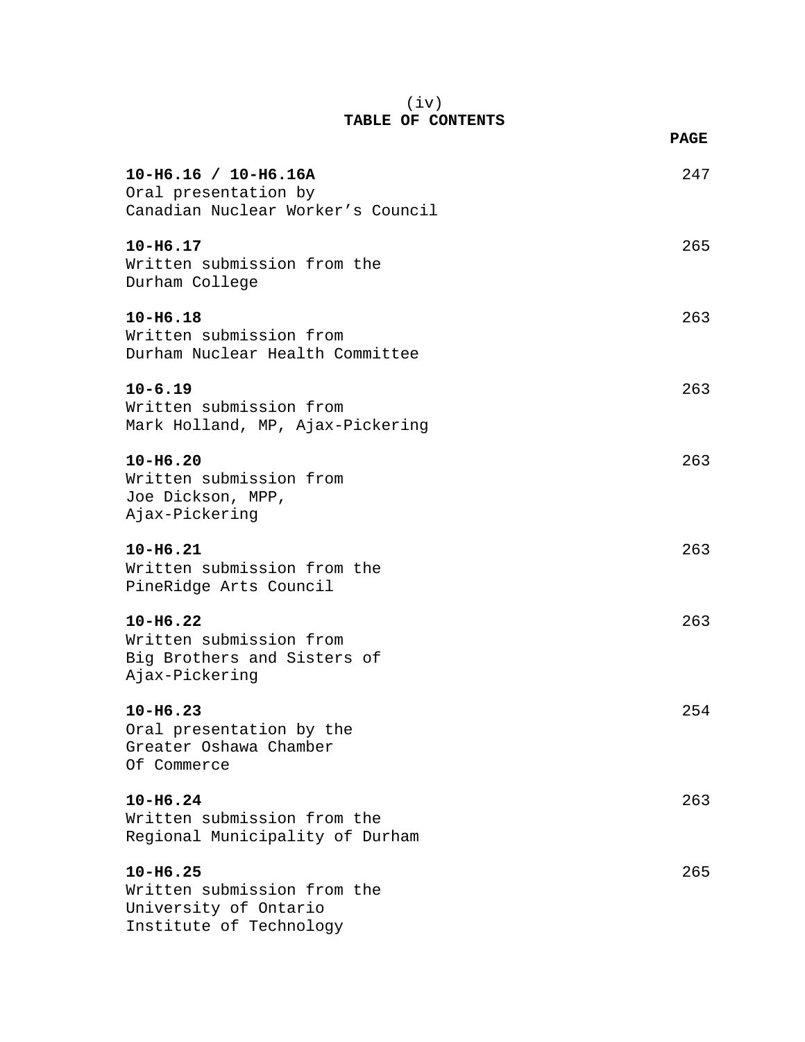(iv)

# TABLE OF CONTENTS

| | PAGE |
|---|---|
| **10-H6.16 / 10-H6.16A**<br>Oral presentation by<br>Canadian Nuclear Worker's Council | 247 |
| **10-H6.17**<br>Written submission from the<br>Durham College | 265 |
| **10-H6.18**<br>Written submission from<br>Durham Nuclear Health Committee | 263 |
| **10-6.19**<br>Written submission from<br>Mark Holland, MP, Ajax-Pickering | 263 |
| **10-H6.20**<br>Written submission from<br>Joe Dickson, MPP,<br>Ajax-Pickering | 263 |
| **10-H6.21**<br>Written submission from the<br>PineRidge Arts Council | 263 |
| **10-H6.22**<br>Written submission from<br>Big Brothers and Sisters of<br>Ajax-Pickering | 263 |
| **10-H6.23**<br>Oral presentation by the<br>Greater Oshawa Chamber<br>Of Commerce | 254 |
| **10-H6.24**<br>Written submission from the<br>Regional Municipality of Durham | 263 |
| **10-H6.25**<br>Written submission from the<br>University of Ontario<br>Institute of Technology | 265 |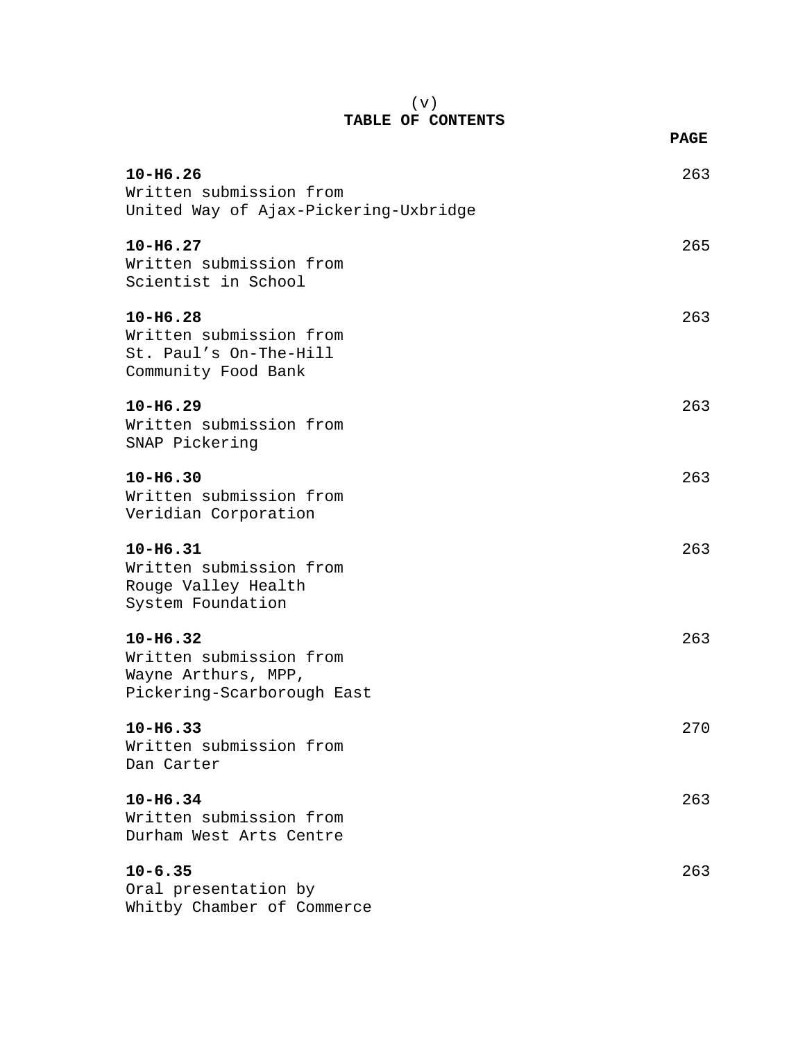# TABLE OF CONTENTS

| | PAGE |
|---|---|
| **10-H6.26**<br>Written submission from<br>United Way of Ajax-Pickering-Uxbridge | 263 |
| **10-H6.27**<br>Written submission from<br>Scientist in School | 265 |
| **10-H6.28**<br>Written submission from<br>St. Paul's On-The-Hill<br>Community Food Bank | 263 |
| **10-H6.29**<br>Written submission from<br>SNAP Pickering | 263 |
| **10-H6.30**<br>Written submission from<br>Veridian Corporation | 263 |
| **10-H6.31**<br>Written submission from<br>Rouge Valley Health<br>System Foundation | 263 |
| **10-H6.32**<br>Written submission from<br>Wayne Arthurs, MPP,<br>Pickering-Scarborough East | 263 |
| **10-H6.33**<br>Written submission from<br>Dan Carter | 270 |
| **10-H6.34**<br>Written submission from<br>Durham West Arts Centre | 263 |
| **10-6.35**<br>Oral presentation by<br>Whitby Chamber of Commerce | 263 |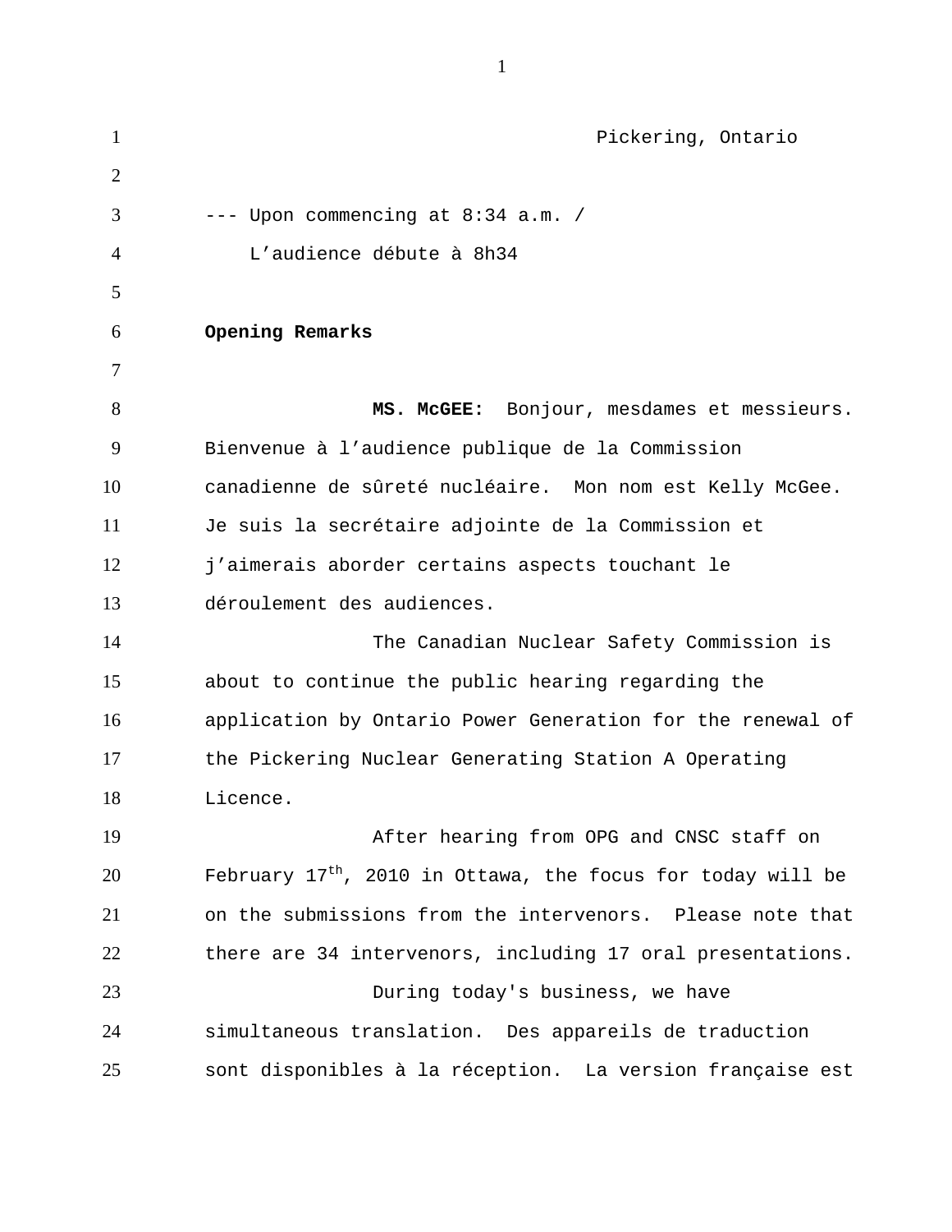Pickering, Ontario

--- Upon commencing at 8:34 a.m. /
L'audience débute à 8h34

**Opening Remarks**

**MS. McGEE:** Bonjour, mesdames et messieurs. Bienvenue à l'audience publique de la Commission canadienne de sûreté nucléaire. Mon nom est Kelly McGee. Je suis la secrétaire adjointe de la Commission et j'aimerais aborder certains aspects touchant le déroulement des audiences.

The Canadian Nuclear Safety Commission is about to continue the public hearing regarding the application by Ontario Power Generation for the renewal of the Pickering Nuclear Generating Station A Operating Licence.

After hearing from OPG and CNSC staff on February 17th, 2010 in Ottawa, the focus for today will be on the submissions from the intervenors. Please note that there are 34 intervenors, including 17 oral presentations.

During today's business, we have simultaneous translation. Des appareils de traduction sont disponibles à la réception. La version française est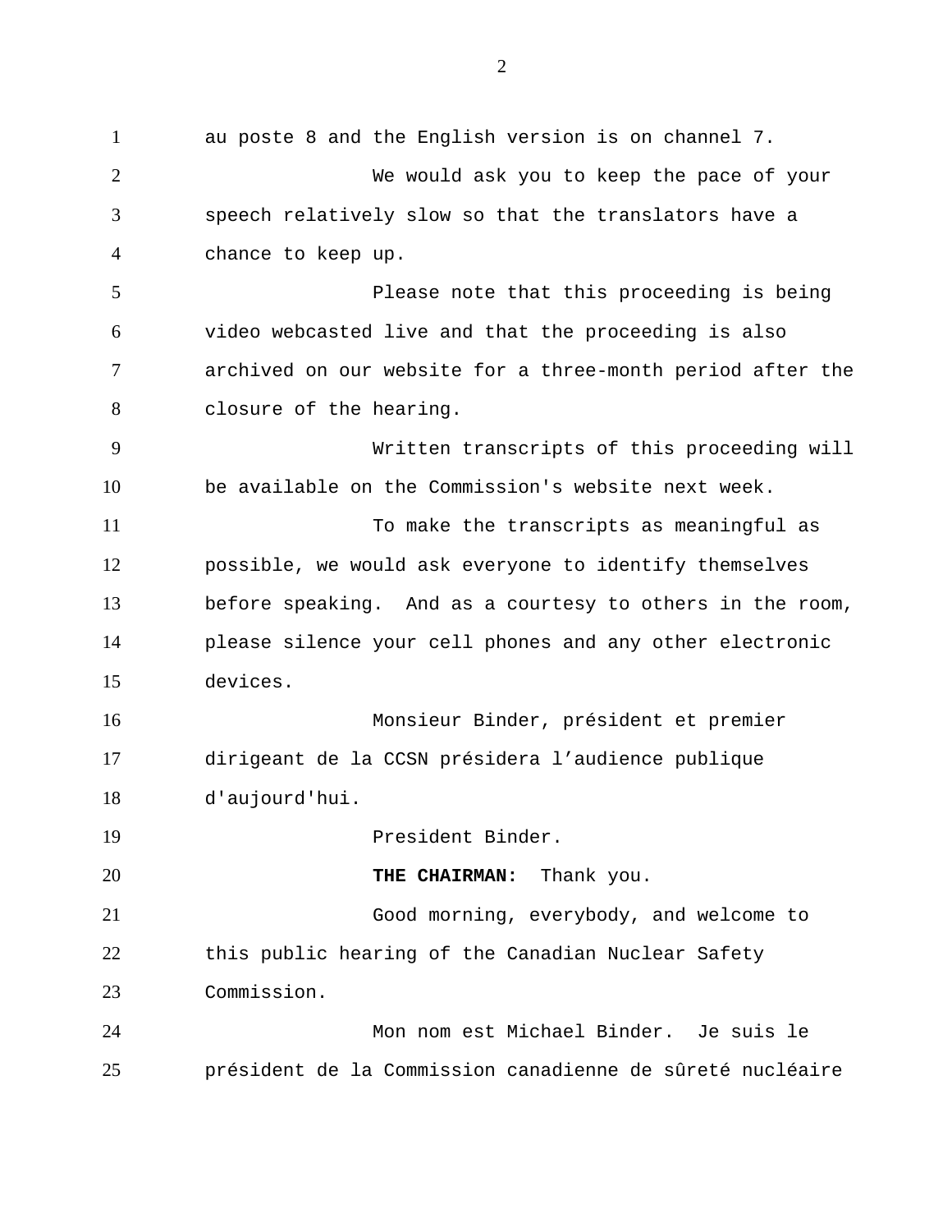au poste 8 and the English version is on channel 7.

We would ask you to keep the pace of your speech relatively slow so that the translators have a chance to keep up.

Please note that this proceeding is being video webcasted live and that the proceeding is also archived on our website for a three-month period after the closure of the hearing.

Written transcripts of this proceeding will be available on the Commission's website next week.

To make the transcripts as meaningful as possible, we would ask everyone to identify themselves before speaking. And as a courtesy to others in the room, please silence your cell phones and any other electronic devices.

Monsieur Binder, président et premier dirigeant de la CCSN présidera l'audience publique d'aujourd'hui.

President Binder.

**THE CHAIRMAN:** Thank you.

Good morning, everybody, and welcome to this public hearing of the Canadian Nuclear Safety Commission.

Mon nom est Michael Binder. Je suis le président de la Commission canadienne de sûreté nucléaire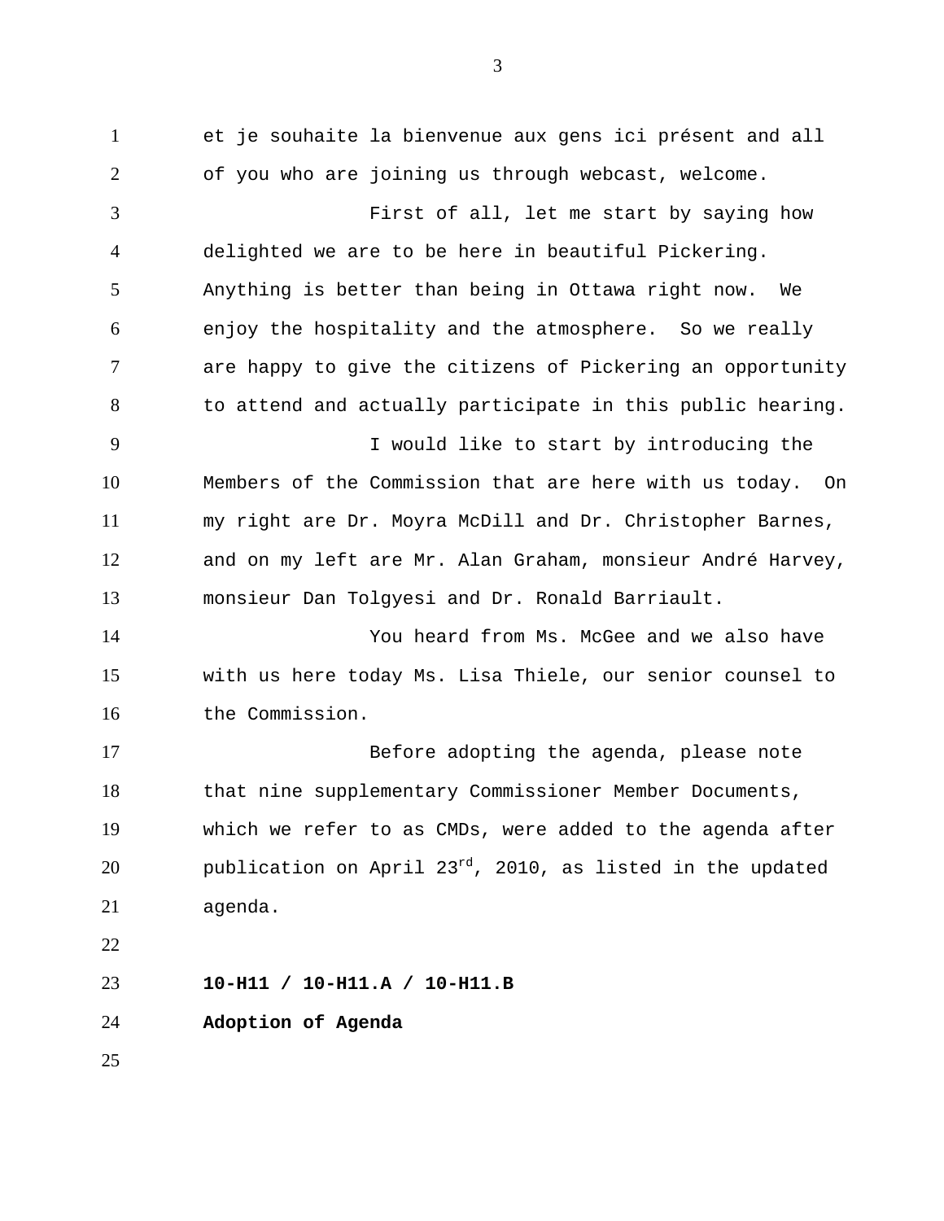et je souhaite la bienvenue aux gens ici présent and all of you who are joining us through webcast, welcome.

First of all, let me start by saying how delighted we are to be here in beautiful Pickering. Anything is better than being in Ottawa right now. We enjoy the hospitality and the atmosphere. So we really are happy to give the citizens of Pickering an opportunity to attend and actually participate in this public hearing.

I would like to start by introducing the Members of the Commission that are here with us today. On my right are Dr. Moyra McDill and Dr. Christopher Barnes, and on my left are Mr. Alan Graham, monsieur André Harvey, monsieur Dan Tolgyesi and Dr. Ronald Barriault.

You heard from Ms. McGee and we also have with us here today Ms. Lisa Thiele, our senior counsel to the Commission.

Before adopting the agenda, please note that nine supplementary Commissioner Member Documents, which we refer to as CMDs, were added to the agenda after publication on April 23rd, 2010, as listed in the updated agenda.

**10-H11 / 10-H11.A / 10-H11.B**

**Adoption of Agenda**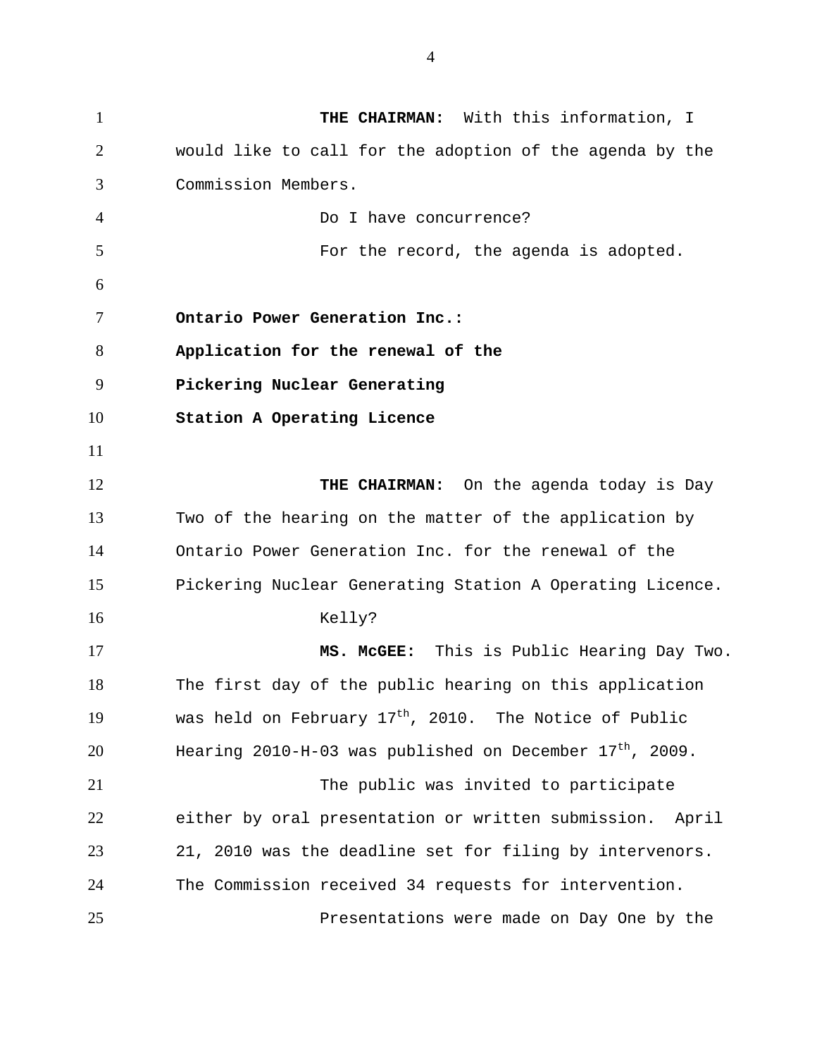**THE CHAIRMAN:** With this information, I would like to call for the adoption of the agenda by the Commission Members.

Do I have concurrence?

For the record, the agenda is adopted.

**Ontario Power Generation Inc.:**
**Application for the renewal of the**
**Pickering Nuclear Generating**
**Station A Operating Licence**

**THE CHAIRMAN:** On the agenda today is Day Two of the hearing on the matter of the application by Ontario Power Generation Inc. for the renewal of the Pickering Nuclear Generating Station A Operating Licence.

Kelly?

**MS. McGEE:** This is Public Hearing Day Two. The first day of the public hearing on this application was held on February 17th, 2010. The Notice of Public Hearing 2010-H-03 was published on December 17th, 2009.

The public was invited to participate either by oral presentation or written submission. April 21, 2010 was the deadline set for filing by intervenors. The Commission received 34 requests for intervention.

Presentations were made on Day One by the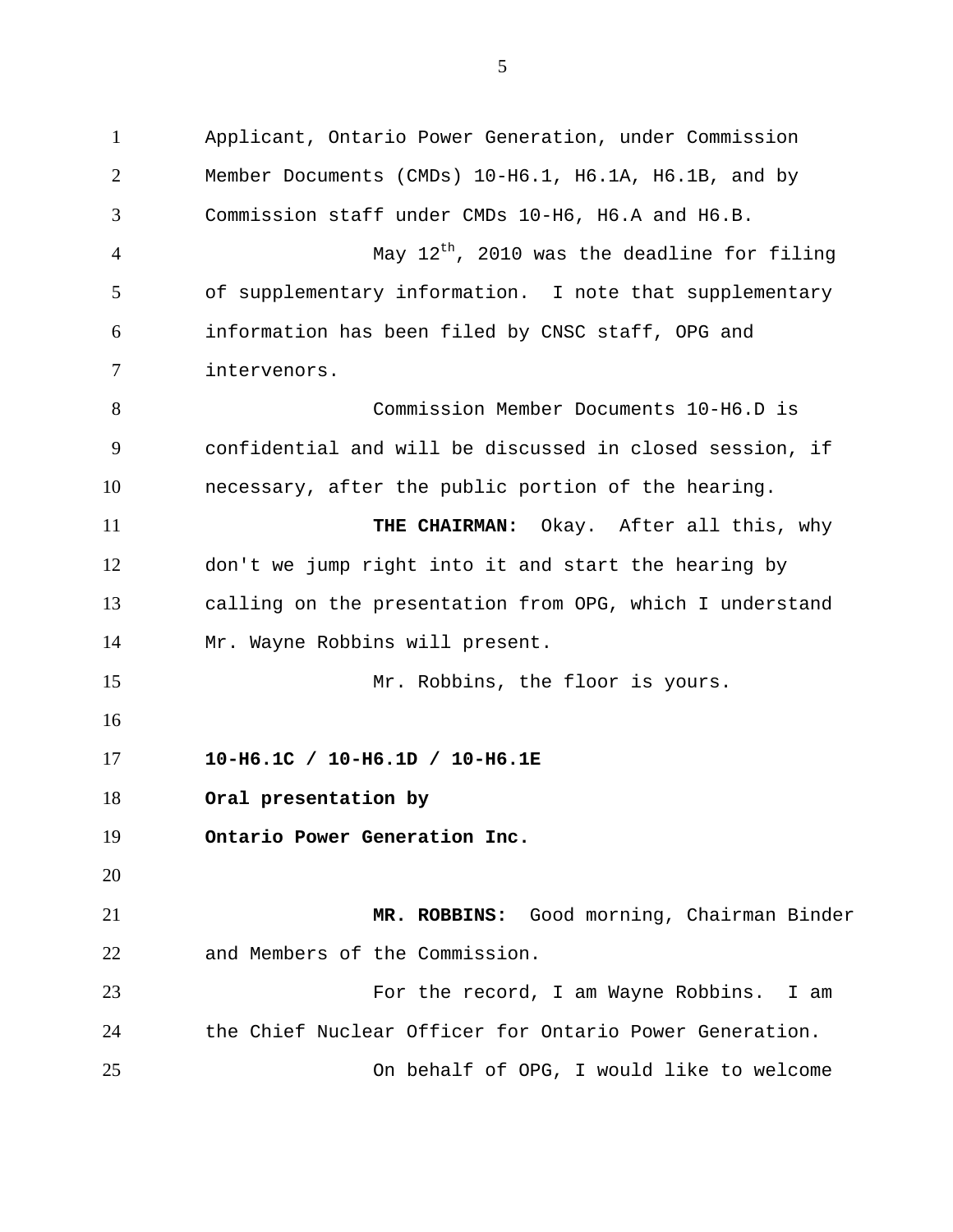Applicant, Ontario Power Generation, under Commission Member Documents (CMDs) 10-H6.1, H6.1A, H6.1B, and by Commission staff under CMDs 10-H6, H6.A and H6.B.

May 12th, 2010 was the deadline for filing of supplementary information. I note that supplementary information has been filed by CNSC staff, OPG and intervenors.

Commission Member Documents 10-H6.D is confidential and will be discussed in closed session, if necessary, after the public portion of the hearing.

**THE CHAIRMAN:** Okay. After all this, why don't we jump right into it and start the hearing by calling on the presentation from OPG, which I understand Mr. Wayne Robbins will present.

Mr. Robbins, the floor is yours.

**10-H6.1C / 10-H6.1D / 10-H6.1E**

**Oral presentation by**

**Ontario Power Generation Inc.**

**MR. ROBBINS:** Good morning, Chairman Binder and Members of the Commission.

For the record, I am Wayne Robbins. I am the Chief Nuclear Officer for Ontario Power Generation.

On behalf of OPG, I would like to welcome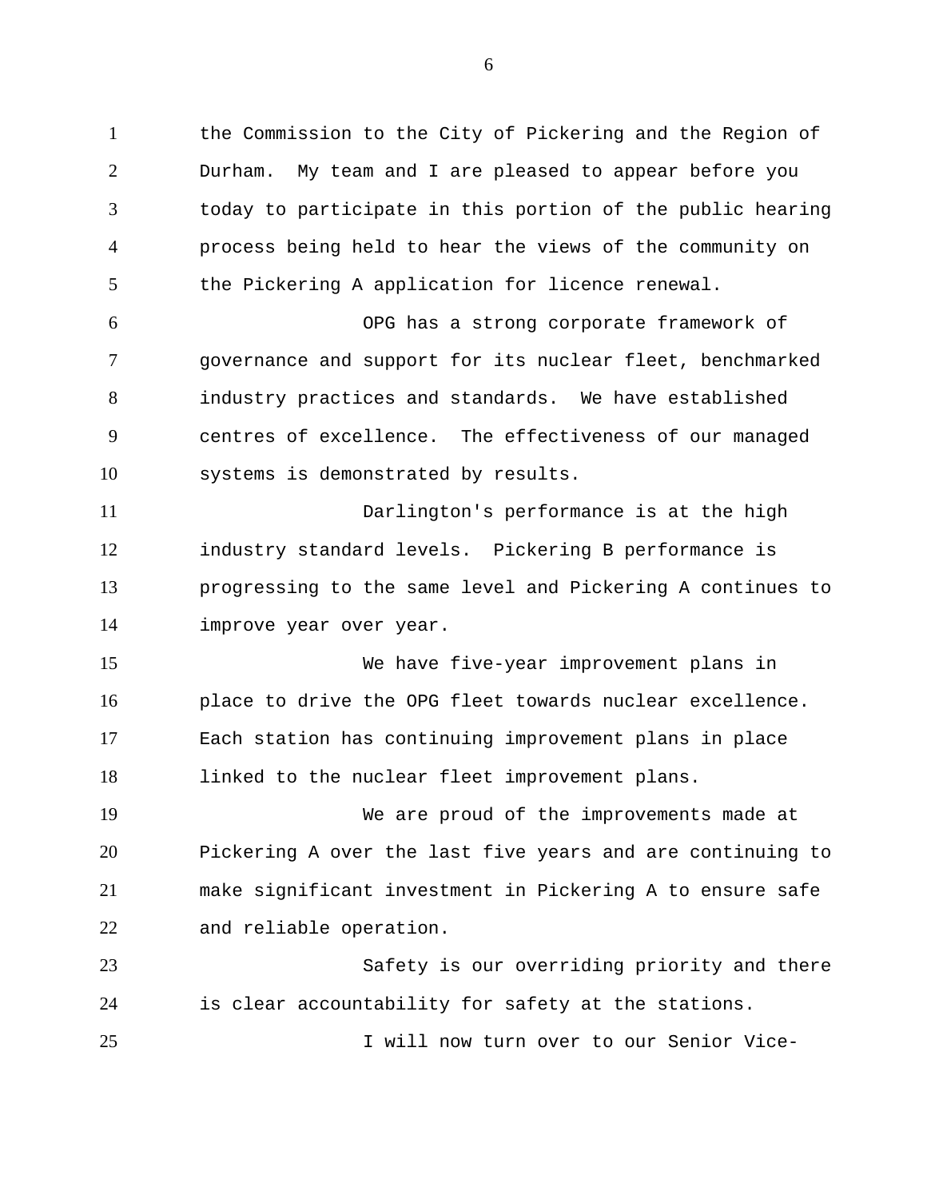the Commission to the City of Pickering and the Region of Durham. My team and I are pleased to appear before you today to participate in this portion of the public hearing process being held to hear the views of the community on the Pickering A application for licence renewal.

OPG has a strong corporate framework of governance and support for its nuclear fleet, benchmarked industry practices and standards. We have established centres of excellence. The effectiveness of our managed systems is demonstrated by results.

Darlington's performance is at the high industry standard levels. Pickering B performance is progressing to the same level and Pickering A continues to improve year over year.

We have five-year improvement plans in place to drive the OPG fleet towards nuclear excellence. Each station has continuing improvement plans in place linked to the nuclear fleet improvement plans.

We are proud of the improvements made at Pickering A over the last five years and are continuing to make significant investment in Pickering A to ensure safe and reliable operation.

Safety is our overriding priority and there is clear accountability for safety at the stations.

I will now turn over to our Senior Vice-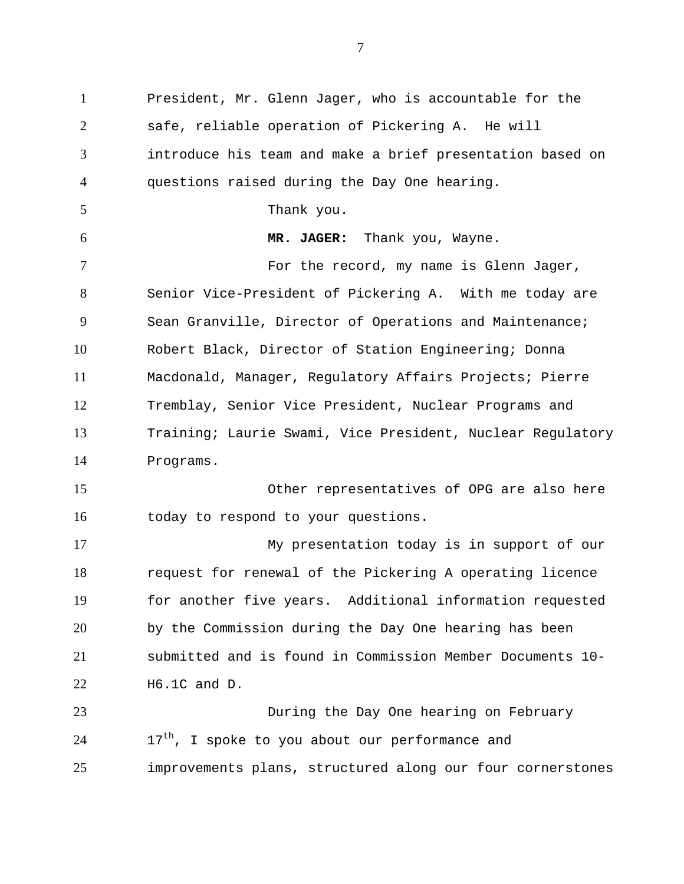President, Mr. Glenn Jager, who is accountable for the safe, reliable operation of Pickering A. He will introduce his team and make a brief presentation based on questions raised during the Day One hearing.

Thank you.

**MR. JAGER:** Thank you, Wayne.

For the record, my name is Glenn Jager, Senior Vice-President of Pickering A. With me today are Sean Granville, Director of Operations and Maintenance; Robert Black, Director of Station Engineering; Donna Macdonald, Manager, Regulatory Affairs Projects; Pierre Tremblay, Senior Vice President, Nuclear Programs and Training; Laurie Swami, Vice President, Nuclear Regulatory Programs.

Other representatives of OPG are also here today to respond to your questions.

My presentation today is in support of our request for renewal of the Pickering A operating licence for another five years. Additional information requested by the Commission during the Day One hearing has been submitted and is found in Commission Member Documents 10-H6.1C and D.

During the Day One hearing on February 17th, I spoke to you about our performance and improvements plans, structured along our four cornerstones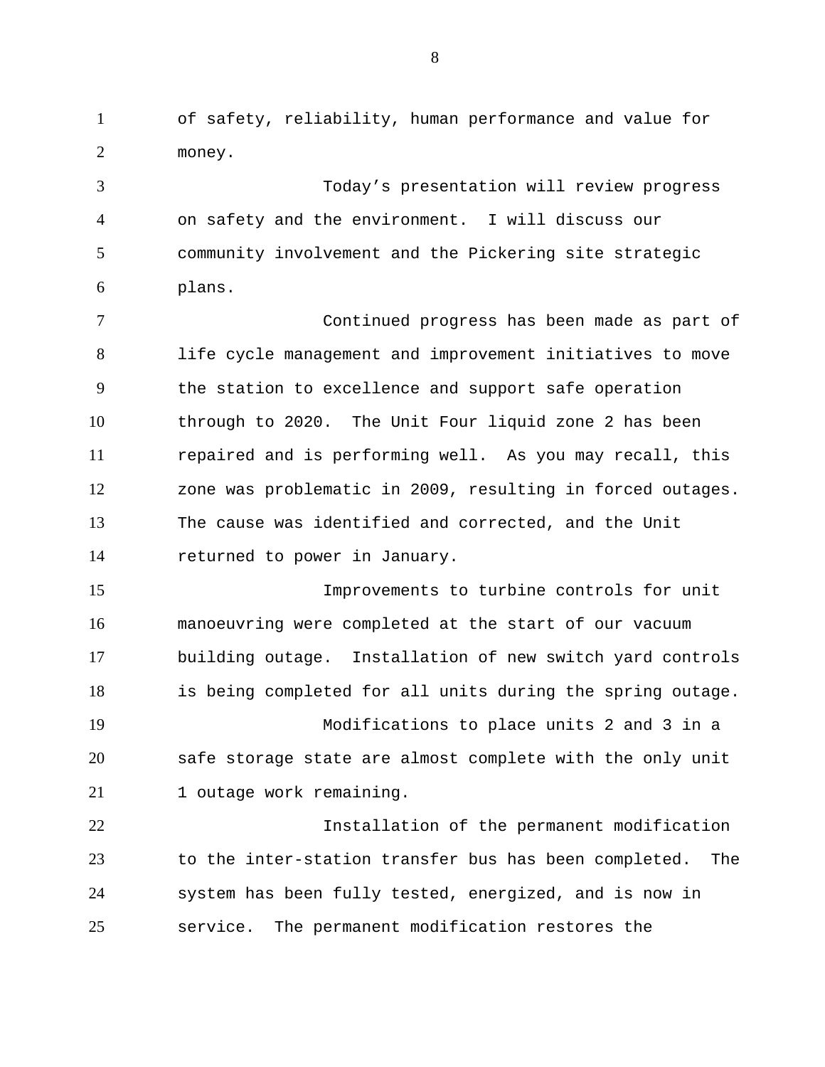of safety, reliability, human performance and value for money.

Today’s presentation will review progress on safety and the environment. I will discuss our community involvement and the Pickering site strategic plans.

Continued progress has been made as part of life cycle management and improvement initiatives to move the station to excellence and support safe operation through to 2020. The Unit Four liquid zone 2 has been repaired and is performing well. As you may recall, this zone was problematic in 2009, resulting in forced outages. The cause was identified and corrected, and the Unit returned to power in January.

Improvements to turbine controls for unit manoeuvring were completed at the start of our vacuum building outage. Installation of new switch yard controls is being completed for all units during the spring outage.

Modifications to place units 2 and 3 in a safe storage state are almost complete with the only unit 1 outage work remaining.

Installation of the permanent modification to the inter-station transfer bus has been completed. The system has been fully tested, energized, and is now in service. The permanent modification restores the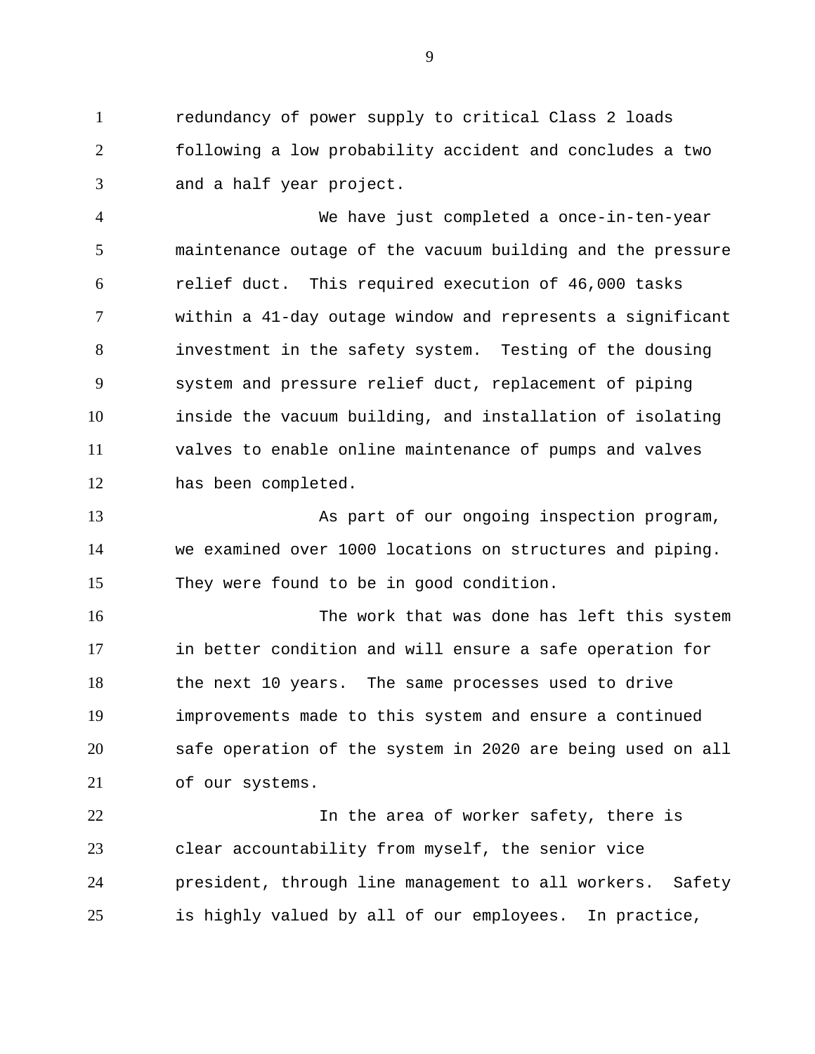redundancy of power supply to critical Class 2 loads following a low probability accident and concludes a two and a half year project.

We have just completed a once-in-ten-year maintenance outage of the vacuum building and the pressure relief duct. This required execution of 46,000 tasks within a 41-day outage window and represents a significant investment in the safety system. Testing of the dousing system and pressure relief duct, replacement of piping inside the vacuum building, and installation of isolating valves to enable online maintenance of pumps and valves has been completed.

As part of our ongoing inspection program, we examined over 1000 locations on structures and piping. They were found to be in good condition.

The work that was done has left this system in better condition and will ensure a safe operation for the next 10 years. The same processes used to drive improvements made to this system and ensure a continued safe operation of the system in 2020 are being used on all of our systems.

In the area of worker safety, there is clear accountability from myself, the senior vice president, through line management to all workers. Safety is highly valued by all of our employees. In practice,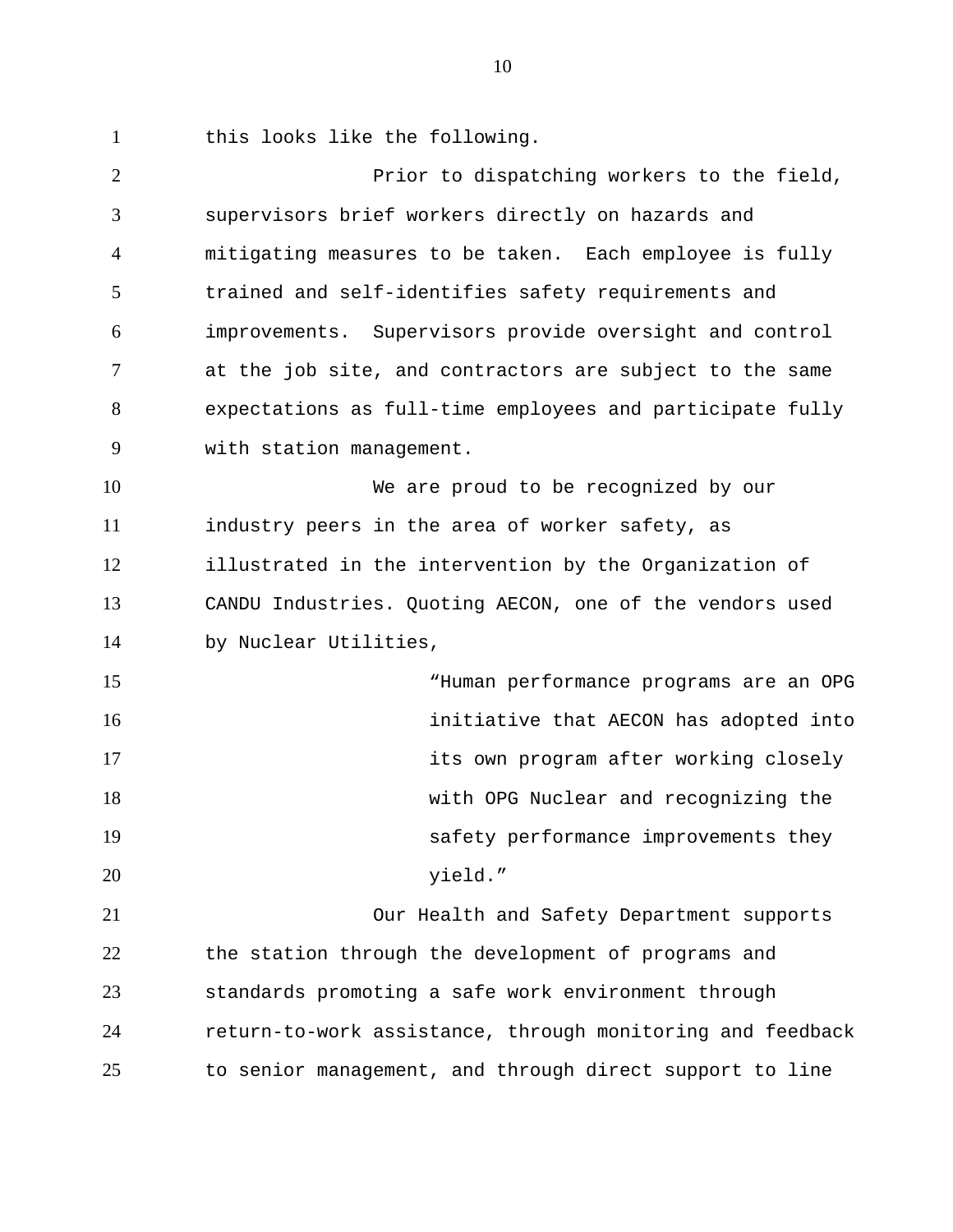this looks like the following.

Prior to dispatching workers to the field, supervisors brief workers directly on hazards and mitigating measures to be taken. Each employee is fully trained and self-identifies safety requirements and improvements. Supervisors provide oversight and control at the job site, and contractors are subject to the same expectations as full-time employees and participate fully with station management.

We are proud to be recognized by our industry peers in the area of worker safety, as illustrated in the intervention by the Organization of CANDU Industries. Quoting AECON, one of the vendors used by Nuclear Utilities,

> "Human performance programs are an OPG initiative that AECON has adopted into its own program after working closely with OPG Nuclear and recognizing the safety performance improvements they yield."

Our Health and Safety Department supports the station through the development of programs and standards promoting a safe work environment through return-to-work assistance, through monitoring and feedback to senior management, and through direct support to line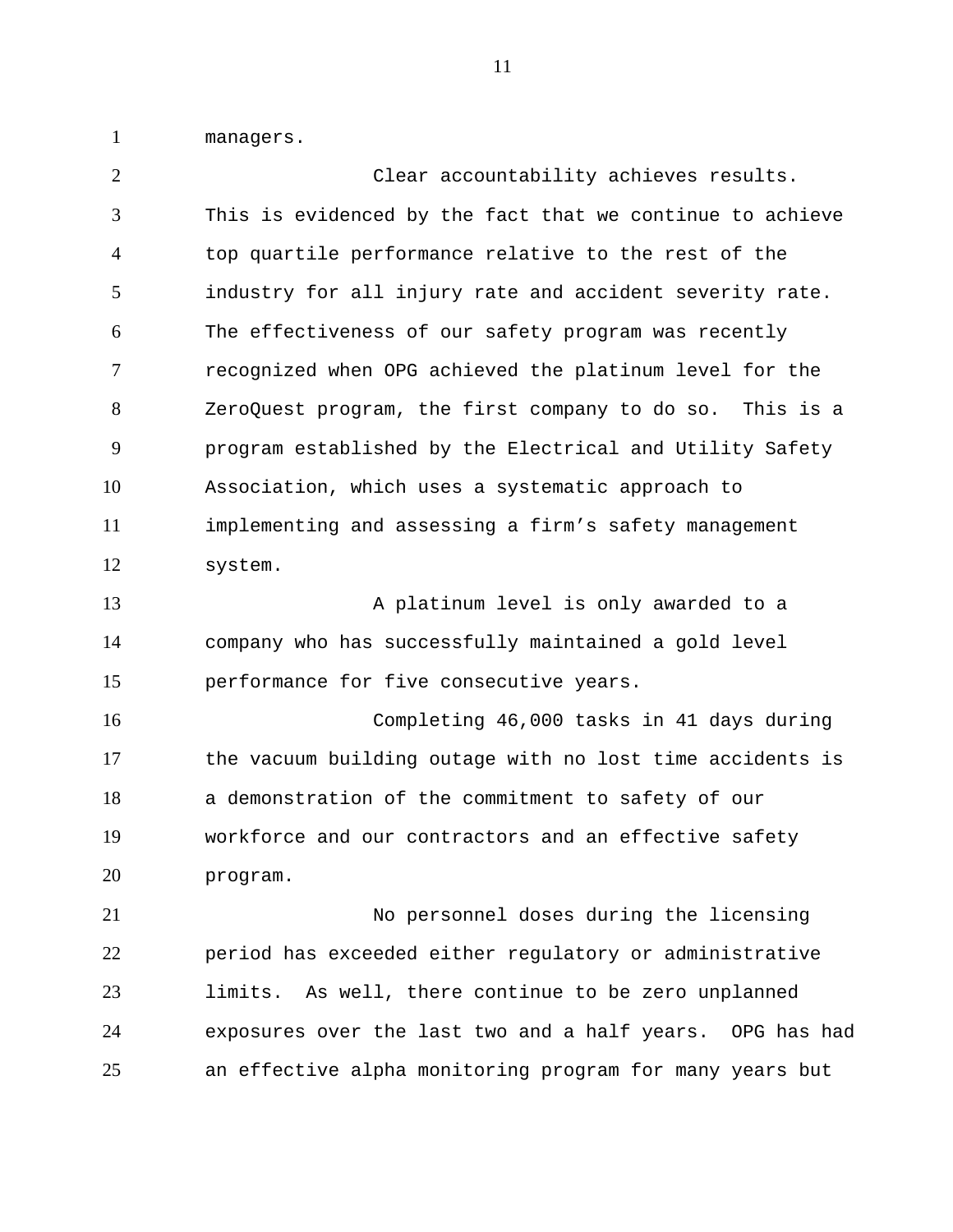managers.

Clear accountability achieves results. This is evidenced by the fact that we continue to achieve top quartile performance relative to the rest of the industry for all injury rate and accident severity rate. The effectiveness of our safety program was recently recognized when OPG achieved the platinum level for the ZeroQuest program, the first company to do so. This is a program established by the Electrical and Utility Safety Association, which uses a systematic approach to implementing and assessing a firm's safety management system.

A platinum level is only awarded to a company who has successfully maintained a gold level performance for five consecutive years.

Completing 46,000 tasks in 41 days during the vacuum building outage with no lost time accidents is a demonstration of the commitment to safety of our workforce and our contractors and an effective safety program.

No personnel doses during the licensing period has exceeded either regulatory or administrative limits. As well, there continue to be zero unplanned exposures over the last two and a half years. OPG has had an effective alpha monitoring program for many years but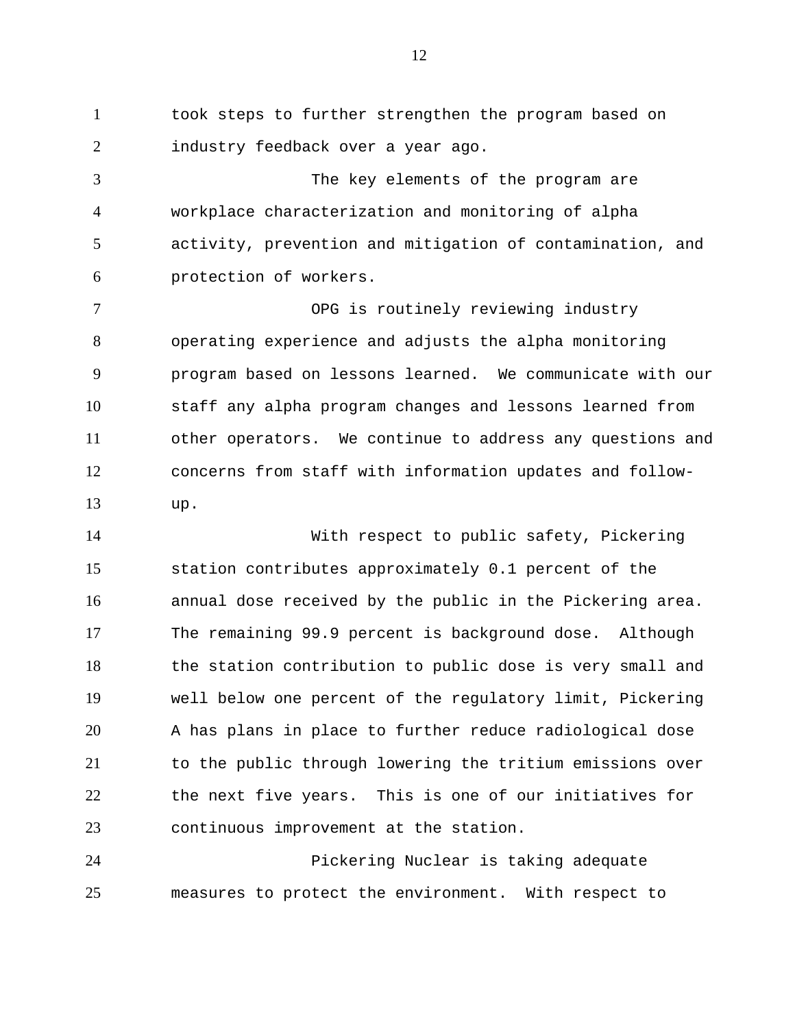took steps to further strengthen the program based on industry feedback over a year ago.

The key elements of the program are workplace characterization and monitoring of alpha activity, prevention and mitigation of contamination, and protection of workers.

OPG is routinely reviewing industry operating experience and adjusts the alpha monitoring program based on lessons learned. We communicate with our staff any alpha program changes and lessons learned from other operators. We continue to address any questions and concerns from staff with information updates and follow-up.

With respect to public safety, Pickering station contributes approximately 0.1 percent of the annual dose received by the public in the Pickering area. The remaining 99.9 percent is background dose. Although the station contribution to public dose is very small and well below one percent of the regulatory limit, Pickering A has plans in place to further reduce radiological dose to the public through lowering the tritium emissions over the next five years. This is one of our initiatives for continuous improvement at the station.

Pickering Nuclear is taking adequate measures to protect the environment. With respect to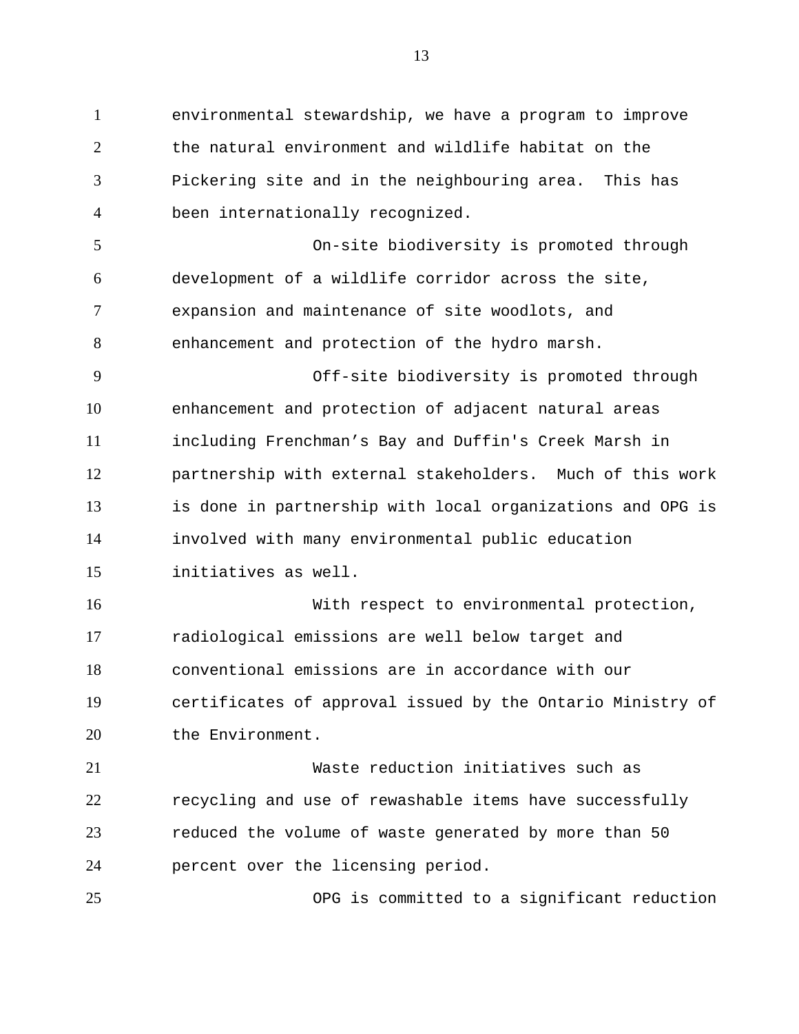environmental stewardship, we have a program to improve the natural environment and wildlife habitat on the Pickering site and in the neighbouring area. This has been internationally recognized.

On-site biodiversity is promoted through development of a wildlife corridor across the site, expansion and maintenance of site woodlots, and enhancement and protection of the hydro marsh.

Off-site biodiversity is promoted through enhancement and protection of adjacent natural areas including Frenchman’s Bay and Duffin's Creek Marsh in partnership with external stakeholders. Much of this work is done in partnership with local organizations and OPG is involved with many environmental public education initiatives as well.

With respect to environmental protection, radiological emissions are well below target and conventional emissions are in accordance with our certificates of approval issued by the Ontario Ministry of the Environment.

Waste reduction initiatives such as recycling and use of rewashable items have successfully reduced the volume of waste generated by more than 50 percent over the licensing period.

OPG is committed to a significant reduction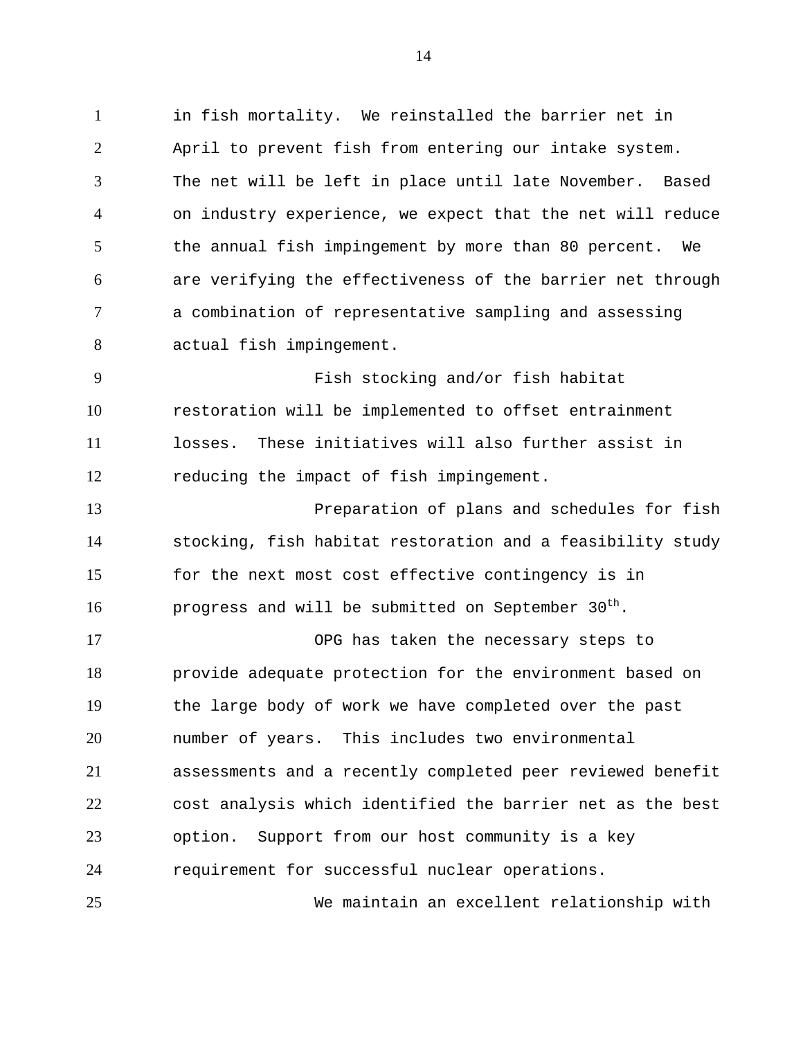in fish mortality. We reinstalled the barrier net in April to prevent fish from entering our intake system. The net will be left in place until late November. Based on industry experience, we expect that the net will reduce the annual fish impingement by more than 80 percent. We are verifying the effectiveness of the barrier net through a combination of representative sampling and assessing actual fish impingement.

Fish stocking and/or fish habitat restoration will be implemented to offset entrainment losses. These initiatives will also further assist in reducing the impact of fish impingement.

Preparation of plans and schedules for fish stocking, fish habitat restoration and a feasibility study for the next most cost effective contingency is in progress and will be submitted on September 30th.

OPG has taken the necessary steps to provide adequate protection for the environment based on the large body of work we have completed over the past number of years. This includes two environmental assessments and a recently completed peer reviewed benefit cost analysis which identified the barrier net as the best option. Support from our host community is a key requirement for successful nuclear operations.

We maintain an excellent relationship with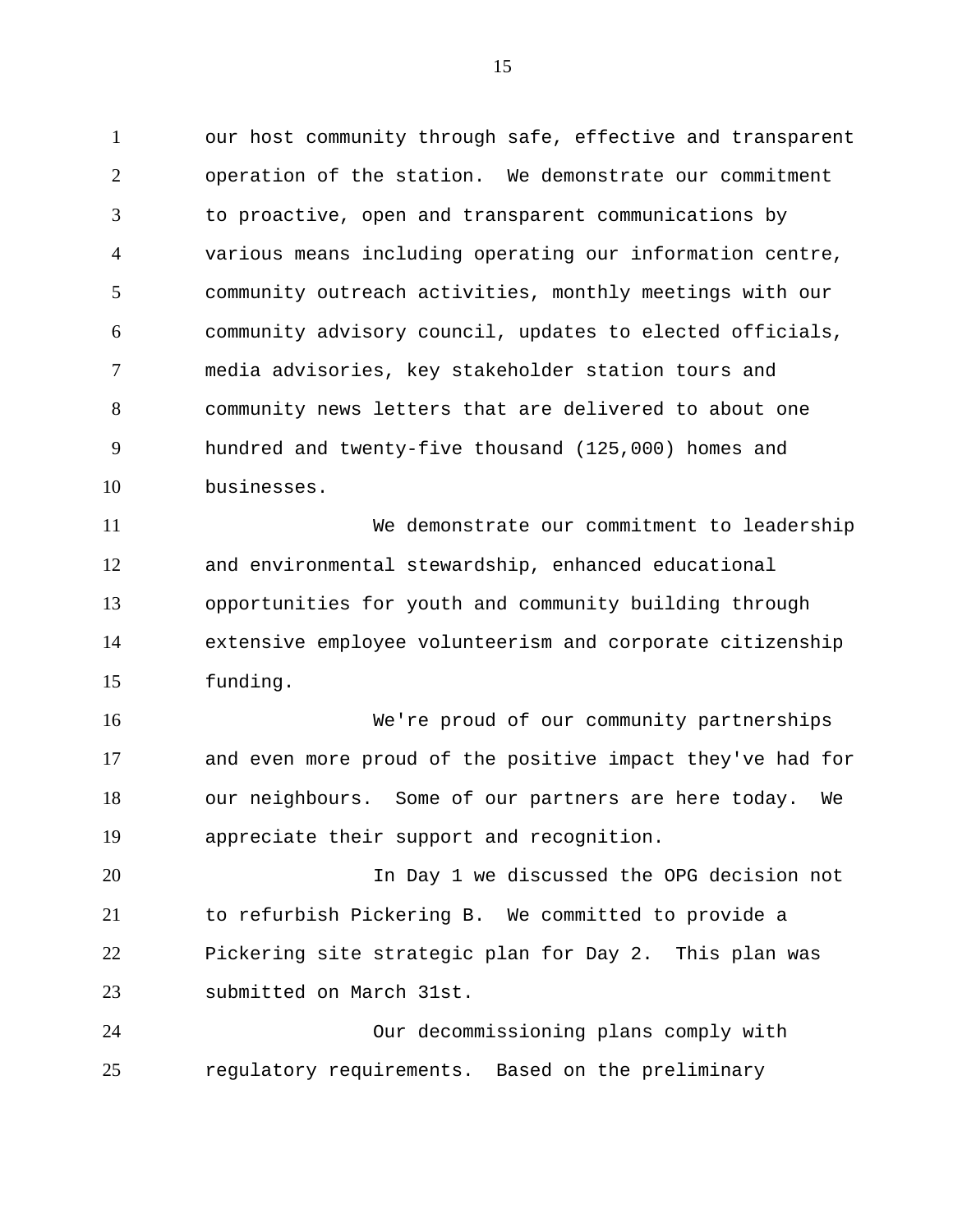our host community through safe, effective and transparent operation of the station. We demonstrate our commitment to proactive, open and transparent communications by various means including operating our information centre, community outreach activities, monthly meetings with our community advisory council, updates to elected officials, media advisories, key stakeholder station tours and community news letters that are delivered to about one hundred and twenty-five thousand (125,000) homes and businesses.

We demonstrate our commitment to leadership and environmental stewardship, enhanced educational opportunities for youth and community building through extensive employee volunteerism and corporate citizenship funding.

We're proud of our community partnerships and even more proud of the positive impact they've had for our neighbours. Some of our partners are here today. We appreciate their support and recognition.

In Day 1 we discussed the OPG decision not to refurbish Pickering B. We committed to provide a Pickering site strategic plan for Day 2. This plan was submitted on March 31st.

Our decommissioning plans comply with regulatory requirements. Based on the preliminary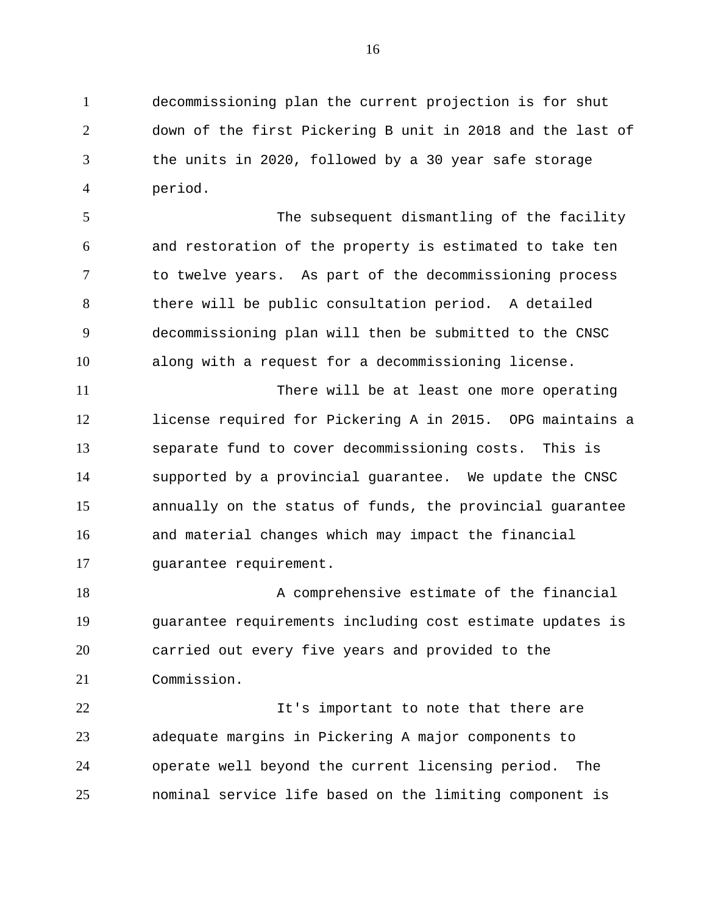decommissioning plan the current projection is for shut down of the first Pickering B unit in 2018 and the last of the units in 2020, followed by a 30 year safe storage period.

The subsequent dismantling of the facility and restoration of the property is estimated to take ten to twelve years. As part of the decommissioning process there will be public consultation period. A detailed decommissioning plan will then be submitted to the CNSC along with a request for a decommissioning license.

There will be at least one more operating license required for Pickering A in 2015. OPG maintains a separate fund to cover decommissioning costs. This is supported by a provincial guarantee. We update the CNSC annually on the status of funds, the provincial guarantee and material changes which may impact the financial guarantee requirement.

A comprehensive estimate of the financial guarantee requirements including cost estimate updates is carried out every five years and provided to the Commission.

It's important to note that there are adequate margins in Pickering A major components to operate well beyond the current licensing period. The nominal service life based on the limiting component is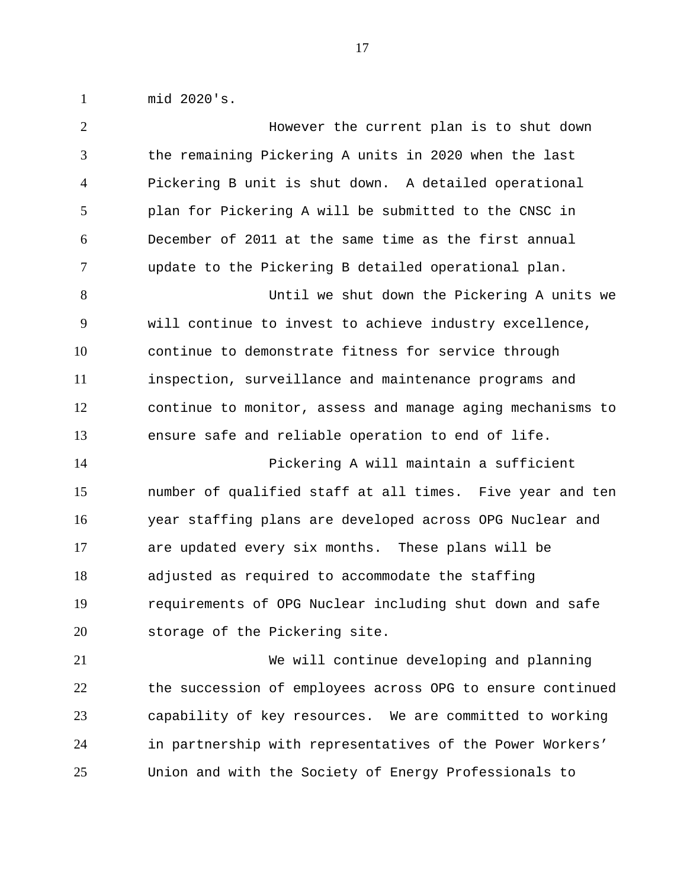mid 2020's.

However the current plan is to shut down the remaining Pickering A units in 2020 when the last Pickering B unit is shut down. A detailed operational plan for Pickering A will be submitted to the CNSC in December of 2011 at the same time as the first annual update to the Pickering B detailed operational plan.

Until we shut down the Pickering A units we will continue to invest to achieve industry excellence, continue to demonstrate fitness for service through inspection, surveillance and maintenance programs and continue to monitor, assess and manage aging mechanisms to ensure safe and reliable operation to end of life.

Pickering A will maintain a sufficient number of qualified staff at all times. Five year and ten year staffing plans are developed across OPG Nuclear and are updated every six months. These plans will be adjusted as required to accommodate the staffing requirements of OPG Nuclear including shut down and safe storage of the Pickering site.

We will continue developing and planning the succession of employees across OPG to ensure continued capability of key resources. We are committed to working in partnership with representatives of the Power Workers' Union and with the Society of Energy Professionals to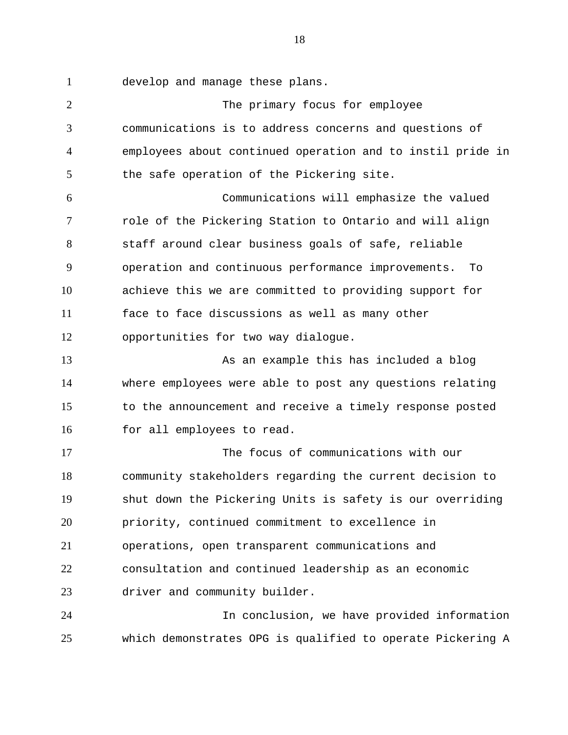develop and manage these plans.

The primary focus for employee communications is to address concerns and questions of employees about continued operation and to instil pride in the safe operation of the Pickering site.

Communications will emphasize the valued role of the Pickering Station to Ontario and will align staff around clear business goals of safe, reliable operation and continuous performance improvements. To achieve this we are committed to providing support for face to face discussions as well as many other opportunities for two way dialogue.

As an example this has included a blog where employees were able to post any questions relating to the announcement and receive a timely response posted for all employees to read.

The focus of communications with our community stakeholders regarding the current decision to shut down the Pickering Units is safety is our overriding priority, continued commitment to excellence in operations, open transparent communications and consultation and continued leadership as an economic driver and community builder.

In conclusion, we have provided information which demonstrates OPG is qualified to operate Pickering A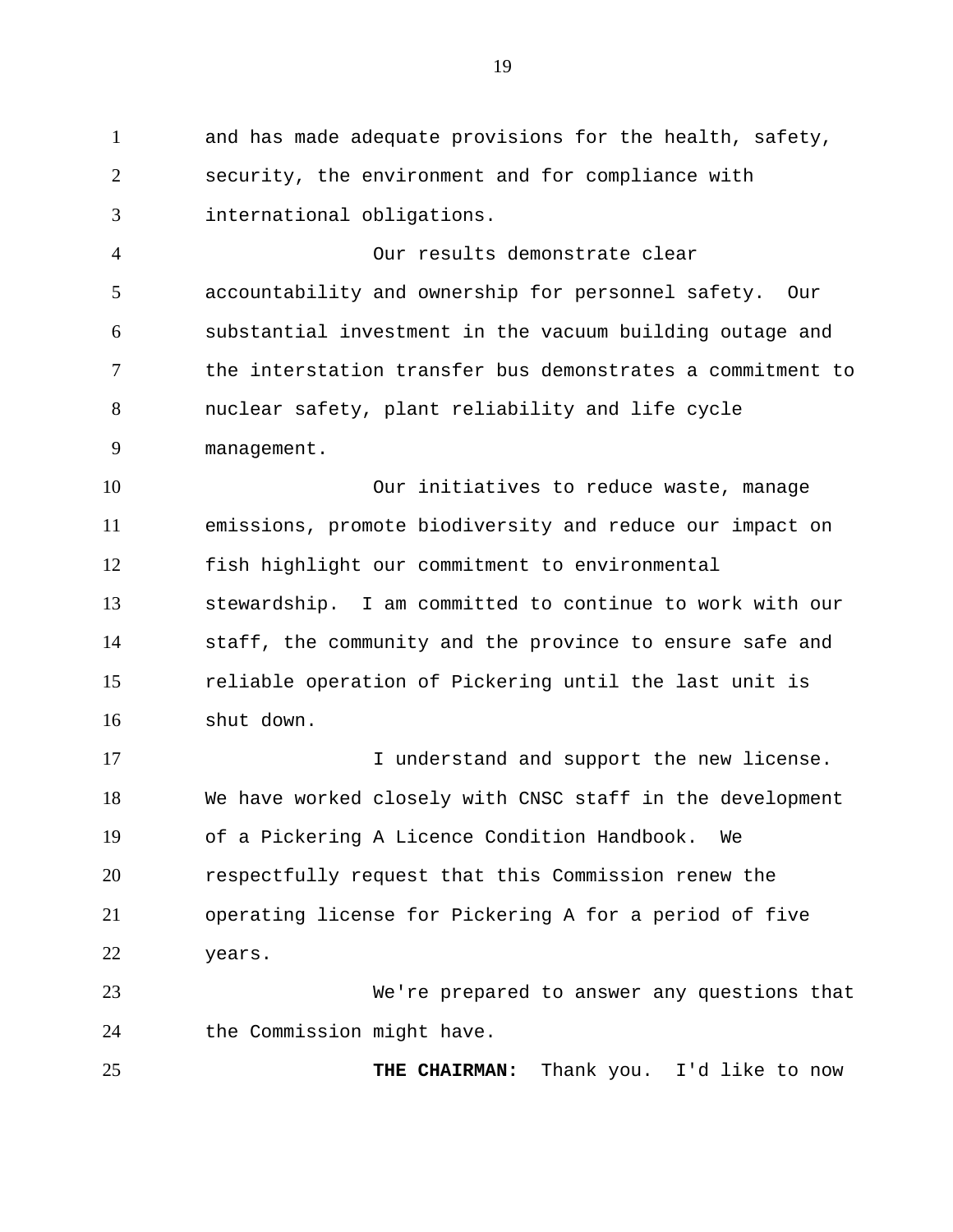and has made adequate provisions for the health, safety, security, the environment and for compliance with international obligations.

Our results demonstrate clear accountability and ownership for personnel safety. Our substantial investment in the vacuum building outage and the interstation transfer bus demonstrates a commitment to nuclear safety, plant reliability and life cycle management.

Our initiatives to reduce waste, manage emissions, promote biodiversity and reduce our impact on fish highlight our commitment to environmental stewardship. I am committed to continue to work with our staff, the community and the province to ensure safe and reliable operation of Pickering until the last unit is shut down.

I understand and support the new license. We have worked closely with CNSC staff in the development of a Pickering A Licence Condition Handbook. We respectfully request that this Commission renew the operating license for Pickering A for a period of five years.

We're prepared to answer any questions that the Commission might have.

**THE CHAIRMAN:** Thank you. I'd like to now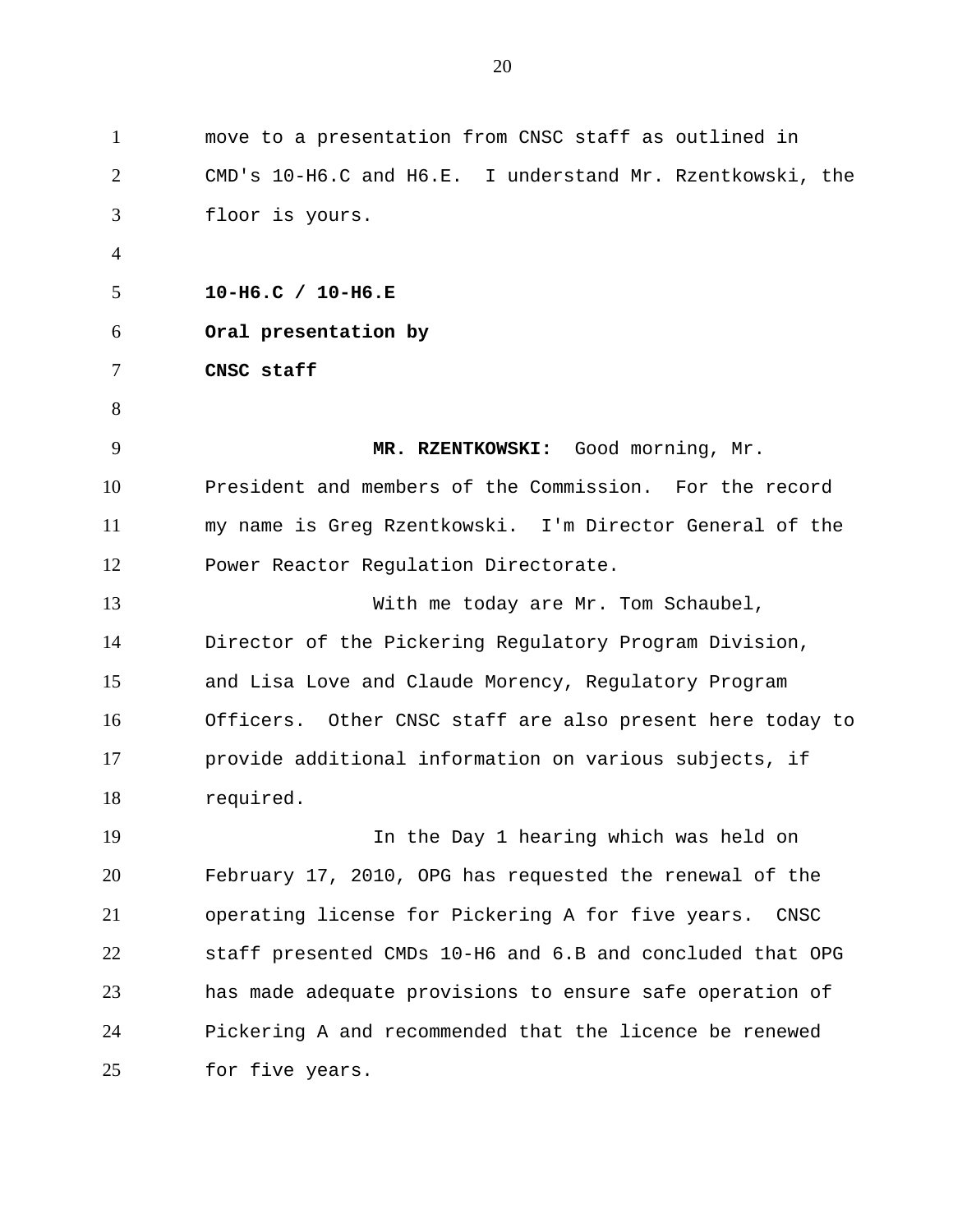move to a presentation from CNSC staff as outlined in CMD's 10-H6.C and H6.E. I understand Mr. Rzentkowski, the floor is yours.

**10-H6.C / 10-H6.E**

**Oral presentation by**

**CNSC staff**

**MR. RZENTKOWSKI:** Good morning, Mr. President and members of the Commission. For the record my name is Greg Rzentkowski. I'm Director General of the Power Reactor Regulation Directorate.

With me today are Mr. Tom Schaubel, Director of the Pickering Regulatory Program Division, and Lisa Love and Claude Morency, Regulatory Program Officers. Other CNSC staff are also present here today to provide additional information on various subjects, if required.

In the Day 1 hearing which was held on February 17, 2010, OPG has requested the renewal of the operating license for Pickering A for five years. CNSC staff presented CMDs 10-H6 and 6.B and concluded that OPG has made adequate provisions to ensure safe operation of Pickering A and recommended that the licence be renewed for five years.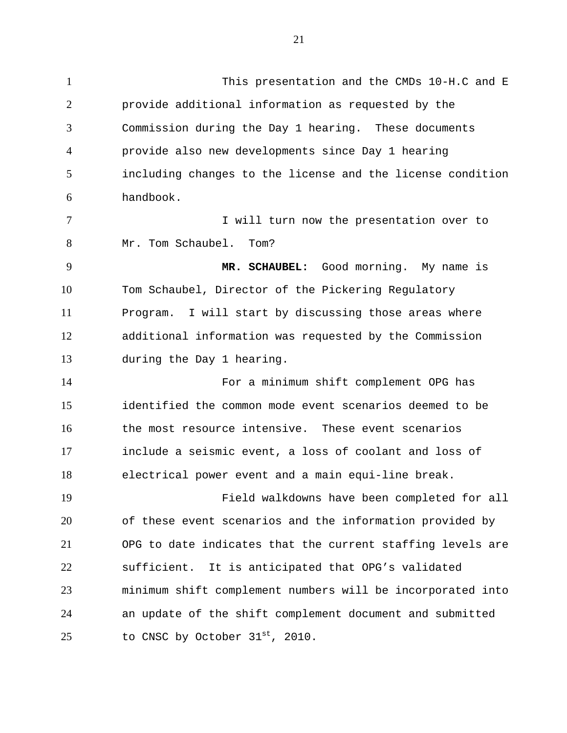This presentation and the CMDs 10-H.C and E provide additional information as requested by the Commission during the Day 1 hearing. These documents provide also new developments since Day 1 hearing including changes to the license and the license condition handbook.

I will turn now the presentation over to Mr. Tom Schaubel. Tom?

**MR. SCHAUBEL:** Good morning. My name is Tom Schaubel, Director of the Pickering Regulatory Program. I will start by discussing those areas where additional information was requested by the Commission during the Day 1 hearing.

For a minimum shift complement OPG has identified the common mode event scenarios deemed to be the most resource intensive. These event scenarios include a seismic event, a loss of coolant and loss of electrical power event and a main equi-line break.

Field walkdowns have been completed for all of these event scenarios and the information provided by OPG to date indicates that the current staffing levels are sufficient. It is anticipated that OPG's validated minimum shift complement numbers will be incorporated into an update of the shift complement document and submitted to CNSC by October 31st, 2010.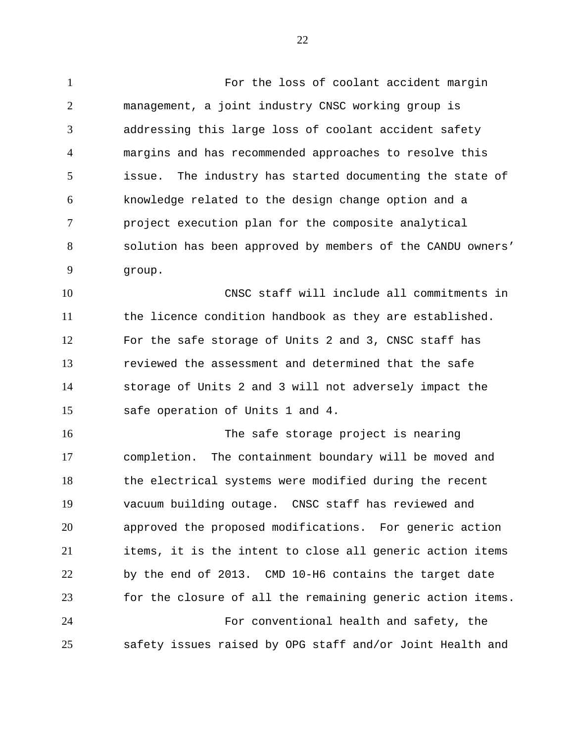For the loss of coolant accident margin management, a joint industry CNSC working group is addressing this large loss of coolant accident safety margins and has recommended approaches to resolve this issue. The industry has started documenting the state of knowledge related to the design change option and a project execution plan for the composite analytical solution has been approved by members of the CANDU owners' group.

CNSC staff will include all commitments in the licence condition handbook as they are established. For the safe storage of Units 2 and 3, CNSC staff has reviewed the assessment and determined that the safe storage of Units 2 and 3 will not adversely impact the safe operation of Units 1 and 4.

The safe storage project is nearing completion. The containment boundary will be moved and the electrical systems were modified during the recent vacuum building outage. CNSC staff has reviewed and approved the proposed modifications. For generic action items, it is the intent to close all generic action items by the end of 2013. CMD 10-H6 contains the target date for the closure of all the remaining generic action items.

For conventional health and safety, the safety issues raised by OPG staff and/or Joint Health and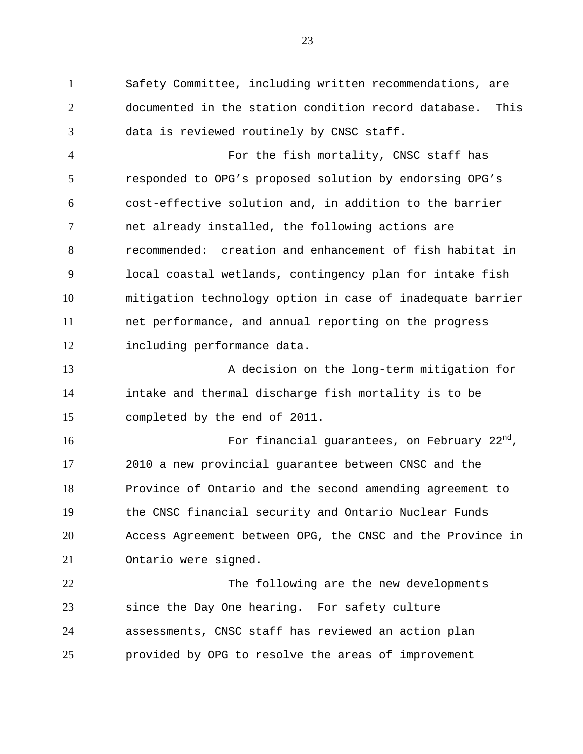Safety Committee, including written recommendations, are documented in the station condition record database. This data is reviewed routinely by CNSC staff.

For the fish mortality, CNSC staff has responded to OPG's proposed solution by endorsing OPG's cost-effective solution and, in addition to the barrier net already installed, the following actions are recommended: creation and enhancement of fish habitat in local coastal wetlands, contingency plan for intake fish mitigation technology option in case of inadequate barrier net performance, and annual reporting on the progress including performance data.

A decision on the long-term mitigation for intake and thermal discharge fish mortality is to be completed by the end of 2011.

For financial guarantees, on February 22nd, 2010 a new provincial guarantee between CNSC and the Province of Ontario and the second amending agreement to the CNSC financial security and Ontario Nuclear Funds Access Agreement between OPG, the CNSC and the Province in Ontario were signed.

The following are the new developments since the Day One hearing. For safety culture assessments, CNSC staff has reviewed an action plan provided by OPG to resolve the areas of improvement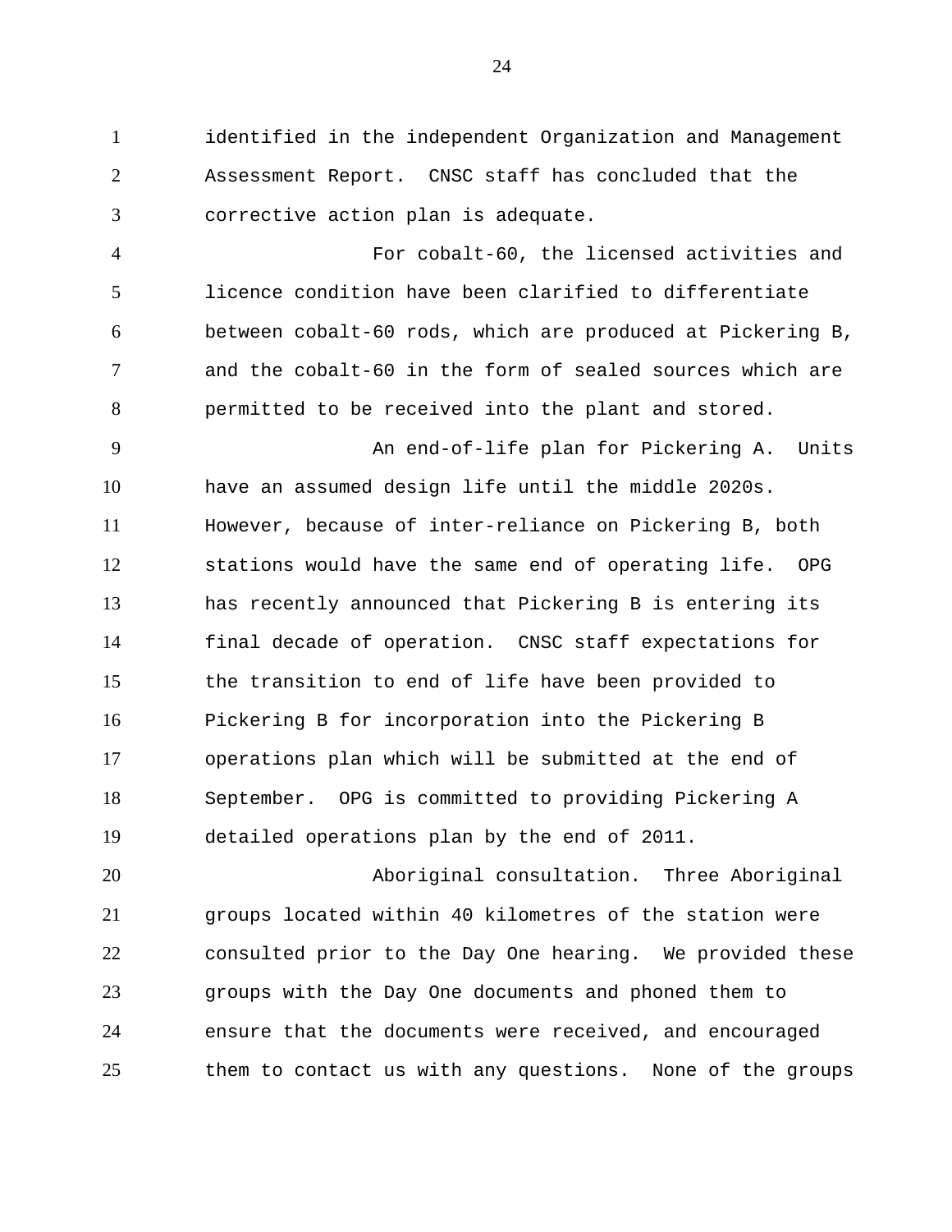identified in the independent Organization and Management Assessment Report. CNSC staff has concluded that the corrective action plan is adequate.

For cobalt-60, the licensed activities and licence condition have been clarified to differentiate between cobalt-60 rods, which are produced at Pickering B, and the cobalt-60 in the form of sealed sources which are permitted to be received into the plant and stored.

An end-of-life plan for Pickering A. Units have an assumed design life until the middle 2020s. However, because of inter-reliance on Pickering B, both stations would have the same end of operating life. OPG has recently announced that Pickering B is entering its final decade of operation. CNSC staff expectations for the transition to end of life have been provided to Pickering B for incorporation into the Pickering B operations plan which will be submitted at the end of September. OPG is committed to providing Pickering A detailed operations plan by the end of 2011.

Aboriginal consultation. Three Aboriginal groups located within 40 kilometres of the station were consulted prior to the Day One hearing. We provided these groups with the Day One documents and phoned them to ensure that the documents were received, and encouraged them to contact us with any questions. None of the groups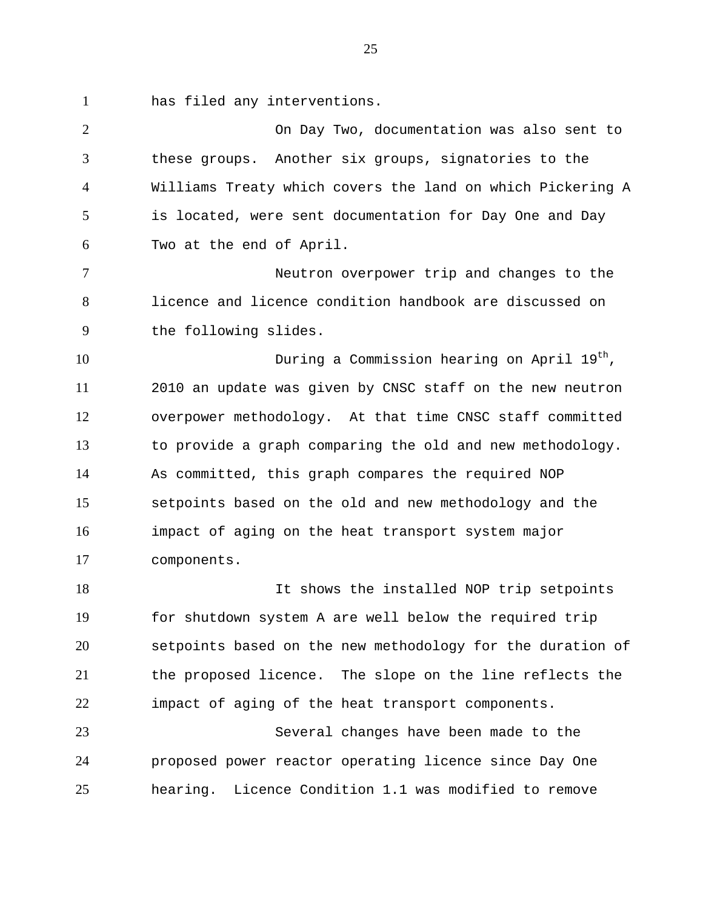has filed any interventions.

On Day Two, documentation was also sent to these groups. Another six groups, signatories to the Williams Treaty which covers the land on which Pickering A is located, were sent documentation for Day One and Day Two at the end of April.

Neutron overpower trip and changes to the licence and licence condition handbook are discussed on the following slides.

During a Commission hearing on April 19th, 2010 an update was given by CNSC staff on the new neutron overpower methodology. At that time CNSC staff committed to provide a graph comparing the old and new methodology. As committed, this graph compares the required NOP setpoints based on the old and new methodology and the impact of aging on the heat transport system major components.

It shows the installed NOP trip setpoints for shutdown system A are well below the required trip setpoints based on the new methodology for the duration of the proposed licence. The slope on the line reflects the impact of aging of the heat transport components.

Several changes have been made to the proposed power reactor operating licence since Day One hearing. Licence Condition 1.1 was modified to remove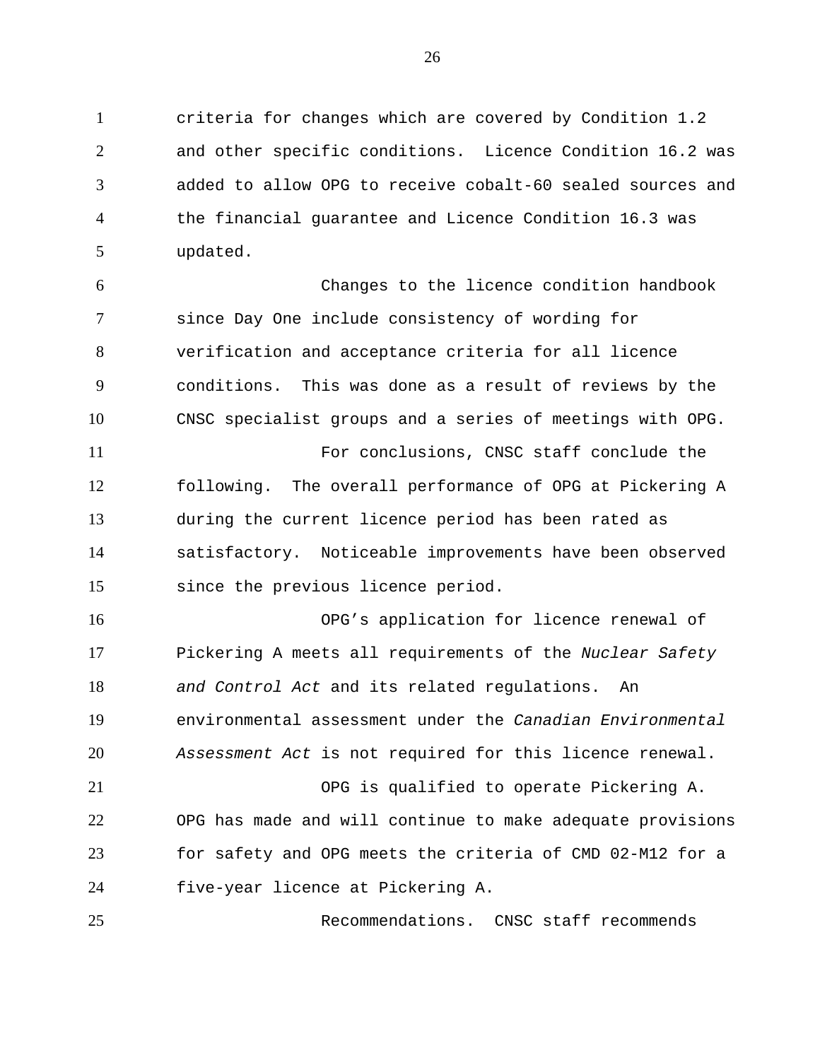criteria for changes which are covered by Condition 1.2 and other specific conditions. Licence Condition 16.2 was added to allow OPG to receive cobalt-60 sealed sources and the financial guarantee and Licence Condition 16.3 was updated.

Changes to the licence condition handbook since Day One include consistency of wording for verification and acceptance criteria for all licence conditions. This was done as a result of reviews by the CNSC specialist groups and a series of meetings with OPG.

For conclusions, CNSC staff conclude the following. The overall performance of OPG at Pickering A during the current licence period has been rated as satisfactory. Noticeable improvements have been observed since the previous licence period.

OPG's application for licence renewal of Pickering A meets all requirements of the *Nuclear Safety and Control Act* and its related regulations. An environmental assessment under the *Canadian Environmental Assessment Act* is not required for this licence renewal.

OPG is qualified to operate Pickering A. OPG has made and will continue to make adequate provisions for safety and OPG meets the criteria of CMD 02-M12 for a five-year licence at Pickering A.

Recommendations. CNSC staff recommends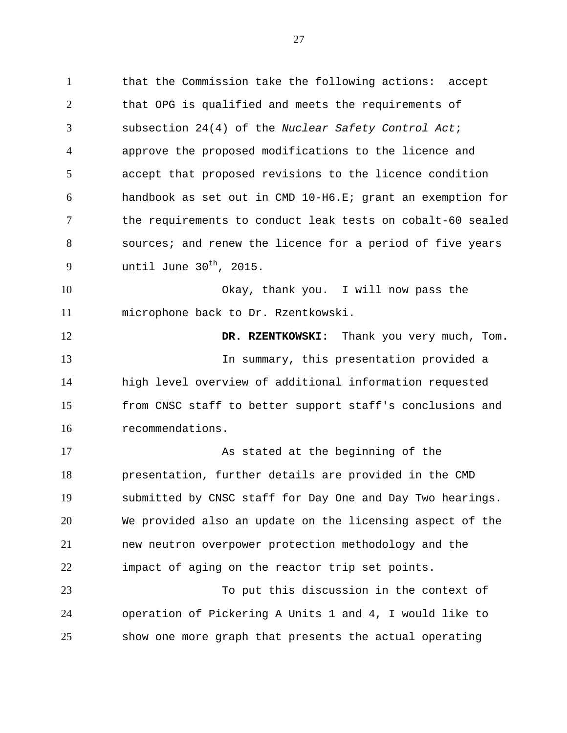that the Commission take the following actions: accept that OPG is qualified and meets the requirements of subsection 24(4) of the *Nuclear Safety Control Act*; approve the proposed modifications to the licence and accept that proposed revisions to the licence condition handbook as set out in CMD 10-H6.E; grant an exemption for the requirements to conduct leak tests on cobalt-60 sealed sources; and renew the licence for a period of five years until June 30th, 2015.

Okay, thank you. I will now pass the microphone back to Dr. Rzentkowski.

**DR. RZENTKOWSKI:** Thank you very much, Tom.

In summary, this presentation provided a high level overview of additional information requested from CNSC staff to better support staff's conclusions and recommendations.

As stated at the beginning of the presentation, further details are provided in the CMD submitted by CNSC staff for Day One and Day Two hearings. We provided also an update on the licensing aspect of the new neutron overpower protection methodology and the impact of aging on the reactor trip set points.

To put this discussion in the context of operation of Pickering A Units 1 and 4, I would like to show one more graph that presents the actual operating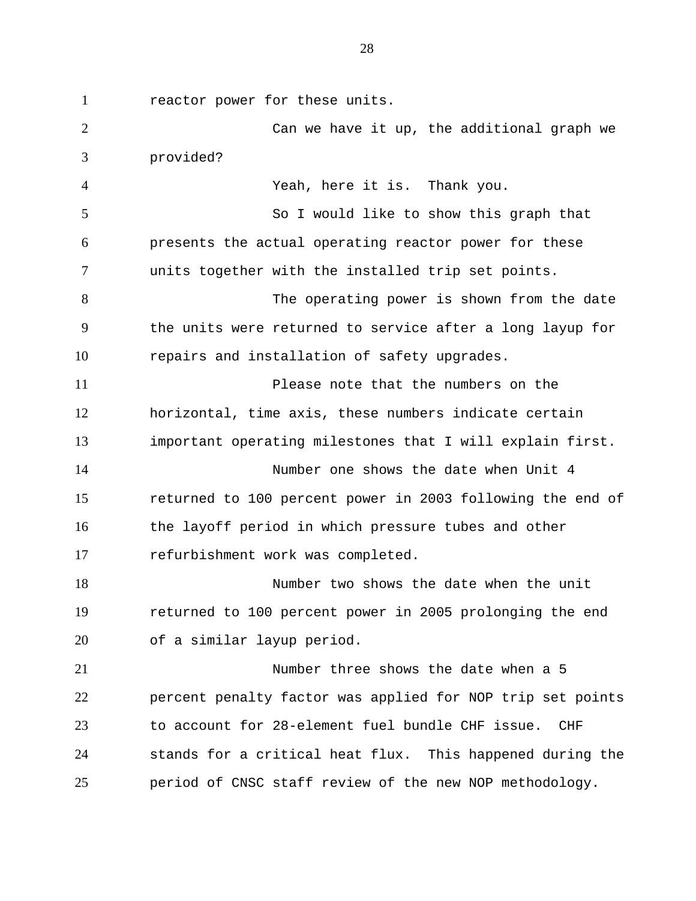reactor power for these units.

Can we have it up, the additional graph we provided?

Yeah, here it is. Thank you.

So I would like to show this graph that presents the actual operating reactor power for these units together with the installed trip set points.

The operating power is shown from the date the units were returned to service after a long layup for repairs and installation of safety upgrades.

Please note that the numbers on the horizontal, time axis, these numbers indicate certain important operating milestones that I will explain first.

Number one shows the date when Unit 4 returned to 100 percent power in 2003 following the end of the layoff period in which pressure tubes and other refurbishment work was completed.

Number two shows the date when the unit returned to 100 percent power in 2005 prolonging the end of a similar layup period.

Number three shows the date when a 5 percent penalty factor was applied for NOP trip set points to account for 28-element fuel bundle CHF issue. CHF stands for a critical heat flux. This happened during the period of CNSC staff review of the new NOP methodology.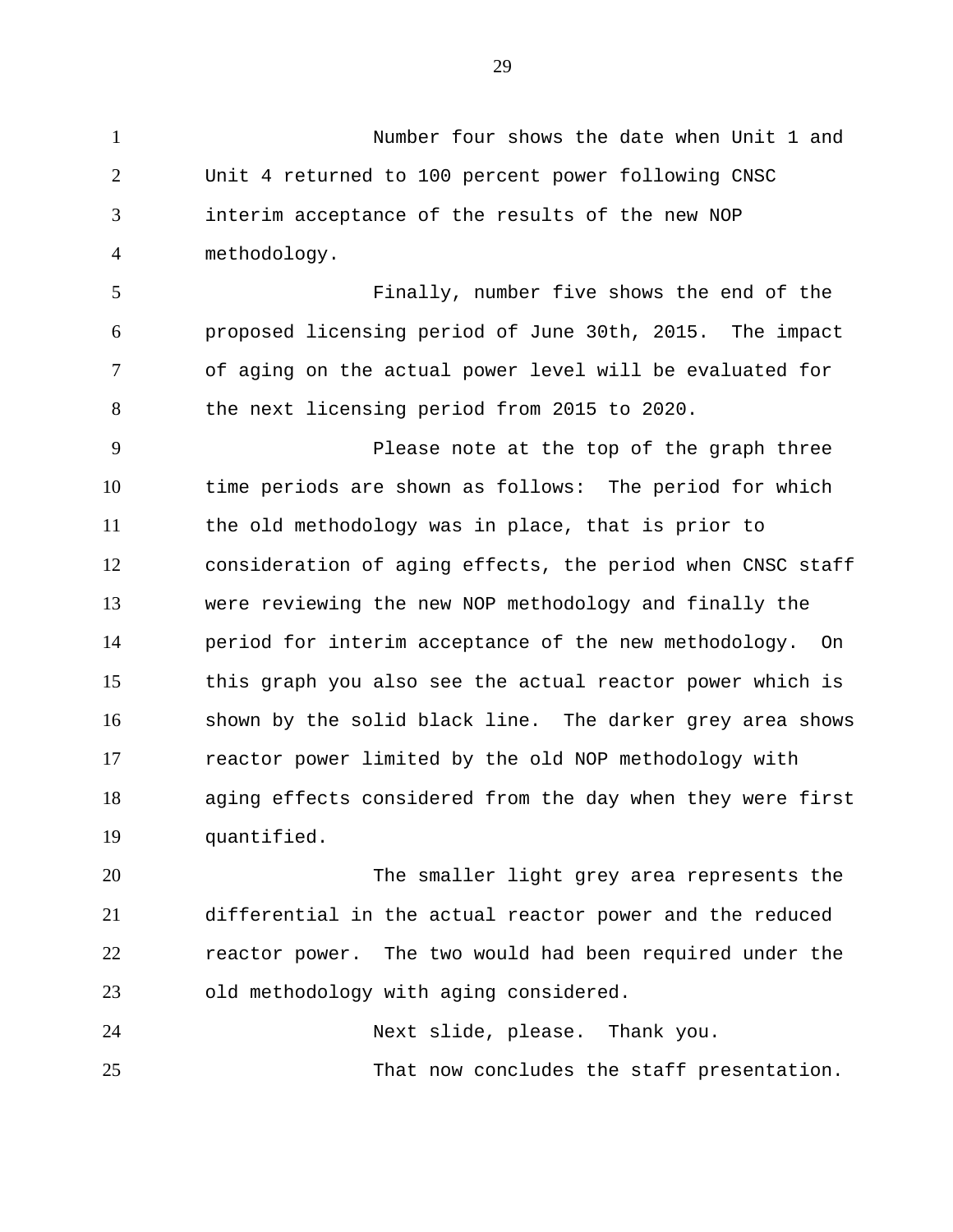Number four shows the date when Unit 1 and Unit 4 returned to 100 percent power following CNSC interim acceptance of the results of the new NOP methodology.

Finally, number five shows the end of the proposed licensing period of June 30th, 2015. The impact of aging on the actual power level will be evaluated for the next licensing period from 2015 to 2020.

Please note at the top of the graph three time periods are shown as follows: The period for which the old methodology was in place, that is prior to consideration of aging effects, the period when CNSC staff were reviewing the new NOP methodology and finally the period for interim acceptance of the new methodology. On this graph you also see the actual reactor power which is shown by the solid black line. The darker grey area shows reactor power limited by the old NOP methodology with aging effects considered from the day when they were first quantified.

The smaller light grey area represents the differential in the actual reactor power and the reduced reactor power. The two would had been required under the old methodology with aging considered.

Next slide, please. Thank you.

That now concludes the staff presentation.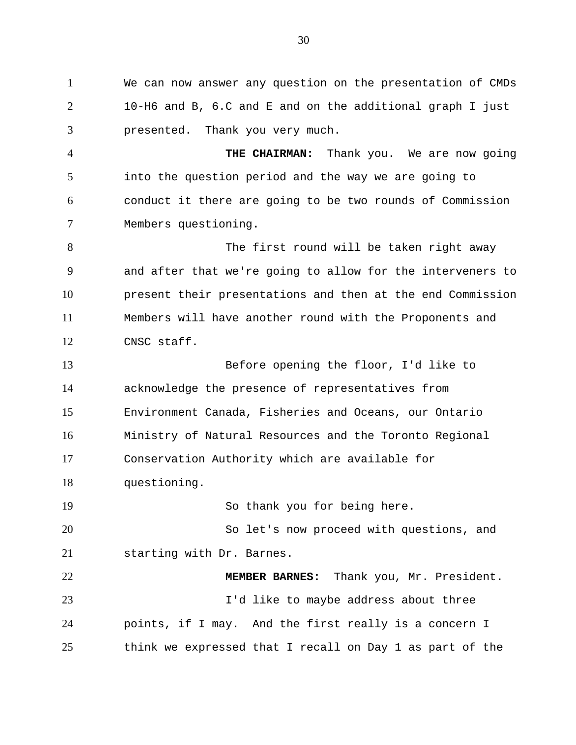We can now answer any question on the presentation of CMDs 10-H6 and B, 6.C and E and on the additional graph I just presented. Thank you very much.

**THE CHAIRMAN:** Thank you. We are now going into the question period and the way we are going to conduct it there are going to be two rounds of Commission Members questioning.

The first round will be taken right away and after that we're going to allow for the interveners to present their presentations and then at the end Commission Members will have another round with the Proponents and CNSC staff.

Before opening the floor, I'd like to acknowledge the presence of representatives from Environment Canada, Fisheries and Oceans, our Ontario Ministry of Natural Resources and the Toronto Regional Conservation Authority which are available for questioning.

So thank you for being here.

So let's now proceed with questions, and starting with Dr. Barnes.

**MEMBER BARNES:** Thank you, Mr. President.

I'd like to maybe address about three points, if I may. And the first really is a concern I think we expressed that I recall on Day 1 as part of the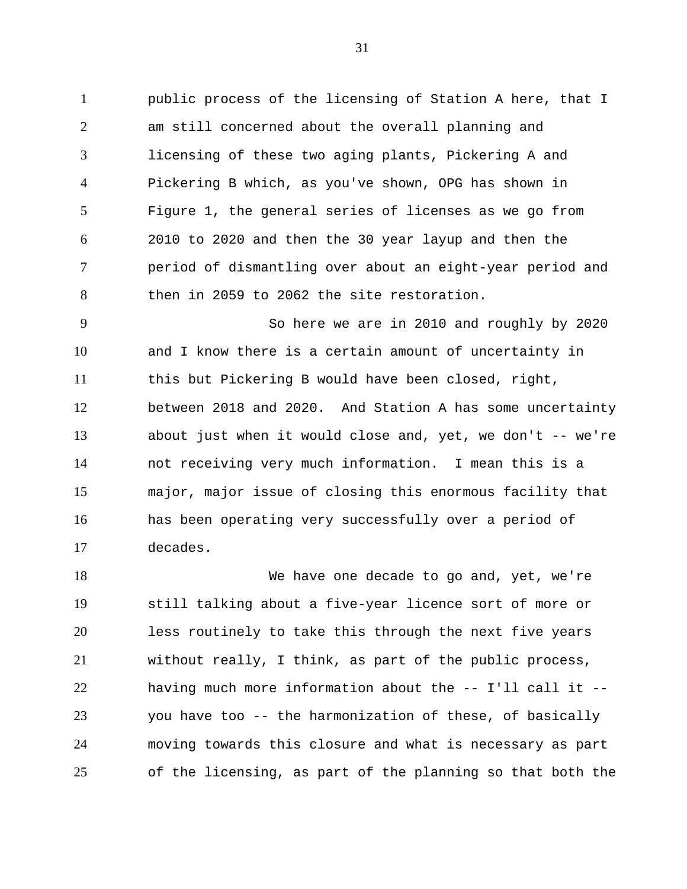public process of the licensing of Station A here, that I am still concerned about the overall planning and licensing of these two aging plants, Pickering A and Pickering B which, as you've shown, OPG has shown in Figure 1, the general series of licenses as we go from 2010 to 2020 and then the 30 year layup and then the period of dismantling over about an eight-year period and then in 2059 to 2062 the site restoration.

So here we are in 2010 and roughly by 2020 and I know there is a certain amount of uncertainty in this but Pickering B would have been closed, right, between 2018 and 2020. And Station A has some uncertainty about just when it would close and, yet, we don't -- we're not receiving very much information. I mean this is a major, major issue of closing this enormous facility that has been operating very successfully over a period of decades.

We have one decade to go and, yet, we're still talking about a five-year licence sort of more or less routinely to take this through the next five years without really, I think, as part of the public process, having much more information about the -- I'll call it -- you have too -- the harmonization of these, of basically moving towards this closure and what is necessary as part of the licensing, as part of the planning so that both the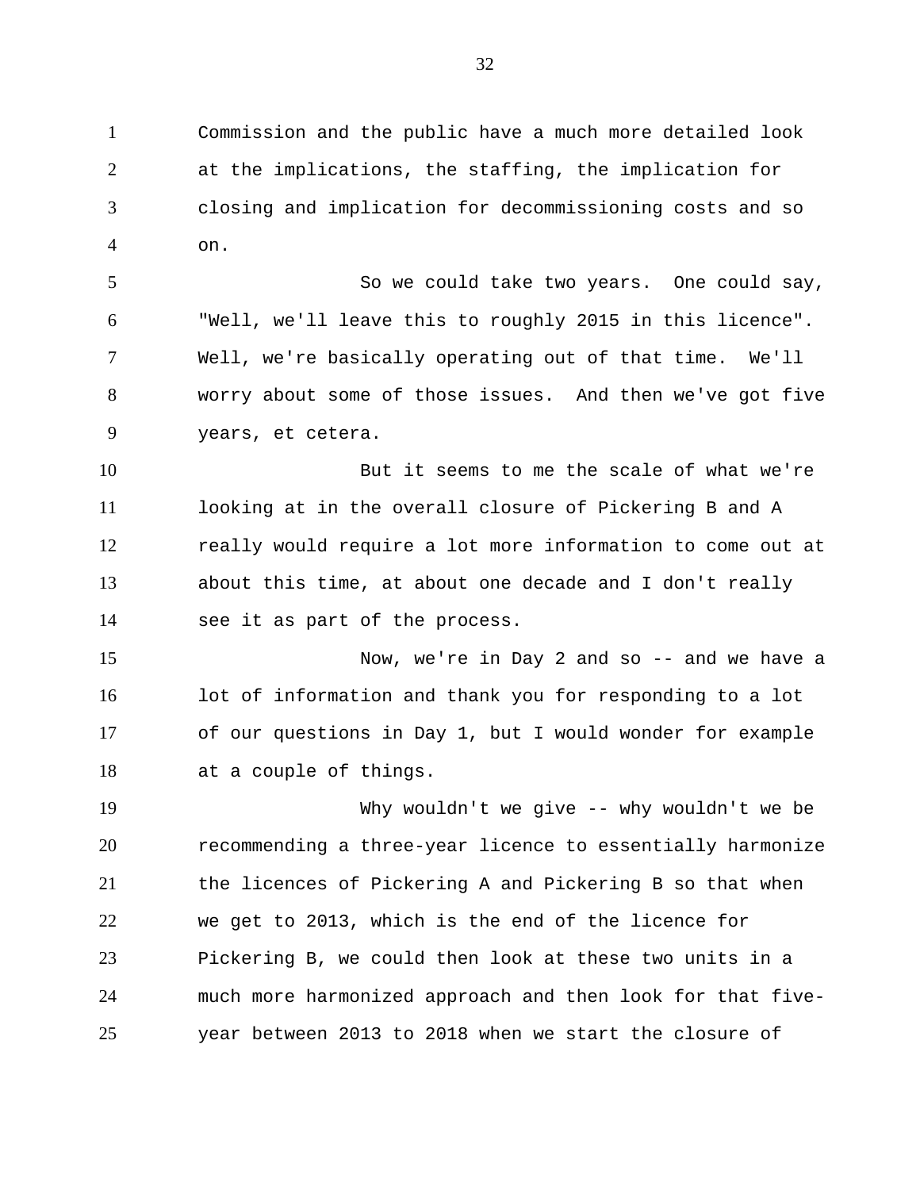Commission and the public have a much more detailed look at the implications, the staffing, the implication for closing and implication for decommissioning costs and so on.

So we could take two years. One could say, "Well, we'll leave this to roughly 2015 in this licence". Well, we're basically operating out of that time. We'll worry about some of those issues. And then we've got five years, et cetera.

But it seems to me the scale of what we're looking at in the overall closure of Pickering B and A really would require a lot more information to come out at about this time, at about one decade and I don't really see it as part of the process.

Now, we're in Day 2 and so -- and we have a lot of information and thank you for responding to a lot of our questions in Day 1, but I would wonder for example at a couple of things.

Why wouldn't we give -- why wouldn't we be recommending a three-year licence to essentially harmonize the licences of Pickering A and Pickering B so that when we get to 2013, which is the end of the licence for Pickering B, we could then look at these two units in a much more harmonized approach and then look for that five-year between 2013 to 2018 when we start the closure of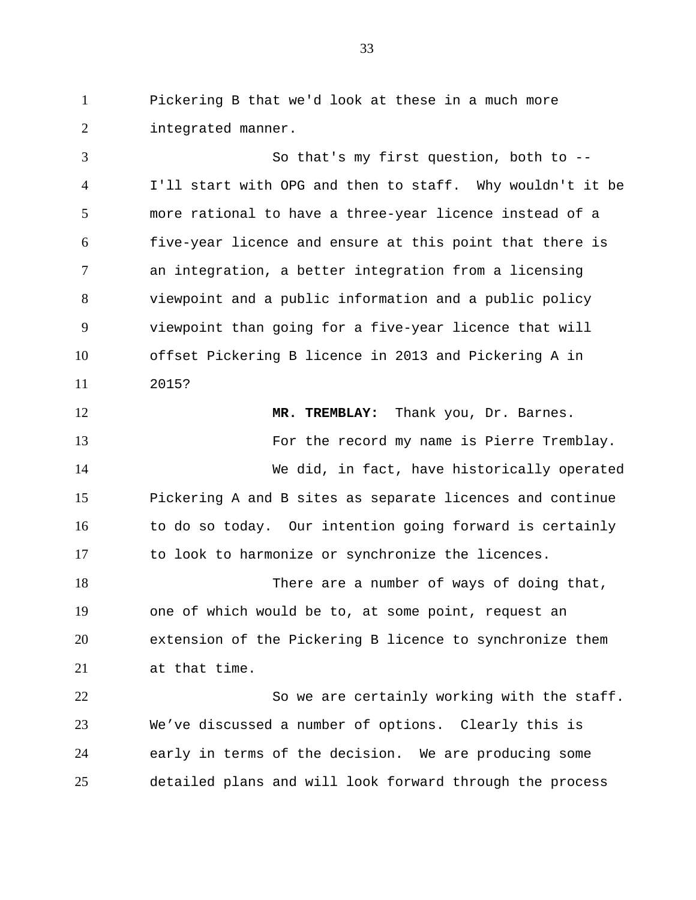Pickering B that we'd look at these in a much more integrated manner.

So that's my first question, both to -- I'll start with OPG and then to staff. Why wouldn't it be more rational to have a three-year licence instead of a five-year licence and ensure at this point that there is an integration, a better integration from a licensing viewpoint and a public information and a public policy viewpoint than going for a five-year licence that will offset Pickering B licence in 2013 and Pickering A in 2015?

**MR. TREMBLAY:** Thank you, Dr. Barnes.

For the record my name is Pierre Tremblay.

We did, in fact, have historically operated Pickering A and B sites as separate licences and continue to do so today. Our intention going forward is certainly to look to harmonize or synchronize the licences.

There are a number of ways of doing that, one of which would be to, at some point, request an extension of the Pickering B licence to synchronize them at that time.

So we are certainly working with the staff. We've discussed a number of options. Clearly this is early in terms of the decision. We are producing some detailed plans and will look forward through the process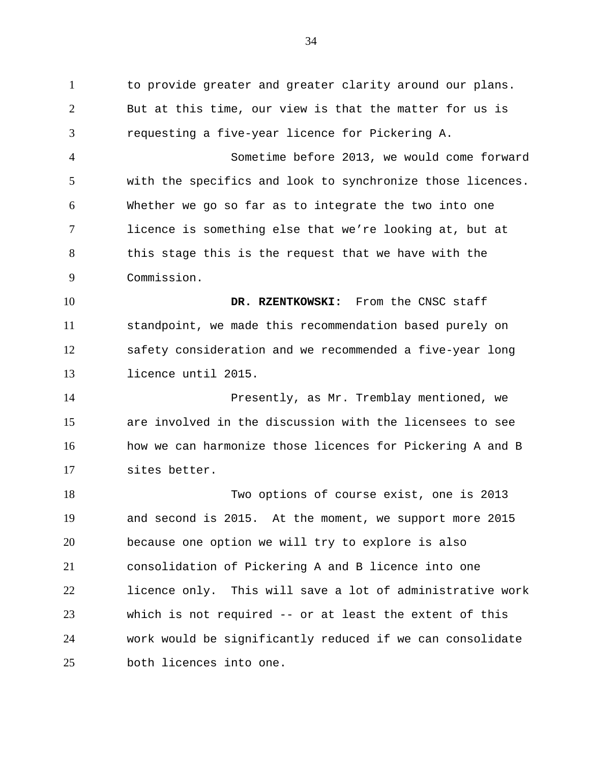to provide greater and greater clarity around our plans. But at this time, our view is that the matter for us is requesting a five-year licence for Pickering A.

Sometime before 2013, we would come forward with the specifics and look to synchronize those licences. Whether we go so far as to integrate the two into one licence is something else that we're looking at, but at this stage this is the request that we have with the Commission.

**DR. RZENTKOWSKI:** From the CNSC staff standpoint, we made this recommendation based purely on safety consideration and we recommended a five-year long licence until 2015.

Presently, as Mr. Tremblay mentioned, we are involved in the discussion with the licensees to see how we can harmonize those licences for Pickering A and B sites better.

Two options of course exist, one is 2013 and second is 2015. At the moment, we support more 2015 because one option we will try to explore is also consolidation of Pickering A and B licence into one licence only. This will save a lot of administrative work which is not required -- or at least the extent of this work would be significantly reduced if we can consolidate both licences into one.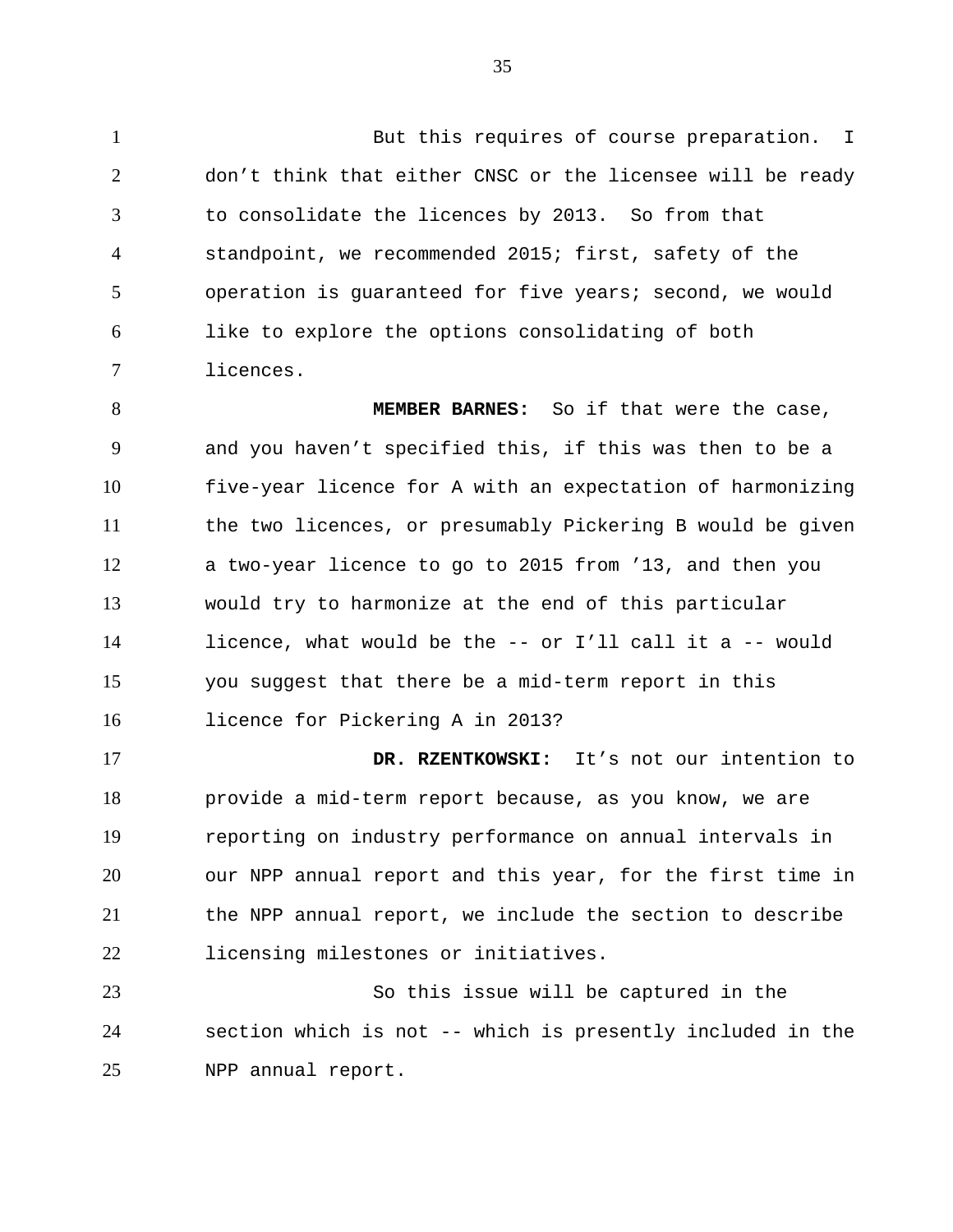But this requires of course preparation. I don't think that either CNSC or the licensee will be ready to consolidate the licences by 2013. So from that standpoint, we recommended 2015; first, safety of the operation is guaranteed for five years; second, we would like to explore the options consolidating of both licences.

**MEMBER BARNES:** So if that were the case, and you haven't specified this, if this was then to be a five-year licence for A with an expectation of harmonizing the two licences, or presumably Pickering B would be given a two-year licence to go to 2015 from '13, and then you would try to harmonize at the end of this particular licence, what would be the -- or I'll call it a -- would you suggest that there be a mid-term report in this licence for Pickering A in 2013?

**DR. RZENTKOWSKI:** It's not our intention to provide a mid-term report because, as you know, we are reporting on industry performance on annual intervals in our NPP annual report and this year, for the first time in the NPP annual report, we include the section to describe licensing milestones or initiatives.

So this issue will be captured in the section which is not -- which is presently included in the NPP annual report.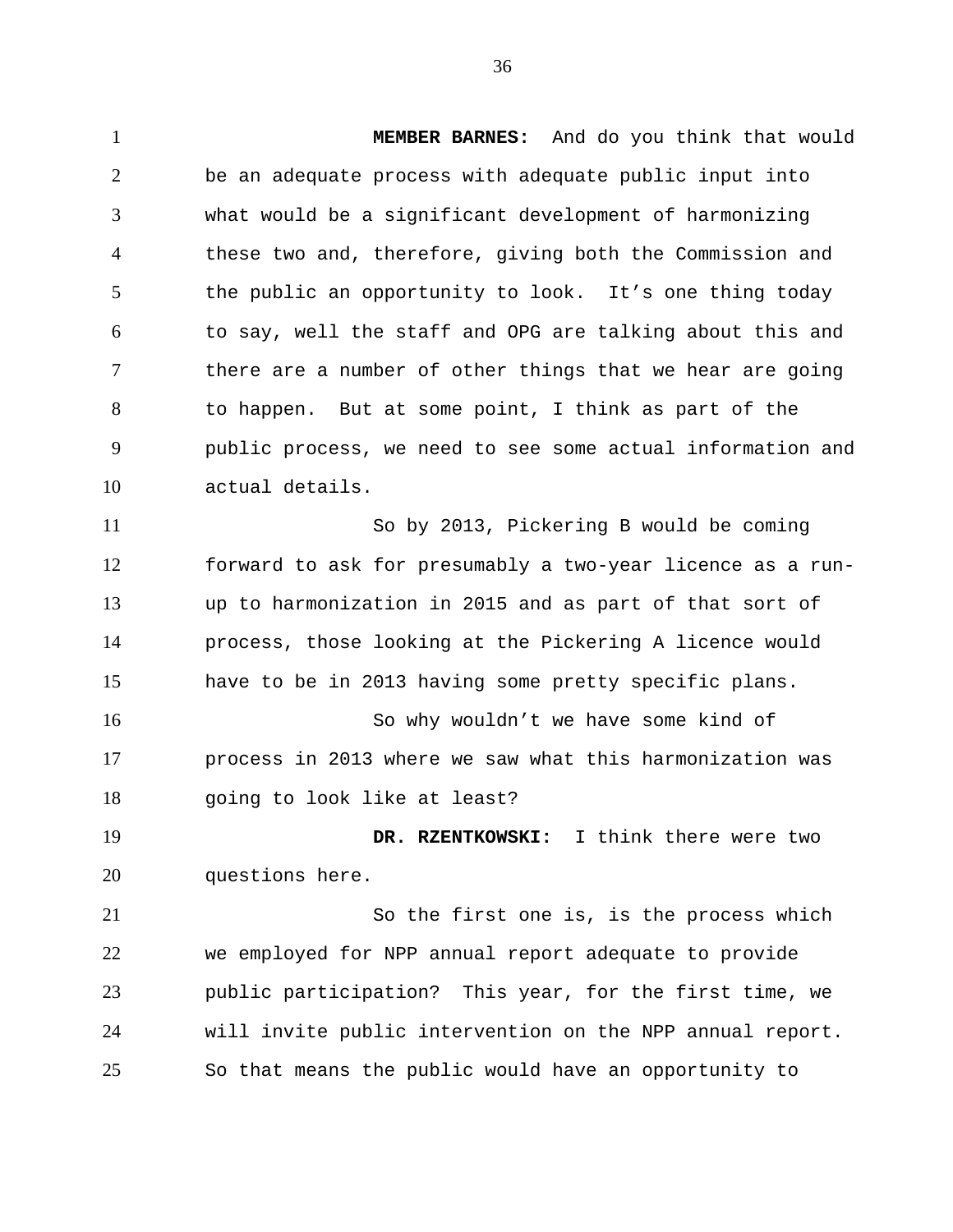**MEMBER BARNES:** And do you think that would be an adequate process with adequate public input into what would be a significant development of harmonizing these two and, therefore, giving both the Commission and the public an opportunity to look. It's one thing today to say, well the staff and OPG are talking about this and there are a number of other things that we hear are going to happen. But at some point, I think as part of the public process, we need to see some actual information and actual details.

So by 2013, Pickering B would be coming forward to ask for presumably a two-year licence as a run-up to harmonization in 2015 and as part of that sort of process, those looking at the Pickering A licence would have to be in 2013 having some pretty specific plans.

So why wouldn't we have some kind of process in 2013 where we saw what this harmonization was going to look like at least?

**DR. RZENTKOWSKI:** I think there were two questions here.

So the first one is, is the process which we employed for NPP annual report adequate to provide public participation? This year, for the first time, we will invite public intervention on the NPP annual report. So that means the public would have an opportunity to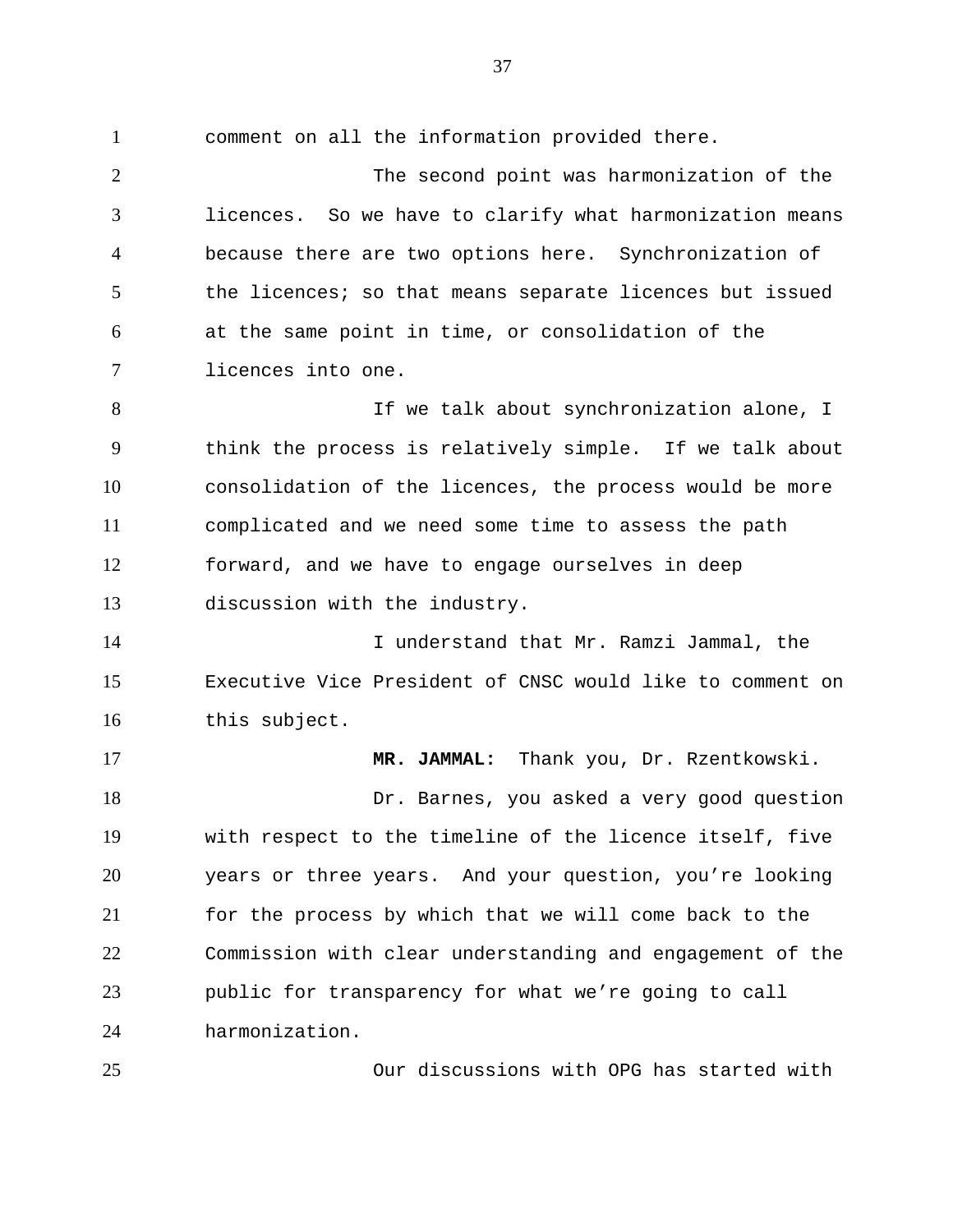comment on all the information provided there.

The second point was harmonization of the licences. So we have to clarify what harmonization means because there are two options here. Synchronization of the licences; so that means separate licences but issued at the same point in time, or consolidation of the licences into one.

If we talk about synchronization alone, I think the process is relatively simple. If we talk about consolidation of the licences, the process would be more complicated and we need some time to assess the path forward, and we have to engage ourselves in deep discussion with the industry.

I understand that Mr. Ramzi Jammal, the Executive Vice President of CNSC would like to comment on this subject.

**MR. JAMMAL:** Thank you, Dr. Rzentkowski.

Dr. Barnes, you asked a very good question with respect to the timeline of the licence itself, five years or three years. And your question, you’re looking for the process by which that we will come back to the Commission with clear understanding and engagement of the public for transparency for what we’re going to call harmonization.

Our discussions with OPG has started with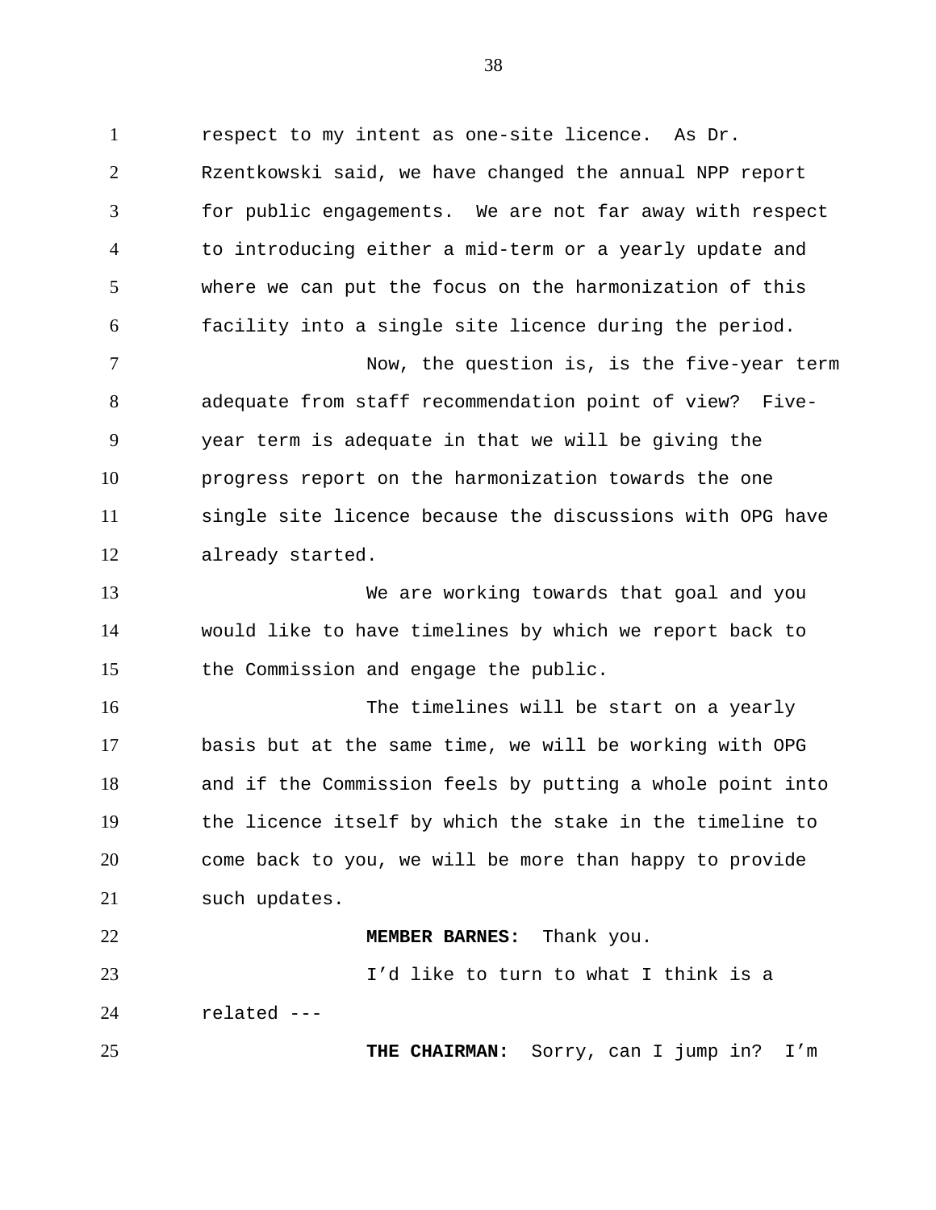respect to my intent as one-site licence. As Dr. Rzentkowski said, we have changed the annual NPP report for public engagements. We are not far away with respect to introducing either a mid-term or a yearly update and where we can put the focus on the harmonization of this facility into a single site licence during the period.

Now, the question is, is the five-year term adequate from staff recommendation point of view? Five-year term is adequate in that we will be giving the progress report on the harmonization towards the one single site licence because the discussions with OPG have already started.

We are working towards that goal and you would like to have timelines by which we report back to the Commission and engage the public.

The timelines will be start on a yearly basis but at the same time, we will be working with OPG and if the Commission feels by putting a whole point into the licence itself by which the stake in the timeline to come back to you, we will be more than happy to provide such updates.

**MEMBER BARNES:** Thank you.

I'd like to turn to what I think is a related ---

**THE CHAIRMAN:** Sorry, can I jump in? I'm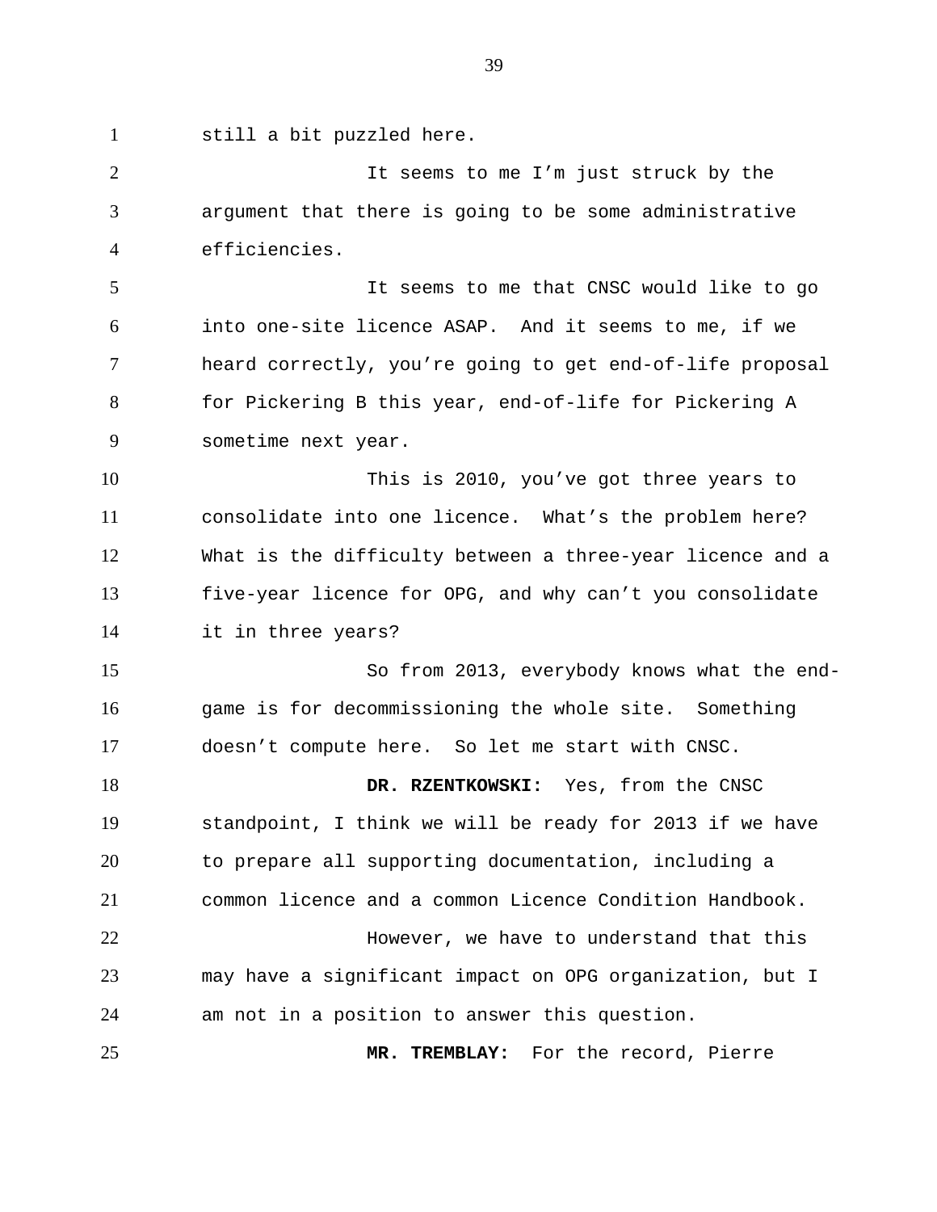still a bit puzzled here.

It seems to me I'm just struck by the argument that there is going to be some administrative efficiencies.

It seems to me that CNSC would like to go into one-site licence ASAP. And it seems to me, if we heard correctly, you're going to get end-of-life proposal for Pickering B this year, end-of-life for Pickering A sometime next year.

This is 2010, you've got three years to consolidate into one licence. What's the problem here? What is the difficulty between a three-year licence and a five-year licence for OPG, and why can't you consolidate it in three years?

So from 2013, everybody knows what the end-game is for decommissioning the whole site. Something doesn't compute here. So let me start with CNSC.

**DR. RZENTKOWSKI:** Yes, from the CNSC standpoint, I think we will be ready for 2013 if we have to prepare all supporting documentation, including a common licence and a common Licence Condition Handbook.

However, we have to understand that this may have a significant impact on OPG organization, but I am not in a position to answer this question.

**MR. TREMBLAY:** For the record, Pierre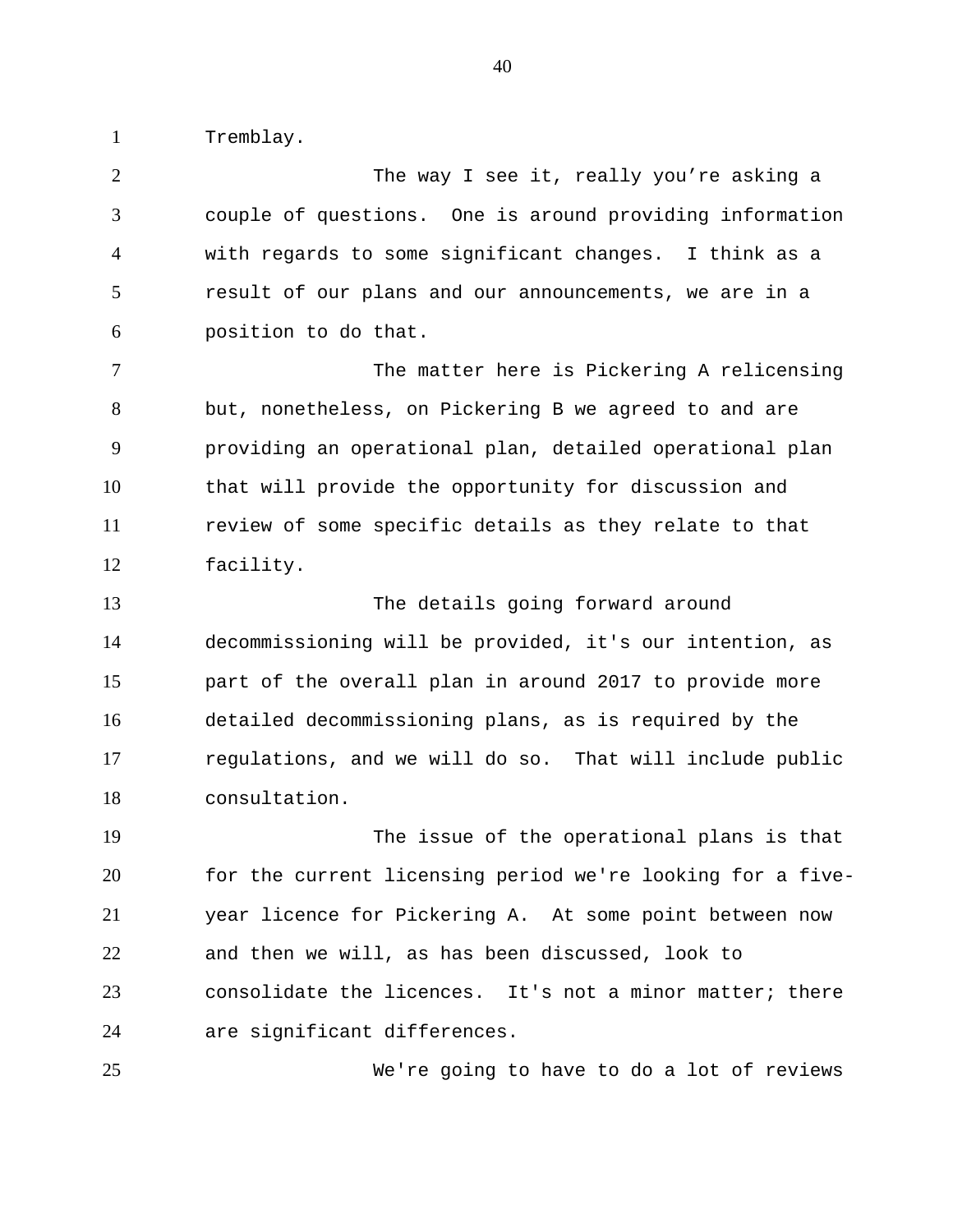Tremblay.

The way I see it, really you're asking a couple of questions. One is around providing information with regards to some significant changes. I think as a result of our plans and our announcements, we are in a position to do that.

The matter here is Pickering A relicensing but, nonetheless, on Pickering B we agreed to and are providing an operational plan, detailed operational plan that will provide the opportunity for discussion and review of some specific details as they relate to that facility.

The details going forward around decommissioning will be provided, it's our intention, as part of the overall plan in around 2017 to provide more detailed decommissioning plans, as is required by the regulations, and we will do so. That will include public consultation.

The issue of the operational plans is that for the current licensing period we're looking for a five-year licence for Pickering A. At some point between now and then we will, as has been discussed, look to consolidate the licences. It's not a minor matter; there are significant differences.

We're going to have to do a lot of reviews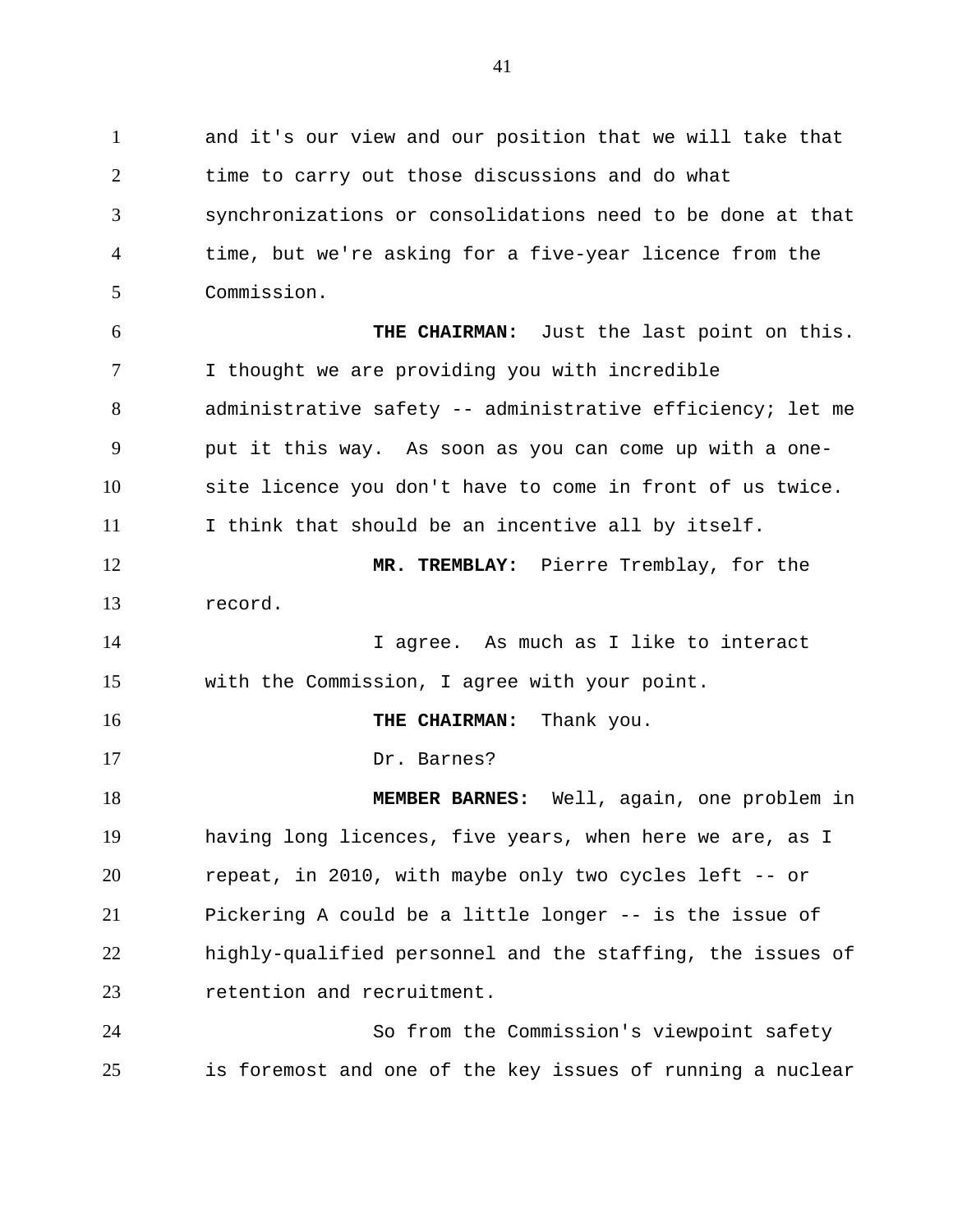and it's our view and our position that we will take that time to carry out those discussions and do what synchronizations or consolidations need to be done at that time, but we're asking for a five-year licence from the Commission.

**THE CHAIRMAN:** Just the last point on this. I thought we are providing you with incredible administrative safety -- administrative efficiency; let me put it this way. As soon as you can come up with a one-site licence you don't have to come in front of us twice. I think that should be an incentive all by itself.

**MR. TREMBLAY:** Pierre Tremblay, for the record.

I agree. As much as I like to interact with the Commission, I agree with your point.

**THE CHAIRMAN:** Thank you.

Dr. Barnes?

**MEMBER BARNES:** Well, again, one problem in having long licences, five years, when here we are, as I repeat, in 2010, with maybe only two cycles left -- or Pickering A could be a little longer -- is the issue of highly-qualified personnel and the staffing, the issues of retention and recruitment.

So from the Commission's viewpoint safety is foremost and one of the key issues of running a nuclear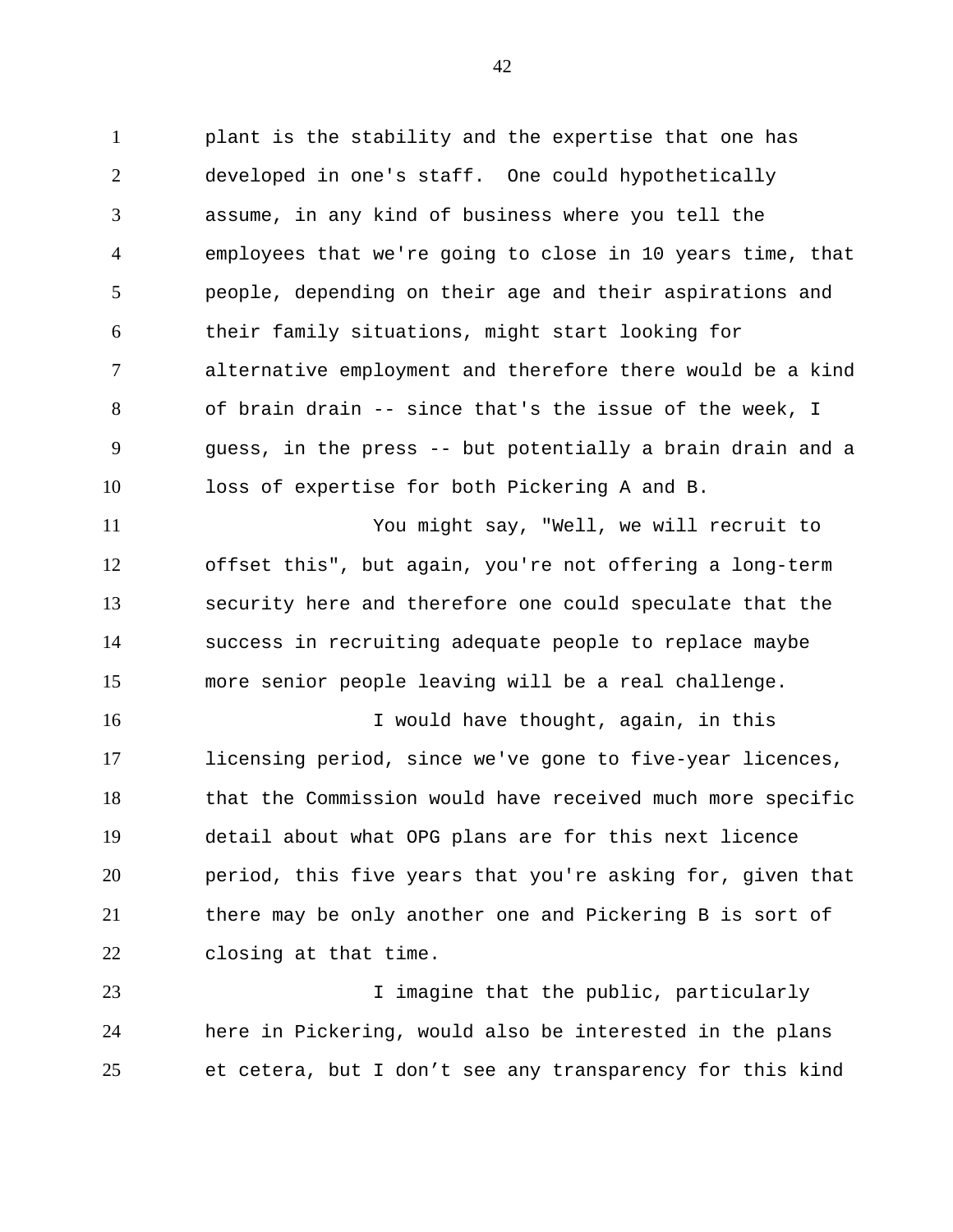plant is the stability and the expertise that one has developed in one's staff. One could hypothetically assume, in any kind of business where you tell the employees that we're going to close in 10 years time, that people, depending on their age and their aspirations and their family situations, might start looking for alternative employment and therefore there would be a kind of brain drain -- since that's the issue of the week, I guess, in the press -- but potentially a brain drain and a loss of expertise for both Pickering A and B.

You might say, "Well, we will recruit to offset this", but again, you're not offering a long-term security here and therefore one could speculate that the success in recruiting adequate people to replace maybe more senior people leaving will be a real challenge.

I would have thought, again, in this licensing period, since we've gone to five-year licences, that the Commission would have received much more specific detail about what OPG plans are for this next licence period, this five years that you're asking for, given that there may be only another one and Pickering B is sort of closing at that time.

I imagine that the public, particularly here in Pickering, would also be interested in the plans et cetera, but I don’t see any transparency for this kind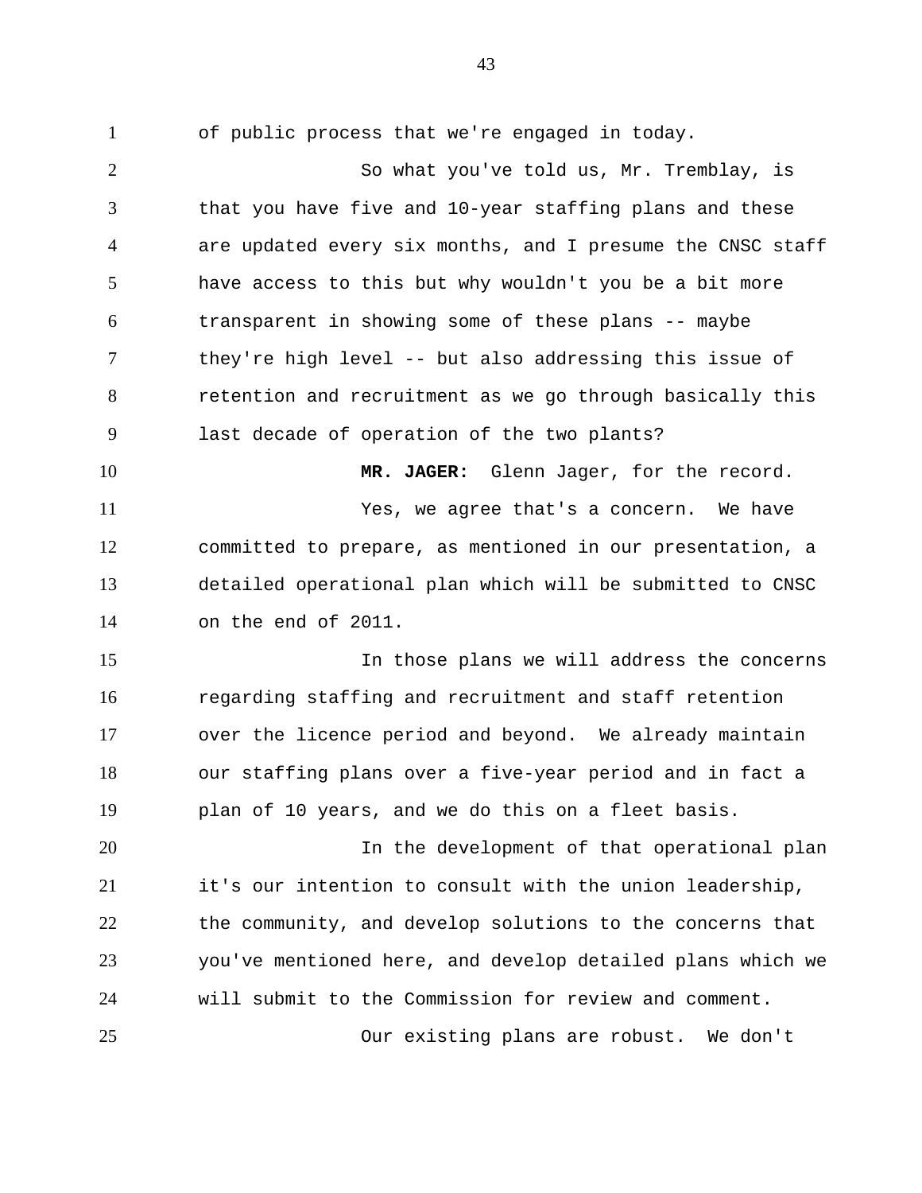of public process that we're engaged in today.

So what you've told us, Mr. Tremblay, is that you have five and 10-year staffing plans and these are updated every six months, and I presume the CNSC staff have access to this but why wouldn't you be a bit more transparent in showing some of these plans -- maybe they're high level -- but also addressing this issue of retention and recruitment as we go through basically this last decade of operation of the two plants?

**MR. JAGER:** Glenn Jager, for the record.

Yes, we agree that's a concern. We have committed to prepare, as mentioned in our presentation, a detailed operational plan which will be submitted to CNSC on the end of 2011.

In those plans we will address the concerns regarding staffing and recruitment and staff retention over the licence period and beyond. We already maintain our staffing plans over a five-year period and in fact a plan of 10 years, and we do this on a fleet basis.

In the development of that operational plan it's our intention to consult with the union leadership, the community, and develop solutions to the concerns that you've mentioned here, and develop detailed plans which we will submit to the Commission for review and comment.

Our existing plans are robust. We don't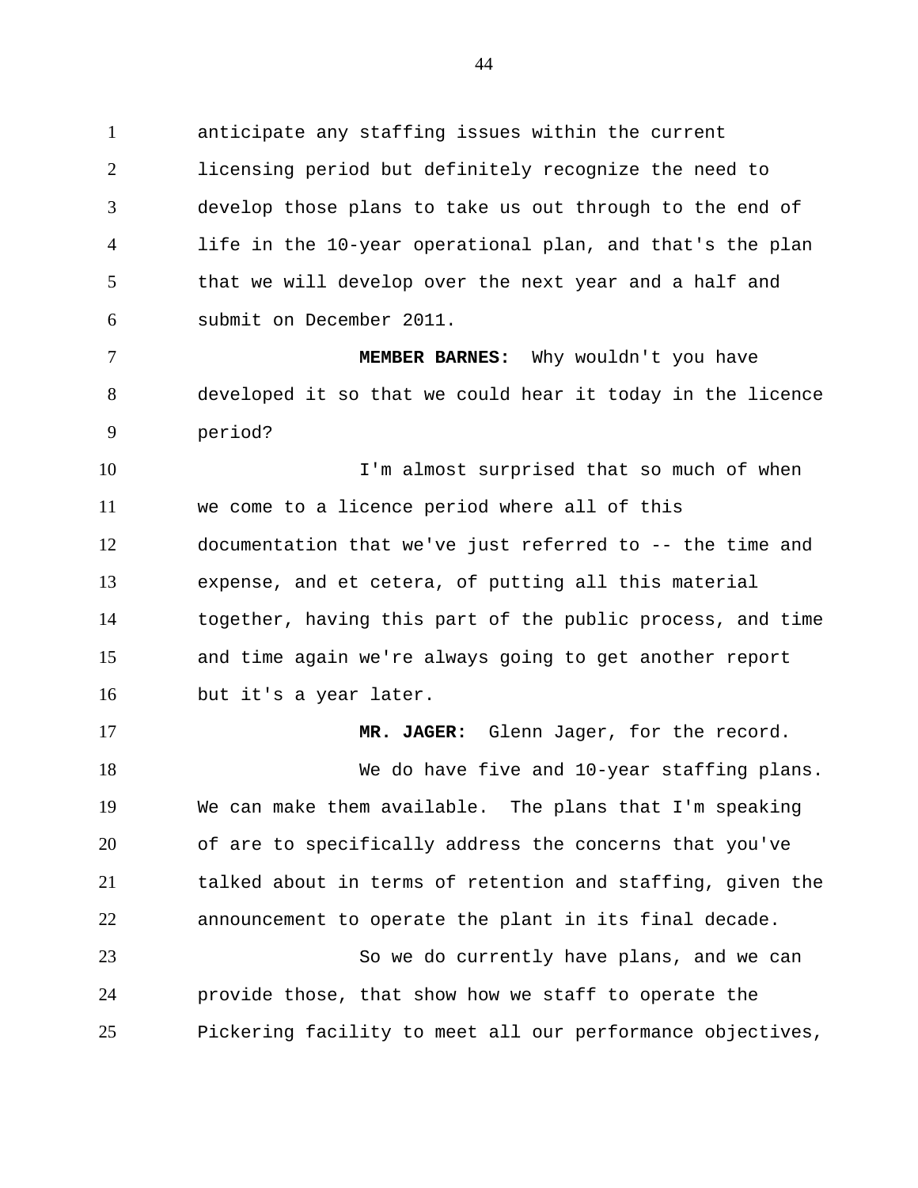anticipate any staffing issues within the current licensing period but definitely recognize the need to develop those plans to take us out through to the end of life in the 10-year operational plan, and that's the plan that we will develop over the next year and a half and submit on December 2011.

**MEMBER BARNES:** Why wouldn't you have developed it so that we could hear it today in the licence period?

I'm almost surprised that so much of when we come to a licence period where all of this documentation that we've just referred to -- the time and expense, and et cetera, of putting all this material together, having this part of the public process, and time and time again we're always going to get another report but it's a year later.

**MR. JAGER:** Glenn Jager, for the record.

We do have five and 10-year staffing plans. We can make them available. The plans that I'm speaking of are to specifically address the concerns that you've talked about in terms of retention and staffing, given the announcement to operate the plant in its final decade.

So we do currently have plans, and we can provide those, that show how we staff to operate the Pickering facility to meet all our performance objectives,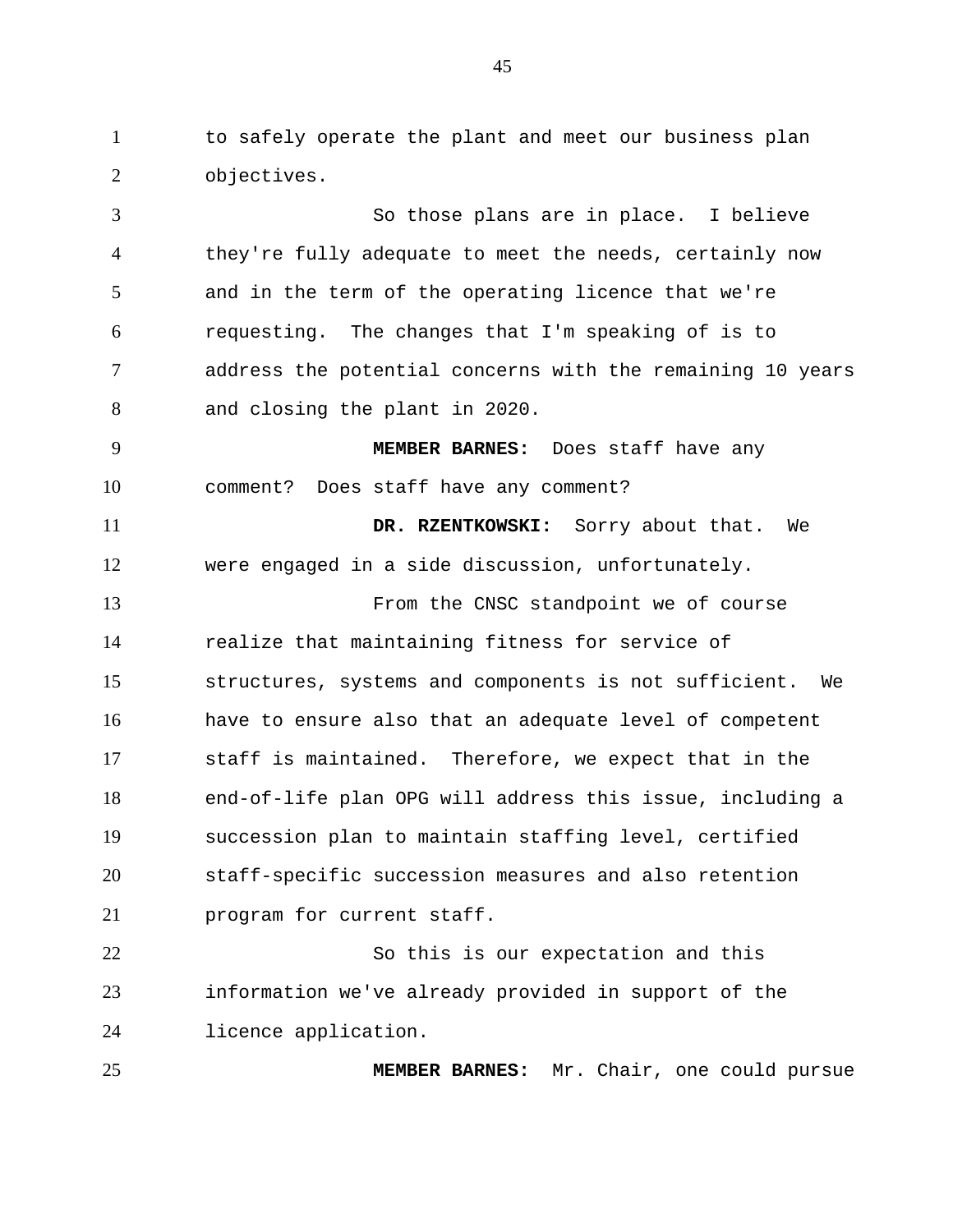to safely operate the plant and meet our business plan objectives.

So those plans are in place. I believe they're fully adequate to meet the needs, certainly now and in the term of the operating licence that we're requesting. The changes that I'm speaking of is to address the potential concerns with the remaining 10 years and closing the plant in 2020.

**MEMBER BARNES:** Does staff have any comment? Does staff have any comment?

**DR. RZENTKOWSKI:** Sorry about that. We were engaged in a side discussion, unfortunately.

From the CNSC standpoint we of course realize that maintaining fitness for service of structures, systems and components is not sufficient. We have to ensure also that an adequate level of competent staff is maintained. Therefore, we expect that in the end-of-life plan OPG will address this issue, including a succession plan to maintain staffing level, certified staff-specific succession measures and also retention program for current staff.

So this is our expectation and this information we've already provided in support of the licence application.

**MEMBER BARNES:** Mr. Chair, one could pursue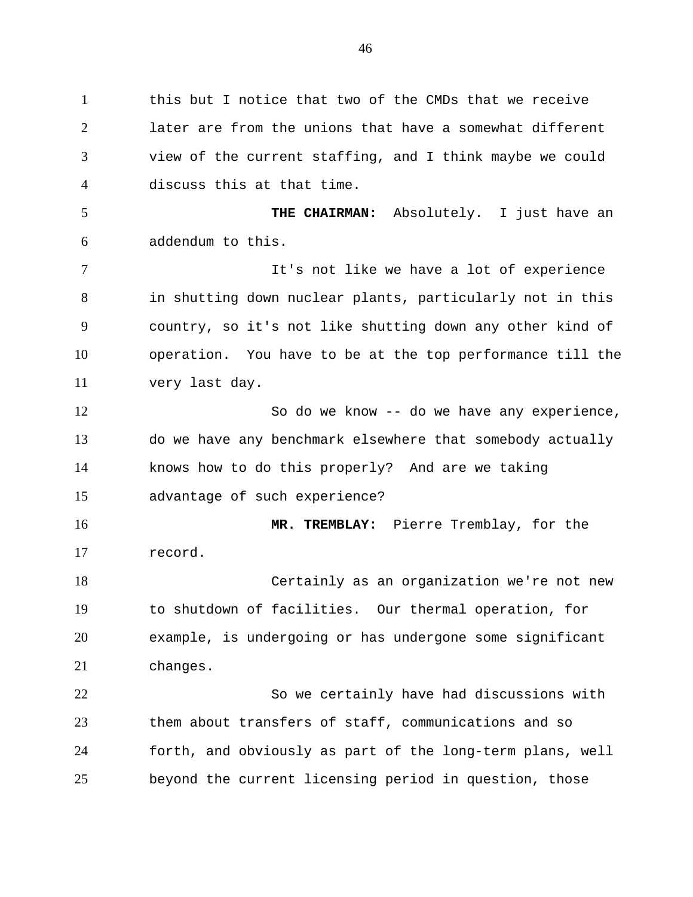this but I notice that two of the CMDs that we receive later are from the unions that have a somewhat different view of the current staffing, and I think maybe we could discuss this at that time.

**THE CHAIRMAN:** Absolutely. I just have an addendum to this.

It's not like we have a lot of experience in shutting down nuclear plants, particularly not in this country, so it's not like shutting down any other kind of operation. You have to be at the top performance till the very last day.

So do we know -- do we have any experience, do we have any benchmark elsewhere that somebody actually knows how to do this properly? And are we taking advantage of such experience?

**MR. TREMBLAY:** Pierre Tremblay, for the record.

Certainly as an organization we're not new to shutdown of facilities. Our thermal operation, for example, is undergoing or has undergone some significant changes.

So we certainly have had discussions with them about transfers of staff, communications and so forth, and obviously as part of the long-term plans, well beyond the current licensing period in question, those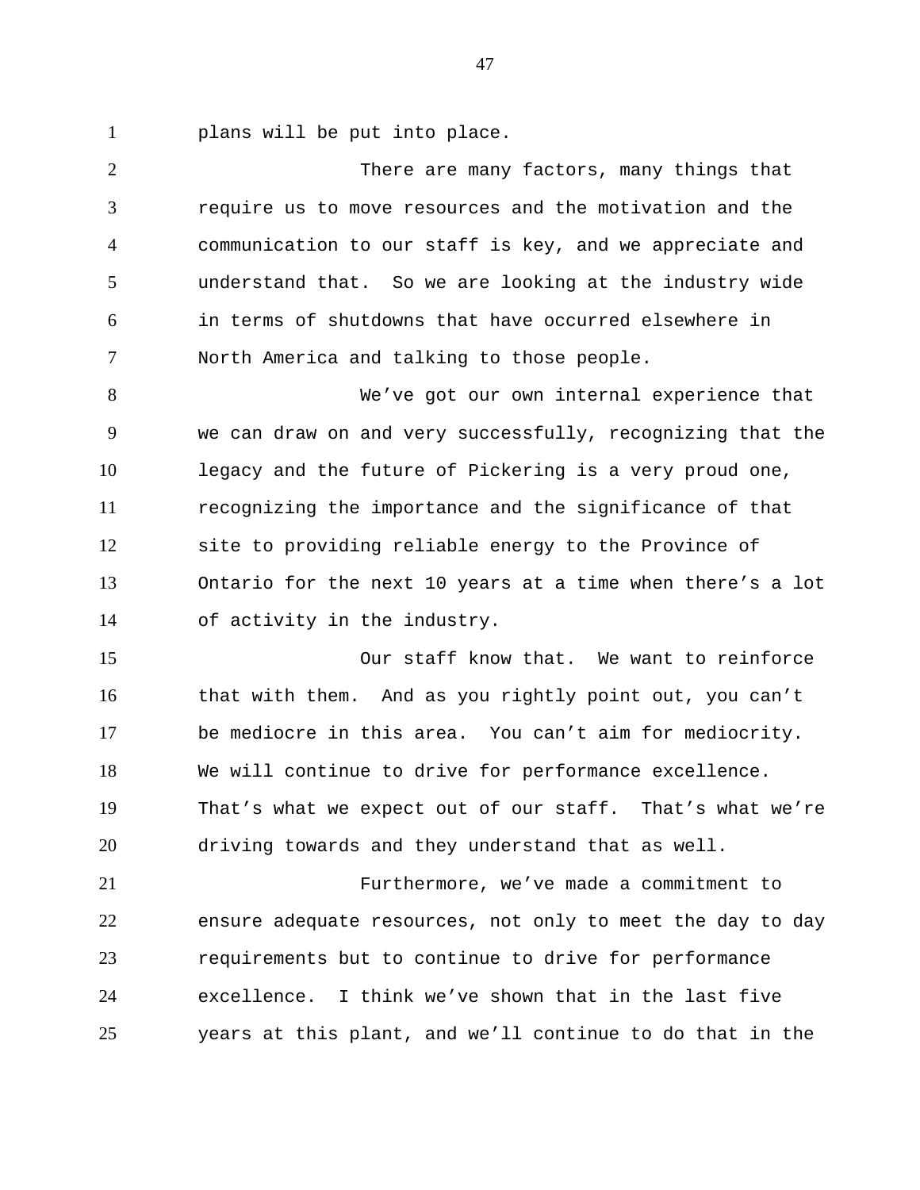plans will be put into place.

There are many factors, many things that require us to move resources and the motivation and the communication to our staff is key, and we appreciate and understand that. So we are looking at the industry wide in terms of shutdowns that have occurred elsewhere in North America and talking to those people.

We've got our own internal experience that we can draw on and very successfully, recognizing that the legacy and the future of Pickering is a very proud one, recognizing the importance and the significance of that site to providing reliable energy to the Province of Ontario for the next 10 years at a time when there's a lot of activity in the industry.

Our staff know that. We want to reinforce that with them. And as you rightly point out, you can't be mediocre in this area. You can't aim for mediocrity. We will continue to drive for performance excellence. That's what we expect out of our staff. That's what we're driving towards and they understand that as well.

Furthermore, we've made a commitment to ensure adequate resources, not only to meet the day to day requirements but to continue to drive for performance excellence. I think we've shown that in the last five years at this plant, and we'll continue to do that in the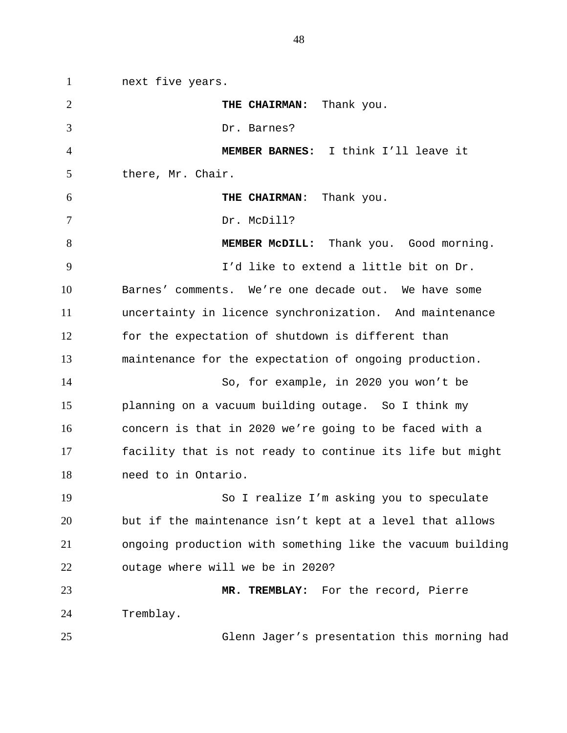next five years.

**THE CHAIRMAN:** Thank you.

Dr. Barnes?

**MEMBER BARNES:** I think I'll leave it there, Mr. Chair.

**THE CHAIRMAN**: Thank you.

Dr. McDill?

**MEMBER McDILL:** Thank you. Good morning.

I'd like to extend a little bit on Dr. Barnes' comments. We're one decade out. We have some uncertainty in licence synchronization. And maintenance for the expectation of shutdown is different than maintenance for the expectation of ongoing production.

So, for example, in 2020 you won't be planning on a vacuum building outage. So I think my concern is that in 2020 we're going to be faced with a facility that is not ready to continue its life but might need to in Ontario.

So I realize I'm asking you to speculate but if the maintenance isn't kept at a level that allows ongoing production with something like the vacuum building outage where will we be in 2020?

**MR. TREMBLAY:** For the record, Pierre Tremblay.

Glenn Jager's presentation this morning had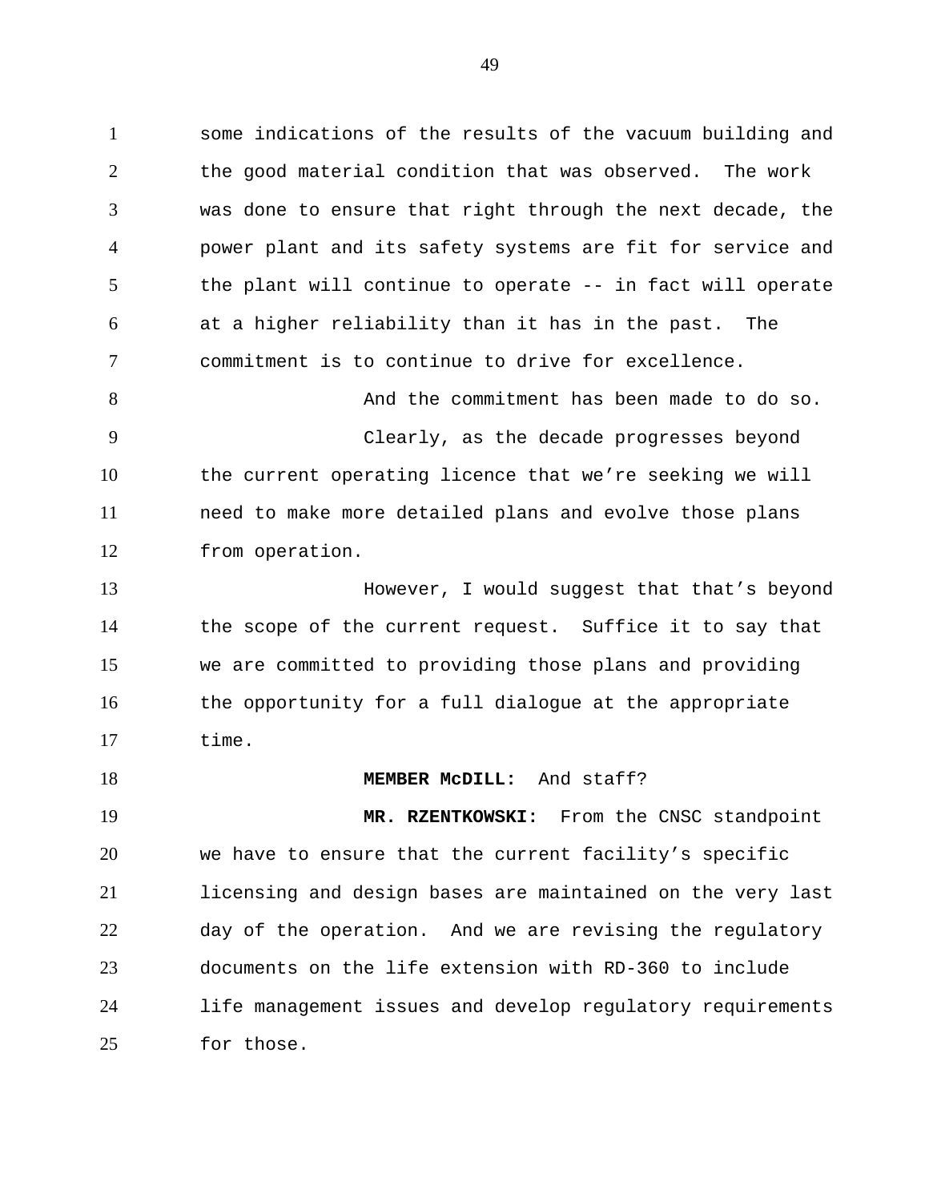some indications of the results of the vacuum building and the good material condition that was observed. The work was done to ensure that right through the next decade, the power plant and its safety systems are fit for service and the plant will continue to operate -- in fact will operate at a higher reliability than it has in the past. The commitment is to continue to drive for excellence.

And the commitment has been made to do so.

Clearly, as the decade progresses beyond the current operating licence that we’re seeking we will need to make more detailed plans and evolve those plans from operation.

However, I would suggest that that’s beyond the scope of the current request. Suffice it to say that we are committed to providing those plans and providing the opportunity for a full dialogue at the appropriate time.

**MEMBER McDILL:** And staff?

**MR. RZENTKOWSKI:** From the CNSC standpoint we have to ensure that the current facility’s specific licensing and design bases are maintained on the very last day of the operation. And we are revising the regulatory documents on the life extension with RD-360 to include life management issues and develop regulatory requirements for those.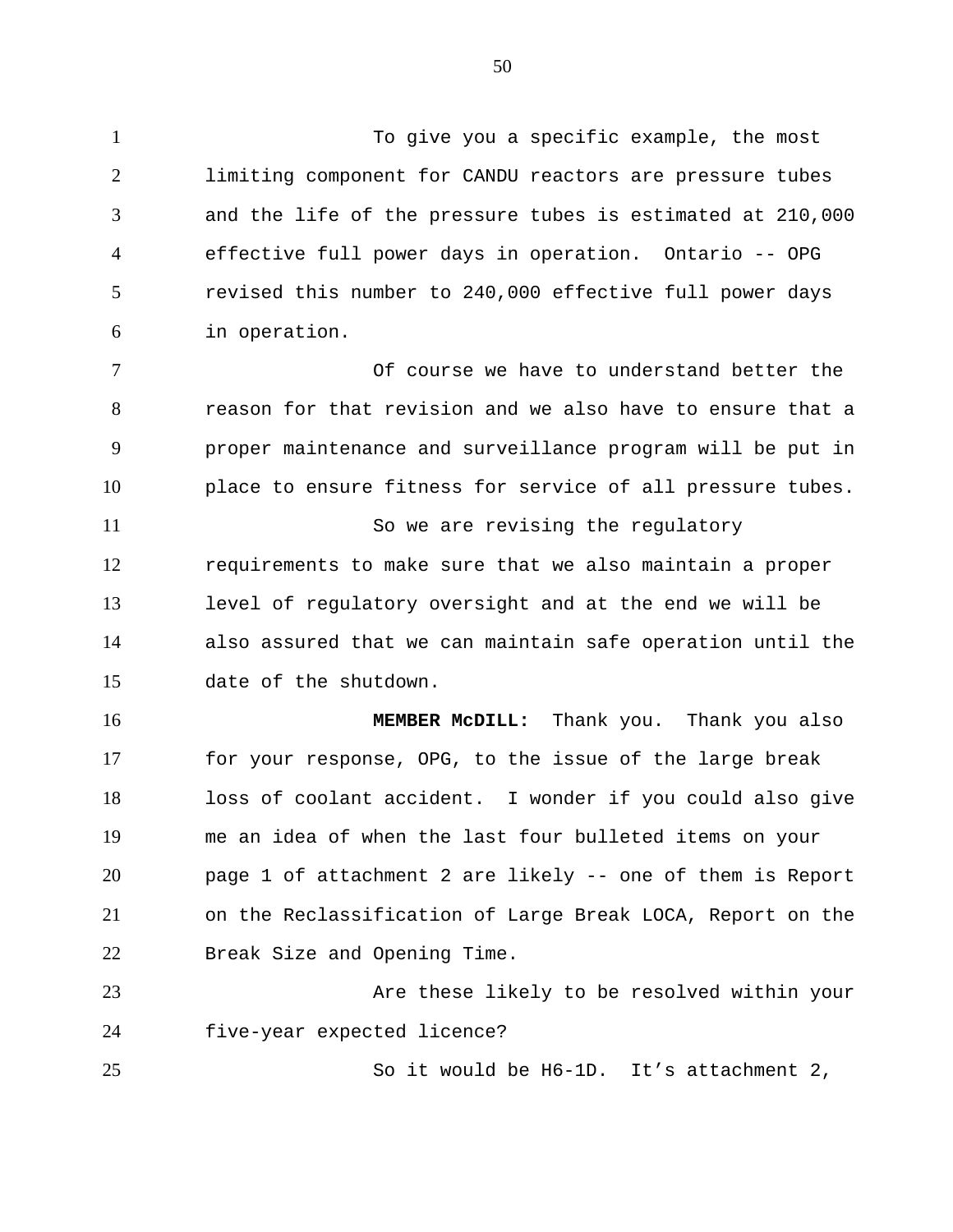To give you a specific example, the most limiting component for CANDU reactors are pressure tubes and the life of the pressure tubes is estimated at 210,000 effective full power days in operation. Ontario -- OPG revised this number to 240,000 effective full power days in operation.

Of course we have to understand better the reason for that revision and we also have to ensure that a proper maintenance and surveillance program will be put in place to ensure fitness for service of all pressure tubes.

So we are revising the regulatory requirements to make sure that we also maintain a proper level of regulatory oversight and at the end we will be also assured that we can maintain safe operation until the date of the shutdown.

**MEMBER McDILL:** Thank you. Thank you also for your response, OPG, to the issue of the large break loss of coolant accident. I wonder if you could also give me an idea of when the last four bulleted items on your page 1 of attachment 2 are likely -- one of them is Report on the Reclassification of Large Break LOCA, Report on the Break Size and Opening Time.

Are these likely to be resolved within your five-year expected licence?

So it would be H6-1D. It's attachment 2,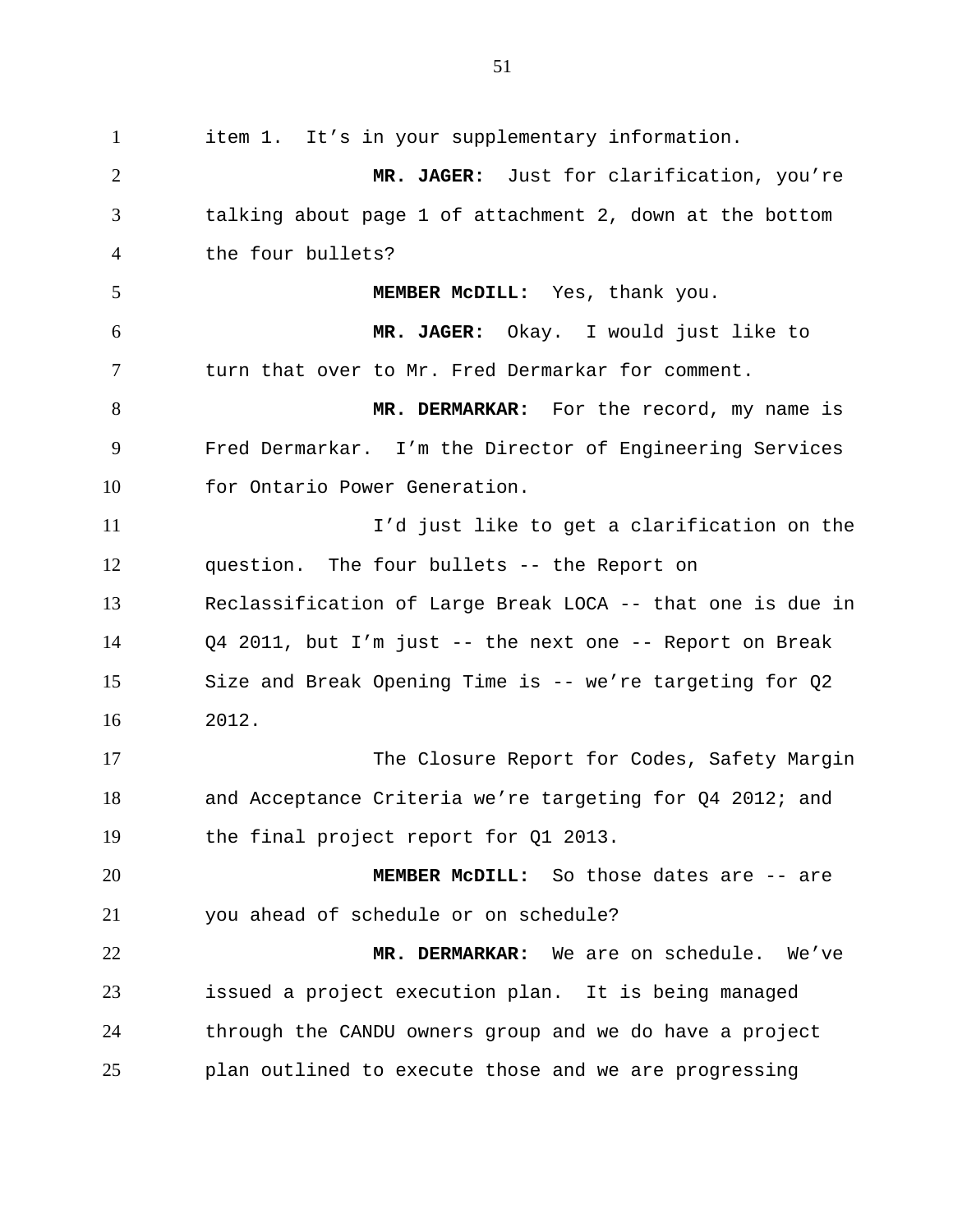item 1. It's in your supplementary information.

**MR. JAGER:** Just for clarification, you're talking about page 1 of attachment 2, down at the bottom the four bullets?

**MEMBER McDILL:** Yes, thank you.

**MR. JAGER:** Okay. I would just like to turn that over to Mr. Fred Dermarkar for comment.

**MR. DERMARKAR:** For the record, my name is Fred Dermarkar. I'm the Director of Engineering Services for Ontario Power Generation.

I'd just like to get a clarification on the question. The four bullets -- the Report on Reclassification of Large Break LOCA -- that one is due in Q4 2011, but I'm just -- the next one -- Report on Break Size and Break Opening Time is -- we're targeting for Q2 2012.

The Closure Report for Codes, Safety Margin and Acceptance Criteria we're targeting for Q4 2012; and the final project report for Q1 2013.

**MEMBER McDILL:** So those dates are -- are you ahead of schedule or on schedule?

**MR. DERMARKAR:** We are on schedule. We've issued a project execution plan. It is being managed through the CANDU owners group and we do have a project plan outlined to execute those and we are progressing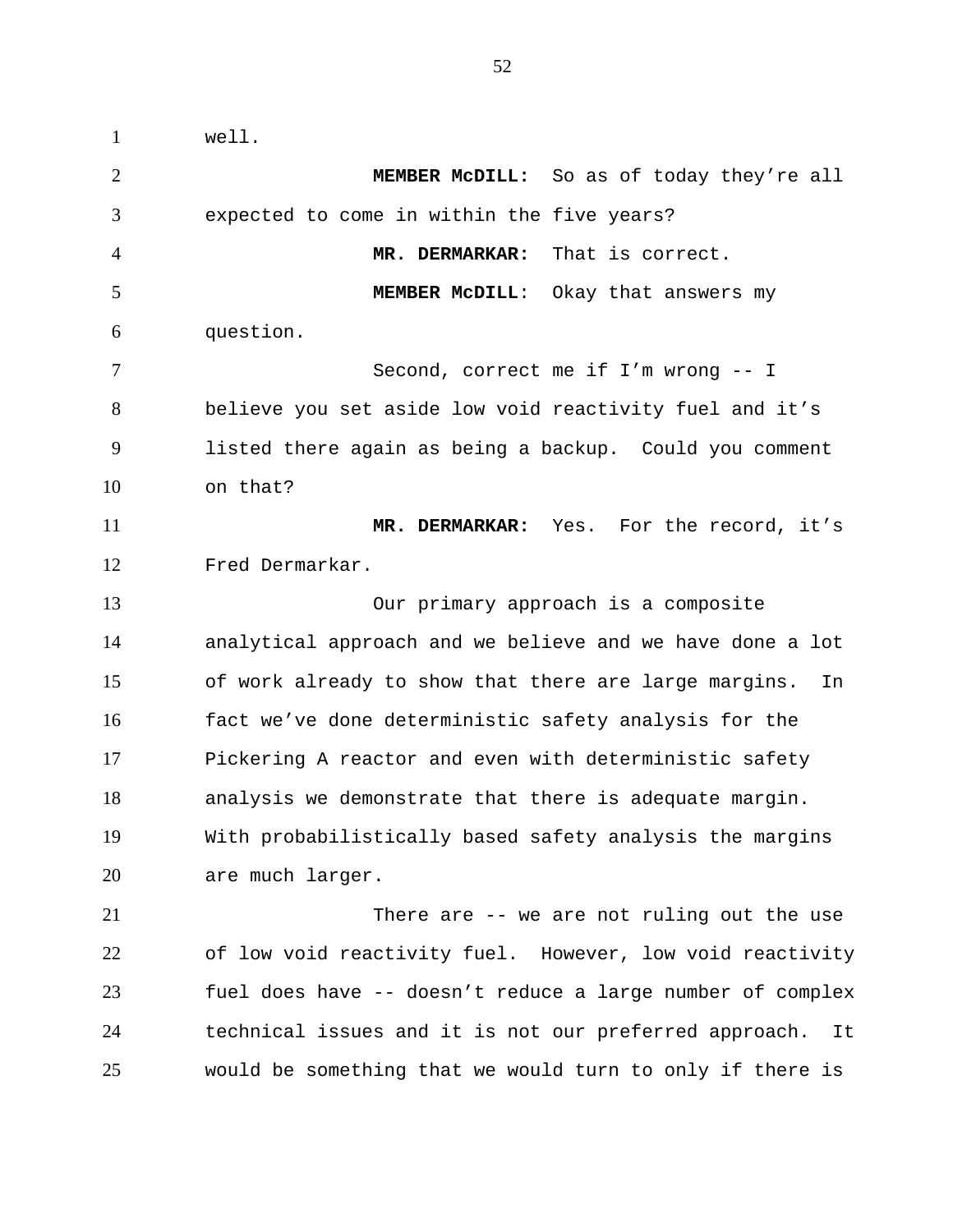well.

**MEMBER McDILL:** So as of today they're all expected to come in within the five years?

**MR. DERMARKAR:** That is correct.

**MEMBER McDILL**: Okay that answers my question.

Second, correct me if I'm wrong -- I believe you set aside low void reactivity fuel and it's listed there again as being a backup. Could you comment on that?

**MR. DERMARKAR:** Yes. For the record, it's Fred Dermarkar.

Our primary approach is a composite analytical approach and we believe and we have done a lot of work already to show that there are large margins. In fact we've done deterministic safety analysis for the Pickering A reactor and even with deterministic safety analysis we demonstrate that there is adequate margin. With probabilistically based safety analysis the margins are much larger.

There are -- we are not ruling out the use of low void reactivity fuel. However, low void reactivity fuel does have -- doesn't reduce a large number of complex technical issues and it is not our preferred approach. It would be something that we would turn to only if there is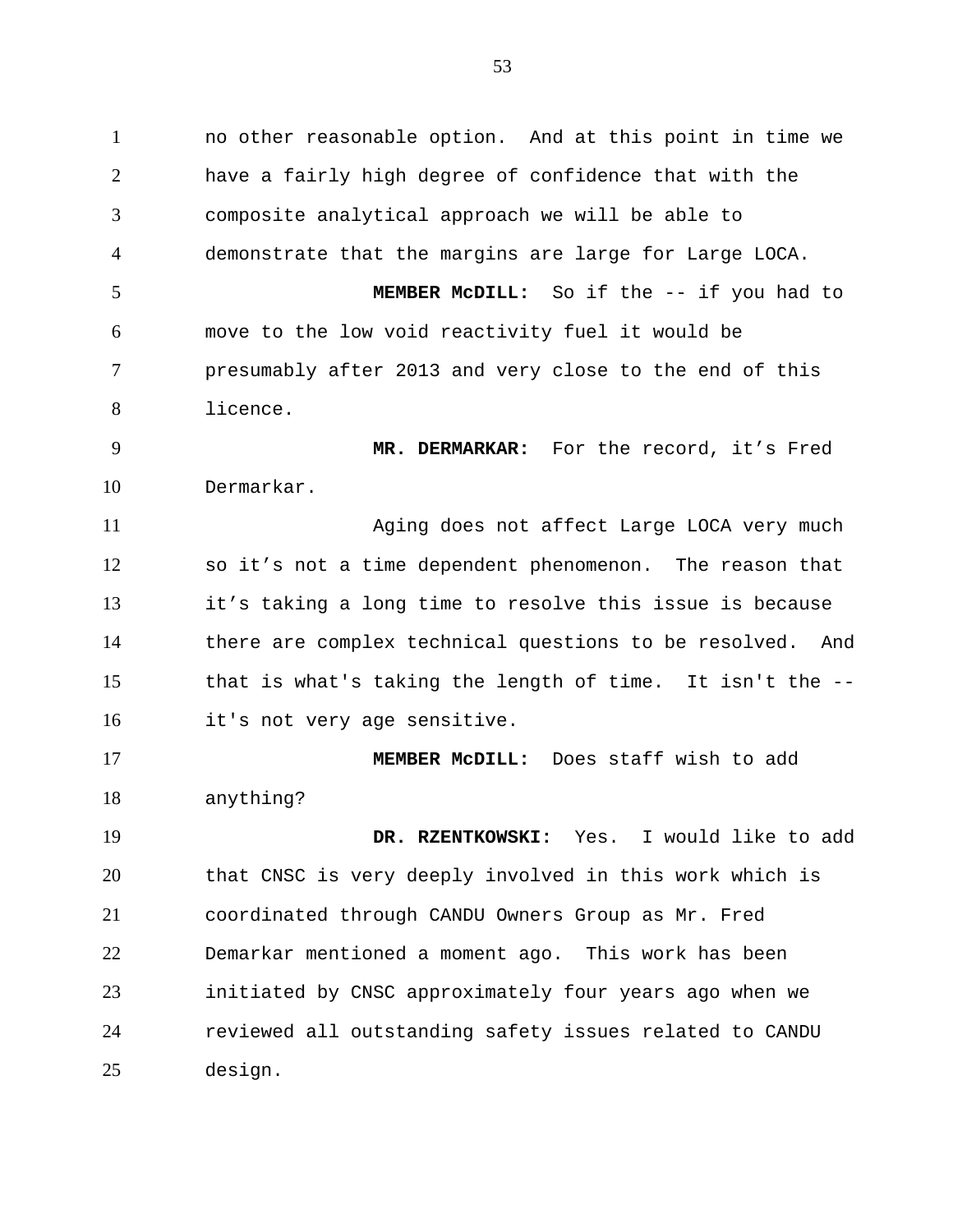no other reasonable option. And at this point in time we have a fairly high degree of confidence that with the composite analytical approach we will be able to demonstrate that the margins are large for Large LOCA.

**MEMBER McDILL:** So if the -- if you had to move to the low void reactivity fuel it would be presumably after 2013 and very close to the end of this licence.

**MR. DERMARKAR:** For the record, it’s Fred Dermarkar.

Aging does not affect Large LOCA very much so it’s not a time dependent phenomenon. The reason that it’s taking a long time to resolve this issue is because there are complex technical questions to be resolved. And that is what's taking the length of time. It isn't the -- it's not very age sensitive.

**MEMBER McDILL:** Does staff wish to add anything?

**DR. RZENTKOWSKI:** Yes. I would like to add that CNSC is very deeply involved in this work which is coordinated through CANDU Owners Group as Mr. Fred Demarkar mentioned a moment ago. This work has been initiated by CNSC approximately four years ago when we reviewed all outstanding safety issues related to CANDU design.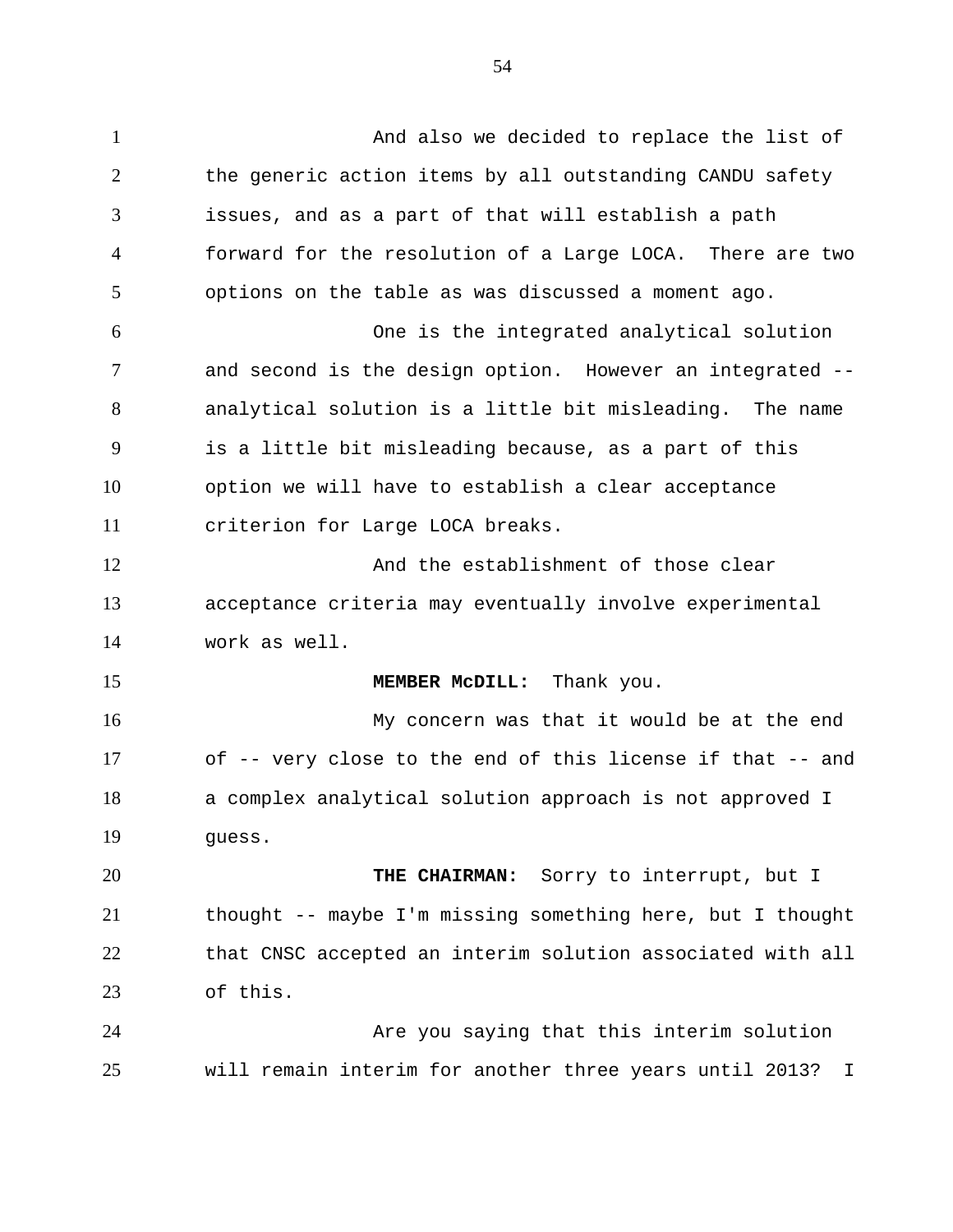And also we decided to replace the list of the generic action items by all outstanding CANDU safety issues, and as a part of that will establish a path forward for the resolution of a Large LOCA. There are two options on the table as was discussed a moment ago.

One is the integrated analytical solution and second is the design option. However an integrated -- analytical solution is a little bit misleading. The name is a little bit misleading because, as a part of this option we will have to establish a clear acceptance criterion for Large LOCA breaks.

And the establishment of those clear acceptance criteria may eventually involve experimental work as well.

**MEMBER McDILL:** Thank you.

My concern was that it would be at the end of -- very close to the end of this license if that -- and a complex analytical solution approach is not approved I guess.

**THE CHAIRMAN:** Sorry to interrupt, but I thought -- maybe I'm missing something here, but I thought that CNSC accepted an interim solution associated with all of this.

Are you saying that this interim solution will remain interim for another three years until 2013? I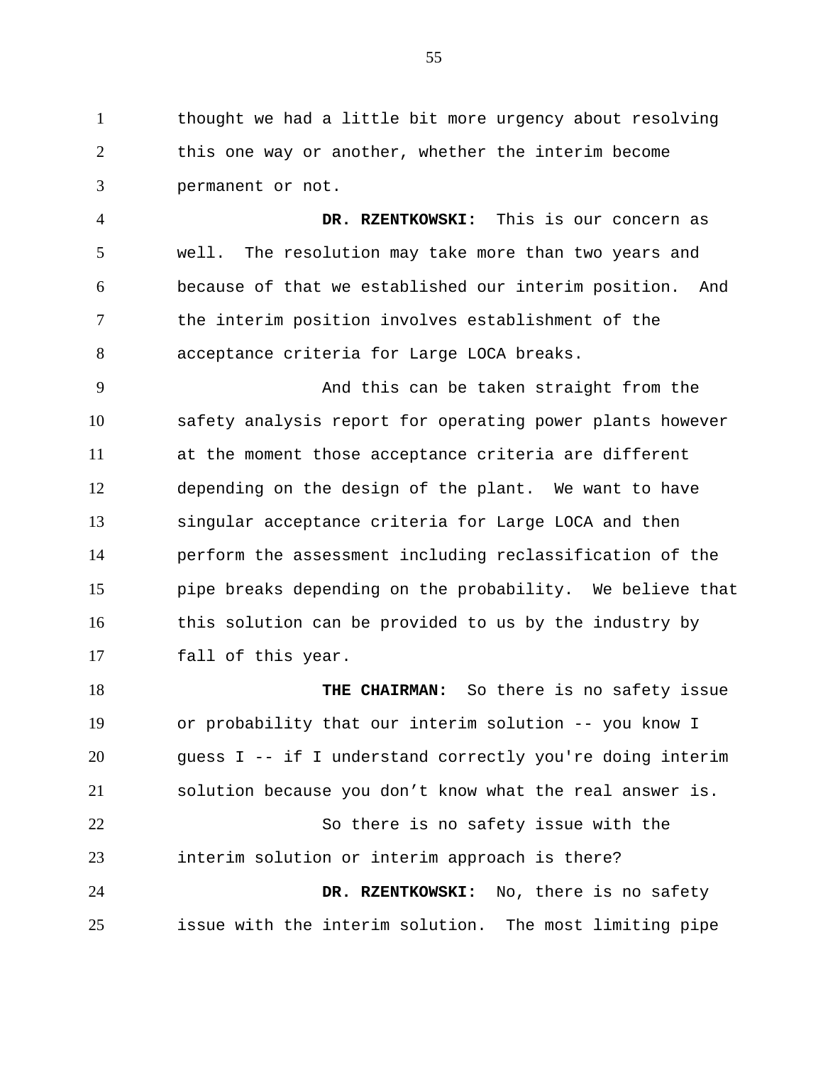thought we had a little bit more urgency about resolving this one way or another, whether the interim become permanent or not.

**DR. RZENTKOWSKI:** This is our concern as well. The resolution may take more than two years and because of that we established our interim position. And the interim position involves establishment of the acceptance criteria for Large LOCA breaks.

And this can be taken straight from the safety analysis report for operating power plants however at the moment those acceptance criteria are different depending on the design of the plant. We want to have singular acceptance criteria for Large LOCA and then perform the assessment including reclassification of the pipe breaks depending on the probability. We believe that this solution can be provided to us by the industry by fall of this year.

**THE CHAIRMAN:** So there is no safety issue or probability that our interim solution -- you know I guess I -- if I understand correctly you're doing interim solution because you don't know what the real answer is.

So there is no safety issue with the interim solution or interim approach is there?

**DR. RZENTKOWSKI:** No, there is no safety issue with the interim solution. The most limiting pipe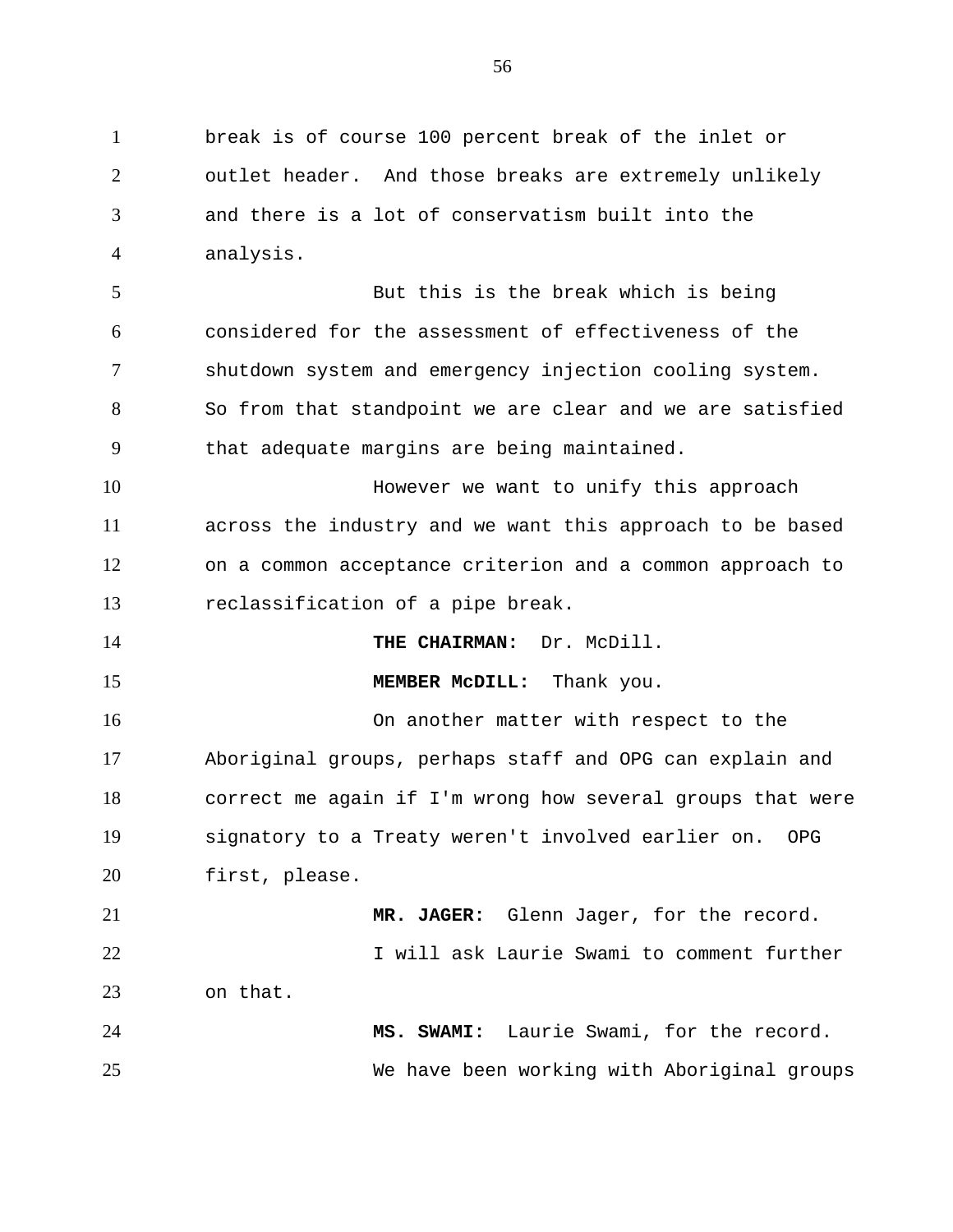break is of course 100 percent break of the inlet or outlet header. And those breaks are extremely unlikely and there is a lot of conservatism built into the analysis.

But this is the break which is being considered for the assessment of effectiveness of the shutdown system and emergency injection cooling system. So from that standpoint we are clear and we are satisfied that adequate margins are being maintained.

However we want to unify this approach across the industry and we want this approach to be based on a common acceptance criterion and a common approach to reclassification of a pipe break.

**THE CHAIRMAN:** Dr. McDill.

**MEMBER McDILL:** Thank you.

On another matter with respect to the Aboriginal groups, perhaps staff and OPG can explain and correct me again if I'm wrong how several groups that were signatory to a Treaty weren't involved earlier on. OPG first, please.

**MR. JAGER:** Glenn Jager, for the record.

I will ask Laurie Swami to comment further on that.

**MS. SWAMI:** Laurie Swami, for the record.

We have been working with Aboriginal groups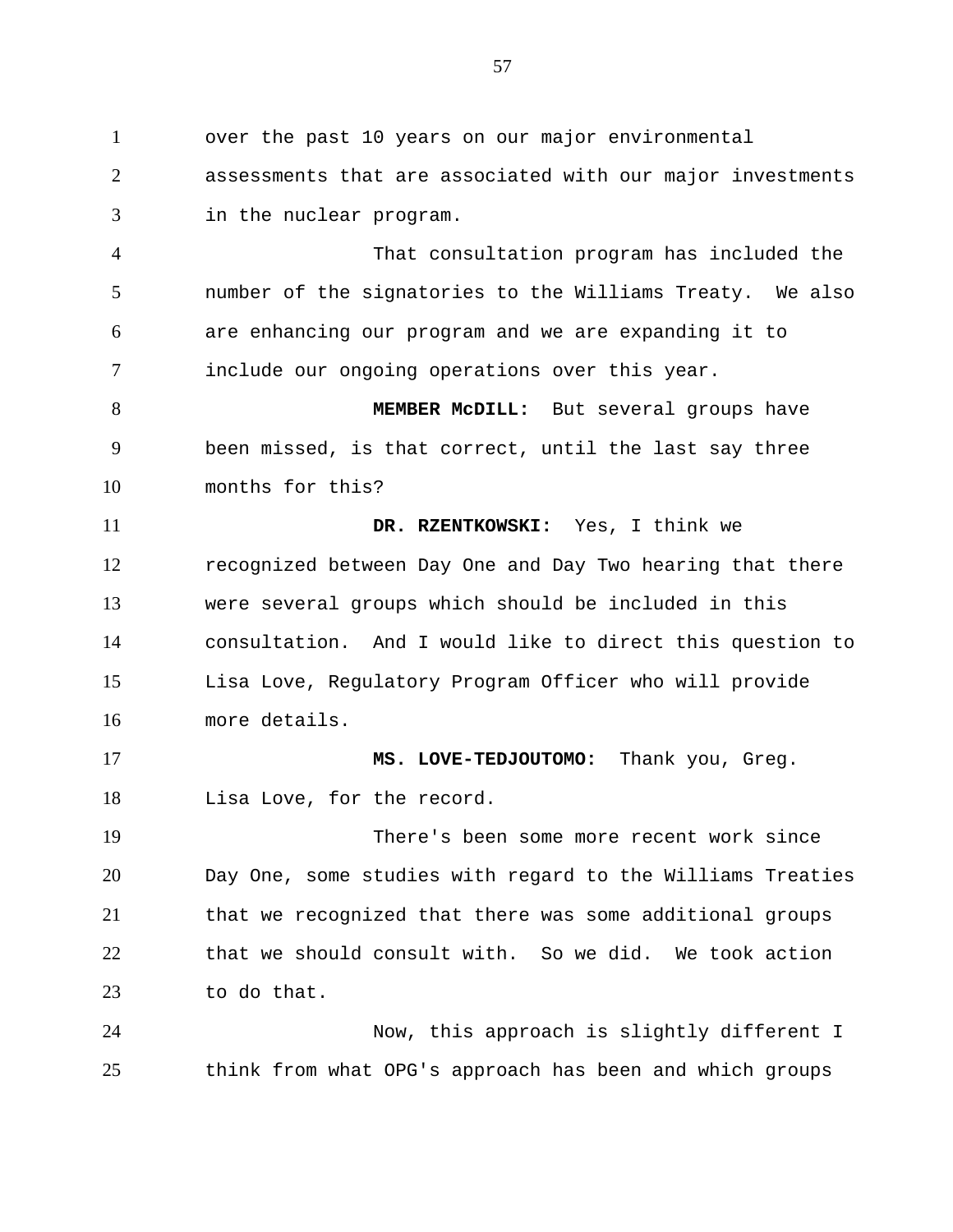over the past 10 years on our major environmental assessments that are associated with our major investments in the nuclear program.

That consultation program has included the number of the signatories to the Williams Treaty. We also are enhancing our program and we are expanding it to include our ongoing operations over this year.

**MEMBER McDILL:** But several groups have been missed, is that correct, until the last say three months for this?

**DR. RZENTKOWSKI:** Yes, I think we recognized between Day One and Day Two hearing that there were several groups which should be included in this consultation. And I would like to direct this question to Lisa Love, Regulatory Program Officer who will provide more details.

**MS. LOVE-TEDJOUTOMO:** Thank you, Greg. Lisa Love, for the record.

There's been some more recent work since Day One, some studies with regard to the Williams Treaties that we recognized that there was some additional groups that we should consult with. So we did. We took action to do that.

Now, this approach is slightly different I think from what OPG's approach has been and which groups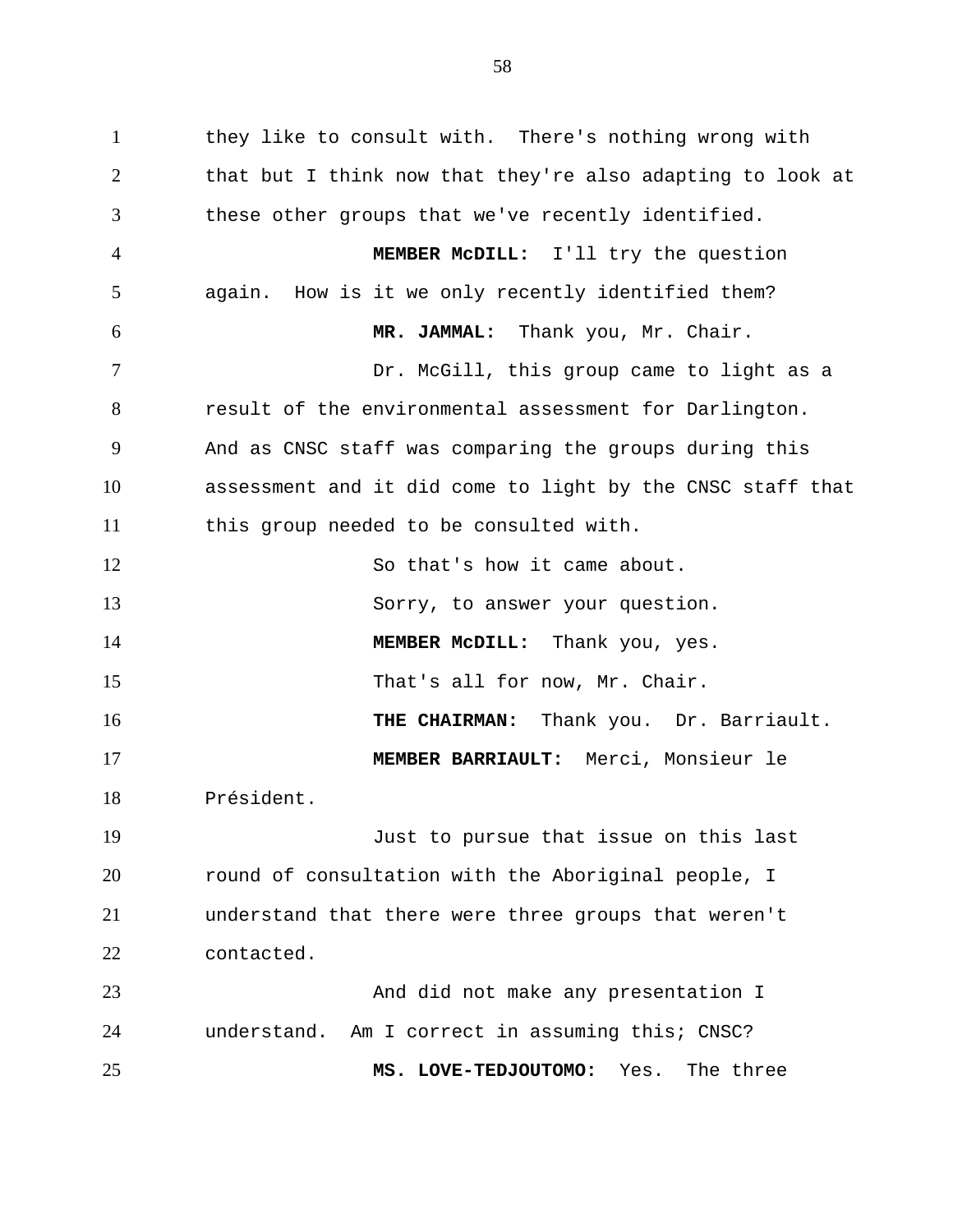they like to consult with. There's nothing wrong with that but I think now that they're also adapting to look at these other groups that we've recently identified.

**MEMBER McDILL:** I'll try the question again. How is it we only recently identified them?

**MR. JAMMAL:** Thank you, Mr. Chair.

Dr. McGill, this group came to light as a result of the environmental assessment for Darlington. And as CNSC staff was comparing the groups during this assessment and it did come to light by the CNSC staff that this group needed to be consulted with.

So that's how it came about.

Sorry, to answer your question.

**MEMBER McDILL:** Thank you, yes.

That's all for now, Mr. Chair.

**THE CHAIRMAN:** Thank you. Dr. Barriault.

**MEMBER BARRIAULT:** Merci, Monsieur le Président.

Just to pursue that issue on this last round of consultation with the Aboriginal people, I understand that there were three groups that weren't contacted.

And did not make any presentation I understand. Am I correct in assuming this; CNSC?

**MS. LOVE-TEDJOUTOMO:** Yes. The three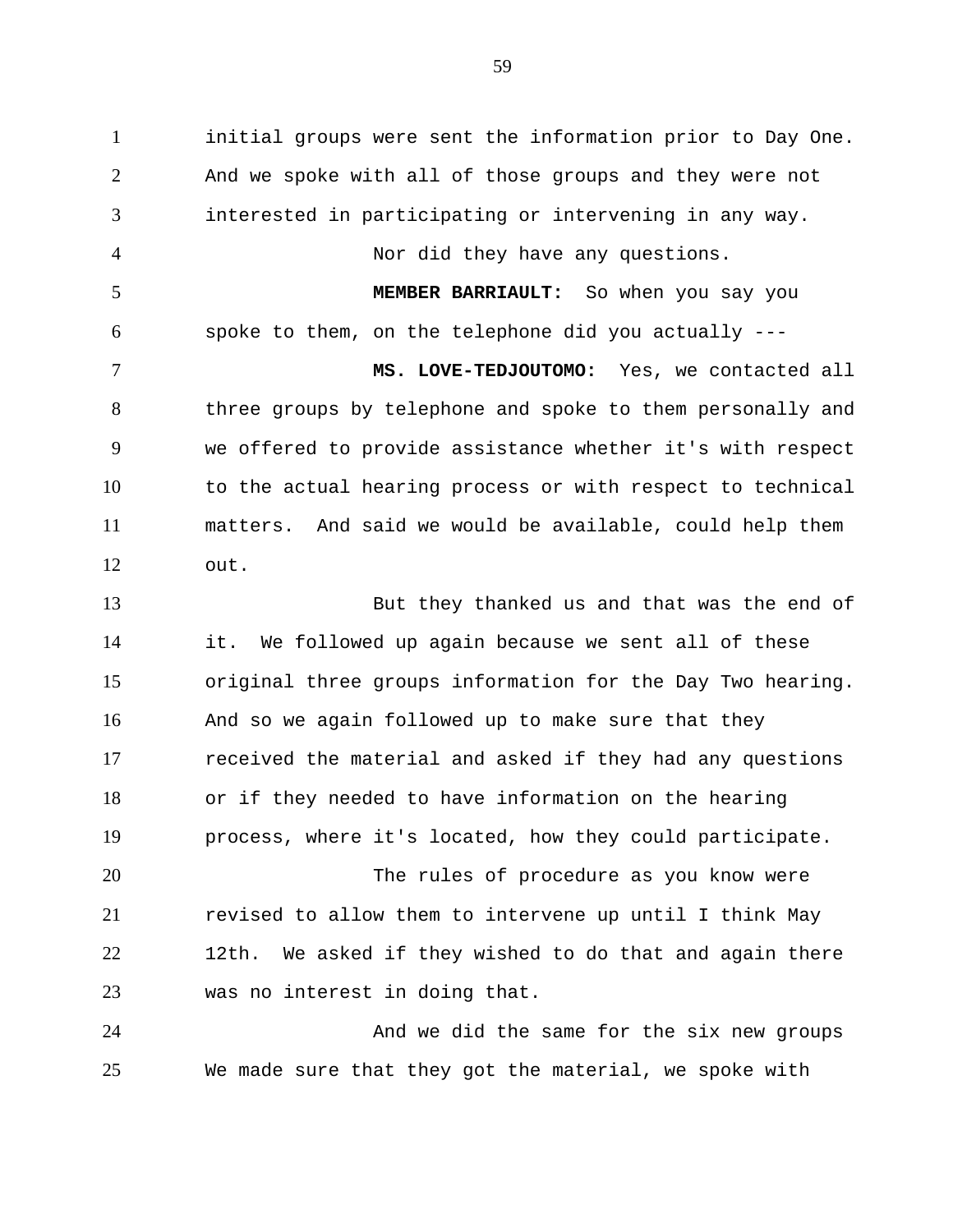initial groups were sent the information prior to Day One. And we spoke with all of those groups and they were not interested in participating or intervening in any way.

Nor did they have any questions.

**MEMBER BARRIAULT:** So when you say you spoke to them, on the telephone did you actually ---

**MS. LOVE-TEDJOUTOMO:** Yes, we contacted all three groups by telephone and spoke to them personally and we offered to provide assistance whether it's with respect to the actual hearing process or with respect to technical matters. And said we would be available, could help them out.

But they thanked us and that was the end of it. We followed up again because we sent all of these original three groups information for the Day Two hearing. And so we again followed up to make sure that they received the material and asked if they had any questions or if they needed to have information on the hearing process, where it's located, how they could participate.

The rules of procedure as you know were revised to allow them to intervene up until I think May 12th. We asked if they wished to do that and again there was no interest in doing that.

And we did the same for the six new groups We made sure that they got the material, we spoke with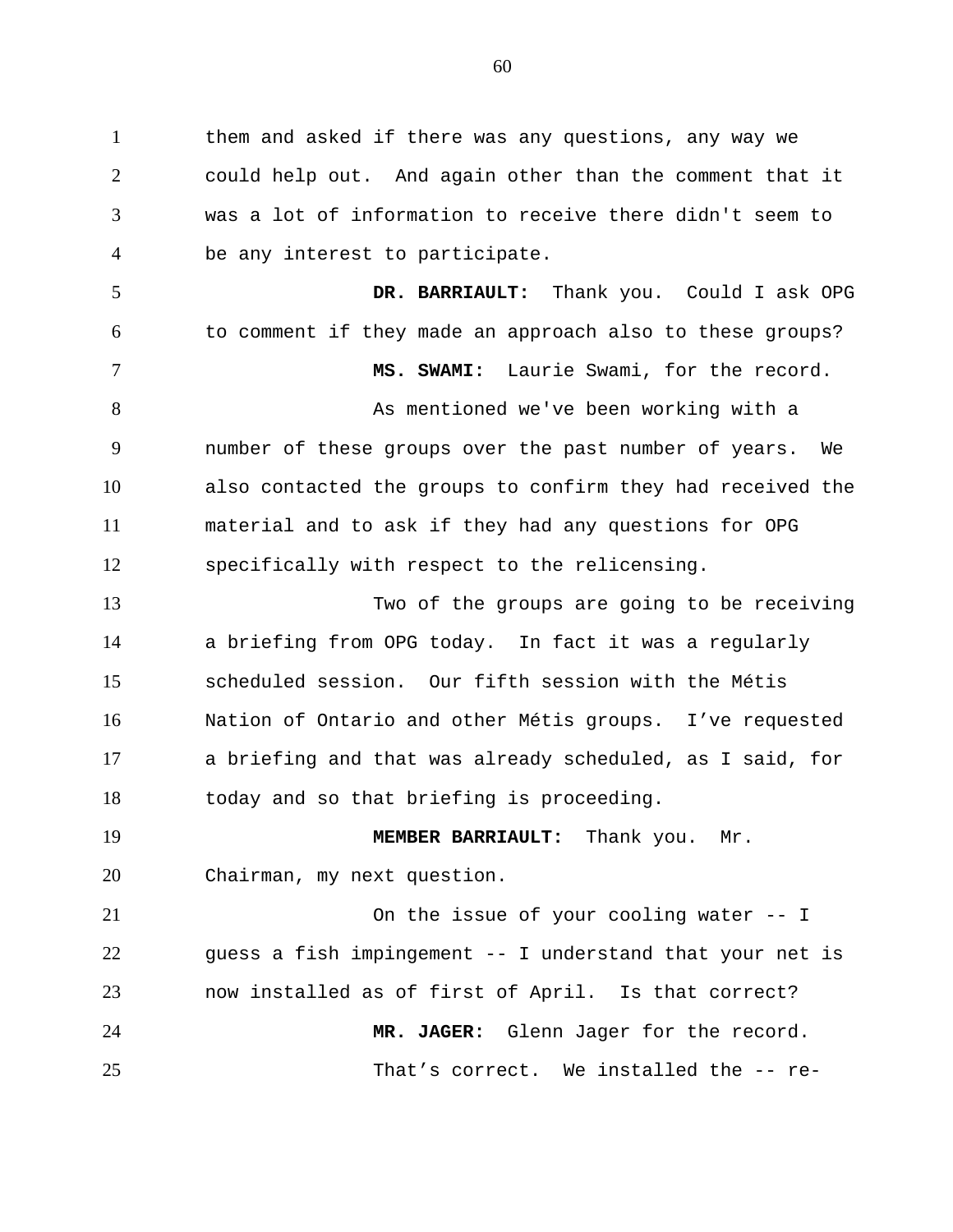them and asked if there was any questions, any way we could help out. And again other than the comment that it was a lot of information to receive there didn't seem to be any interest to participate.

**DR. BARRIAULT:** Thank you. Could I ask OPG to comment if they made an approach also to these groups?

**MS. SWAMI:** Laurie Swami, for the record.

As mentioned we've been working with a number of these groups over the past number of years. We also contacted the groups to confirm they had received the material and to ask if they had any questions for OPG specifically with respect to the relicensing.

Two of the groups are going to be receiving a briefing from OPG today. In fact it was a regularly scheduled session. Our fifth session with the Métis Nation of Ontario and other Métis groups. I've requested a briefing and that was already scheduled, as I said, for today and so that briefing is proceeding.

**MEMBER BARRIAULT:** Thank you. Mr. Chairman, my next question.

On the issue of your cooling water -- I guess a fish impingement -- I understand that your net is now installed as of first of April. Is that correct?

**MR. JAGER:** Glenn Jager for the record.

That's correct. We installed the -- re-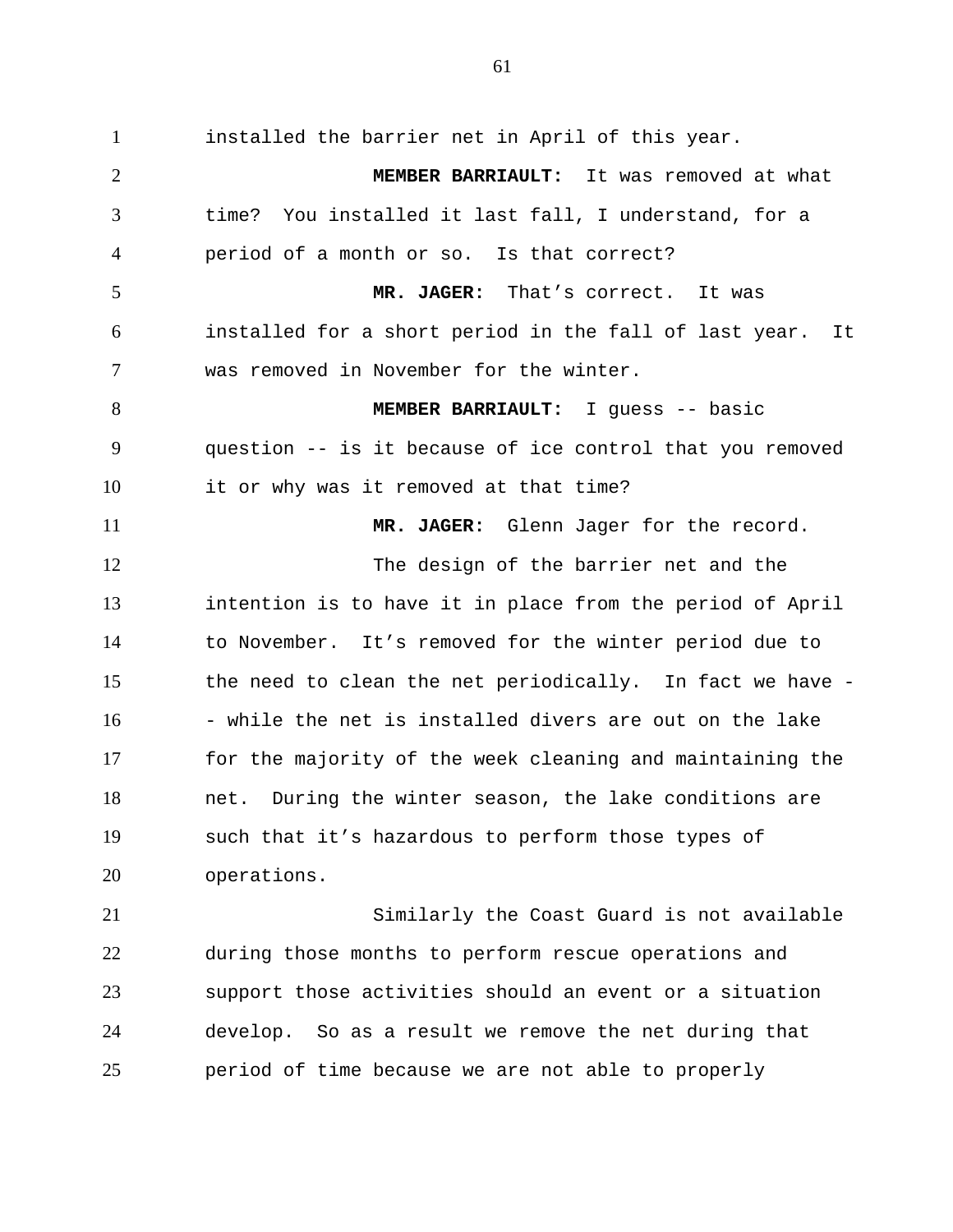installed the barrier net in April of this year.

**MEMBER BARRIAULT:** It was removed at what time? You installed it last fall, I understand, for a period of a month or so. Is that correct?

**MR. JAGER:** That's correct. It was installed for a short period in the fall of last year. It was removed in November for the winter.

**MEMBER BARRIAULT:** I guess -- basic question -- is it because of ice control that you removed it or why was it removed at that time?

**MR. JAGER:** Glenn Jager for the record.

The design of the barrier net and the intention is to have it in place from the period of April to November. It's removed for the winter period due to the need to clean the net periodically. In fact we have -- while the net is installed divers are out on the lake for the majority of the week cleaning and maintaining the net. During the winter season, the lake conditions are such that it's hazardous to perform those types of operations.

Similarly the Coast Guard is not available during those months to perform rescue operations and support those activities should an event or a situation develop. So as a result we remove the net during that period of time because we are not able to properly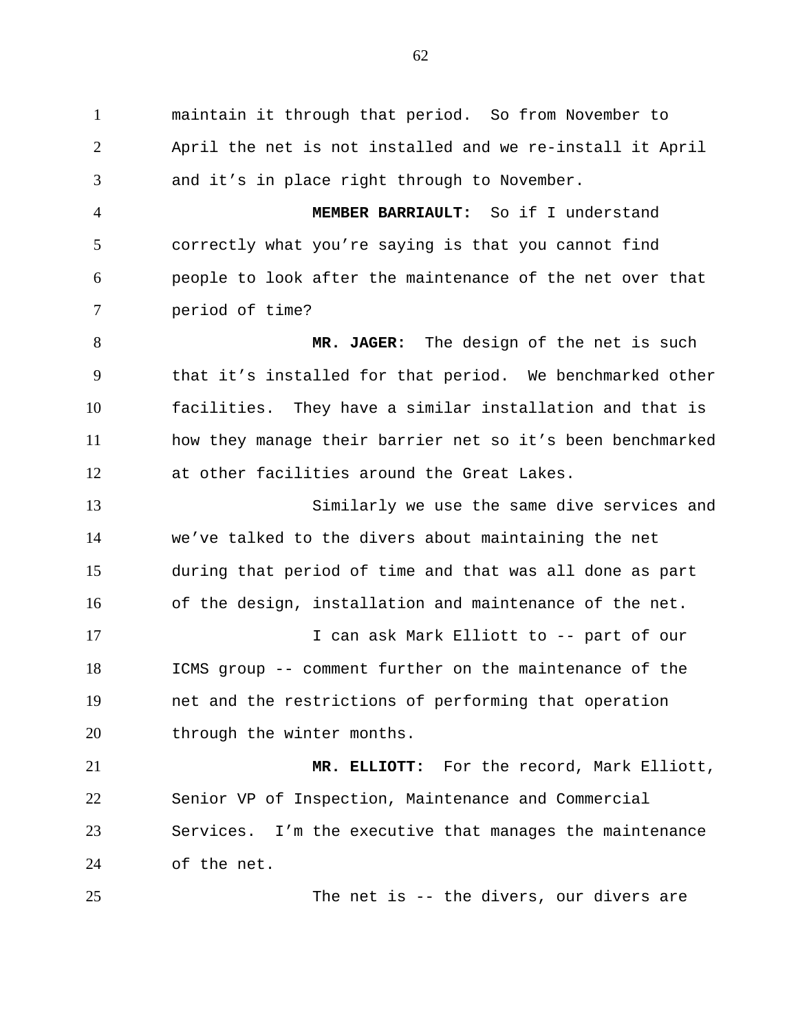maintain it through that period. So from November to April the net is not installed and we re-install it April and it's in place right through to November.

**MEMBER BARRIAULT:** So if I understand correctly what you're saying is that you cannot find people to look after the maintenance of the net over that period of time?

**MR. JAGER:** The design of the net is such that it's installed for that period. We benchmarked other facilities. They have a similar installation and that is how they manage their barrier net so it's been benchmarked at other facilities around the Great Lakes.

Similarly we use the same dive services and we've talked to the divers about maintaining the net during that period of time and that was all done as part of the design, installation and maintenance of the net.

I can ask Mark Elliott to -- part of our ICMS group -- comment further on the maintenance of the net and the restrictions of performing that operation through the winter months.

**MR. ELLIOTT:** For the record, Mark Elliott, Senior VP of Inspection, Maintenance and Commercial Services. I'm the executive that manages the maintenance of the net.

The net is -- the divers, our divers are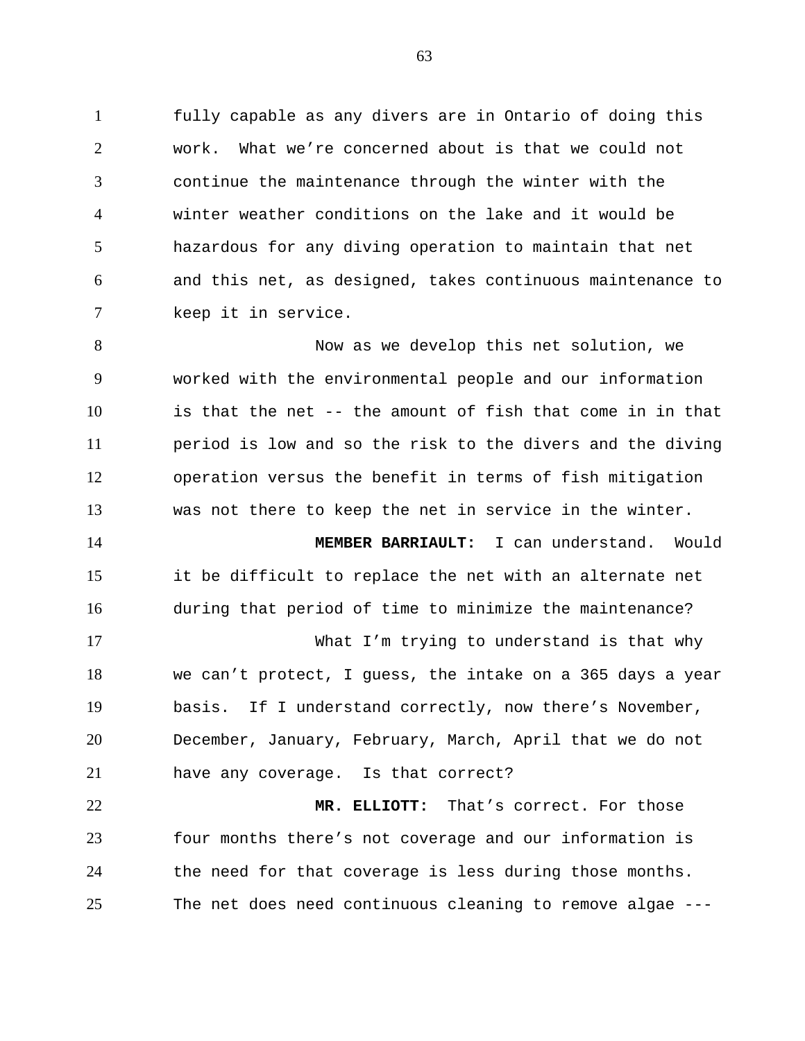fully capable as any divers are in Ontario of doing this work. What we're concerned about is that we could not continue the maintenance through the winter with the winter weather conditions on the lake and it would be hazardous for any diving operation to maintain that net and this net, as designed, takes continuous maintenance to keep it in service.

Now as we develop this net solution, we worked with the environmental people and our information is that the net -- the amount of fish that come in in that period is low and so the risk to the divers and the diving operation versus the benefit in terms of fish mitigation was not there to keep the net in service in the winter.

**MEMBER BARRIAULT:** I can understand. Would it be difficult to replace the net with an alternate net during that period of time to minimize the maintenance?

What I'm trying to understand is that why we can't protect, I guess, the intake on a 365 days a year basis. If I understand correctly, now there's November, December, January, February, March, April that we do not have any coverage. Is that correct?

**MR. ELLIOTT:** That's correct. For those four months there's not coverage and our information is the need for that coverage is less during those months. The net does need continuous cleaning to remove algae ---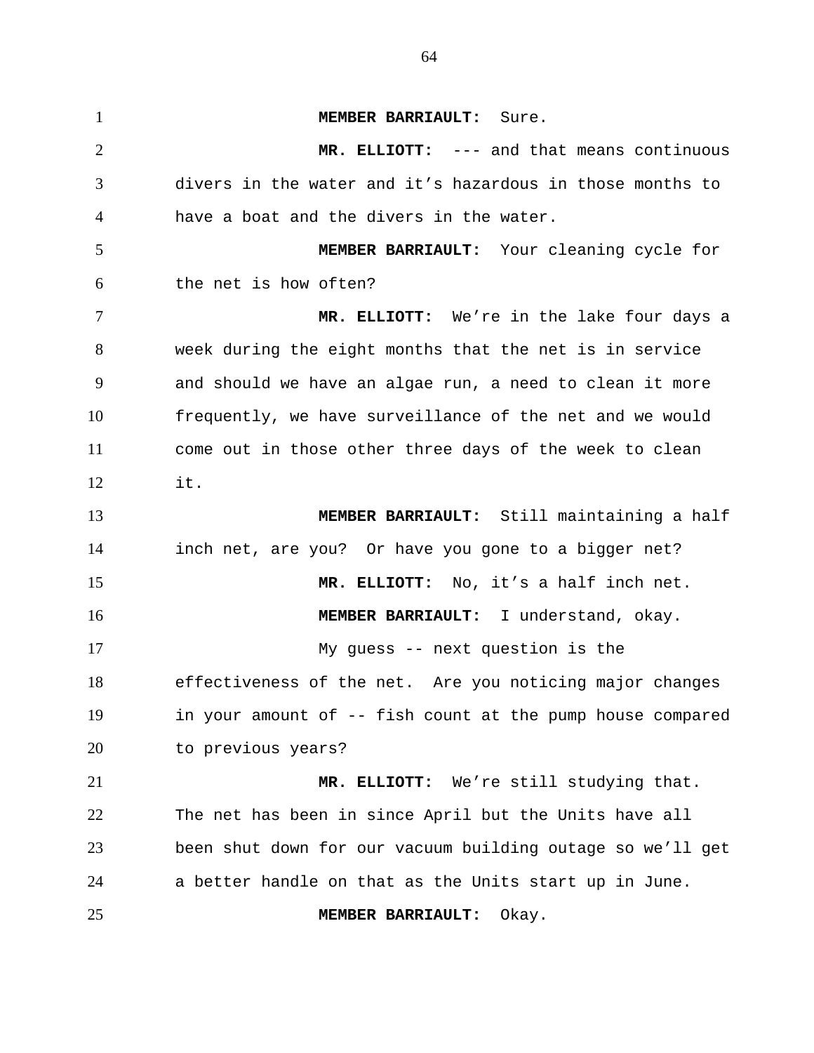**MEMBER BARRIAULT:** Sure.

**MR. ELLIOTT:** --- and that means continuous divers in the water and it's hazardous in those months to have a boat and the divers in the water.

**MEMBER BARRIAULT:** Your cleaning cycle for the net is how often?

**MR. ELLIOTT:** We're in the lake four days a week during the eight months that the net is in service and should we have an algae run, a need to clean it more frequently, we have surveillance of the net and we would come out in those other three days of the week to clean it.

**MEMBER BARRIAULT:** Still maintaining a half inch net, are you? Or have you gone to a bigger net?

**MR. ELLIOTT:** No, it's a half inch net.

**MEMBER BARRIAULT:** I understand, okay.

My guess -- next question is the effectiveness of the net. Are you noticing major changes in your amount of -- fish count at the pump house compared to previous years?

**MR. ELLIOTT:** We're still studying that. The net has been in since April but the Units have all been shut down for our vacuum building outage so we'll get a better handle on that as the Units start up in June.

**MEMBER BARRIAULT:** Okay.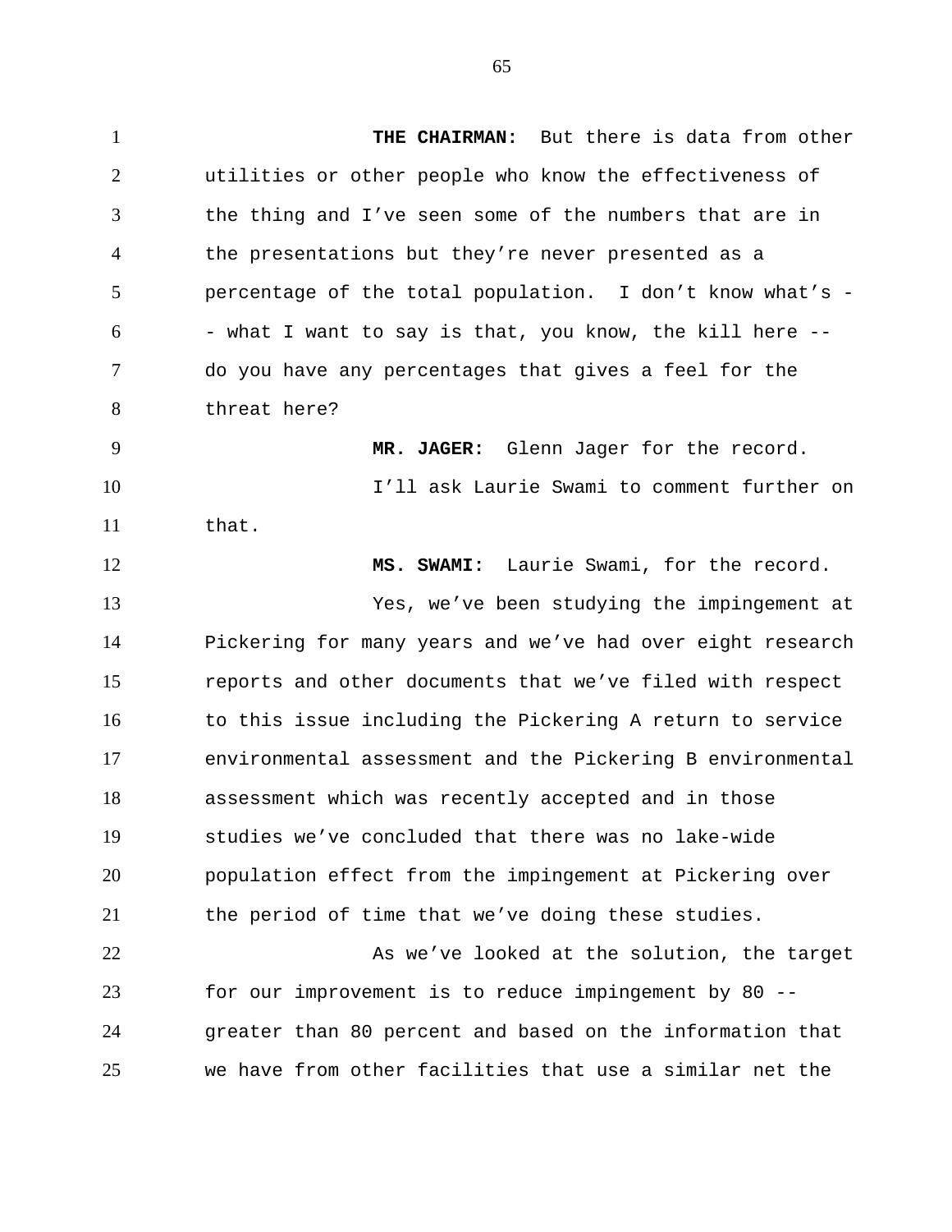**THE CHAIRMAN:** But there is data from other utilities or other people who know the effectiveness of the thing and I've seen some of the numbers that are in the presentations but they're never presented as a percentage of the total population. I don't know what's -- what I want to say is that, you know, the kill here -- do you have any percentages that gives a feel for the threat here?

**MR. JAGER:** Glenn Jager for the record.

I'll ask Laurie Swami to comment further on that.

**MS. SWAMI:** Laurie Swami, for the record.

Yes, we've been studying the impingement at Pickering for many years and we've had over eight research reports and other documents that we've filed with respect to this issue including the Pickering A return to service environmental assessment and the Pickering B environmental assessment which was recently accepted and in those studies we've concluded that there was no lake-wide population effect from the impingement at Pickering over the period of time that we've doing these studies.

As we've looked at the solution, the target for our improvement is to reduce impingement by 80 -- greater than 80 percent and based on the information that we have from other facilities that use a similar net the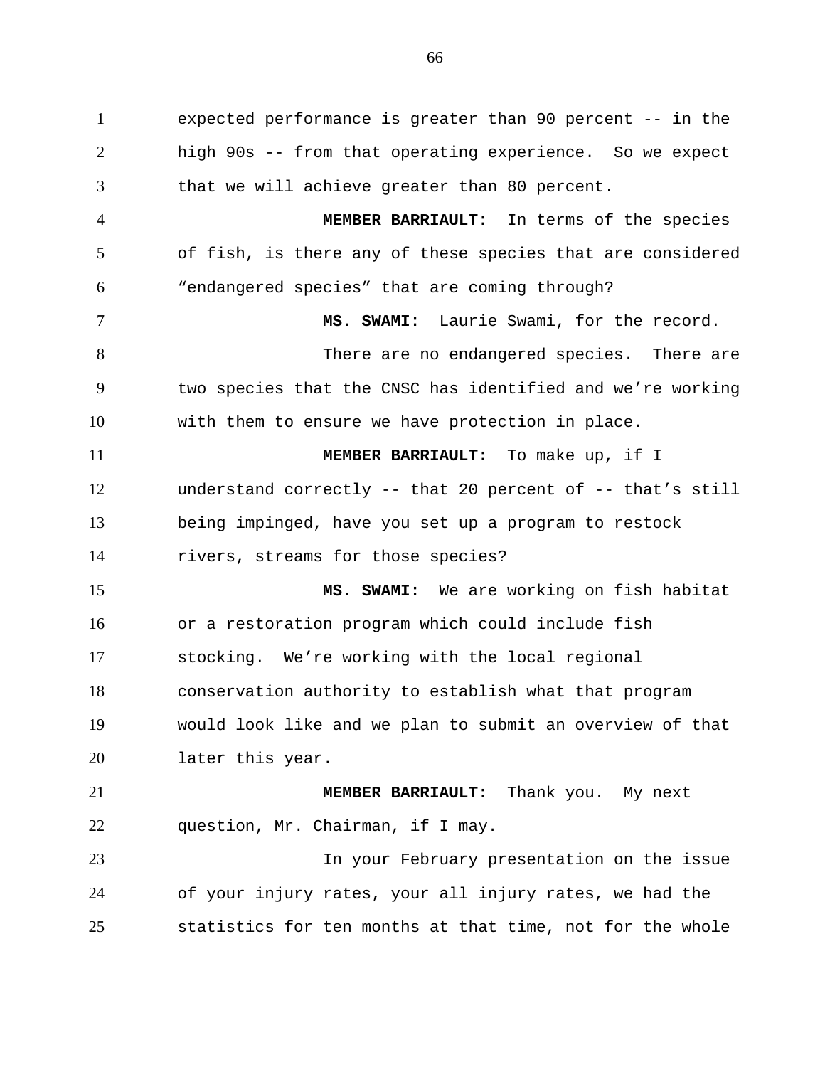expected performance is greater than 90 percent -- in the high 90s -- from that operating experience. So we expect that we will achieve greater than 80 percent.

**MEMBER BARRIAULT:** In terms of the species of fish, is there any of these species that are considered “endangered species” that are coming through?

**MS. SWAMI:** Laurie Swami, for the record.

There are no endangered species. There are two species that the CNSC has identified and we’re working with them to ensure we have protection in place.

**MEMBER BARRIAULT:** To make up, if I understand correctly -- that 20 percent of -- that’s still being impinged, have you set up a program to restock rivers, streams for those species?

**MS. SWAMI:** We are working on fish habitat or a restoration program which could include fish stocking. We’re working with the local regional conservation authority to establish what that program would look like and we plan to submit an overview of that later this year.

**MEMBER BARRIAULT:** Thank you. My next question, Mr. Chairman, if I may.

In your February presentation on the issue of your injury rates, your all injury rates, we had the statistics for ten months at that time, not for the whole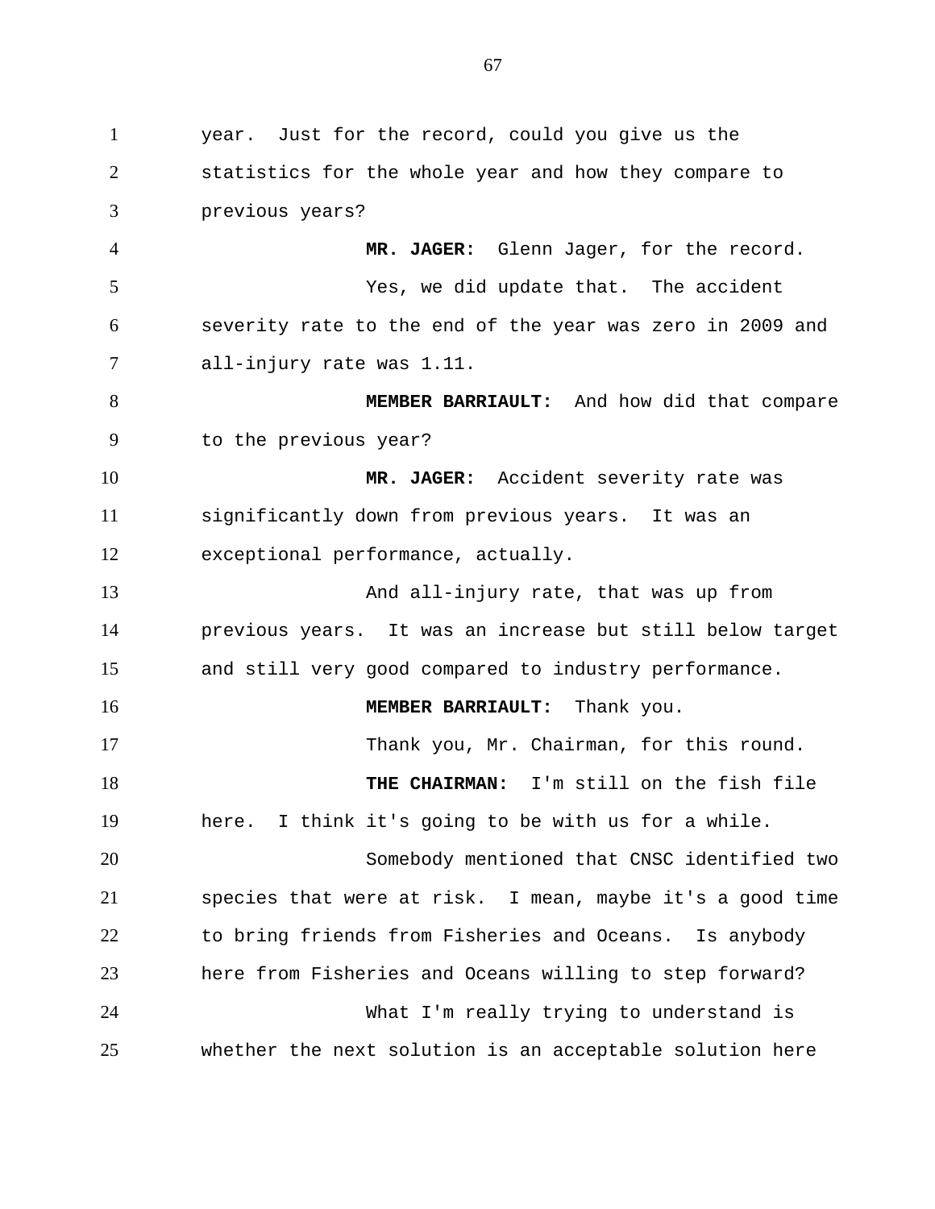year. Just for the record, could you give us the statistics for the whole year and how they compare to previous years?

**MR. JAGER:** Glenn Jager, for the record.

Yes, we did update that. The accident severity rate to the end of the year was zero in 2009 and all-injury rate was 1.11.

**MEMBER BARRIAULT:** And how did that compare to the previous year?

**MR. JAGER:** Accident severity rate was significantly down from previous years. It was an exceptional performance, actually.

And all-injury rate, that was up from previous years. It was an increase but still below target and still very good compared to industry performance.

**MEMBER BARRIAULT:** Thank you.

Thank you, Mr. Chairman, for this round.

**THE CHAIRMAN:** I'm still on the fish file here. I think it's going to be with us for a while.

Somebody mentioned that CNSC identified two species that were at risk. I mean, maybe it's a good time to bring friends from Fisheries and Oceans. Is anybody here from Fisheries and Oceans willing to step forward?

What I'm really trying to understand is whether the next solution is an acceptable solution here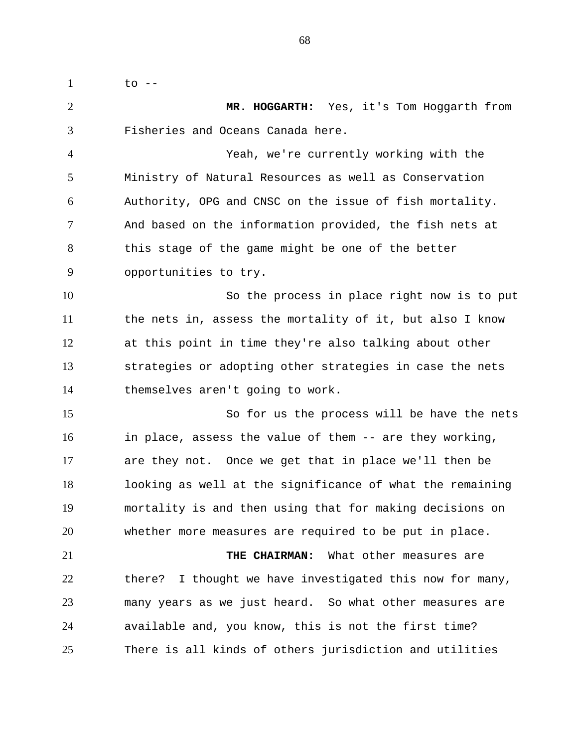to --

**MR. HOGGARTH:** Yes, it's Tom Hoggarth from Fisheries and Oceans Canada here.

Yeah, we're currently working with the Ministry of Natural Resources as well as Conservation Authority, OPG and CNSC on the issue of fish mortality. And based on the information provided, the fish nets at this stage of the game might be one of the better opportunities to try.

So the process in place right now is to put the nets in, assess the mortality of it, but also I know at this point in time they're also talking about other strategies or adopting other strategies in case the nets themselves aren't going to work.

So for us the process will be have the nets in place, assess the value of them -- are they working, are they not. Once we get that in place we'll then be looking as well at the significance of what the remaining mortality is and then using that for making decisions on whether more measures are required to be put in place.

**THE CHAIRMAN:** What other measures are there? I thought we have investigated this now for many, many years as we just heard. So what other measures are available and, you know, this is not the first time? There is all kinds of others jurisdiction and utilities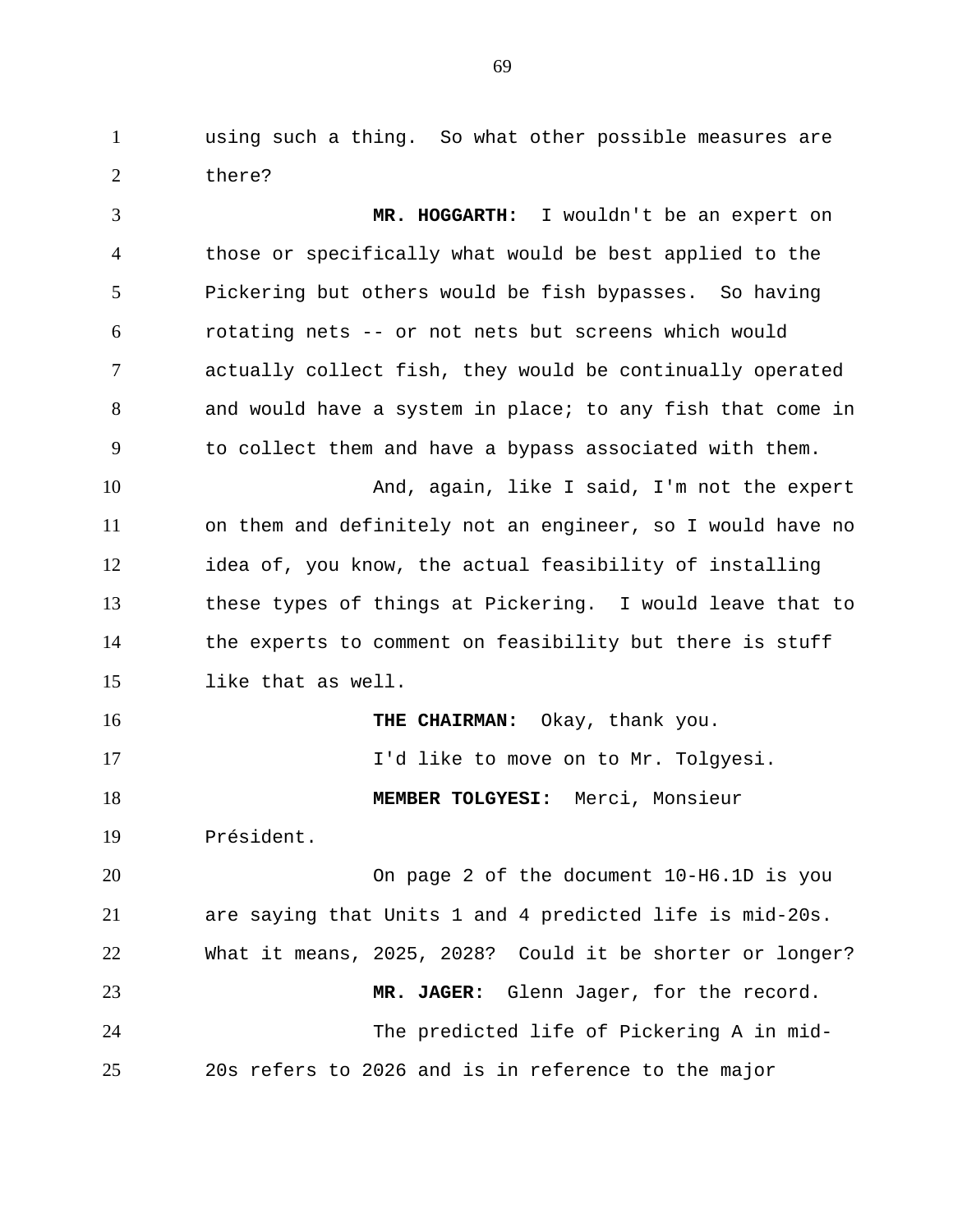using such a thing. So what other possible measures are there?

**MR. HOGGARTH:** I wouldn't be an expert on those or specifically what would be best applied to the Pickering but others would be fish bypasses. So having rotating nets -- or not nets but screens which would actually collect fish, they would be continually operated and would have a system in place; to any fish that come in to collect them and have a bypass associated with them.

And, again, like I said, I'm not the expert on them and definitely not an engineer, so I would have no idea of, you know, the actual feasibility of installing these types of things at Pickering. I would leave that to the experts to comment on feasibility but there is stuff like that as well.

**THE CHAIRMAN:** Okay, thank you.

I'd like to move on to Mr. Tolgyesi.

**MEMBER TOLGYESI:** Merci, Monsieur Président.

On page 2 of the document 10-H6.1D is you are saying that Units 1 and 4 predicted life is mid-20s. What it means, 2025, 2028? Could it be shorter or longer?

**MR. JAGER:** Glenn Jager, for the record.

The predicted life of Pickering A in mid-20s refers to 2026 and is in reference to the major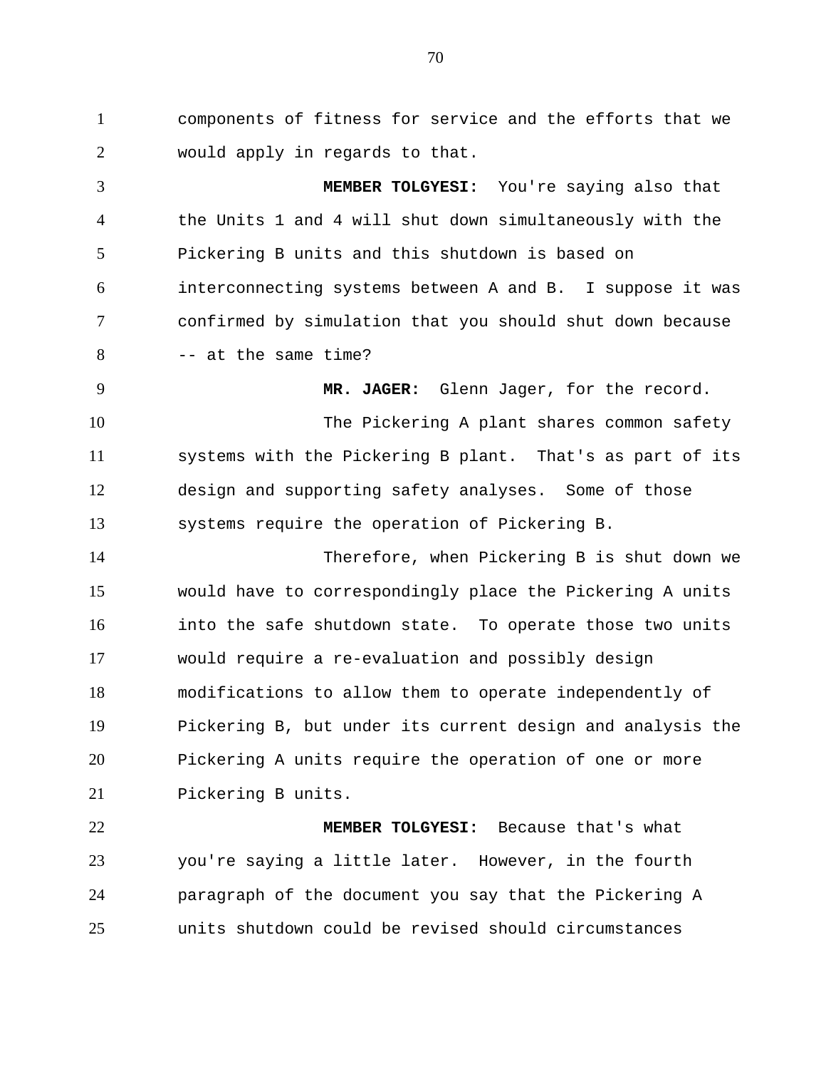components of fitness for service and the efforts that we would apply in regards to that.

**MEMBER TOLGYESI:** You're saying also that the Units 1 and 4 will shut down simultaneously with the Pickering B units and this shutdown is based on interconnecting systems between A and B. I suppose it was confirmed by simulation that you should shut down because -- at the same time?

**MR. JAGER:** Glenn Jager, for the record.

The Pickering A plant shares common safety systems with the Pickering B plant. That's as part of its design and supporting safety analyses. Some of those systems require the operation of Pickering B.

Therefore, when Pickering B is shut down we would have to correspondingly place the Pickering A units into the safe shutdown state. To operate those two units would require a re-evaluation and possibly design modifications to allow them to operate independently of Pickering B, but under its current design and analysis the Pickering A units require the operation of one or more Pickering B units.

**MEMBER TOLGYESI:** Because that's what you're saying a little later. However, in the fourth paragraph of the document you say that the Pickering A units shutdown could be revised should circumstances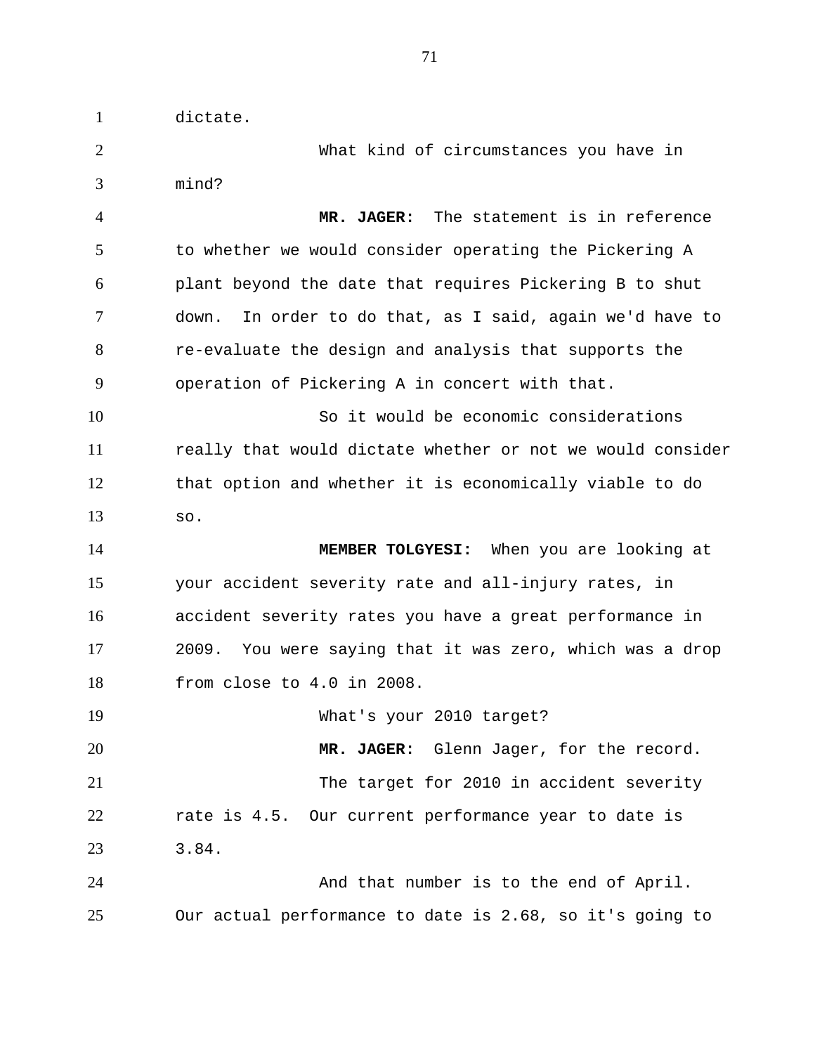dictate.

What kind of circumstances you have in mind?

**MR. JAGER:** The statement is in reference to whether we would consider operating the Pickering A plant beyond the date that requires Pickering B to shut down. In order to do that, as I said, again we'd have to re-evaluate the design and analysis that supports the operation of Pickering A in concert with that.

So it would be economic considerations really that would dictate whether or not we would consider that option and whether it is economically viable to do so.

**MEMBER TOLGYESI:** When you are looking at your accident severity rate and all-injury rates, in accident severity rates you have a great performance in 2009. You were saying that it was zero, which was a drop from close to 4.0 in 2008.

What's your 2010 target?

**MR. JAGER:** Glenn Jager, for the record.

The target for 2010 in accident severity rate is 4.5. Our current performance year to date is 3.84.

And that number is to the end of April. Our actual performance to date is 2.68, so it's going to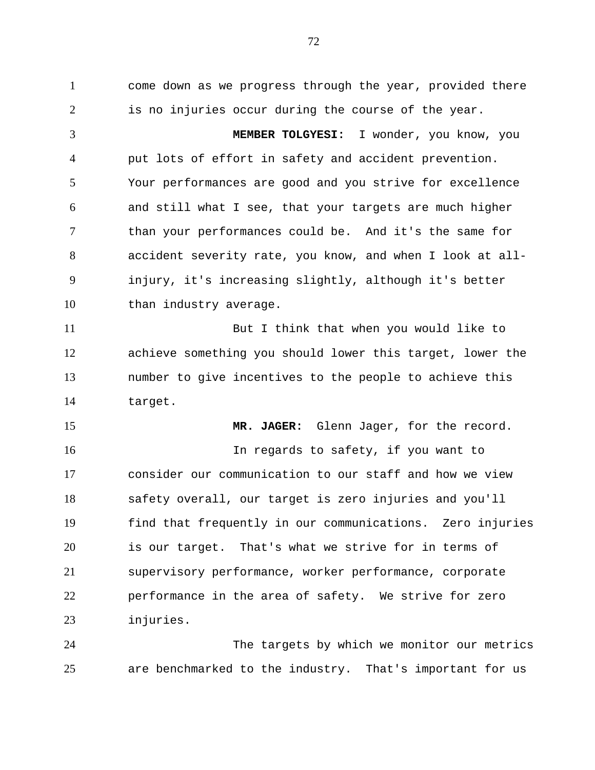come down as we progress through the year, provided there is no injuries occur during the course of the year.

**MEMBER TOLGYESI:** I wonder, you know, you put lots of effort in safety and accident prevention. Your performances are good and you strive for excellence and still what I see, that your targets are much higher than your performances could be. And it's the same for accident severity rate, you know, and when I look at all-injury, it's increasing slightly, although it's better than industry average.

But I think that when you would like to achieve something you should lower this target, lower the number to give incentives to the people to achieve this target.

**MR. JAGER:** Glenn Jager, for the record.

In regards to safety, if you want to consider our communication to our staff and how we view safety overall, our target is zero injuries and you'll find that frequently in our communications. Zero injuries is our target. That's what we strive for in terms of supervisory performance, worker performance, corporate performance in the area of safety. We strive for zero injuries.

The targets by which we monitor our metrics are benchmarked to the industry. That's important for us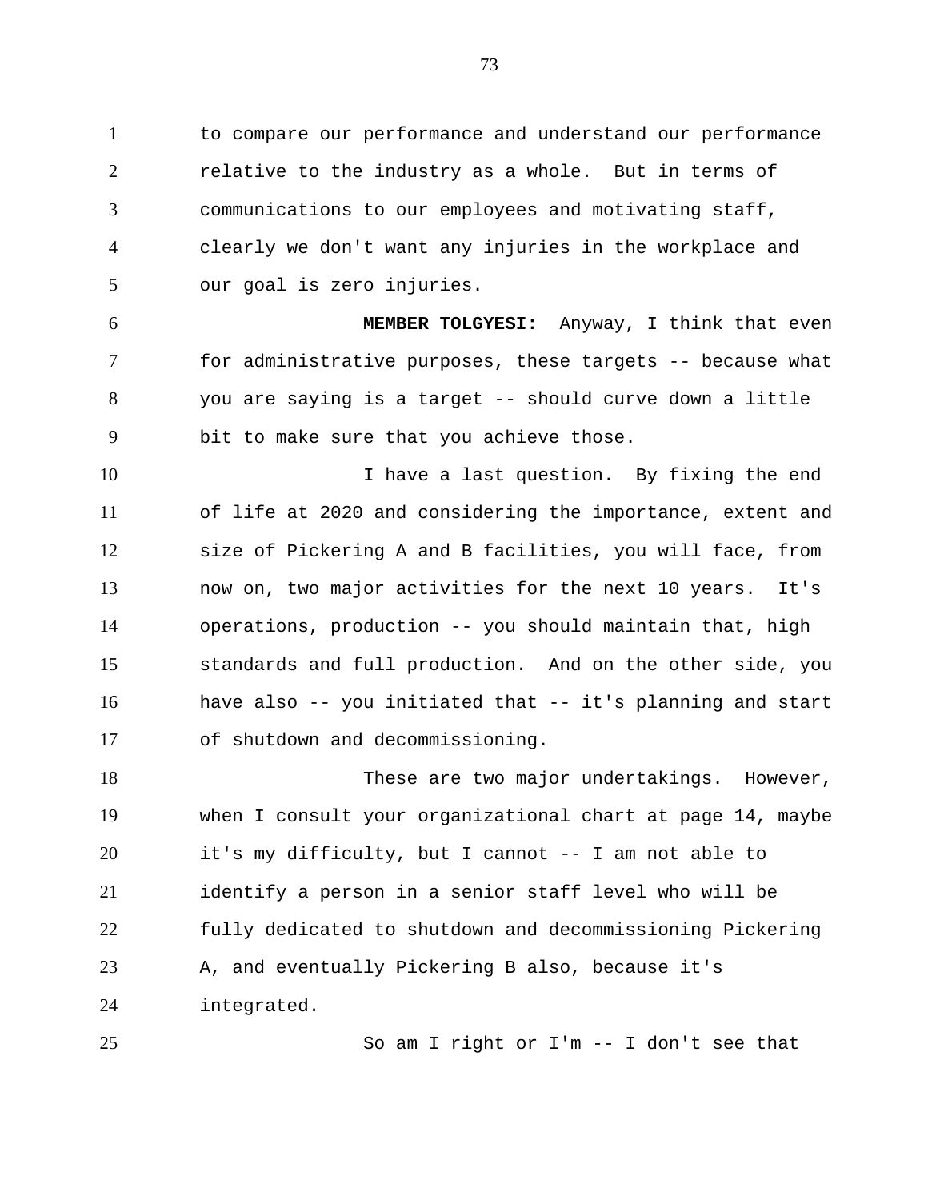to compare our performance and understand our performance relative to the industry as a whole. But in terms of communications to our employees and motivating staff, clearly we don't want any injuries in the workplace and our goal is zero injuries.

**MEMBER TOLGYESI:** Anyway, I think that even for administrative purposes, these targets -- because what you are saying is a target -- should curve down a little bit to make sure that you achieve those.

I have a last question. By fixing the end of life at 2020 and considering the importance, extent and size of Pickering A and B facilities, you will face, from now on, two major activities for the next 10 years. It's operations, production -- you should maintain that, high standards and full production. And on the other side, you have also -- you initiated that -- it's planning and start of shutdown and decommissioning.

These are two major undertakings. However, when I consult your organizational chart at page 14, maybe it's my difficulty, but I cannot -- I am not able to identify a person in a senior staff level who will be fully dedicated to shutdown and decommissioning Pickering A, and eventually Pickering B also, because it's integrated.

So am I right or I'm -- I don't see that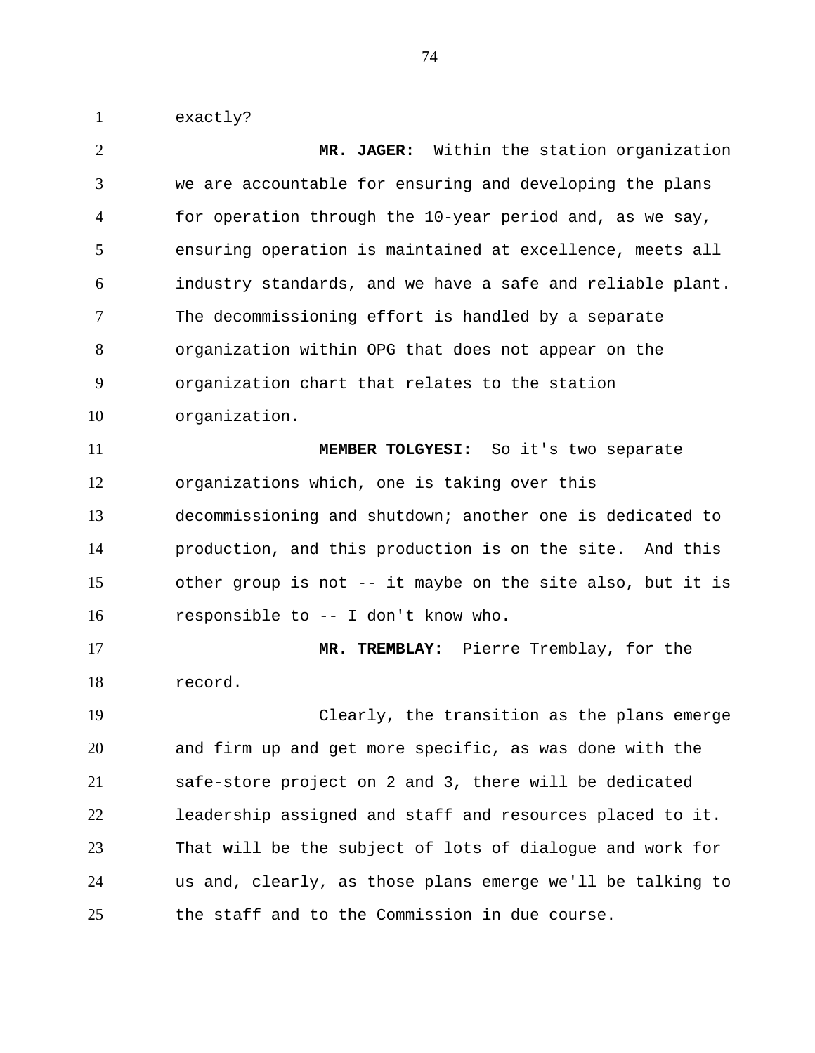exactly?

**MR. JAGER:** Within the station organization we are accountable for ensuring and developing the plans for operation through the 10-year period and, as we say, ensuring operation is maintained at excellence, meets all industry standards, and we have a safe and reliable plant. The decommissioning effort is handled by a separate organization within OPG that does not appear on the organization chart that relates to the station organization.

**MEMBER TOLGYESI:** So it's two separate organizations which, one is taking over this decommissioning and shutdown; another one is dedicated to production, and this production is on the site. And this other group is not -- it maybe on the site also, but it is responsible to -- I don't know who.

**MR. TREMBLAY:** Pierre Tremblay, for the record.

Clearly, the transition as the plans emerge and firm up and get more specific, as was done with the safe-store project on 2 and 3, there will be dedicated leadership assigned and staff and resources placed to it. That will be the subject of lots of dialogue and work for us and, clearly, as those plans emerge we'll be talking to the staff and to the Commission in due course.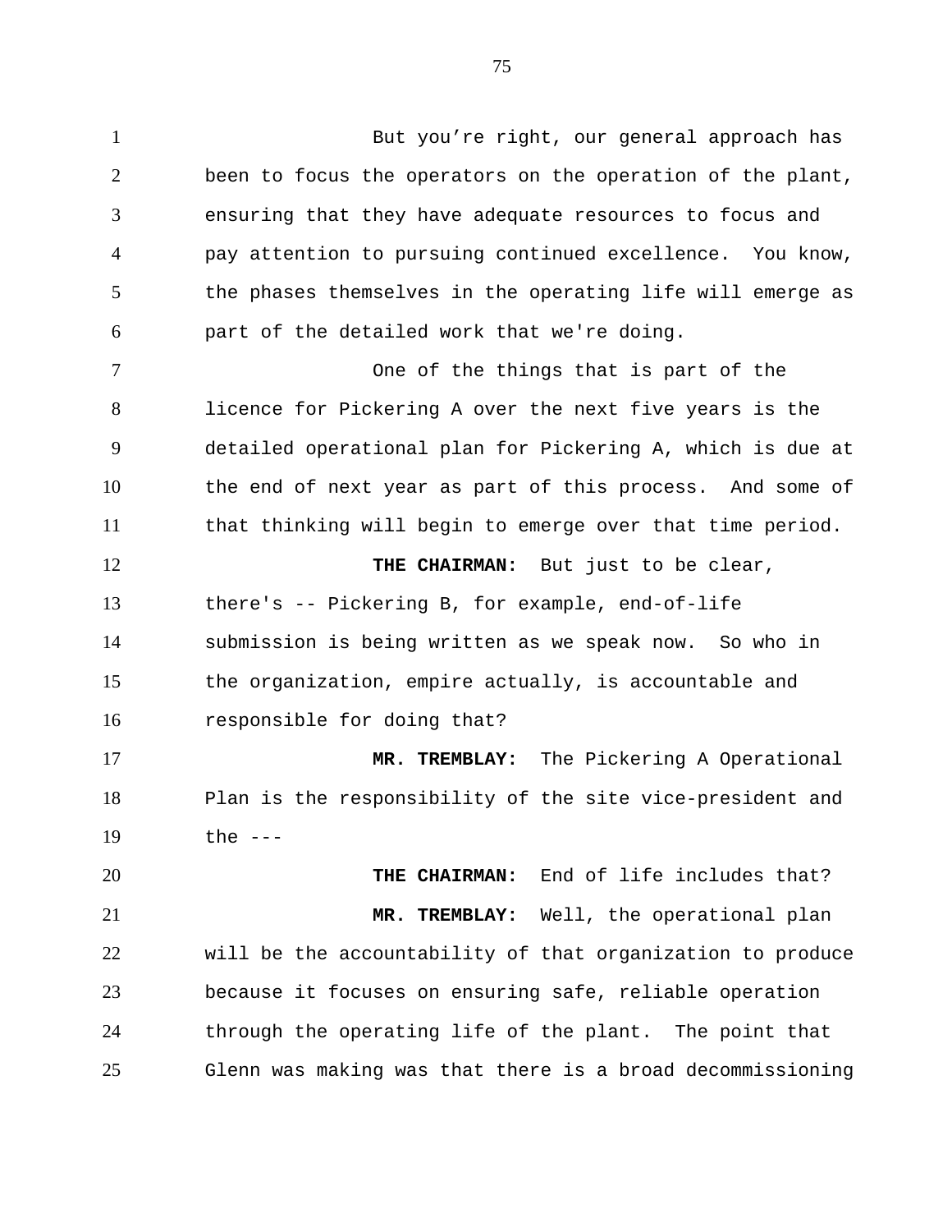But you're right, our general approach has been to focus the operators on the operation of the plant, ensuring that they have adequate resources to focus and pay attention to pursuing continued excellence. You know, the phases themselves in the operating life will emerge as part of the detailed work that we're doing.

One of the things that is part of the licence for Pickering A over the next five years is the detailed operational plan for Pickering A, which is due at the end of next year as part of this process. And some of that thinking will begin to emerge over that time period.

**THE CHAIRMAN:** But just to be clear, there's -- Pickering B, for example, end-of-life submission is being written as we speak now. So who in the organization, empire actually, is accountable and responsible for doing that?

**MR. TREMBLAY:** The Pickering A Operational Plan is the responsibility of the site vice-president and the ---

**THE CHAIRMAN:** End of life includes that?

**MR. TREMBLAY:** Well, the operational plan will be the accountability of that organization to produce because it focuses on ensuring safe, reliable operation through the operating life of the plant. The point that Glenn was making was that there is a broad decommissioning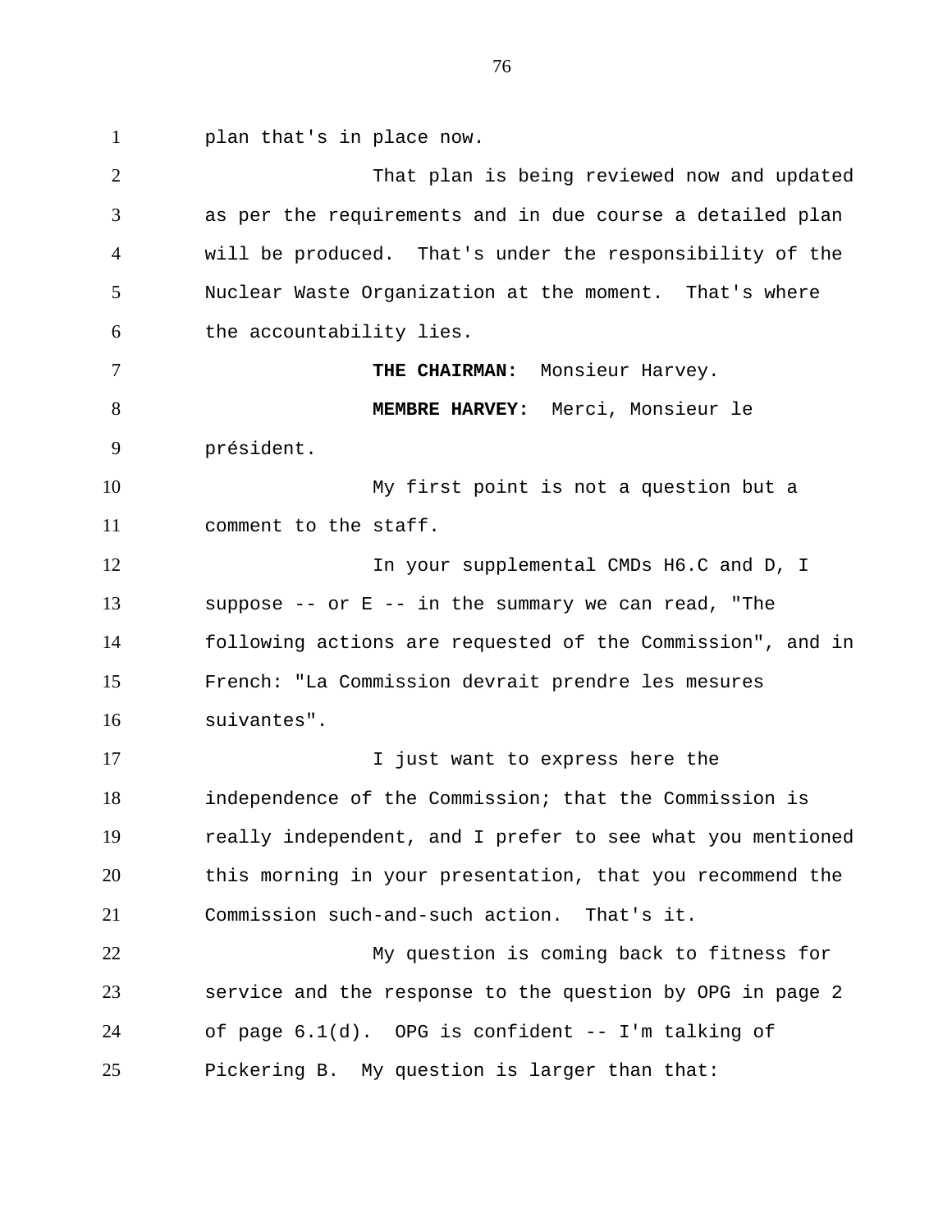plan that's in place now.

That plan is being reviewed now and updated as per the requirements and in due course a detailed plan will be produced. That's under the responsibility of the Nuclear Waste Organization at the moment. That's where the accountability lies.

**THE CHAIRMAN:** Monsieur Harvey.

**MEMBRE HARVEY:** Merci, Monsieur le président.

My first point is not a question but a comment to the staff.

In your supplemental CMDs H6.C and D, I suppose -- or E -- in the summary we can read, "The following actions are requested of the Commission", and in French: "La Commission devrait prendre les mesures suivantes".

I just want to express here the independence of the Commission; that the Commission is really independent, and I prefer to see what you mentioned this morning in your presentation, that you recommend the Commission such-and-such action. That's it.

My question is coming back to fitness for service and the response to the question by OPG in page 2 of page 6.1(d). OPG is confident -- I'm talking of Pickering B. My question is larger than that: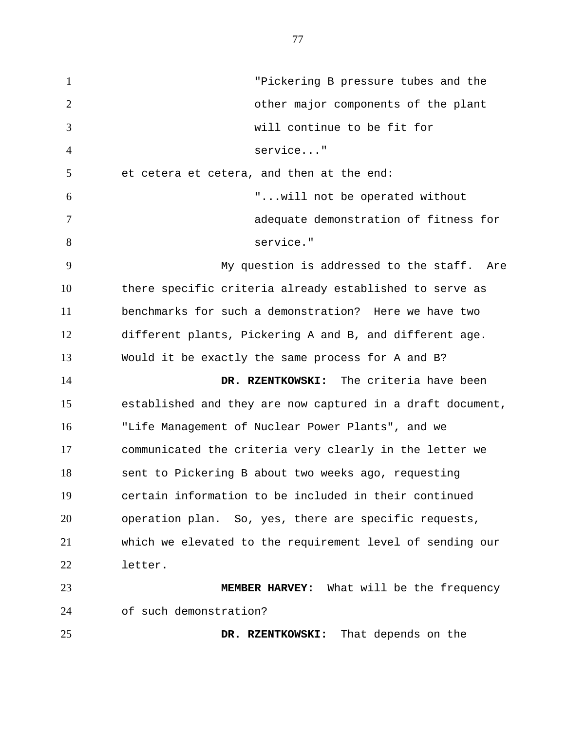> "Pickering B pressure tubes and the other major components of the plant will continue to be fit for service..."

et cetera et cetera, and then at the end:

> "...will not be operated without adequate demonstration of fitness for service."

My question is addressed to the staff. Are there specific criteria already established to serve as benchmarks for such a demonstration? Here we have two different plants, Pickering A and B, and different age. Would it be exactly the same process for A and B?

**DR. RZENTKOWSKI:** The criteria have been established and they are now captured in a draft document, "Life Management of Nuclear Power Plants", and we communicated the criteria very clearly in the letter we sent to Pickering B about two weeks ago, requesting certain information to be included in their continued operation plan. So, yes, there are specific requests, which we elevated to the requirement level of sending our letter.

**MEMBER HARVEY:** What will be the frequency of such demonstration?

**DR. RZENTKOWSKI:** That depends on the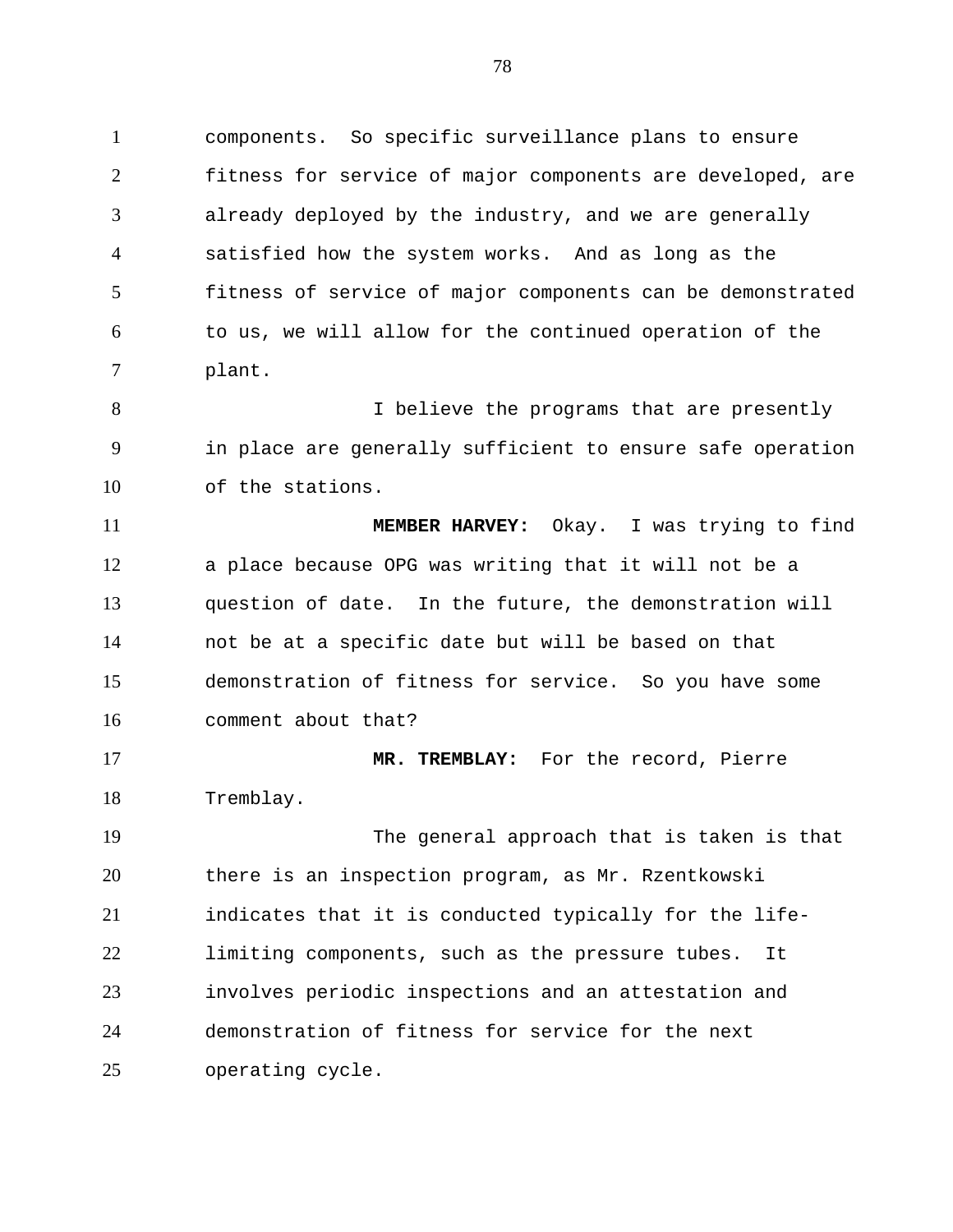components. So specific surveillance plans to ensure fitness for service of major components are developed, are already deployed by the industry, and we are generally satisfied how the system works. And as long as the fitness of service of major components can be demonstrated to us, we will allow for the continued operation of the plant.

I believe the programs that are presently in place are generally sufficient to ensure safe operation of the stations.

**MEMBER HARVEY:** Okay. I was trying to find a place because OPG was writing that it will not be a question of date. In the future, the demonstration will not be at a specific date but will be based on that demonstration of fitness for service. So you have some comment about that?

**MR. TREMBLAY:** For the record, Pierre Tremblay.

The general approach that is taken is that there is an inspection program, as Mr. Rzentkowski indicates that it is conducted typically for the life-limiting components, such as the pressure tubes. It involves periodic inspections and an attestation and demonstration of fitness for service for the next operating cycle.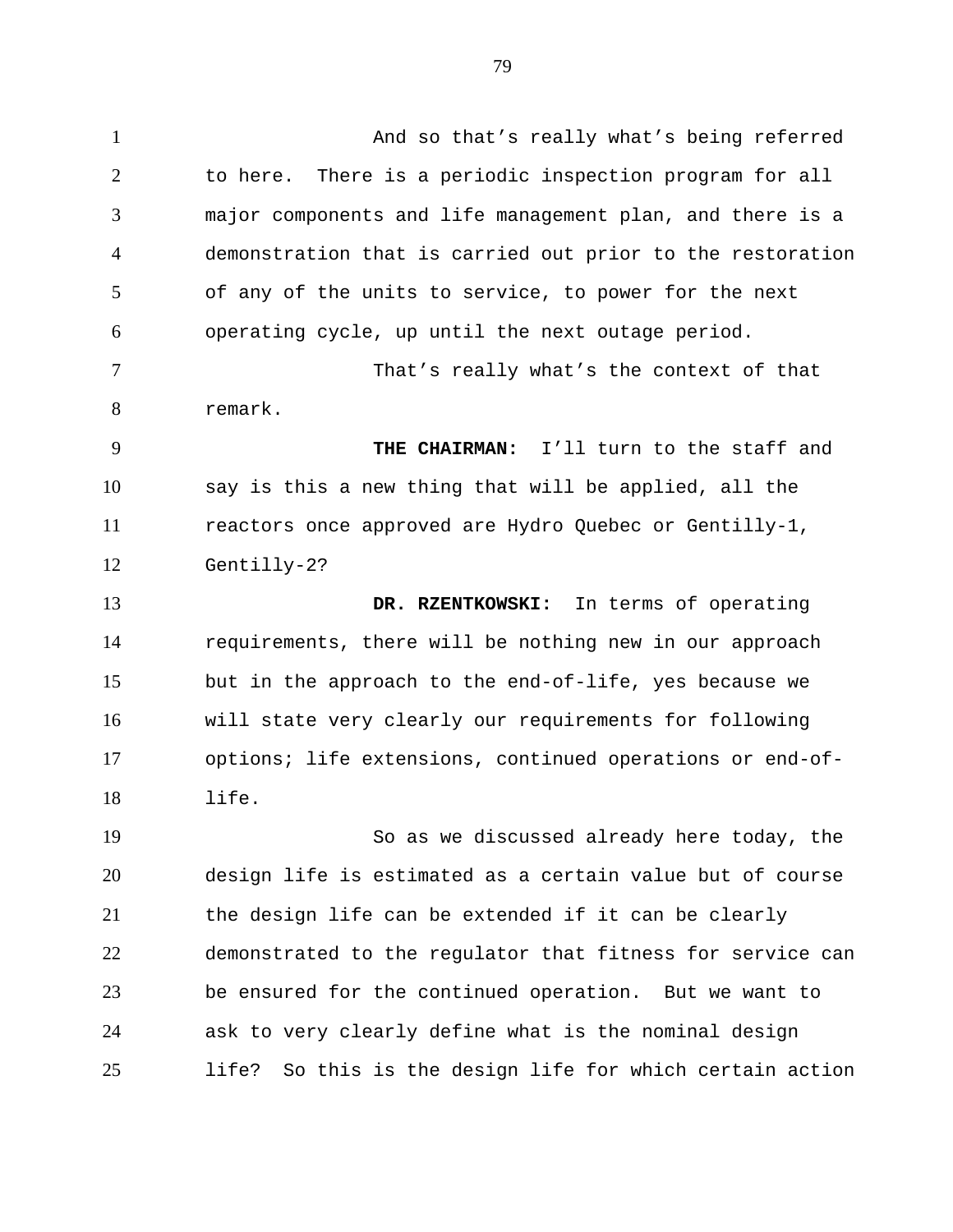And so that's really what's being referred to here. There is a periodic inspection program for all major components and life management plan, and there is a demonstration that is carried out prior to the restoration of any of the units to service, to power for the next operating cycle, up until the next outage period.

That's really what's the context of that remark.

**THE CHAIRMAN:** I'll turn to the staff and say is this a new thing that will be applied, all the reactors once approved are Hydro Quebec or Gentilly-1, Gentilly-2?

**DR. RZENTKOWSKI:** In terms of operating requirements, there will be nothing new in our approach but in the approach to the end-of-life, yes because we will state very clearly our requirements for following options; life extensions, continued operations or end-of-life.

So as we discussed already here today, the design life is estimated as a certain value but of course the design life can be extended if it can be clearly demonstrated to the regulator that fitness for service can be ensured for the continued operation. But we want to ask to very clearly define what is the nominal design life? So this is the design life for which certain action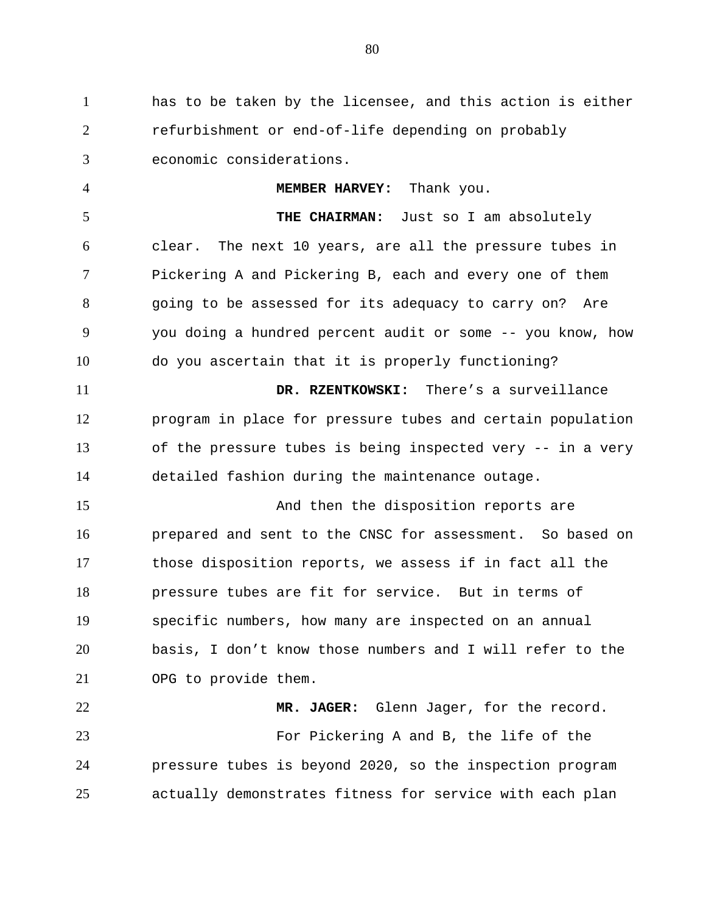has to be taken by the licensee, and this action is either refurbishment or end-of-life depending on probably economic considerations.

**MEMBER HARVEY:** Thank you.

**THE CHAIRMAN:** Just so I am absolutely clear. The next 10 years, are all the pressure tubes in Pickering A and Pickering B, each and every one of them going to be assessed for its adequacy to carry on? Are you doing a hundred percent audit or some -- you know, how do you ascertain that it is properly functioning?

**DR. RZENTKOWSKI:** There's a surveillance program in place for pressure tubes and certain population of the pressure tubes is being inspected very -- in a very detailed fashion during the maintenance outage.

And then the disposition reports are prepared and sent to the CNSC for assessment. So based on those disposition reports, we assess if in fact all the pressure tubes are fit for service. But in terms of specific numbers, how many are inspected on an annual basis, I don't know those numbers and I will refer to the OPG to provide them.

**MR. JAGER:** Glenn Jager, for the record.

For Pickering A and B, the life of the pressure tubes is beyond 2020, so the inspection program actually demonstrates fitness for service with each plan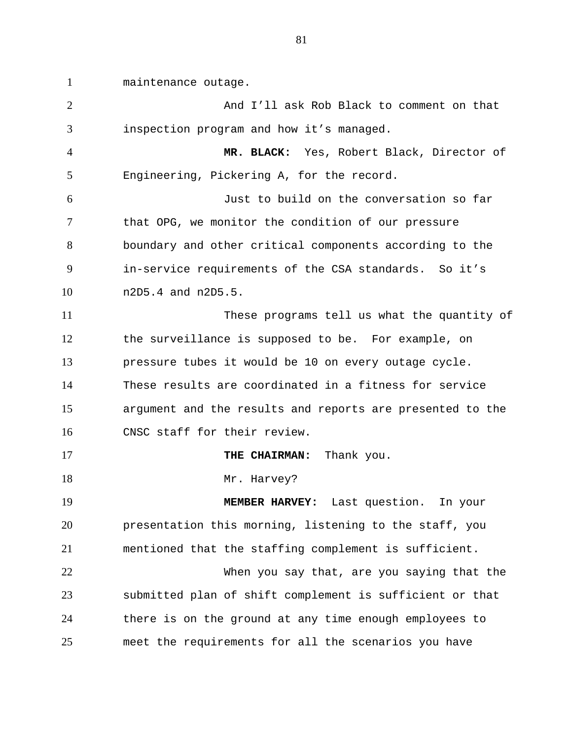maintenance outage.

And I'll ask Rob Black to comment on that inspection program and how it's managed.

**MR. BLACK:** Yes, Robert Black, Director of Engineering, Pickering A, for the record.

Just to build on the conversation so far that OPG, we monitor the condition of our pressure boundary and other critical components according to the in-service requirements of the CSA standards. So it's n2D5.4 and n2D5.5.

These programs tell us what the quantity of the surveillance is supposed to be. For example, on pressure tubes it would be 10 on every outage cycle. These results are coordinated in a fitness for service argument and the results and reports are presented to the CNSC staff for their review.

**THE CHAIRMAN:** Thank you.

Mr. Harvey?

**MEMBER HARVEY:** Last question. In your presentation this morning, listening to the staff, you mentioned that the staffing complement is sufficient.

When you say that, are you saying that the submitted plan of shift complement is sufficient or that there is on the ground at any time enough employees to meet the requirements for all the scenarios you have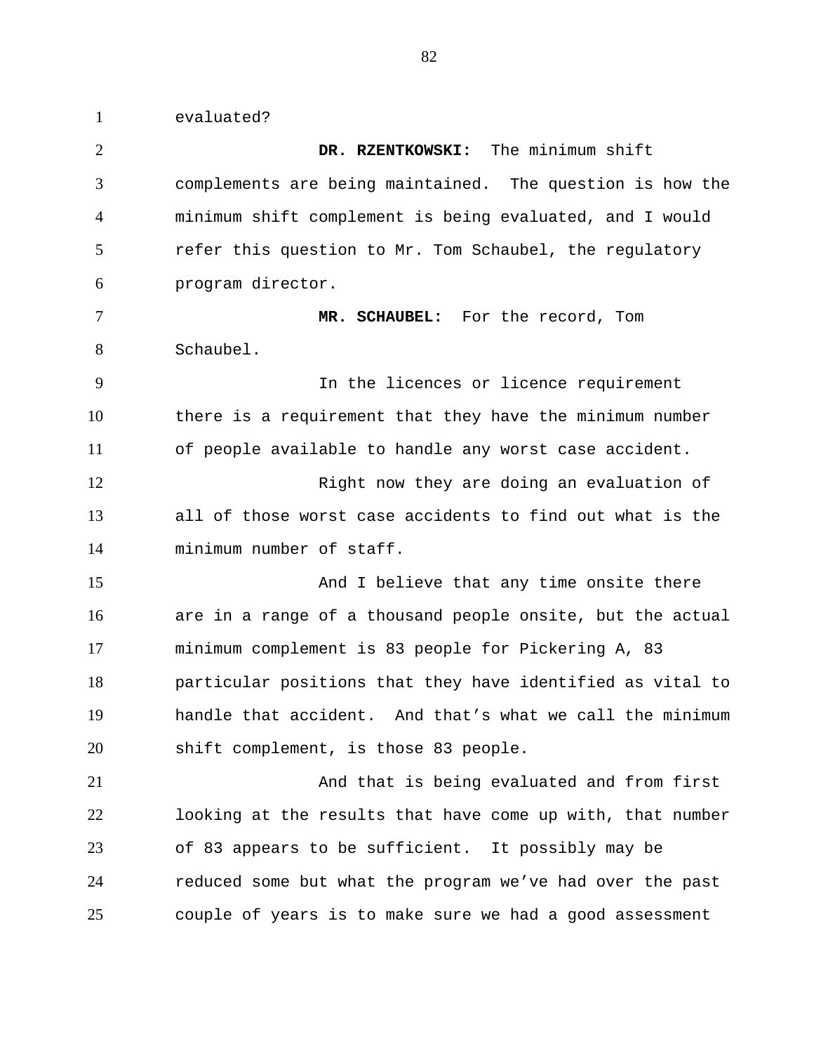evaluated?

**DR. RZENTKOWSKI:** The minimum shift complements are being maintained. The question is how the minimum shift complement is being evaluated, and I would refer this question to Mr. Tom Schaubel, the regulatory program director.

**MR. SCHAUBEL:** For the record, Tom Schaubel.

In the licences or licence requirement there is a requirement that they have the minimum number of people available to handle any worst case accident.

Right now they are doing an evaluation of all of those worst case accidents to find out what is the minimum number of staff.

And I believe that any time onsite there are in a range of a thousand people onsite, but the actual minimum complement is 83 people for Pickering A, 83 particular positions that they have identified as vital to handle that accident. And that's what we call the minimum shift complement, is those 83 people.

And that is being evaluated and from first looking at the results that have come up with, that number of 83 appears to be sufficient. It possibly may be reduced some but what the program we've had over the past couple of years is to make sure we had a good assessment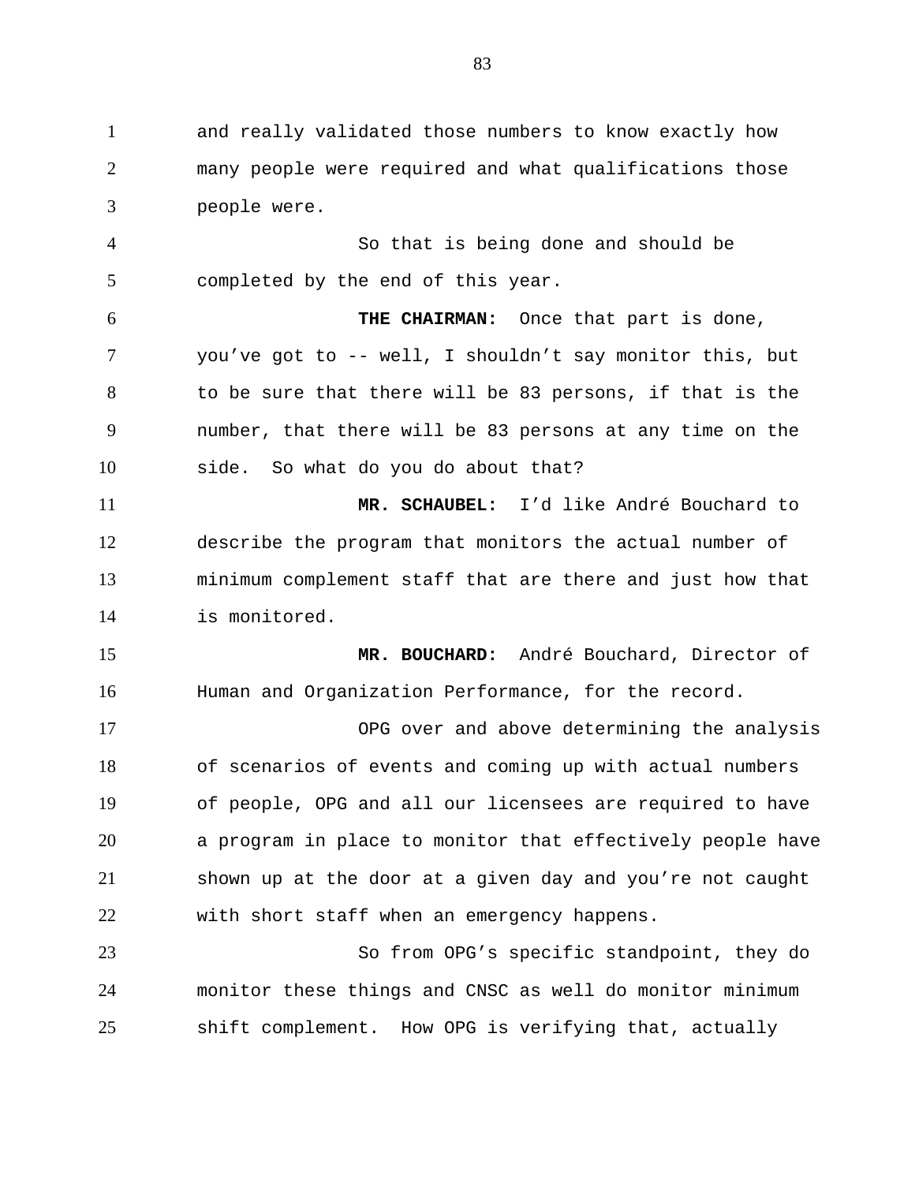and really validated those numbers to know exactly how many people were required and what qualifications those people were.

So that is being done and should be completed by the end of this year.

**THE CHAIRMAN:** Once that part is done, you've got to -- well, I shouldn't say monitor this, but to be sure that there will be 83 persons, if that is the number, that there will be 83 persons at any time on the side. So what do you do about that?

**MR. SCHAUBEL:** I'd like André Bouchard to describe the program that monitors the actual number of minimum complement staff that are there and just how that is monitored.

**MR. BOUCHARD:** André Bouchard, Director of Human and Organization Performance, for the record.

OPG over and above determining the analysis of scenarios of events and coming up with actual numbers of people, OPG and all our licensees are required to have a program in place to monitor that effectively people have shown up at the door at a given day and you're not caught with short staff when an emergency happens.

So from OPG's specific standpoint, they do monitor these things and CNSC as well do monitor minimum shift complement. How OPG is verifying that, actually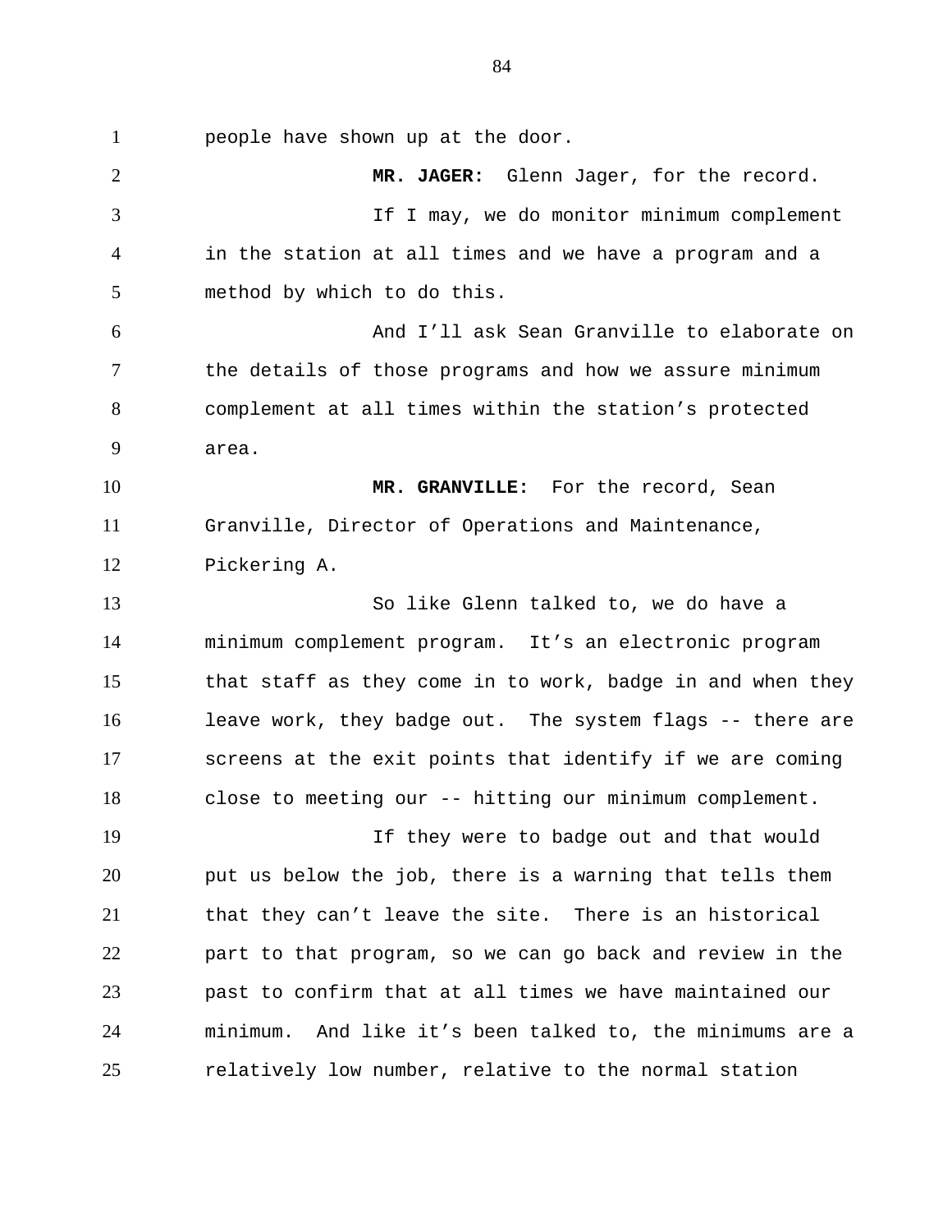people have shown up at the door.

**MR. JAGER:** Glenn Jager, for the record.

If I may, we do monitor minimum complement in the station at all times and we have a program and a method by which to do this.

And I'll ask Sean Granville to elaborate on the details of those programs and how we assure minimum complement at all times within the station's protected area.

**MR. GRANVILLE:** For the record, Sean Granville, Director of Operations and Maintenance, Pickering A.

So like Glenn talked to, we do have a minimum complement program. It's an electronic program that staff as they come in to work, badge in and when they leave work, they badge out. The system flags -- there are screens at the exit points that identify if we are coming close to meeting our -- hitting our minimum complement.

If they were to badge out and that would put us below the job, there is a warning that tells them that they can't leave the site. There is an historical part to that program, so we can go back and review in the past to confirm that at all times we have maintained our minimum. And like it's been talked to, the minimums are a relatively low number, relative to the normal station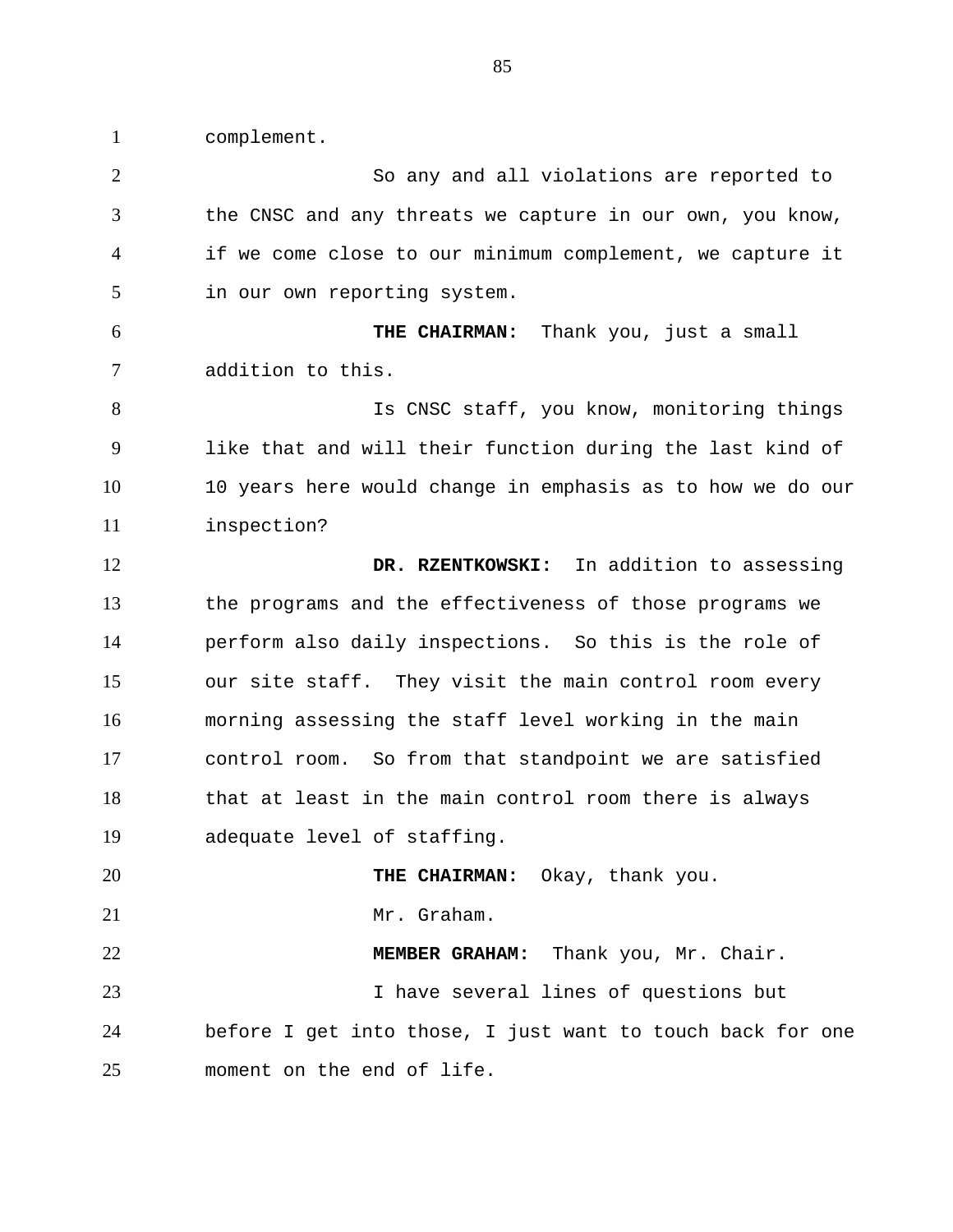complement.

So any and all violations are reported to the CNSC and any threats we capture in our own, you know, if we come close to our minimum complement, we capture it in our own reporting system.

**THE CHAIRMAN:** Thank you, just a small addition to this.

Is CNSC staff, you know, monitoring things like that and will their function during the last kind of 10 years here would change in emphasis as to how we do our inspection?

**DR. RZENTKOWSKI:** In addition to assessing the programs and the effectiveness of those programs we perform also daily inspections. So this is the role of our site staff. They visit the main control room every morning assessing the staff level working in the main control room. So from that standpoint we are satisfied that at least in the main control room there is always adequate level of staffing.

**THE CHAIRMAN:** Okay, thank you.

Mr. Graham.

**MEMBER GRAHAM:** Thank you, Mr. Chair.

I have several lines of questions but before I get into those, I just want to touch back for one moment on the end of life.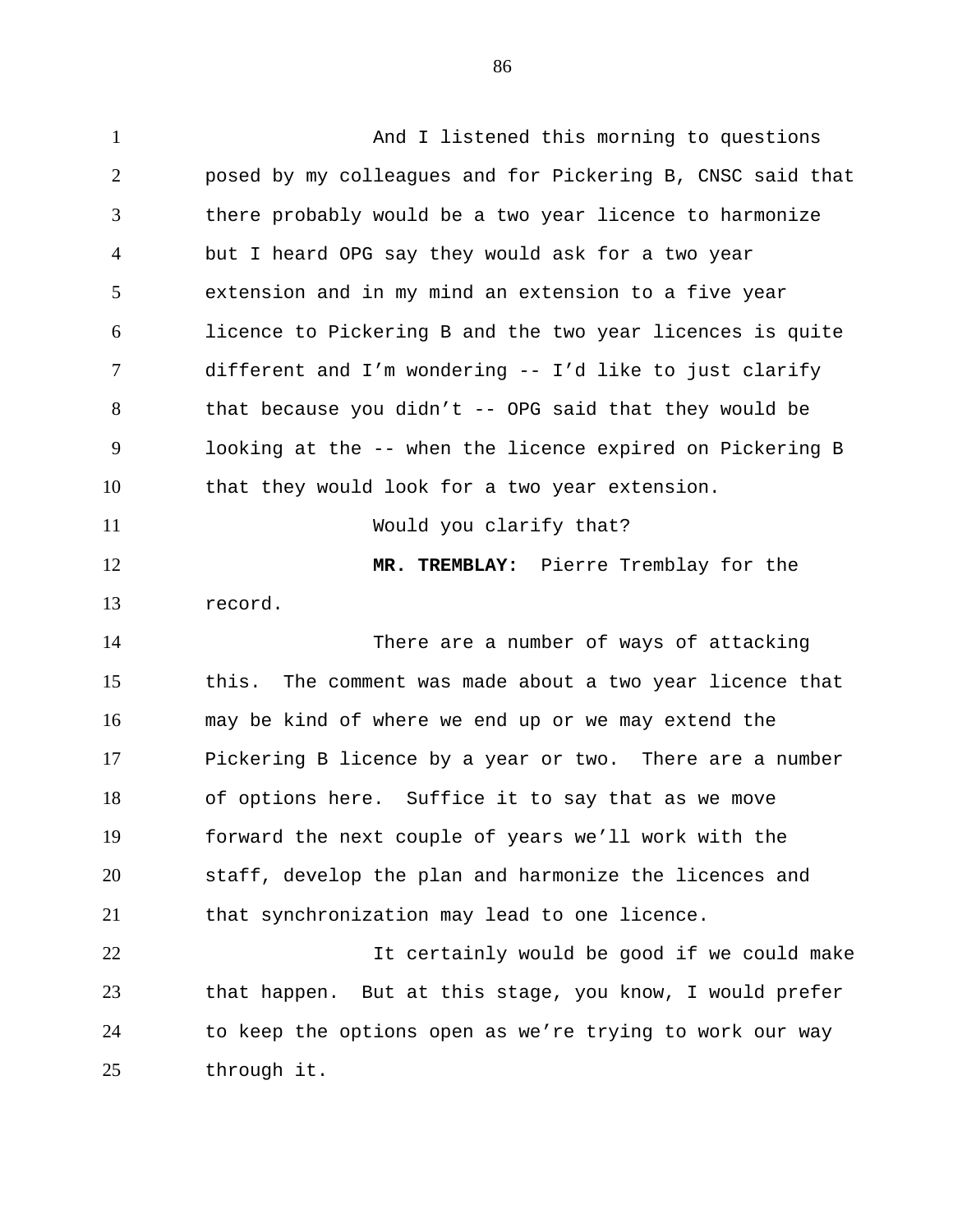And I listened this morning to questions posed by my colleagues and for Pickering B, CNSC said that there probably would be a two year licence to harmonize but I heard OPG say they would ask for a two year extension and in my mind an extension to a five year licence to Pickering B and the two year licences is quite different and I'm wondering -- I'd like to just clarify that because you didn't -- OPG said that they would be looking at the -- when the licence expired on Pickering B that they would look for a two year extension.

Would you clarify that?

**MR. TREMBLAY:** Pierre Tremblay for the record.

There are a number of ways of attacking this. The comment was made about a two year licence that may be kind of where we end up or we may extend the Pickering B licence by a year or two. There are a number of options here. Suffice it to say that as we move forward the next couple of years we'll work with the staff, develop the plan and harmonize the licences and that synchronization may lead to one licence.

It certainly would be good if we could make that happen. But at this stage, you know, I would prefer to keep the options open as we're trying to work our way through it.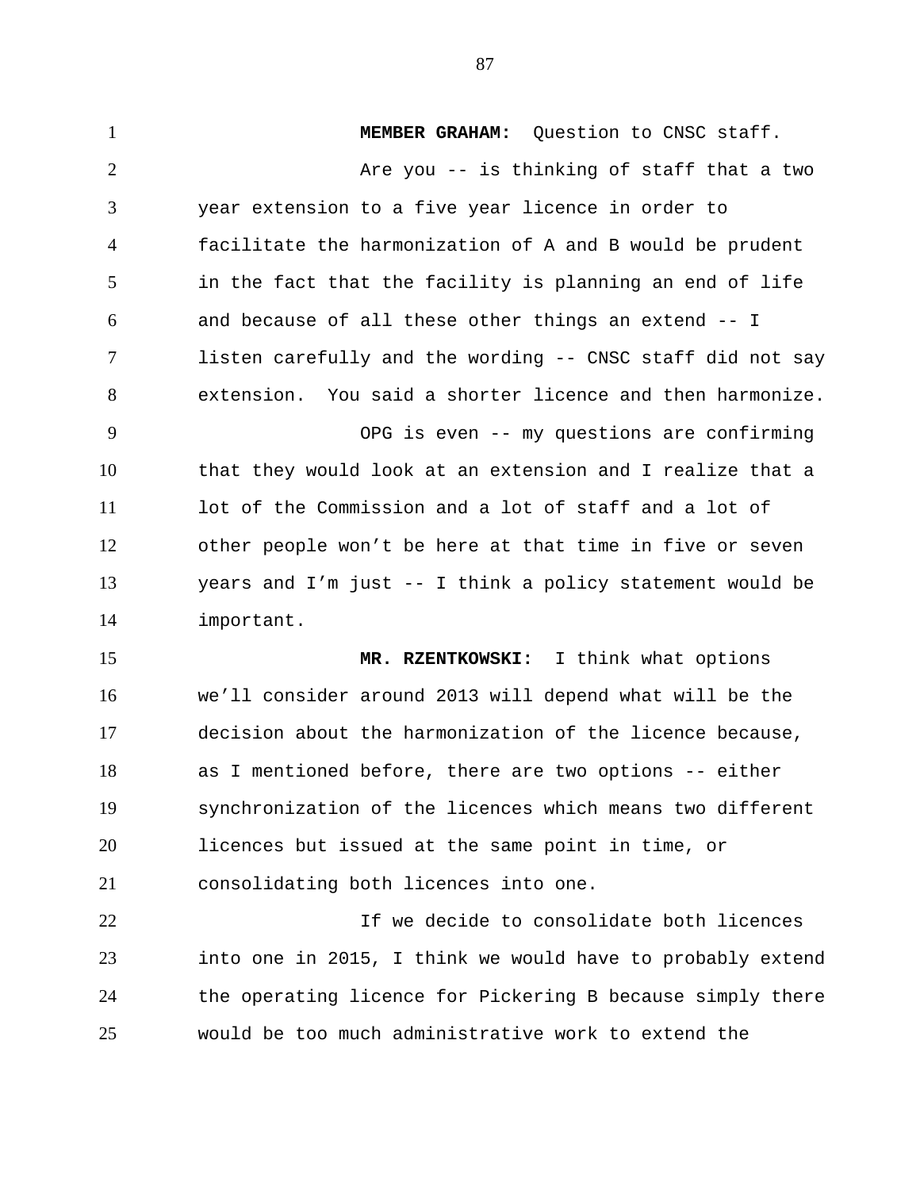**MEMBER GRAHAM:** Question to CNSC staff.

Are you -- is thinking of staff that a two year extension to a five year licence in order to facilitate the harmonization of A and B would be prudent in the fact that the facility is planning an end of life and because of all these other things an extend -- I listen carefully and the wording -- CNSC staff did not say extension. You said a shorter licence and then harmonize.

OPG is even -- my questions are confirming that they would look at an extension and I realize that a lot of the Commission and a lot of staff and a lot of other people won't be here at that time in five or seven years and I'm just -- I think a policy statement would be important.

**MR. RZENTKOWSKI:** I think what options we'll consider around 2013 will depend what will be the decision about the harmonization of the licence because, as I mentioned before, there are two options -- either synchronization of the licences which means two different licences but issued at the same point in time, or consolidating both licences into one.

If we decide to consolidate both licences into one in 2015, I think we would have to probably extend the operating licence for Pickering B because simply there would be too much administrative work to extend the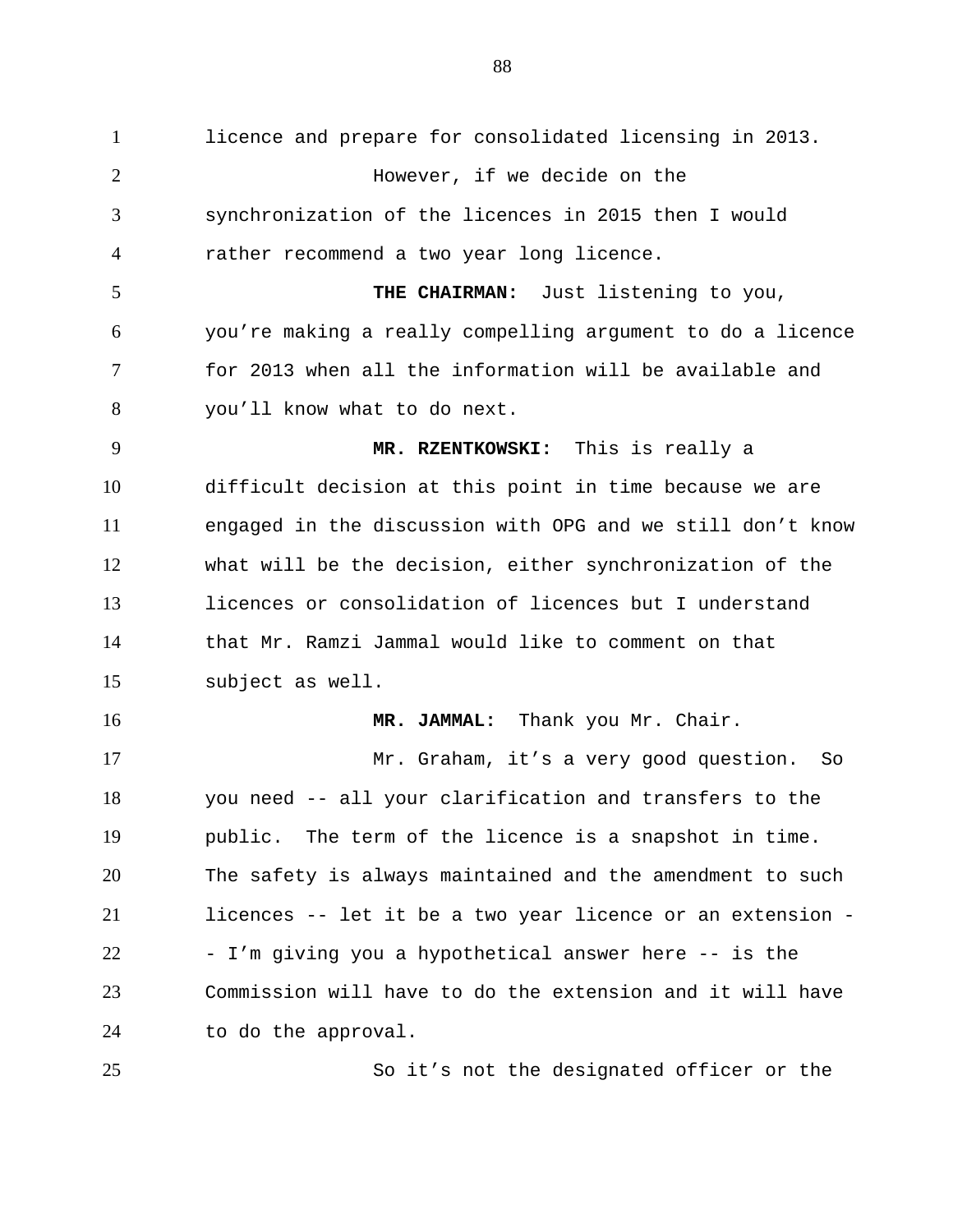licence and prepare for consolidated licensing in 2013.

However, if we decide on the synchronization of the licences in 2015 then I would rather recommend a two year long licence.

**THE CHAIRMAN:** Just listening to you, you're making a really compelling argument to do a licence for 2013 when all the information will be available and you'll know what to do next.

**MR. RZENTKOWSKI:** This is really a difficult decision at this point in time because we are engaged in the discussion with OPG and we still don't know what will be the decision, either synchronization of the licences or consolidation of licences but I understand that Mr. Ramzi Jammal would like to comment on that subject as well.

**MR. JAMMAL:** Thank you Mr. Chair.

Mr. Graham, it's a very good question. So you need -- all your clarification and transfers to the public. The term of the licence is a snapshot in time. The safety is always maintained and the amendment to such licences -- let it be a two year licence or an extension -- I'm giving you a hypothetical answer here -- is the Commission will have to do the extension and it will have to do the approval.

So it's not the designated officer or the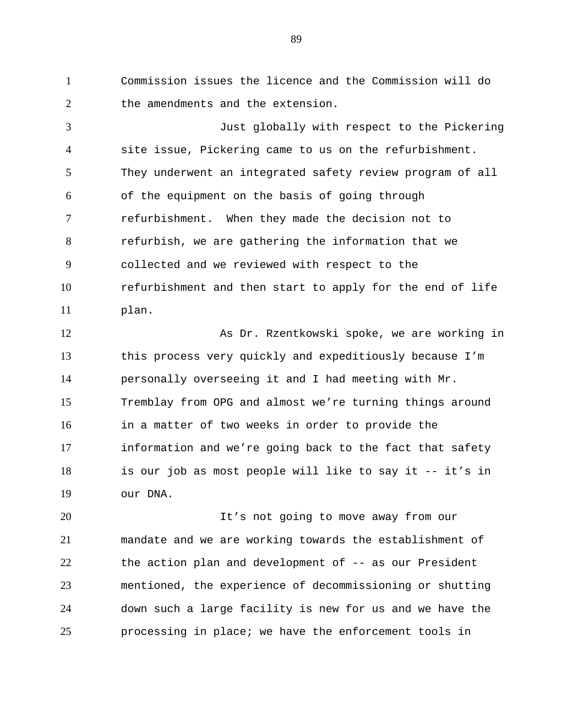Commission issues the licence and the Commission will do the amendments and the extension.

Just globally with respect to the Pickering site issue, Pickering came to us on the refurbishment. They underwent an integrated safety review program of all of the equipment on the basis of going through refurbishment. When they made the decision not to refurbish, we are gathering the information that we collected and we reviewed with respect to the refurbishment and then start to apply for the end of life plan.

As Dr. Rzentkowski spoke, we are working in this process very quickly and expeditiously because I'm personally overseeing it and I had meeting with Mr. Tremblay from OPG and almost we're turning things around in a matter of two weeks in order to provide the information and we're going back to the fact that safety is our job as most people will like to say it -- it's in our DNA.

It's not going to move away from our mandate and we are working towards the establishment of the action plan and development of -- as our President mentioned, the experience of decommissioning or shutting down such a large facility is new for us and we have the processing in place; we have the enforcement tools in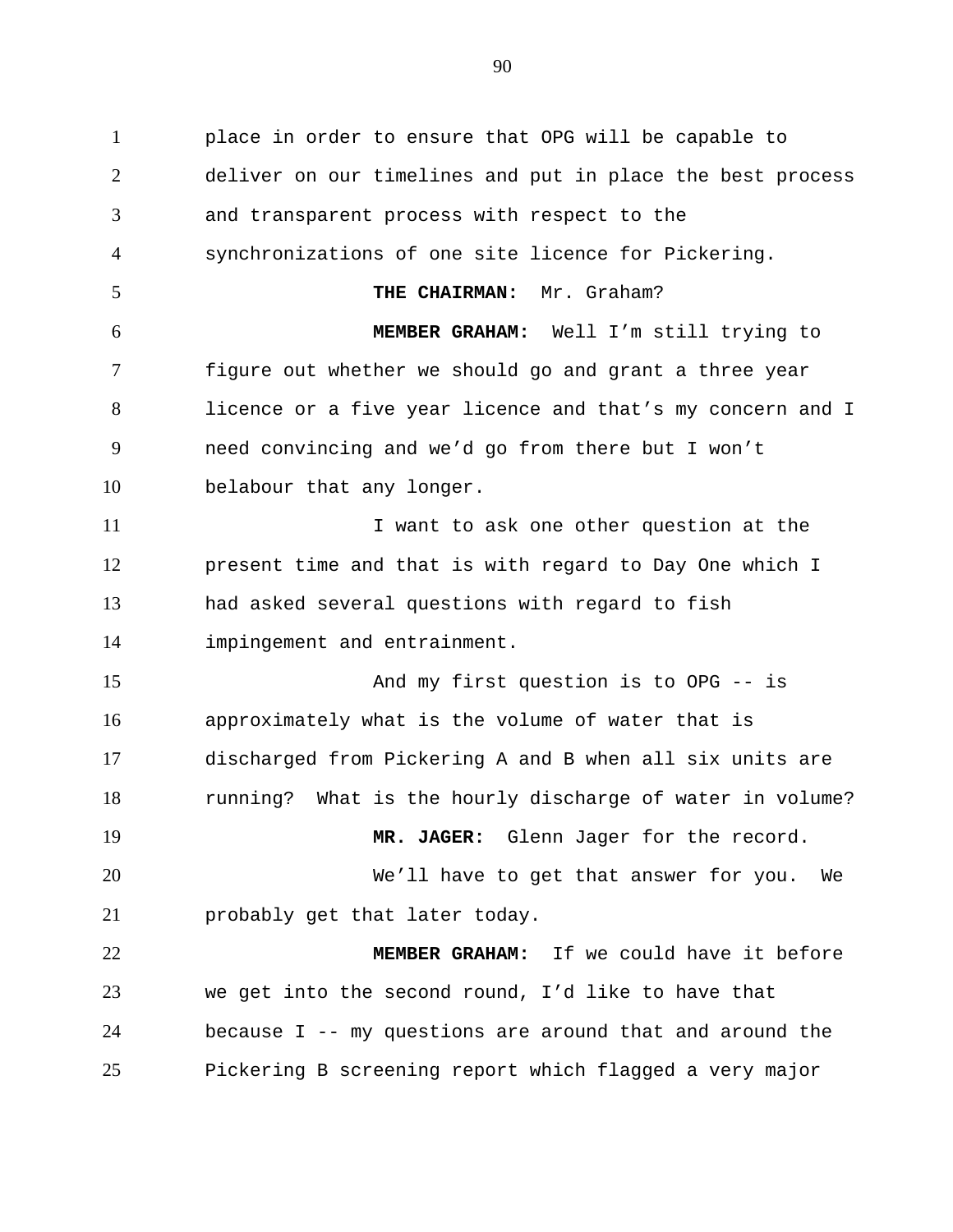place in order to ensure that OPG will be capable to deliver on our timelines and put in place the best process and transparent process with respect to the synchronizations of one site licence for Pickering.

**THE CHAIRMAN:** Mr. Graham?

**MEMBER GRAHAM:** Well I'm still trying to figure out whether we should go and grant a three year licence or a five year licence and that's my concern and I need convincing and we'd go from there but I won't belabour that any longer.

I want to ask one other question at the present time and that is with regard to Day One which I had asked several questions with regard to fish impingement and entrainment.

And my first question is to OPG -- is approximately what is the volume of water that is discharged from Pickering A and B when all six units are running? What is the hourly discharge of water in volume?

**MR. JAGER:** Glenn Jager for the record.

We'll have to get that answer for you. We probably get that later today.

**MEMBER GRAHAM:** If we could have it before we get into the second round, I'd like to have that because I -- my questions are around that and around the Pickering B screening report which flagged a very major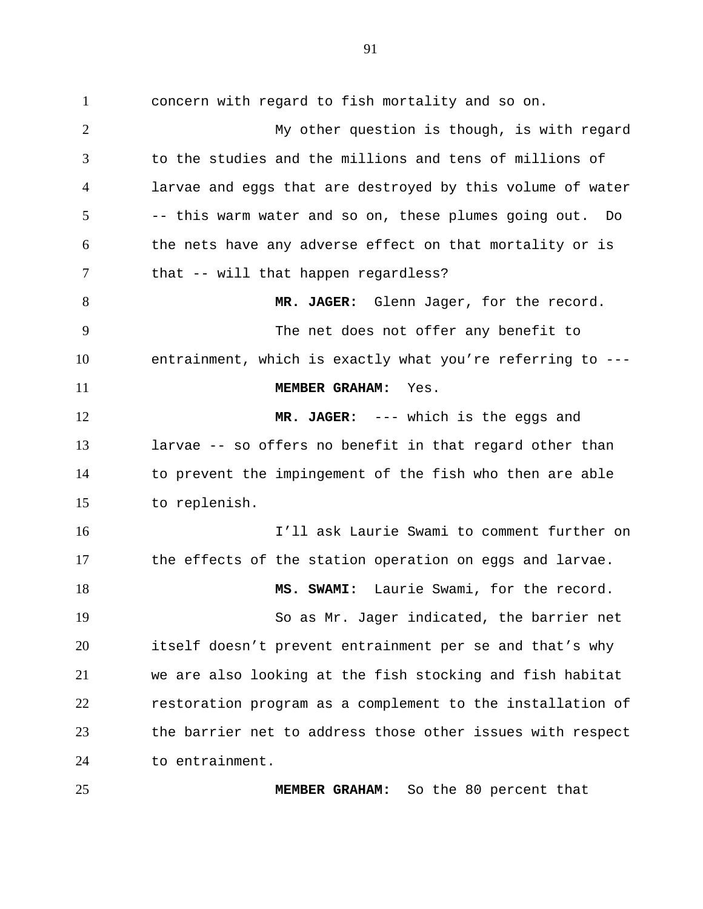concern with regard to fish mortality and so on.

My other question is though, is with regard to the studies and the millions and tens of millions of larvae and eggs that are destroyed by this volume of water -- this warm water and so on, these plumes going out. Do the nets have any adverse effect on that mortality or is that -- will that happen regardless?

**MR. JAGER:** Glenn Jager, for the record.

The net does not offer any benefit to entrainment, which is exactly what you're referring to ---

**MEMBER GRAHAM:** Yes.

**MR. JAGER:** --- which is the eggs and larvae -- so offers no benefit in that regard other than to prevent the impingement of the fish who then are able to replenish.

I'll ask Laurie Swami to comment further on the effects of the station operation on eggs and larvae.

**MS. SWAMI:** Laurie Swami, for the record.

So as Mr. Jager indicated, the barrier net itself doesn't prevent entrainment per se and that's why we are also looking at the fish stocking and fish habitat restoration program as a complement to the installation of the barrier net to address those other issues with respect to entrainment.

**MEMBER GRAHAM:** So the 80 percent that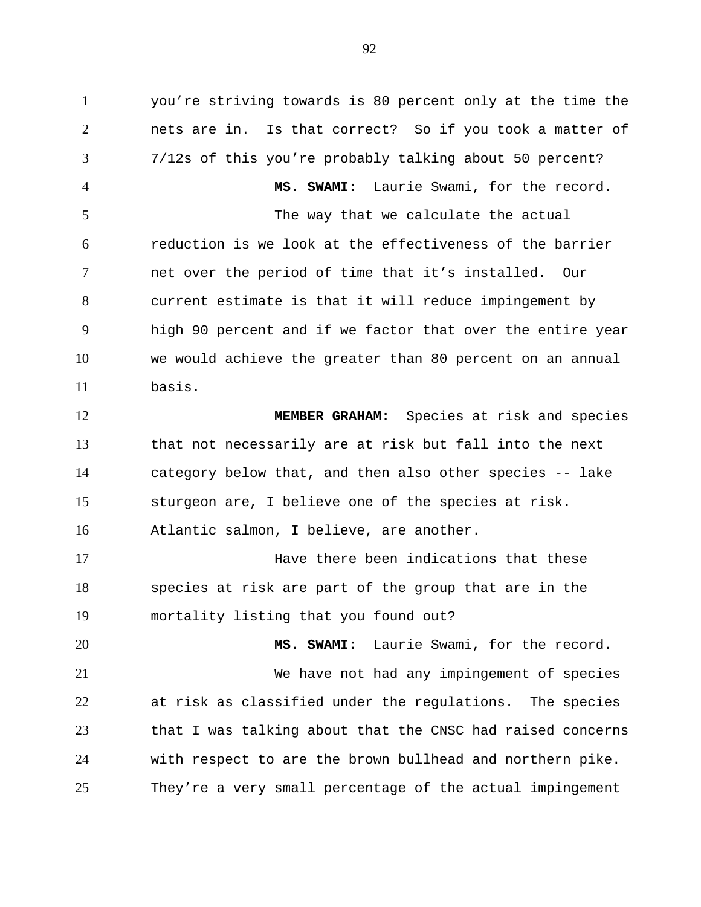you're striving towards is 80 percent only at the time the nets are in. Is that correct? So if you took a matter of 7/12s of this you're probably talking about 50 percent?

**MS. SWAMI:** Laurie Swami, for the record.

The way that we calculate the actual reduction is we look at the effectiveness of the barrier net over the period of time that it's installed. Our current estimate is that it will reduce impingement by high 90 percent and if we factor that over the entire year we would achieve the greater than 80 percent on an annual basis.

**MEMBER GRAHAM:** Species at risk and species that not necessarily are at risk but fall into the next category below that, and then also other species -- lake sturgeon are, I believe one of the species at risk. Atlantic salmon, I believe, are another.

Have there been indications that these species at risk are part of the group that are in the mortality listing that you found out?

**MS. SWAMI:** Laurie Swami, for the record.

We have not had any impingement of species at risk as classified under the regulations. The species that I was talking about that the CNSC had raised concerns with respect to are the brown bullhead and northern pike. They're a very small percentage of the actual impingement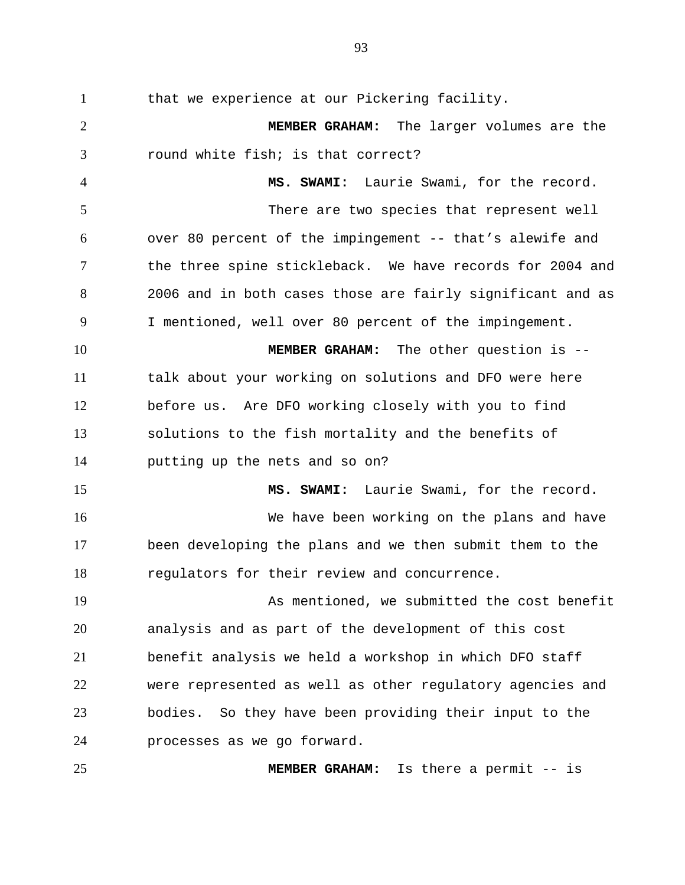that we experience at our Pickering facility.

**MEMBER GRAHAM:** The larger volumes are the round white fish; is that correct?

**MS. SWAMI:** Laurie Swami, for the record.

There are two species that represent well over 80 percent of the impingement -- that's alewife and the three spine stickleback. We have records for 2004 and 2006 and in both cases those are fairly significant and as I mentioned, well over 80 percent of the impingement.

**MEMBER GRAHAM:** The other question is -- talk about your working on solutions and DFO were here before us. Are DFO working closely with you to find solutions to the fish mortality and the benefits of putting up the nets and so on?

**MS. SWAMI:** Laurie Swami, for the record.

We have been working on the plans and have been developing the plans and we then submit them to the regulators for their review and concurrence.

As mentioned, we submitted the cost benefit analysis and as part of the development of this cost benefit analysis we held a workshop in which DFO staff were represented as well as other regulatory agencies and bodies. So they have been providing their input to the processes as we go forward.

**MEMBER GRAHAM:** Is there a permit -- is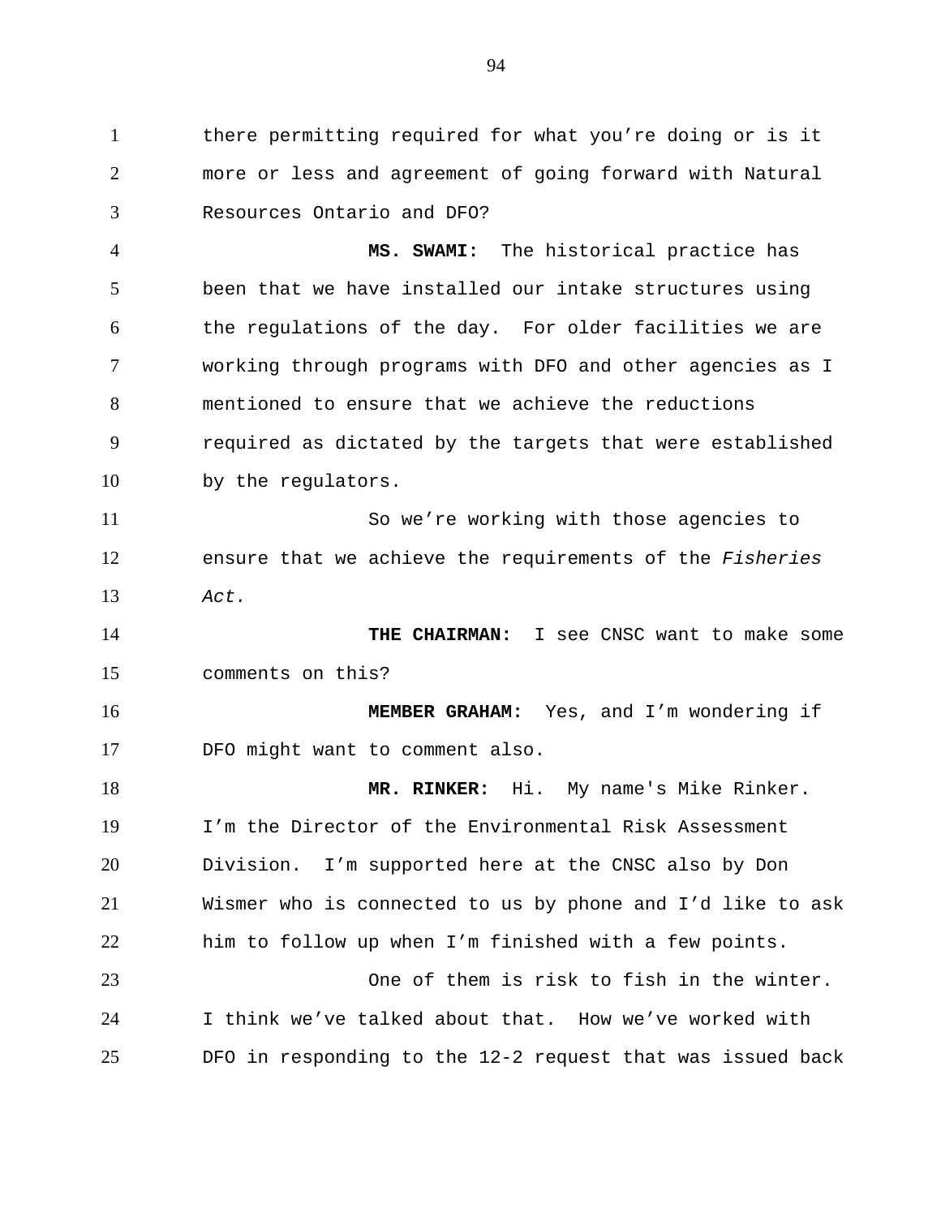there permitting required for what you're doing or is it more or less and agreement of going forward with Natural Resources Ontario and DFO?

**MS. SWAMI:** The historical practice has been that we have installed our intake structures using the regulations of the day. For older facilities we are working through programs with DFO and other agencies as I mentioned to ensure that we achieve the reductions required as dictated by the targets that were established by the regulators.

So we're working with those agencies to ensure that we achieve the requirements of the *Fisheries Act.*

**THE CHAIRMAN:** I see CNSC want to make some comments on this?

**MEMBER GRAHAM:** Yes, and I'm wondering if DFO might want to comment also.

**MR. RINKER:** Hi. My name's Mike Rinker. I'm the Director of the Environmental Risk Assessment Division. I'm supported here at the CNSC also by Don Wismer who is connected to us by phone and I'd like to ask him to follow up when I'm finished with a few points.

One of them is risk to fish in the winter. I think we've talked about that. How we've worked with DFO in responding to the 12-2 request that was issued back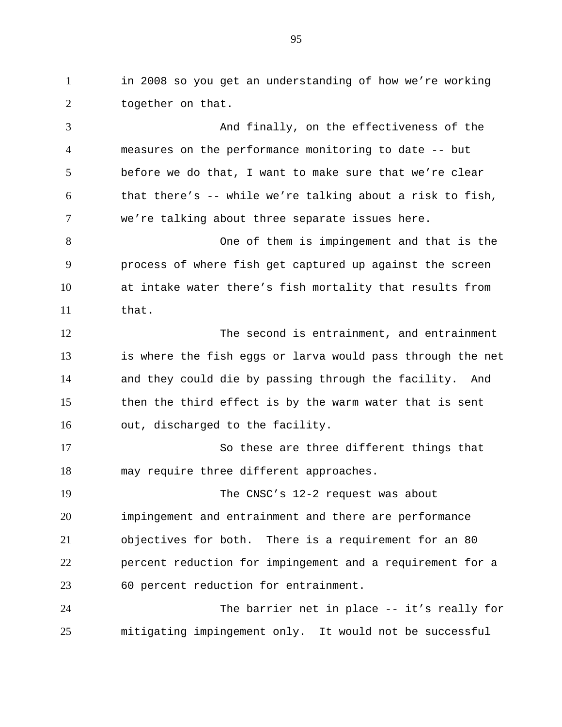in 2008 so you get an understanding of how we're working together on that.

And finally, on the effectiveness of the measures on the performance monitoring to date -- but before we do that, I want to make sure that we're clear that there's -- while we're talking about a risk to fish, we're talking about three separate issues here.

One of them is impingement and that is the process of where fish get captured up against the screen at intake water there's fish mortality that results from that.

The second is entrainment, and entrainment is where the fish eggs or larva would pass through the net and they could die by passing through the facility.  And then the third effect is by the warm water that is sent out, discharged to the facility.

So these are three different things that may require three different approaches.

The CNSC's 12-2 request was about impingement and entrainment and there are performance objectives for both.  There is a requirement for an 80 percent reduction for impingement and a requirement for a 60 percent reduction for entrainment.

The barrier net in place -- it's really for mitigating impingement only.  It would not be successful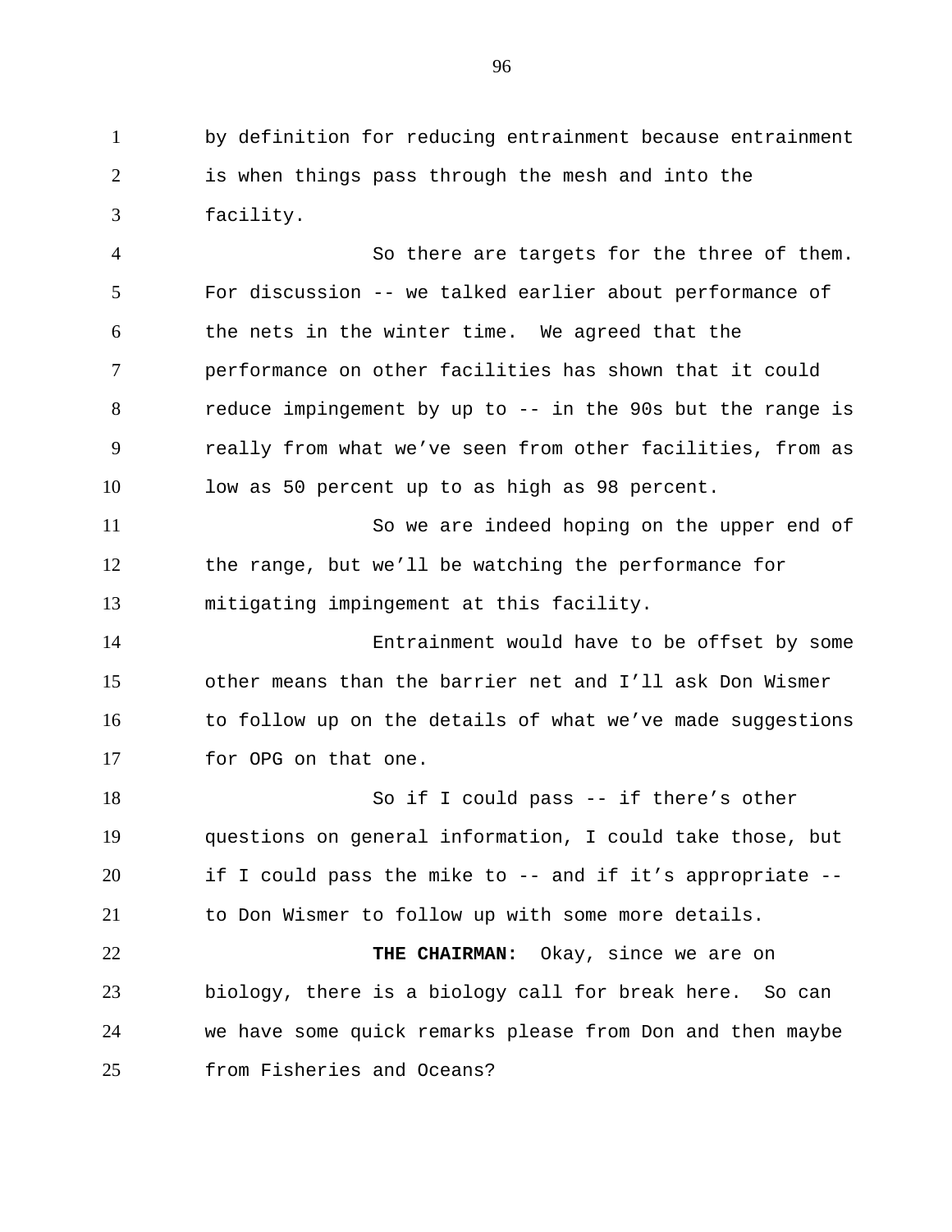by definition for reducing entrainment because entrainment is when things pass through the mesh and into the facility.

So there are targets for the three of them. For discussion -- we talked earlier about performance of the nets in the winter time. We agreed that the performance on other facilities has shown that it could reduce impingement by up to -- in the 90s but the range is really from what we've seen from other facilities, from as low as 50 percent up to as high as 98 percent.

So we are indeed hoping on the upper end of the range, but we'll be watching the performance for mitigating impingement at this facility.

Entrainment would have to be offset by some other means than the barrier net and I'll ask Don Wismer to follow up on the details of what we've made suggestions for OPG on that one.

So if I could pass -- if there's other questions on general information, I could take those, but if I could pass the mike to -- and if it's appropriate -- to Don Wismer to follow up with some more details.

**THE CHAIRMAN:** Okay, since we are on biology, there is a biology call for break here. So can we have some quick remarks please from Don and then maybe from Fisheries and Oceans?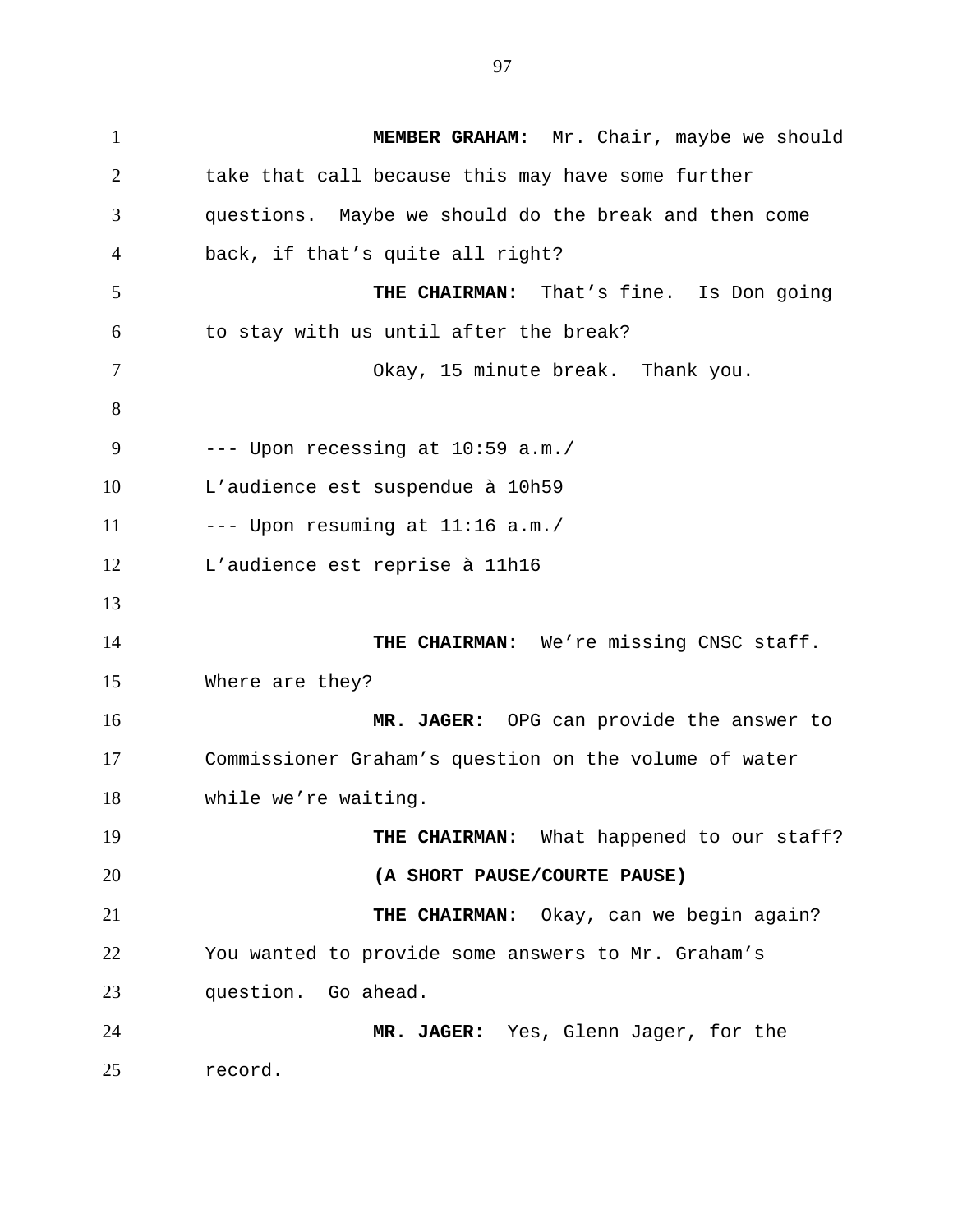**MEMBER GRAHAM:** Mr. Chair, maybe we should take that call because this may have some further questions. Maybe we should do the break and then come back, if that's quite all right?

**THE CHAIRMAN:** That's fine. Is Don going to stay with us until after the break?

Okay, 15 minute break. Thank you.

--- Upon recessing at 10:59 a.m./
L'audience est suspendue à 10h59
--- Upon resuming at 11:16 a.m./
L'audience est reprise à 11h16

**THE CHAIRMAN:** We're missing CNSC staff. Where are they?

**MR. JAGER:** OPG can provide the answer to Commissioner Graham's question on the volume of water while we're waiting.

**THE CHAIRMAN:** What happened to our staff?

**(A SHORT PAUSE/COURTE PAUSE)**

**THE CHAIRMAN:** Okay, can we begin again? You wanted to provide some answers to Mr. Graham's question. Go ahead.

**MR. JAGER:** Yes, Glenn Jager, for the record.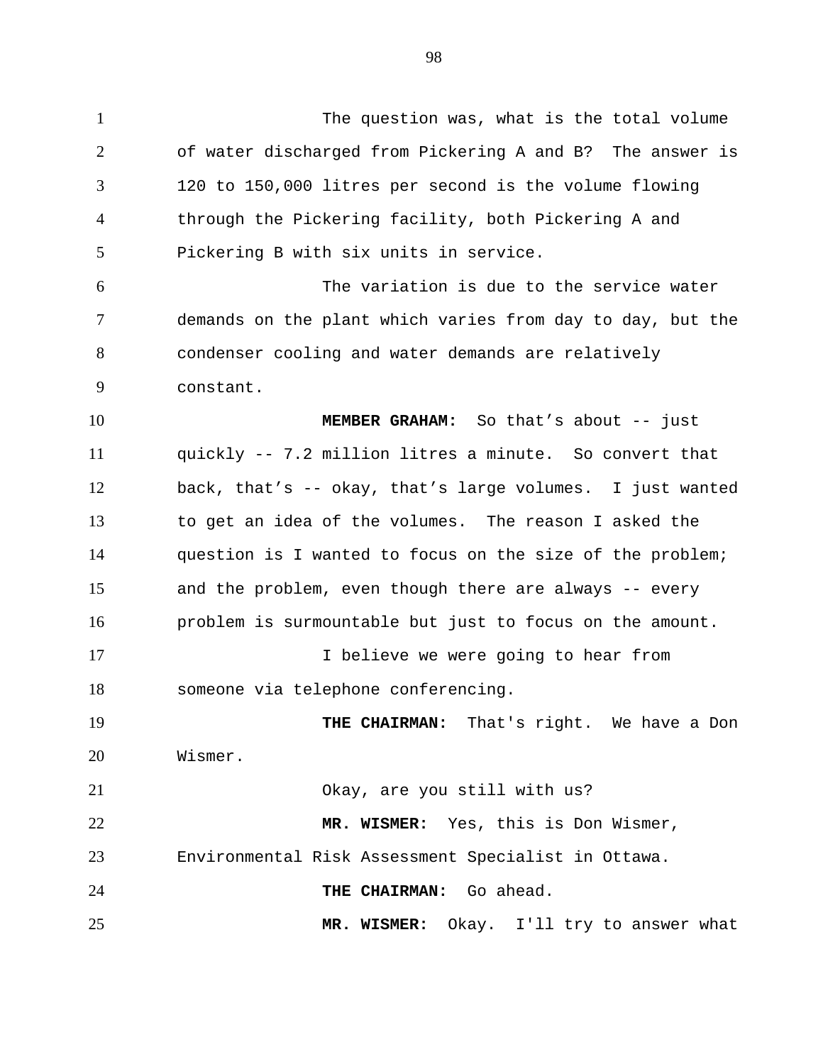The question was, what is the total volume of water discharged from Pickering A and B? The answer is 120 to 150,000 litres per second is the volume flowing through the Pickering facility, both Pickering A and Pickering B with six units in service.

The variation is due to the service water demands on the plant which varies from day to day, but the condenser cooling and water demands are relatively constant.

**MEMBER GRAHAM:** So that's about -- just quickly -- 7.2 million litres a minute. So convert that back, that's -- okay, that's large volumes. I just wanted to get an idea of the volumes. The reason I asked the question is I wanted to focus on the size of the problem; and the problem, even though there are always -- every problem is surmountable but just to focus on the amount.

I believe we were going to hear from someone via telephone conferencing.

**THE CHAIRMAN:** That's right. We have a Don Wismer.

Okay, are you still with us?

**MR. WISMER:** Yes, this is Don Wismer, Environmental Risk Assessment Specialist in Ottawa.

**THE CHAIRMAN:** Go ahead.

**MR. WISMER:** Okay. I'll try to answer what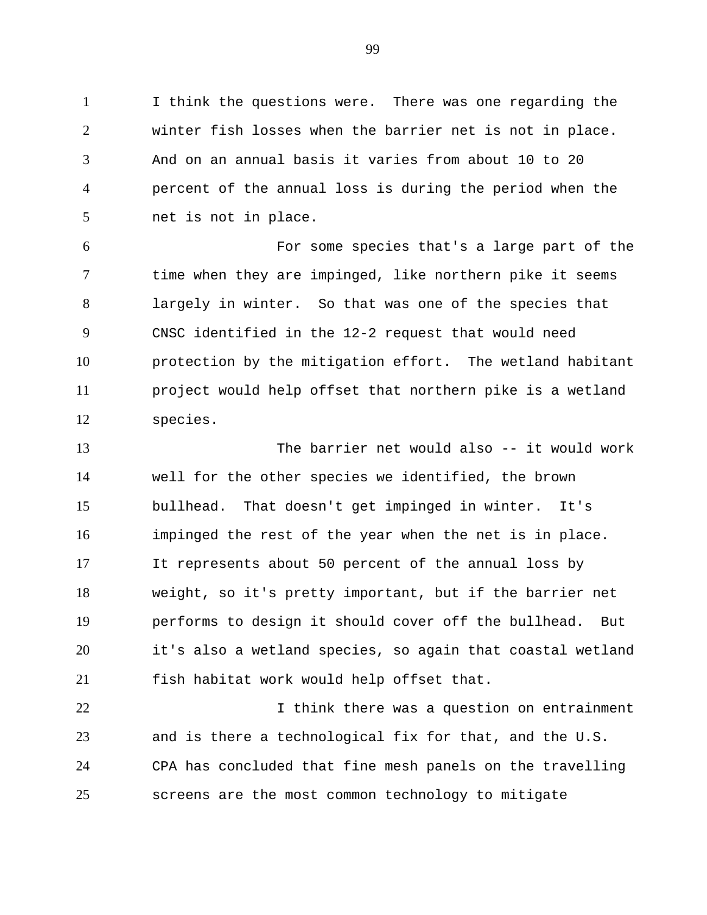I think the questions were. There was one regarding the winter fish losses when the barrier net is not in place. And on an annual basis it varies from about 10 to 20 percent of the annual loss is during the period when the net is not in place.

For some species that's a large part of the time when they are impinged, like northern pike it seems largely in winter. So that was one of the species that CNSC identified in the 12-2 request that would need protection by the mitigation effort. The wetland habitant project would help offset that northern pike is a wetland species.

The barrier net would also -- it would work well for the other species we identified, the brown bullhead. That doesn't get impinged in winter. It's impinged the rest of the year when the net is in place. It represents about 50 percent of the annual loss by weight, so it's pretty important, but if the barrier net performs to design it should cover off the bullhead. But it's also a wetland species, so again that coastal wetland fish habitat work would help offset that.

I think there was a question on entrainment and is there a technological fix for that, and the U.S. CPA has concluded that fine mesh panels on the travelling screens are the most common technology to mitigate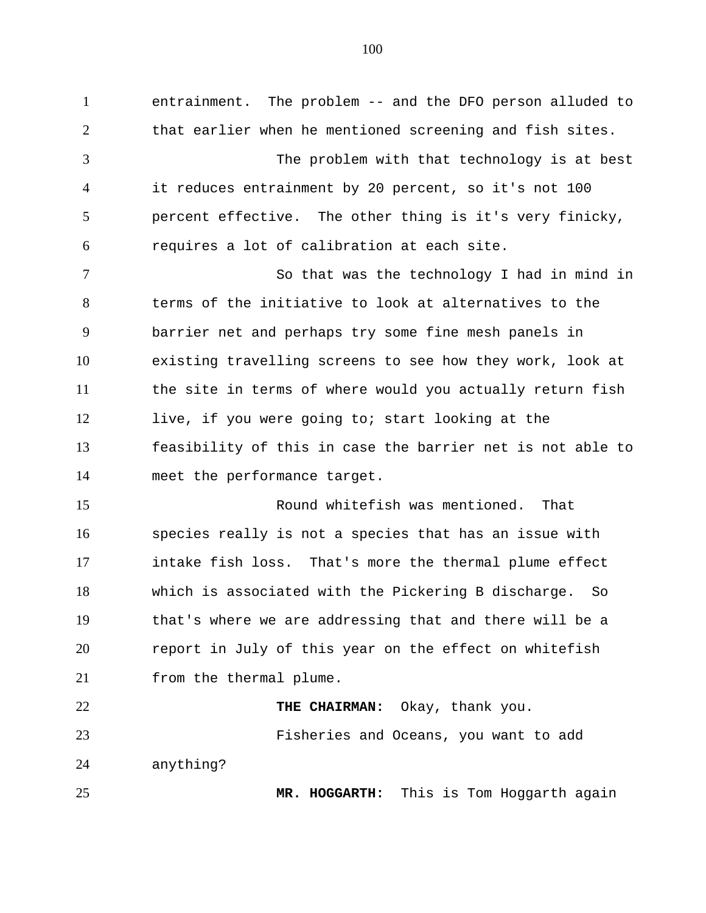entrainment. The problem -- and the DFO person alluded to that earlier when he mentioned screening and fish sites.

The problem with that technology is at best it reduces entrainment by 20 percent, so it's not 100 percent effective. The other thing is it's very finicky, requires a lot of calibration at each site.

So that was the technology I had in mind in terms of the initiative to look at alternatives to the barrier net and perhaps try some fine mesh panels in existing travelling screens to see how they work, look at the site in terms of where would you actually return fish live, if you were going to; start looking at the feasibility of this in case the barrier net is not able to meet the performance target.

Round whitefish was mentioned. That species really is not a species that has an issue with intake fish loss. That's more the thermal plume effect which is associated with the Pickering B discharge. So that's where we are addressing that and there will be a report in July of this year on the effect on whitefish from the thermal plume.

**THE CHAIRMAN:** Okay, thank you.

Fisheries and Oceans, you want to add anything?

**MR. HOGGARTH:** This is Tom Hoggarth again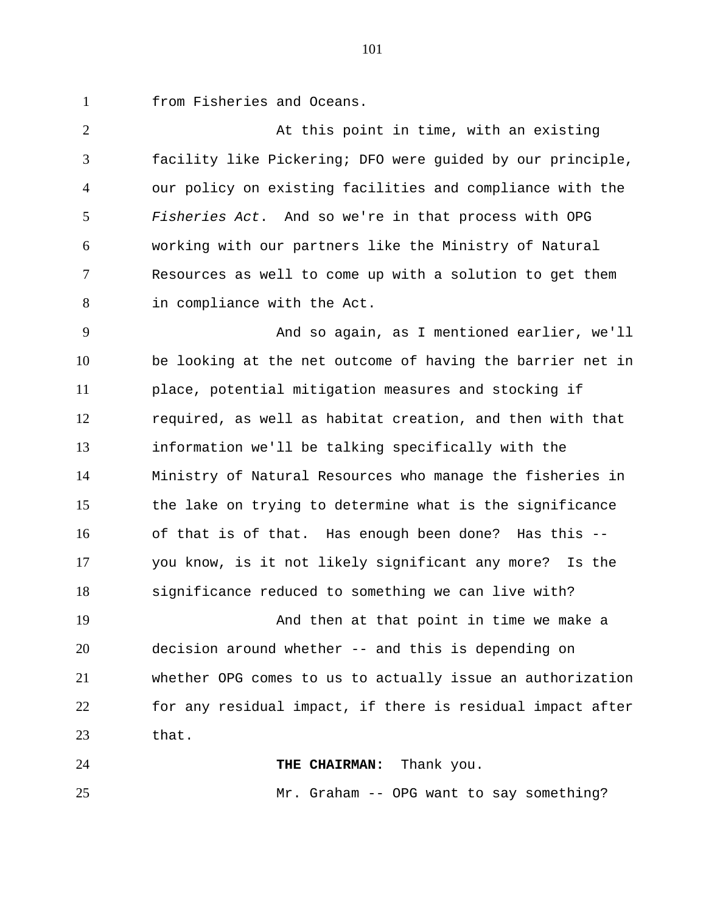from Fisheries and Oceans.

At this point in time, with an existing facility like Pickering; DFO were guided by our principle, our policy on existing facilities and compliance with the *Fisheries Act*. And so we're in that process with OPG working with our partners like the Ministry of Natural Resources as well to come up with a solution to get them in compliance with the Act.

And so again, as I mentioned earlier, we'll be looking at the net outcome of having the barrier net in place, potential mitigation measures and stocking if required, as well as habitat creation, and then with that information we'll be talking specifically with the Ministry of Natural Resources who manage the fisheries in the lake on trying to determine what is the significance of that is of that. Has enough been done? Has this -- you know, is it not likely significant any more? Is the significance reduced to something we can live with?

And then at that point in time we make a decision around whether -- and this is depending on whether OPG comes to us to actually issue an authorization for any residual impact, if there is residual impact after that.

**THE CHAIRMAN:** Thank you.

Mr. Graham -- OPG want to say something?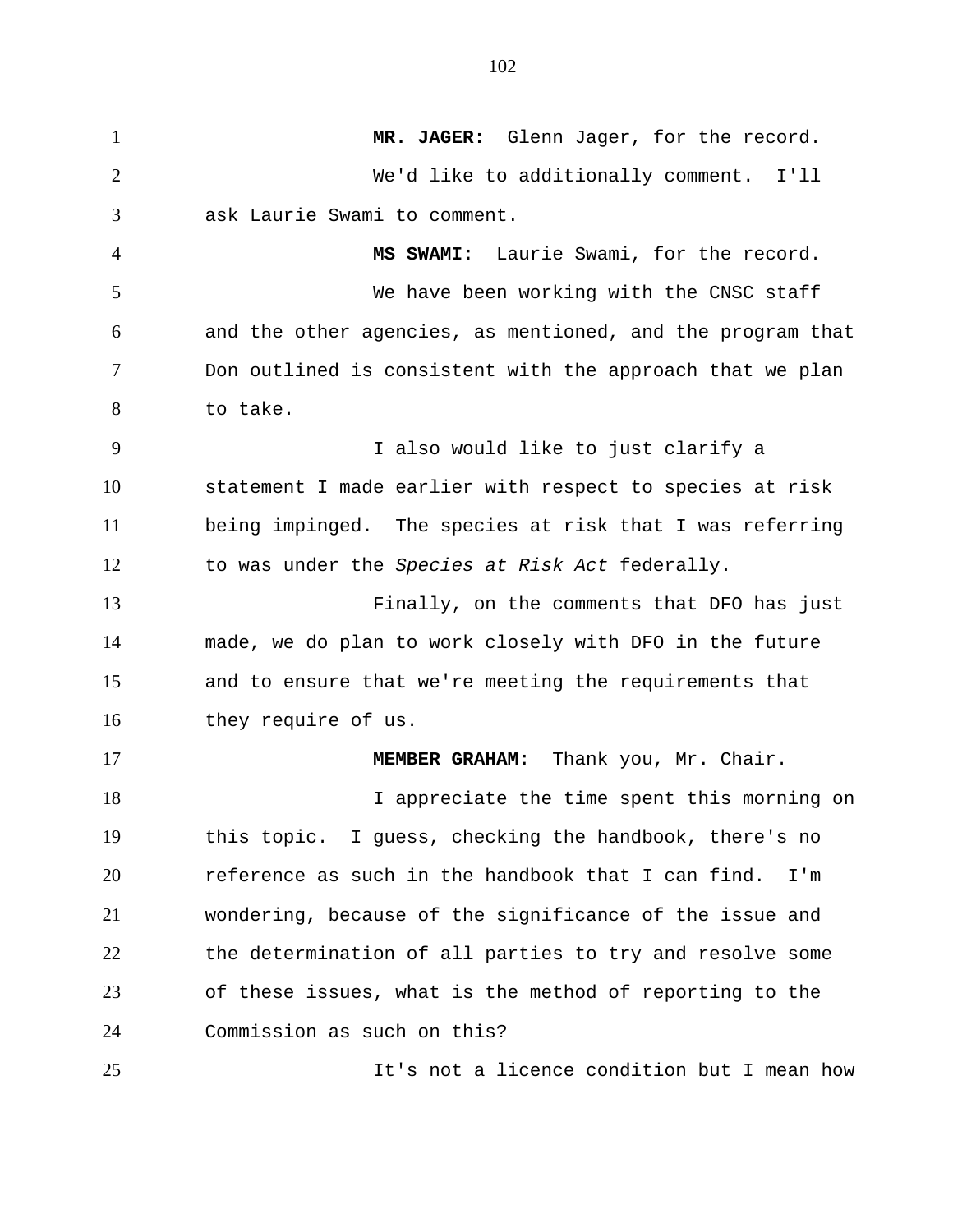**MR. JAGER:** Glenn Jager, for the record.

We'd like to additionally comment. I'll ask Laurie Swami to comment.

**MS SWAMI:** Laurie Swami, for the record.

We have been working with the CNSC staff and the other agencies, as mentioned, and the program that Don outlined is consistent with the approach that we plan to take.

I also would like to just clarify a statement I made earlier with respect to species at risk being impinged. The species at risk that I was referring to was under the *Species at Risk Act* federally.

Finally, on the comments that DFO has just made, we do plan to work closely with DFO in the future and to ensure that we're meeting the requirements that they require of us.

**MEMBER GRAHAM:** Thank you, Mr. Chair.

I appreciate the time spent this morning on this topic. I guess, checking the handbook, there's no reference as such in the handbook that I can find. I'm wondering, because of the significance of the issue and the determination of all parties to try and resolve some of these issues, what is the method of reporting to the Commission as such on this?

It's not a licence condition but I mean how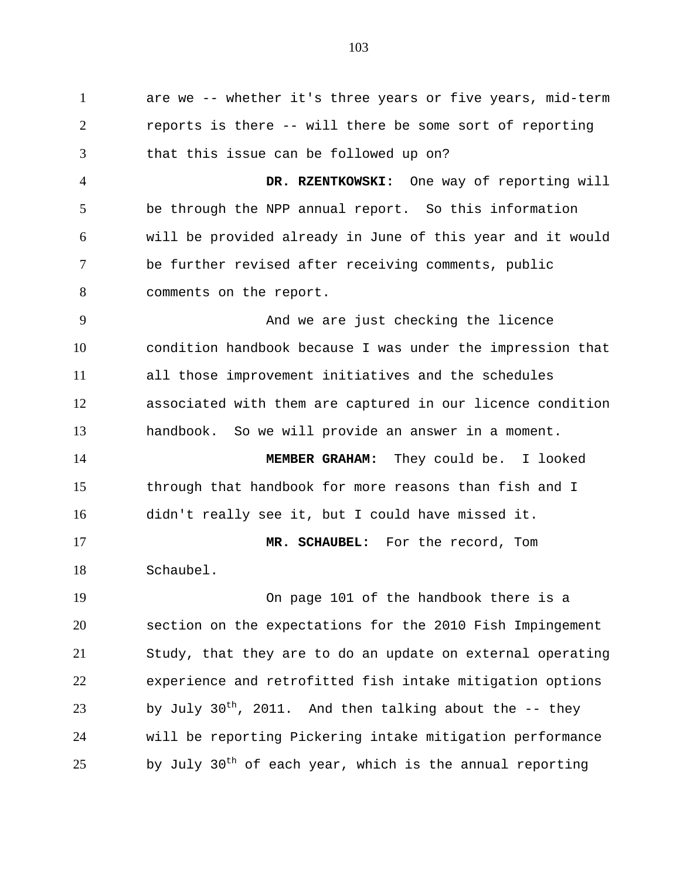are we -- whether it's three years or five years, mid-term reports is there -- will there be some sort of reporting that this issue can be followed up on?

**DR. RZENTKOWSKI:** One way of reporting will be through the NPP annual report. So this information will be provided already in June of this year and it would be further revised after receiving comments, public comments on the report.

And we are just checking the licence condition handbook because I was under the impression that all those improvement initiatives and the schedules associated with them are captured in our licence condition handbook. So we will provide an answer in a moment.

**MEMBER GRAHAM:** They could be. I looked through that handbook for more reasons than fish and I didn't really see it, but I could have missed it.

**MR. SCHAUBEL:** For the record, Tom Schaubel.

On page 101 of the handbook there is a section on the expectations for the 2010 Fish Impingement Study, that they are to do an update on external operating experience and retrofitted fish intake mitigation options by July 30th, 2011. And then talking about the -- they will be reporting Pickering intake mitigation performance by July 30th of each year, which is the annual reporting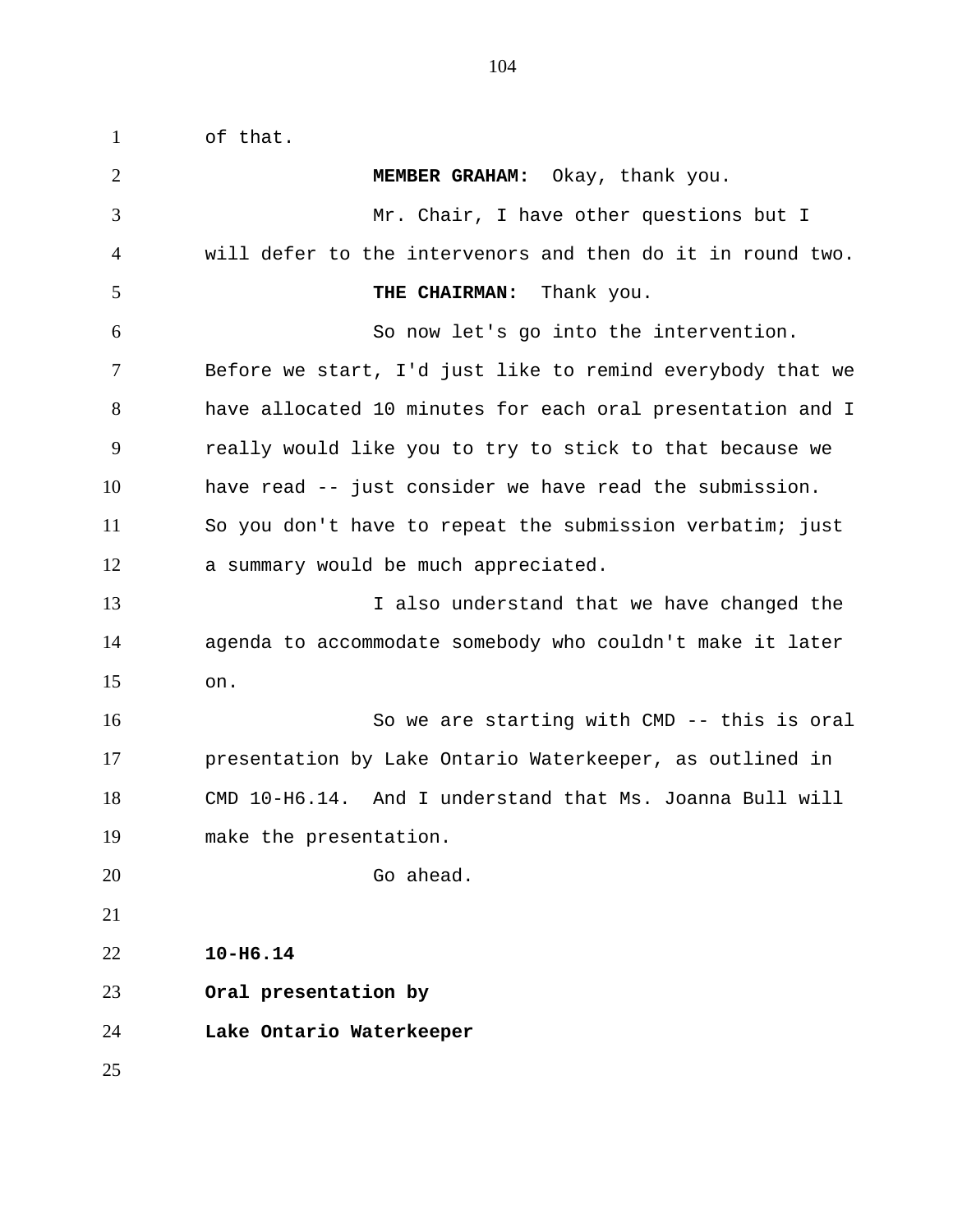of that.

**MEMBER GRAHAM:** Okay, thank you.

Mr. Chair, I have other questions but I will defer to the intervenors and then do it in round two.

**THE CHAIRMAN:** Thank you.

So now let's go into the intervention. Before we start, I'd just like to remind everybody that we have allocated 10 minutes for each oral presentation and I really would like you to try to stick to that because we have read -- just consider we have read the submission. So you don't have to repeat the submission verbatim; just a summary would be much appreciated.

I also understand that we have changed the agenda to accommodate somebody who couldn't make it later on.

So we are starting with CMD -- this is oral presentation by Lake Ontario Waterkeeper, as outlined in CMD 10-H6.14. And I understand that Ms. Joanna Bull will make the presentation.

Go ahead.

**10-H6.14**

**Oral presentation by**

**Lake Ontario Waterkeeper**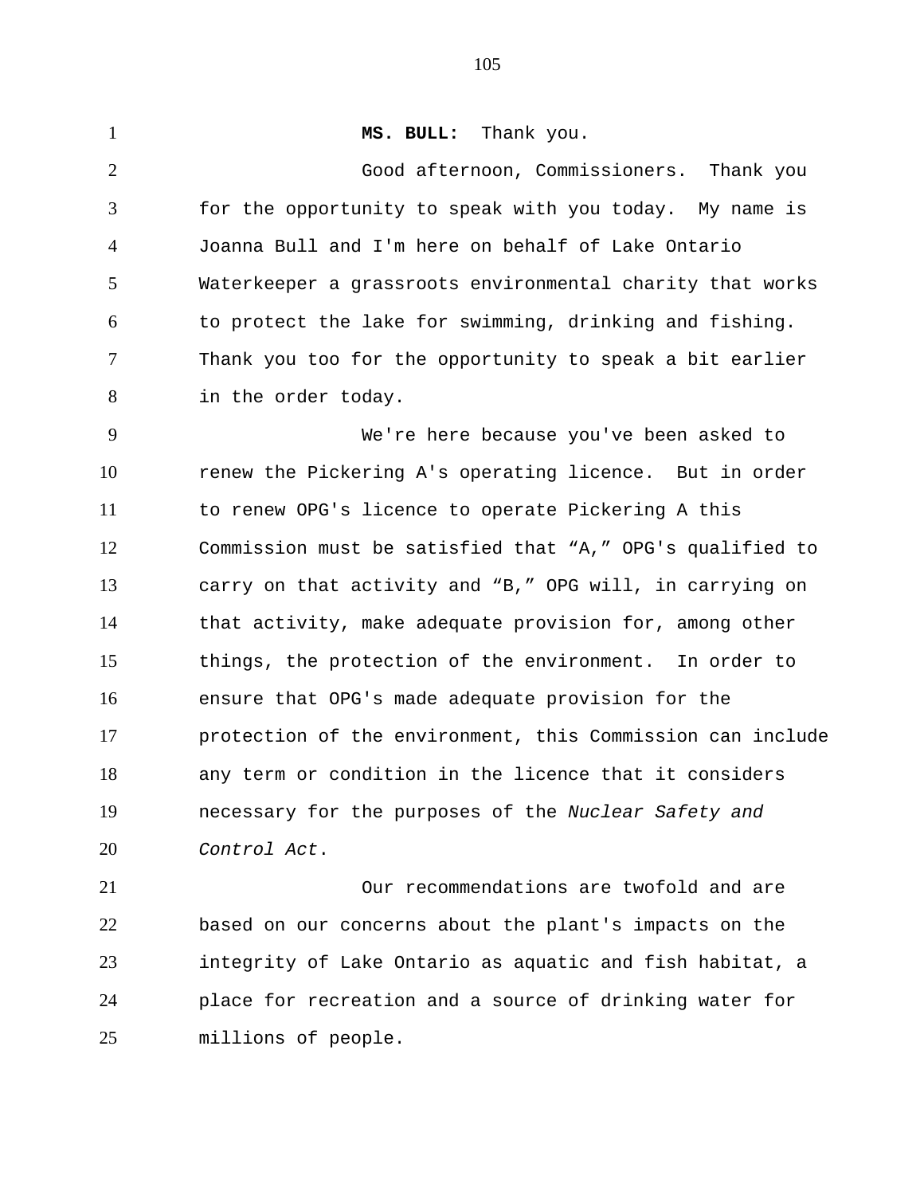**MS. BULL:** Thank you.

Good afternoon, Commissioners. Thank you for the opportunity to speak with you today. My name is Joanna Bull and I'm here on behalf of Lake Ontario Waterkeeper a grassroots environmental charity that works to protect the lake for swimming, drinking and fishing. Thank you too for the opportunity to speak a bit earlier in the order today.

We're here because you've been asked to renew the Pickering A's operating licence. But in order to renew OPG's licence to operate Pickering A this Commission must be satisfied that “A,” OPG's qualified to carry on that activity and “B,” OPG will, in carrying on that activity, make adequate provision for, among other things, the protection of the environment. In order to ensure that OPG's made adequate provision for the protection of the environment, this Commission can include any term or condition in the licence that it considers necessary for the purposes of the *Nuclear Safety and Control Act*.

Our recommendations are twofold and are based on our concerns about the plant's impacts on the integrity of Lake Ontario as aquatic and fish habitat, a place for recreation and a source of drinking water for millions of people.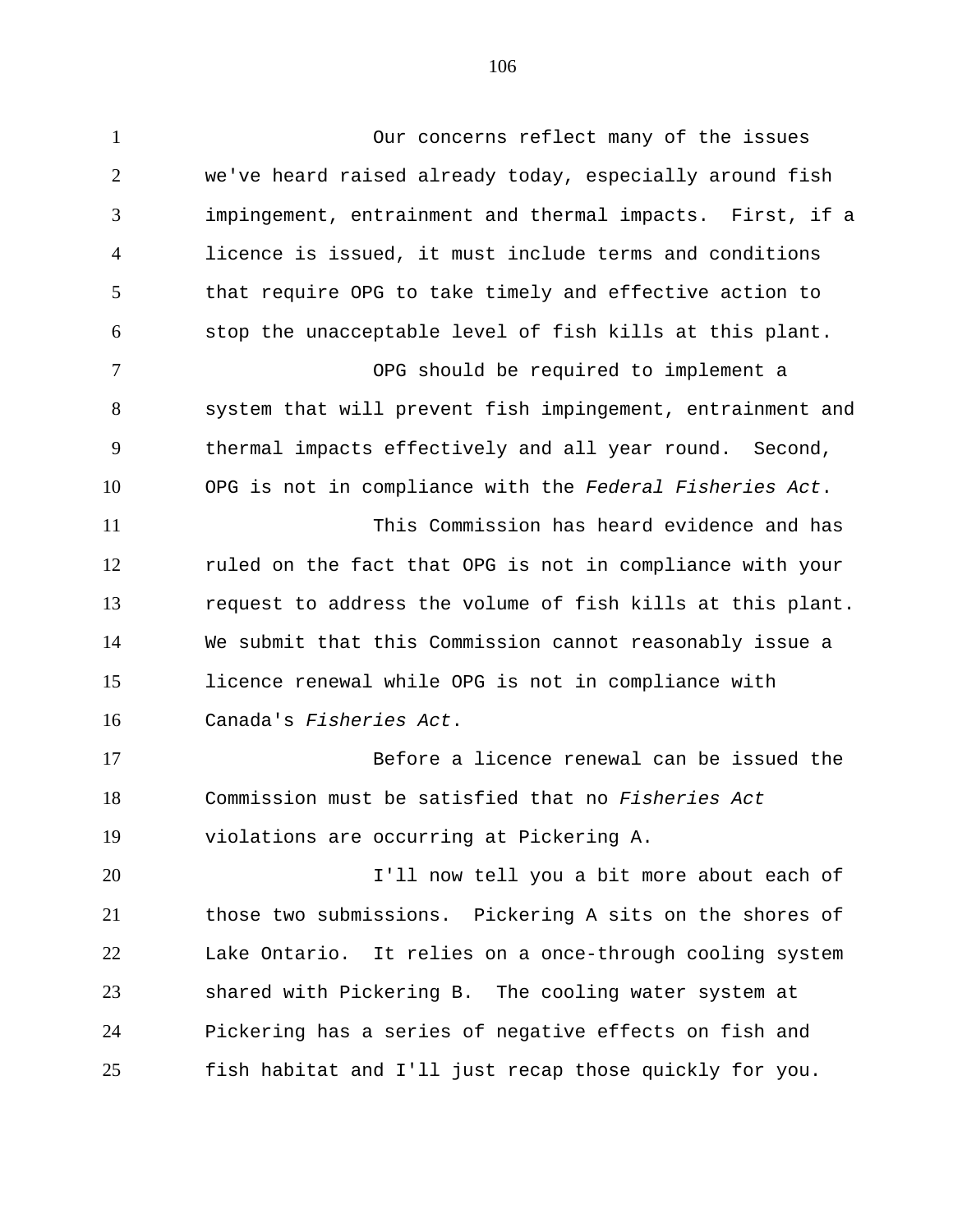Our concerns reflect many of the issues we've heard raised already today, especially around fish impingement, entrainment and thermal impacts. First, if a licence is issued, it must include terms and conditions that require OPG to take timely and effective action to stop the unacceptable level of fish kills at this plant.

OPG should be required to implement a system that will prevent fish impingement, entrainment and thermal impacts effectively and all year round. Second, OPG is not in compliance with the *Federal Fisheries Act*.

This Commission has heard evidence and has ruled on the fact that OPG is not in compliance with your request to address the volume of fish kills at this plant. We submit that this Commission cannot reasonably issue a licence renewal while OPG is not in compliance with Canada's *Fisheries Act*.

Before a licence renewal can be issued the Commission must be satisfied that no *Fisheries Act* violations are occurring at Pickering A.

I'll now tell you a bit more about each of those two submissions. Pickering A sits on the shores of Lake Ontario. It relies on a once-through cooling system shared with Pickering B. The cooling water system at Pickering has a series of negative effects on fish and fish habitat and I'll just recap those quickly for you.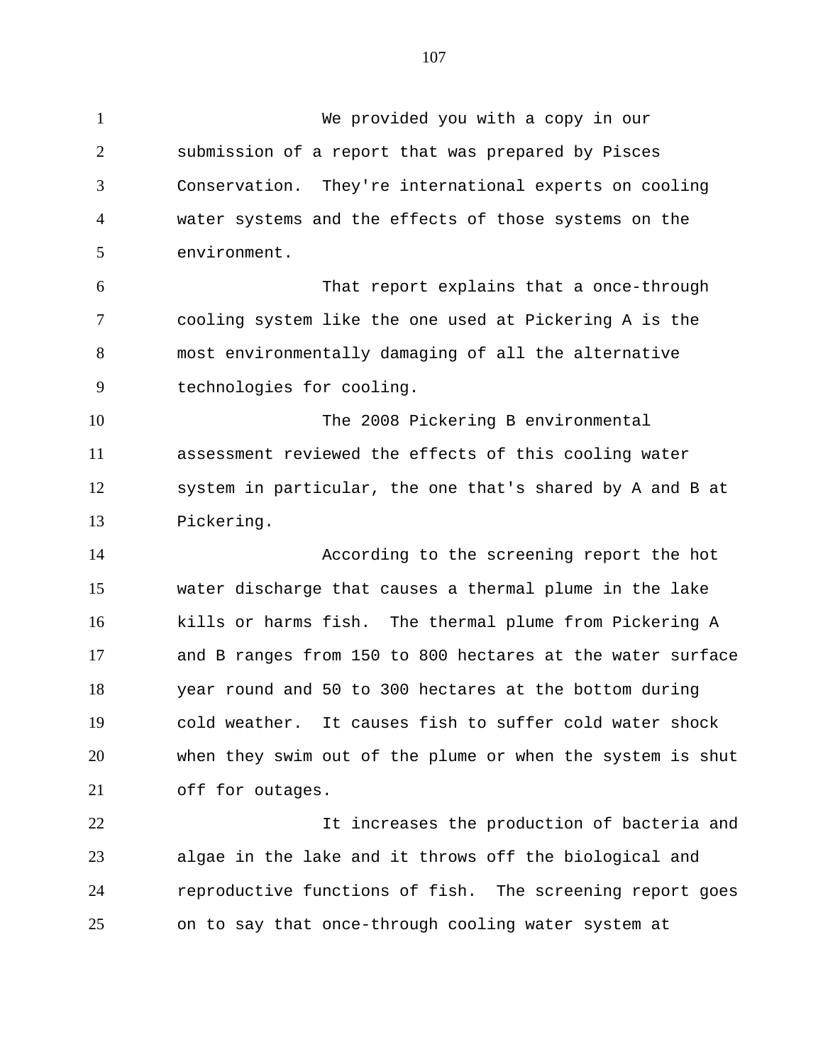We provided you with a copy in our submission of a report that was prepared by Pisces Conservation. They're international experts on cooling water systems and the effects of those systems on the environment.

That report explains that a once-through cooling system like the one used at Pickering A is the most environmentally damaging of all the alternative technologies for cooling.

The 2008 Pickering B environmental assessment reviewed the effects of this cooling water system in particular, the one that's shared by A and B at Pickering.

According to the screening report the hot water discharge that causes a thermal plume in the lake kills or harms fish. The thermal plume from Pickering A and B ranges from 150 to 800 hectares at the water surface year round and 50 to 300 hectares at the bottom during cold weather. It causes fish to suffer cold water shock when they swim out of the plume or when the system is shut off for outages.

It increases the production of bacteria and algae in the lake and it throws off the biological and reproductive functions of fish. The screening report goes on to say that once-through cooling water system at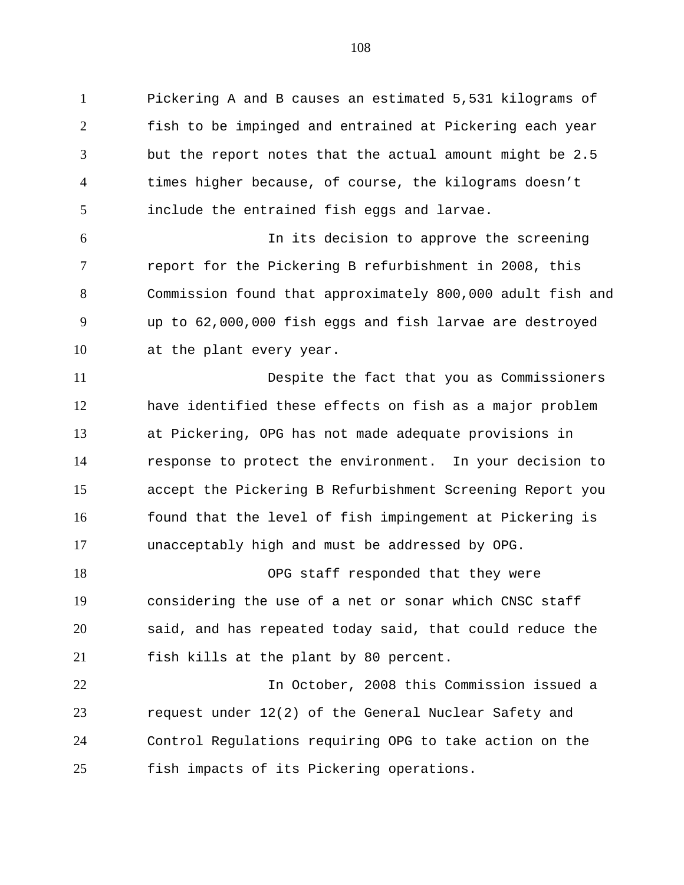Pickering A and B causes an estimated 5,531 kilograms of fish to be impinged and entrained at Pickering each year but the report notes that the actual amount might be 2.5 times higher because, of course, the kilograms doesn't include the entrained fish eggs and larvae.

In its decision to approve the screening report for the Pickering B refurbishment in 2008, this Commission found that approximately 800,000 adult fish and up to 62,000,000 fish eggs and fish larvae are destroyed at the plant every year.

Despite the fact that you as Commissioners have identified these effects on fish as a major problem at Pickering, OPG has not made adequate provisions in response to protect the environment. In your decision to accept the Pickering B Refurbishment Screening Report you found that the level of fish impingement at Pickering is unacceptably high and must be addressed by OPG.

OPG staff responded that they were considering the use of a net or sonar which CNSC staff said, and has repeated today said, that could reduce the fish kills at the plant by 80 percent.

In October, 2008 this Commission issued a request under 12(2) of the General Nuclear Safety and Control Regulations requiring OPG to take action on the fish impacts of its Pickering operations.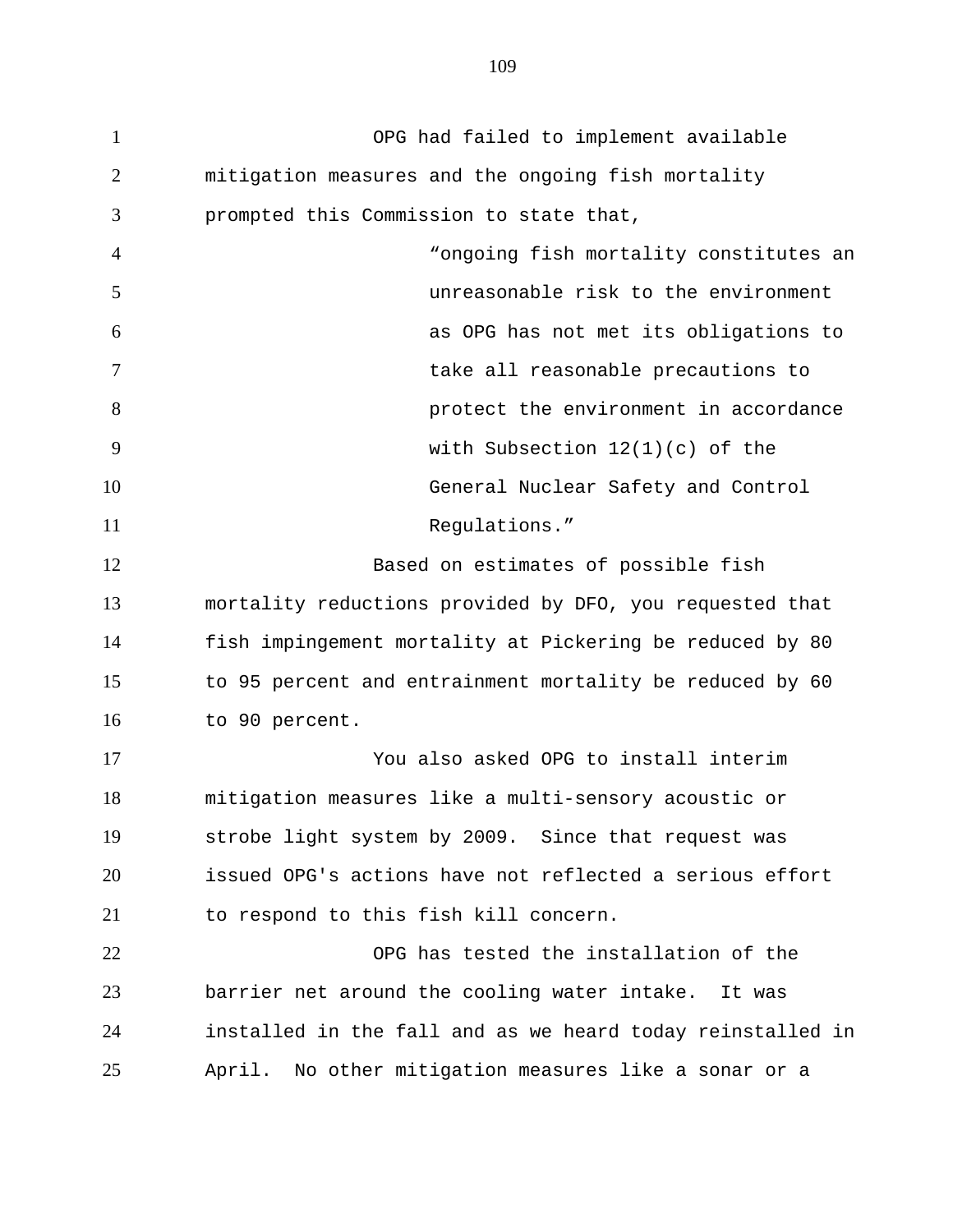OPG had failed to implement available mitigation measures and the ongoing fish mortality prompted this Commission to state that,

> "ongoing fish mortality constitutes an unreasonable risk to the environment as OPG has not met its obligations to take all reasonable precautions to protect the environment in accordance with Subsection 12(1)(c) of the General Nuclear Safety and Control Regulations."

Based on estimates of possible fish mortality reductions provided by DFO, you requested that fish impingement mortality at Pickering be reduced by 80 to 95 percent and entrainment mortality be reduced by 60 to 90 percent.

You also asked OPG to install interim mitigation measures like a multi-sensory acoustic or strobe light system by 2009. Since that request was issued OPG's actions have not reflected a serious effort to respond to this fish kill concern.

OPG has tested the installation of the barrier net around the cooling water intake. It was installed in the fall and as we heard today reinstalled in April. No other mitigation measures like a sonar or a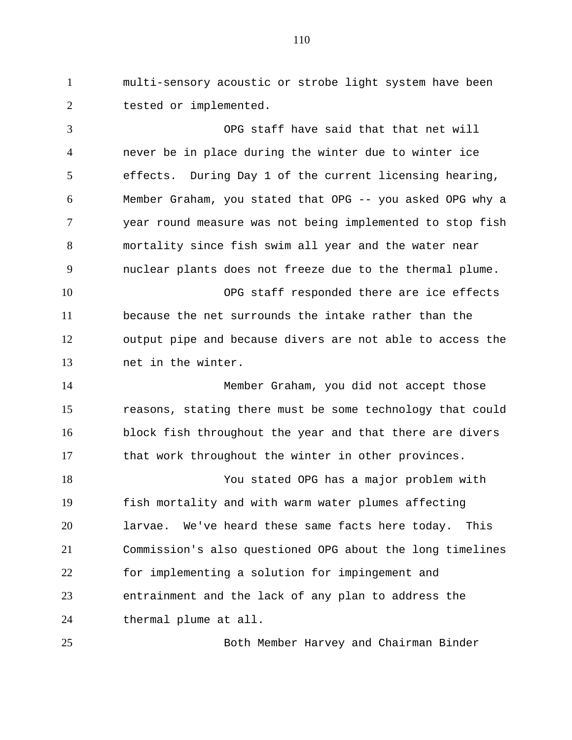multi-sensory acoustic or strobe light system have been tested or implemented.

OPG staff have said that that net will never be in place during the winter due to winter ice effects. During Day 1 of the current licensing hearing, Member Graham, you stated that OPG -- you asked OPG why a year round measure was not being implemented to stop fish mortality since fish swim all year and the water near nuclear plants does not freeze due to the thermal plume.

OPG staff responded there are ice effects because the net surrounds the intake rather than the output pipe and because divers are not able to access the net in the winter.

Member Graham, you did not accept those reasons, stating there must be some technology that could block fish throughout the year and that there are divers that work throughout the winter in other provinces.

You stated OPG has a major problem with fish mortality and with warm water plumes affecting larvae. We've heard these same facts here today. This Commission's also questioned OPG about the long timelines for implementing a solution for impingement and entrainment and the lack of any plan to address the thermal plume at all.

Both Member Harvey and Chairman Binder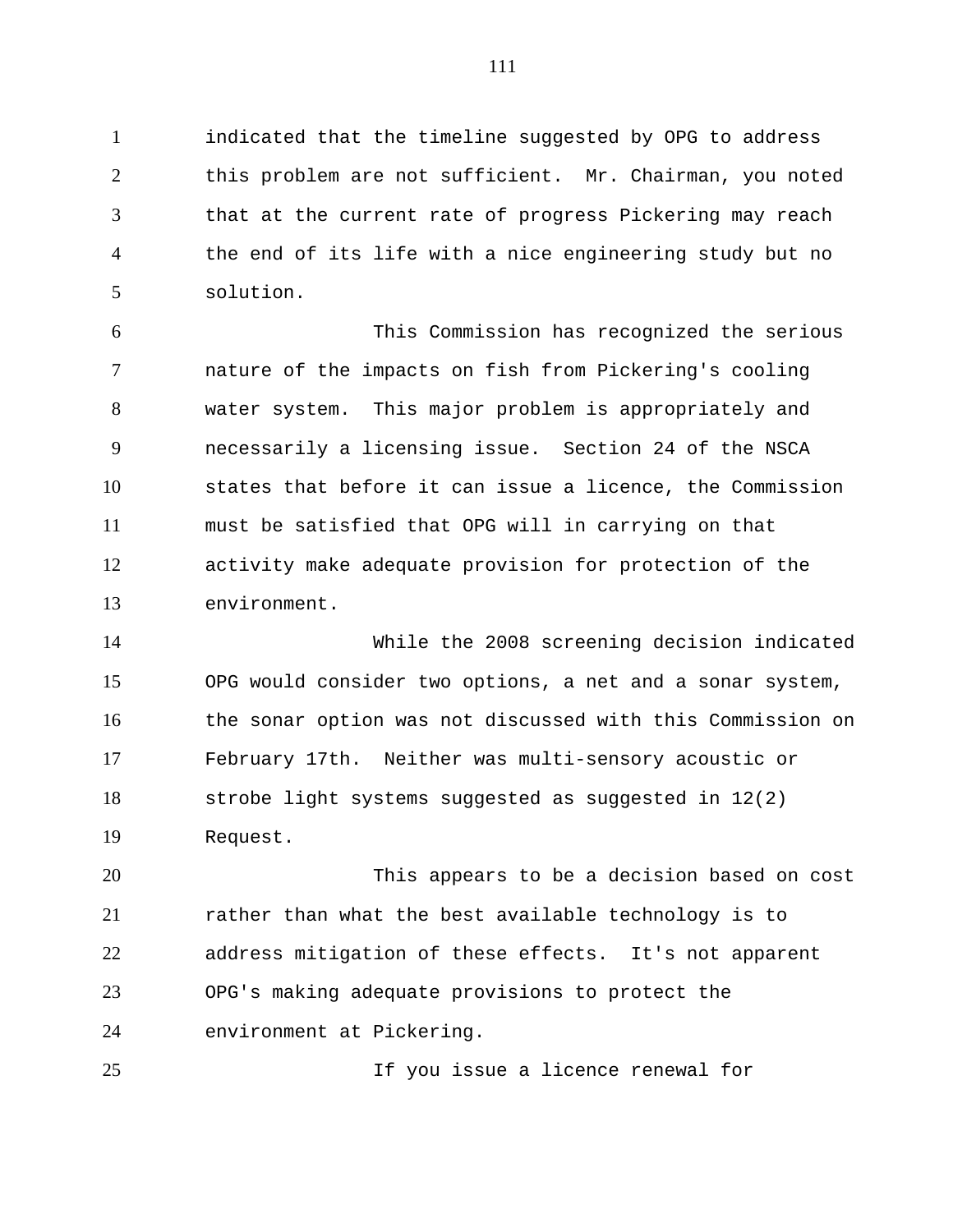indicated that the timeline suggested by OPG to address this problem are not sufficient. Mr. Chairman, you noted that at the current rate of progress Pickering may reach the end of its life with a nice engineering study but no solution.

This Commission has recognized the serious nature of the impacts on fish from Pickering's cooling water system. This major problem is appropriately and necessarily a licensing issue. Section 24 of the NSCA states that before it can issue a licence, the Commission must be satisfied that OPG will in carrying on that activity make adequate provision for protection of the environment.

While the 2008 screening decision indicated OPG would consider two options, a net and a sonar system, the sonar option was not discussed with this Commission on February 17th. Neither was multi-sensory acoustic or strobe light systems suggested as suggested in 12(2) Request.

This appears to be a decision based on cost rather than what the best available technology is to address mitigation of these effects. It's not apparent OPG's making adequate provisions to protect the environment at Pickering.

If you issue a licence renewal for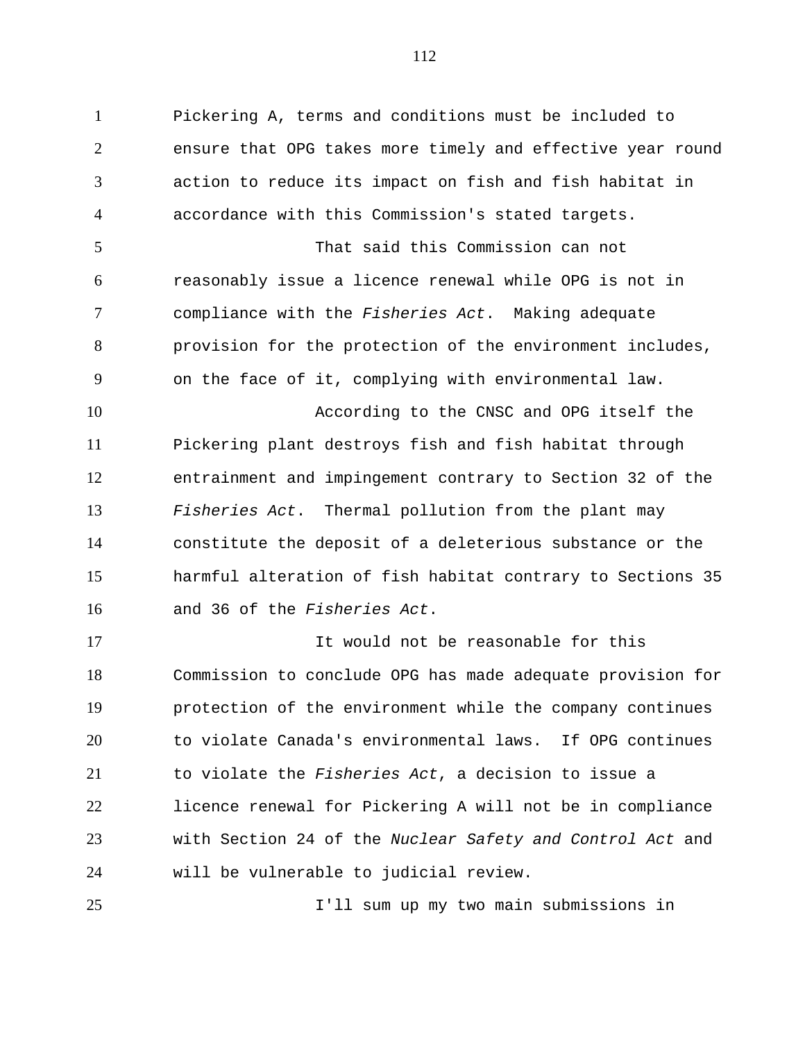Pickering A, terms and conditions must be included to ensure that OPG takes more timely and effective year round action to reduce its impact on fish and fish habitat in accordance with this Commission's stated targets.

That said this Commission can not reasonably issue a licence renewal while OPG is not in compliance with the *Fisheries Act*. Making adequate provision for the protection of the environment includes, on the face of it, complying with environmental law.

According to the CNSC and OPG itself the Pickering plant destroys fish and fish habitat through entrainment and impingement contrary to Section 32 of the *Fisheries Act*. Thermal pollution from the plant may constitute the deposit of a deleterious substance or the harmful alteration of fish habitat contrary to Sections 35 and 36 of the *Fisheries Act*.

It would not be reasonable for this Commission to conclude OPG has made adequate provision for protection of the environment while the company continues to violate Canada's environmental laws. If OPG continues to violate the *Fisheries Act*, a decision to issue a licence renewal for Pickering A will not be in compliance with Section 24 of the *Nuclear Safety and Control Act* and will be vulnerable to judicial review.

I'll sum up my two main submissions in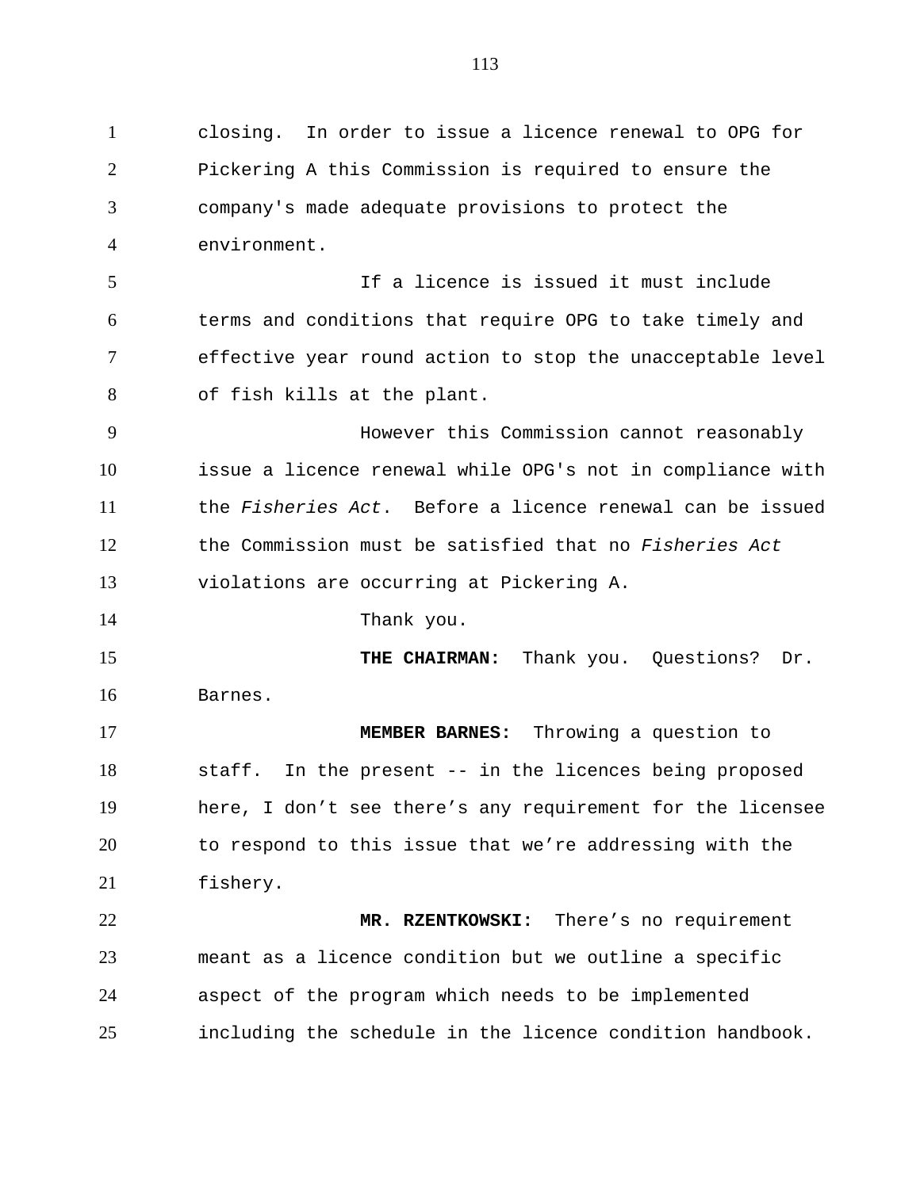closing. In order to issue a licence renewal to OPG for Pickering A this Commission is required to ensure the company's made adequate provisions to protect the environment.

If a licence is issued it must include terms and conditions that require OPG to take timely and effective year round action to stop the unacceptable level of fish kills at the plant.

However this Commission cannot reasonably issue a licence renewal while OPG's not in compliance with the *Fisheries Act*. Before a licence renewal can be issued the Commission must be satisfied that no *Fisheries Act* violations are occurring at Pickering A.

Thank you.

**THE CHAIRMAN:** Thank you. Questions? Dr. Barnes.

**MEMBER BARNES:** Throwing a question to staff. In the present -- in the licences being proposed here, I don't see there's any requirement for the licensee to respond to this issue that we're addressing with the fishery.

**MR. RZENTKOWSKI:** There's no requirement meant as a licence condition but we outline a specific aspect of the program which needs to be implemented including the schedule in the licence condition handbook.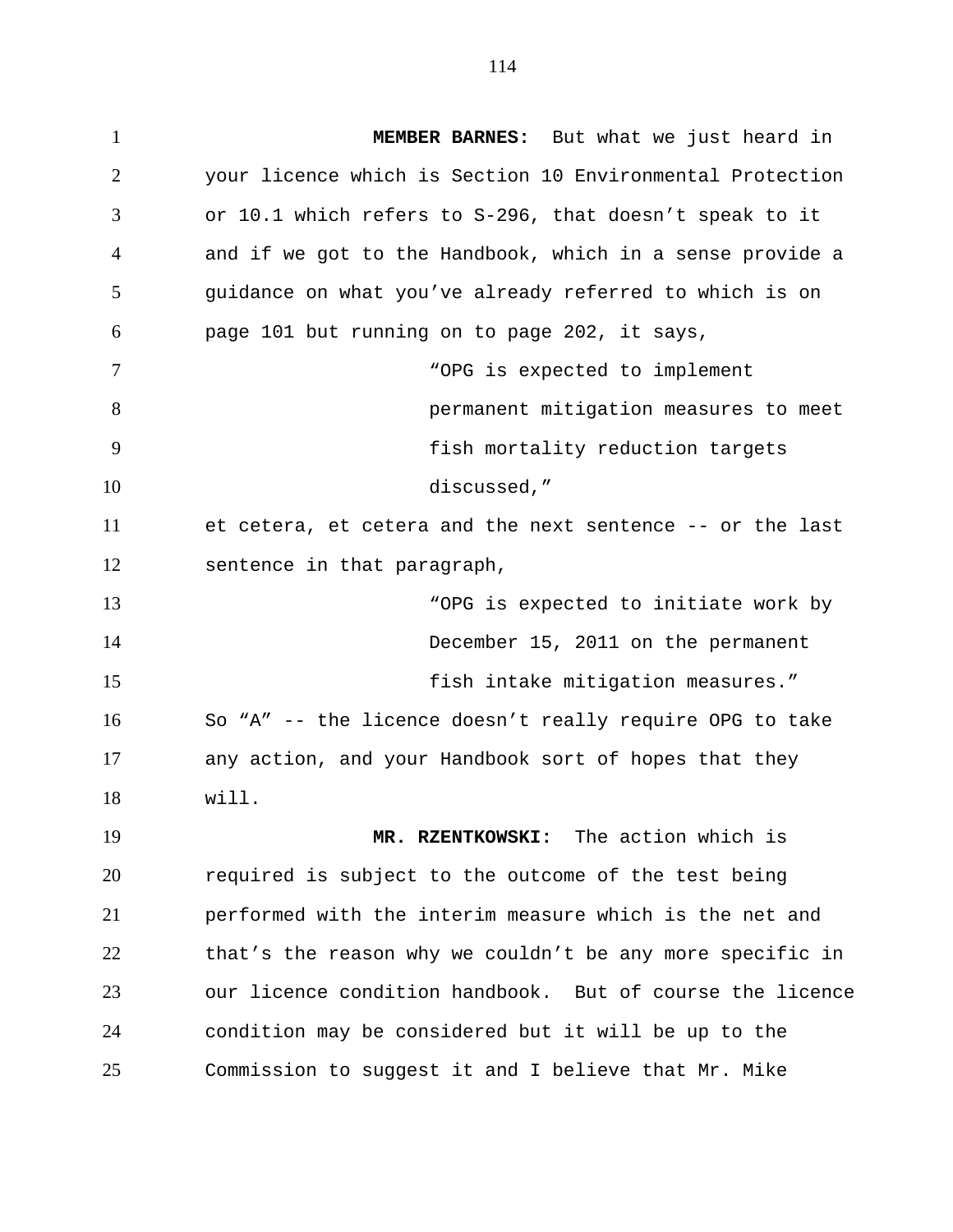**MEMBER BARNES:** But what we just heard in your licence which is Section 10 Environmental Protection or 10.1 which refers to S-296, that doesn't speak to it and if we got to the Handbook, which in a sense provide a guidance on what you've already referred to which is on page 101 but running on to page 202, it says,

> "OPG is expected to implement permanent mitigation measures to meet fish mortality reduction targets discussed,"

et cetera, et cetera and the next sentence -- or the last sentence in that paragraph,

> "OPG is expected to initiate work by December 15, 2011 on the permanent fish intake mitigation measures."

So "A" -- the licence doesn't really require OPG to take any action, and your Handbook sort of hopes that they will.

**MR. RZENTKOWSKI:** The action which is required is subject to the outcome of the test being performed with the interim measure which is the net and that's the reason why we couldn't be any more specific in our licence condition handbook. But of course the licence condition may be considered but it will be up to the Commission to suggest it and I believe that Mr. Mike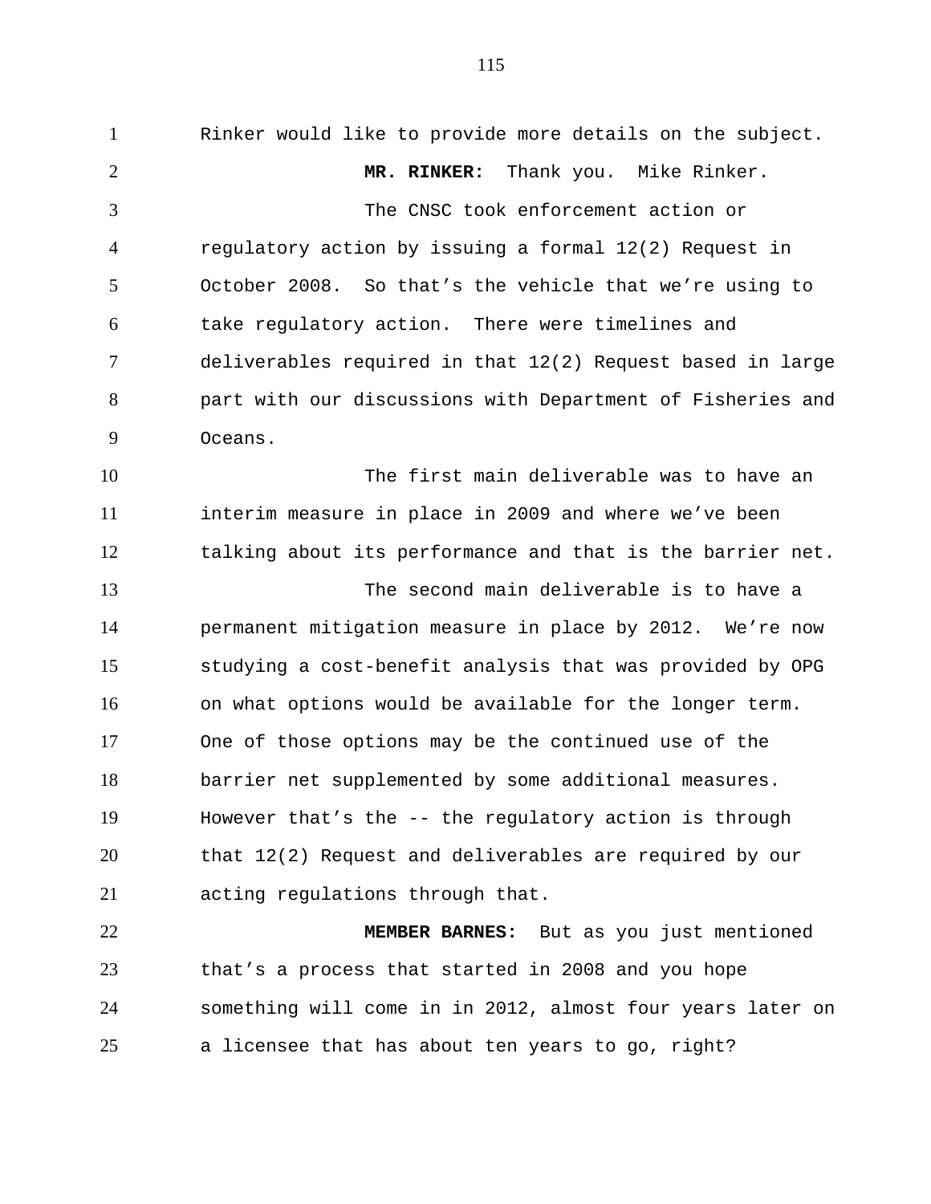Rinker would like to provide more details on the subject.

**MR. RINKER:** Thank you. Mike Rinker.

The CNSC took enforcement action or regulatory action by issuing a formal 12(2) Request in October 2008. So that's the vehicle that we're using to take regulatory action. There were timelines and deliverables required in that 12(2) Request based in large part with our discussions with Department of Fisheries and Oceans.

The first main deliverable was to have an interim measure in place in 2009 and where we've been talking about its performance and that is the barrier net.

The second main deliverable is to have a permanent mitigation measure in place by 2012. We're now studying a cost-benefit analysis that was provided by OPG on what options would be available for the longer term. One of those options may be the continued use of the barrier net supplemented by some additional measures. However that's the -- the regulatory action is through that 12(2) Request and deliverables are required by our acting regulations through that.

**MEMBER BARNES:** But as you just mentioned that's a process that started in 2008 and you hope something will come in in 2012, almost four years later on a licensee that has about ten years to go, right?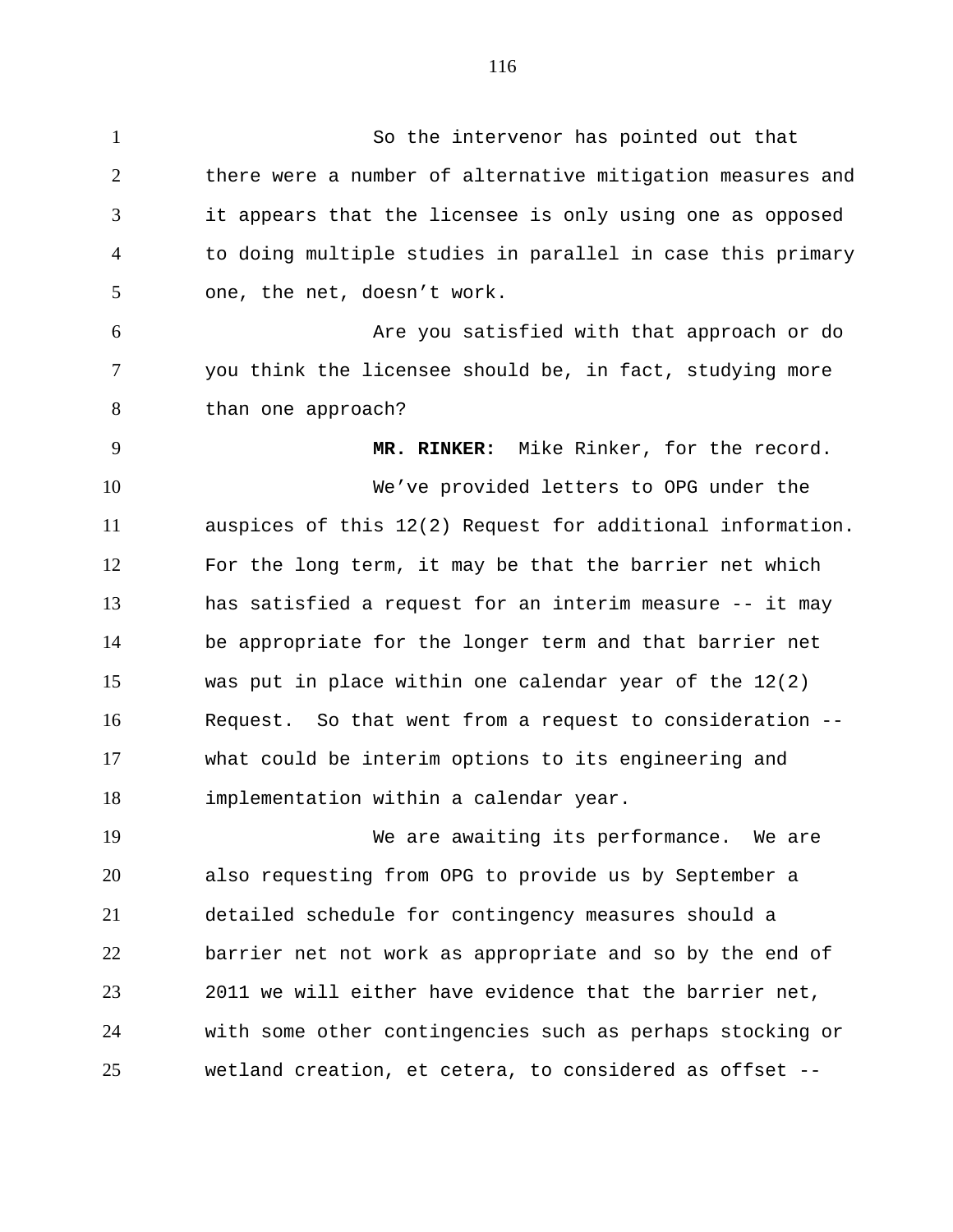So the intervenor has pointed out that there were a number of alternative mitigation measures and it appears that the licensee is only using one as opposed to doing multiple studies in parallel in case this primary one, the net, doesn't work.

Are you satisfied with that approach or do you think the licensee should be, in fact, studying more than one approach?

**MR. RINKER:** Mike Rinker, for the record.

We've provided letters to OPG under the auspices of this 12(2) Request for additional information. For the long term, it may be that the barrier net which has satisfied a request for an interim measure -- it may be appropriate for the longer term and that barrier net was put in place within one calendar year of the 12(2) Request. So that went from a request to consideration -- what could be interim options to its engineering and implementation within a calendar year.

We are awaiting its performance. We are also requesting from OPG to provide us by September a detailed schedule for contingency measures should a barrier net not work as appropriate and so by the end of 2011 we will either have evidence that the barrier net, with some other contingencies such as perhaps stocking or wetland creation, et cetera, to considered as offset --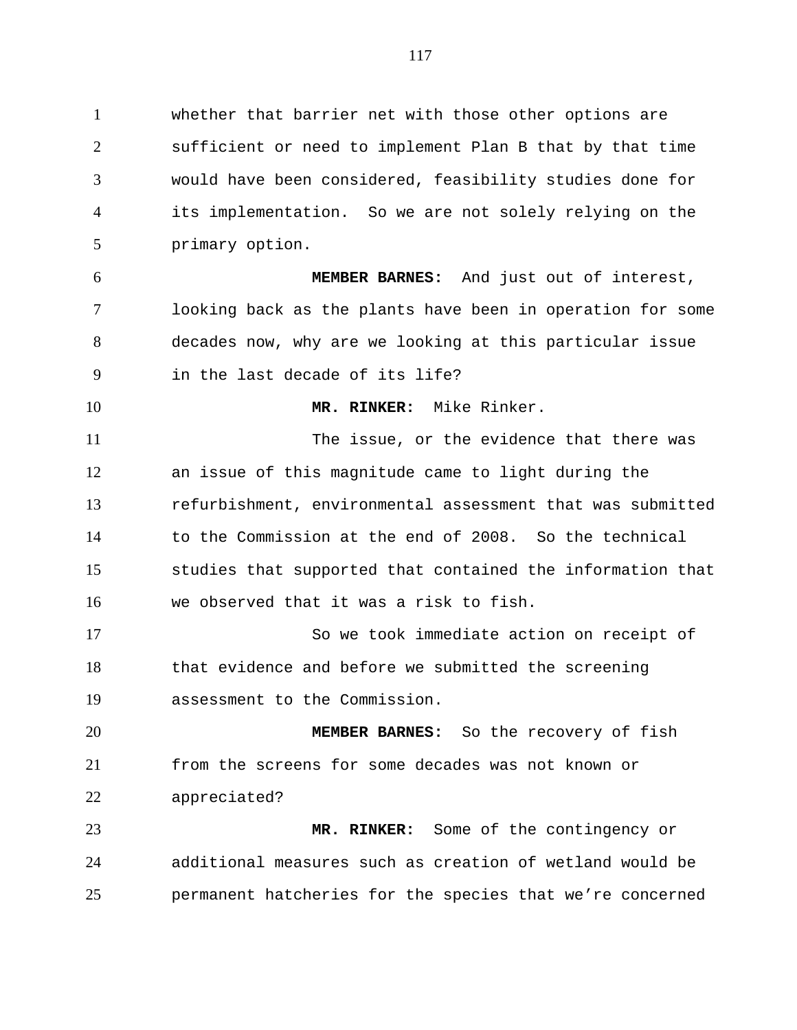whether that barrier net with those other options are sufficient or need to implement Plan B that by that time would have been considered, feasibility studies done for its implementation. So we are not solely relying on the primary option.

**MEMBER BARNES:** And just out of interest, looking back as the plants have been in operation for some decades now, why are we looking at this particular issue in the last decade of its life?

**MR. RINKER:** Mike Rinker.

The issue, or the evidence that there was an issue of this magnitude came to light during the refurbishment, environmental assessment that was submitted to the Commission at the end of 2008. So the technical studies that supported that contained the information that we observed that it was a risk to fish.

So we took immediate action on receipt of that evidence and before we submitted the screening assessment to the Commission.

**MEMBER BARNES:** So the recovery of fish from the screens for some decades was not known or appreciated?

**MR. RINKER:** Some of the contingency or additional measures such as creation of wetland would be permanent hatcheries for the species that we're concerned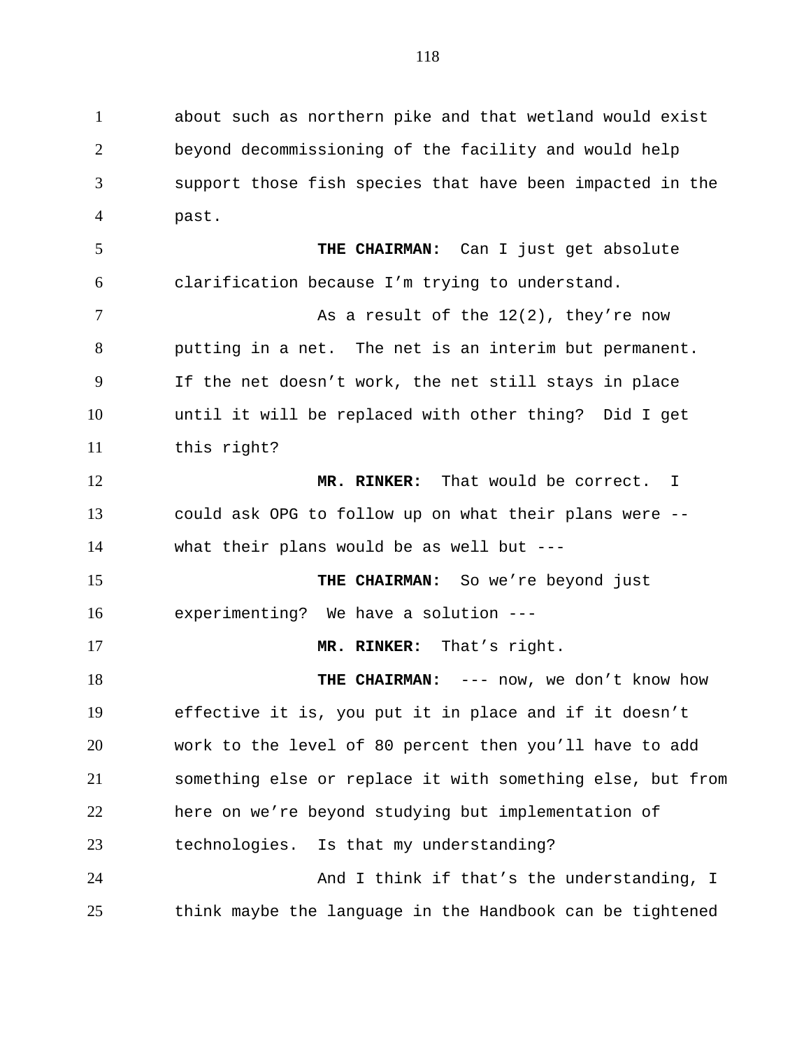about such as northern pike and that wetland would exist beyond decommissioning of the facility and would help support those fish species that have been impacted in the past.

**THE CHAIRMAN:** Can I just get absolute clarification because I'm trying to understand.

As a result of the 12(2), they're now putting in a net. The net is an interim but permanent. If the net doesn't work, the net still stays in place until it will be replaced with other thing? Did I get this right?

**MR. RINKER:** That would be correct. I could ask OPG to follow up on what their plans were -- what their plans would be as well but ---

**THE CHAIRMAN:** So we're beyond just experimenting? We have a solution ---

**MR. RINKER:** That's right.

**THE CHAIRMAN:** --- now, we don't know how effective it is, you put it in place and if it doesn't work to the level of 80 percent then you'll have to add something else or replace it with something else, but from here on we're beyond studying but implementation of technologies. Is that my understanding?

And I think if that's the understanding, I think maybe the language in the Handbook can be tightened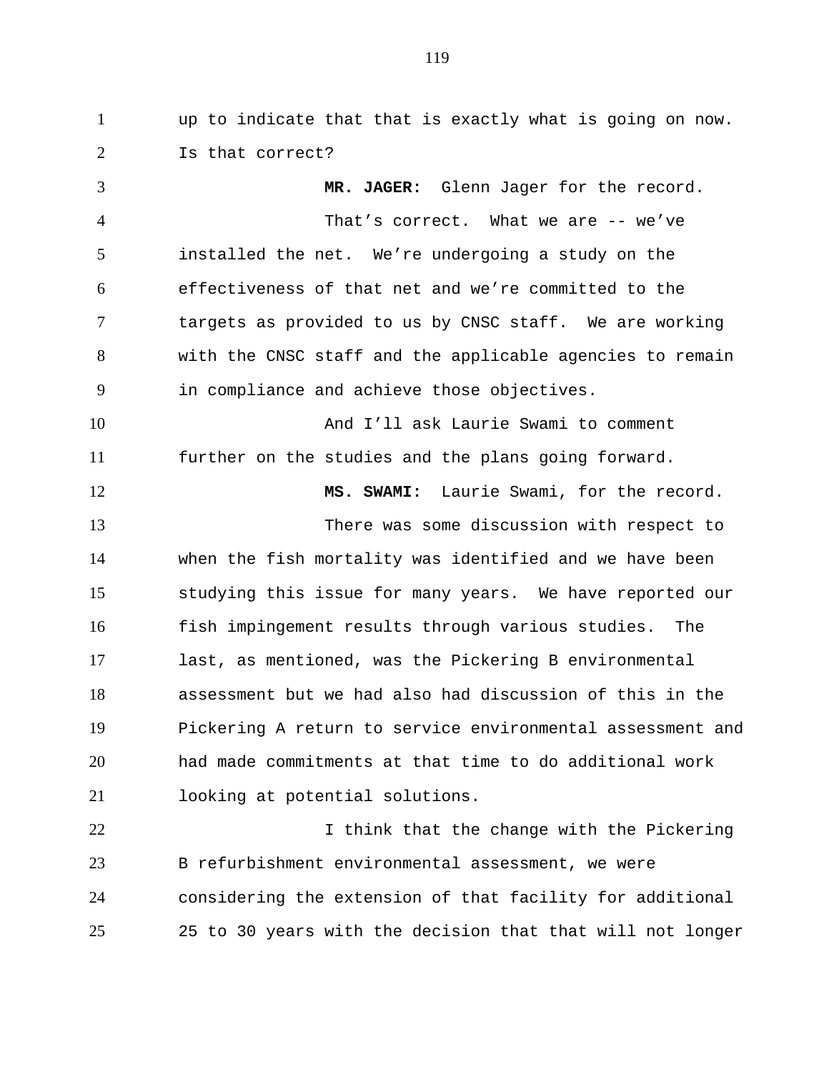up to indicate that that is exactly what is going on now. Is that correct?

**MR. JAGER:** Glenn Jager for the record.

That's correct. What we are -- we've installed the net. We're undergoing a study on the effectiveness of that net and we're committed to the targets as provided to us by CNSC staff. We are working with the CNSC staff and the applicable agencies to remain in compliance and achieve those objectives.

And I'll ask Laurie Swami to comment further on the studies and the plans going forward.

**MS. SWAMI:** Laurie Swami, for the record.

There was some discussion with respect to when the fish mortality was identified and we have been studying this issue for many years. We have reported our fish impingement results through various studies. The last, as mentioned, was the Pickering B environmental assessment but we had also had discussion of this in the Pickering A return to service environmental assessment and had made commitments at that time to do additional work looking at potential solutions.

I think that the change with the Pickering B refurbishment environmental assessment, we were considering the extension of that facility for additional 25 to 30 years with the decision that that will not longer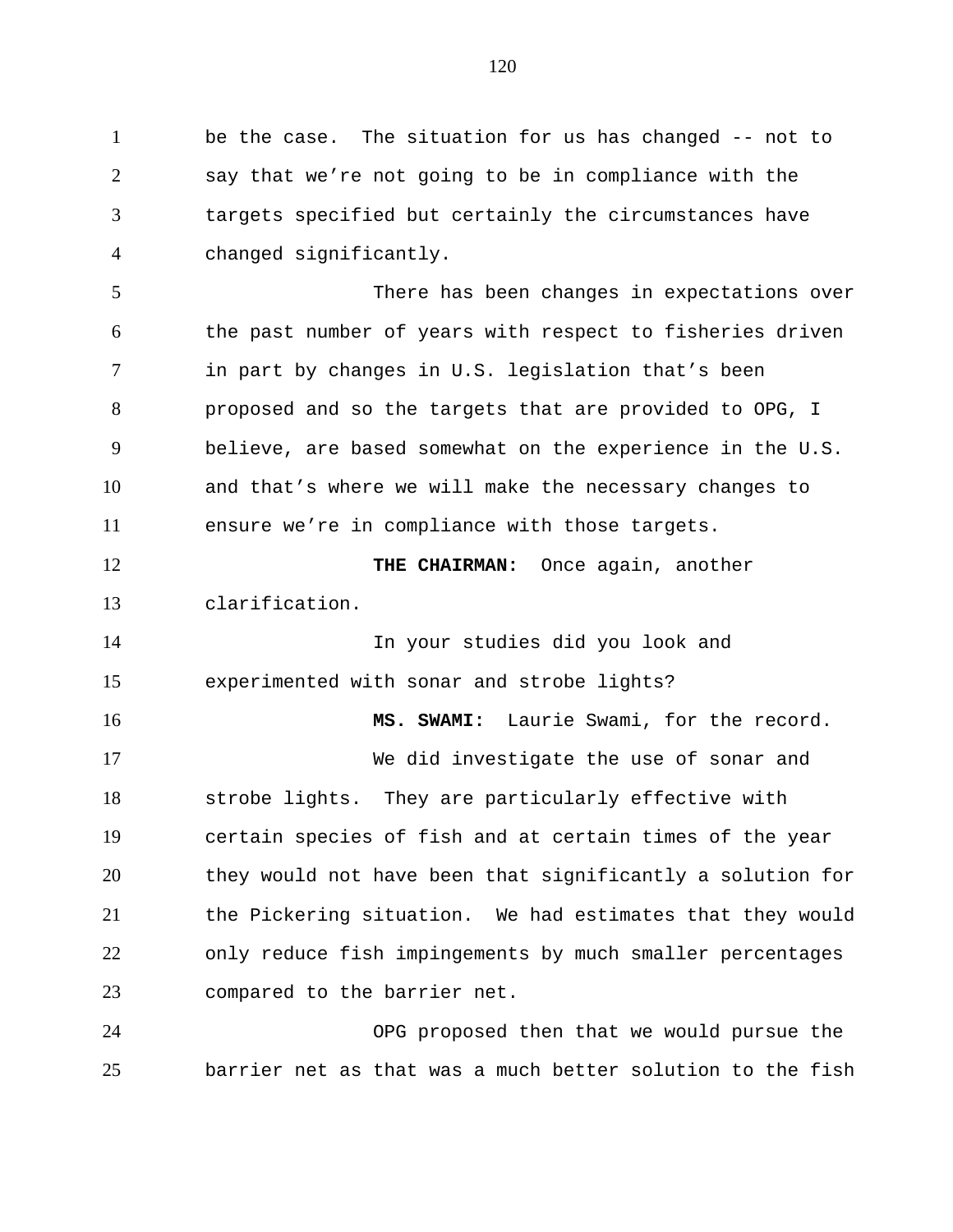be the case. The situation for us has changed -- not to say that we're not going to be in compliance with the targets specified but certainly the circumstances have changed significantly.

There has been changes in expectations over the past number of years with respect to fisheries driven in part by changes in U.S. legislation that's been proposed and so the targets that are provided to OPG, I believe, are based somewhat on the experience in the U.S. and that's where we will make the necessary changes to ensure we're in compliance with those targets.

**THE CHAIRMAN:** Once again, another clarification.

In your studies did you look and experimented with sonar and strobe lights?

**MS. SWAMI:** Laurie Swami, for the record.

We did investigate the use of sonar and strobe lights. They are particularly effective with certain species of fish and at certain times of the year they would not have been that significantly a solution for the Pickering situation. We had estimates that they would only reduce fish impingements by much smaller percentages compared to the barrier net.

OPG proposed then that we would pursue the barrier net as that was a much better solution to the fish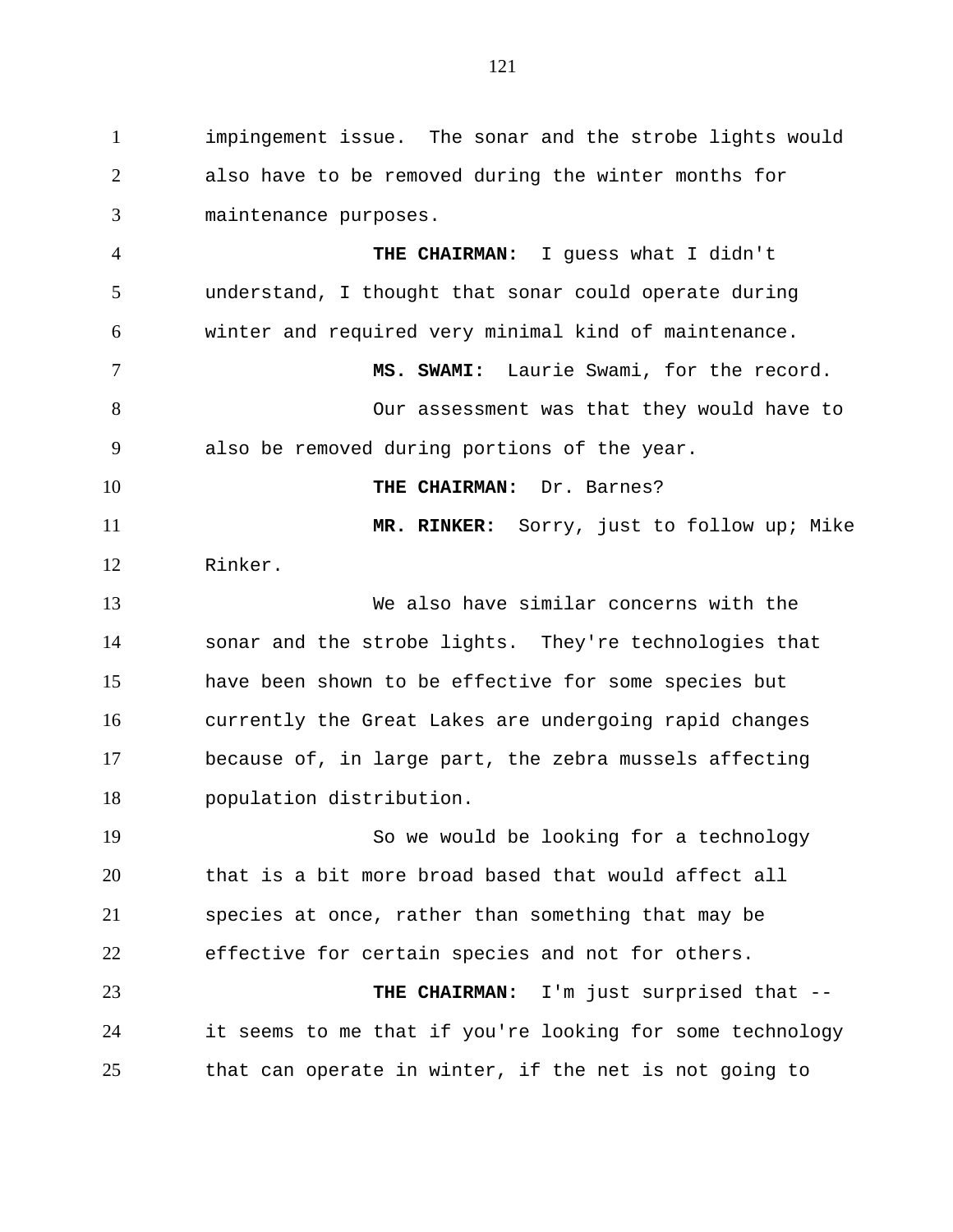impingement issue. The sonar and the strobe lights would also have to be removed during the winter months for maintenance purposes.

**THE CHAIRMAN:** I guess what I didn't understand, I thought that sonar could operate during winter and required very minimal kind of maintenance.

**MS. SWAMI:** Laurie Swami, for the record.

Our assessment was that they would have to also be removed during portions of the year.

**THE CHAIRMAN:** Dr. Barnes?

**MR. RINKER:** Sorry, just to follow up; Mike Rinker.

We also have similar concerns with the sonar and the strobe lights. They're technologies that have been shown to be effective for some species but currently the Great Lakes are undergoing rapid changes because of, in large part, the zebra mussels affecting population distribution.

So we would be looking for a technology that is a bit more broad based that would affect all species at once, rather than something that may be effective for certain species and not for others.

**THE CHAIRMAN:** I'm just surprised that -- it seems to me that if you're looking for some technology that can operate in winter, if the net is not going to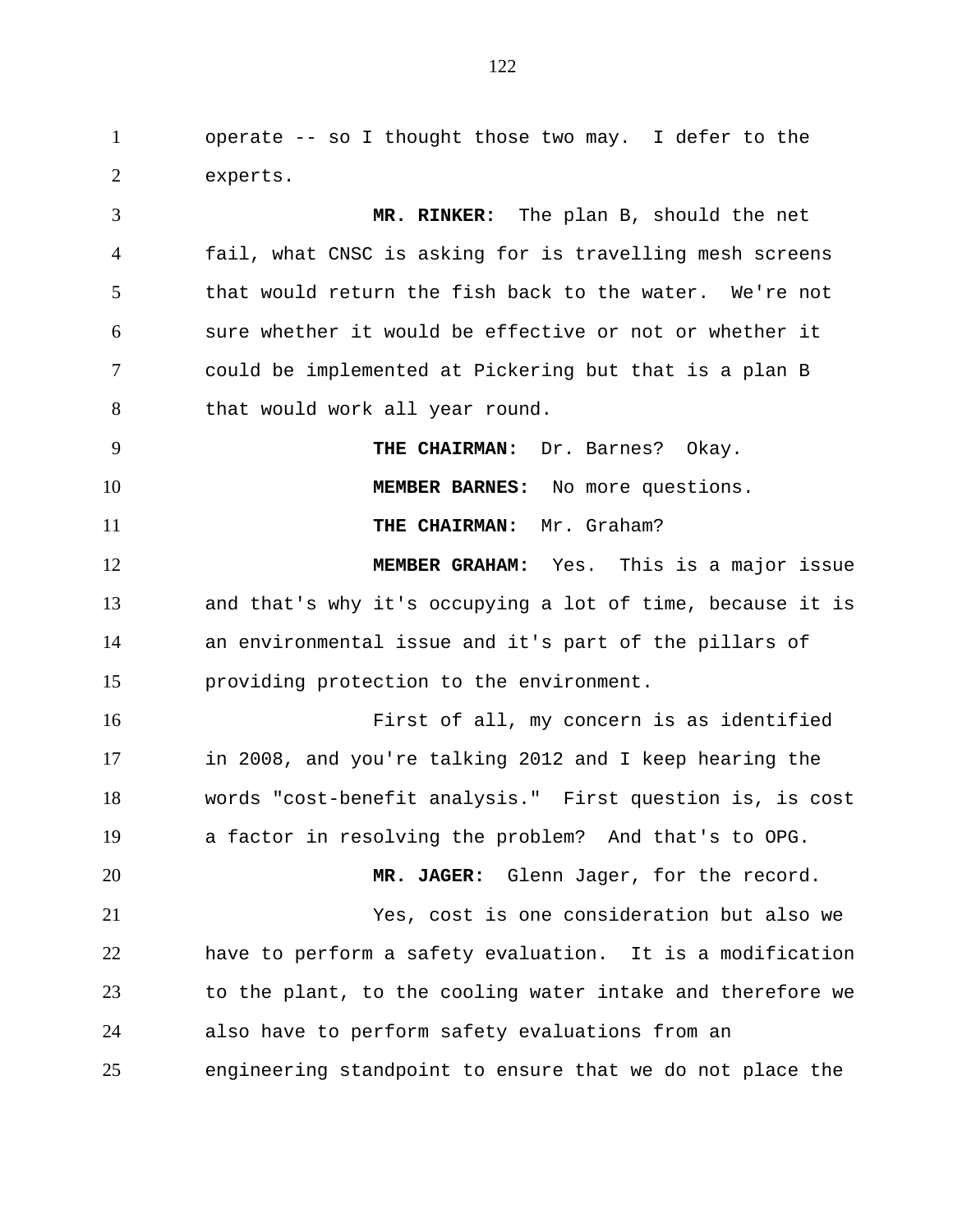operate -- so I thought those two may. I defer to the experts.

**MR. RINKER:** The plan B, should the net fail, what CNSC is asking for is travelling mesh screens that would return the fish back to the water. We're not sure whether it would be effective or not or whether it could be implemented at Pickering but that is a plan B that would work all year round.

**THE CHAIRMAN:** Dr. Barnes? Okay.

**MEMBER BARNES:** No more questions.

**THE CHAIRMAN:** Mr. Graham?

**MEMBER GRAHAM:** Yes. This is a major issue and that's why it's occupying a lot of time, because it is an environmental issue and it's part of the pillars of providing protection to the environment.

First of all, my concern is as identified in 2008, and you're talking 2012 and I keep hearing the words "cost-benefit analysis." First question is, is cost a factor in resolving the problem? And that's to OPG.

**MR. JAGER:** Glenn Jager, for the record.

Yes, cost is one consideration but also we have to perform a safety evaluation. It is a modification to the plant, to the cooling water intake and therefore we also have to perform safety evaluations from an engineering standpoint to ensure that we do not place the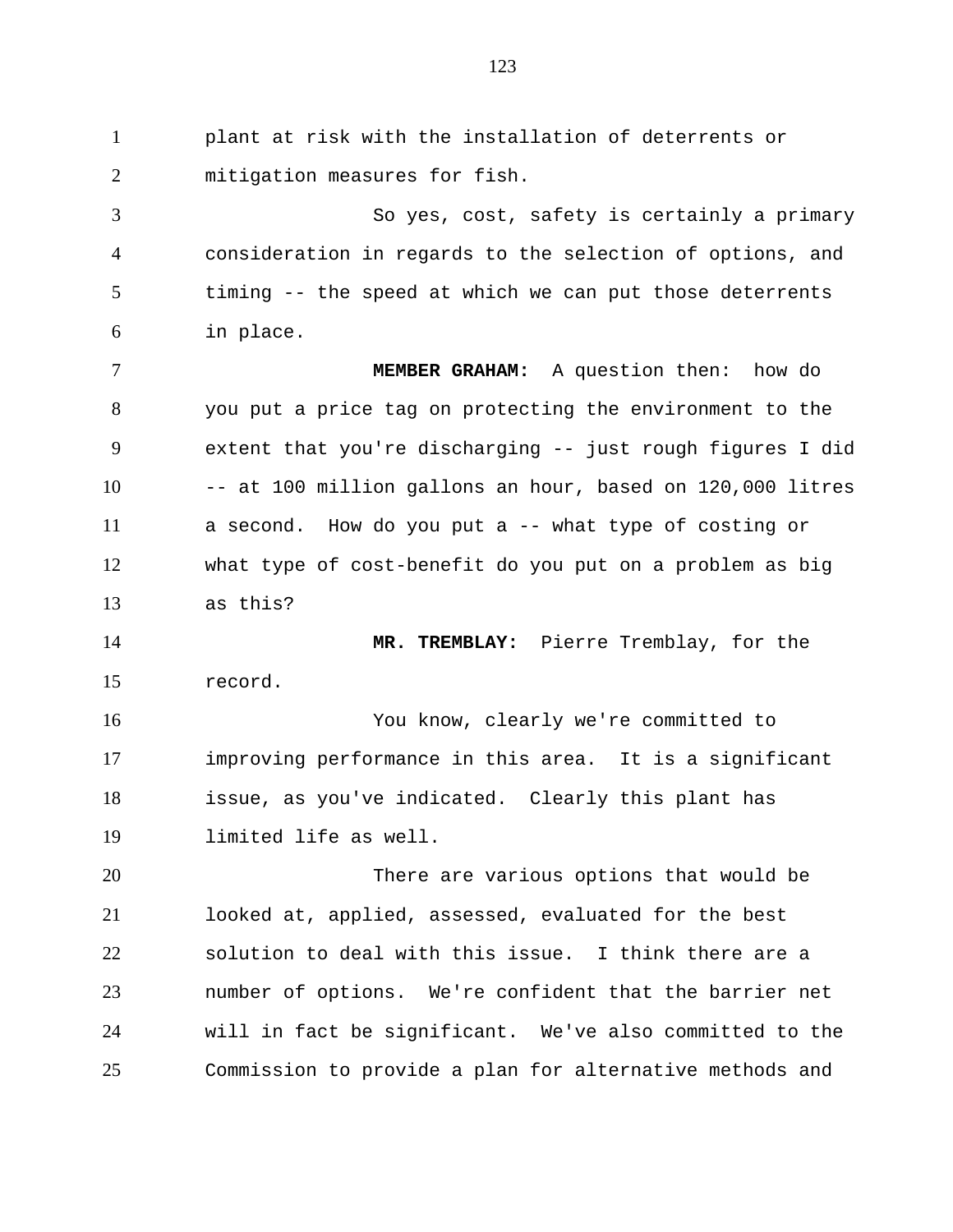plant at risk with the installation of deterrents or mitigation measures for fish.

So yes, cost, safety is certainly a primary consideration in regards to the selection of options, and timing -- the speed at which we can put those deterrents in place.

**MEMBER GRAHAM:** A question then: how do you put a price tag on protecting the environment to the extent that you're discharging -- just rough figures I did -- at 100 million gallons an hour, based on 120,000 litres a second. How do you put a -- what type of costing or what type of cost-benefit do you put on a problem as big as this?

**MR. TREMBLAY:** Pierre Tremblay, for the record.

You know, clearly we're committed to improving performance in this area. It is a significant issue, as you've indicated. Clearly this plant has limited life as well.

There are various options that would be looked at, applied, assessed, evaluated for the best solution to deal with this issue. I think there are a number of options. We're confident that the barrier net will in fact be significant. We've also committed to the Commission to provide a plan for alternative methods and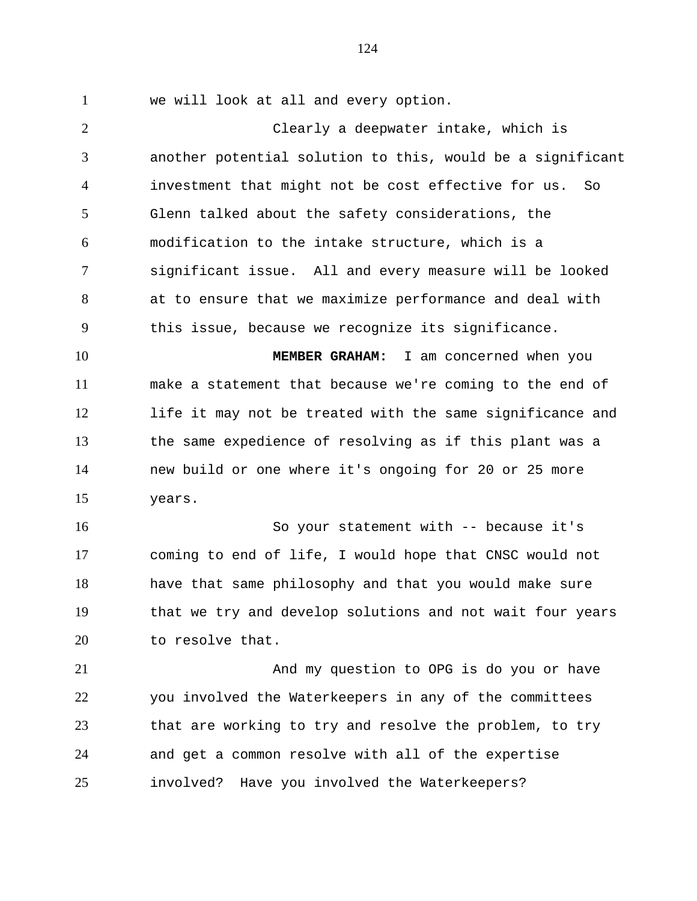we will look at all and every option.

Clearly a deepwater intake, which is another potential solution to this, would be a significant investment that might not be cost effective for us. So Glenn talked about the safety considerations, the modification to the intake structure, which is a significant issue. All and every measure will be looked at to ensure that we maximize performance and deal with this issue, because we recognize its significance.

**MEMBER GRAHAM:** I am concerned when you make a statement that because we're coming to the end of life it may not be treated with the same significance and the same expedience of resolving as if this plant was a new build or one where it's ongoing for 20 or 25 more years.

So your statement with -- because it's coming to end of life, I would hope that CNSC would not have that same philosophy and that you would make sure that we try and develop solutions and not wait four years to resolve that.

And my question to OPG is do you or have you involved the Waterkeepers in any of the committees that are working to try and resolve the problem, to try and get a common resolve with all of the expertise involved? Have you involved the Waterkeepers?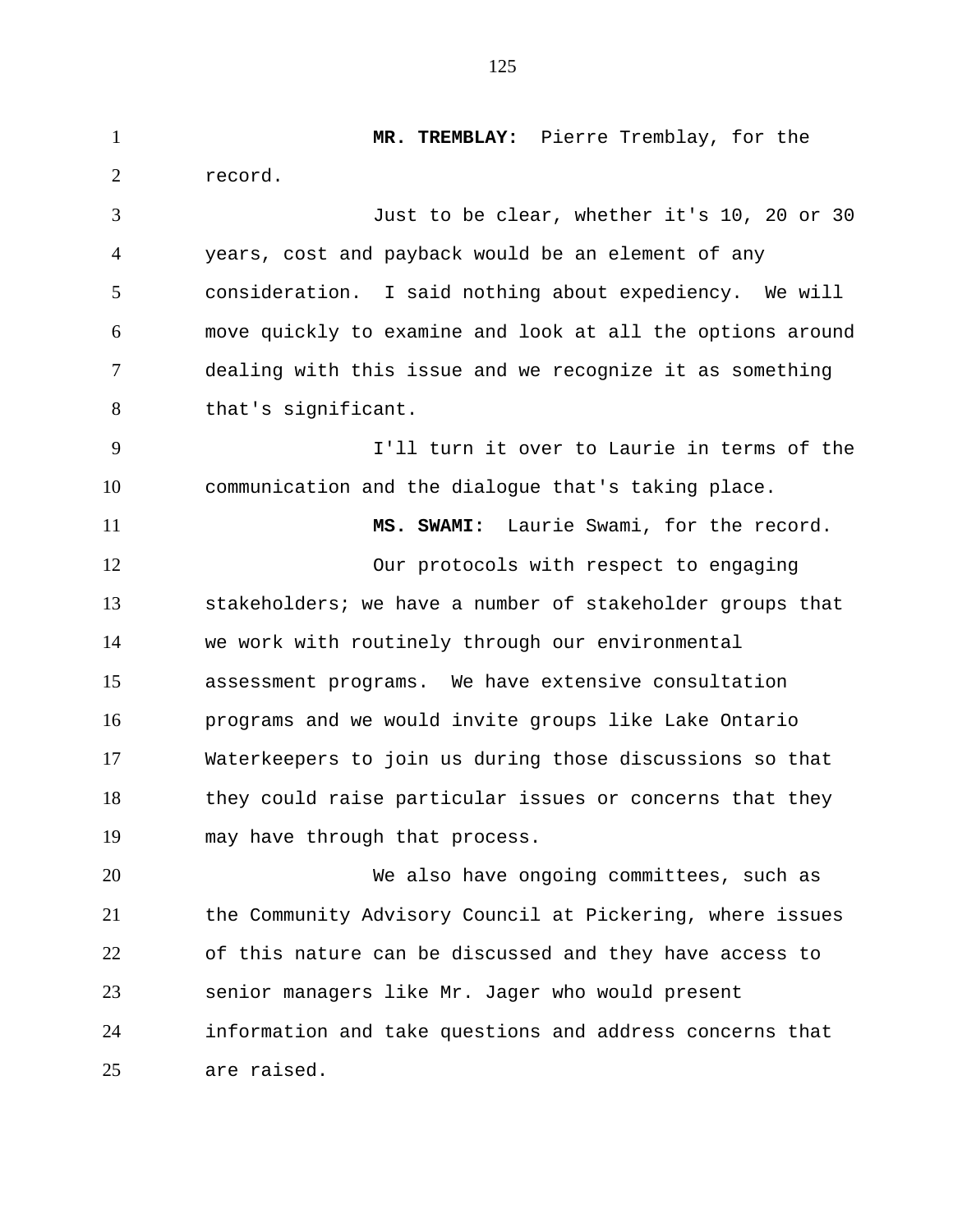**MR. TREMBLAY:** Pierre Tremblay, for the record.

Just to be clear, whether it's 10, 20 or 30 years, cost and payback would be an element of any consideration. I said nothing about expediency. We will move quickly to examine and look at all the options around dealing with this issue and we recognize it as something that's significant.

I'll turn it over to Laurie in terms of the communication and the dialogue that's taking place.

**MS. SWAMI:** Laurie Swami, for the record.

Our protocols with respect to engaging stakeholders; we have a number of stakeholder groups that we work with routinely through our environmental assessment programs. We have extensive consultation programs and we would invite groups like Lake Ontario Waterkeepers to join us during those discussions so that they could raise particular issues or concerns that they may have through that process.

We also have ongoing committees, such as the Community Advisory Council at Pickering, where issues of this nature can be discussed and they have access to senior managers like Mr. Jager who would present information and take questions and address concerns that are raised.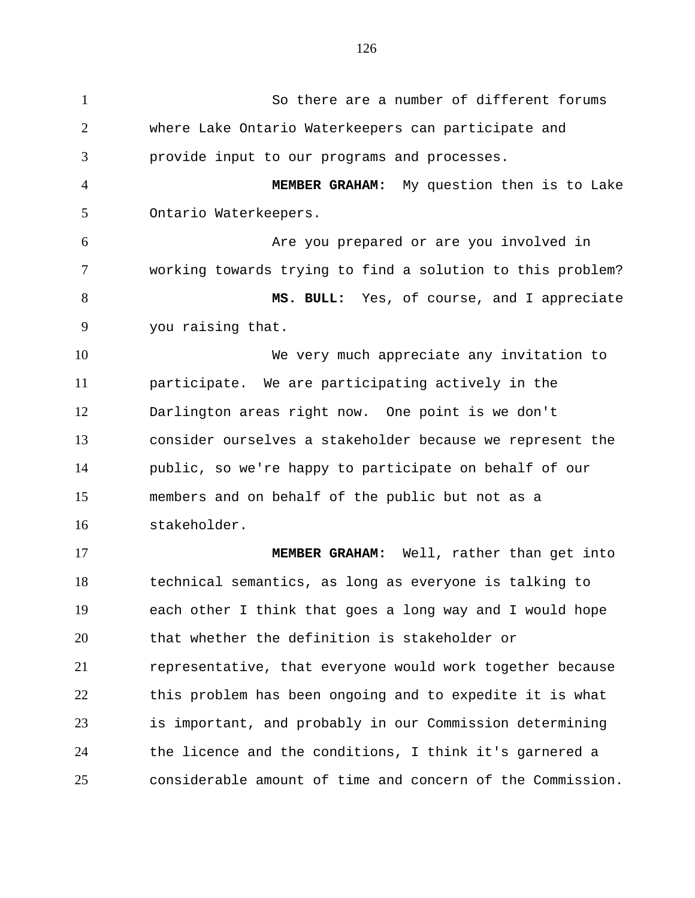So there are a number of different forums where Lake Ontario Waterkeepers can participate and provide input to our programs and processes.

**MEMBER GRAHAM:** My question then is to Lake Ontario Waterkeepers.

Are you prepared or are you involved in working towards trying to find a solution to this problem?

**MS. BULL:** Yes, of course, and I appreciate you raising that.

We very much appreciate any invitation to participate. We are participating actively in the Darlington areas right now. One point is we don't consider ourselves a stakeholder because we represent the public, so we're happy to participate on behalf of our members and on behalf of the public but not as a stakeholder.

**MEMBER GRAHAM:** Well, rather than get into technical semantics, as long as everyone is talking to each other I think that goes a long way and I would hope that whether the definition is stakeholder or representative, that everyone would work together because this problem has been ongoing and to expedite it is what is important, and probably in our Commission determining the licence and the conditions, I think it's garnered a considerable amount of time and concern of the Commission.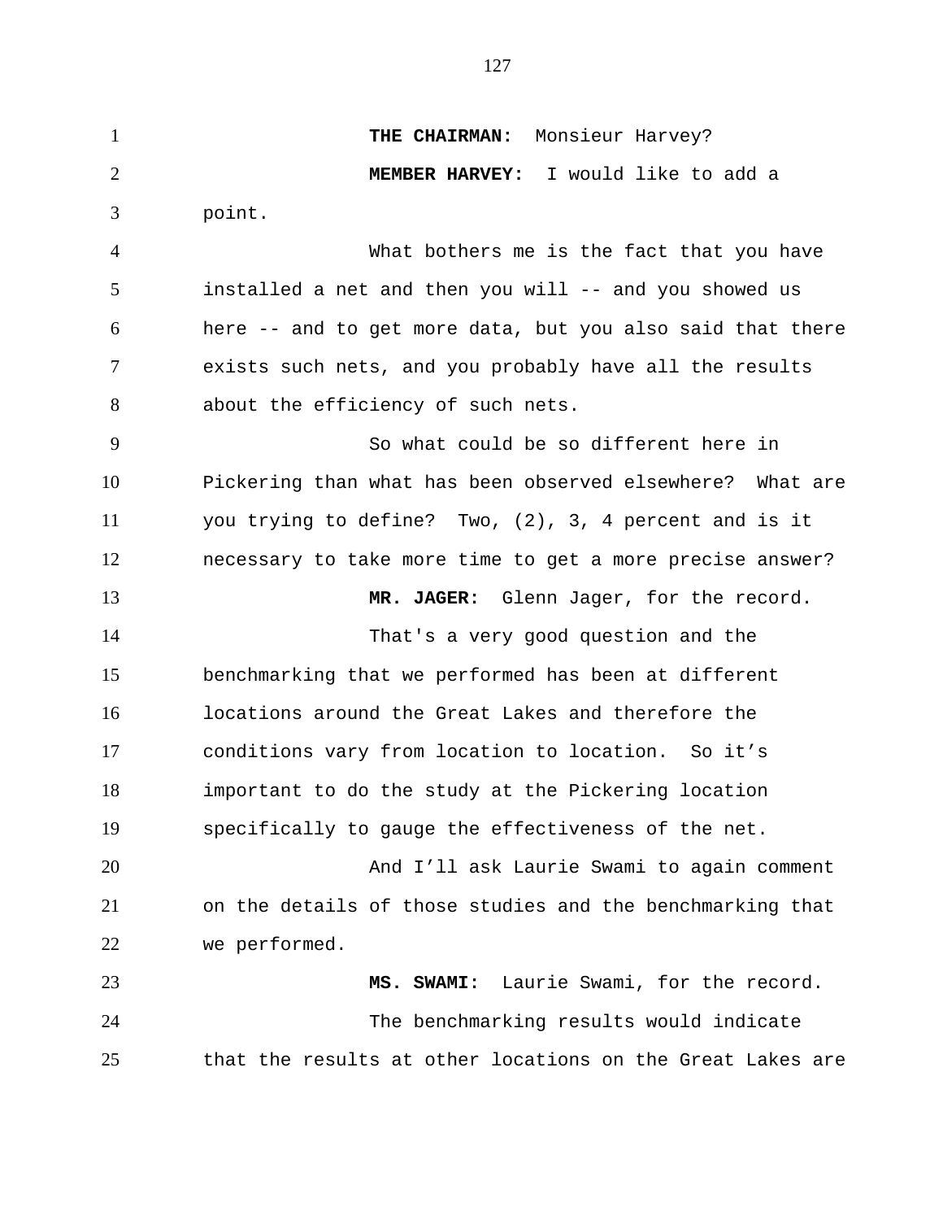**THE CHAIRMAN:** Monsieur Harvey?

**MEMBER HARVEY:** I would like to add a point.

What bothers me is the fact that you have installed a net and then you will -- and you showed us here -- and to get more data, but you also said that there exists such nets, and you probably have all the results about the efficiency of such nets.

So what could be so different here in Pickering than what has been observed elsewhere? What are you trying to define? Two, (2), 3, 4 percent and is it necessary to take more time to get a more precise answer?

**MR. JAGER:** Glenn Jager, for the record.

That's a very good question and the benchmarking that we performed has been at different locations around the Great Lakes and therefore the conditions vary from location to location. So it's important to do the study at the Pickering location specifically to gauge the effectiveness of the net.

And I'll ask Laurie Swami to again comment on the details of those studies and the benchmarking that we performed.

**MS. SWAMI:** Laurie Swami, for the record.

The benchmarking results would indicate that the results at other locations on the Great Lakes are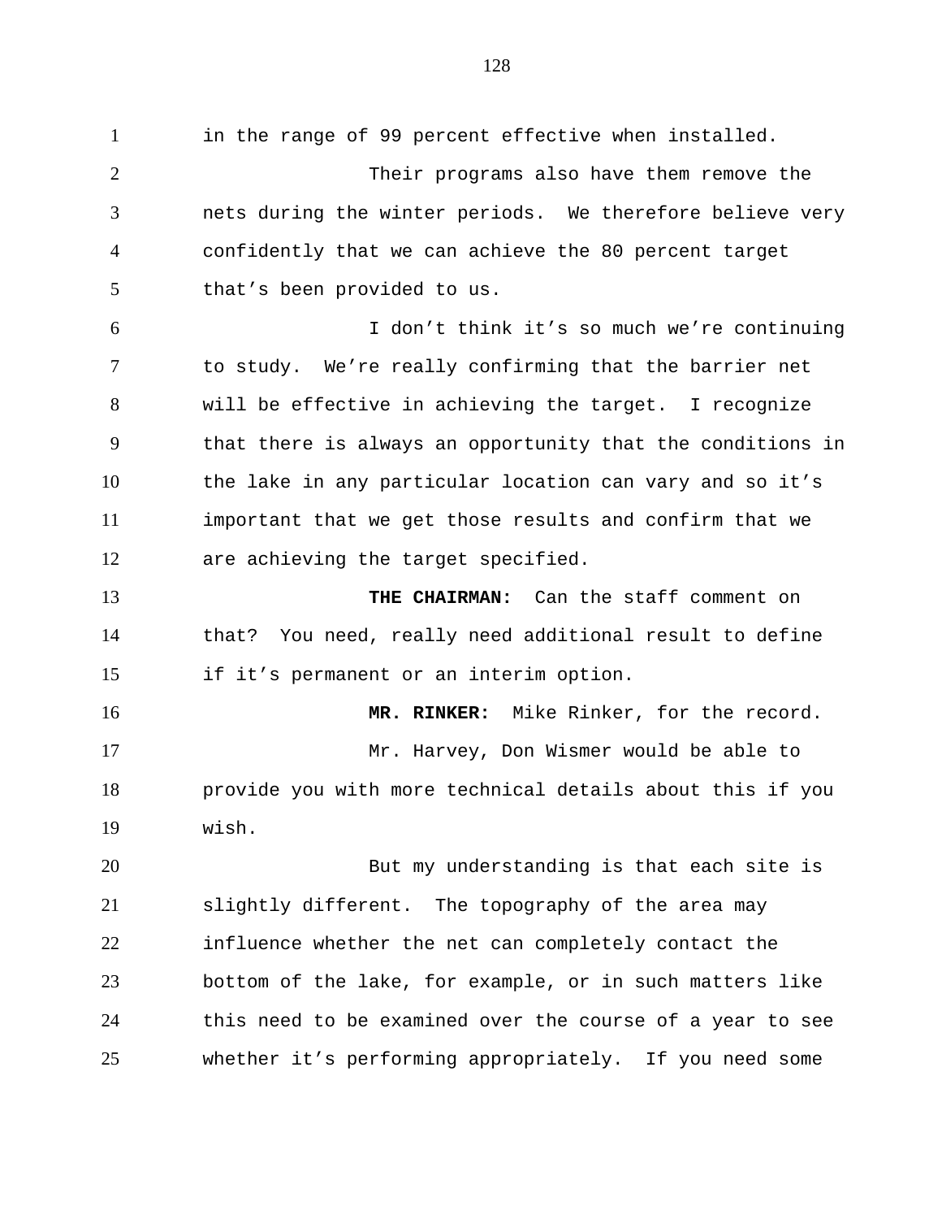in the range of 99 percent effective when installed.

Their programs also have them remove the nets during the winter periods. We therefore believe very confidently that we can achieve the 80 percent target that's been provided to us.

I don't think it's so much we're continuing to study. We're really confirming that the barrier net will be effective in achieving the target. I recognize that there is always an opportunity that the conditions in the lake in any particular location can vary and so it's important that we get those results and confirm that we are achieving the target specified.

**THE CHAIRMAN:** Can the staff comment on that? You need, really need additional result to define if it's permanent or an interim option.

**MR. RINKER:** Mike Rinker, for the record.

Mr. Harvey, Don Wismer would be able to provide you with more technical details about this if you wish.

But my understanding is that each site is slightly different. The topography of the area may influence whether the net can completely contact the bottom of the lake, for example, or in such matters like this need to be examined over the course of a year to see whether it's performing appropriately. If you need some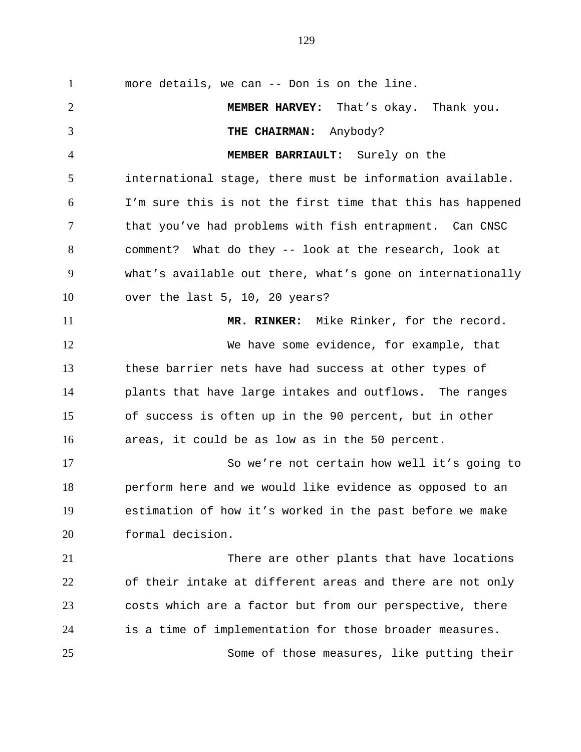more details, we can -- Don is on the line.

**MEMBER HARVEY:** That’s okay. Thank you.

**THE CHAIRMAN:** Anybody?

**MEMBER BARRIAULT:** Surely on the international stage, there must be information available. I’m sure this is not the first time that this has happened that you’ve had problems with fish entrapment. Can CNSC comment? What do they -- look at the research, look at what’s available out there, what’s gone on internationally over the last 5, 10, 20 years?

**MR. RINKER:** Mike Rinker, for the record.

We have some evidence, for example, that these barrier nets have had success at other types of plants that have large intakes and outflows. The ranges of success is often up in the 90 percent, but in other areas, it could be as low as in the 50 percent.

So we’re not certain how well it’s going to perform here and we would like evidence as opposed to an estimation of how it’s worked in the past before we make formal decision.

There are other plants that have locations of their intake at different areas and there are not only costs which are a factor but from our perspective, there is a time of implementation for those broader measures.

Some of those measures, like putting their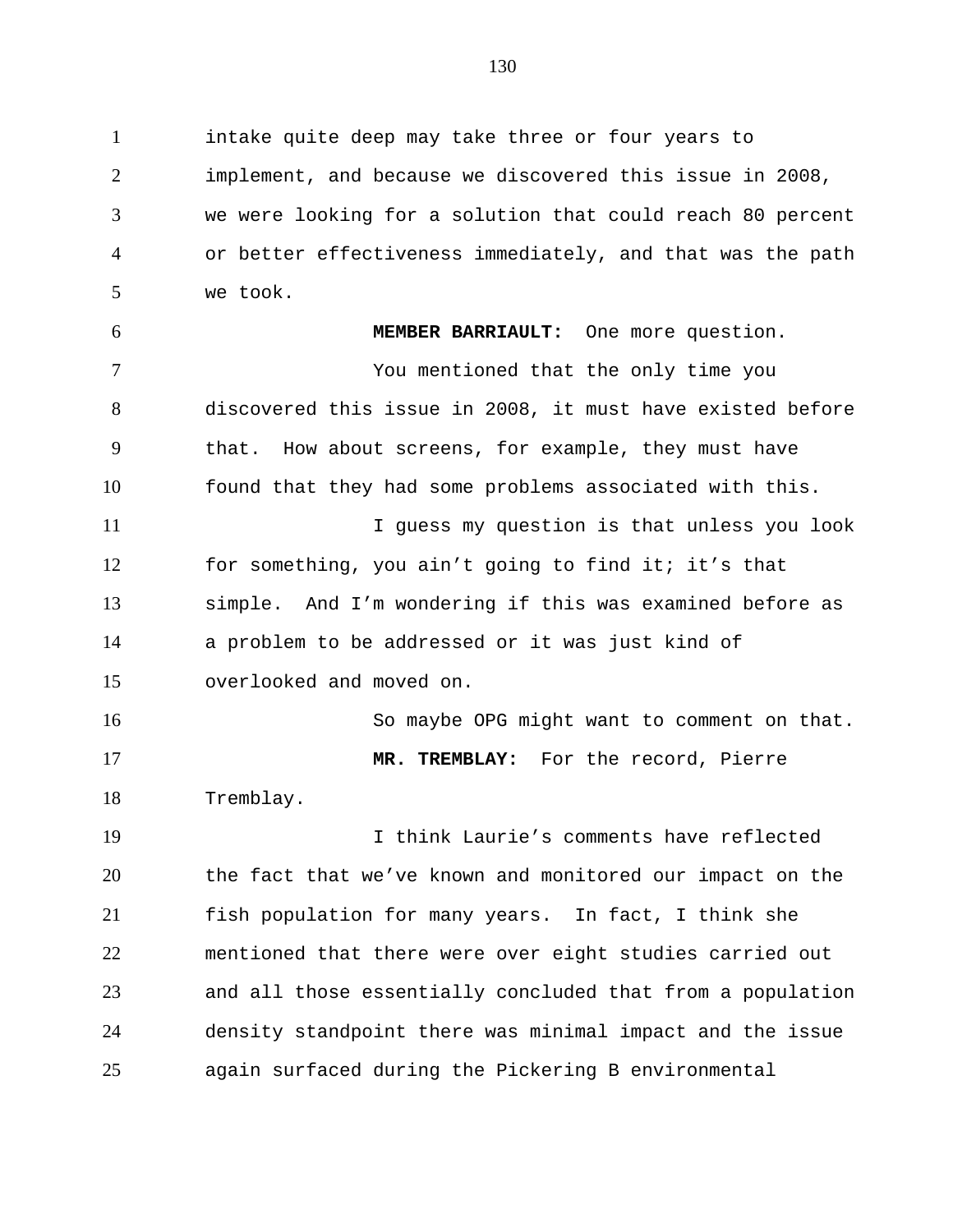intake quite deep may take three or four years to implement, and because we discovered this issue in 2008, we were looking for a solution that could reach 80 percent or better effectiveness immediately, and that was the path we took.

**MEMBER BARRIAULT:** One more question.

You mentioned that the only time you discovered this issue in 2008, it must have existed before that. How about screens, for example, they must have found that they had some problems associated with this.

I guess my question is that unless you look for something, you ain't going to find it; it's that simple. And I'm wondering if this was examined before as a problem to be addressed or it was just kind of overlooked and moved on.

So maybe OPG might want to comment on that.

**MR. TREMBLAY:** For the record, Pierre Tremblay.

I think Laurie's comments have reflected the fact that we've known and monitored our impact on the fish population for many years. In fact, I think she mentioned that there were over eight studies carried out and all those essentially concluded that from a population density standpoint there was minimal impact and the issue again surfaced during the Pickering B environmental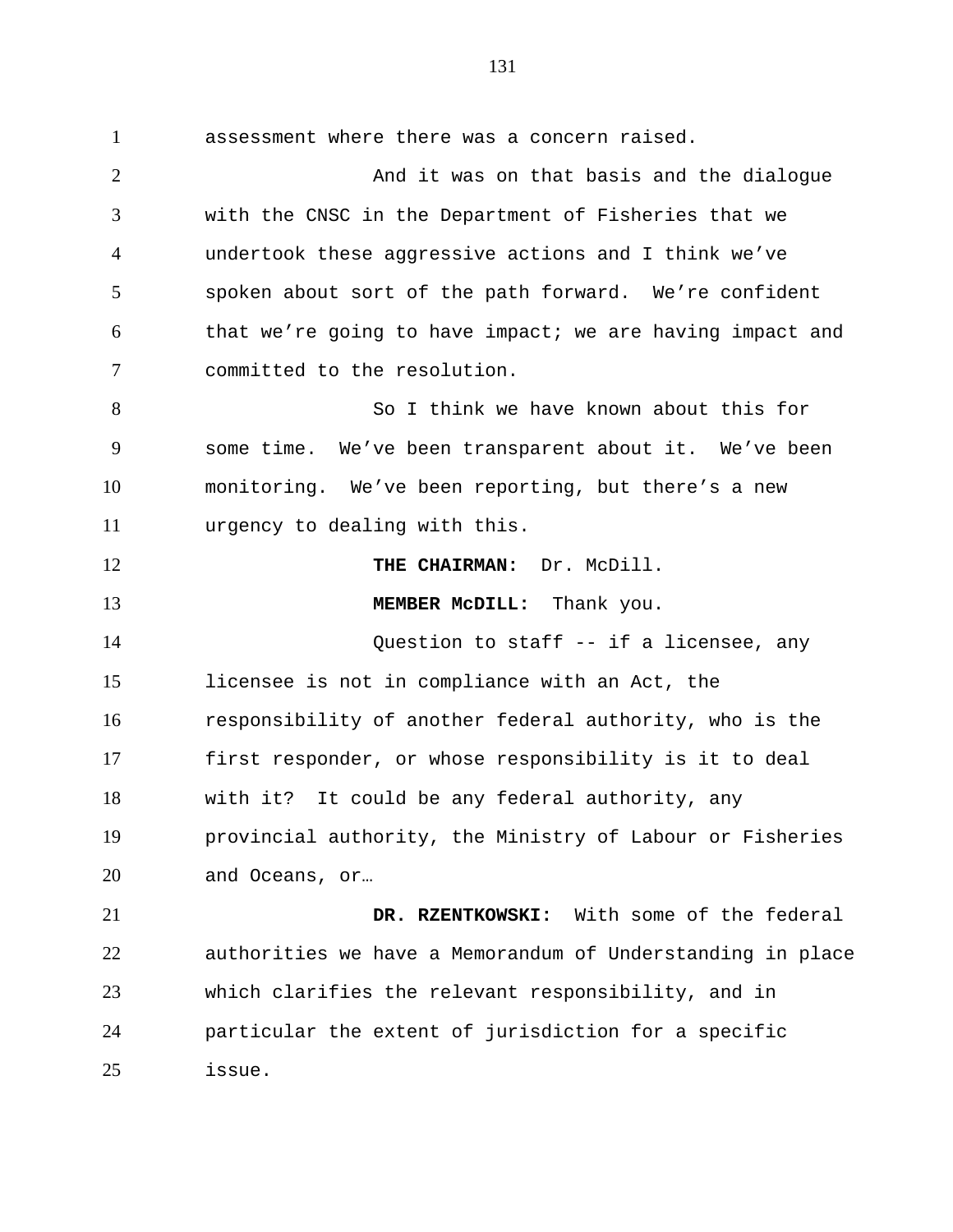assessment where there was a concern raised.

And it was on that basis and the dialogue with the CNSC in the Department of Fisheries that we undertook these aggressive actions and I think we've spoken about sort of the path forward. We're confident that we're going to have impact; we are having impact and committed to the resolution.

So I think we have known about this for some time. We've been transparent about it. We've been monitoring. We've been reporting, but there's a new urgency to dealing with this.

**THE CHAIRMAN:** Dr. McDill.

**MEMBER McDILL:** Thank you.

Question to staff -- if a licensee, any licensee is not in compliance with an Act, the responsibility of another federal authority, who is the first responder, or whose responsibility is it to deal with it? It could be any federal authority, any provincial authority, the Ministry of Labour or Fisheries and Oceans, or…

**DR. RZENTKOWSKI:** With some of the federal authorities we have a Memorandum of Understanding in place which clarifies the relevant responsibility, and in particular the extent of jurisdiction for a specific issue.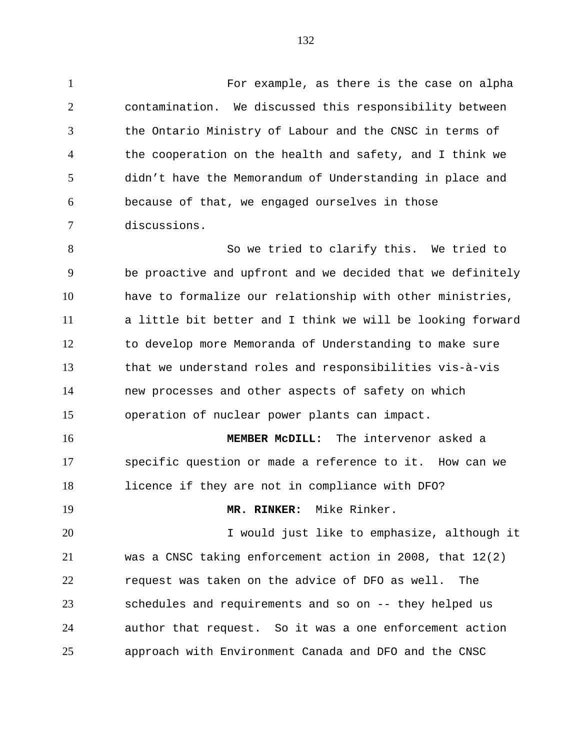For example, as there is the case on alpha contamination. We discussed this responsibility between the Ontario Ministry of Labour and the CNSC in terms of the cooperation on the health and safety, and I think we didn't have the Memorandum of Understanding in place and because of that, we engaged ourselves in those discussions.

So we tried to clarify this. We tried to be proactive and upfront and we decided that we definitely have to formalize our relationship with other ministries, a little bit better and I think we will be looking forward to develop more Memoranda of Understanding to make sure that we understand roles and responsibilities vis-à-vis new processes and other aspects of safety on which operation of nuclear power plants can impact.

**MEMBER McDILL:** The intervenor asked a specific question or made a reference to it. How can we licence if they are not in compliance with DFO?

**MR. RINKER:** Mike Rinker.

I would just like to emphasize, although it was a CNSC taking enforcement action in 2008, that 12(2) request was taken on the advice of DFO as well. The schedules and requirements and so on -- they helped us author that request. So it was a one enforcement action approach with Environment Canada and DFO and the CNSC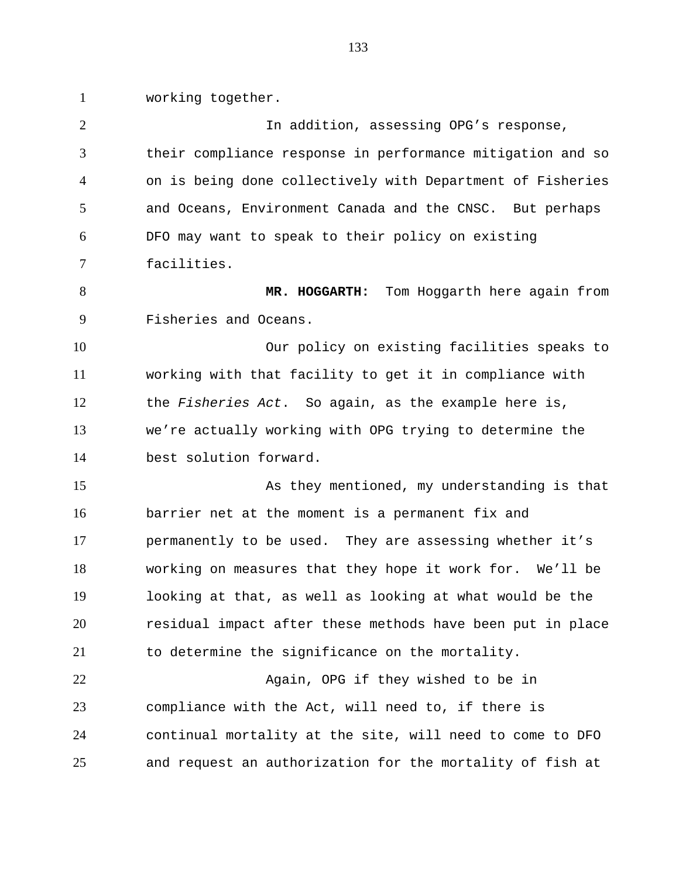working together.

In addition, assessing OPG’s response, their compliance response in performance mitigation and so on is being done collectively with Department of Fisheries and Oceans, Environment Canada and the CNSC. But perhaps DFO may want to speak to their policy on existing facilities.

**MR. HOGGARTH:** Tom Hoggarth here again from Fisheries and Oceans.

Our policy on existing facilities speaks to working with that facility to get it in compliance with the *Fisheries Act*. So again, as the example here is, we’re actually working with OPG trying to determine the best solution forward.

As they mentioned, my understanding is that barrier net at the moment is a permanent fix and permanently to be used. They are assessing whether it’s working on measures that they hope it work for. We’ll be looking at that, as well as looking at what would be the residual impact after these methods have been put in place to determine the significance on the mortality.

Again, OPG if they wished to be in compliance with the Act, will need to, if there is continual mortality at the site, will need to come to DFO and request an authorization for the mortality of fish at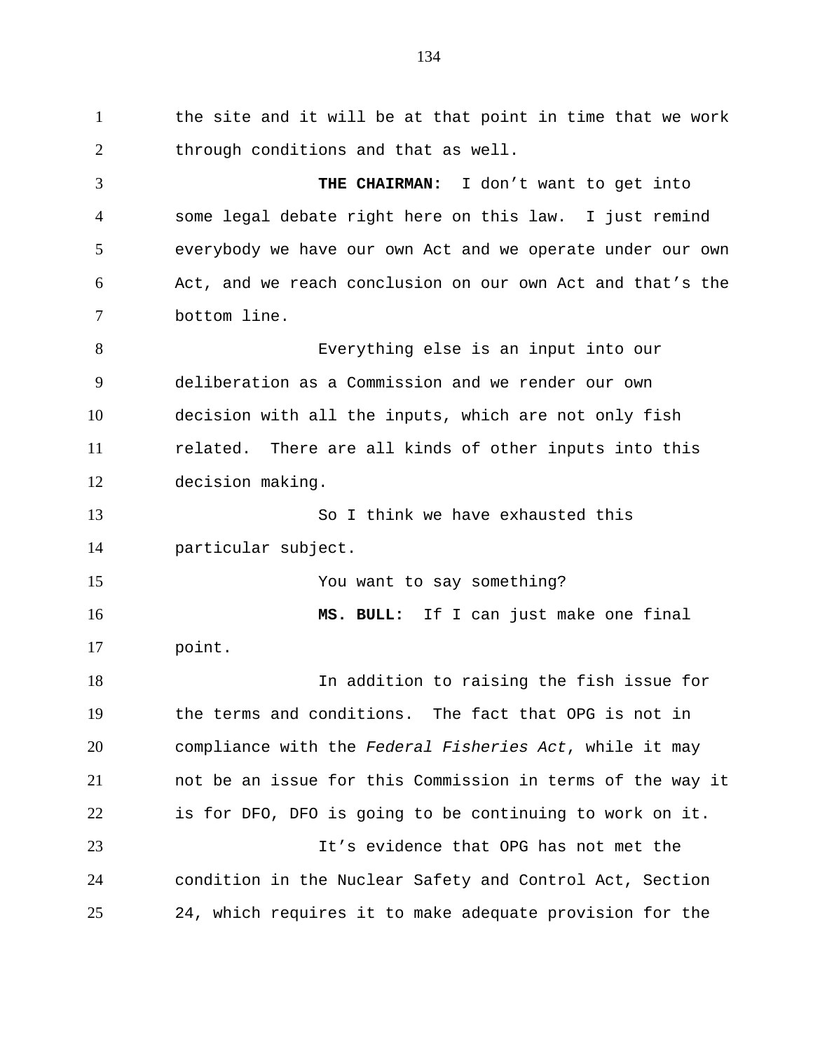the site and it will be at that point in time that we work through conditions and that as well.

**THE CHAIRMAN:** I don't want to get into some legal debate right here on this law. I just remind everybody we have our own Act and we operate under our own Act, and we reach conclusion on our own Act and that's the bottom line.

Everything else is an input into our deliberation as a Commission and we render our own decision with all the inputs, which are not only fish related. There are all kinds of other inputs into this decision making.

So I think we have exhausted this particular subject.

You want to say something?

**MS. BULL:** If I can just make one final point.

In addition to raising the fish issue for the terms and conditions. The fact that OPG is not in compliance with the *Federal Fisheries Act*, while it may not be an issue for this Commission in terms of the way it is for DFO, DFO is going to be continuing to work on it.

It's evidence that OPG has not met the condition in the Nuclear Safety and Control Act, Section 24, which requires it to make adequate provision for the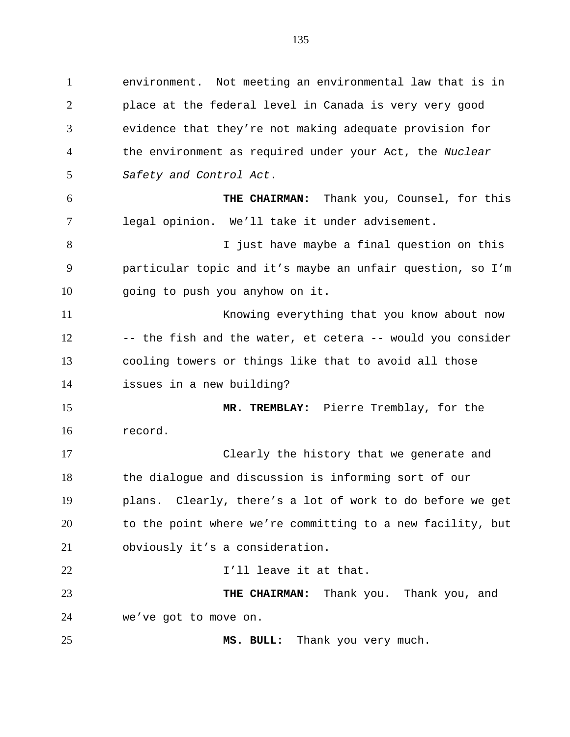environment. Not meeting an environmental law that is in place at the federal level in Canada is very very good evidence that they're not making adequate provision for the environment as required under your Act, the *Nuclear Safety and Control Act*.

**THE CHAIRMAN:** Thank you, Counsel, for this legal opinion. We'll take it under advisement.

I just have maybe a final question on this particular topic and it's maybe an unfair question, so I'm going to push you anyhow on it.

Knowing everything that you know about now -- the fish and the water, et cetera -- would you consider cooling towers or things like that to avoid all those issues in a new building?

**MR. TREMBLAY:** Pierre Tremblay, for the record.

Clearly the history that we generate and the dialogue and discussion is informing sort of our plans. Clearly, there's a lot of work to do before we get to the point where we're committing to a new facility, but obviously it's a consideration.

I'll leave it at that.

**THE CHAIRMAN:** Thank you. Thank you, and we've got to move on.

**MS. BULL:** Thank you very much.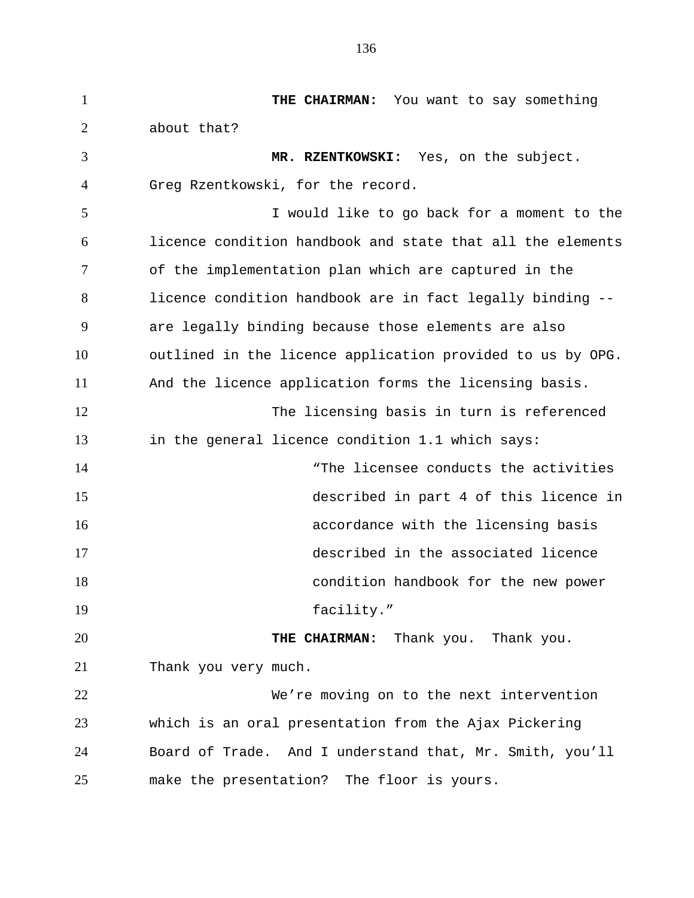**THE CHAIRMAN:** You want to say something about that?

**MR. RZENTKOWSKI:** Yes, on the subject. Greg Rzentkowski, for the record.

I would like to go back for a moment to the licence condition handbook and state that all the elements of the implementation plan which are captured in the licence condition handbook are in fact legally binding -- are legally binding because those elements are also outlined in the licence application provided to us by OPG. And the licence application forms the licensing basis.

The licensing basis in turn is referenced in the general licence condition 1.1 which says:

> "The licensee conducts the activities described in part 4 of this licence in accordance with the licensing basis described in the associated licence condition handbook for the new power facility."

**THE CHAIRMAN:** Thank you. Thank you. Thank you very much.

We're moving on to the next intervention which is an oral presentation from the Ajax Pickering Board of Trade. And I understand that, Mr. Smith, you'll make the presentation? The floor is yours.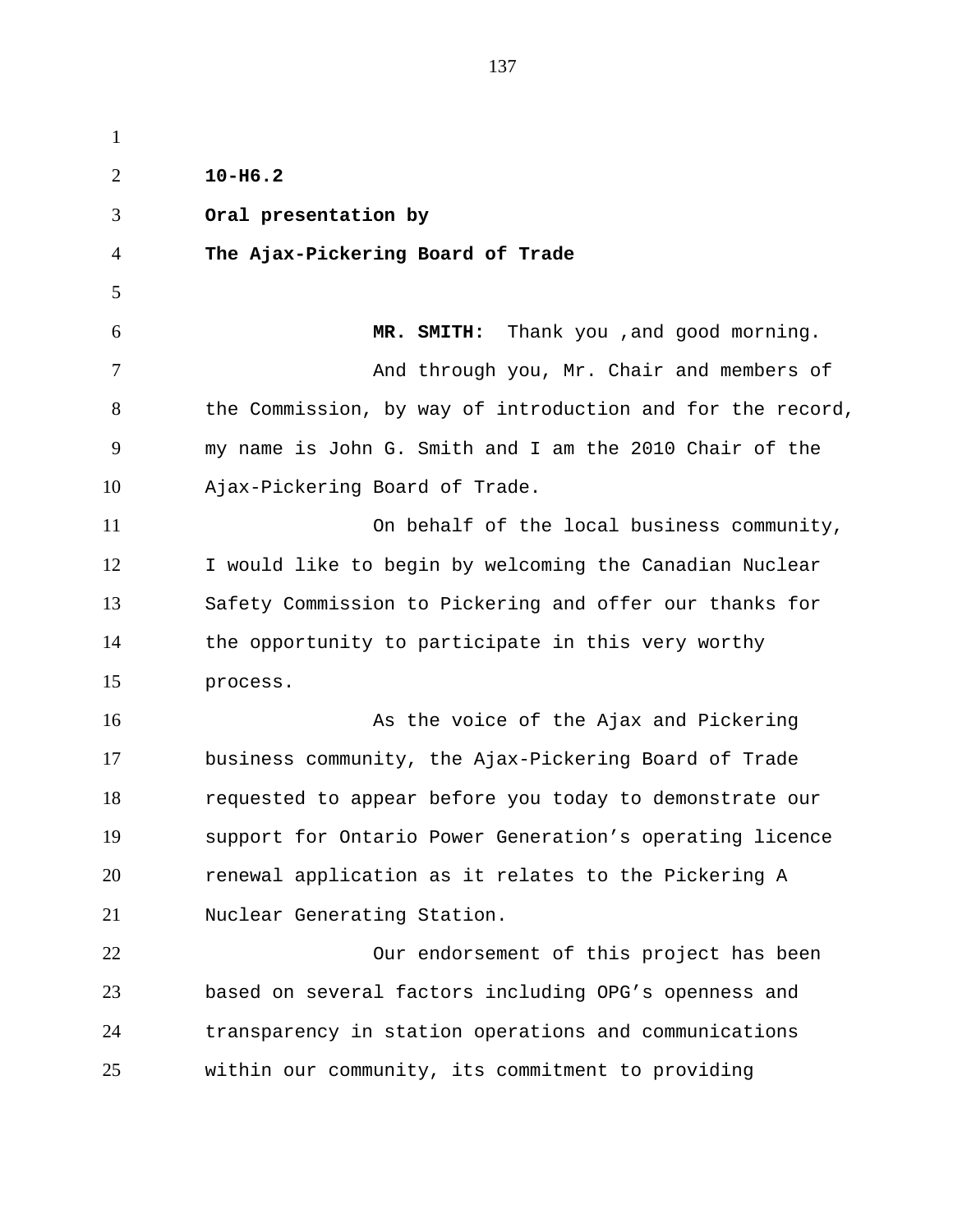**10-H6.2**

**Oral presentation by**

**The Ajax-Pickering Board of Trade**

**MR. SMITH:** Thank you ,and good morning.

And through you, Mr. Chair and members of the Commission, by way of introduction and for the record, my name is John G. Smith and I am the 2010 Chair of the Ajax-Pickering Board of Trade.

On behalf of the local business community, I would like to begin by welcoming the Canadian Nuclear Safety Commission to Pickering and offer our thanks for the opportunity to participate in this very worthy process.

As the voice of the Ajax and Pickering business community, the Ajax-Pickering Board of Trade requested to appear before you today to demonstrate our support for Ontario Power Generation's operating licence renewal application as it relates to the Pickering A Nuclear Generating Station.

Our endorsement of this project has been based on several factors including OPG's openness and transparency in station operations and communications within our community, its commitment to providing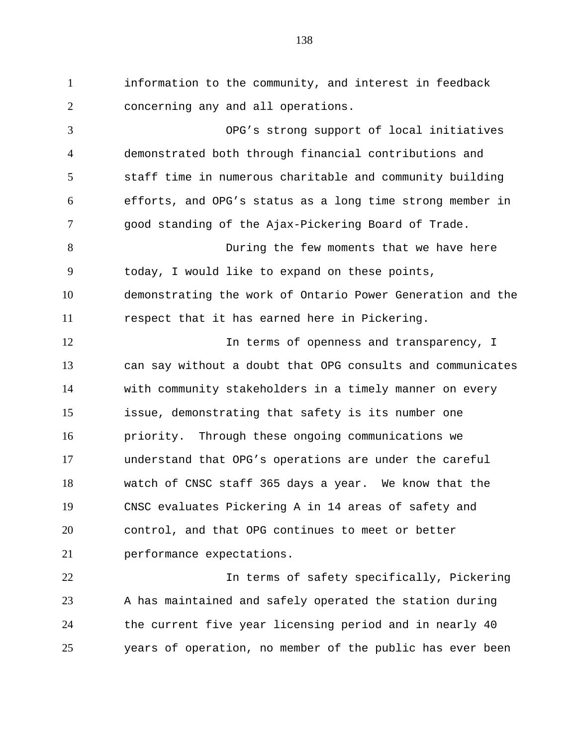information to the community, and interest in feedback concerning any and all operations.

OPG's strong support of local initiatives demonstrated both through financial contributions and staff time in numerous charitable and community building efforts, and OPG's status as a long time strong member in good standing of the Ajax-Pickering Board of Trade.

During the few moments that we have here today, I would like to expand on these points, demonstrating the work of Ontario Power Generation and the respect that it has earned here in Pickering.

In terms of openness and transparency, I can say without a doubt that OPG consults and communicates with community stakeholders in a timely manner on every issue, demonstrating that safety is its number one priority. Through these ongoing communications we understand that OPG's operations are under the careful watch of CNSC staff 365 days a year. We know that the CNSC evaluates Pickering A in 14 areas of safety and control, and that OPG continues to meet or better performance expectations.

In terms of safety specifically, Pickering A has maintained and safely operated the station during the current five year licensing period and in nearly 40 years of operation, no member of the public has ever been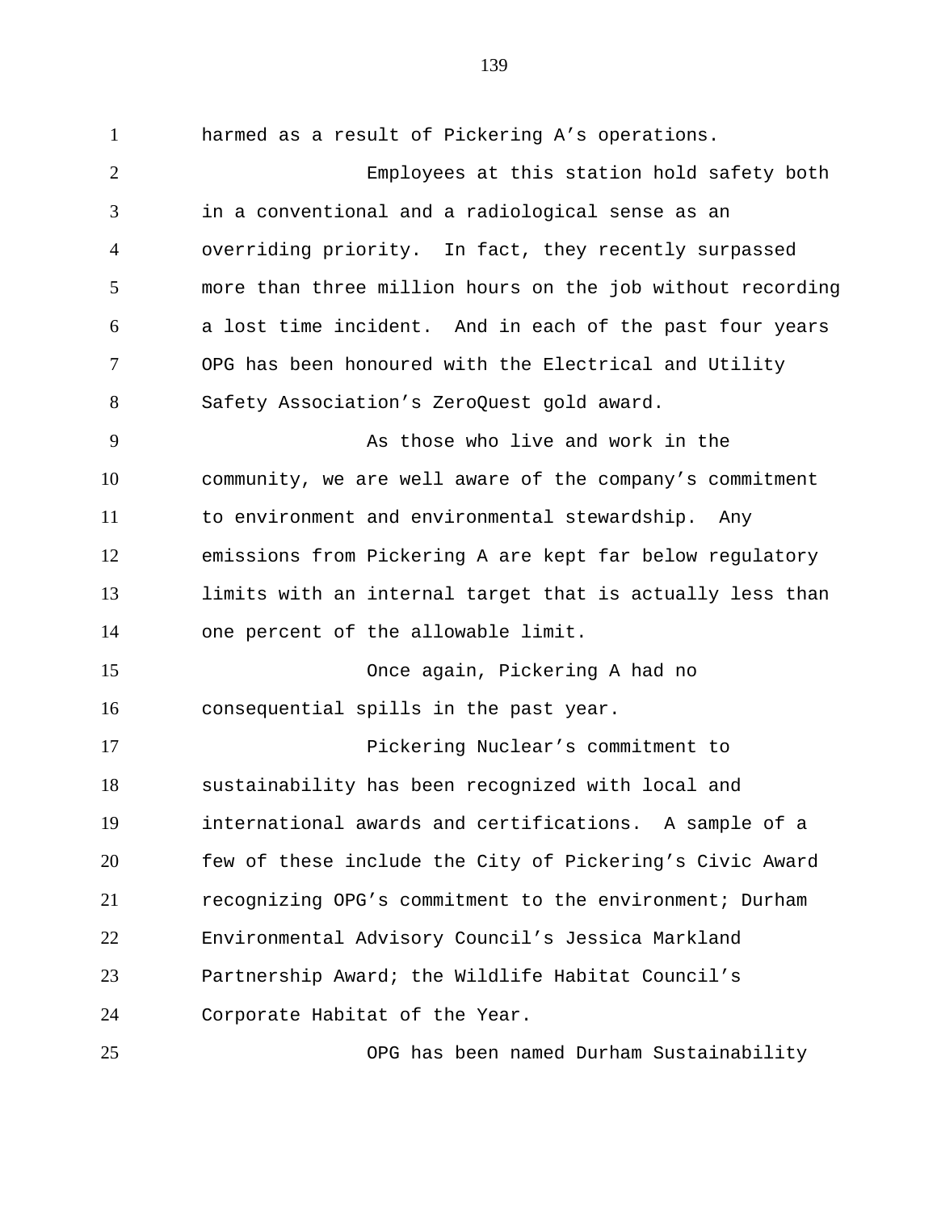harmed as a result of Pickering A's operations.

Employees at this station hold safety both in a conventional and a radiological sense as an overriding priority. In fact, they recently surpassed more than three million hours on the job without recording a lost time incident. And in each of the past four years OPG has been honoured with the Electrical and Utility Safety Association's ZeroQuest gold award.

As those who live and work in the community, we are well aware of the company's commitment to environment and environmental stewardship. Any emissions from Pickering A are kept far below regulatory limits with an internal target that is actually less than one percent of the allowable limit.

Once again, Pickering A had no consequential spills in the past year.

Pickering Nuclear's commitment to sustainability has been recognized with local and international awards and certifications. A sample of a few of these include the City of Pickering's Civic Award recognizing OPG's commitment to the environment; Durham Environmental Advisory Council's Jessica Markland Partnership Award; the Wildlife Habitat Council's Corporate Habitat of the Year.

OPG has been named Durham Sustainability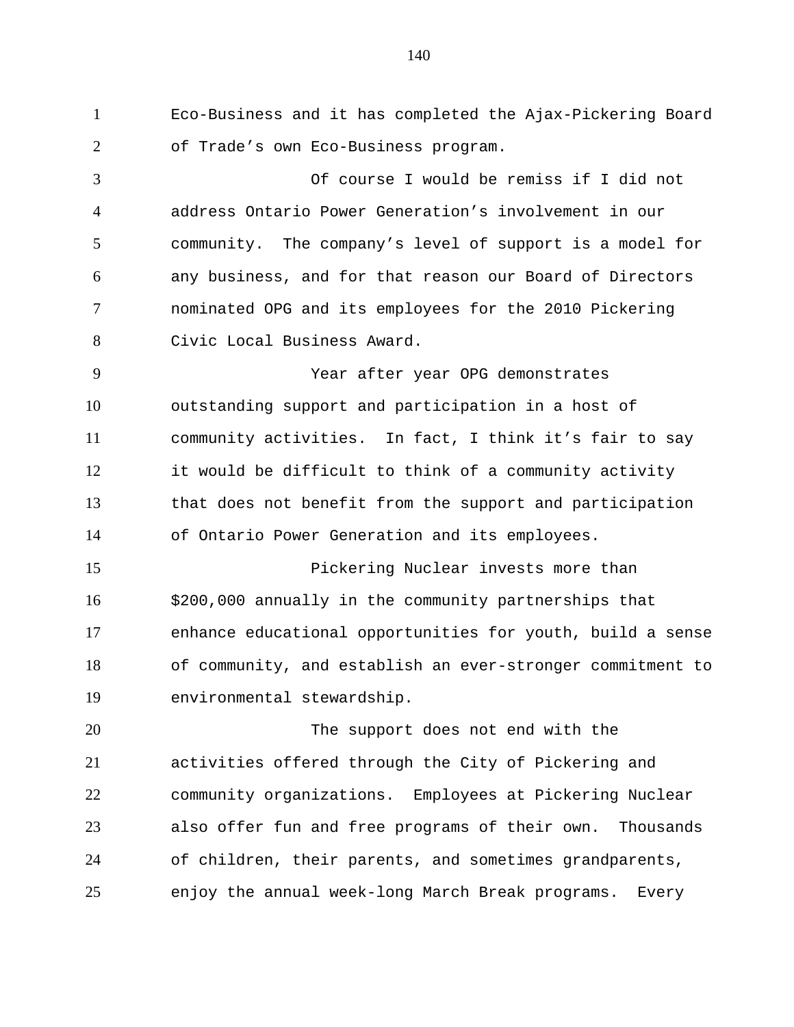Eco-Business and it has completed the Ajax-Pickering Board of Trade's own Eco-Business program.

Of course I would be remiss if I did not address Ontario Power Generation's involvement in our community. The company's level of support is a model for any business, and for that reason our Board of Directors nominated OPG and its employees for the 2010 Pickering Civic Local Business Award.

Year after year OPG demonstrates outstanding support and participation in a host of community activities. In fact, I think it's fair to say it would be difficult to think of a community activity that does not benefit from the support and participation of Ontario Power Generation and its employees.

Pickering Nuclear invests more than $200,000 annually in the community partnerships that enhance educational opportunities for youth, build a sense of community, and establish an ever-stronger commitment to environmental stewardship.

The support does not end with the activities offered through the City of Pickering and community organizations. Employees at Pickering Nuclear also offer fun and free programs of their own. Thousands of children, their parents, and sometimes grandparents, enjoy the annual week-long March Break programs. Every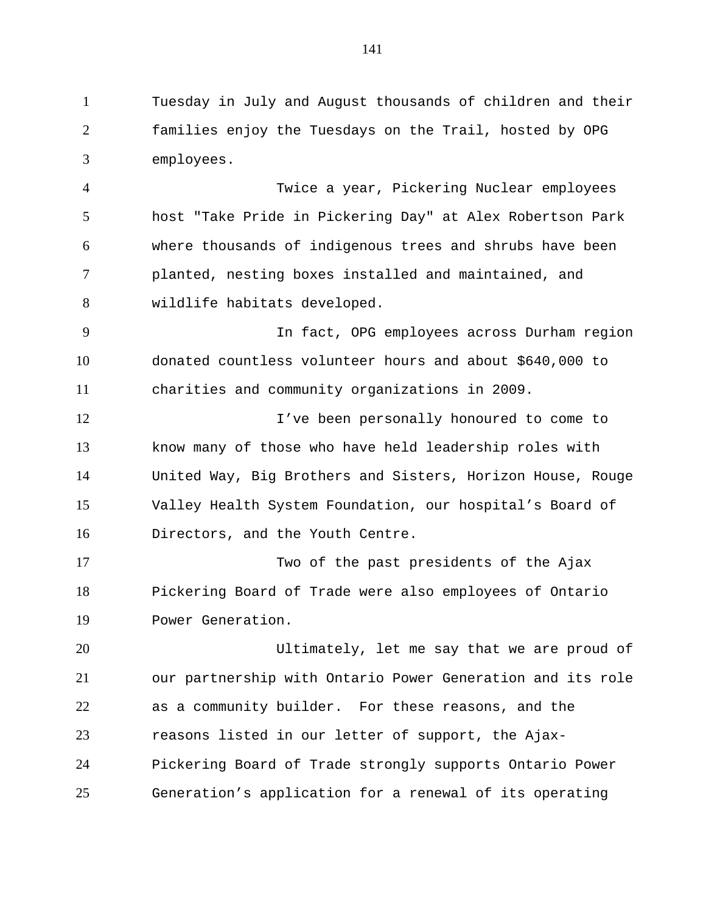Tuesday in July and August thousands of children and their families enjoy the Tuesdays on the Trail, hosted by OPG employees.

Twice a year, Pickering Nuclear employees host "Take Pride in Pickering Day" at Alex Robertson Park where thousands of indigenous trees and shrubs have been planted, nesting boxes installed and maintained, and wildlife habitats developed.

In fact, OPG employees across Durham region donated countless volunteer hours and about $640,000 to charities and community organizations in 2009.

I've been personally honoured to come to know many of those who have held leadership roles with United Way, Big Brothers and Sisters, Horizon House, Rouge Valley Health System Foundation, our hospital's Board of Directors, and the Youth Centre.

Two of the past presidents of the Ajax Pickering Board of Trade were also employees of Ontario Power Generation.

Ultimately, let me say that we are proud of our partnership with Ontario Power Generation and its role as a community builder. For these reasons, and the reasons listed in our letter of support, the Ajax-Pickering Board of Trade strongly supports Ontario Power Generation's application for a renewal of its operating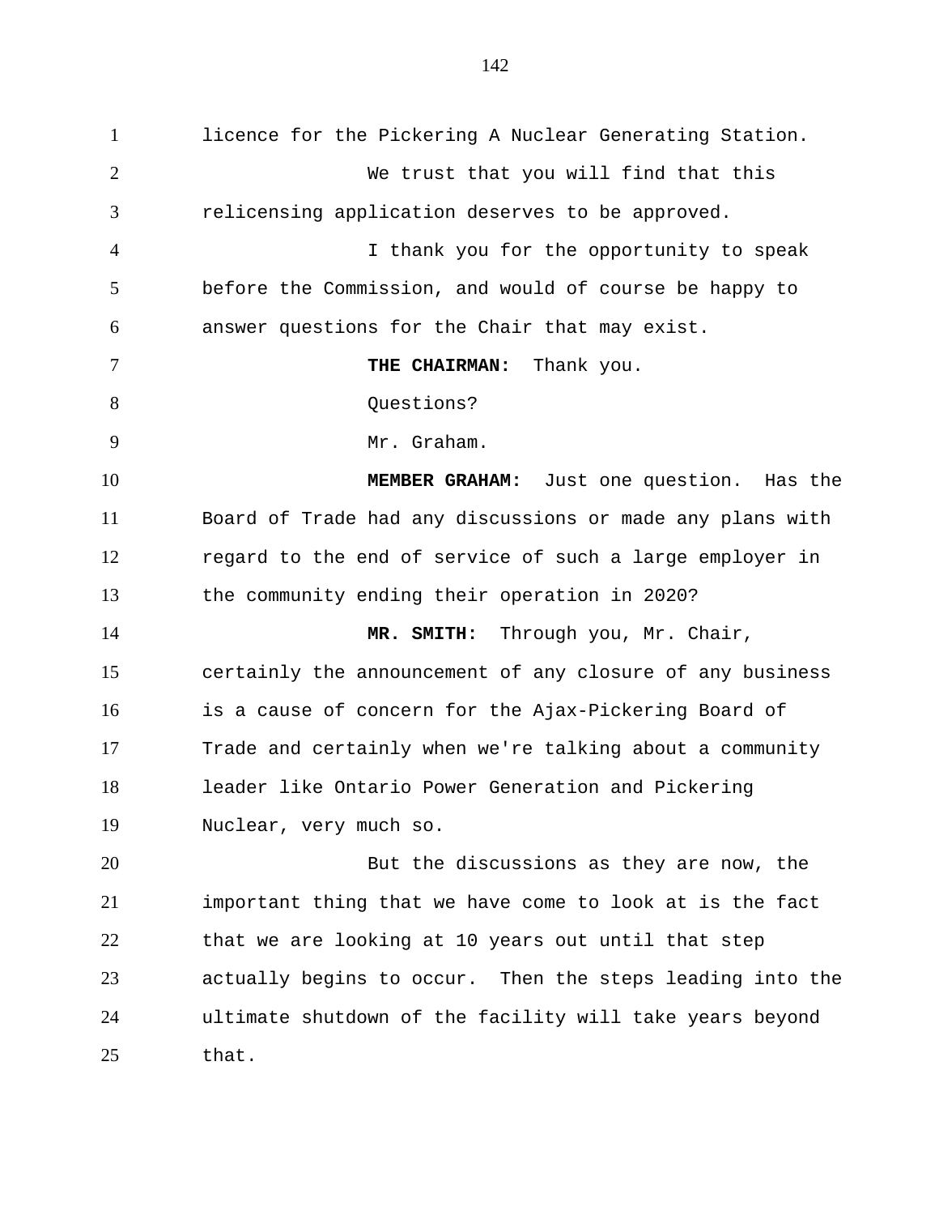licence for the Pickering A Nuclear Generating Station.

We trust that you will find that this relicensing application deserves to be approved.

I thank you for the opportunity to speak before the Commission, and would of course be happy to answer questions for the Chair that may exist.

**THE CHAIRMAN:** Thank you.

Questions?

Mr. Graham.

**MEMBER GRAHAM:** Just one question. Has the Board of Trade had any discussions or made any plans with regard to the end of service of such a large employer in the community ending their operation in 2020?

**MR. SMITH:** Through you, Mr. Chair, certainly the announcement of any closure of any business is a cause of concern for the Ajax-Pickering Board of Trade and certainly when we're talking about a community leader like Ontario Power Generation and Pickering Nuclear, very much so.

But the discussions as they are now, the important thing that we have come to look at is the fact that we are looking at 10 years out until that step actually begins to occur. Then the steps leading into the ultimate shutdown of the facility will take years beyond that.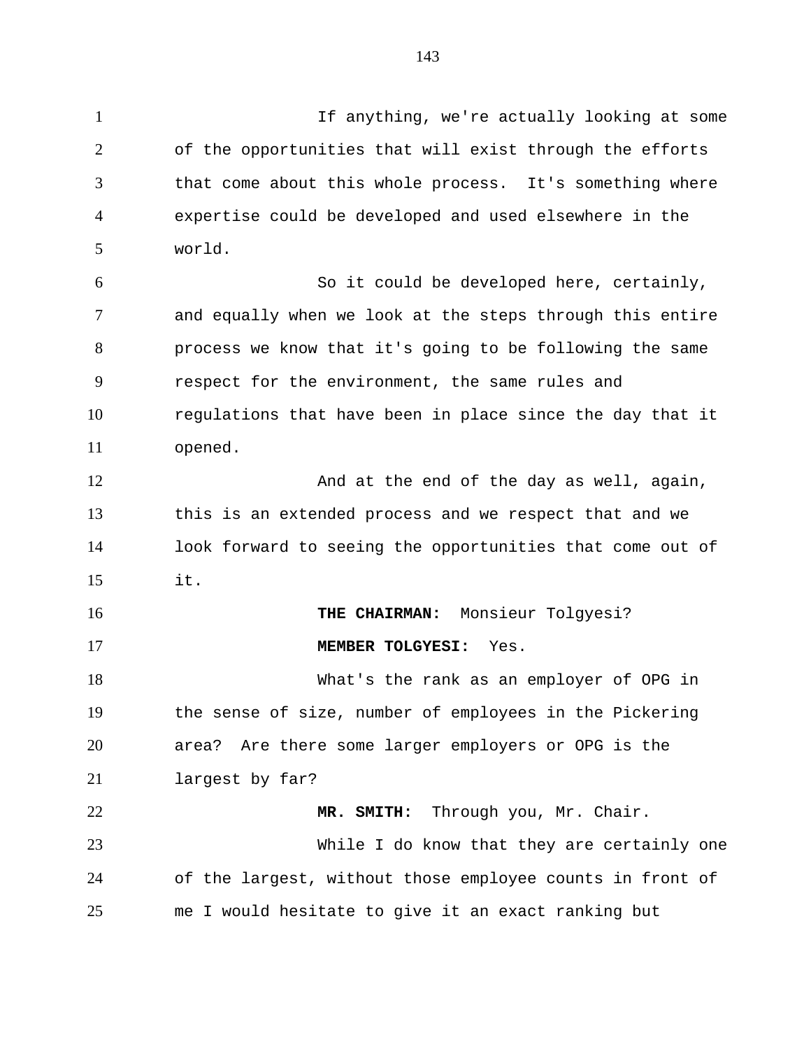If anything, we're actually looking at some of the opportunities that will exist through the efforts that come about this whole process. It's something where expertise could be developed and used elsewhere in the world.

So it could be developed here, certainly, and equally when we look at the steps through this entire process we know that it's going to be following the same respect for the environment, the same rules and regulations that have been in place since the day that it opened.

And at the end of the day as well, again, this is an extended process and we respect that and we look forward to seeing the opportunities that come out of it.

**THE CHAIRMAN:** Monsieur Tolgyesi?

**MEMBER TOLGYESI:** Yes.

What's the rank as an employer of OPG in the sense of size, number of employees in the Pickering area? Are there some larger employers or OPG is the largest by far?

**MR. SMITH:** Through you, Mr. Chair.

While I do know that they are certainly one of the largest, without those employee counts in front of me I would hesitate to give it an exact ranking but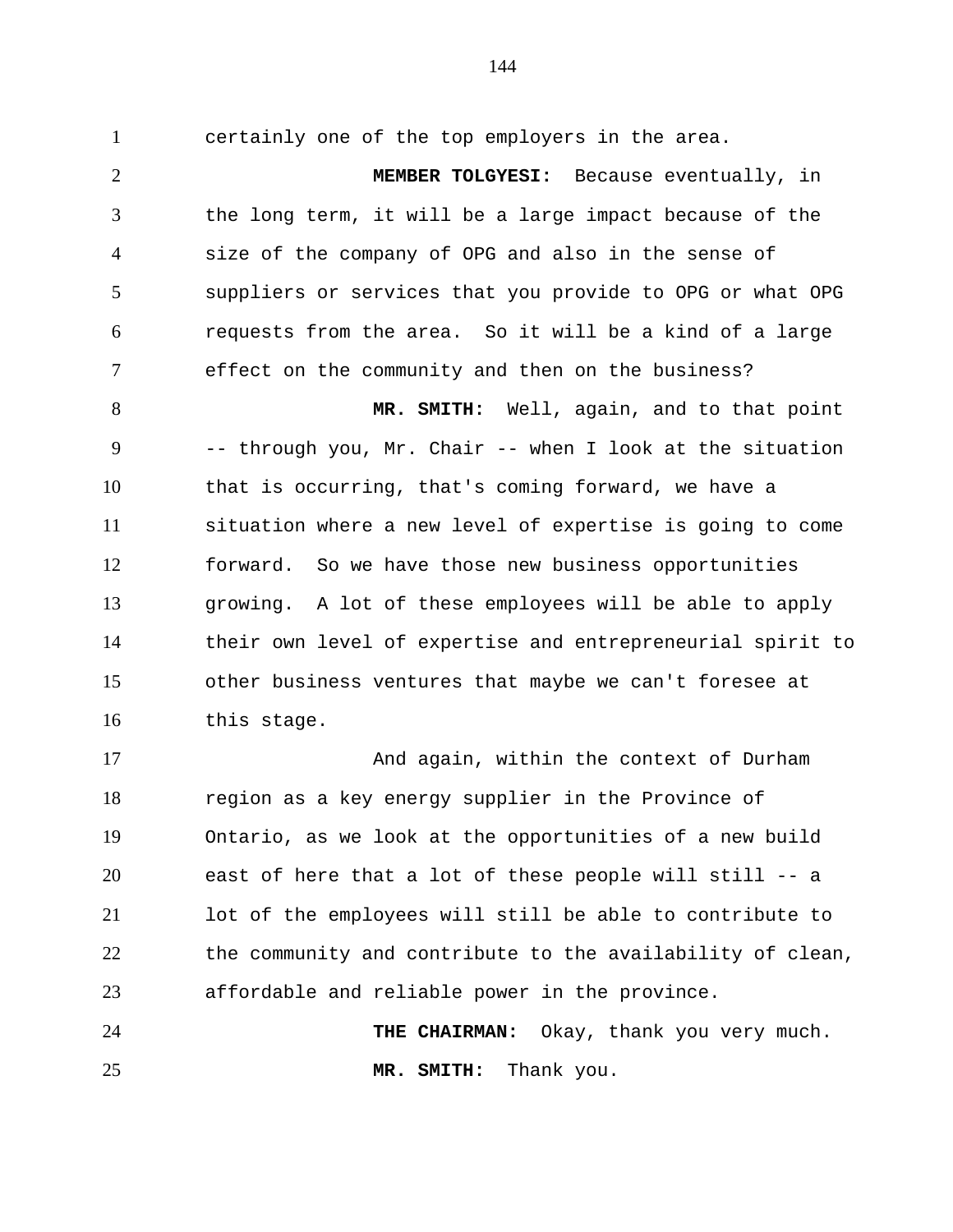certainly one of the top employers in the area.

**MEMBER TOLGYESI:** Because eventually, in the long term, it will be a large impact because of the size of the company of OPG and also in the sense of suppliers or services that you provide to OPG or what OPG requests from the area. So it will be a kind of a large effect on the community and then on the business?

**MR. SMITH:** Well, again, and to that point -- through you, Mr. Chair -- when I look at the situation that is occurring, that's coming forward, we have a situation where a new level of expertise is going to come forward. So we have those new business opportunities growing. A lot of these employees will be able to apply their own level of expertise and entrepreneurial spirit to other business ventures that maybe we can't foresee at this stage.

And again, within the context of Durham region as a key energy supplier in the Province of Ontario, as we look at the opportunities of a new build east of here that a lot of these people will still -- a lot of the employees will still be able to contribute to the community and contribute to the availability of clean, affordable and reliable power in the province.

**THE CHAIRMAN:** Okay, thank you very much.

**MR. SMITH:** Thank you.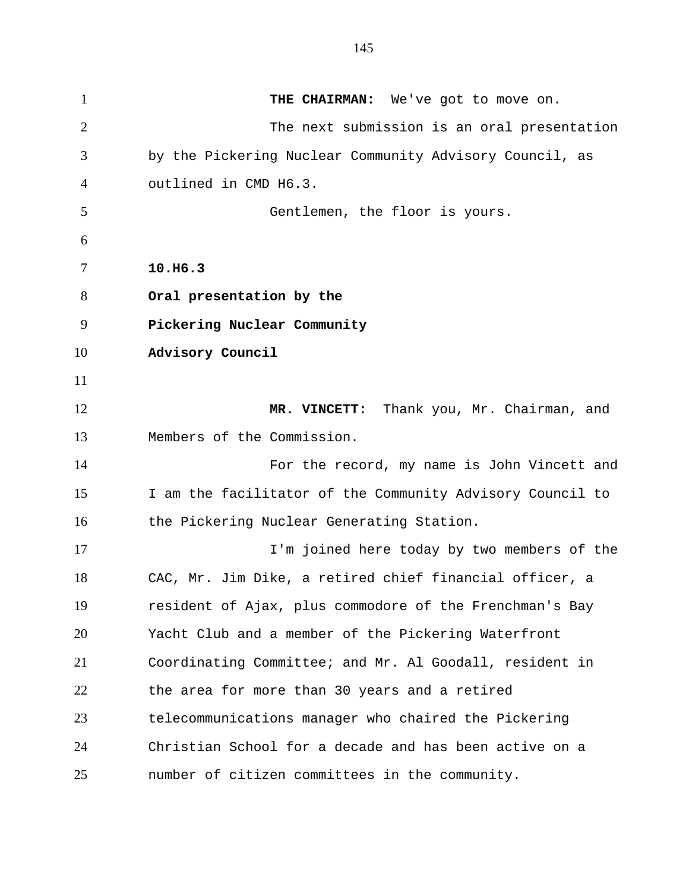**THE CHAIRMAN:** We've got to move on.

The next submission is an oral presentation by the Pickering Nuclear Community Advisory Council, as outlined in CMD H6.3.

Gentlemen, the floor is yours.

**10.H6.3**

**Oral presentation by the Pickering Nuclear Community Advisory Council**

**MR. VINCETT:** Thank you, Mr. Chairman, and Members of the Commission.

For the record, my name is John Vincett and I am the facilitator of the Community Advisory Council to the Pickering Nuclear Generating Station.

I'm joined here today by two members of the CAC, Mr. Jim Dike, a retired chief financial officer, a resident of Ajax, plus commodore of the Frenchman's Bay Yacht Club and a member of the Pickering Waterfront Coordinating Committee; and Mr. Al Goodall, resident in the area for more than 30 years and a retired telecommunications manager who chaired the Pickering Christian School for a decade and has been active on a number of citizen committees in the community.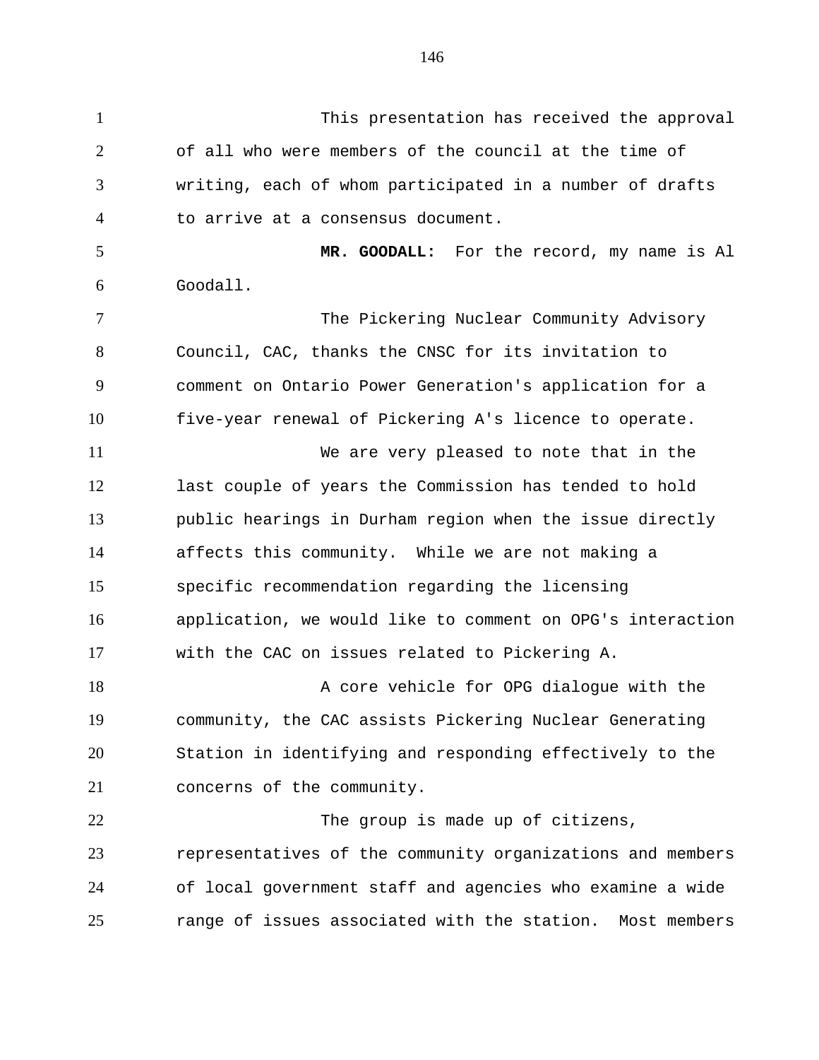This presentation has received the approval of all who were members of the council at the time of writing, each of whom participated in a number of drafts to arrive at a consensus document.

**MR. GOODALL:** For the record, my name is Al Goodall.

The Pickering Nuclear Community Advisory Council, CAC, thanks the CNSC for its invitation to comment on Ontario Power Generation's application for a five-year renewal of Pickering A's licence to operate.

We are very pleased to note that in the last couple of years the Commission has tended to hold public hearings in Durham region when the issue directly affects this community. While we are not making a specific recommendation regarding the licensing application, we would like to comment on OPG's interaction with the CAC on issues related to Pickering A.

A core vehicle for OPG dialogue with the community, the CAC assists Pickering Nuclear Generating Station in identifying and responding effectively to the concerns of the community.

The group is made up of citizens, representatives of the community organizations and members of local government staff and agencies who examine a wide range of issues associated with the station. Most members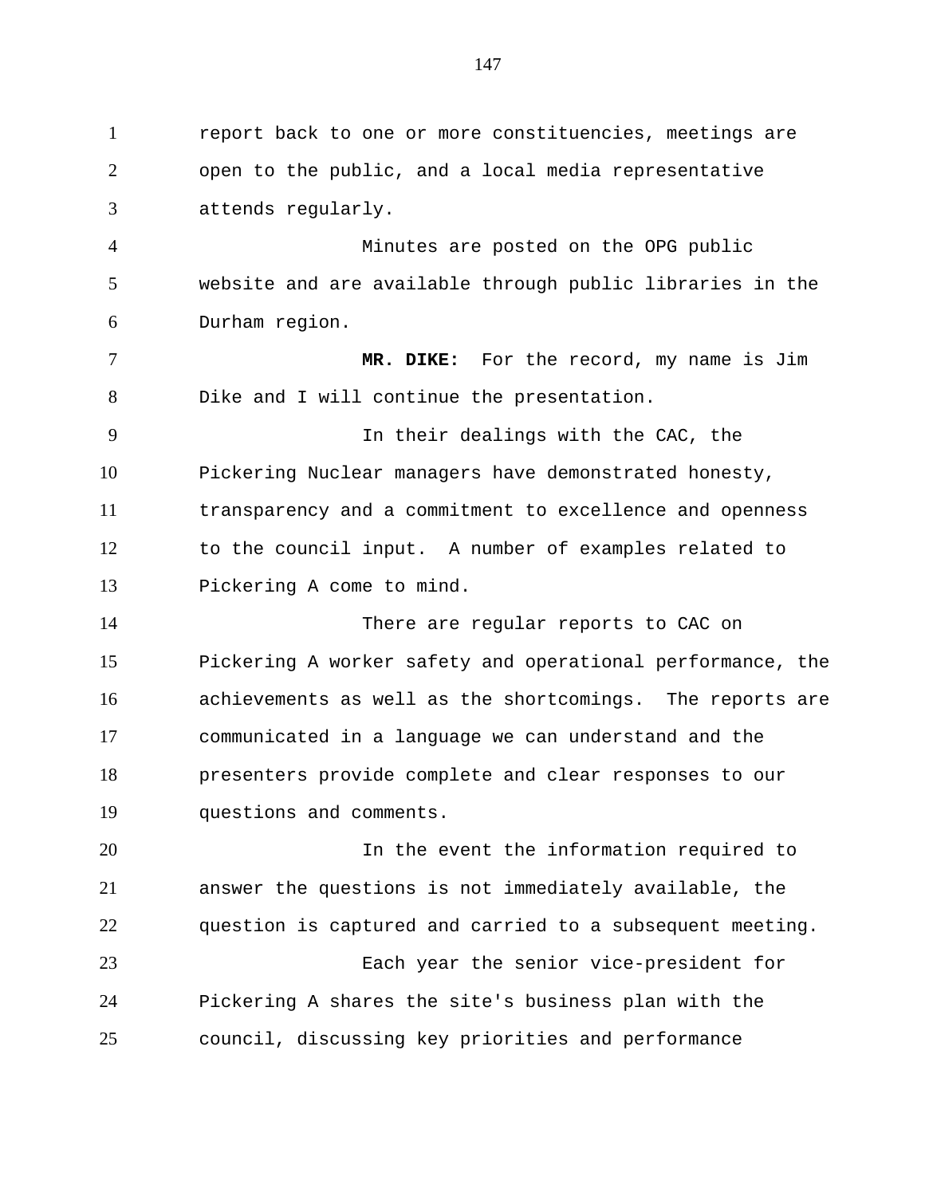report back to one or more constituencies, meetings are open to the public, and a local media representative attends regularly.

Minutes are posted on the OPG public website and are available through public libraries in the Durham region.

**MR. DIKE:** For the record, my name is Jim Dike and I will continue the presentation.

In their dealings with the CAC, the Pickering Nuclear managers have demonstrated honesty, transparency and a commitment to excellence and openness to the council input. A number of examples related to Pickering A come to mind.

There are regular reports to CAC on Pickering A worker safety and operational performance, the achievements as well as the shortcomings. The reports are communicated in a language we can understand and the presenters provide complete and clear responses to our questions and comments.

In the event the information required to answer the questions is not immediately available, the question is captured and carried to a subsequent meeting.

Each year the senior vice-president for Pickering A shares the site's business plan with the council, discussing key priorities and performance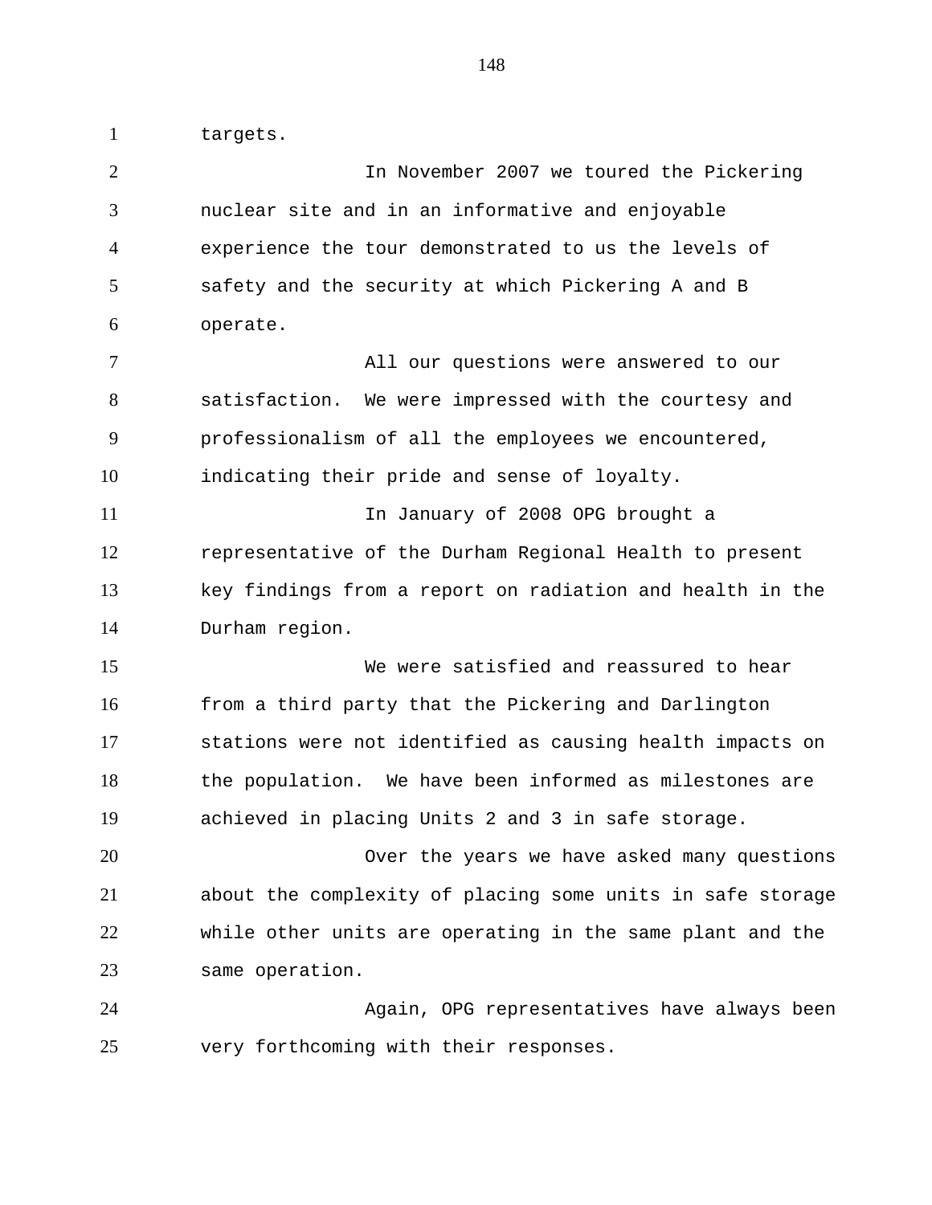targets.

In November 2007 we toured the Pickering nuclear site and in an informative and enjoyable experience the tour demonstrated to us the levels of safety and the security at which Pickering A and B operate.

All our questions were answered to our satisfaction. We were impressed with the courtesy and professionalism of all the employees we encountered, indicating their pride and sense of loyalty.

In January of 2008 OPG brought a representative of the Durham Regional Health to present key findings from a report on radiation and health in the Durham region.

We were satisfied and reassured to hear from a third party that the Pickering and Darlington stations were not identified as causing health impacts on the population. We have been informed as milestones are achieved in placing Units 2 and 3 in safe storage.

Over the years we have asked many questions about the complexity of placing some units in safe storage while other units are operating in the same plant and the same operation.

Again, OPG representatives have always been very forthcoming with their responses.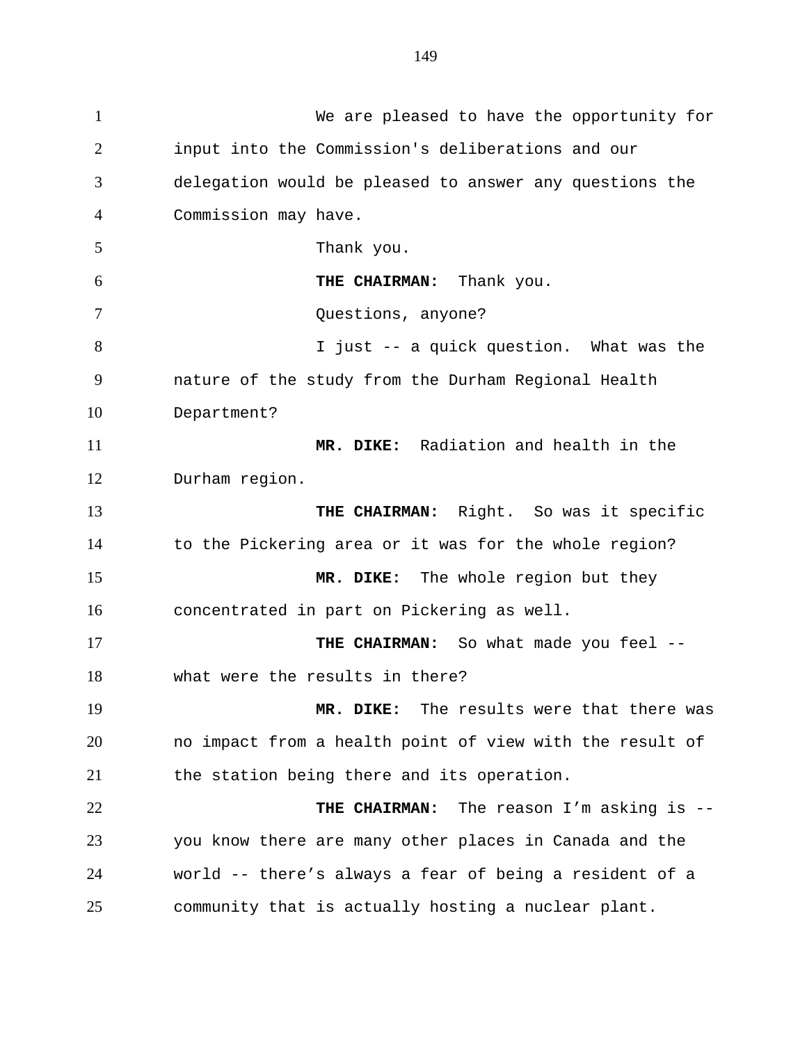We are pleased to have the opportunity for input into the Commission's deliberations and our delegation would be pleased to answer any questions the Commission may have.

Thank you.

**THE CHAIRMAN:** Thank you.

Questions, anyone?

I just -- a quick question. What was the nature of the study from the Durham Regional Health Department?

**MR. DIKE:** Radiation and health in the Durham region.

**THE CHAIRMAN:** Right. So was it specific to the Pickering area or it was for the whole region?

**MR. DIKE:** The whole region but they concentrated in part on Pickering as well.

**THE CHAIRMAN:** So what made you feel -- what were the results in there?

**MR. DIKE:** The results were that there was no impact from a health point of view with the result of the station being there and its operation.

**THE CHAIRMAN:** The reason I'm asking is -- you know there are many other places in Canada and the world -- there's always a fear of being a resident of a community that is actually hosting a nuclear plant.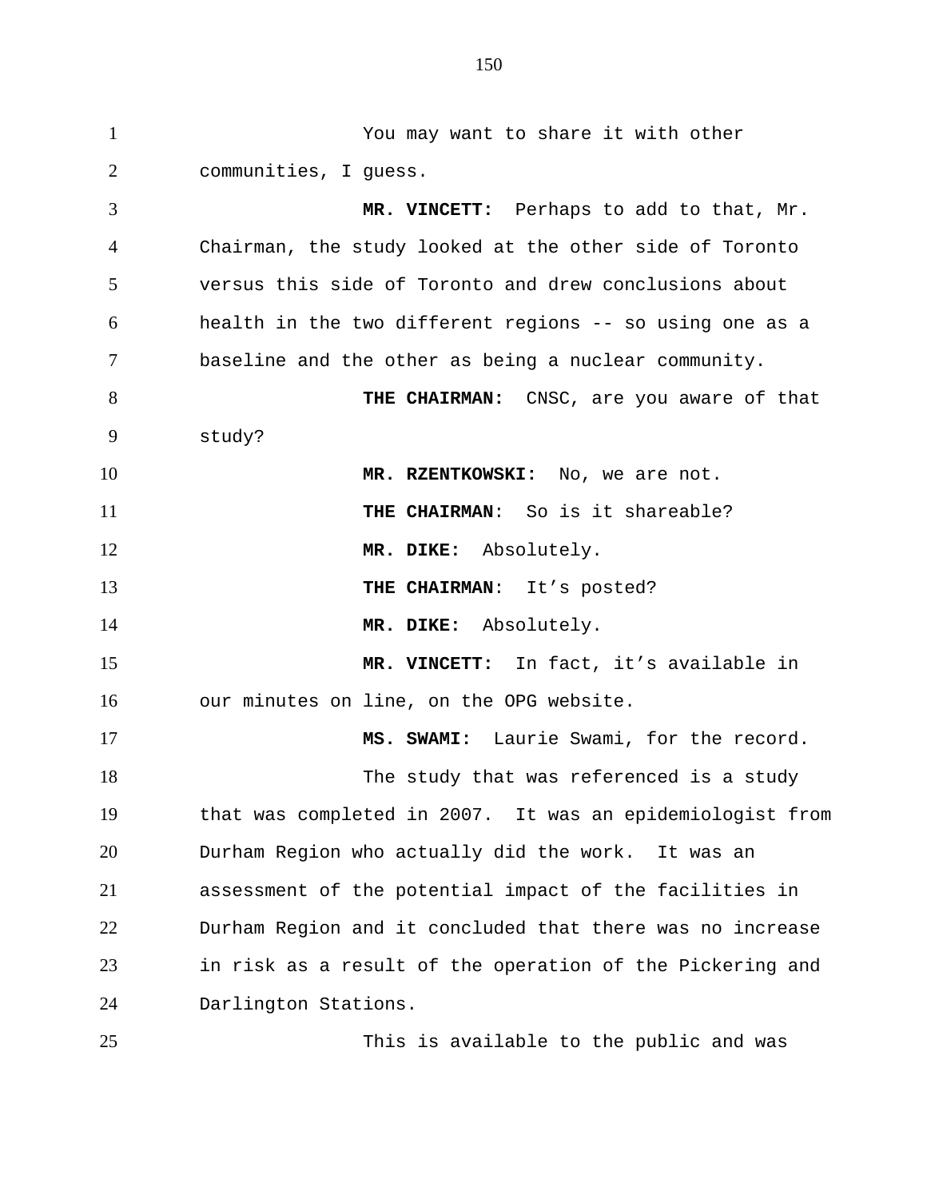You may want to share it with other communities, I guess.

**MR. VINCETT:** Perhaps to add to that, Mr. Chairman, the study looked at the other side of Toronto versus this side of Toronto and drew conclusions about health in the two different regions -- so using one as a baseline and the other as being a nuclear community.

**THE CHAIRMAN:** CNSC, are you aware of that study?

**MR. RZENTKOWSKI:** No, we are not.

**THE CHAIRMAN**: So is it shareable?

**MR. DIKE:** Absolutely.

**THE CHAIRMAN**: It’s posted?

**MR. DIKE:** Absolutely.

**MR. VINCETT:** In fact, it’s available in our minutes on line, on the OPG website.

**MS. SWAMI:** Laurie Swami, for the record.

The study that was referenced is a study that was completed in 2007. It was an epidemiologist from Durham Region who actually did the work. It was an assessment of the potential impact of the facilities in Durham Region and it concluded that there was no increase in risk as a result of the operation of the Pickering and Darlington Stations.

This is available to the public and was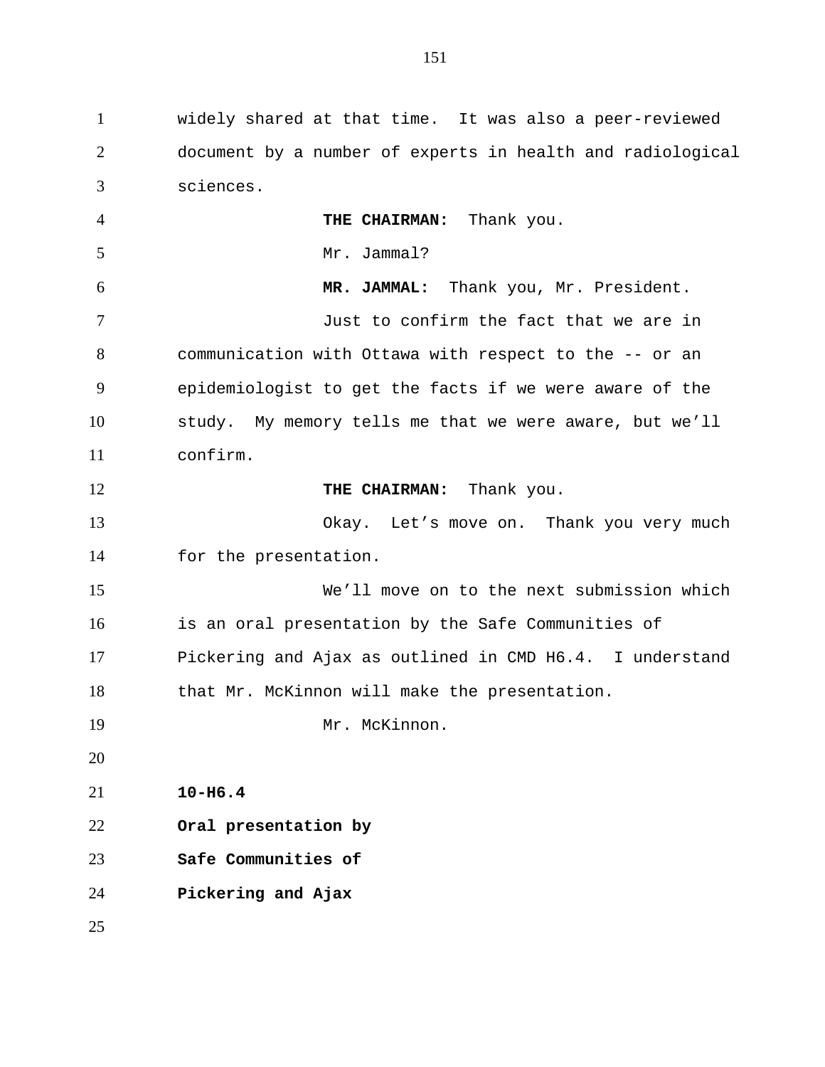widely shared at that time. It was also a peer-reviewed document by a number of experts in health and radiological sciences.

**THE CHAIRMAN:** Thank you.

Mr. Jammal?

**MR. JAMMAL:** Thank you, Mr. President.

Just to confirm the fact that we are in communication with Ottawa with respect to the -- or an epidemiologist to get the facts if we were aware of the study. My memory tells me that we were aware, but we'll confirm.

**THE CHAIRMAN:** Thank you.

Okay. Let's move on. Thank you very much for the presentation.

We'll move on to the next submission which is an oral presentation by the Safe Communities of Pickering and Ajax as outlined in CMD H6.4. I understand that Mr. McKinnon will make the presentation.

Mr. McKinnon.

**10-H6.4**

**Oral presentation by**

**Safe Communities of**

**Pickering and Ajax**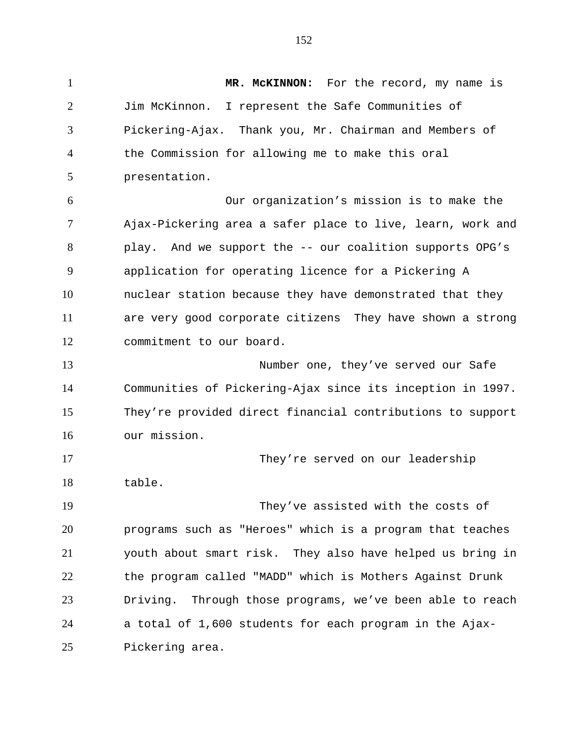**MR. McKINNON:** For the record, my name is Jim McKinnon. I represent the Safe Communities of Pickering-Ajax. Thank you, Mr. Chairman and Members of the Commission for allowing me to make this oral presentation.

Our organization’s mission is to make the Ajax-Pickering area a safer place to live, learn, work and play. And we support the -- our coalition supports OPG’s application for operating licence for a Pickering A nuclear station because they have demonstrated that they are very good corporate citizens They have shown a strong commitment to our board.

Number one, they’ve served our Safe Communities of Pickering-Ajax since its inception in 1997. They’re provided direct financial contributions to support our mission.

They’re served on our leadership table.

They’ve assisted with the costs of programs such as "Heroes" which is a program that teaches youth about smart risk. They also have helped us bring in the program called "MADD" which is Mothers Against Drunk Driving. Through those programs, we’ve been able to reach a total of 1,600 students for each program in the Ajax-Pickering area.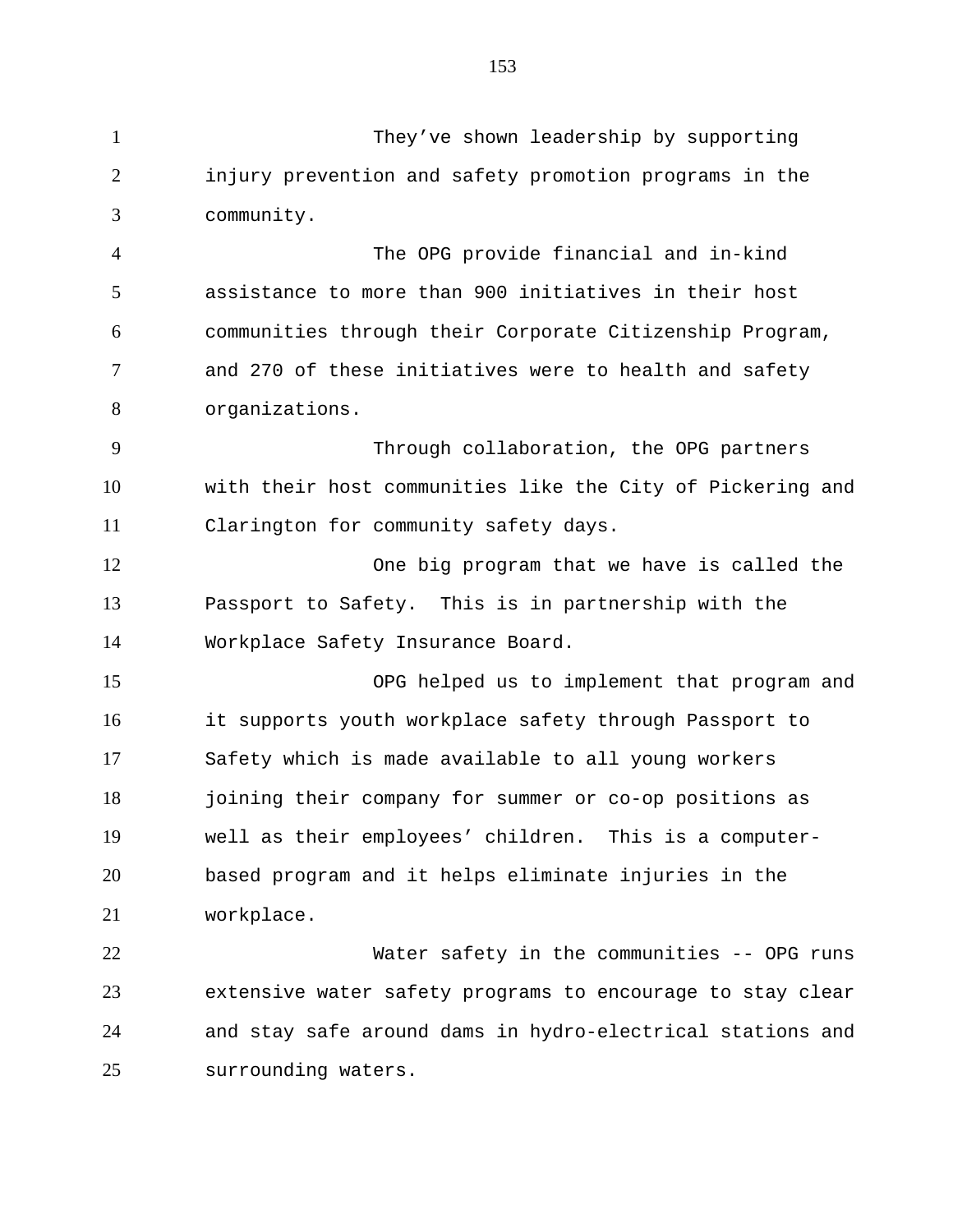They've shown leadership by supporting injury prevention and safety promotion programs in the community.

The OPG provide financial and in-kind assistance to more than 900 initiatives in their host communities through their Corporate Citizenship Program, and 270 of these initiatives were to health and safety organizations.

Through collaboration, the OPG partners with their host communities like the City of Pickering and Clarington for community safety days.

One big program that we have is called the Passport to Safety. This is in partnership with the Workplace Safety Insurance Board.

OPG helped us to implement that program and it supports youth workplace safety through Passport to Safety which is made available to all young workers joining their company for summer or co-op positions as well as their employees' children. This is a computer-based program and it helps eliminate injuries in the workplace.

Water safety in the communities -- OPG runs extensive water safety programs to encourage to stay clear and stay safe around dams in hydro-electrical stations and surrounding waters.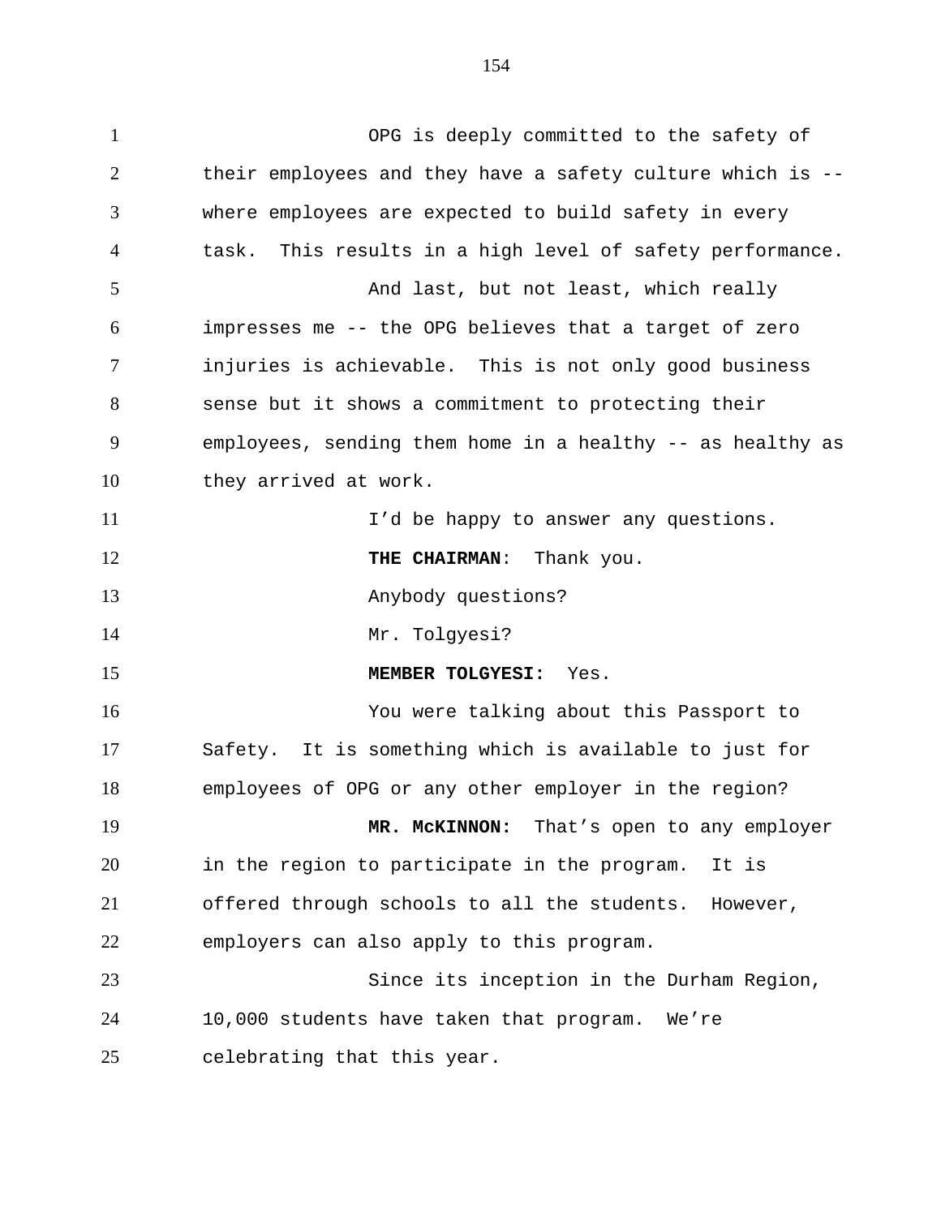OPG is deeply committed to the safety of their employees and they have a safety culture which is -- where employees are expected to build safety in every task. This results in a high level of safety performance.

And last, but not least, which really impresses me -- the OPG believes that a target of zero injuries is achievable. This is not only good business sense but it shows a commitment to protecting their employees, sending them home in a healthy -- as healthy as they arrived at work.

I'd be happy to answer any questions.

**THE CHAIRMAN**: Thank you.

Anybody questions?

Mr. Tolgyesi?

**MEMBER TOLGYESI:** Yes.

You were talking about this Passport to Safety. It is something which is available to just for employees of OPG or any other employer in the region?

**MR. McKINNON:** That's open to any employer in the region to participate in the program. It is offered through schools to all the students. However, employers can also apply to this program.

Since its inception in the Durham Region, 10,000 students have taken that program. We're celebrating that this year.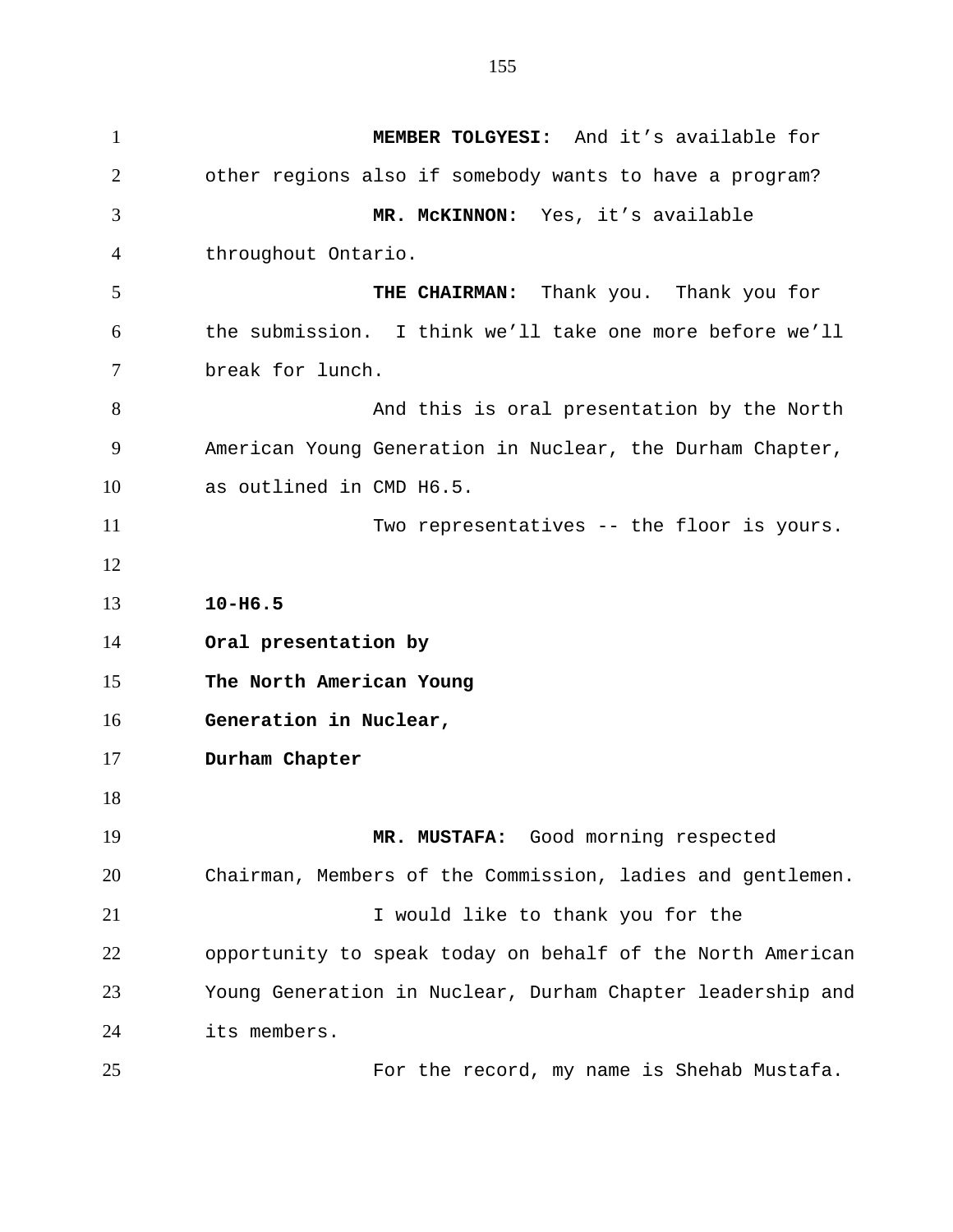**MEMBER TOLGYESI:** And it's available for other regions also if somebody wants to have a program?

**MR. McKINNON:** Yes, it's available throughout Ontario.

**THE CHAIRMAN:** Thank you. Thank you for the submission. I think we'll take one more before we'll break for lunch.

And this is oral presentation by the North American Young Generation in Nuclear, the Durham Chapter, as outlined in CMD H6.5.

Two representatives -- the floor is yours.

**10-H6.5**
**Oral presentation by**
**The North American Young**
**Generation in Nuclear,**
**Durham Chapter**

**MR. MUSTAFA:** Good morning respected Chairman, Members of the Commission, ladies and gentlemen.

I would like to thank you for the opportunity to speak today on behalf of the North American Young Generation in Nuclear, Durham Chapter leadership and its members.

For the record, my name is Shehab Mustafa.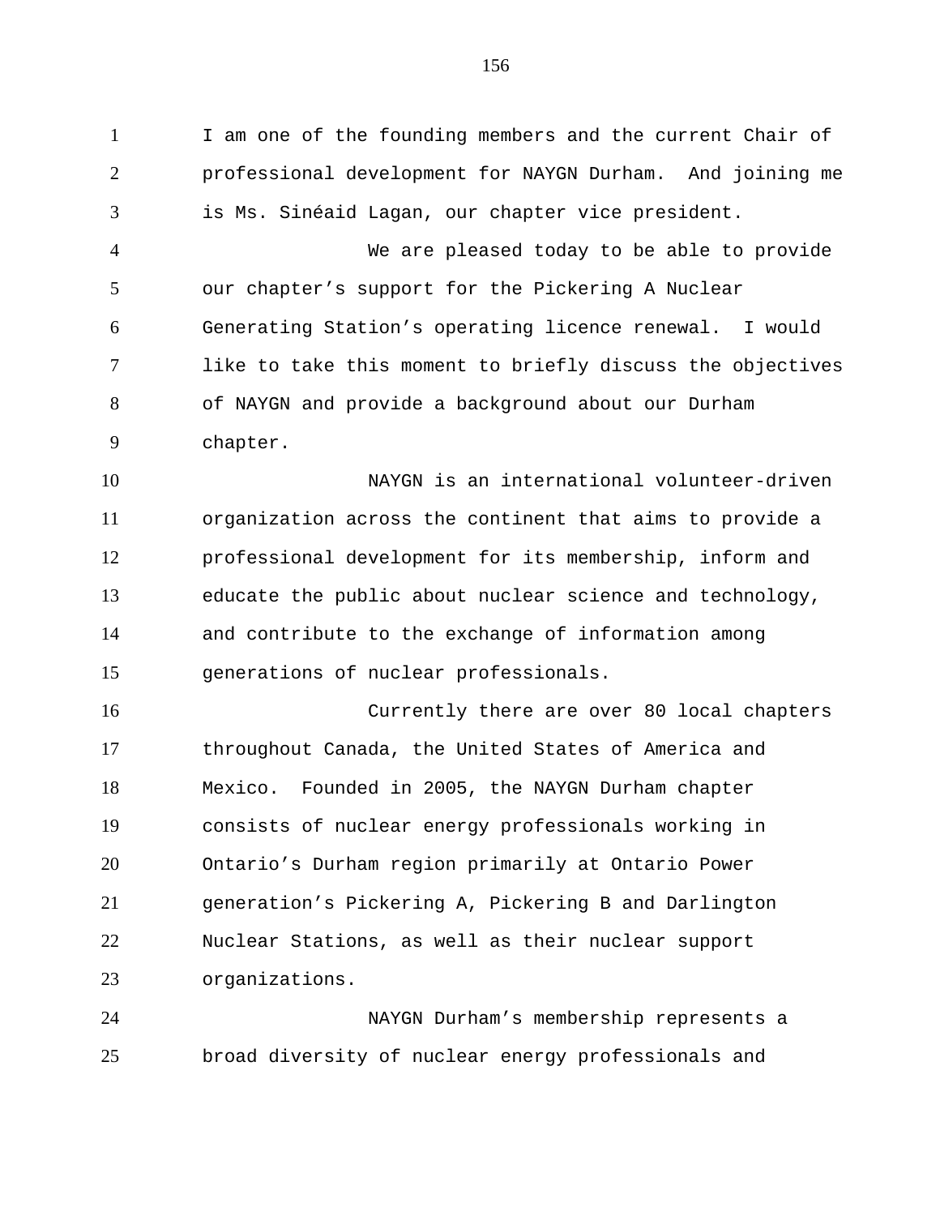I am one of the founding members and the current Chair of professional development for NAYGN Durham. And joining me is Ms. Sinéaid Lagan, our chapter vice president.

We are pleased today to be able to provide our chapter's support for the Pickering A Nuclear Generating Station's operating licence renewal. I would like to take this moment to briefly discuss the objectives of NAYGN and provide a background about our Durham chapter.

NAYGN is an international volunteer-driven organization across the continent that aims to provide a professional development for its membership, inform and educate the public about nuclear science and technology, and contribute to the exchange of information among generations of nuclear professionals.

Currently there are over 80 local chapters throughout Canada, the United States of America and Mexico. Founded in 2005, the NAYGN Durham chapter consists of nuclear energy professionals working in Ontario's Durham region primarily at Ontario Power generation's Pickering A, Pickering B and Darlington Nuclear Stations, as well as their nuclear support organizations.

NAYGN Durham's membership represents a broad diversity of nuclear energy professionals and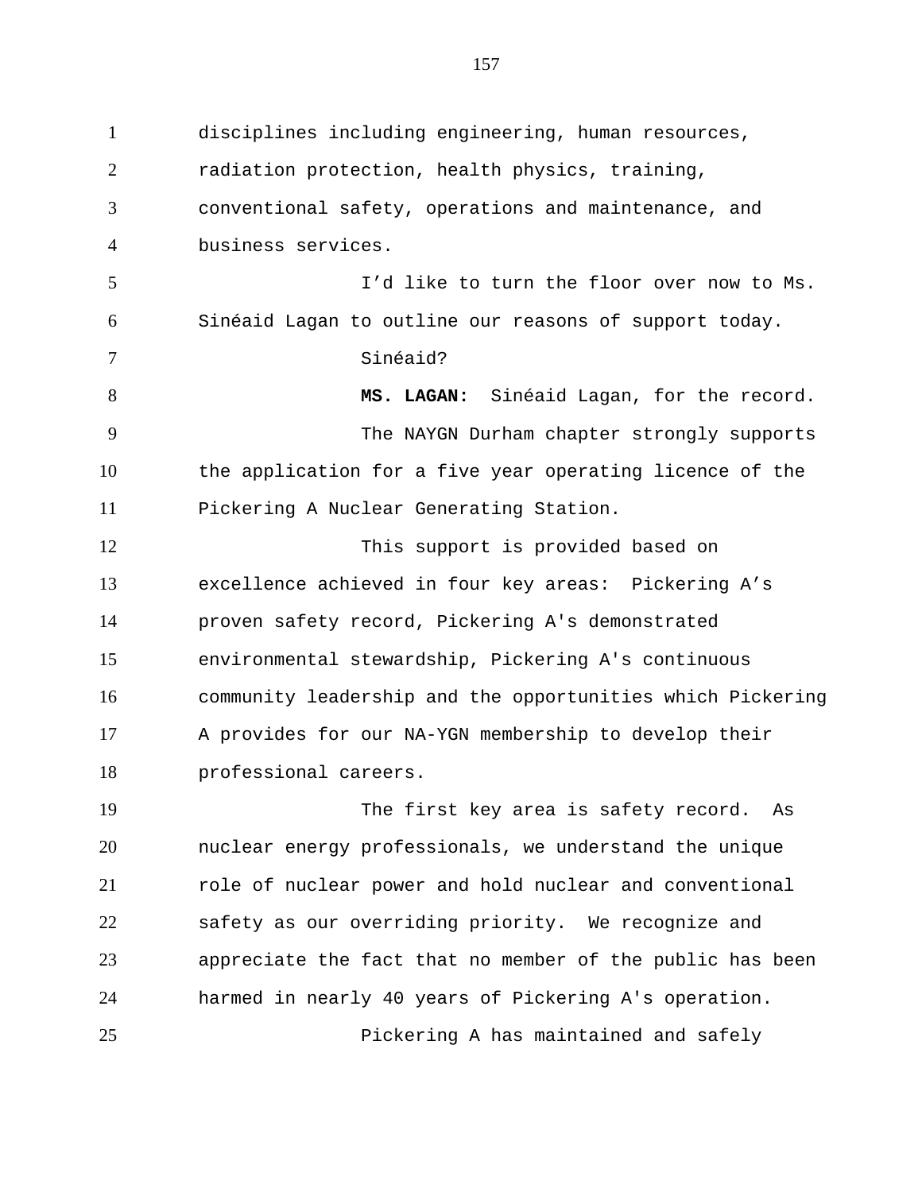disciplines including engineering, human resources, radiation protection, health physics, training, conventional safety, operations and maintenance, and business services.

I'd like to turn the floor over now to Ms. Sinéaid Lagan to outline our reasons of support today.

Sinéaid?

**MS. LAGAN:** Sinéaid Lagan, for the record.

The NAYGN Durham chapter strongly supports the application for a five year operating licence of the Pickering A Nuclear Generating Station.

This support is provided based on excellence achieved in four key areas: Pickering A's proven safety record, Pickering A's demonstrated environmental stewardship, Pickering A's continuous community leadership and the opportunities which Pickering A provides for our NA-YGN membership to develop their professional careers.

The first key area is safety record. As nuclear energy professionals, we understand the unique role of nuclear power and hold nuclear and conventional safety as our overriding priority. We recognize and appreciate the fact that no member of the public has been harmed in nearly 40 years of Pickering A's operation.

Pickering A has maintained and safely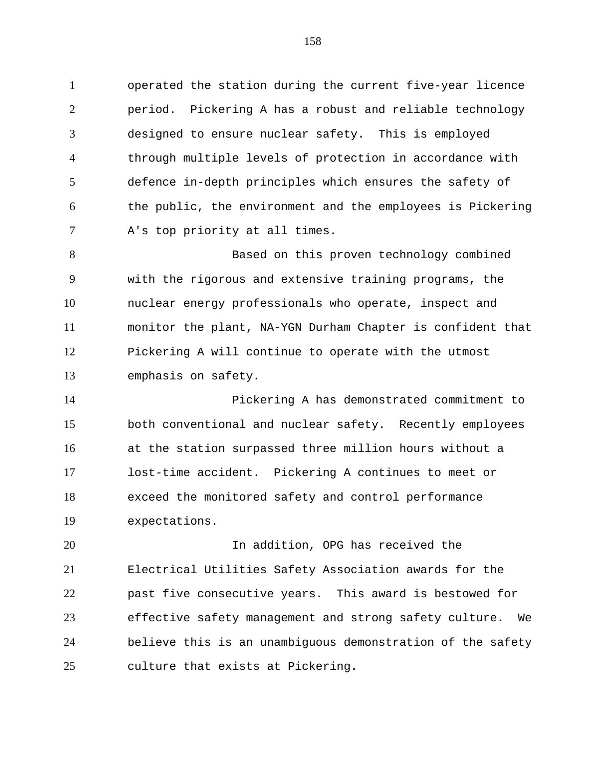operated the station during the current five-year licence period. Pickering A has a robust and reliable technology designed to ensure nuclear safety. This is employed through multiple levels of protection in accordance with defence in-depth principles which ensures the safety of the public, the environment and the employees is Pickering A's top priority at all times.

Based on this proven technology combined with the rigorous and extensive training programs, the nuclear energy professionals who operate, inspect and monitor the plant, NA-YGN Durham Chapter is confident that Pickering A will continue to operate with the utmost emphasis on safety.

Pickering A has demonstrated commitment to both conventional and nuclear safety. Recently employees at the station surpassed three million hours without a lost-time accident. Pickering A continues to meet or exceed the monitored safety and control performance expectations.

In addition, OPG has received the Electrical Utilities Safety Association awards for the past five consecutive years. This award is bestowed for effective safety management and strong safety culture. We believe this is an unambiguous demonstration of the safety culture that exists at Pickering.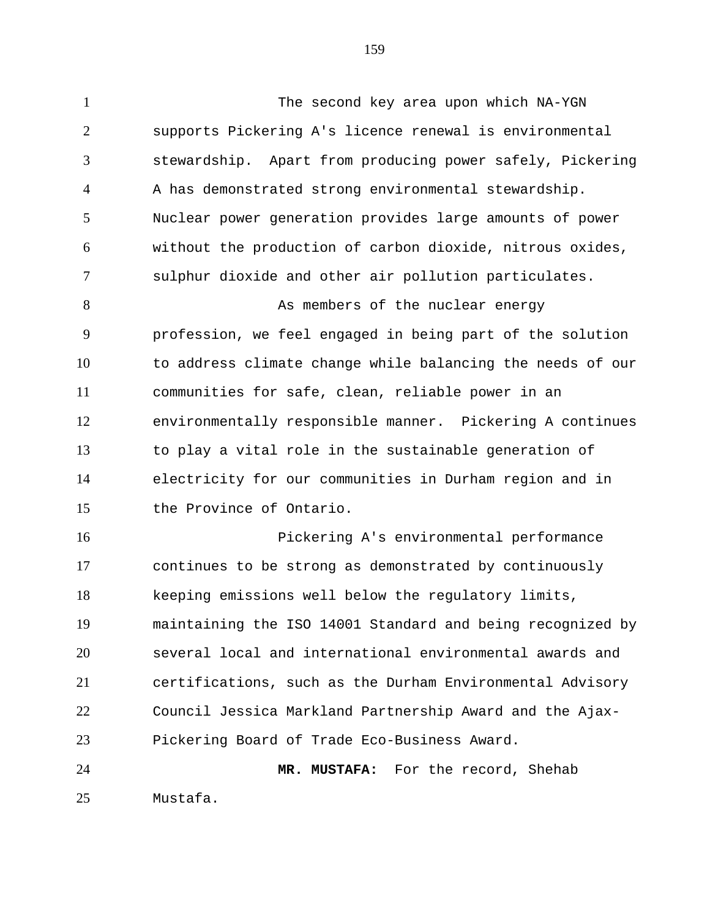The second key area upon which NA-YGN supports Pickering A's licence renewal is environmental stewardship. Apart from producing power safely, Pickering A has demonstrated strong environmental stewardship. Nuclear power generation provides large amounts of power without the production of carbon dioxide, nitrous oxides, sulphur dioxide and other air pollution particulates.

As members of the nuclear energy profession, we feel engaged in being part of the solution to address climate change while balancing the needs of our communities for safe, clean, reliable power in an environmentally responsible manner. Pickering A continues to play a vital role in the sustainable generation of electricity for our communities in Durham region and in the Province of Ontario.

Pickering A's environmental performance continues to be strong as demonstrated by continuously keeping emissions well below the regulatory limits, maintaining the ISO 14001 Standard and being recognized by several local and international environmental awards and certifications, such as the Durham Environmental Advisory Council Jessica Markland Partnership Award and the Ajax-Pickering Board of Trade Eco-Business Award.

**MR. MUSTAFA:** For the record, Shehab Mustafa.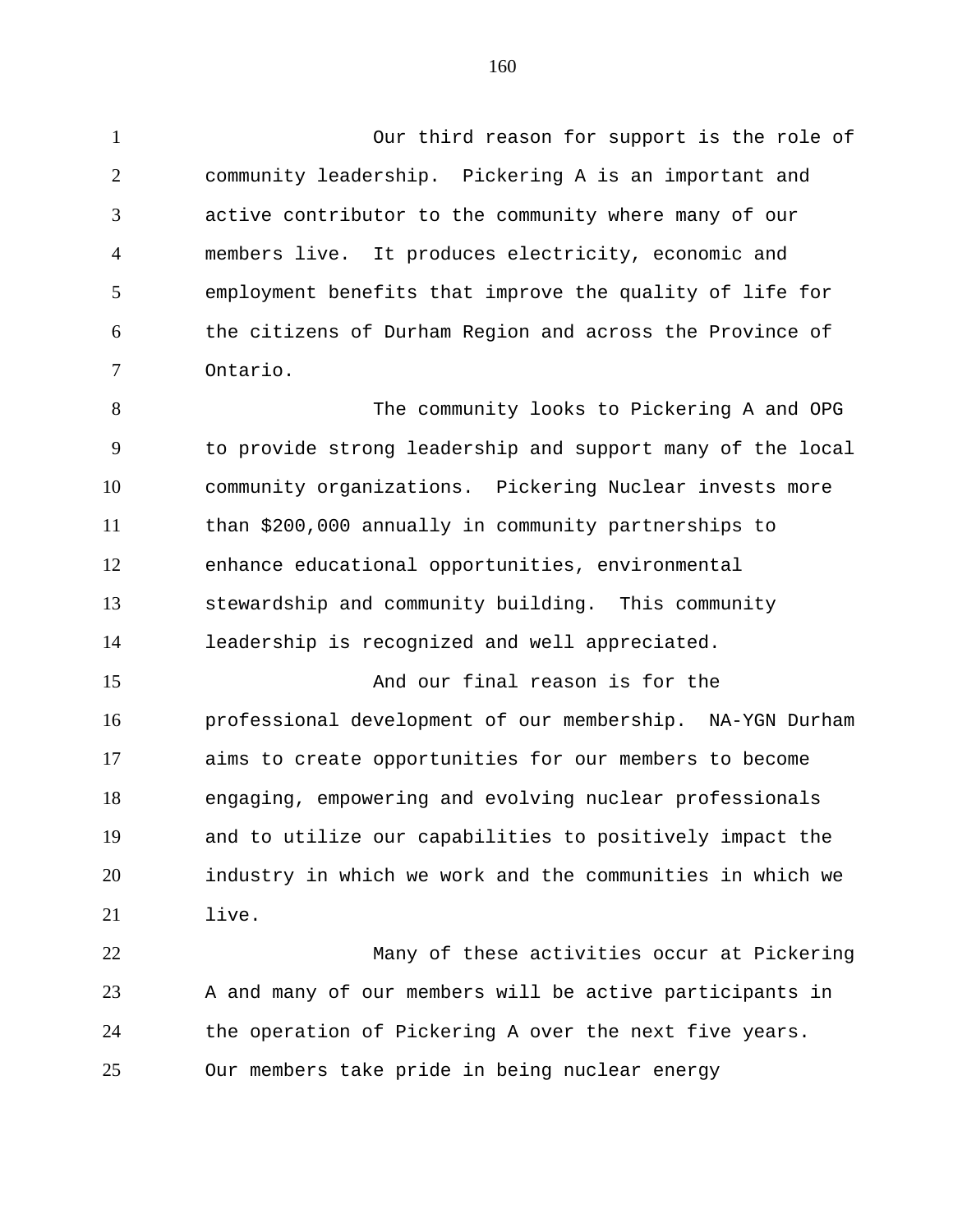Our third reason for support is the role of community leadership. Pickering A is an important and active contributor to the community where many of our members live. It produces electricity, economic and employment benefits that improve the quality of life for the citizens of Durham Region and across the Province of Ontario.

The community looks to Pickering A and OPG to provide strong leadership and support many of the local community organizations. Pickering Nuclear invests more than $200,000 annually in community partnerships to enhance educational opportunities, environmental stewardship and community building. This community leadership is recognized and well appreciated.

And our final reason is for the professional development of our membership. NA-YGN Durham aims to create opportunities for our members to become engaging, empowering and evolving nuclear professionals and to utilize our capabilities to positively impact the industry in which we work and the communities in which we live.

Many of these activities occur at Pickering A and many of our members will be active participants in the operation of Pickering A over the next five years. Our members take pride in being nuclear energy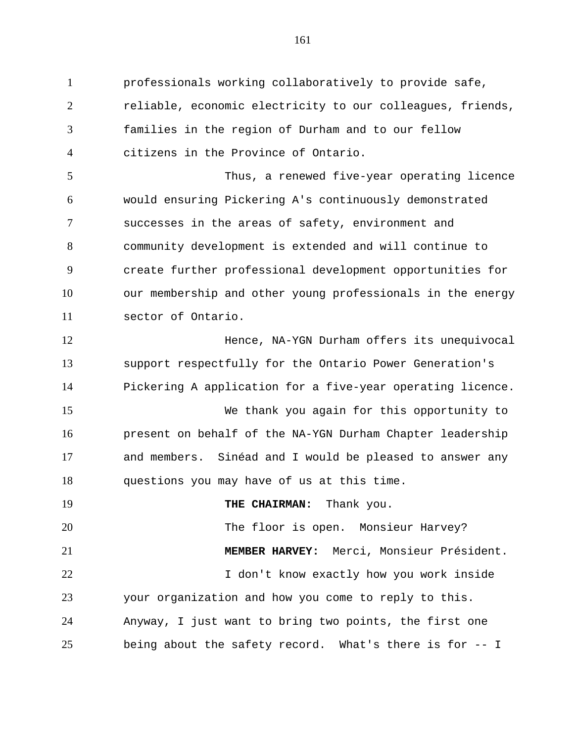professionals working collaboratively to provide safe, reliable, economic electricity to our colleagues, friends, families in the region of Durham and to our fellow citizens in the Province of Ontario.

Thus, a renewed five-year operating licence would ensuring Pickering A's continuously demonstrated successes in the areas of safety, environment and community development is extended and will continue to create further professional development opportunities for our membership and other young professionals in the energy sector of Ontario.

Hence, NA-YGN Durham offers its unequivocal support respectfully for the Ontario Power Generation's Pickering A application for a five-year operating licence.

We thank you again for this opportunity to present on behalf of the NA-YGN Durham Chapter leadership and members. Sinéad and I would be pleased to answer any questions you may have of us at this time.

**THE CHAIRMAN:** Thank you.

The floor is open. Monsieur Harvey?

**MEMBER HARVEY:** Merci, Monsieur Président.

I don't know exactly how you work inside your organization and how you come to reply to this. Anyway, I just want to bring two points, the first one being about the safety record. What's there is for -- I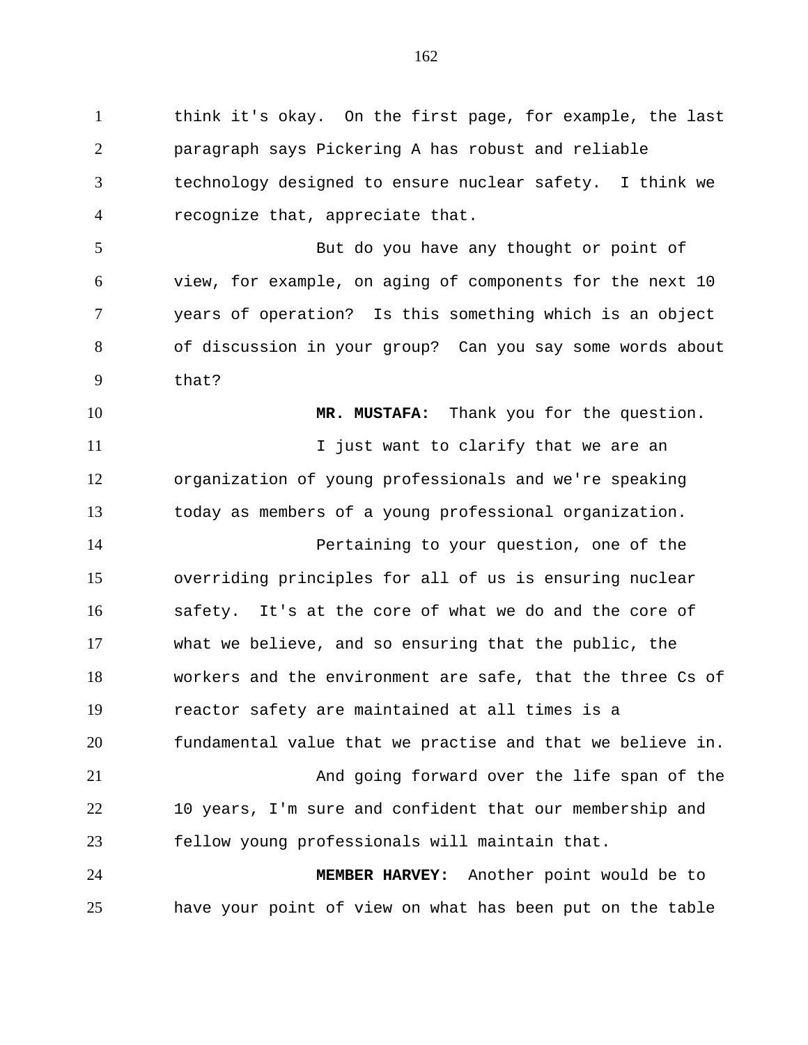think it's okay. On the first page, for example, the last paragraph says Pickering A has robust and reliable technology designed to ensure nuclear safety. I think we recognize that, appreciate that.

But do you have any thought or point of view, for example, on aging of components for the next 10 years of operation? Is this something which is an object of discussion in your group? Can you say some words about that?

**MR. MUSTAFA:** Thank you for the question.

I just want to clarify that we are an organization of young professionals and we're speaking today as members of a young professional organization.

Pertaining to your question, one of the overriding principles for all of us is ensuring nuclear safety. It's at the core of what we do and the core of what we believe, and so ensuring that the public, the workers and the environment are safe, that the three Cs of reactor safety are maintained at all times is a fundamental value that we practise and that we believe in.

And going forward over the life span of the 10 years, I'm sure and confident that our membership and fellow young professionals will maintain that.

**MEMBER HARVEY:** Another point would be to have your point of view on what has been put on the table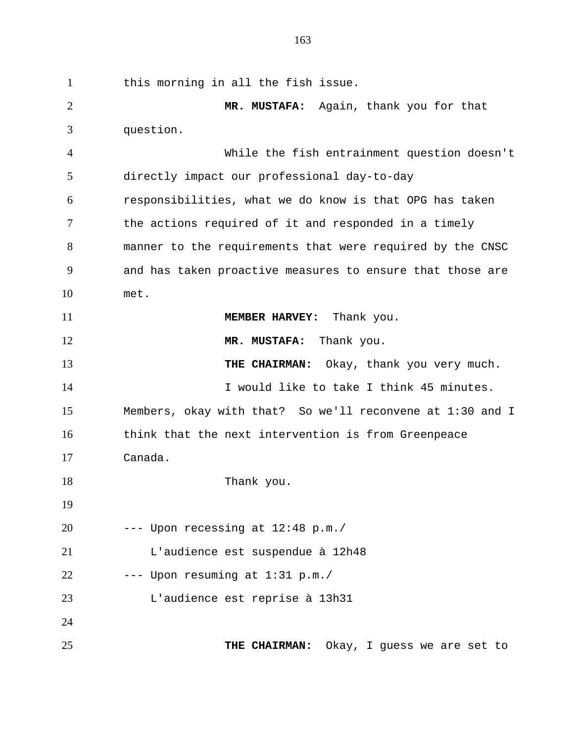this morning in all the fish issue.

**MR. MUSTAFA:** Again, thank you for that question.

While the fish entrainment question doesn't directly impact our professional day-to-day responsibilities, what we do know is that OPG has taken the actions required of it and responded in a timely manner to the requirements that were required by the CNSC and has taken proactive measures to ensure that those are met.

**MEMBER HARVEY:** Thank you.

**MR. MUSTAFA:** Thank you.

**THE CHAIRMAN:** Okay, thank you very much.

I would like to take I think 45 minutes. Members, okay with that? So we'll reconvene at 1:30 and I think that the next intervention is from Greenpeace Canada.

Thank you.

--- Upon recessing at 12:48 p.m./
L'audience est suspendue à 12h48

--- Upon resuming at 1:31 p.m./
L'audience est reprise à 13h31

**THE CHAIRMAN:** Okay, I guess we are set to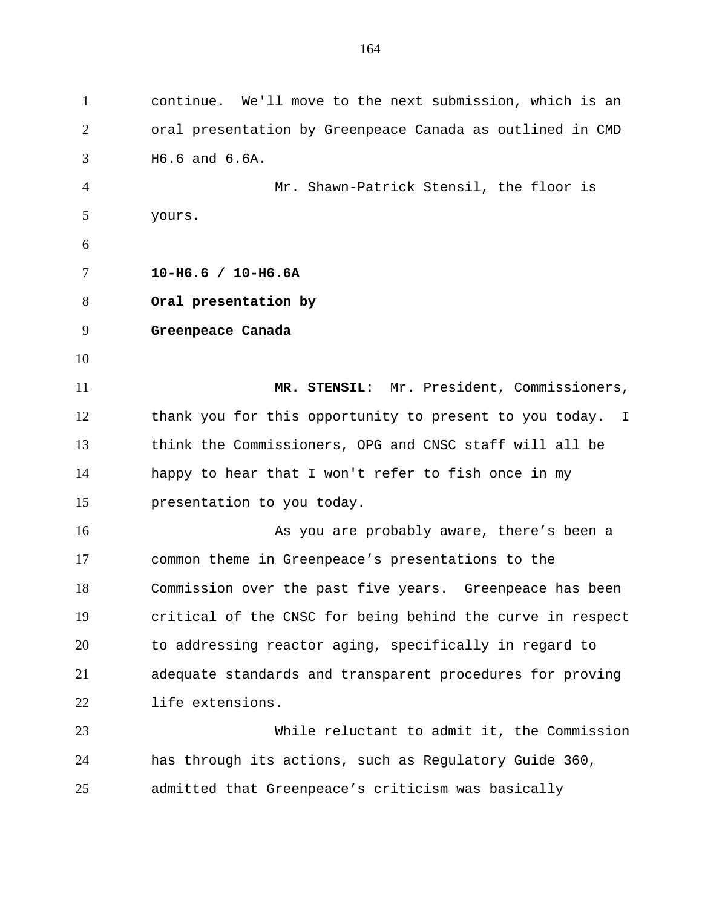continue. We'll move to the next submission, which is an oral presentation by Greenpeace Canada as outlined in CMD H6.6 and 6.6A.

Mr. Shawn-Patrick Stensil, the floor is yours.

**10-H6.6 / 10-H6.6A**
**Oral presentation by**
**Greenpeace Canada**

**MR. STENSIL:** Mr. President, Commissioners, thank you for this opportunity to present to you today. I think the Commissioners, OPG and CNSC staff will all be happy to hear that I won't refer to fish once in my presentation to you today.

As you are probably aware, there's been a common theme in Greenpeace's presentations to the Commission over the past five years. Greenpeace has been critical of the CNSC for being behind the curve in respect to addressing reactor aging, specifically in regard to adequate standards and transparent procedures for proving life extensions.

While reluctant to admit it, the Commission has through its actions, such as Regulatory Guide 360, admitted that Greenpeace's criticism was basically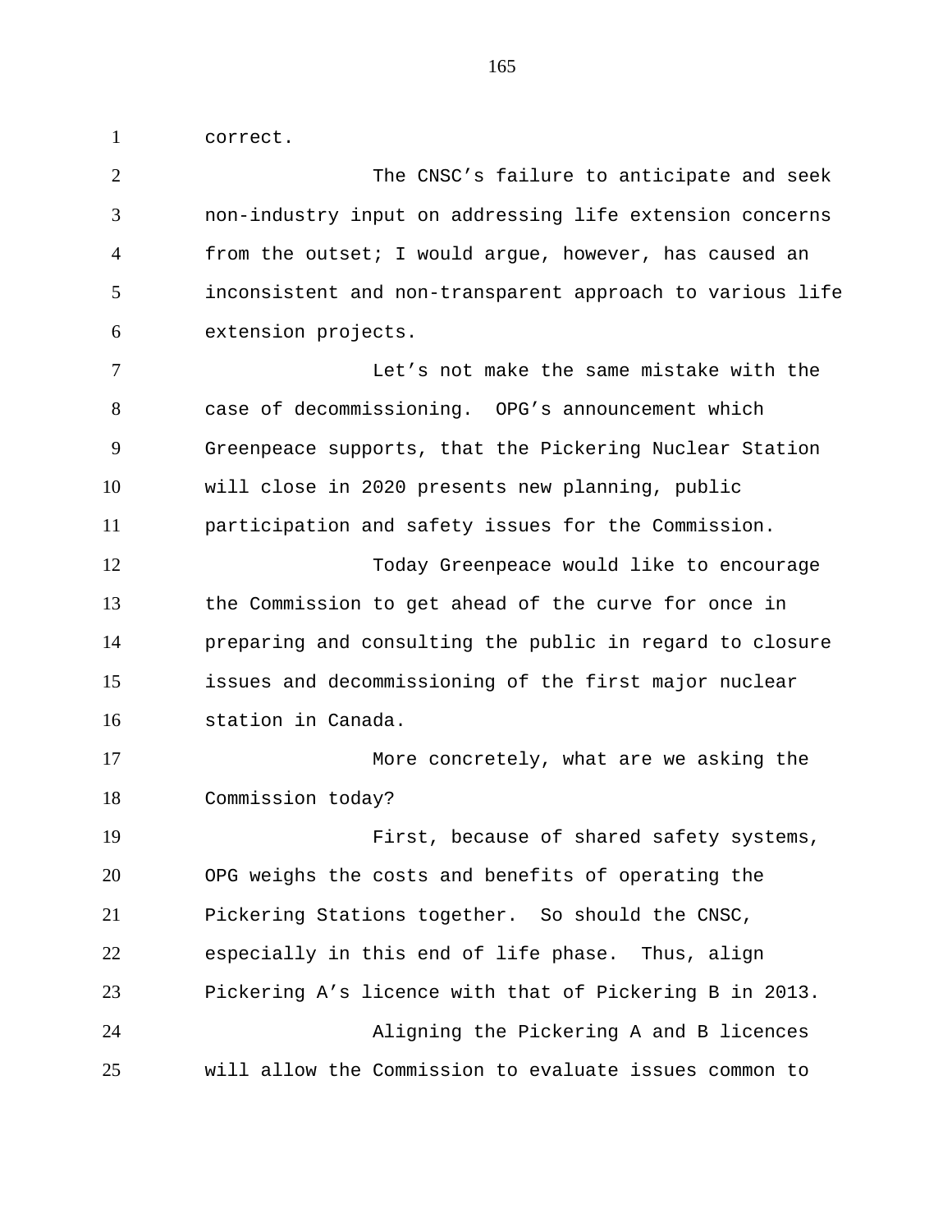correct.

The CNSC's failure to anticipate and seek non-industry input on addressing life extension concerns from the outset; I would argue, however, has caused an inconsistent and non-transparent approach to various life extension projects.

Let's not make the same mistake with the case of decommissioning. OPG's announcement which Greenpeace supports, that the Pickering Nuclear Station will close in 2020 presents new planning, public participation and safety issues for the Commission.

Today Greenpeace would like to encourage the Commission to get ahead of the curve for once in preparing and consulting the public in regard to closure issues and decommissioning of the first major nuclear station in Canada.

More concretely, what are we asking the Commission today?

First, because of shared safety systems, OPG weighs the costs and benefits of operating the Pickering Stations together. So should the CNSC, especially in this end of life phase. Thus, align Pickering A's licence with that of Pickering B in 2013.

Aligning the Pickering A and B licences will allow the Commission to evaluate issues common to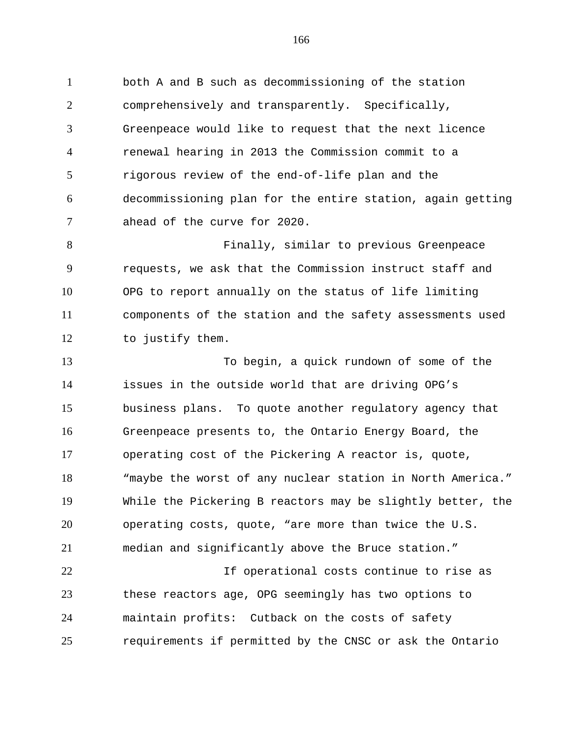both A and B such as decommissioning of the station comprehensively and transparently. Specifically, Greenpeace would like to request that the next licence renewal hearing in 2013 the Commission commit to a rigorous review of the end-of-life plan and the decommissioning plan for the entire station, again getting ahead of the curve for 2020.

Finally, similar to previous Greenpeace requests, we ask that the Commission instruct staff and OPG to report annually on the status of life limiting components of the station and the safety assessments used to justify them.

To begin, a quick rundown of some of the issues in the outside world that are driving OPG's business plans. To quote another regulatory agency that Greenpeace presents to, the Ontario Energy Board, the operating cost of the Pickering A reactor is, quote, "maybe the worst of any nuclear station in North America." While the Pickering B reactors may be slightly better, the operating costs, quote, "are more than twice the U.S. median and significantly above the Bruce station."

If operational costs continue to rise as these reactors age, OPG seemingly has two options to maintain profits: Cutback on the costs of safety requirements if permitted by the CNSC or ask the Ontario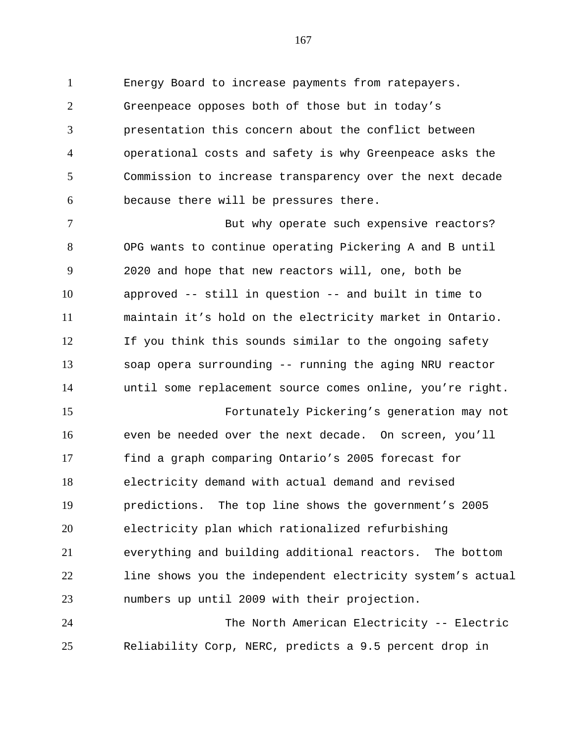Energy Board to increase payments from ratepayers. Greenpeace opposes both of those but in today's presentation this concern about the conflict between operational costs and safety is why Greenpeace asks the Commission to increase transparency over the next decade because there will be pressures there.

But why operate such expensive reactors? OPG wants to continue operating Pickering A and B until 2020 and hope that new reactors will, one, both be approved -- still in question -- and built in time to maintain it's hold on the electricity market in Ontario. If you think this sounds similar to the ongoing safety soap opera surrounding -- running the aging NRU reactor until some replacement source comes online, you're right.

Fortunately Pickering's generation may not even be needed over the next decade. On screen, you'll find a graph comparing Ontario's 2005 forecast for electricity demand with actual demand and revised predictions. The top line shows the government's 2005 electricity plan which rationalized refurbishing everything and building additional reactors. The bottom line shows you the independent electricity system's actual numbers up until 2009 with their projection.

The North American Electricity -- Electric Reliability Corp, NERC, predicts a 9.5 percent drop in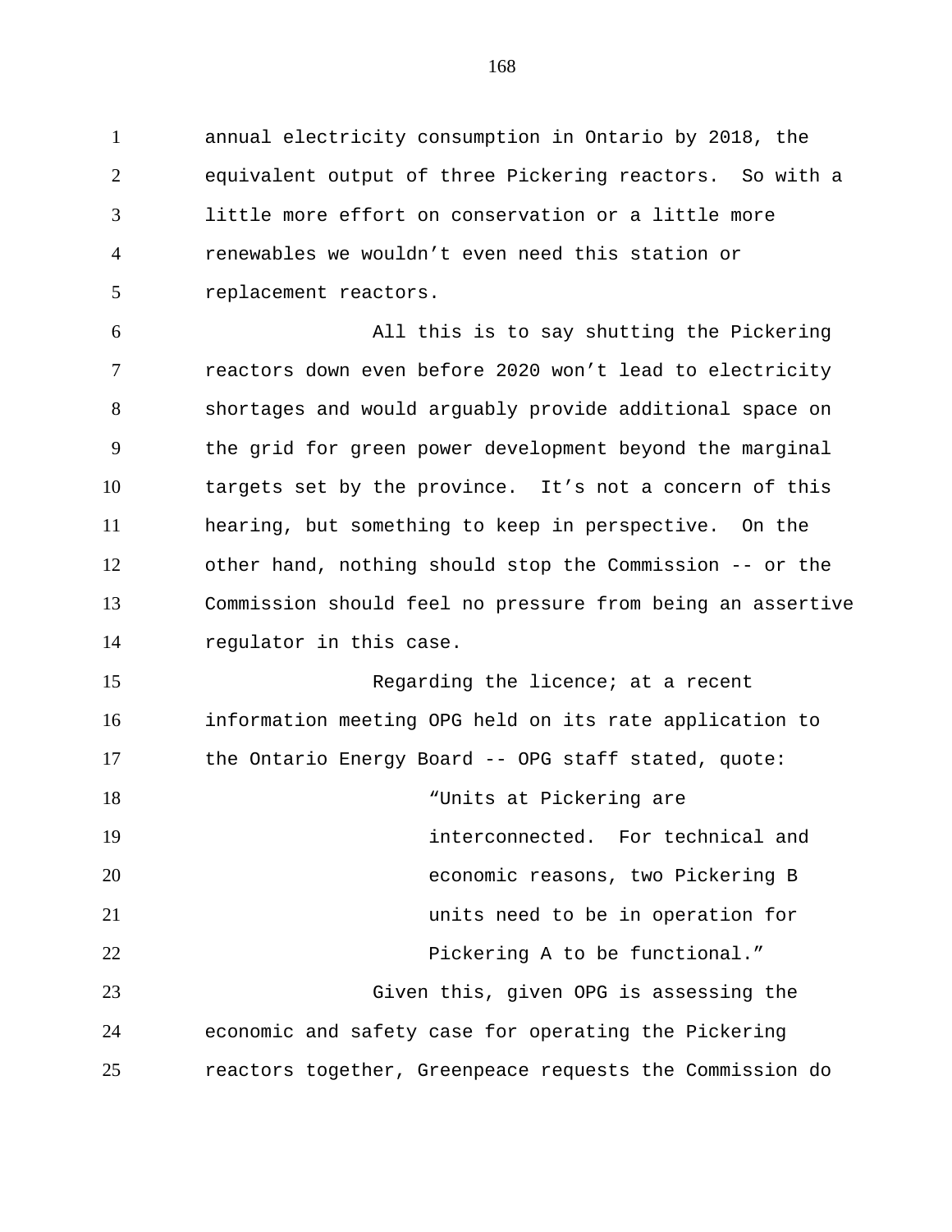annual electricity consumption in Ontario by 2018, the equivalent output of three Pickering reactors. So with a little more effort on conservation or a little more renewables we wouldn't even need this station or replacement reactors.

All this is to say shutting the Pickering reactors down even before 2020 won't lead to electricity shortages and would arguably provide additional space on the grid for green power development beyond the marginal targets set by the province. It's not a concern of this hearing, but something to keep in perspective. On the other hand, nothing should stop the Commission -- or the Commission should feel no pressure from being an assertive regulator in this case.

Regarding the licence; at a recent information meeting OPG held on its rate application to the Ontario Energy Board -- OPG staff stated, quote:

> "Units at Pickering are interconnected. For technical and economic reasons, two Pickering B units need to be in operation for Pickering A to be functional."

Given this, given OPG is assessing the economic and safety case for operating the Pickering reactors together, Greenpeace requests the Commission do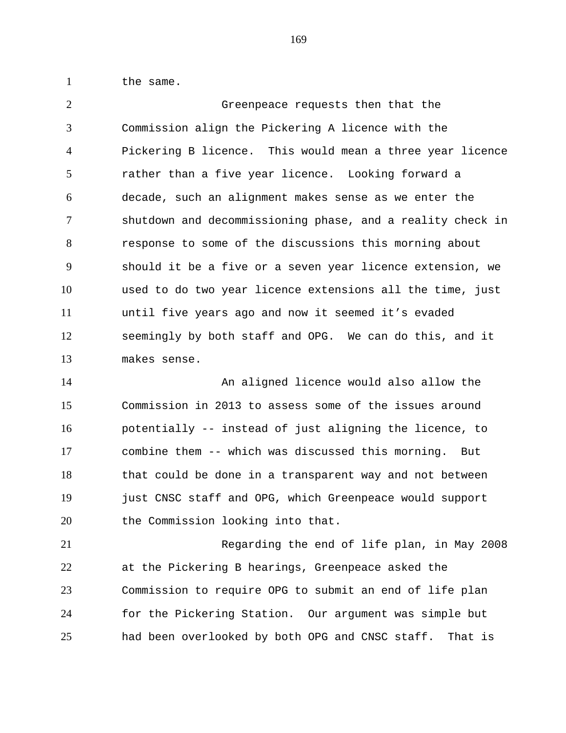the same.

Greenpeace requests then that the Commission align the Pickering A licence with the Pickering B licence. This would mean a three year licence rather than a five year licence. Looking forward a decade, such an alignment makes sense as we enter the shutdown and decommissioning phase, and a reality check in response to some of the discussions this morning about should it be a five or a seven year licence extension, we used to do two year licence extensions all the time, just until five years ago and now it seemed it’s evaded seemingly by both staff and OPG. We can do this, and it makes sense.

An aligned licence would also allow the Commission in 2013 to assess some of the issues around potentially -- instead of just aligning the licence, to combine them -- which was discussed this morning. But that could be done in a transparent way and not between just CNSC staff and OPG, which Greenpeace would support the Commission looking into that.

Regarding the end of life plan, in May 2008 at the Pickering B hearings, Greenpeace asked the Commission to require OPG to submit an end of life plan for the Pickering Station. Our argument was simple but had been overlooked by both OPG and CNSC staff. That is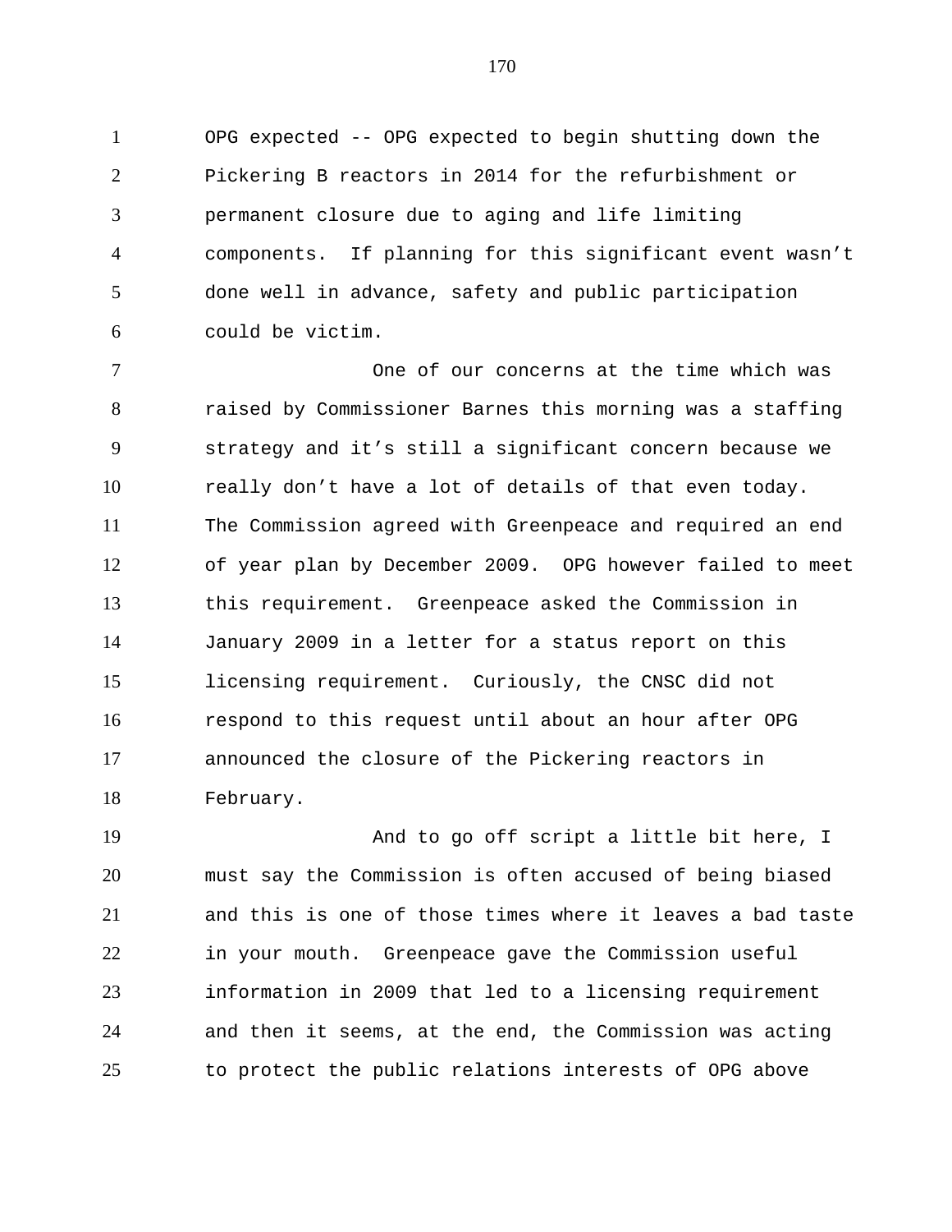OPG expected -- OPG expected to begin shutting down the Pickering B reactors in 2014 for the refurbishment or permanent closure due to aging and life limiting components. If planning for this significant event wasn't done well in advance, safety and public participation could be victim.

One of our concerns at the time which was raised by Commissioner Barnes this morning was a staffing strategy and it's still a significant concern because we really don't have a lot of details of that even today. The Commission agreed with Greenpeace and required an end of year plan by December 2009. OPG however failed to meet this requirement. Greenpeace asked the Commission in January 2009 in a letter for a status report on this licensing requirement. Curiously, the CNSC did not respond to this request until about an hour after OPG announced the closure of the Pickering reactors in February.

And to go off script a little bit here, I must say the Commission is often accused of being biased and this is one of those times where it leaves a bad taste in your mouth. Greenpeace gave the Commission useful information in 2009 that led to a licensing requirement and then it seems, at the end, the Commission was acting to protect the public relations interests of OPG above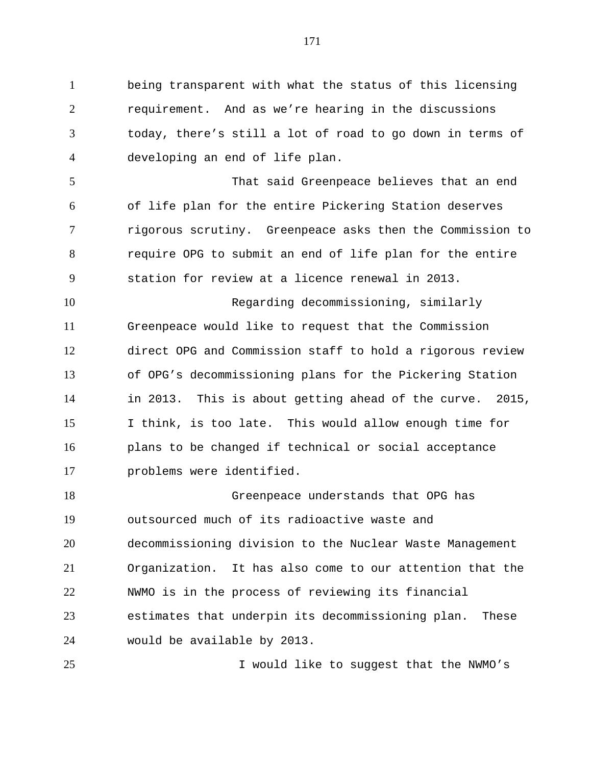being transparent with what the status of this licensing requirement. And as we're hearing in the discussions today, there's still a lot of road to go down in terms of developing an end of life plan.

That said Greenpeace believes that an end of life plan for the entire Pickering Station deserves rigorous scrutiny. Greenpeace asks then the Commission to require OPG to submit an end of life plan for the entire station for review at a licence renewal in 2013.

Regarding decommissioning, similarly Greenpeace would like to request that the Commission direct OPG and Commission staff to hold a rigorous review of OPG's decommissioning plans for the Pickering Station in 2013. This is about getting ahead of the curve. 2015, I think, is too late. This would allow enough time for plans to be changed if technical or social acceptance problems were identified.

Greenpeace understands that OPG has outsourced much of its radioactive waste and decommissioning division to the Nuclear Waste Management Organization. It has also come to our attention that the NWMO is in the process of reviewing its financial estimates that underpin its decommissioning plan. These would be available by 2013.

I would like to suggest that the NWMO's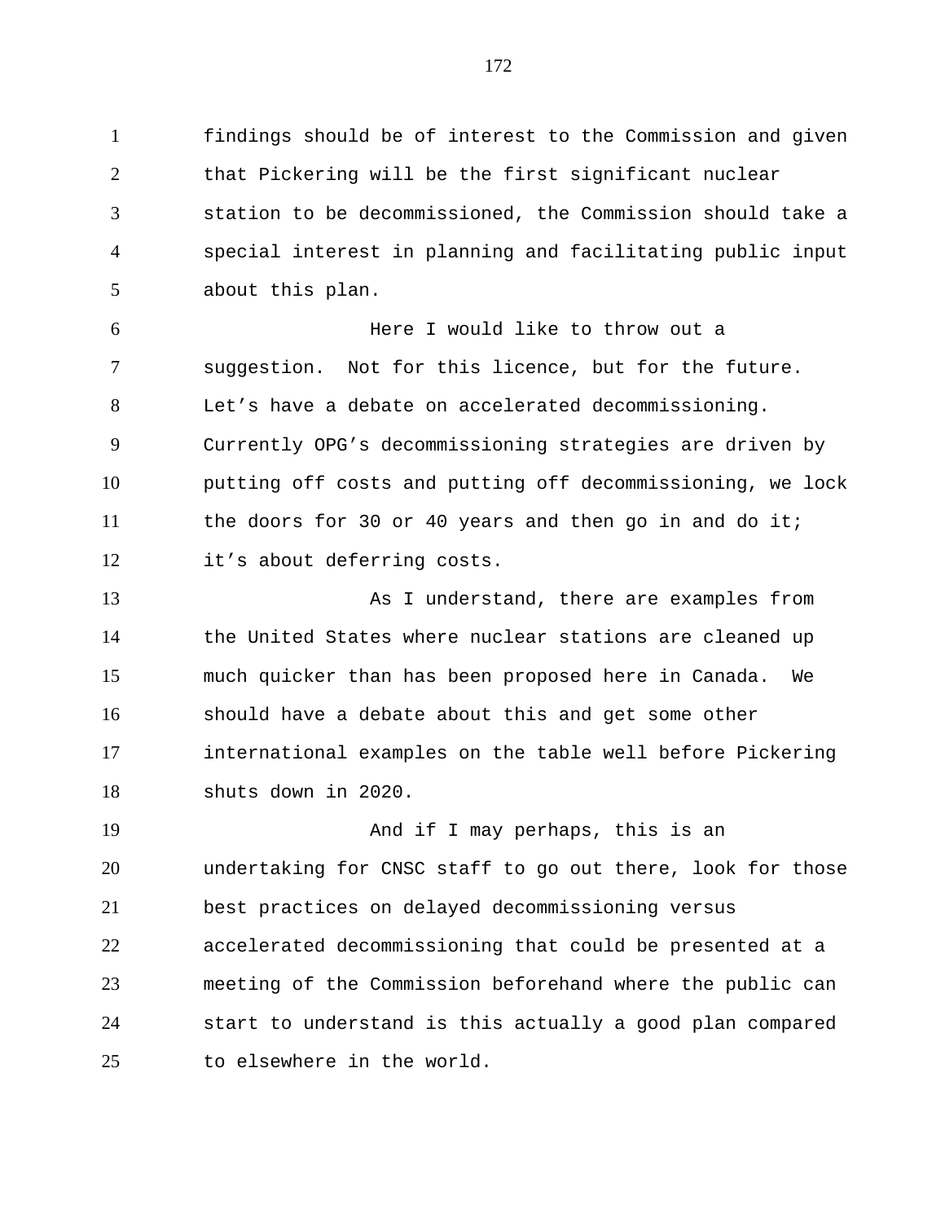findings should be of interest to the Commission and given that Pickering will be the first significant nuclear station to be decommissioned, the Commission should take a special interest in planning and facilitating public input about this plan.

Here I would like to throw out a suggestion. Not for this licence, but for the future. Let's have a debate on accelerated decommissioning. Currently OPG's decommissioning strategies are driven by putting off costs and putting off decommissioning, we lock the doors for 30 or 40 years and then go in and do it; it's about deferring costs.

As I understand, there are examples from the United States where nuclear stations are cleaned up much quicker than has been proposed here in Canada. We should have a debate about this and get some other international examples on the table well before Pickering shuts down in 2020.

And if I may perhaps, this is an undertaking for CNSC staff to go out there, look for those best practices on delayed decommissioning versus accelerated decommissioning that could be presented at a meeting of the Commission beforehand where the public can start to understand is this actually a good plan compared to elsewhere in the world.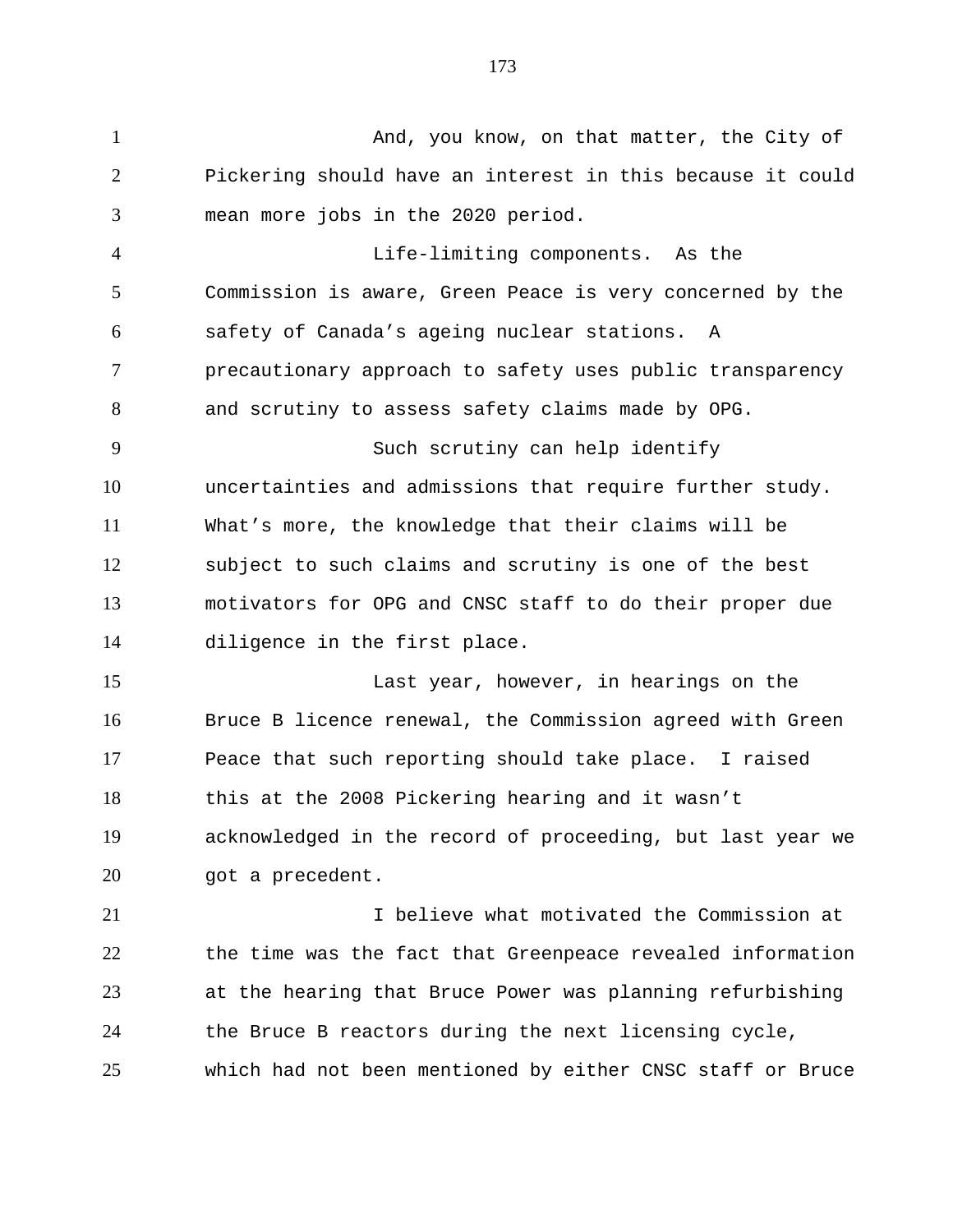And, you know, on that matter, the City of Pickering should have an interest in this because it could mean more jobs in the 2020 period.

Life-limiting components. As the Commission is aware, Green Peace is very concerned by the safety of Canada’s ageing nuclear stations. A precautionary approach to safety uses public transparency and scrutiny to assess safety claims made by OPG.

Such scrutiny can help identify uncertainties and admissions that require further study. What’s more, the knowledge that their claims will be subject to such claims and scrutiny is one of the best motivators for OPG and CNSC staff to do their proper due diligence in the first place.

Last year, however, in hearings on the Bruce B licence renewal, the Commission agreed with Green Peace that such reporting should take place. I raised this at the 2008 Pickering hearing and it wasn’t acknowledged in the record of proceeding, but last year we got a precedent.

I believe what motivated the Commission at the time was the fact that Greenpeace revealed information at the hearing that Bruce Power was planning refurbishing the Bruce B reactors during the next licensing cycle, which had not been mentioned by either CNSC staff or Bruce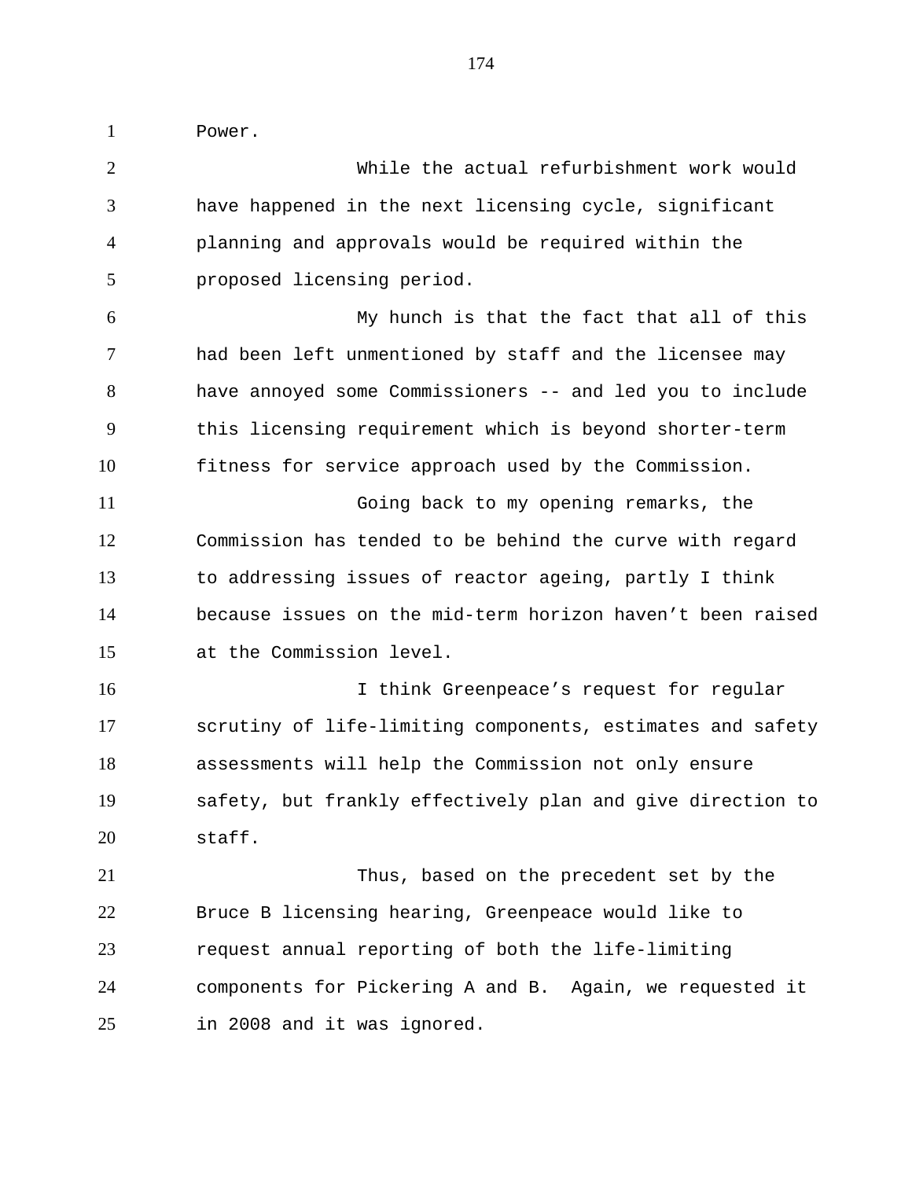Power.

While the actual refurbishment work would have happened in the next licensing cycle, significant planning and approvals would be required within the proposed licensing period.

My hunch is that the fact that all of this had been left unmentioned by staff and the licensee may have annoyed some Commissioners -- and led you to include this licensing requirement which is beyond shorter-term fitness for service approach used by the Commission.

Going back to my opening remarks, the Commission has tended to be behind the curve with regard to addressing issues of reactor ageing, partly I think because issues on the mid-term horizon haven't been raised at the Commission level.

I think Greenpeace's request for regular scrutiny of life-limiting components, estimates and safety assessments will help the Commission not only ensure safety, but frankly effectively plan and give direction to staff.

Thus, based on the precedent set by the Bruce B licensing hearing, Greenpeace would like to request annual reporting of both the life-limiting components for Pickering A and B. Again, we requested it in 2008 and it was ignored.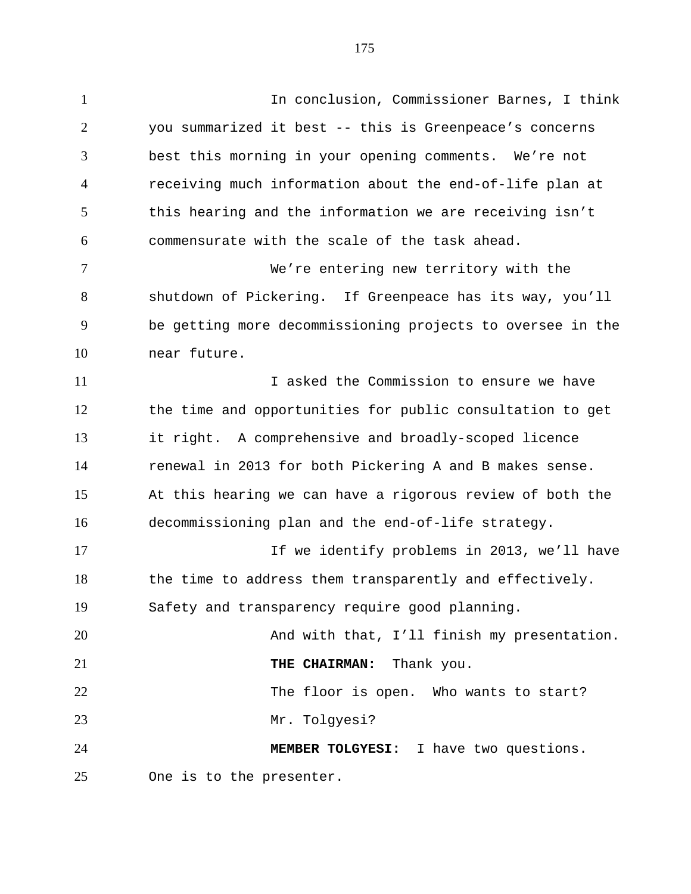In conclusion, Commissioner Barnes, I think you summarized it best -- this is Greenpeace's concerns best this morning in your opening comments. We're not receiving much information about the end-of-life plan at this hearing and the information we are receiving isn't commensurate with the scale of the task ahead.

We're entering new territory with the shutdown of Pickering. If Greenpeace has its way, you'll be getting more decommissioning projects to oversee in the near future.

I asked the Commission to ensure we have the time and opportunities for public consultation to get it right. A comprehensive and broadly-scoped licence renewal in 2013 for both Pickering A and B makes sense. At this hearing we can have a rigorous review of both the decommissioning plan and the end-of-life strategy.

If we identify problems in 2013, we'll have the time to address them transparently and effectively. Safety and transparency require good planning.

And with that, I'll finish my presentation.

**THE CHAIRMAN:** Thank you.

The floor is open. Who wants to start?

Mr. Tolgyesi?

**MEMBER TOLGYESI:** I have two questions. One is to the presenter.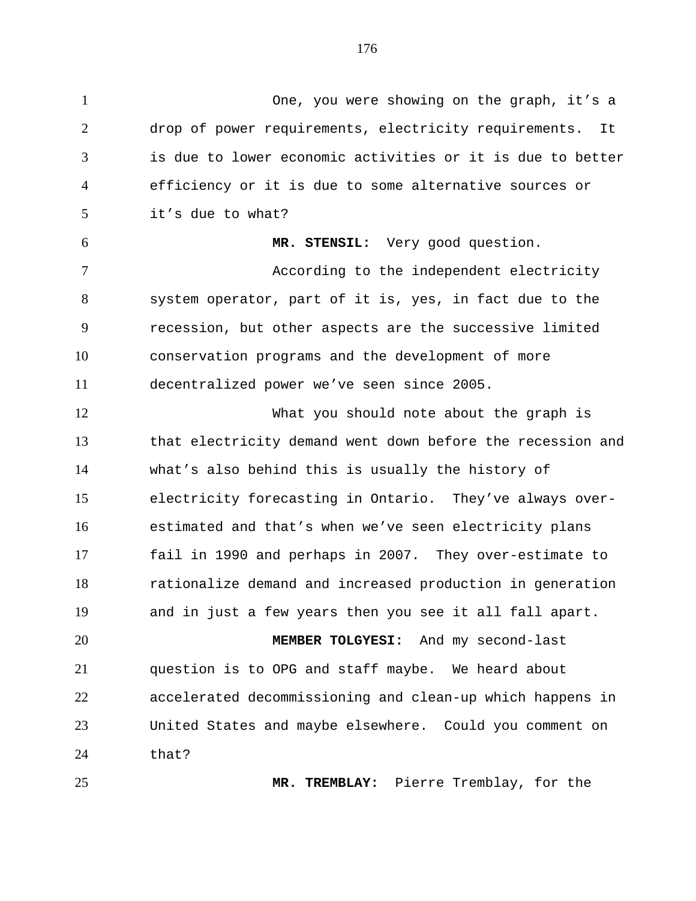One, you were showing on the graph, it's a drop of power requirements, electricity requirements. It is due to lower economic activities or it is due to better efficiency or it is due to some alternative sources or it's due to what?

**MR. STENSIL:** Very good question.

According to the independent electricity system operator, part of it is, yes, in fact due to the recession, but other aspects are the successive limited conservation programs and the development of more decentralized power we've seen since 2005.

What you should note about the graph is that electricity demand went down before the recession and what's also behind this is usually the history of electricity forecasting in Ontario. They've always over-estimated and that's when we've seen electricity plans fail in 1990 and perhaps in 2007. They over-estimate to rationalize demand and increased production in generation and in just a few years then you see it all fall apart.

**MEMBER TOLGYESI:** And my second-last question is to OPG and staff maybe. We heard about accelerated decommissioning and clean-up which happens in United States and maybe elsewhere. Could you comment on that?

**MR. TREMBLAY:** Pierre Tremblay, for the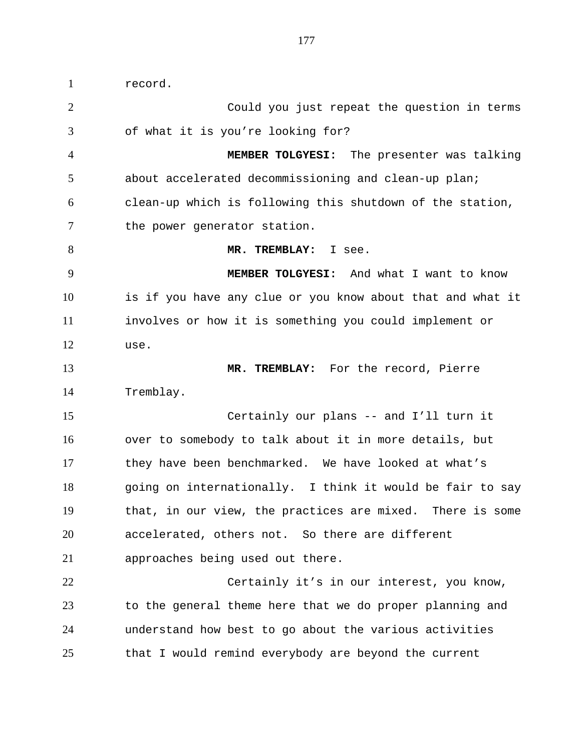record.

Could you just repeat the question in terms of what it is you're looking for?

**MEMBER TOLGYESI:** The presenter was talking about accelerated decommissioning and clean-up plan; clean-up which is following this shutdown of the station, the power generator station.

**MR. TREMBLAY:** I see.

**MEMBER TOLGYESI:** And what I want to know is if you have any clue or you know about that and what it involves or how it is something you could implement or use.

**MR. TREMBLAY:** For the record, Pierre Tremblay.

Certainly our plans -- and I'll turn it over to somebody to talk about it in more details, but they have been benchmarked. We have looked at what's going on internationally. I think it would be fair to say that, in our view, the practices are mixed. There is some accelerated, others not. So there are different approaches being used out there.

Certainly it's in our interest, you know, to the general theme here that we do proper planning and understand how best to go about the various activities that I would remind everybody are beyond the current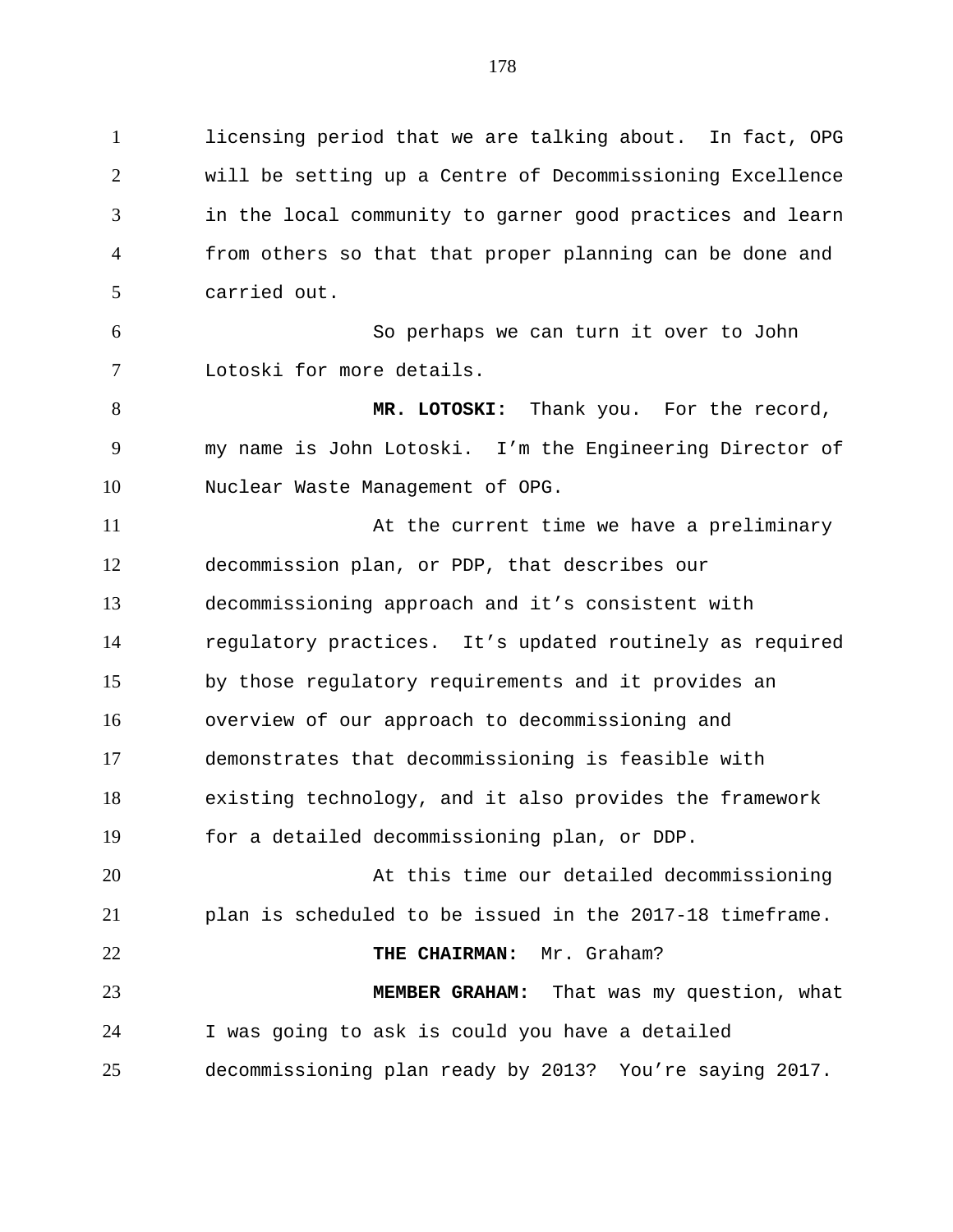licensing period that we are talking about. In fact, OPG will be setting up a Centre of Decommissioning Excellence in the local community to garner good practices and learn from others so that that proper planning can be done and carried out.

So perhaps we can turn it over to John Lotoski for more details.

**MR. LOTOSKI:** Thank you. For the record, my name is John Lotoski. I'm the Engineering Director of Nuclear Waste Management of OPG.

At the current time we have a preliminary decommission plan, or PDP, that describes our decommissioning approach and it's consistent with regulatory practices. It's updated routinely as required by those regulatory requirements and it provides an overview of our approach to decommissioning and demonstrates that decommissioning is feasible with existing technology, and it also provides the framework for a detailed decommissioning plan, or DDP.

At this time our detailed decommissioning plan is scheduled to be issued in the 2017-18 timeframe.

**THE CHAIRMAN:** Mr. Graham?

**MEMBER GRAHAM:** That was my question, what I was going to ask is could you have a detailed decommissioning plan ready by 2013? You're saying 2017.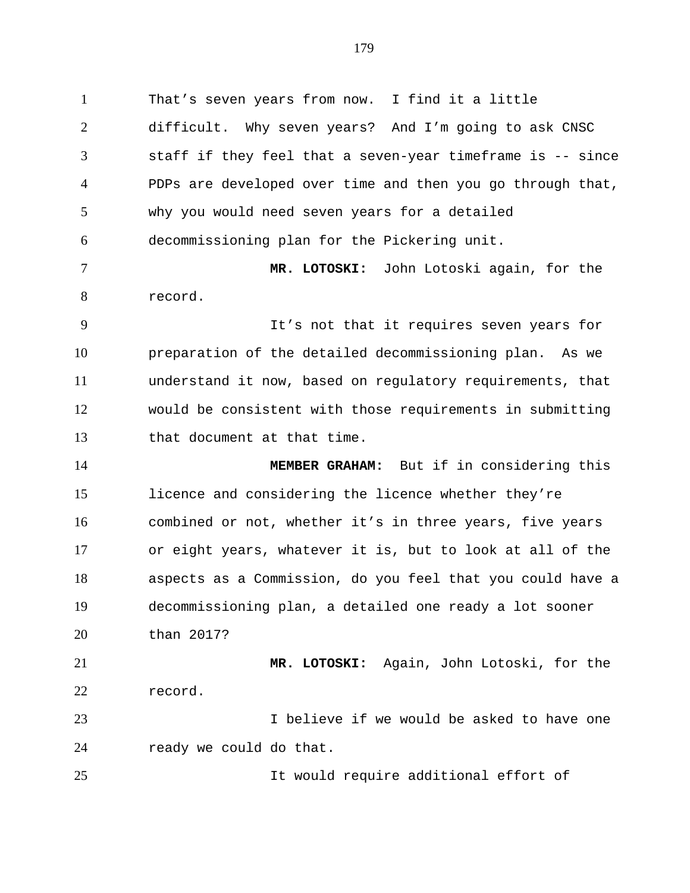That's seven years from now. I find it a little difficult. Why seven years? And I'm going to ask CNSC staff if they feel that a seven-year timeframe is -- since PDPs are developed over time and then you go through that, why you would need seven years for a detailed decommissioning plan for the Pickering unit.

**MR. LOTOSKI:** John Lotoski again, for the record.

It's not that it requires seven years for preparation of the detailed decommissioning plan. As we understand it now, based on regulatory requirements, that would be consistent with those requirements in submitting that document at that time.

**MEMBER GRAHAM:** But if in considering this licence and considering the licence whether they're combined or not, whether it's in three years, five years or eight years, whatever it is, but to look at all of the aspects as a Commission, do you feel that you could have a decommissioning plan, a detailed one ready a lot sooner than 2017?

**MR. LOTOSKI:** Again, John Lotoski, for the record.

I believe if we would be asked to have one ready we could do that.

It would require additional effort of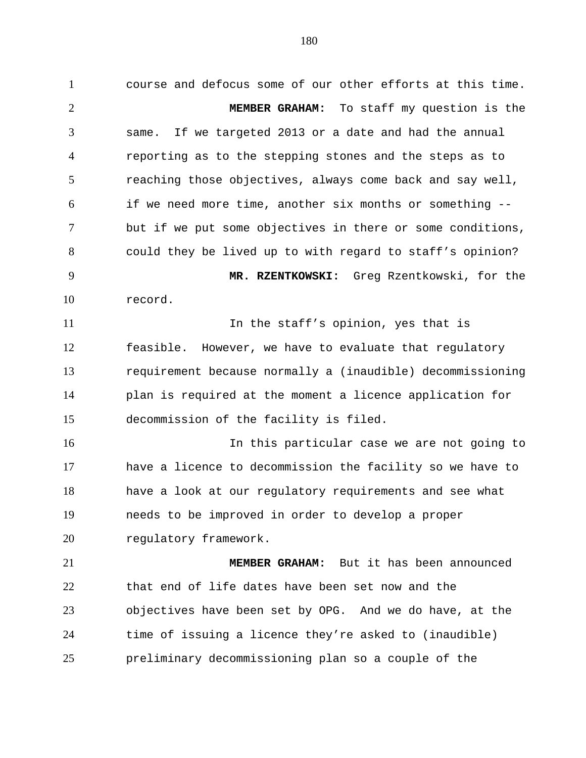course and defocus some of our other efforts at this time.

**MEMBER GRAHAM:** To staff my question is the same. If we targeted 2013 or a date and had the annual reporting as to the stepping stones and the steps as to reaching those objectives, always come back and say well, if we need more time, another six months or something -- but if we put some objectives in there or some conditions, could they be lived up to with regard to staff's opinion?

**MR. RZENTKOWSKI:** Greg Rzentkowski, for the record.

In the staff's opinion, yes that is feasible. However, we have to evaluate that regulatory requirement because normally a (inaudible) decommissioning plan is required at the moment a licence application for decommission of the facility is filed.

In this particular case we are not going to have a licence to decommission the facility so we have to have a look at our regulatory requirements and see what needs to be improved in order to develop a proper regulatory framework.

**MEMBER GRAHAM:** But it has been announced that end of life dates have been set now and the objectives have been set by OPG. And we do have, at the time of issuing a licence they're asked to (inaudible) preliminary decommissioning plan so a couple of the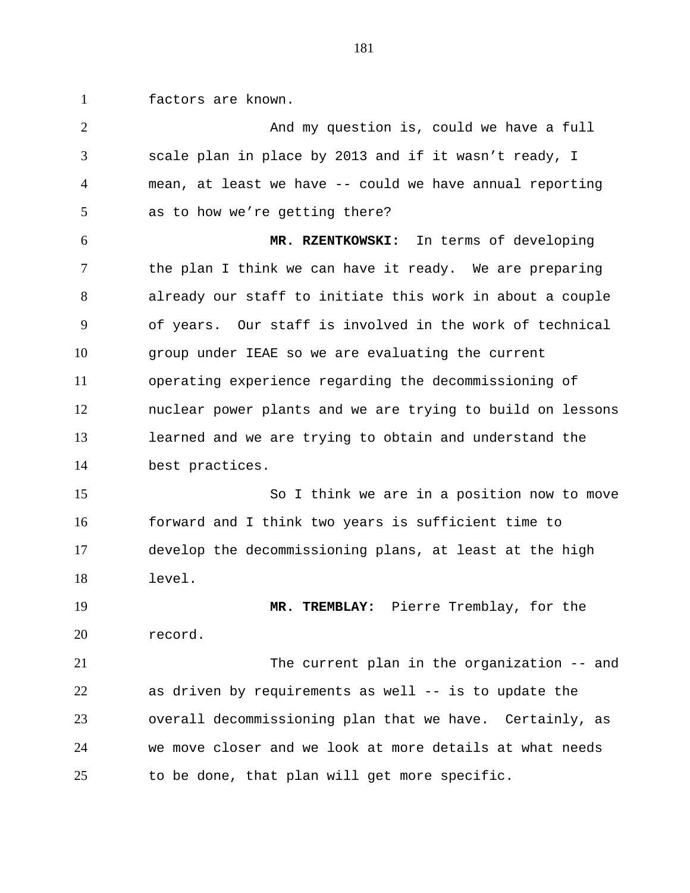factors are known.

And my question is, could we have a full scale plan in place by 2013 and if it wasn't ready, I mean, at least we have -- could we have annual reporting as to how we're getting there?

**MR. RZENTKOWSKI:** In terms of developing the plan I think we can have it ready. We are preparing already our staff to initiate this work in about a couple of years. Our staff is involved in the work of technical group under IEAE so we are evaluating the current operating experience regarding the decommissioning of nuclear power plants and we are trying to build on lessons learned and we are trying to obtain and understand the best practices.

So I think we are in a position now to move forward and I think two years is sufficient time to develop the decommissioning plans, at least at the high level.

**MR. TREMBLAY:** Pierre Tremblay, for the record.

The current plan in the organization -- and as driven by requirements as well -- is to update the overall decommissioning plan that we have. Certainly, as we move closer and we look at more details at what needs to be done, that plan will get more specific.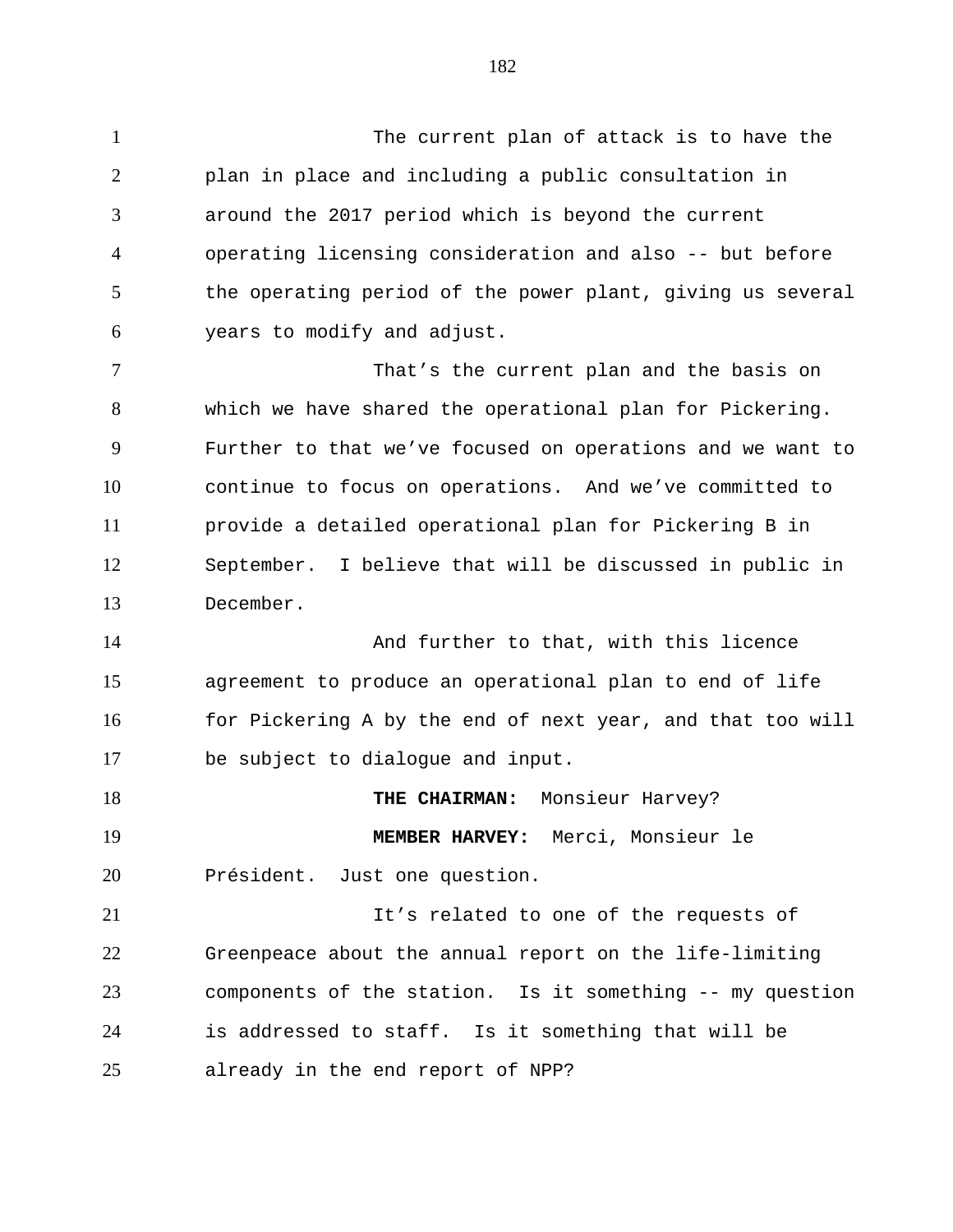The current plan of attack is to have the plan in place and including a public consultation in around the 2017 period which is beyond the current operating licensing consideration and also -- but before the operating period of the power plant, giving us several years to modify and adjust.

That's the current plan and the basis on which we have shared the operational plan for Pickering. Further to that we've focused on operations and we want to continue to focus on operations. And we've committed to provide a detailed operational plan for Pickering B in September. I believe that will be discussed in public in December.

And further to that, with this licence agreement to produce an operational plan to end of life for Pickering A by the end of next year, and that too will be subject to dialogue and input.

**THE CHAIRMAN:** Monsieur Harvey?

**MEMBER HARVEY:** Merci, Monsieur le Président. Just one question.

It's related to one of the requests of Greenpeace about the annual report on the life-limiting components of the station. Is it something -- my question is addressed to staff. Is it something that will be already in the end report of NPP?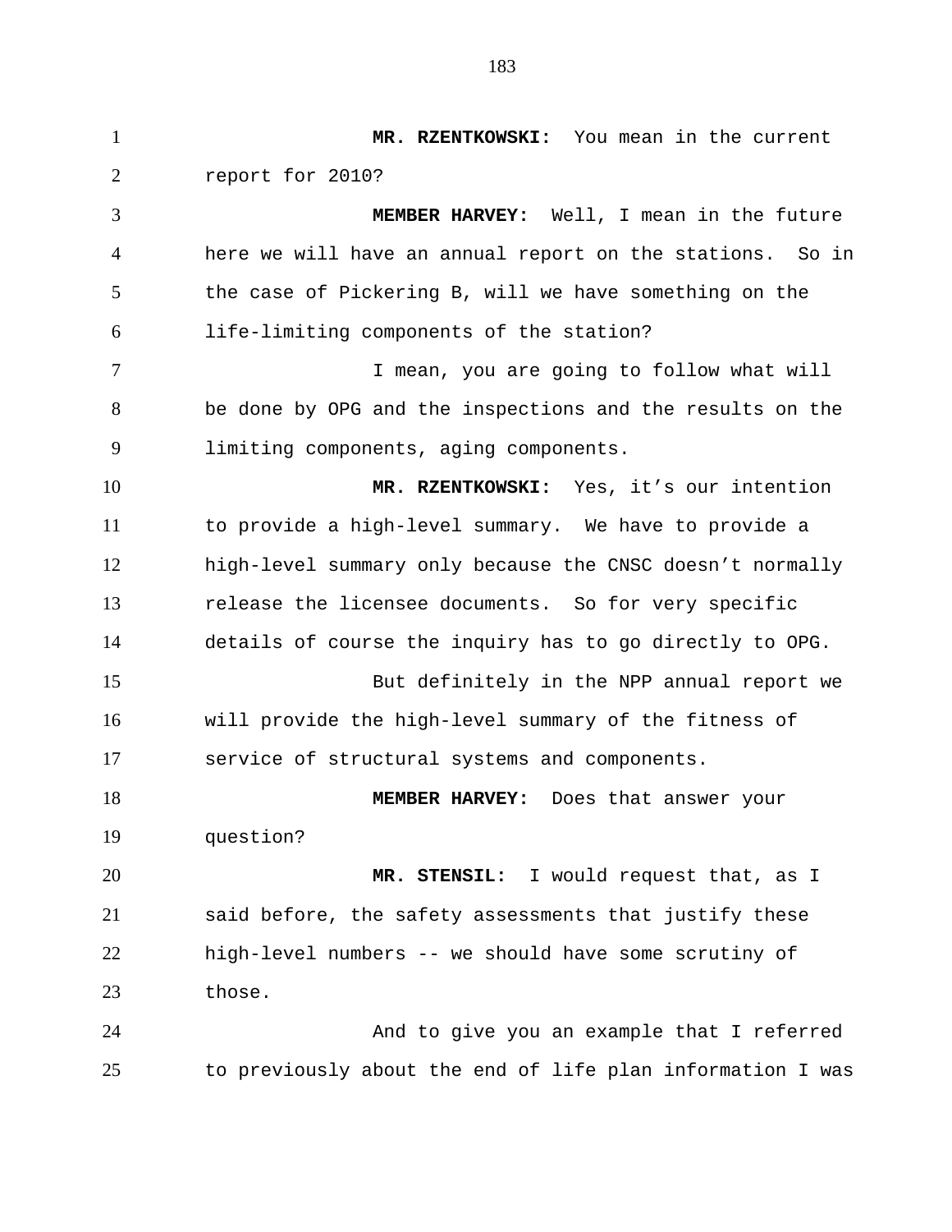**MR. RZENTKOWSKI:** You mean in the current report for 2010?

**MEMBER HARVEY:** Well, I mean in the future here we will have an annual report on the stations. So in the case of Pickering B, will we have something on the life-limiting components of the station?

I mean, you are going to follow what will be done by OPG and the inspections and the results on the limiting components, aging components.

**MR. RZENTKOWSKI:** Yes, it’s our intention to provide a high-level summary. We have to provide a high-level summary only because the CNSC doesn’t normally release the licensee documents. So for very specific details of course the inquiry has to go directly to OPG.

But definitely in the NPP annual report we will provide the high-level summary of the fitness of service of structural systems and components.

**MEMBER HARVEY:** Does that answer your question?

**MR. STENSIL:** I would request that, as I said before, the safety assessments that justify these high-level numbers -- we should have some scrutiny of those.

And to give you an example that I referred to previously about the end of life plan information I was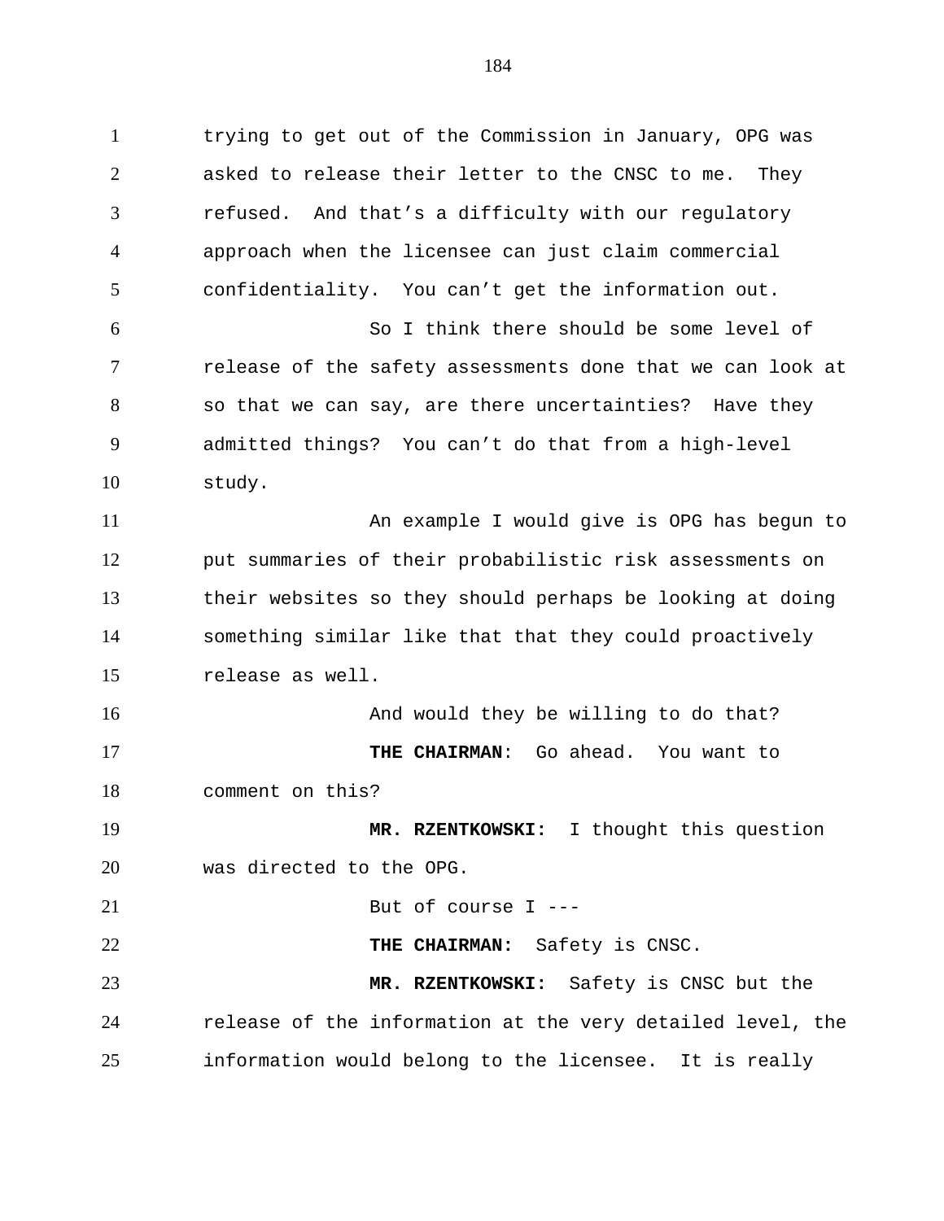trying to get out of the Commission in January, OPG was asked to release their letter to the CNSC to me. They refused. And that’s a difficulty with our regulatory approach when the licensee can just claim commercial confidentiality. You can’t get the information out.

So I think there should be some level of release of the safety assessments done that we can look at so that we can say, are there uncertainties? Have they admitted things? You can’t do that from a high-level study.

An example I would give is OPG has begun to put summaries of their probabilistic risk assessments on their websites so they should perhaps be looking at doing something similar like that that they could proactively release as well.

And would they be willing to do that?

**THE CHAIRMAN**: Go ahead. You want to comment on this?

**MR. RZENTKOWSKI:** I thought this question was directed to the OPG.

But of course I ---

**THE CHAIRMAN:** Safety is CNSC.

**MR. RZENTKOWSKI:** Safety is CNSC but the release of the information at the very detailed level, the information would belong to the licensee. It is really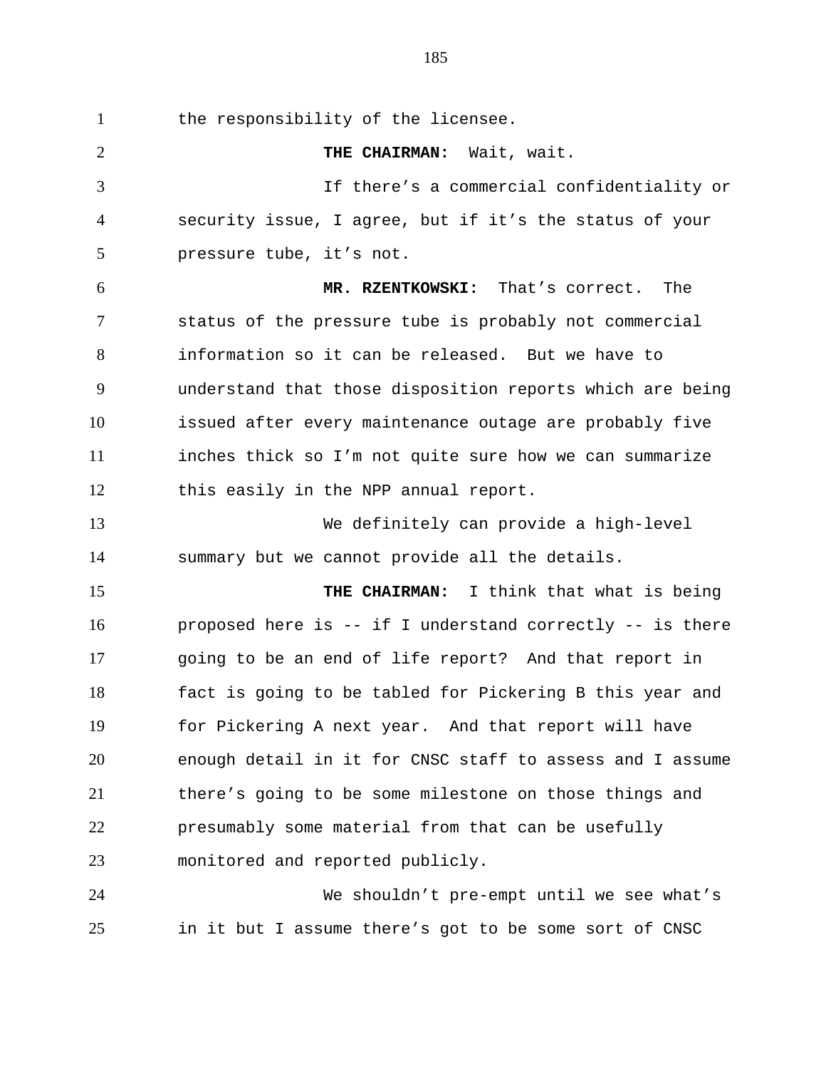the responsibility of the licensee.

**THE CHAIRMAN:** Wait, wait.

If there’s a commercial confidentiality or security issue, I agree, but if it’s the status of your pressure tube, it’s not.

**MR. RZENTKOWSKI:** That’s correct. The status of the pressure tube is probably not commercial information so it can be released. But we have to understand that those disposition reports which are being issued after every maintenance outage are probably five inches thick so I’m not quite sure how we can summarize this easily in the NPP annual report.

We definitely can provide a high-level summary but we cannot provide all the details.

**THE CHAIRMAN:** I think that what is being proposed here is -- if I understand correctly -- is there going to be an end of life report? And that report in fact is going to be tabled for Pickering B this year and for Pickering A next year. And that report will have enough detail in it for CNSC staff to assess and I assume there’s going to be some milestone on those things and presumably some material from that can be usefully monitored and reported publicly.

We shouldn’t pre-empt until we see what’s in it but I assume there’s got to be some sort of CNSC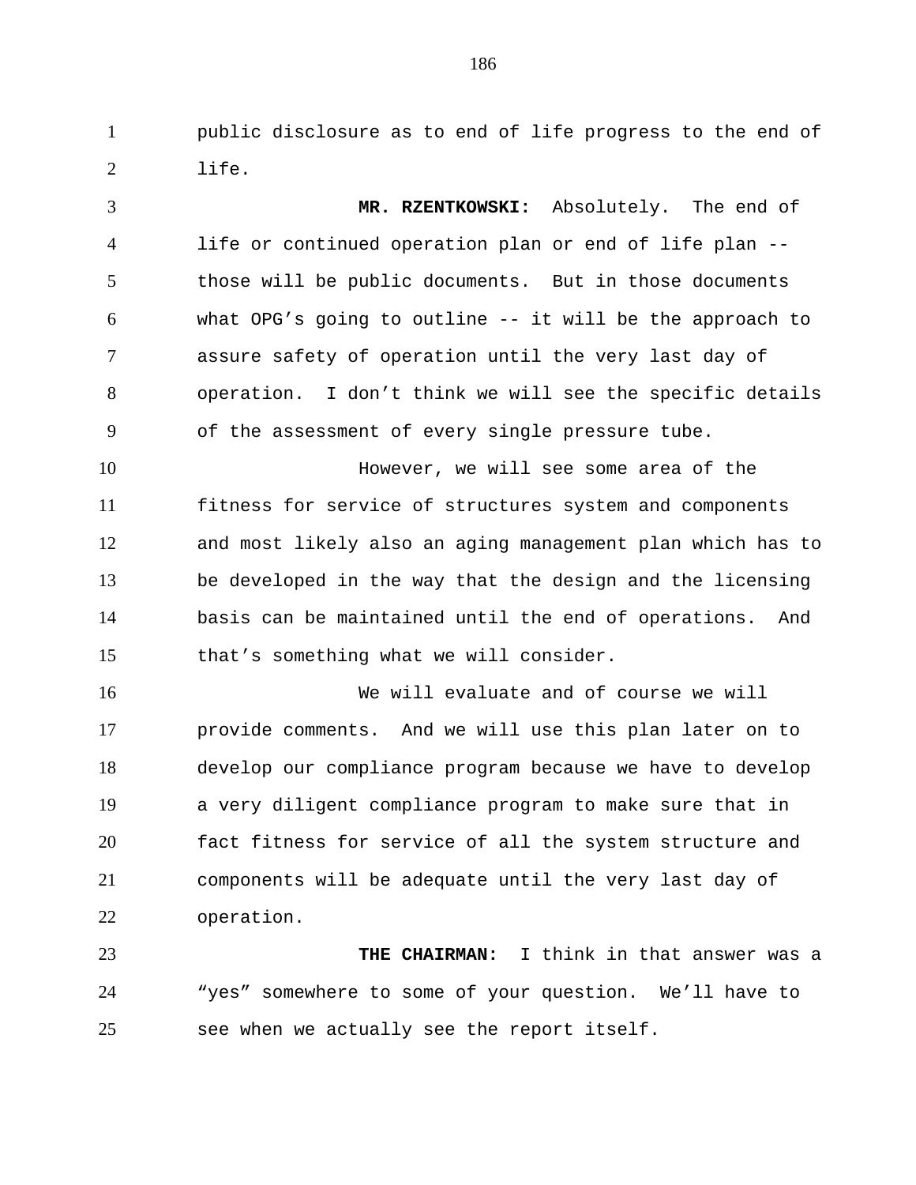public disclosure as to end of life progress to the end of life.

**MR. RZENTKOWSKI:** Absolutely. The end of life or continued operation plan or end of life plan -- those will be public documents. But in those documents what OPG's going to outline -- it will be the approach to assure safety of operation until the very last day of operation. I don't think we will see the specific details of the assessment of every single pressure tube.

However, we will see some area of the fitness for service of structures system and components and most likely also an aging management plan which has to be developed in the way that the design and the licensing basis can be maintained until the end of operations. And that's something what we will consider.

We will evaluate and of course we will provide comments. And we will use this plan later on to develop our compliance program because we have to develop a very diligent compliance program to make sure that in fact fitness for service of all the system structure and components will be adequate until the very last day of operation.

**THE CHAIRMAN:** I think in that answer was a "yes" somewhere to some of your question. We'll have to see when we actually see the report itself.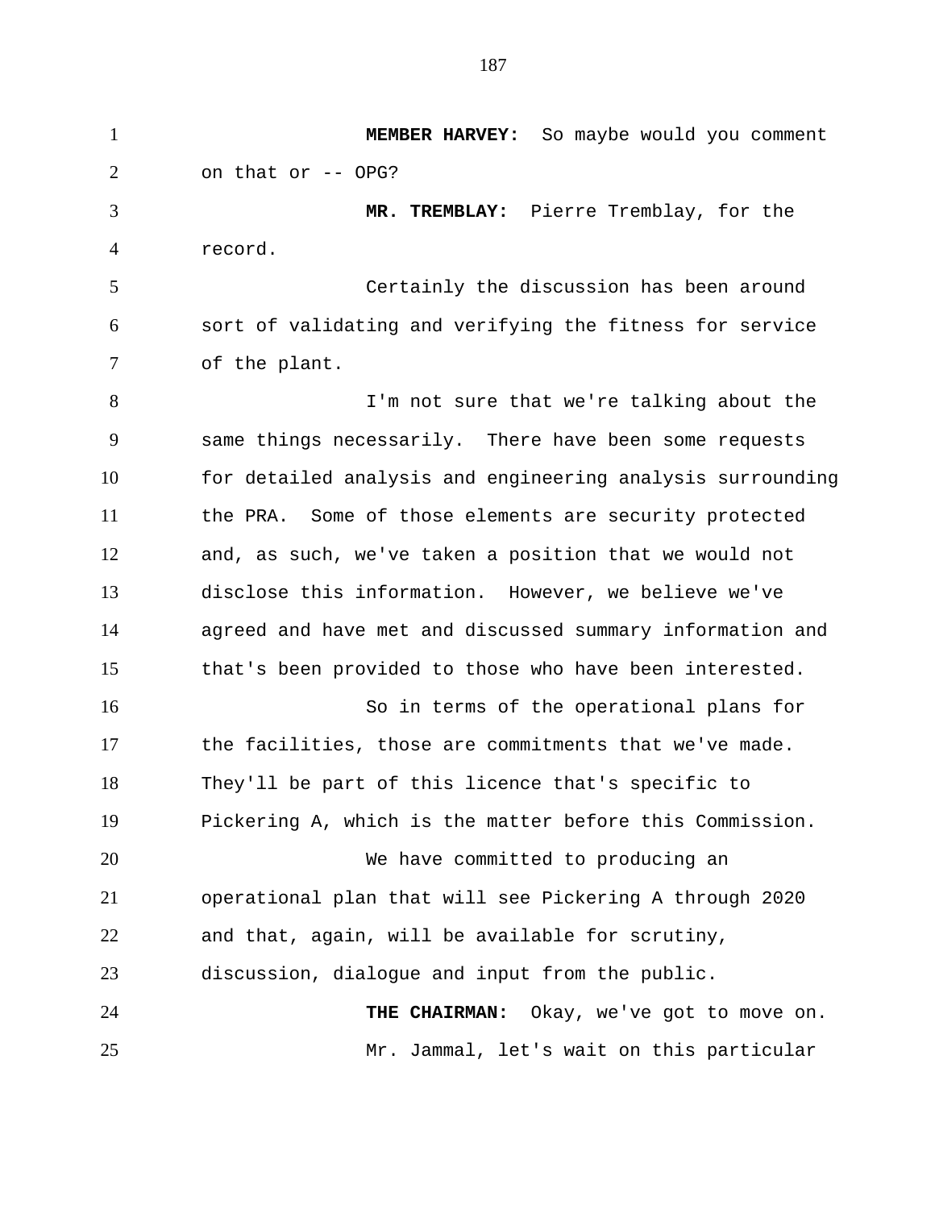**MEMBER HARVEY:** So maybe would you comment on that or -- OPG?

**MR. TREMBLAY:** Pierre Tremblay, for the record.

Certainly the discussion has been around sort of validating and verifying the fitness for service of the plant.

I'm not sure that we're talking about the same things necessarily. There have been some requests for detailed analysis and engineering analysis surrounding the PRA. Some of those elements are security protected and, as such, we've taken a position that we would not disclose this information. However, we believe we've agreed and have met and discussed summary information and that's been provided to those who have been interested.

So in terms of the operational plans for the facilities, those are commitments that we've made. They'll be part of this licence that's specific to Pickering A, which is the matter before this Commission.

We have committed to producing an operational plan that will see Pickering A through 2020 and that, again, will be available for scrutiny, discussion, dialogue and input from the public.

**THE CHAIRMAN:** Okay, we've got to move on.

Mr. Jammal, let's wait on this particular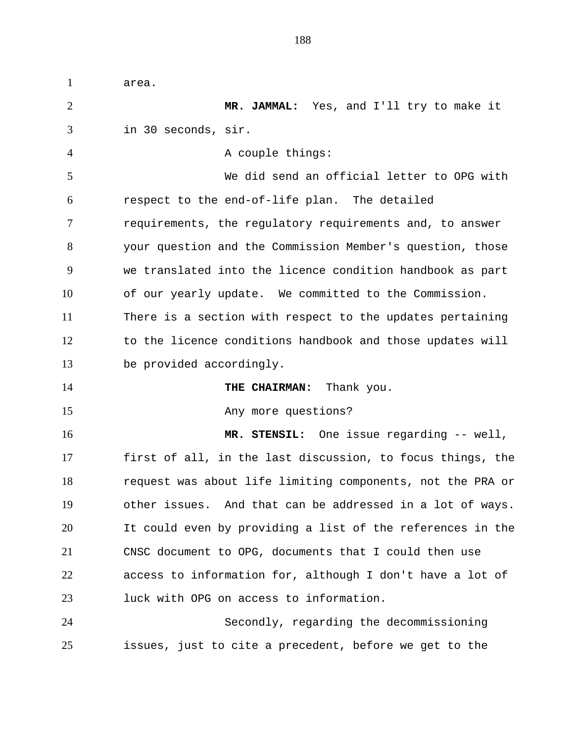area.

**MR. JAMMAL:** Yes, and I'll try to make it in 30 seconds, sir.

A couple things:

We did send an official letter to OPG with respect to the end-of-life plan. The detailed requirements, the regulatory requirements and, to answer your question and the Commission Member's question, those we translated into the licence condition handbook as part of our yearly update. We committed to the Commission. There is a section with respect to the updates pertaining to the licence conditions handbook and those updates will be provided accordingly.

**THE CHAIRMAN:** Thank you.

Any more questions?

**MR. STENSIL:** One issue regarding -- well, first of all, in the last discussion, to focus things, the request was about life limiting components, not the PRA or other issues. And that can be addressed in a lot of ways. It could even by providing a list of the references in the CNSC document to OPG, documents that I could then use access to information for, although I don't have a lot of luck with OPG on access to information.

Secondly, regarding the decommissioning issues, just to cite a precedent, before we get to the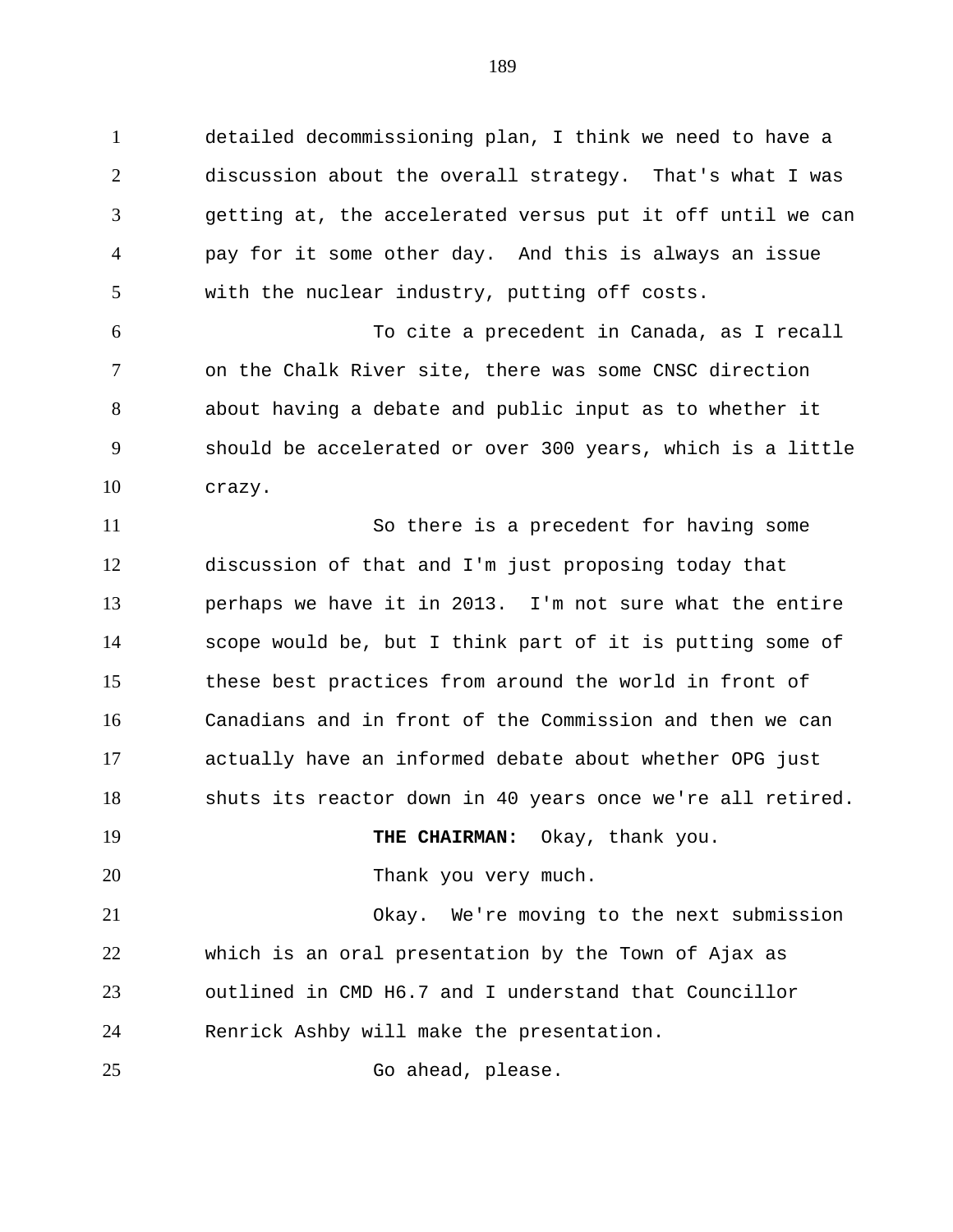detailed decommissioning plan, I think we need to have a discussion about the overall strategy. That's what I was getting at, the accelerated versus put it off until we can pay for it some other day. And this is always an issue with the nuclear industry, putting off costs.

To cite a precedent in Canada, as I recall on the Chalk River site, there was some CNSC direction about having a debate and public input as to whether it should be accelerated or over 300 years, which is a little crazy.

So there is a precedent for having some discussion of that and I'm just proposing today that perhaps we have it in 2013. I'm not sure what the entire scope would be, but I think part of it is putting some of these best practices from around the world in front of Canadians and in front of the Commission and then we can actually have an informed debate about whether OPG just shuts its reactor down in 40 years once we're all retired.

**THE CHAIRMAN:** Okay, thank you.

Thank you very much.

Okay. We're moving to the next submission which is an oral presentation by the Town of Ajax as outlined in CMD H6.7 and I understand that Councillor Renrick Ashby will make the presentation.

Go ahead, please.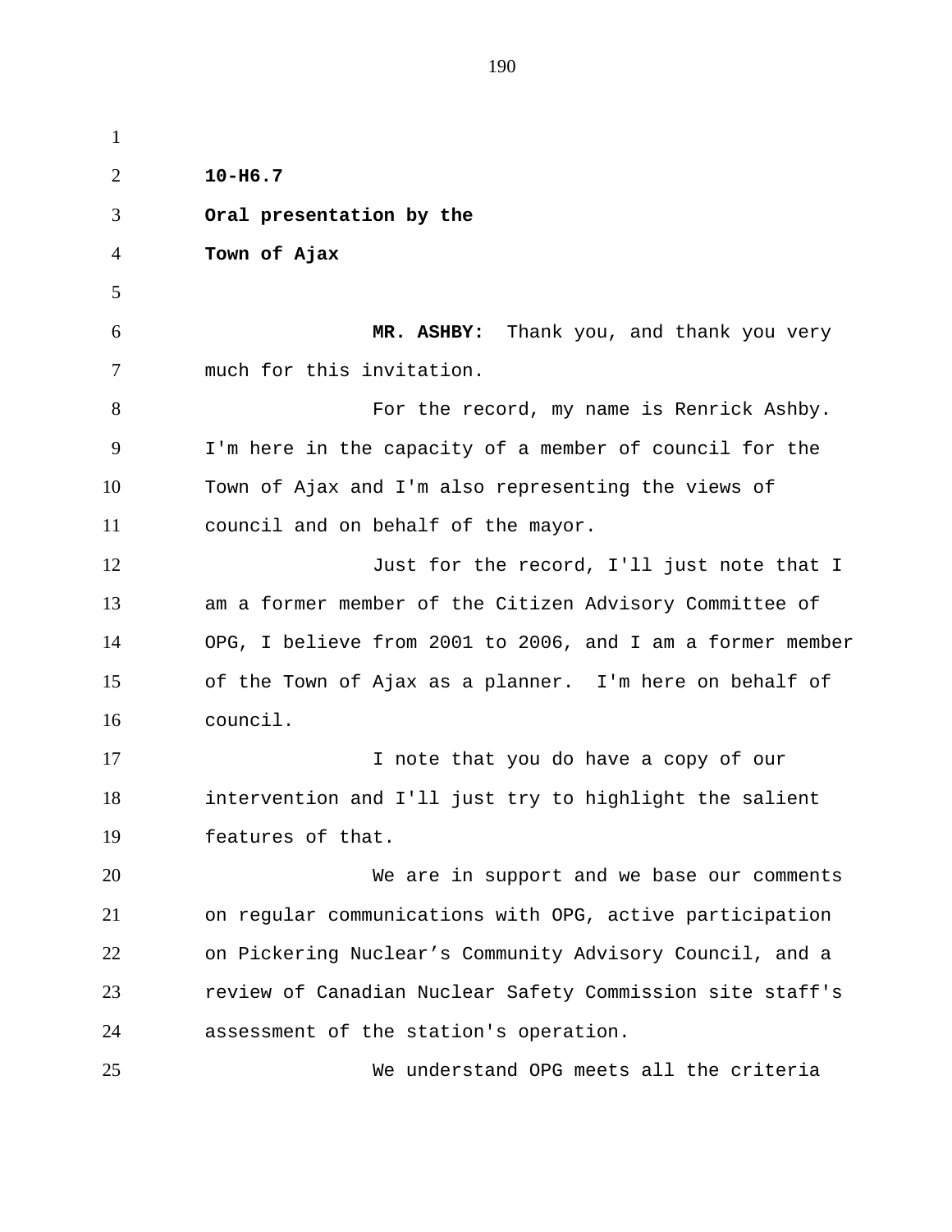**10-H6.7**

**Oral presentation by the**

**Town of Ajax**

**MR. ASHBY:** Thank you, and thank you very much for this invitation.

For the record, my name is Renrick Ashby. I'm here in the capacity of a member of council for the Town of Ajax and I'm also representing the views of council and on behalf of the mayor.

Just for the record, I'll just note that I am a former member of the Citizen Advisory Committee of OPG, I believe from 2001 to 2006, and I am a former member of the Town of Ajax as a planner. I'm here on behalf of council.

I note that you do have a copy of our intervention and I'll just try to highlight the salient features of that.

We are in support and we base our comments on regular communications with OPG, active participation on Pickering Nuclear's Community Advisory Council, and a review of Canadian Nuclear Safety Commission site staff's assessment of the station's operation.

We understand OPG meets all the criteria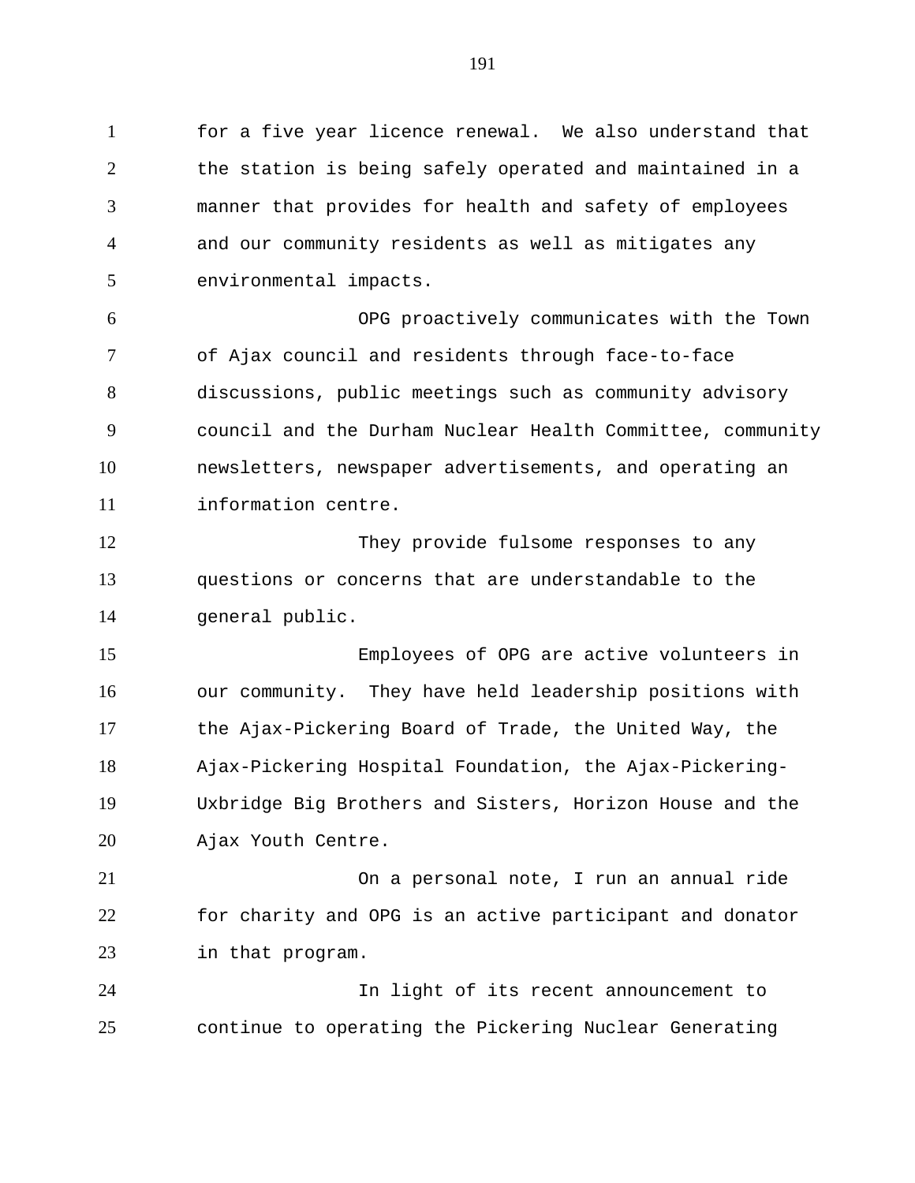for a five year licence renewal. We also understand that the station is being safely operated and maintained in a manner that provides for health and safety of employees and our community residents as well as mitigates any environmental impacts.

OPG proactively communicates with the Town of Ajax council and residents through face-to-face discussions, public meetings such as community advisory council and the Durham Nuclear Health Committee, community newsletters, newspaper advertisements, and operating an information centre.

They provide fulsome responses to any questions or concerns that are understandable to the general public.

Employees of OPG are active volunteers in our community. They have held leadership positions with the Ajax-Pickering Board of Trade, the United Way, the Ajax-Pickering Hospital Foundation, the Ajax-Pickering-Uxbridge Big Brothers and Sisters, Horizon House and the Ajax Youth Centre.

On a personal note, I run an annual ride for charity and OPG is an active participant and donator in that program.

In light of its recent announcement to continue to operating the Pickering Nuclear Generating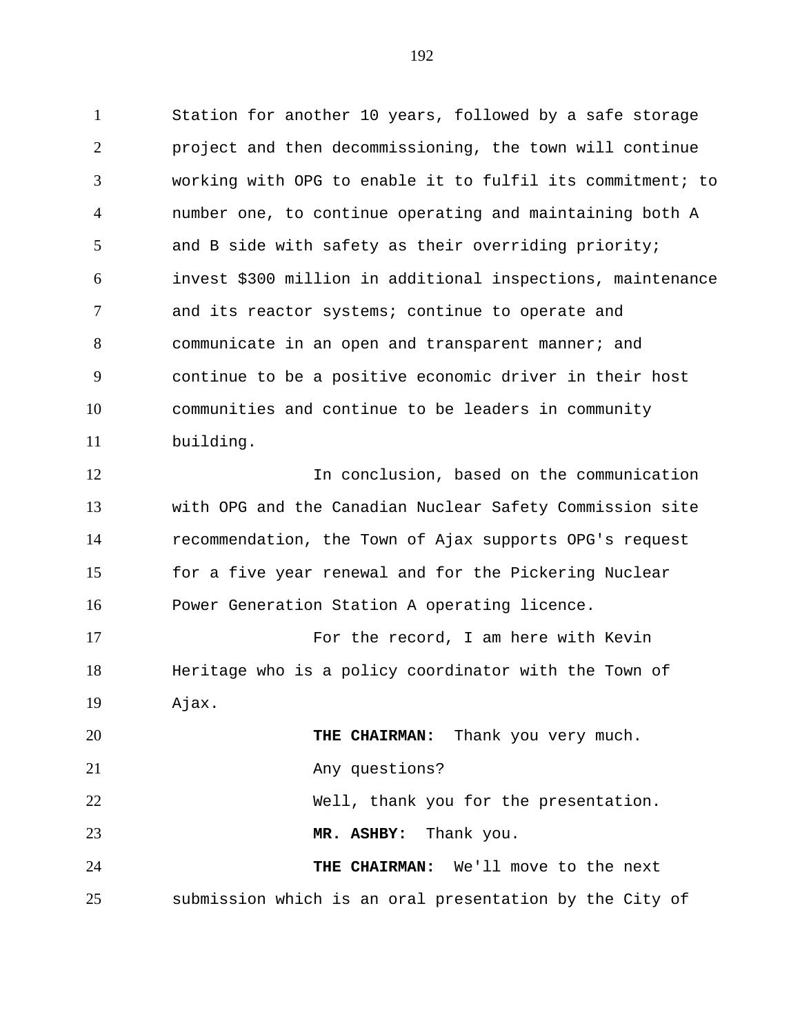Station for another 10 years, followed by a safe storage project and then decommissioning, the town will continue working with OPG to enable it to fulfil its commitment; to number one, to continue operating and maintaining both A and B side with safety as their overriding priority; invest $300 million in additional inspections, maintenance and its reactor systems; continue to operate and communicate in an open and transparent manner; and continue to be a positive economic driver in their host communities and continue to be leaders in community building.

In conclusion, based on the communication with OPG and the Canadian Nuclear Safety Commission site recommendation, the Town of Ajax supports OPG's request for a five year renewal and for the Pickering Nuclear Power Generation Station A operating licence.

For the record, I am here with Kevin Heritage who is a policy coordinator with the Town of Ajax.

**THE CHAIRMAN:** Thank you very much.

Any questions?

Well, thank you for the presentation.

**MR. ASHBY:** Thank you.

**THE CHAIRMAN:** We'll move to the next submission which is an oral presentation by the City of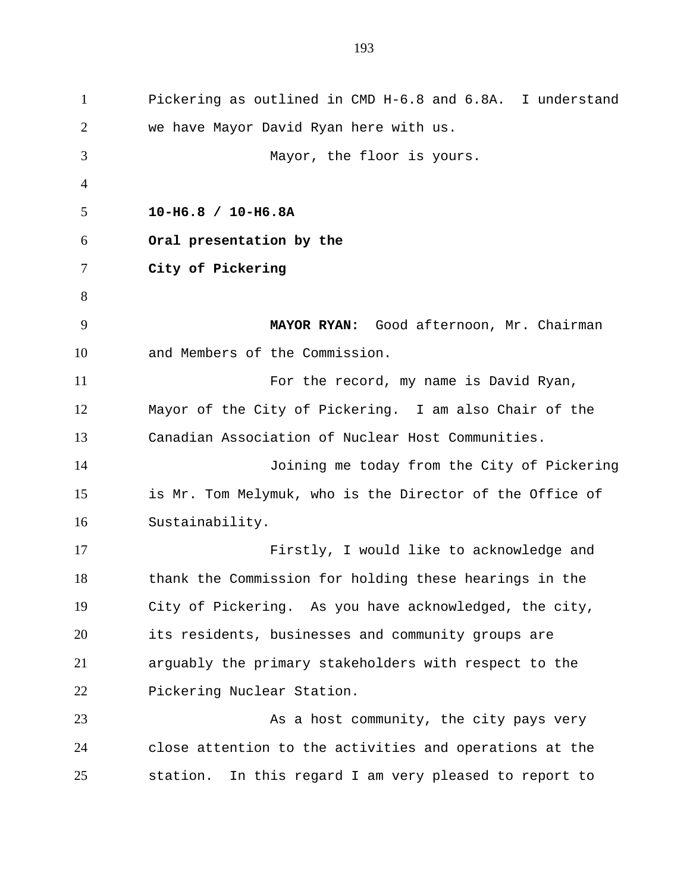Pickering as outlined in CMD H-6.8 and 6.8A. I understand we have Mayor David Ryan here with us.

Mayor, the floor is yours.

**10-H6.8 / 10-H6.8A**

**Oral presentation by the City of Pickering**

**MAYOR RYAN:** Good afternoon, Mr. Chairman and Members of the Commission.

For the record, my name is David Ryan, Mayor of the City of Pickering. I am also Chair of the Canadian Association of Nuclear Host Communities.

Joining me today from the City of Pickering is Mr. Tom Melymuk, who is the Director of the Office of Sustainability.

Firstly, I would like to acknowledge and thank the Commission for holding these hearings in the City of Pickering. As you have acknowledged, the city, its residents, businesses and community groups are arguably the primary stakeholders with respect to the Pickering Nuclear Station.

As a host community, the city pays very close attention to the activities and operations at the station. In this regard I am very pleased to report to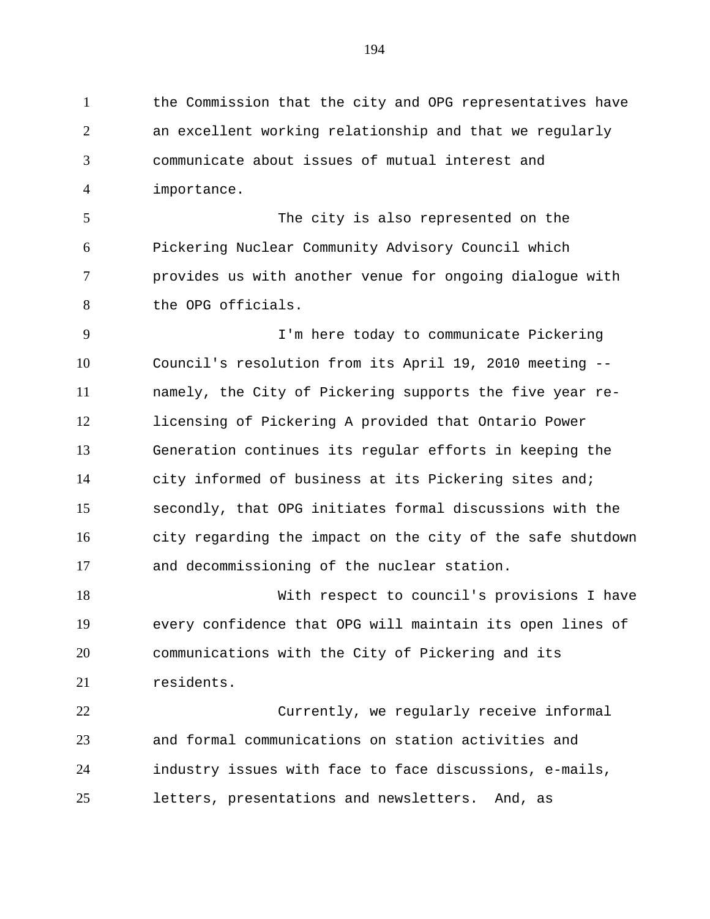the Commission that the city and OPG representatives have an excellent working relationship and that we regularly communicate about issues of mutual interest and importance.

The city is also represented on the Pickering Nuclear Community Advisory Council which provides us with another venue for ongoing dialogue with the OPG officials.

I'm here today to communicate Pickering Council's resolution from its April 19, 2010 meeting -- namely, the City of Pickering supports the five year re-licensing of Pickering A provided that Ontario Power Generation continues its regular efforts in keeping the city informed of business at its Pickering sites and; secondly, that OPG initiates formal discussions with the city regarding the impact on the city of the safe shutdown and decommissioning of the nuclear station.

With respect to council's provisions I have every confidence that OPG will maintain its open lines of communications with the City of Pickering and its residents.

Currently, we regularly receive informal and formal communications on station activities and industry issues with face to face discussions, e-mails, letters, presentations and newsletters. And, as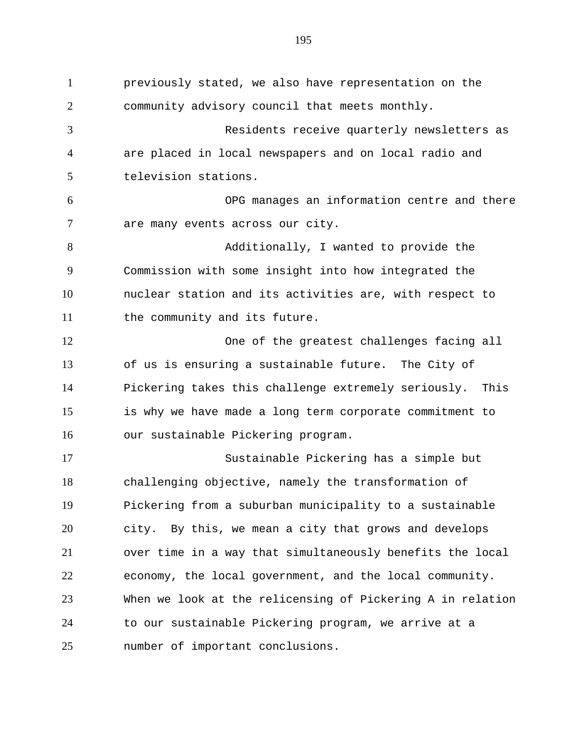previously stated, we also have representation on the community advisory council that meets monthly.

Residents receive quarterly newsletters as are placed in local newspapers and on local radio and television stations.

OPG manages an information centre and there are many events across our city.

Additionally, I wanted to provide the Commission with some insight into how integrated the nuclear station and its activities are, with respect to the community and its future.

One of the greatest challenges facing all of us is ensuring a sustainable future. The City of Pickering takes this challenge extremely seriously. This is why we have made a long term corporate commitment to our sustainable Pickering program.

Sustainable Pickering has a simple but challenging objective, namely the transformation of Pickering from a suburban municipality to a sustainable city. By this, we mean a city that grows and develops over time in a way that simultaneously benefits the local economy, the local government, and the local community. When we look at the relicensing of Pickering A in relation to our sustainable Pickering program, we arrive at a number of important conclusions.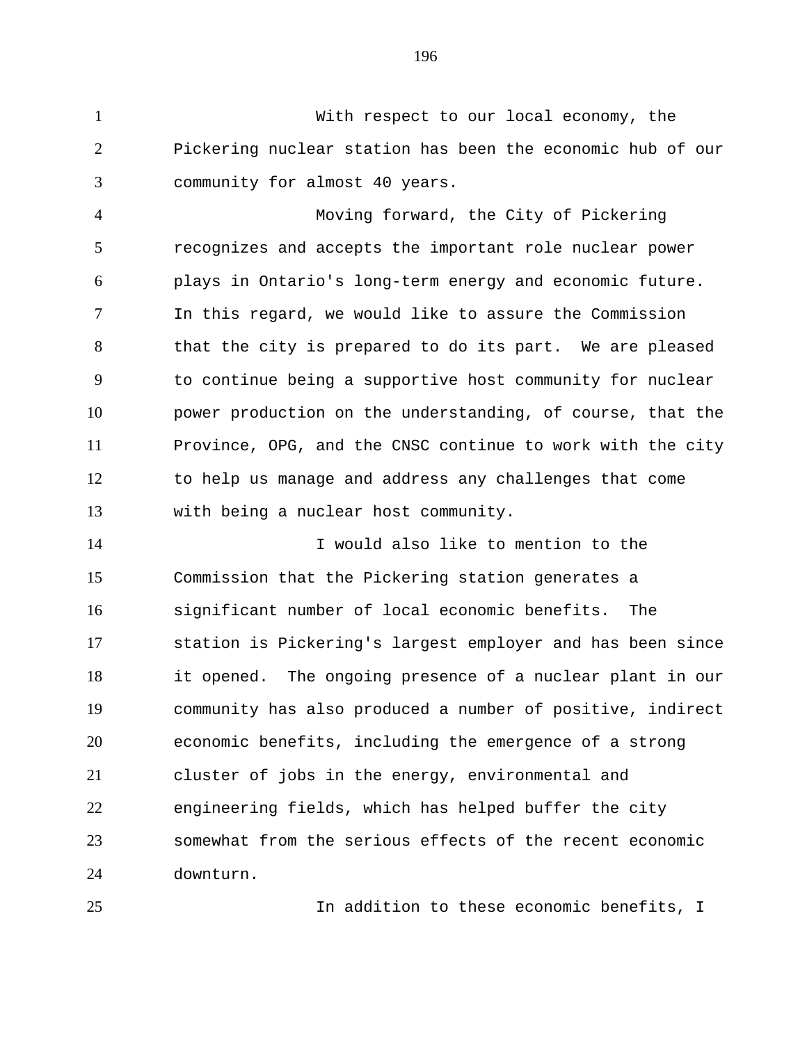With respect to our local economy, the Pickering nuclear station has been the economic hub of our community for almost 40 years.

Moving forward, the City of Pickering recognizes and accepts the important role nuclear power plays in Ontario's long-term energy and economic future. In this regard, we would like to assure the Commission that the city is prepared to do its part. We are pleased to continue being a supportive host community for nuclear power production on the understanding, of course, that the Province, OPG, and the CNSC continue to work with the city to help us manage and address any challenges that come with being a nuclear host community.

I would also like to mention to the Commission that the Pickering station generates a significant number of local economic benefits. The station is Pickering's largest employer and has been since it opened. The ongoing presence of a nuclear plant in our community has also produced a number of positive, indirect economic benefits, including the emergence of a strong cluster of jobs in the energy, environmental and engineering fields, which has helped buffer the city somewhat from the serious effects of the recent economic downturn.

In addition to these economic benefits, I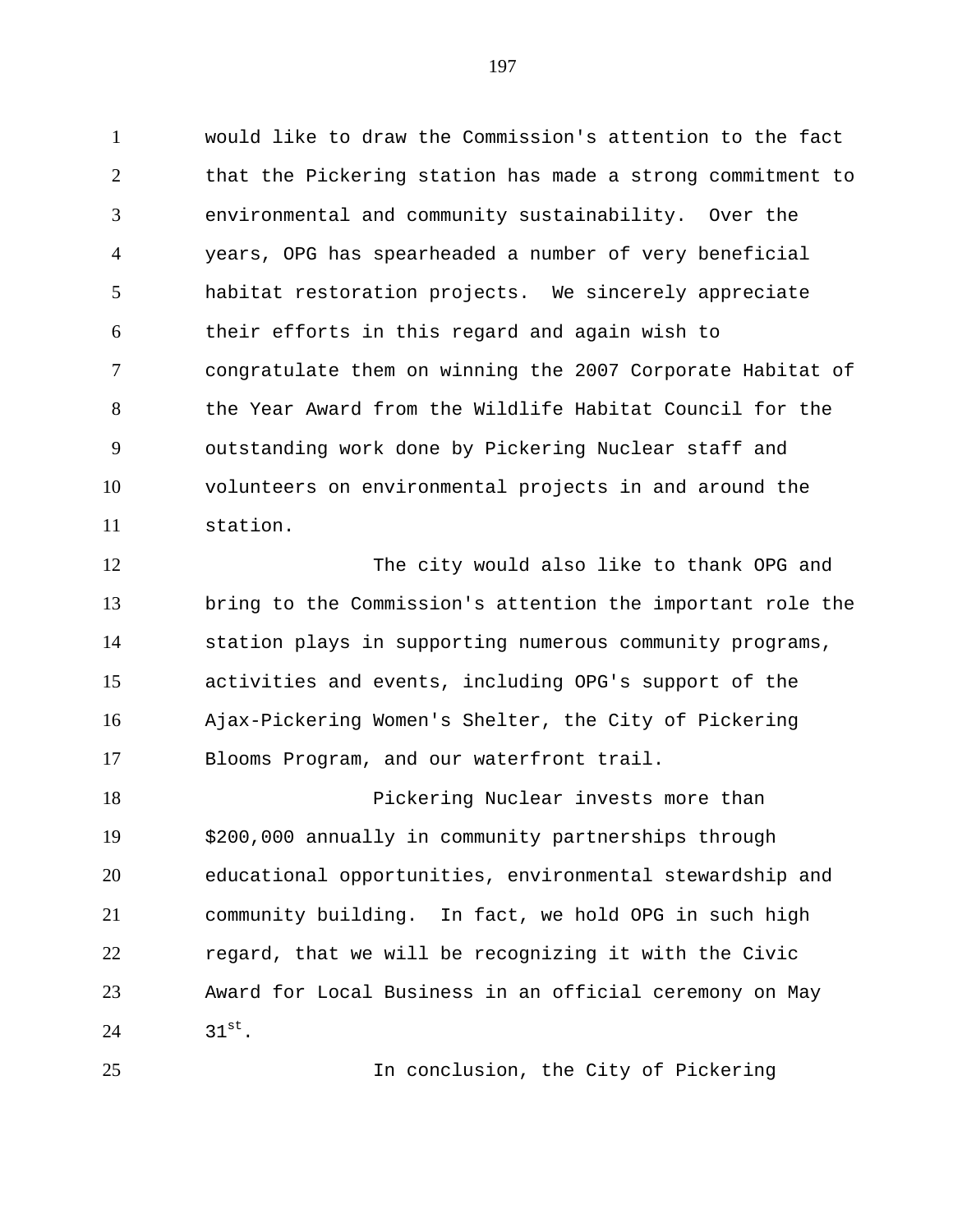would like to draw the Commission's attention to the fact that the Pickering station has made a strong commitment to environmental and community sustainability. Over the years, OPG has spearheaded a number of very beneficial habitat restoration projects. We sincerely appreciate their efforts in this regard and again wish to congratulate them on winning the 2007 Corporate Habitat of the Year Award from the Wildlife Habitat Council for the outstanding work done by Pickering Nuclear staff and volunteers on environmental projects in and around the station.

The city would also like to thank OPG and bring to the Commission's attention the important role the station plays in supporting numerous community programs, activities and events, including OPG's support of the Ajax-Pickering Women's Shelter, the City of Pickering Blooms Program, and our waterfront trail.

Pickering Nuclear invests more than $200,000 annually in community partnerships through educational opportunities, environmental stewardship and community building. In fact, we hold OPG in such high regard, that we will be recognizing it with the Civic Award for Local Business in an official ceremony on May 31st.

In conclusion, the City of Pickering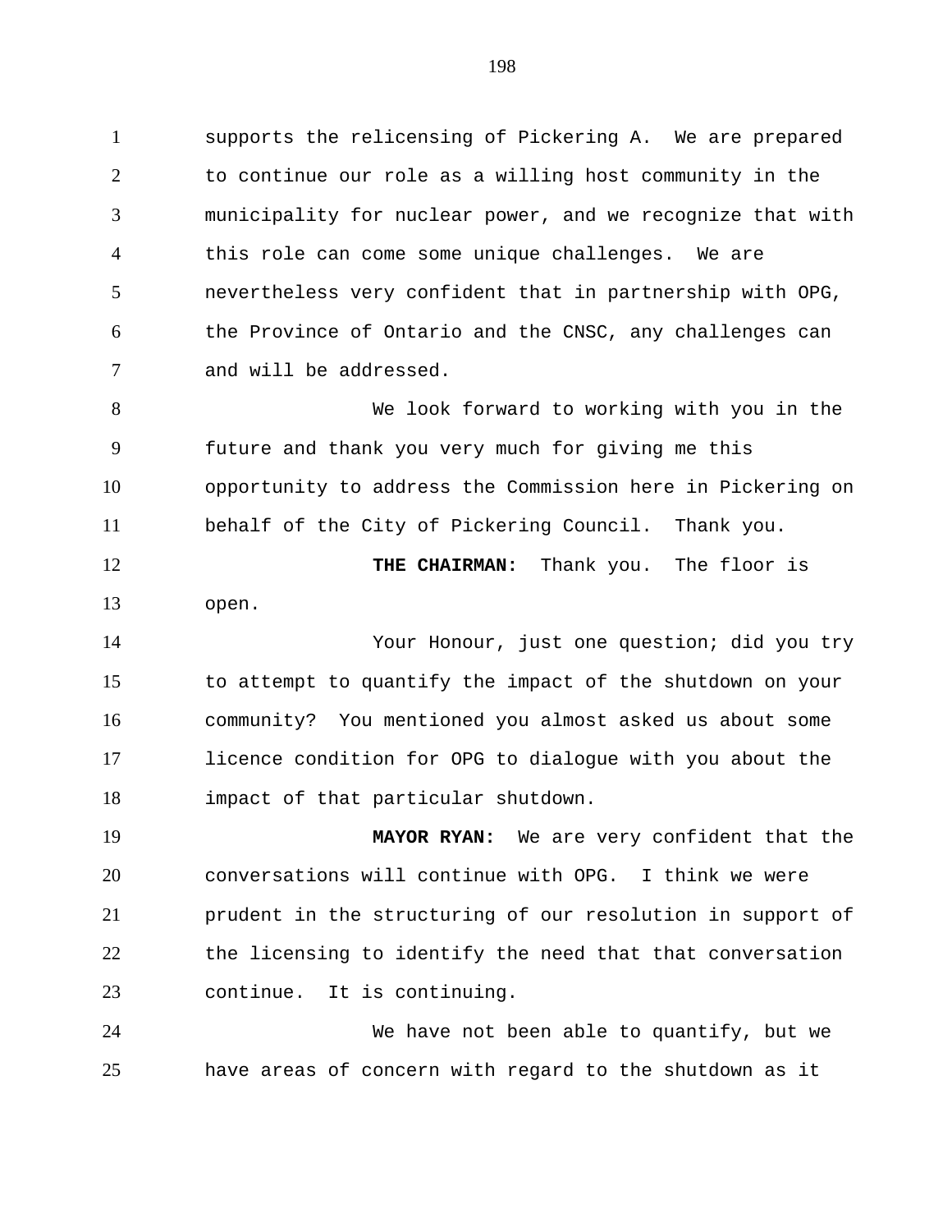supports the relicensing of Pickering A. We are prepared to continue our role as a willing host community in the municipality for nuclear power, and we recognize that with this role can come some unique challenges. We are nevertheless very confident that in partnership with OPG, the Province of Ontario and the CNSC, any challenges can and will be addressed.

We look forward to working with you in the future and thank you very much for giving me this opportunity to address the Commission here in Pickering on behalf of the City of Pickering Council. Thank you.

**THE CHAIRMAN:** Thank you. The floor is open.

Your Honour, just one question; did you try to attempt to quantify the impact of the shutdown on your community? You mentioned you almost asked us about some licence condition for OPG to dialogue with you about the impact of that particular shutdown.

**MAYOR RYAN:** We are very confident that the conversations will continue with OPG. I think we were prudent in the structuring of our resolution in support of the licensing to identify the need that that conversation continue. It is continuing.

We have not been able to quantify, but we have areas of concern with regard to the shutdown as it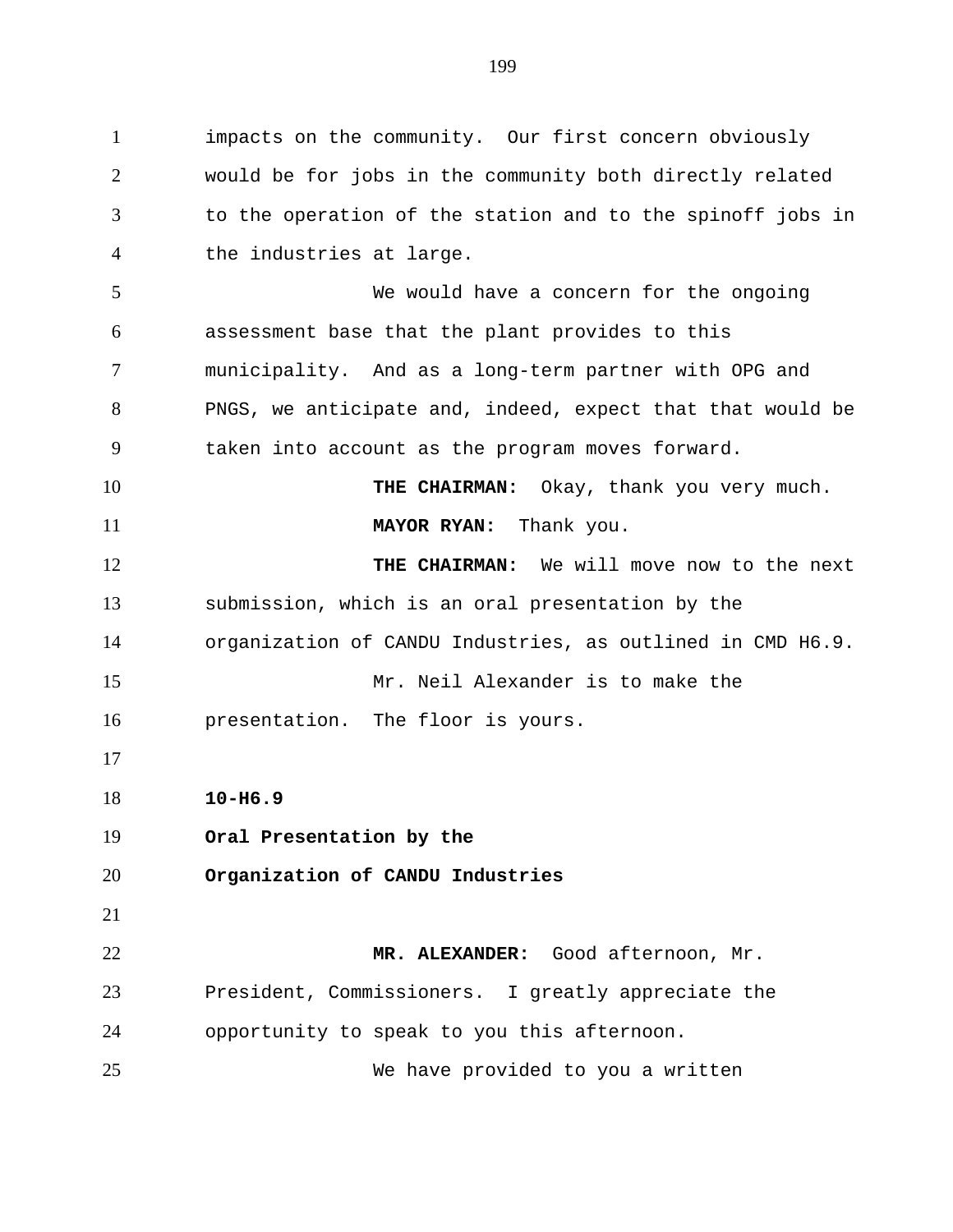impacts on the community. Our first concern obviously would be for jobs in the community both directly related to the operation of the station and to the spinoff jobs in the industries at large.

We would have a concern for the ongoing assessment base that the plant provides to this municipality. And as a long-term partner with OPG and PNGS, we anticipate and, indeed, expect that that would be taken into account as the program moves forward.

**THE CHAIRMAN:** Okay, thank you very much.

**MAYOR RYAN:** Thank you.

**THE CHAIRMAN:** We will move now to the next submission, which is an oral presentation by the organization of CANDU Industries, as outlined in CMD H6.9.

Mr. Neil Alexander is to make the presentation. The floor is yours.

**10-H6.9**

**Oral Presentation by the**

**Organization of CANDU Industries**

**MR. ALEXANDER:** Good afternoon, Mr. President, Commissioners. I greatly appreciate the opportunity to speak to you this afternoon.

We have provided to you a written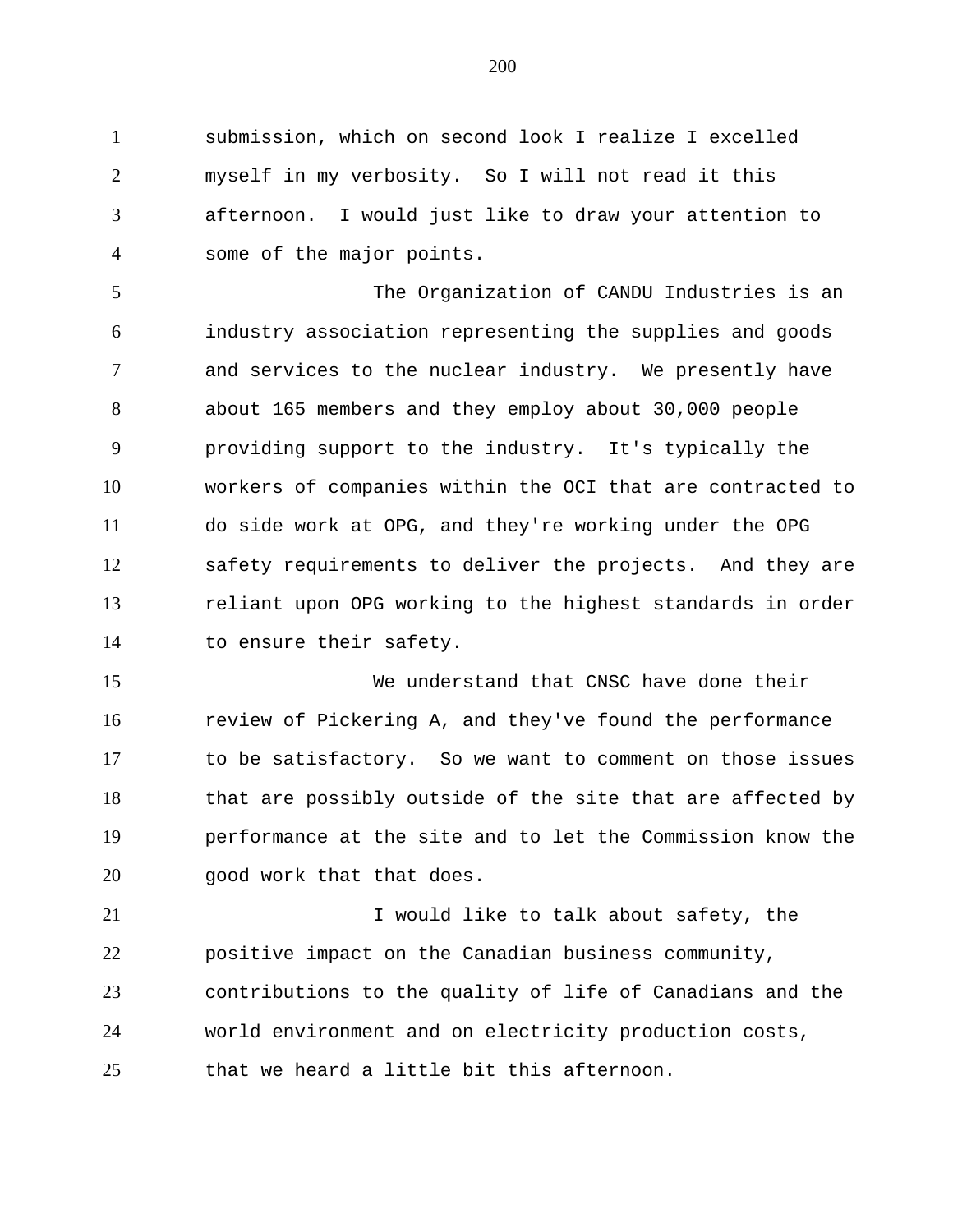submission, which on second look I realize I excelled myself in my verbosity. So I will not read it this afternoon. I would just like to draw your attention to some of the major points.

The Organization of CANDU Industries is an industry association representing the supplies and goods and services to the nuclear industry. We presently have about 165 members and they employ about 30,000 people providing support to the industry. It's typically the workers of companies within the OCI that are contracted to do side work at OPG, and they're working under the OPG safety requirements to deliver the projects. And they are reliant upon OPG working to the highest standards in order to ensure their safety.

We understand that CNSC have done their review of Pickering A, and they've found the performance to be satisfactory. So we want to comment on those issues that are possibly outside of the site that are affected by performance at the site and to let the Commission know the good work that that does.

I would like to talk about safety, the positive impact on the Canadian business community, contributions to the quality of life of Canadians and the world environment and on electricity production costs, that we heard a little bit this afternoon.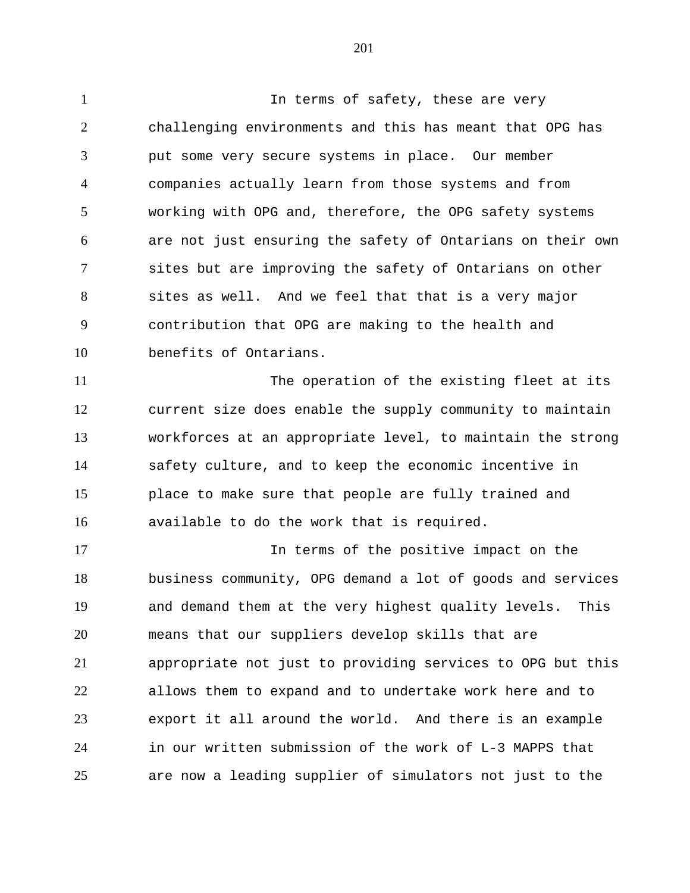In terms of safety, these are very challenging environments and this has meant that OPG has put some very secure systems in place. Our member companies actually learn from those systems and from working with OPG and, therefore, the OPG safety systems are not just ensuring the safety of Ontarians on their own sites but are improving the safety of Ontarians on other sites as well. And we feel that that is a very major contribution that OPG are making to the health and benefits of Ontarians.

The operation of the existing fleet at its current size does enable the supply community to maintain workforces at an appropriate level, to maintain the strong safety culture, and to keep the economic incentive in place to make sure that people are fully trained and available to do the work that is required.

In terms of the positive impact on the business community, OPG demand a lot of goods and services and demand them at the very highest quality levels. This means that our suppliers develop skills that are appropriate not just to providing services to OPG but this allows them to expand and to undertake work here and to export it all around the world. And there is an example in our written submission of the work of L-3 MAPPS that are now a leading supplier of simulators not just to the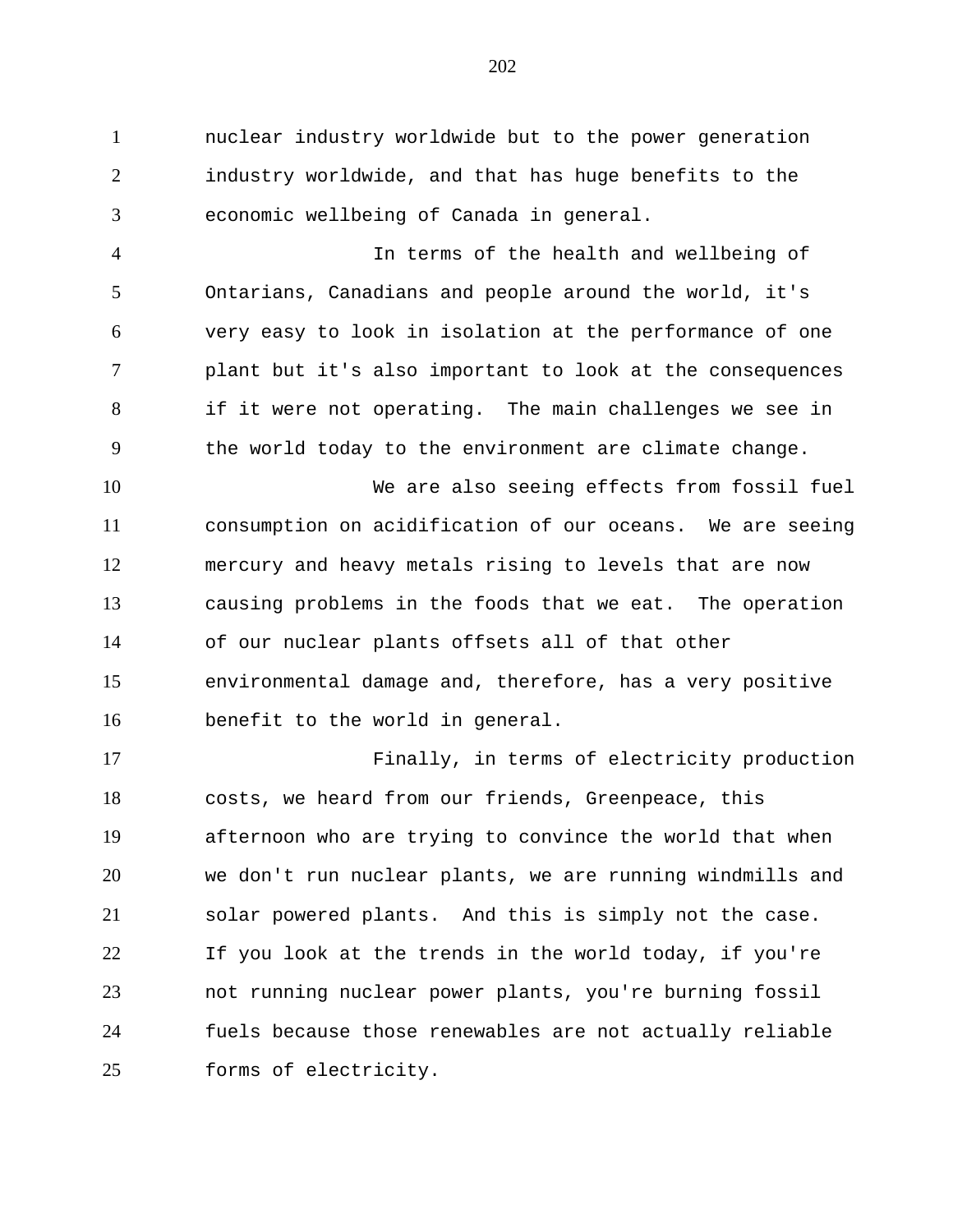nuclear industry worldwide but to the power generation industry worldwide, and that has huge benefits to the economic wellbeing of Canada in general.

In terms of the health and wellbeing of Ontarians, Canadians and people around the world, it's very easy to look in isolation at the performance of one plant but it's also important to look at the consequences if it were not operating. The main challenges we see in the world today to the environment are climate change.

We are also seeing effects from fossil fuel consumption on acidification of our oceans. We are seeing mercury and heavy metals rising to levels that are now causing problems in the foods that we eat. The operation of our nuclear plants offsets all of that other environmental damage and, therefore, has a very positive benefit to the world in general.

Finally, in terms of electricity production costs, we heard from our friends, Greenpeace, this afternoon who are trying to convince the world that when we don't run nuclear plants, we are running windmills and solar powered plants. And this is simply not the case. If you look at the trends in the world today, if you're not running nuclear power plants, you're burning fossil fuels because those renewables are not actually reliable forms of electricity.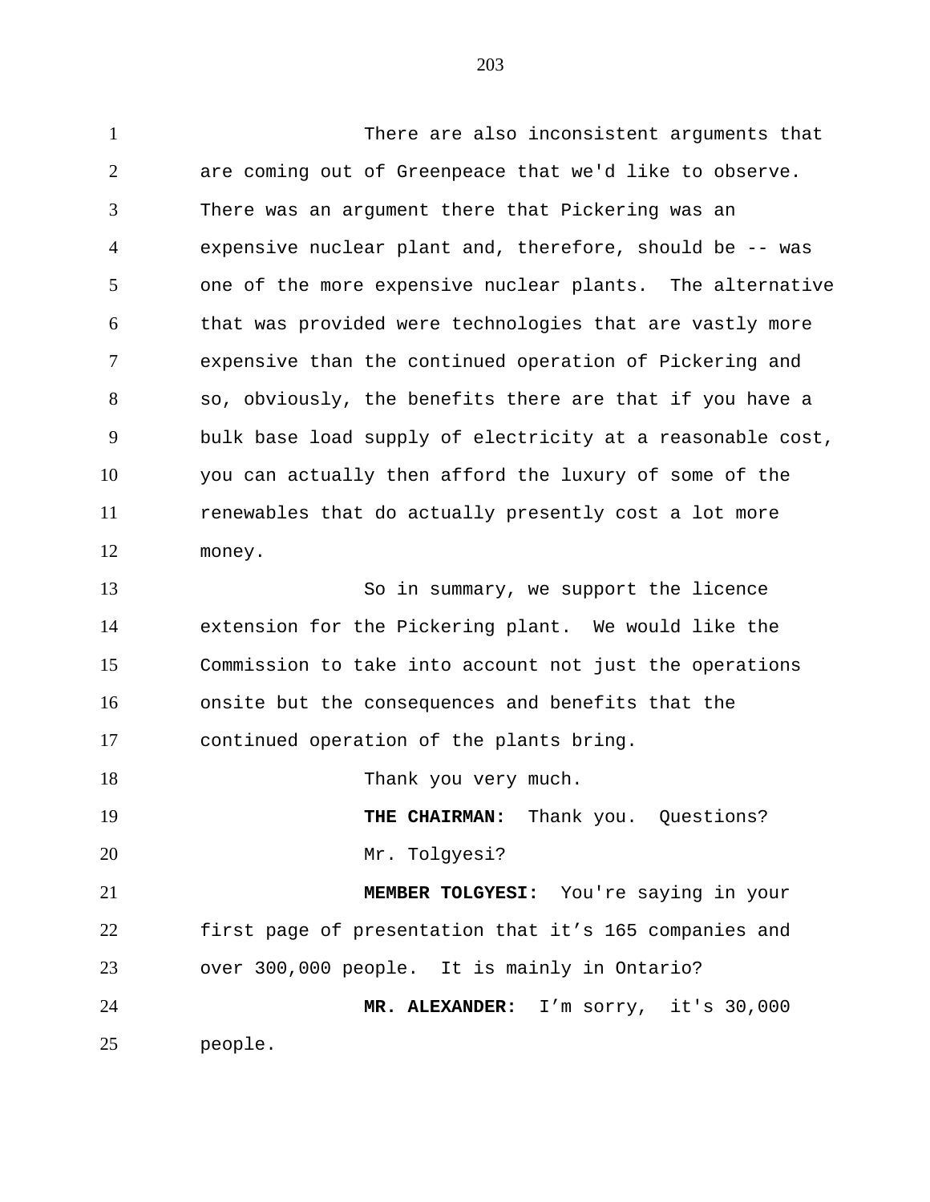There are also inconsistent arguments that are coming out of Greenpeace that we'd like to observe. There was an argument there that Pickering was an expensive nuclear plant and, therefore, should be -- was one of the more expensive nuclear plants. The alternative that was provided were technologies that are vastly more expensive than the continued operation of Pickering and so, obviously, the benefits there are that if you have a bulk base load supply of electricity at a reasonable cost, you can actually then afford the luxury of some of the renewables that do actually presently cost a lot more money.

So in summary, we support the licence extension for the Pickering plant. We would like the Commission to take into account not just the operations onsite but the consequences and benefits that the continued operation of the plants bring.

Thank you very much.

**THE CHAIRMAN:** Thank you. Questions?

Mr. Tolgyesi?

**MEMBER TOLGYESI:** You're saying in your first page of presentation that it's 165 companies and over 300,000 people. It is mainly in Ontario?

**MR. ALEXANDER:** I'm sorry, it's 30,000 people.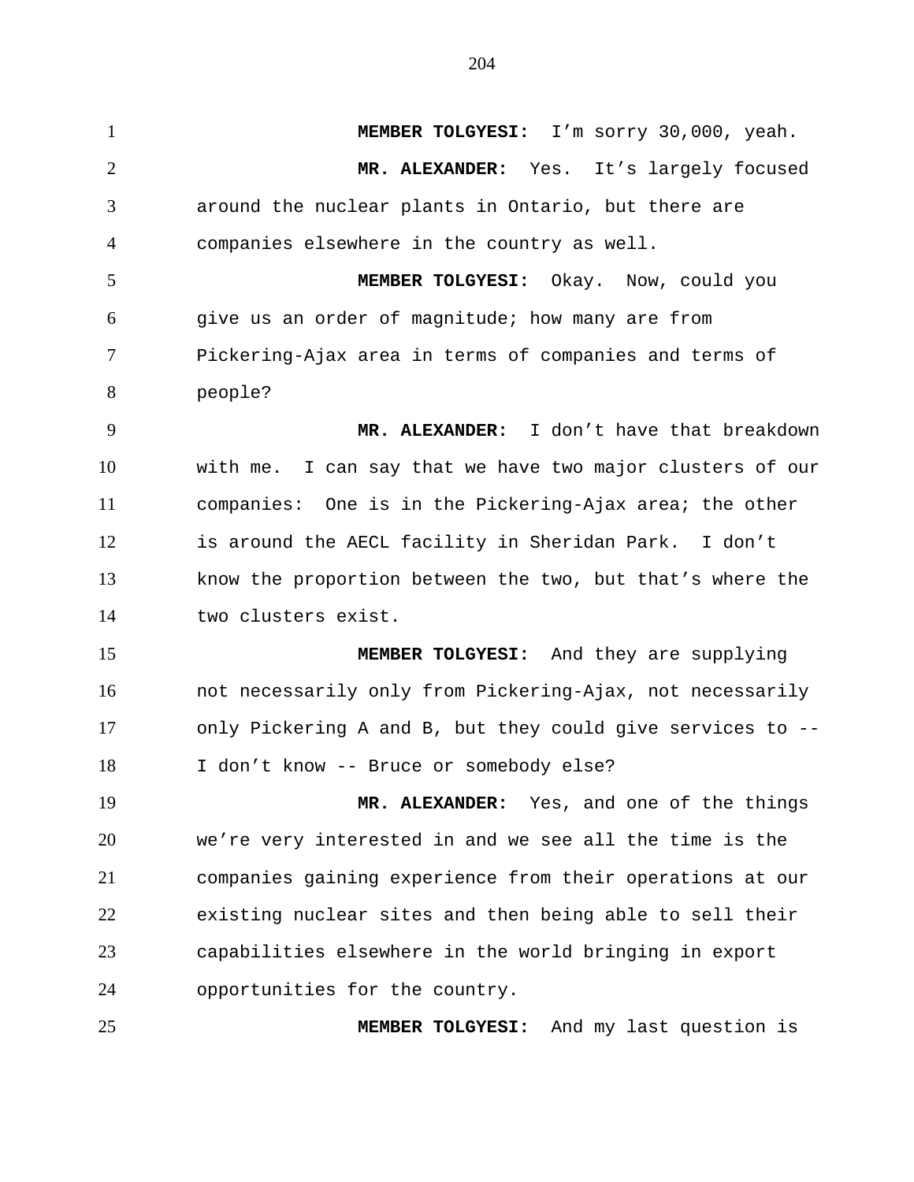**MEMBER TOLGYESI:** I'm sorry 30,000, yeah.

**MR. ALEXANDER:** Yes. It's largely focused around the nuclear plants in Ontario, but there are companies elsewhere in the country as well.

**MEMBER TOLGYESI:** Okay. Now, could you give us an order of magnitude; how many are from Pickering-Ajax area in terms of companies and terms of people?

**MR. ALEXANDER:** I don't have that breakdown with me. I can say that we have two major clusters of our companies: One is in the Pickering-Ajax area; the other is around the AECL facility in Sheridan Park. I don't know the proportion between the two, but that's where the two clusters exist.

**MEMBER TOLGYESI:** And they are supplying not necessarily only from Pickering-Ajax, not necessarily only Pickering A and B, but they could give services to -- I don't know -- Bruce or somebody else?

**MR. ALEXANDER:** Yes, and one of the things we're very interested in and we see all the time is the companies gaining experience from their operations at our existing nuclear sites and then being able to sell their capabilities elsewhere in the world bringing in export opportunities for the country.

**MEMBER TOLGYESI:** And my last question is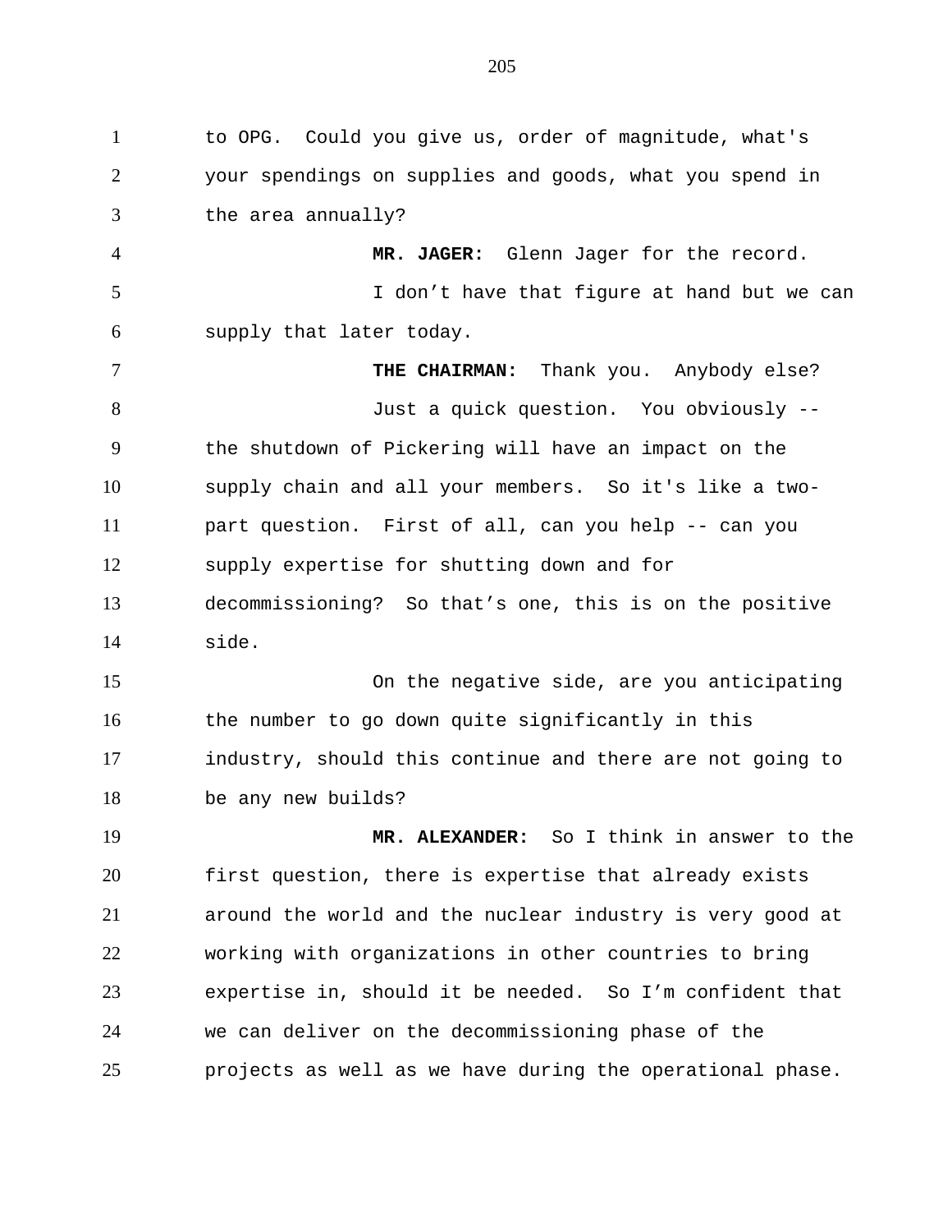to OPG. Could you give us, order of magnitude, what's your spendings on supplies and goods, what you spend in the area annually?

**MR. JAGER:** Glenn Jager for the record.

I don't have that figure at hand but we can supply that later today.

**THE CHAIRMAN:** Thank you. Anybody else?

Just a quick question. You obviously -- the shutdown of Pickering will have an impact on the supply chain and all your members. So it's like a two-part question. First of all, can you help -- can you supply expertise for shutting down and for decommissioning? So that's one, this is on the positive side.

On the negative side, are you anticipating the number to go down quite significantly in this industry, should this continue and there are not going to be any new builds?

**MR. ALEXANDER:** So I think in answer to the first question, there is expertise that already exists around the world and the nuclear industry is very good at working with organizations in other countries to bring expertise in, should it be needed. So I'm confident that we can deliver on the decommissioning phase of the projects as well as we have during the operational phase.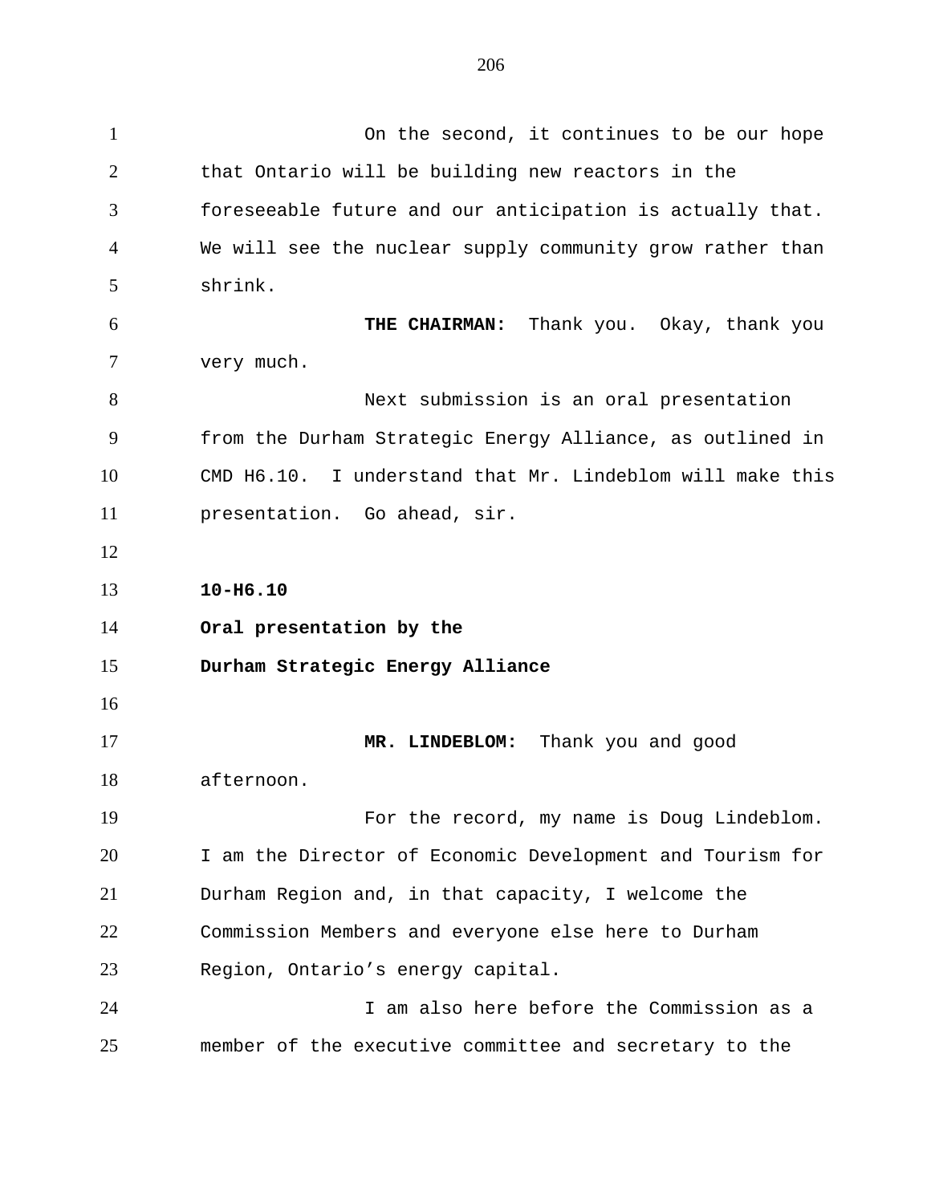On the second, it continues to be our hope that Ontario will be building new reactors in the foreseeable future and our anticipation is actually that. We will see the nuclear supply community grow rather than shrink.

**THE CHAIRMAN:** Thank you. Okay, thank you very much.

Next submission is an oral presentation from the Durham Strategic Energy Alliance, as outlined in CMD H6.10. I understand that Mr. Lindeblom will make this presentation. Go ahead, sir.

**10-H6.10**

**Oral presentation by the**

**Durham Strategic Energy Alliance**

**MR. LINDEBLOM:** Thank you and good afternoon.

For the record, my name is Doug Lindeblom. I am the Director of Economic Development and Tourism for Durham Region and, in that capacity, I welcome the Commission Members and everyone else here to Durham Region, Ontario's energy capital.

I am also here before the Commission as a member of the executive committee and secretary to the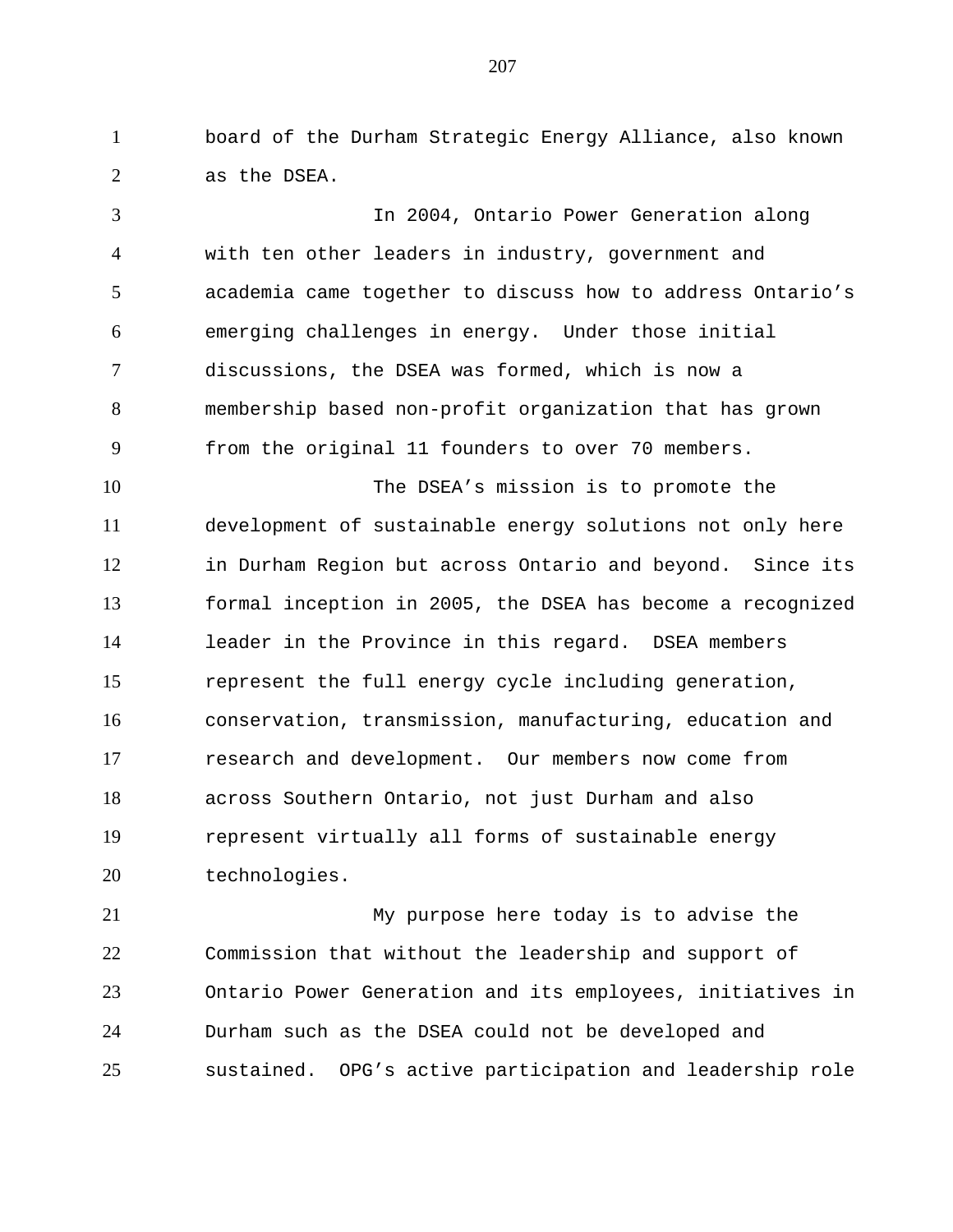board of the Durham Strategic Energy Alliance, also known as the DSEA.

In 2004, Ontario Power Generation along with ten other leaders in industry, government and academia came together to discuss how to address Ontario's emerging challenges in energy. Under those initial discussions, the DSEA was formed, which is now a membership based non-profit organization that has grown from the original 11 founders to over 70 members.

The DSEA's mission is to promote the development of sustainable energy solutions not only here in Durham Region but across Ontario and beyond. Since its formal inception in 2005, the DSEA has become a recognized leader in the Province in this regard. DSEA members represent the full energy cycle including generation, conservation, transmission, manufacturing, education and research and development. Our members now come from across Southern Ontario, not just Durham and also represent virtually all forms of sustainable energy technologies.

My purpose here today is to advise the Commission that without the leadership and support of Ontario Power Generation and its employees, initiatives in Durham such as the DSEA could not be developed and sustained. OPG's active participation and leadership role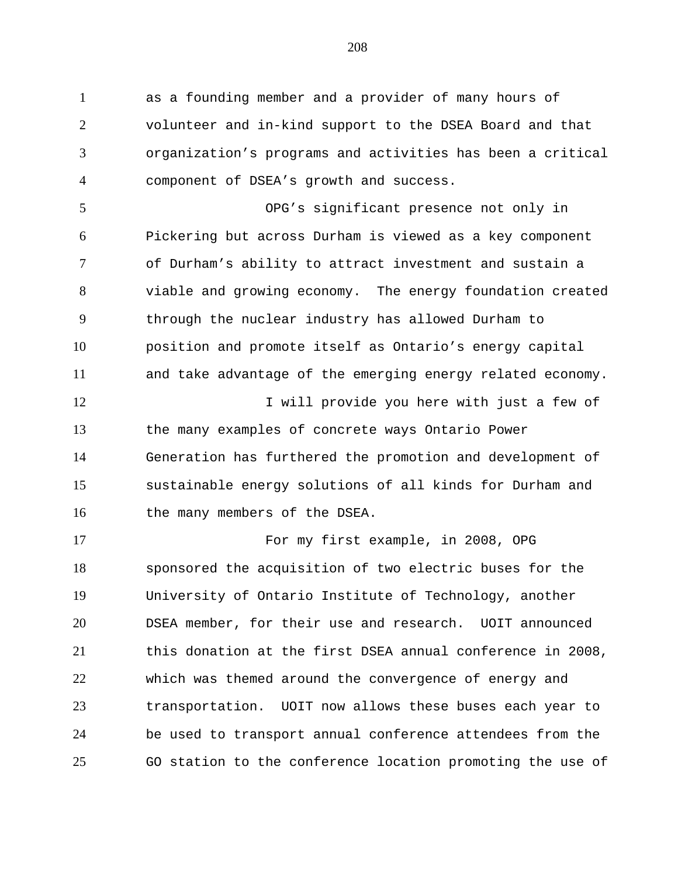as a founding member and a provider of many hours of volunteer and in-kind support to the DSEA Board and that organization's programs and activities has been a critical component of DSEA's growth and success.

OPG's significant presence not only in Pickering but across Durham is viewed as a key component of Durham's ability to attract investment and sustain a viable and growing economy. The energy foundation created through the nuclear industry has allowed Durham to position and promote itself as Ontario's energy capital and take advantage of the emerging energy related economy.

I will provide you here with just a few of the many examples of concrete ways Ontario Power Generation has furthered the promotion and development of sustainable energy solutions of all kinds for Durham and the many members of the DSEA.

For my first example, in 2008, OPG sponsored the acquisition of two electric buses for the University of Ontario Institute of Technology, another DSEA member, for their use and research. UOIT announced this donation at the first DSEA annual conference in 2008, which was themed around the convergence of energy and transportation. UOIT now allows these buses each year to be used to transport annual conference attendees from the GO station to the conference location promoting the use of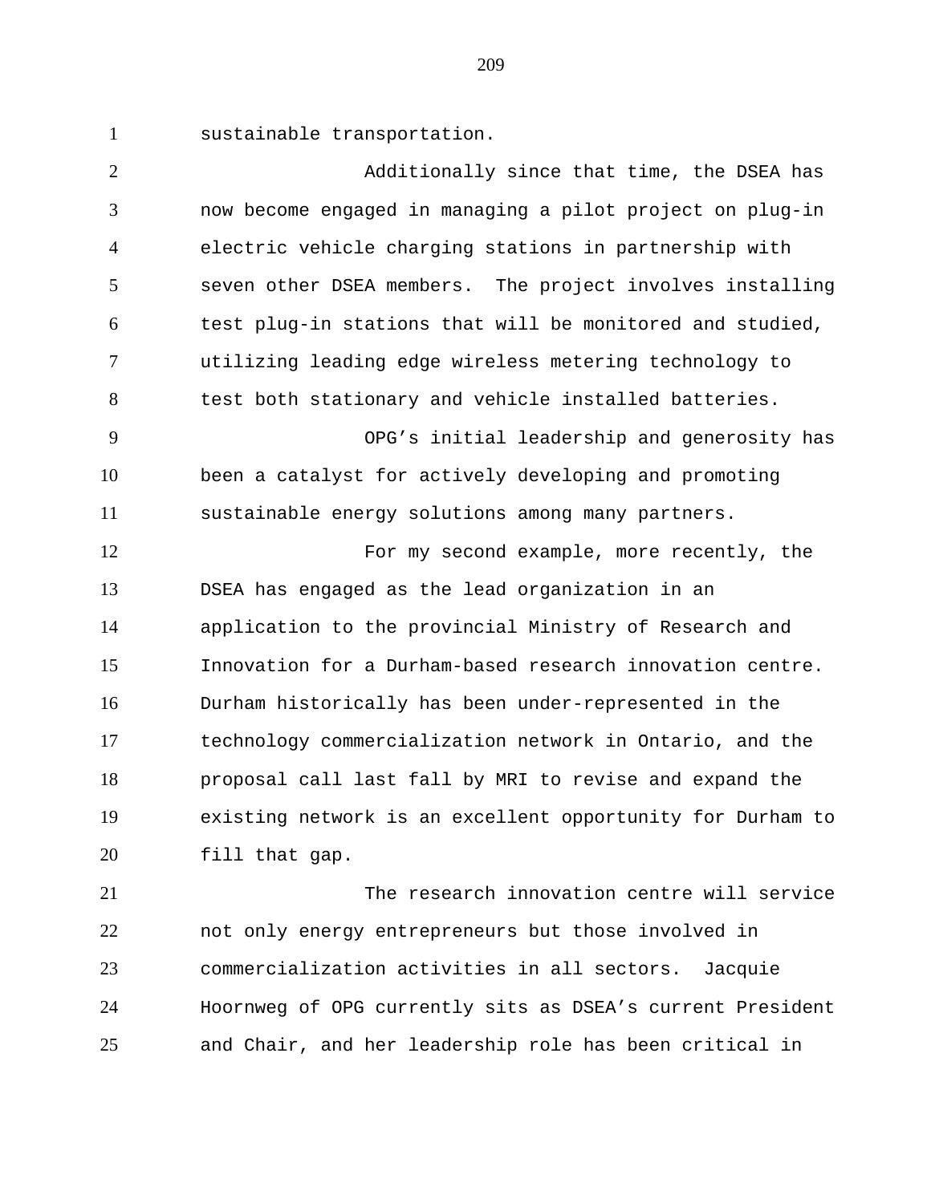sustainable transportation.

Additionally since that time, the DSEA has now become engaged in managing a pilot project on plug-in electric vehicle charging stations in partnership with seven other DSEA members.  The project involves installing test plug-in stations that will be monitored and studied, utilizing leading edge wireless metering technology to test both stationary and vehicle installed batteries.

OPG's initial leadership and generosity has been a catalyst for actively developing and promoting sustainable energy solutions among many partners.

For my second example, more recently, the DSEA has engaged as the lead organization in an application to the provincial Ministry of Research and Innovation for a Durham-based research innovation centre.  Durham historically has been under-represented in the technology commercialization network in Ontario, and the proposal call last fall by MRI to revise and expand the existing network is an excellent opportunity for Durham to fill that gap.

The research innovation centre will service not only energy entrepreneurs but those involved in commercialization activities in all sectors.  Jacquie Hoornweg of OPG currently sits as DSEA's current President and Chair, and her leadership role has been critical in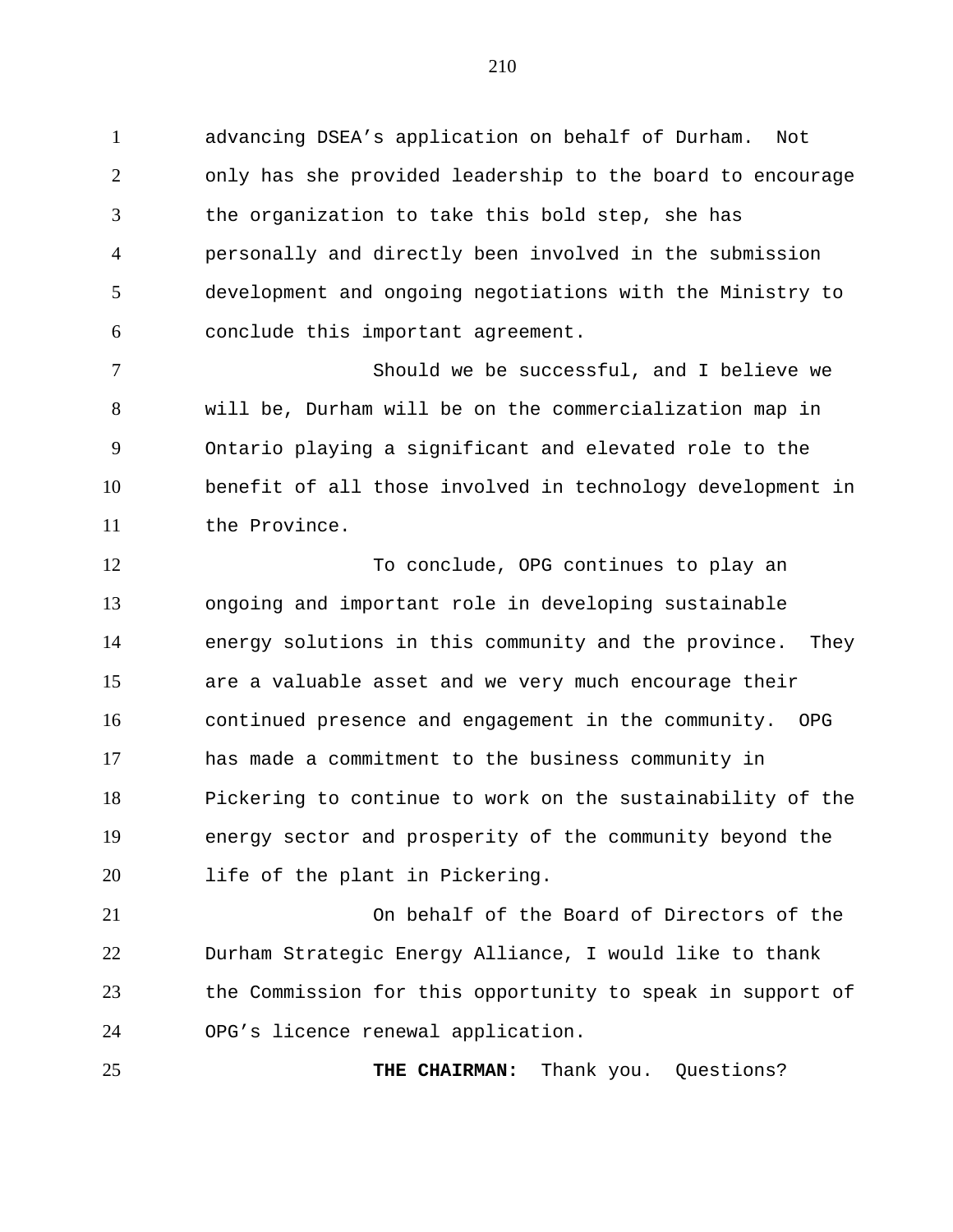advancing DSEA's application on behalf of Durham. Not only has she provided leadership to the board to encourage the organization to take this bold step, she has personally and directly been involved in the submission development and ongoing negotiations with the Ministry to conclude this important agreement.

Should we be successful, and I believe we will be, Durham will be on the commercialization map in Ontario playing a significant and elevated role to the benefit of all those involved in technology development in the Province.

To conclude, OPG continues to play an ongoing and important role in developing sustainable energy solutions in this community and the province. They are a valuable asset and we very much encourage their continued presence and engagement in the community. OPG has made a commitment to the business community in Pickering to continue to work on the sustainability of the energy sector and prosperity of the community beyond the life of the plant in Pickering.

On behalf of the Board of Directors of the Durham Strategic Energy Alliance, I would like to thank the Commission for this opportunity to speak in support of OPG's licence renewal application.

**THE CHAIRMAN:** Thank you. Questions?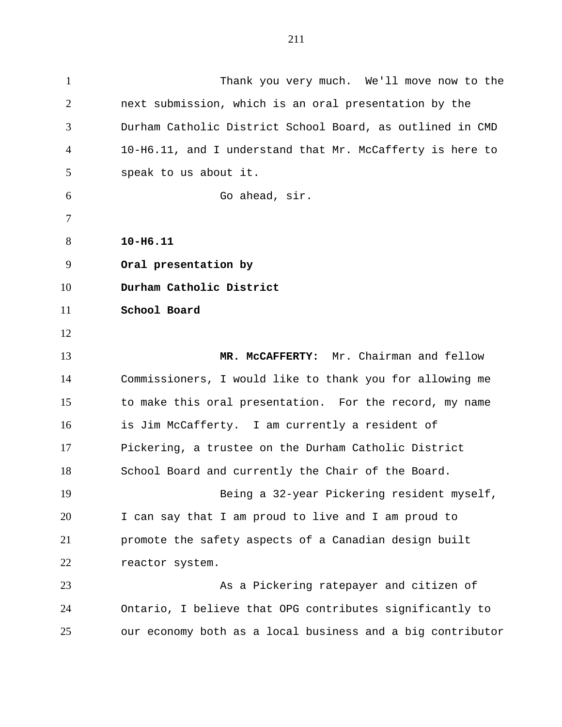Thank you very much. We'll move now to the next submission, which is an oral presentation by the Durham Catholic District School Board, as outlined in CMD 10-H6.11, and I understand that Mr. McCafferty is here to speak to us about it.

Go ahead, sir.

**10-H6.11**
**Oral presentation by**
**Durham Catholic District**
**School Board**

**MR. McCAFFERTY:** Mr. Chairman and fellow Commissioners, I would like to thank you for allowing me to make this oral presentation. For the record, my name is Jim McCafferty. I am currently a resident of Pickering, a trustee on the Durham Catholic District School Board and currently the Chair of the Board.

Being a 32-year Pickering resident myself, I can say that I am proud to live and I am proud to promote the safety aspects of a Canadian design built reactor system.

As a Pickering ratepayer and citizen of Ontario, I believe that OPG contributes significantly to our economy both as a local business and a big contributor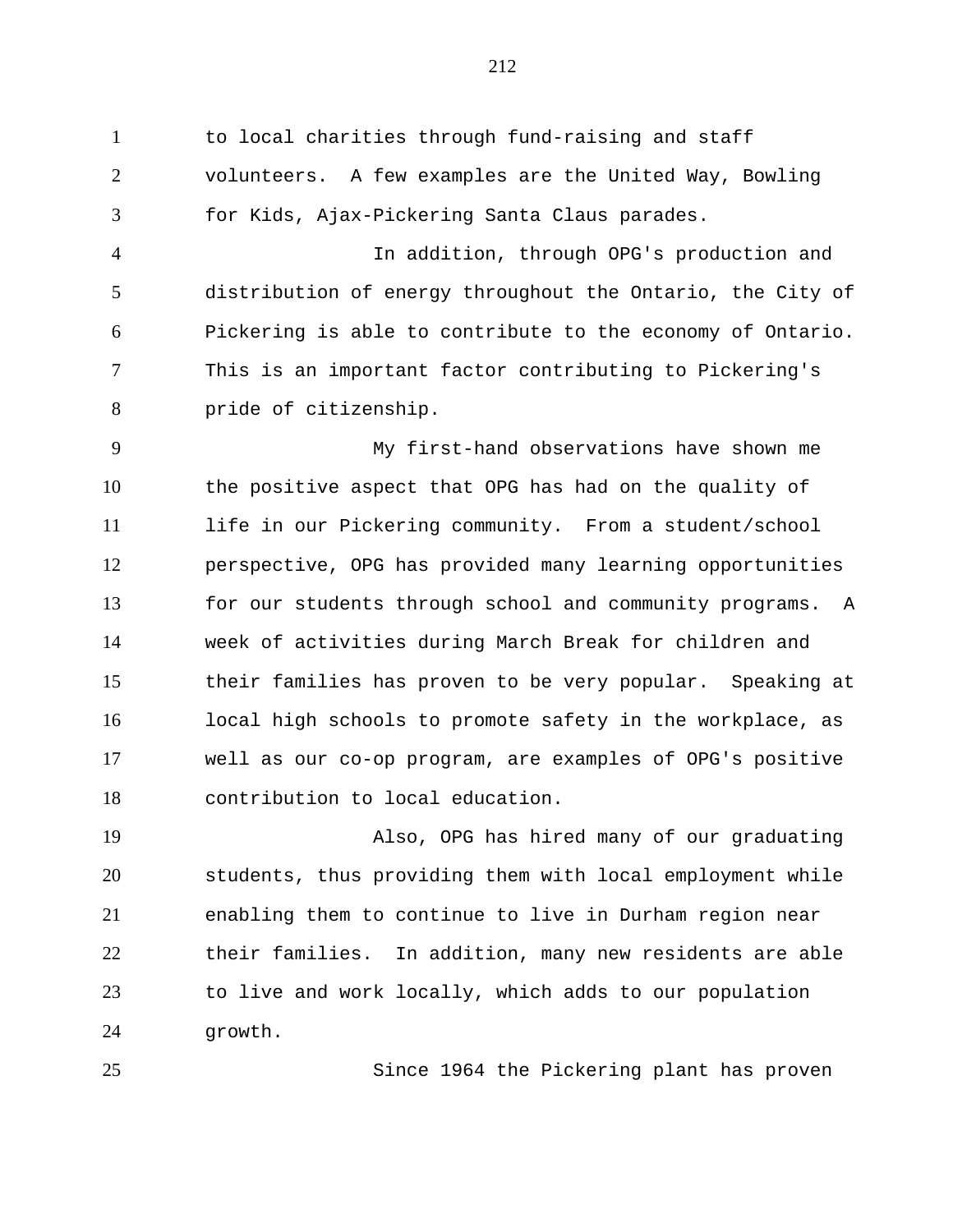to local charities through fund-raising and staff volunteers. A few examples are the United Way, Bowling for Kids, Ajax-Pickering Santa Claus parades.

In addition, through OPG's production and distribution of energy throughout the Ontario, the City of Pickering is able to contribute to the economy of Ontario. This is an important factor contributing to Pickering's pride of citizenship.

My first-hand observations have shown me the positive aspect that OPG has had on the quality of life in our Pickering community. From a student/school perspective, OPG has provided many learning opportunities for our students through school and community programs. A week of activities during March Break for children and their families has proven to be very popular. Speaking at local high schools to promote safety in the workplace, as well as our co-op program, are examples of OPG's positive contribution to local education.

Also, OPG has hired many of our graduating students, thus providing them with local employment while enabling them to continue to live in Durham region near their families. In addition, many new residents are able to live and work locally, which adds to our population growth.

Since 1964 the Pickering plant has proven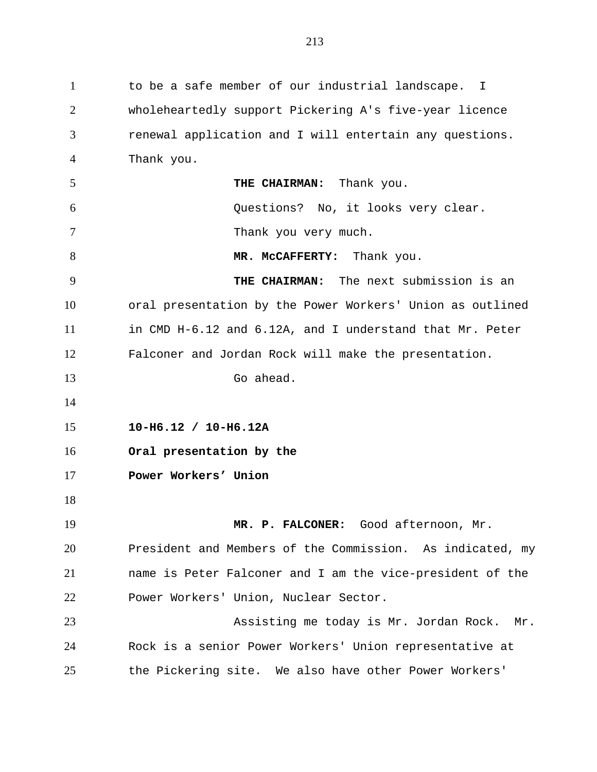to be a safe member of our industrial landscape. I wholeheartedly support Pickering A's five-year licence renewal application and I will entertain any questions. Thank you.

**THE CHAIRMAN:** Thank you.

Questions? No, it looks very clear.

Thank you very much.

**MR. McCAFFERTY:** Thank you.

**THE CHAIRMAN:** The next submission is an oral presentation by the Power Workers' Union as outlined in CMD H-6.12 and 6.12A, and I understand that Mr. Peter Falconer and Jordan Rock will make the presentation.

Go ahead.

**10-H6.12 / 10-H6.12A**

**Oral presentation by the**

**Power Workers' Union**

**MR. P. FALCONER:** Good afternoon, Mr. President and Members of the Commission. As indicated, my name is Peter Falconer and I am the vice-president of the Power Workers' Union, Nuclear Sector.

Assisting me today is Mr. Jordan Rock. Mr. Rock is a senior Power Workers' Union representative at the Pickering site. We also have other Power Workers'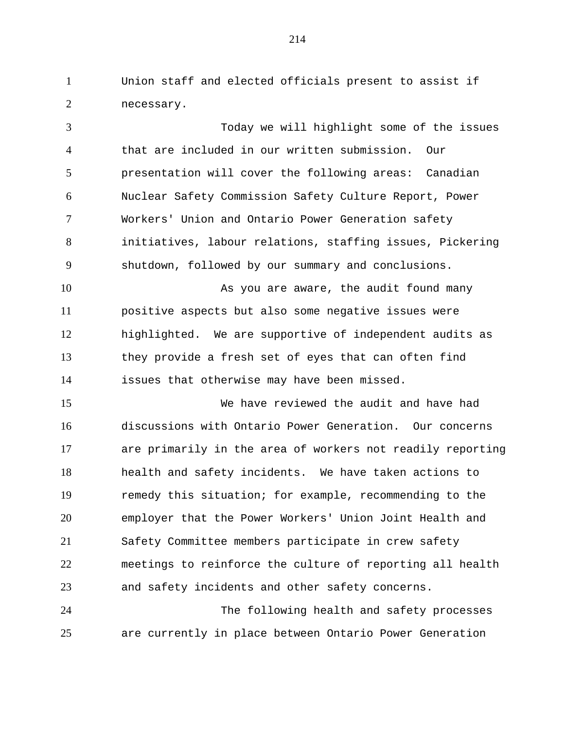Union staff and elected officials present to assist if necessary.

Today we will highlight some of the issues that are included in our written submission. Our presentation will cover the following areas: Canadian Nuclear Safety Commission Safety Culture Report, Power Workers' Union and Ontario Power Generation safety initiatives, labour relations, staffing issues, Pickering shutdown, followed by our summary and conclusions.

As you are aware, the audit found many positive aspects but also some negative issues were highlighted. We are supportive of independent audits as they provide a fresh set of eyes that can often find issues that otherwise may have been missed.

We have reviewed the audit and have had discussions with Ontario Power Generation. Our concerns are primarily in the area of workers not readily reporting health and safety incidents. We have taken actions to remedy this situation; for example, recommending to the employer that the Power Workers' Union Joint Health and Safety Committee members participate in crew safety meetings to reinforce the culture of reporting all health and safety incidents and other safety concerns.

The following health and safety processes are currently in place between Ontario Power Generation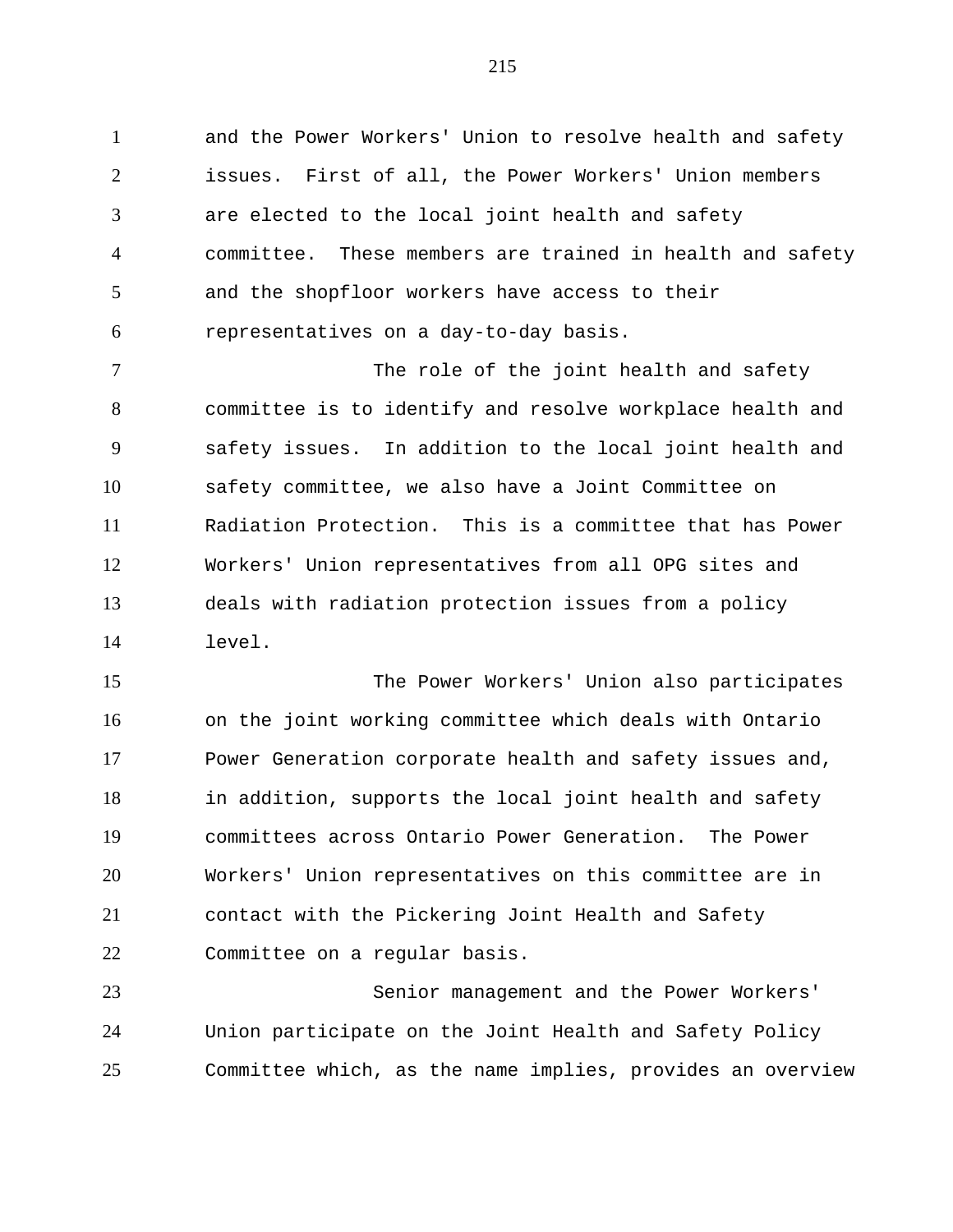and the Power Workers' Union to resolve health and safety issues. First of all, the Power Workers' Union members are elected to the local joint health and safety committee. These members are trained in health and safety and the shopfloor workers have access to their representatives on a day-to-day basis.

The role of the joint health and safety committee is to identify and resolve workplace health and safety issues. In addition to the local joint health and safety committee, we also have a Joint Committee on Radiation Protection. This is a committee that has Power Workers' Union representatives from all OPG sites and deals with radiation protection issues from a policy level.

The Power Workers' Union also participates on the joint working committee which deals with Ontario Power Generation corporate health and safety issues and, in addition, supports the local joint health and safety committees across Ontario Power Generation. The Power Workers' Union representatives on this committee are in contact with the Pickering Joint Health and Safety Committee on a regular basis.

Senior management and the Power Workers' Union participate on the Joint Health and Safety Policy Committee which, as the name implies, provides an overview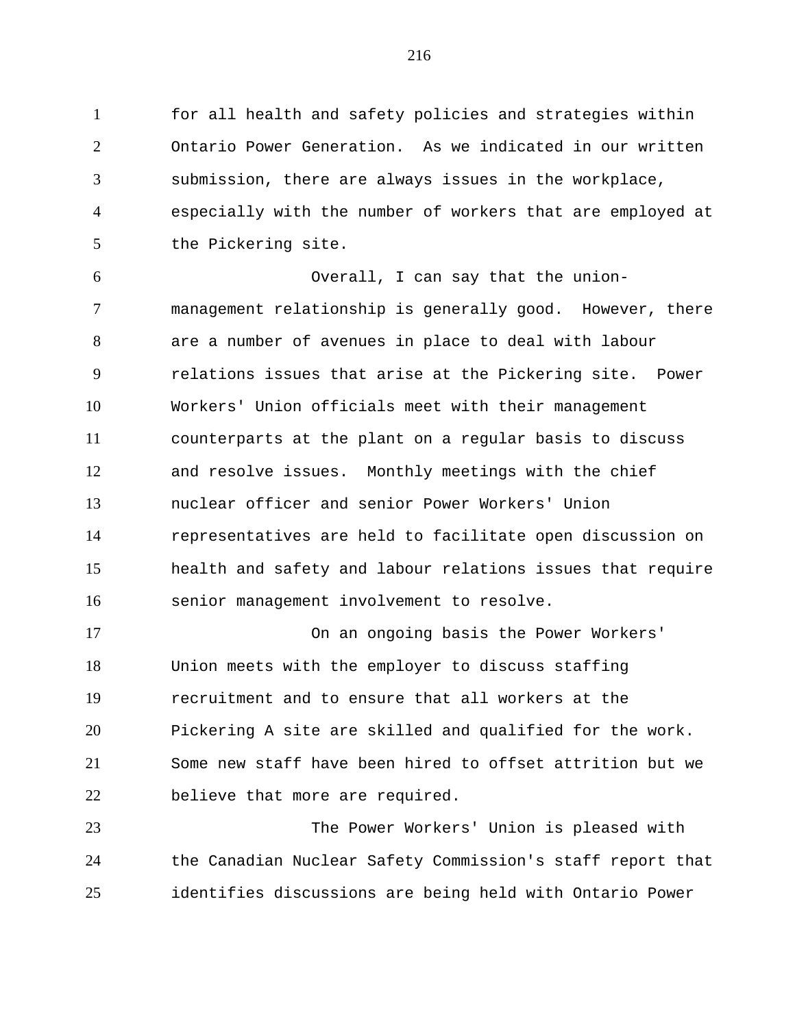for all health and safety policies and strategies within Ontario Power Generation. As we indicated in our written submission, there are always issues in the workplace, especially with the number of workers that are employed at the Pickering site.

Overall, I can say that the union-management relationship is generally good. However, there are a number of avenues in place to deal with labour relations issues that arise at the Pickering site. Power Workers' Union officials meet with their management counterparts at the plant on a regular basis to discuss and resolve issues. Monthly meetings with the chief nuclear officer and senior Power Workers' Union representatives are held to facilitate open discussion on health and safety and labour relations issues that require senior management involvement to resolve.

On an ongoing basis the Power Workers' Union meets with the employer to discuss staffing recruitment and to ensure that all workers at the Pickering A site are skilled and qualified for the work. Some new staff have been hired to offset attrition but we believe that more are required.

The Power Workers' Union is pleased with the Canadian Nuclear Safety Commission's staff report that identifies discussions are being held with Ontario Power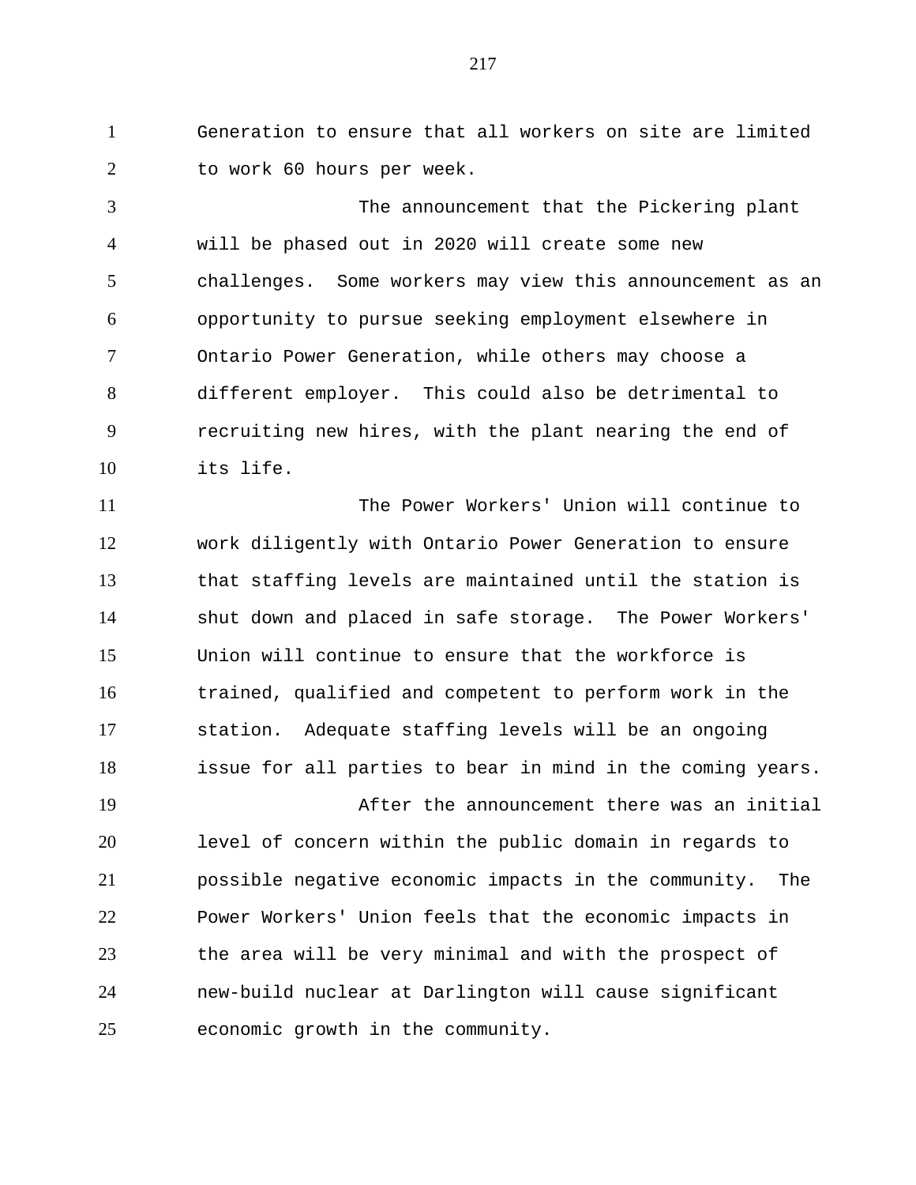Generation to ensure that all workers on site are limited to work 60 hours per week.

The announcement that the Pickering plant will be phased out in 2020 will create some new challenges. Some workers may view this announcement as an opportunity to pursue seeking employment elsewhere in Ontario Power Generation, while others may choose a different employer. This could also be detrimental to recruiting new hires, with the plant nearing the end of its life.

The Power Workers' Union will continue to work diligently with Ontario Power Generation to ensure that staffing levels are maintained until the station is shut down and placed in safe storage. The Power Workers' Union will continue to ensure that the workforce is trained, qualified and competent to perform work in the station. Adequate staffing levels will be an ongoing issue for all parties to bear in mind in the coming years.

After the announcement there was an initial level of concern within the public domain in regards to possible negative economic impacts in the community. The Power Workers' Union feels that the economic impacts in the area will be very minimal and with the prospect of new-build nuclear at Darlington will cause significant economic growth in the community.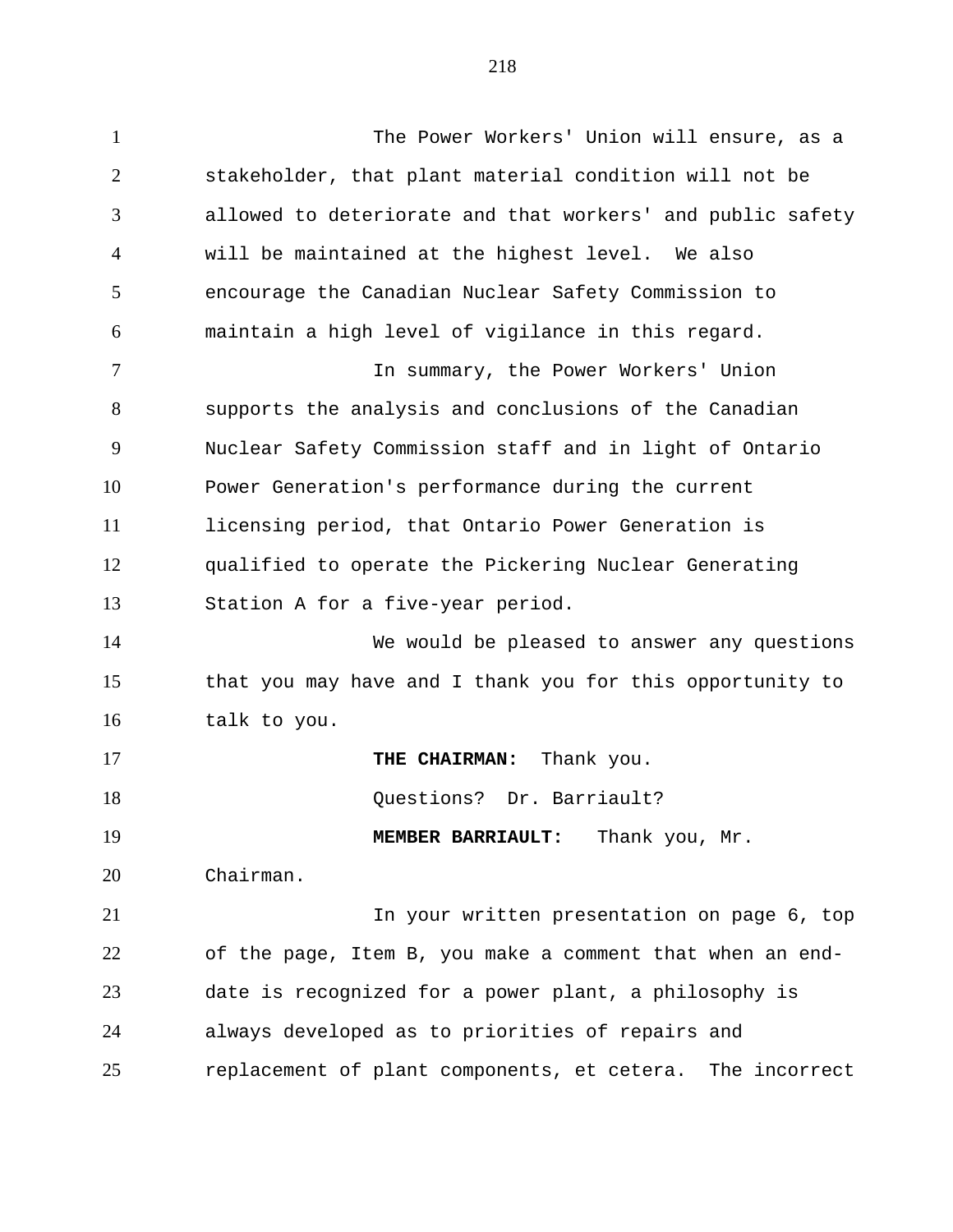The Power Workers' Union will ensure, as a stakeholder, that plant material condition will not be allowed to deteriorate and that workers' and public safety will be maintained at the highest level. We also encourage the Canadian Nuclear Safety Commission to maintain a high level of vigilance in this regard.

In summary, the Power Workers' Union supports the analysis and conclusions of the Canadian Nuclear Safety Commission staff and in light of Ontario Power Generation's performance during the current licensing period, that Ontario Power Generation is qualified to operate the Pickering Nuclear Generating Station A for a five-year period.

We would be pleased to answer any questions that you may have and I thank you for this opportunity to talk to you.

**THE CHAIRMAN:** Thank you.

Questions? Dr. Barriault?

**MEMBER BARRIAULT:** Thank you, Mr. Chairman.

In your written presentation on page 6, top of the page, Item B, you make a comment that when an end-date is recognized for a power plant, a philosophy is always developed as to priorities of repairs and replacement of plant components, et cetera. The incorrect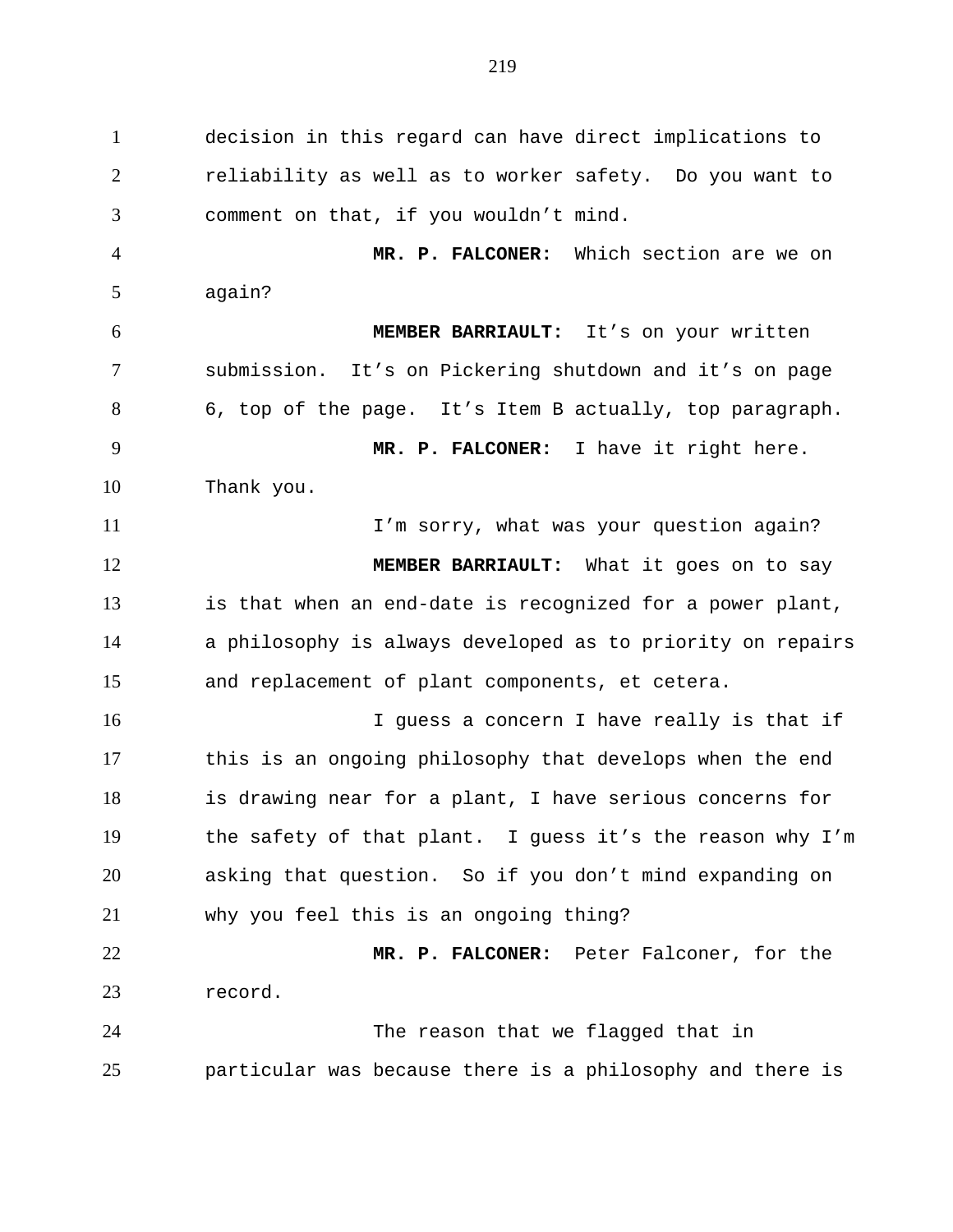decision in this regard can have direct implications to reliability as well as to worker safety. Do you want to comment on that, if you wouldn't mind.

**MR. P. FALCONER:** Which section are we on again?

**MEMBER BARRIAULT:** It's on your written submission. It's on Pickering shutdown and it's on page 6, top of the page. It's Item B actually, top paragraph.

**MR. P. FALCONER:** I have it right here. Thank you.

I'm sorry, what was your question again?

**MEMBER BARRIAULT:** What it goes on to say is that when an end-date is recognized for a power plant, a philosophy is always developed as to priority on repairs and replacement of plant components, et cetera.

I guess a concern I have really is that if this is an ongoing philosophy that develops when the end is drawing near for a plant, I have serious concerns for the safety of that plant. I guess it's the reason why I'm asking that question. So if you don't mind expanding on why you feel this is an ongoing thing?

**MR. P. FALCONER:** Peter Falconer, for the record.

The reason that we flagged that in particular was because there is a philosophy and there is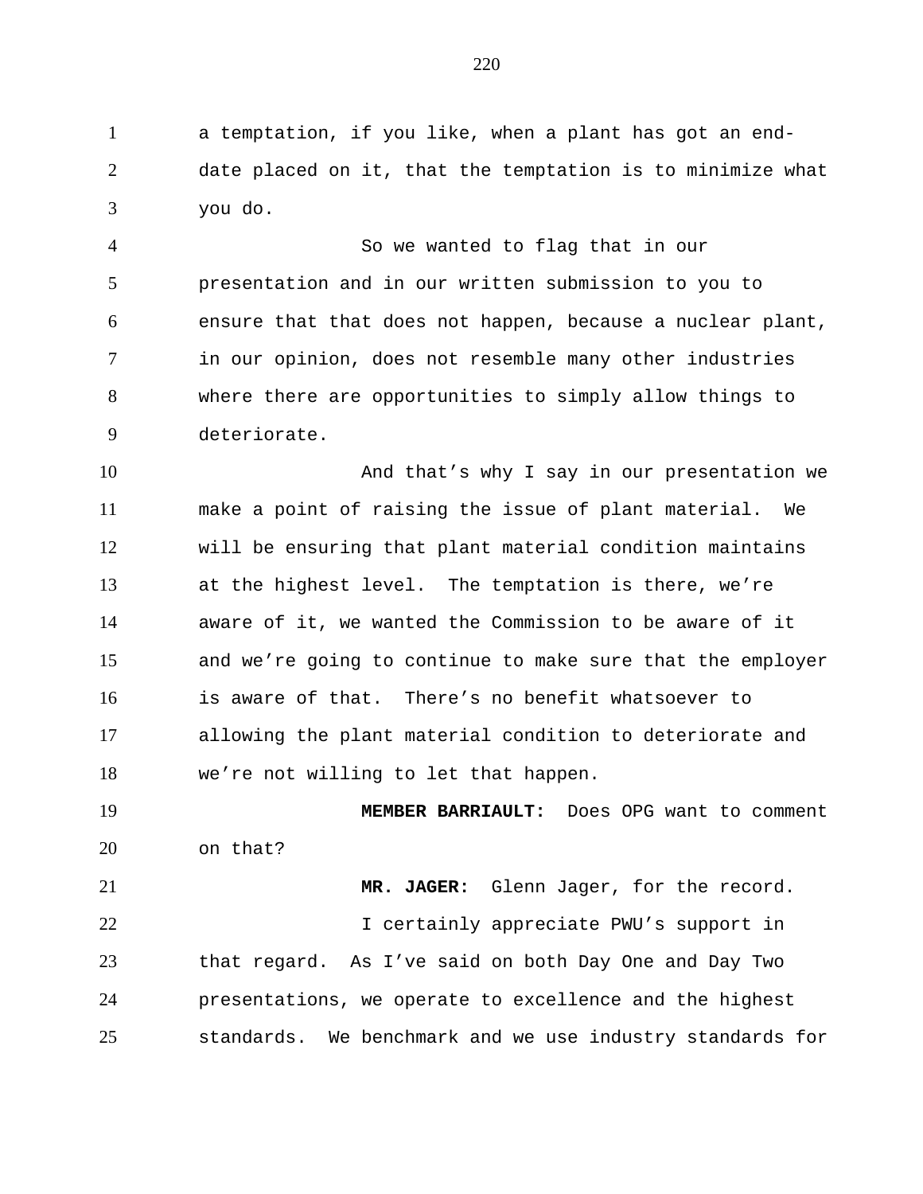a temptation, if you like, when a plant has got an end-date placed on it, that the temptation is to minimize what you do.

So we wanted to flag that in our presentation and in our written submission to you to ensure that that does not happen, because a nuclear plant, in our opinion, does not resemble many other industries where there are opportunities to simply allow things to deteriorate.

And that's why I say in our presentation we make a point of raising the issue of plant material. We will be ensuring that plant material condition maintains at the highest level. The temptation is there, we're aware of it, we wanted the Commission to be aware of it and we're going to continue to make sure that the employer is aware of that. There's no benefit whatsoever to allowing the plant material condition to deteriorate and we're not willing to let that happen.

**MEMBER BARRIAULT:** Does OPG want to comment on that?

**MR. JAGER:** Glenn Jager, for the record.

I certainly appreciate PWU's support in that regard. As I've said on both Day One and Day Two presentations, we operate to excellence and the highest standards. We benchmark and we use industry standards for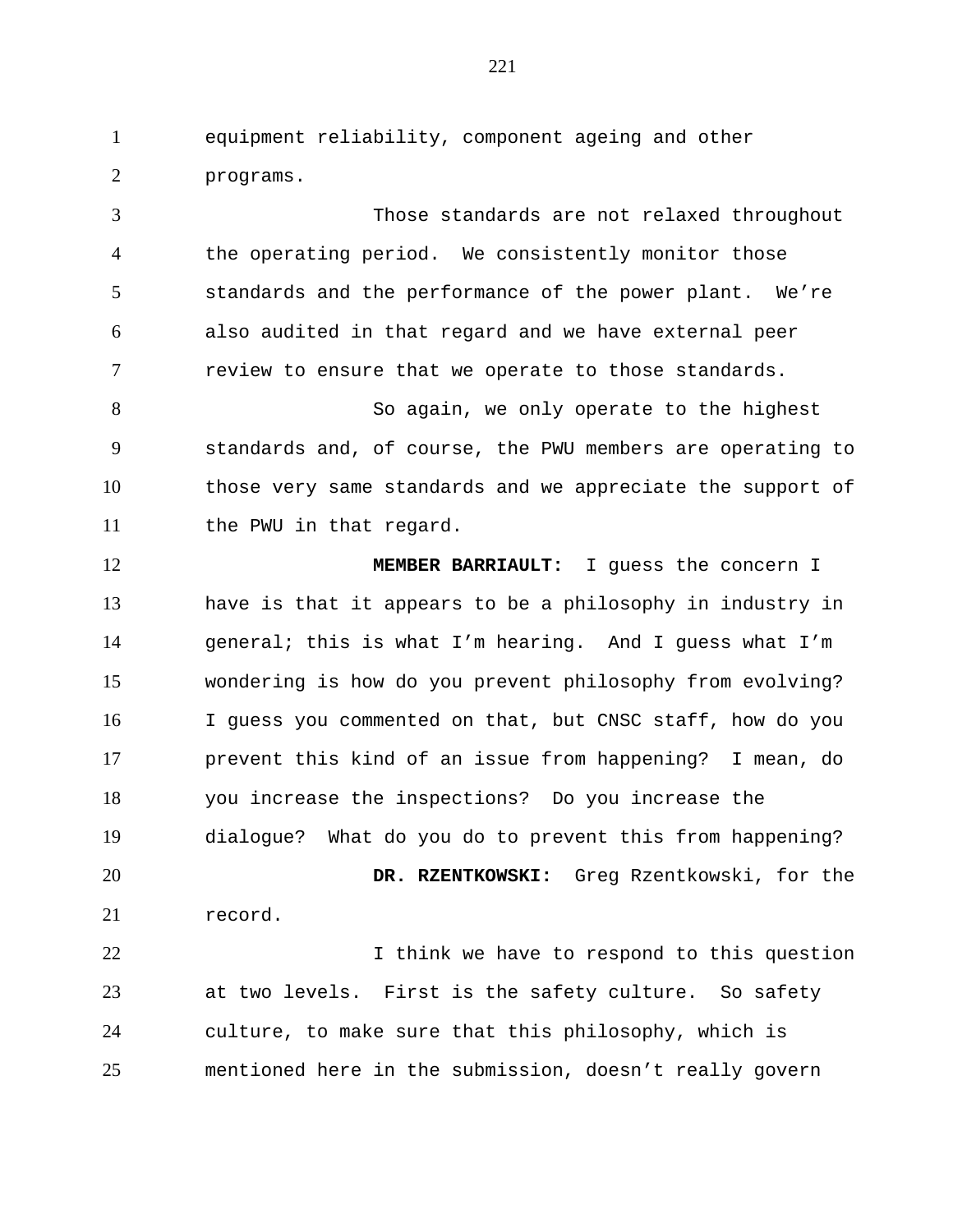equipment reliability, component ageing and other programs.

Those standards are not relaxed throughout the operating period. We consistently monitor those standards and the performance of the power plant. We're also audited in that regard and we have external peer review to ensure that we operate to those standards.

So again, we only operate to the highest standards and, of course, the PWU members are operating to those very same standards and we appreciate the support of the PWU in that regard.

**MEMBER BARRIAULT:** I guess the concern I have is that it appears to be a philosophy in industry in general; this is what I'm hearing. And I guess what I'm wondering is how do you prevent philosophy from evolving? I guess you commented on that, but CNSC staff, how do you prevent this kind of an issue from happening? I mean, do you increase the inspections? Do you increase the dialogue? What do you do to prevent this from happening?

**DR. RZENTKOWSKI:** Greg Rzentkowski, for the record.

I think we have to respond to this question at two levels. First is the safety culture. So safety culture, to make sure that this philosophy, which is mentioned here in the submission, doesn't really govern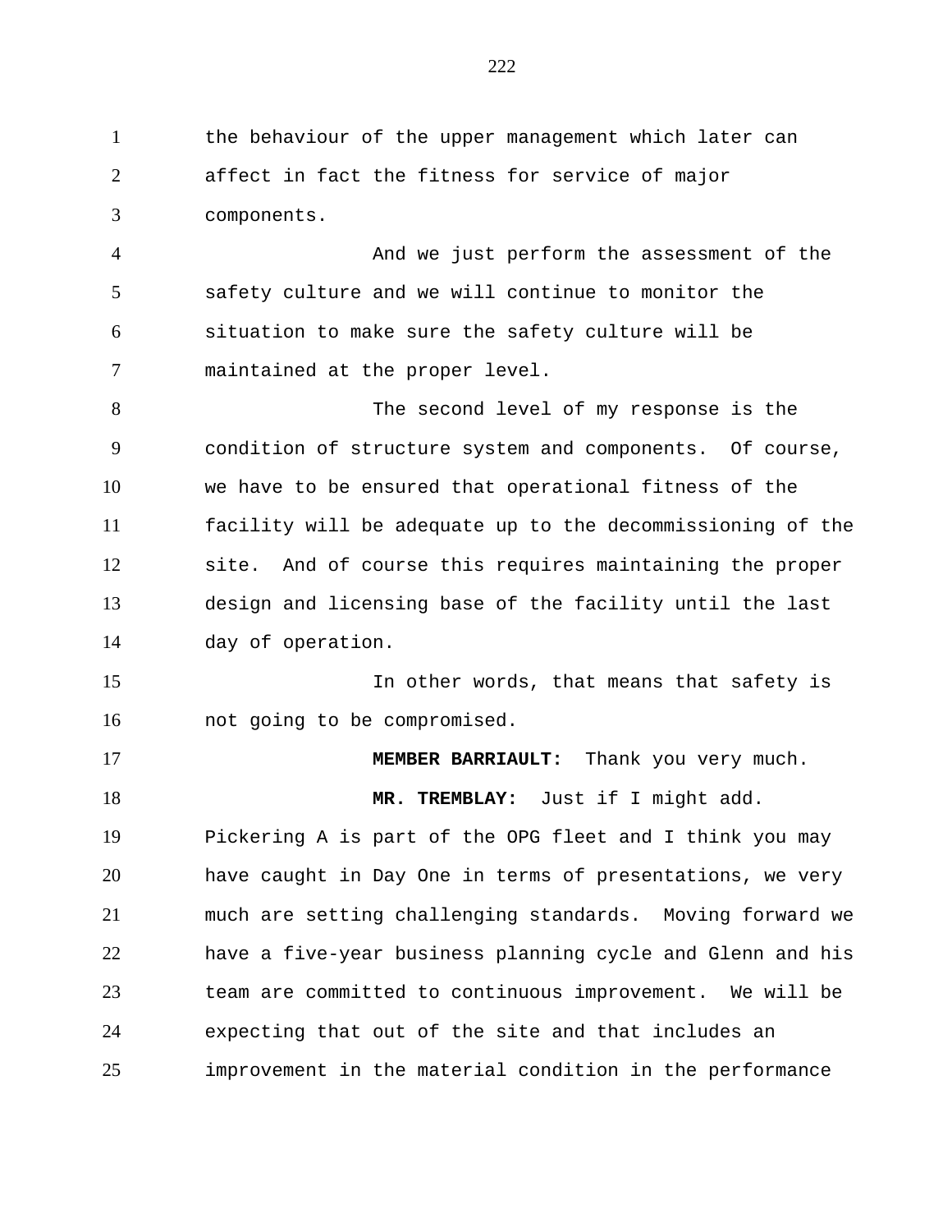the behaviour of the upper management which later can affect in fact the fitness for service of major components.

And we just perform the assessment of the safety culture and we will continue to monitor the situation to make sure the safety culture will be maintained at the proper level.

The second level of my response is the condition of structure system and components. Of course, we have to be ensured that operational fitness of the facility will be adequate up to the decommissioning of the site. And of course this requires maintaining the proper design and licensing base of the facility until the last day of operation.

In other words, that means that safety is not going to be compromised.

**MEMBER BARRIAULT:** Thank you very much.

**MR. TREMBLAY:** Just if I might add. Pickering A is part of the OPG fleet and I think you may have caught in Day One in terms of presentations, we very much are setting challenging standards. Moving forward we have a five-year business planning cycle and Glenn and his team are committed to continuous improvement. We will be expecting that out of the site and that includes an improvement in the material condition in the performance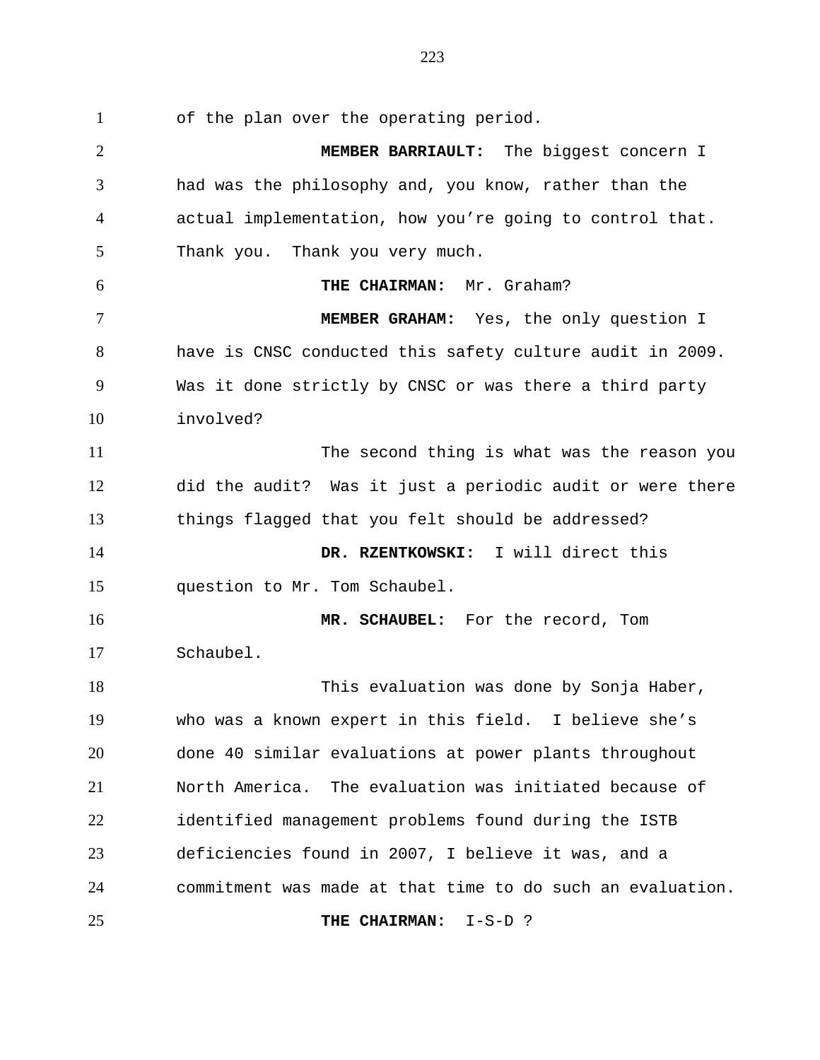of the plan over the operating period.

**MEMBER BARRIAULT:** The biggest concern I had was the philosophy and, you know, rather than the actual implementation, how you're going to control that. Thank you. Thank you very much.

**THE CHAIRMAN:** Mr. Graham?

**MEMBER GRAHAM:** Yes, the only question I have is CNSC conducted this safety culture audit in 2009. Was it done strictly by CNSC or was there a third party involved?

The second thing is what was the reason you did the audit? Was it just a periodic audit or were there things flagged that you felt should be addressed?

**DR. RZENTKOWSKI:** I will direct this question to Mr. Tom Schaubel.

**MR. SCHAUBEL:** For the record, Tom Schaubel.

This evaluation was done by Sonja Haber, who was a known expert in this field. I believe she's done 40 similar evaluations at power plants throughout North America. The evaluation was initiated because of identified management problems found during the ISTB deficiencies found in 2007, I believe it was, and a commitment was made at that time to do such an evaluation.

**THE CHAIRMAN:** I-S-D ?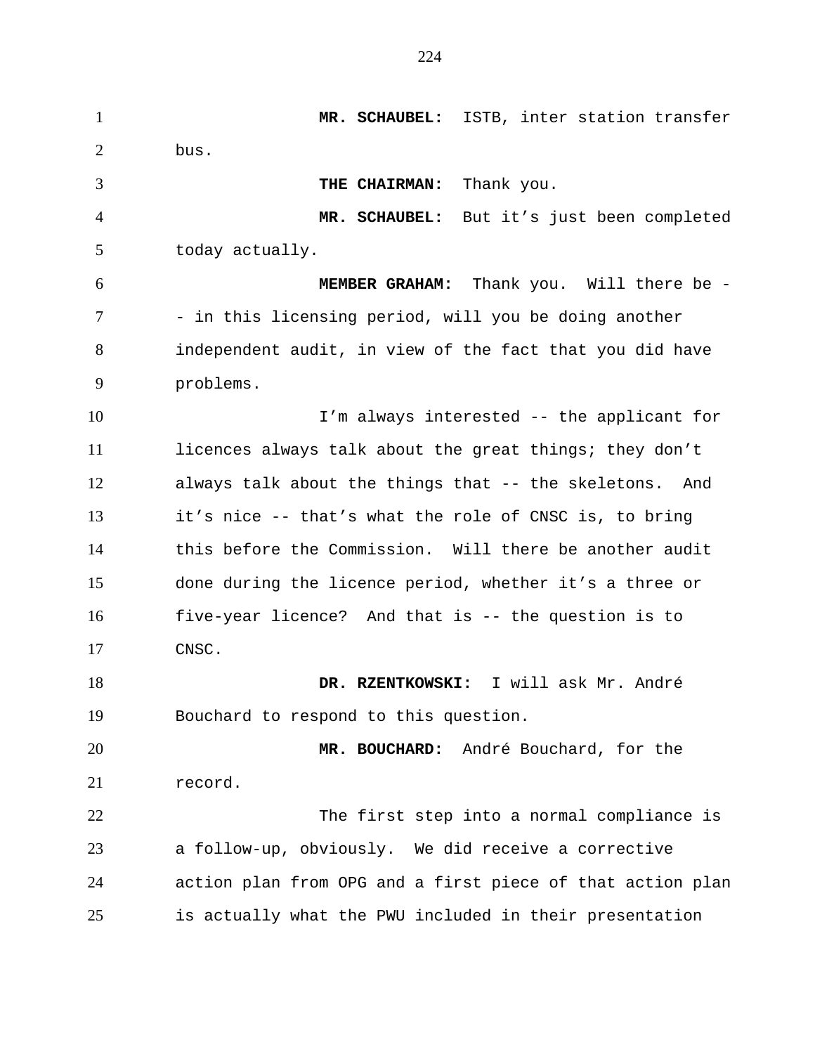**MR. SCHAUBEL:** ISTB, inter station transfer bus.

**THE CHAIRMAN:** Thank you.

**MR. SCHAUBEL:** But it's just been completed today actually.

**MEMBER GRAHAM:** Thank you. Will there be -- in this licensing period, will you be doing another independent audit, in view of the fact that you did have problems.

I'm always interested -- the applicant for licences always talk about the great things; they don't always talk about the things that -- the skeletons. And it's nice -- that's what the role of CNSC is, to bring this before the Commission. Will there be another audit done during the licence period, whether it's a three or five-year licence? And that is -- the question is to CNSC.

**DR. RZENTKOWSKI:** I will ask Mr. André Bouchard to respond to this question.

**MR. BOUCHARD:** André Bouchard, for the record.

The first step into a normal compliance is a follow-up, obviously. We did receive a corrective action plan from OPG and a first piece of that action plan is actually what the PWU included in their presentation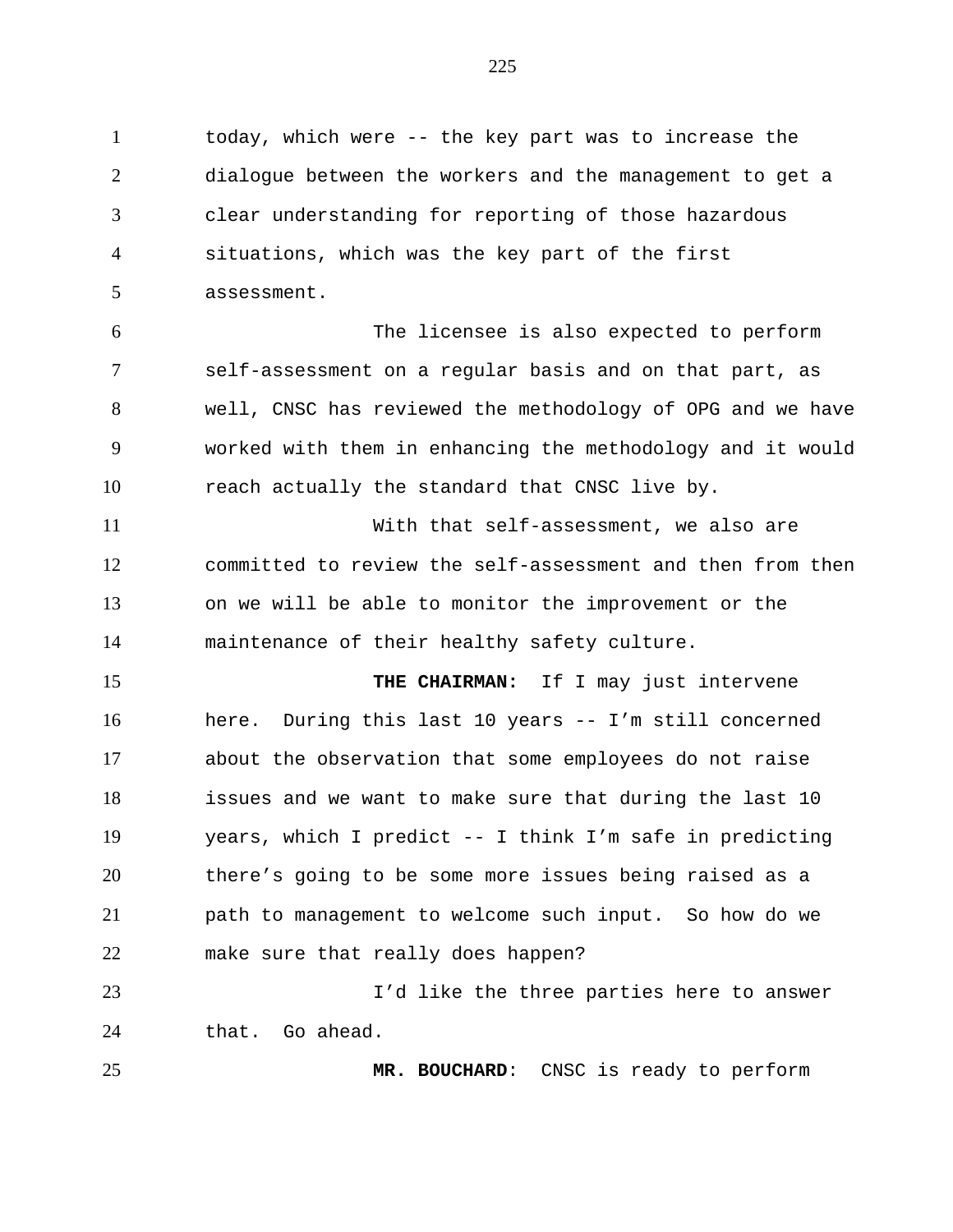today, which were -- the key part was to increase the dialogue between the workers and the management to get a clear understanding for reporting of those hazardous situations, which was the key part of the first assessment.

The licensee is also expected to perform self-assessment on a regular basis and on that part, as well, CNSC has reviewed the methodology of OPG and we have worked with them in enhancing the methodology and it would reach actually the standard that CNSC live by.

With that self-assessment, we also are committed to review the self-assessment and then from then on we will be able to monitor the improvement or the maintenance of their healthy safety culture.

**THE CHAIRMAN:** If I may just intervene here. During this last 10 years -- I'm still concerned about the observation that some employees do not raise issues and we want to make sure that during the last 10 years, which I predict -- I think I'm safe in predicting there's going to be some more issues being raised as a path to management to welcome such input. So how do we make sure that really does happen?

I'd like the three parties here to answer that. Go ahead.

**MR. BOUCHARD**: CNSC is ready to perform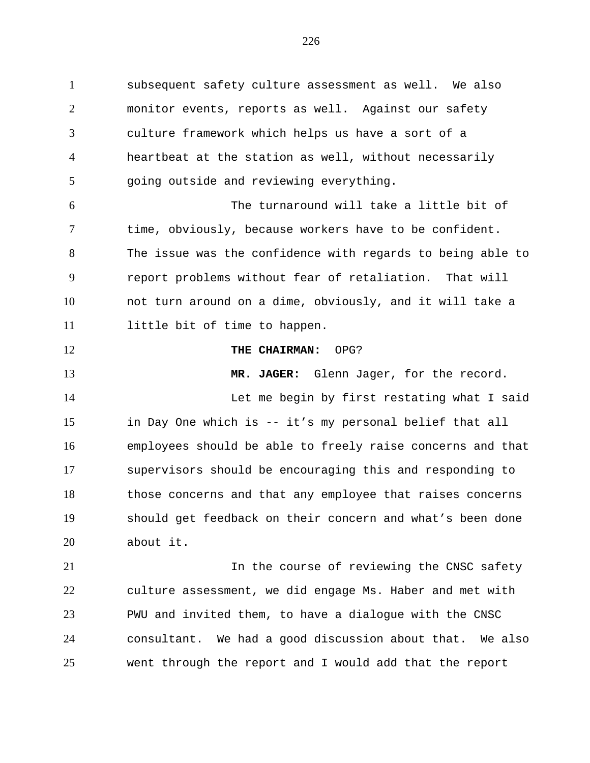subsequent safety culture assessment as well. We also monitor events, reports as well. Against our safety culture framework which helps us have a sort of a heartbeat at the station as well, without necessarily going outside and reviewing everything.

The turnaround will take a little bit of time, obviously, because workers have to be confident. The issue was the confidence with regards to being able to report problems without fear of retaliation. That will not turn around on a dime, obviously, and it will take a little bit of time to happen.

**THE CHAIRMAN:** OPG?

**MR. JAGER:** Glenn Jager, for the record.

Let me begin by first restating what I said in Day One which is -- it's my personal belief that all employees should be able to freely raise concerns and that supervisors should be encouraging this and responding to those concerns and that any employee that raises concerns should get feedback on their concern and what's been done about it.

In the course of reviewing the CNSC safety culture assessment, we did engage Ms. Haber and met with PWU and invited them, to have a dialogue with the CNSC consultant. We had a good discussion about that. We also went through the report and I would add that the report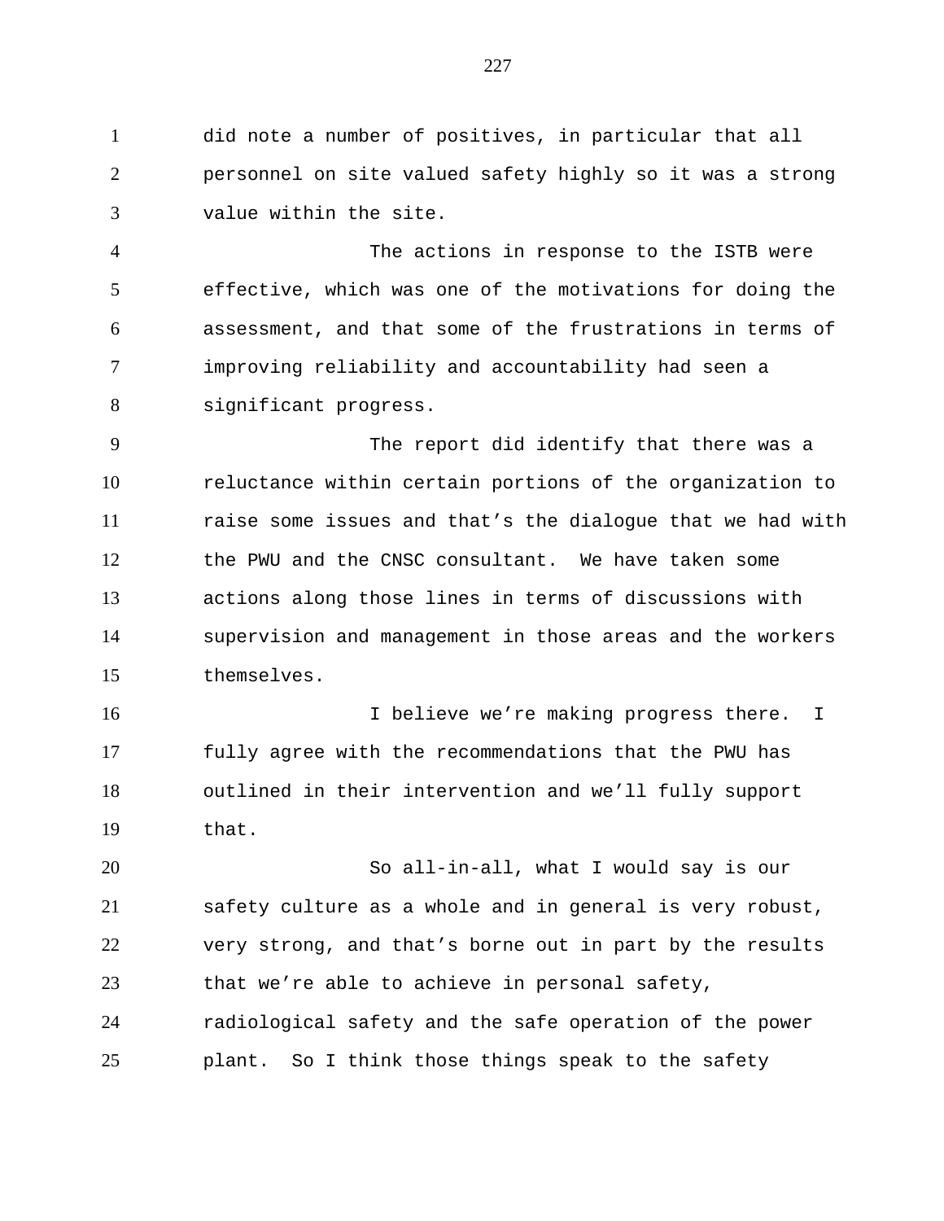did note a number of positives, in particular that all personnel on site valued safety highly so it was a strong value within the site.

The actions in response to the ISTB were effective, which was one of the motivations for doing the assessment, and that some of the frustrations in terms of improving reliability and accountability had seen a significant progress.

The report did identify that there was a reluctance within certain portions of the organization to raise some issues and that's the dialogue that we had with the PWU and the CNSC consultant. We have taken some actions along those lines in terms of discussions with supervision and management in those areas and the workers themselves.

I believe we're making progress there. I fully agree with the recommendations that the PWU has outlined in their intervention and we'll fully support that.

So all-in-all, what I would say is our safety culture as a whole and in general is very robust, very strong, and that's borne out in part by the results that we're able to achieve in personal safety, radiological safety and the safe operation of the power plant. So I think those things speak to the safety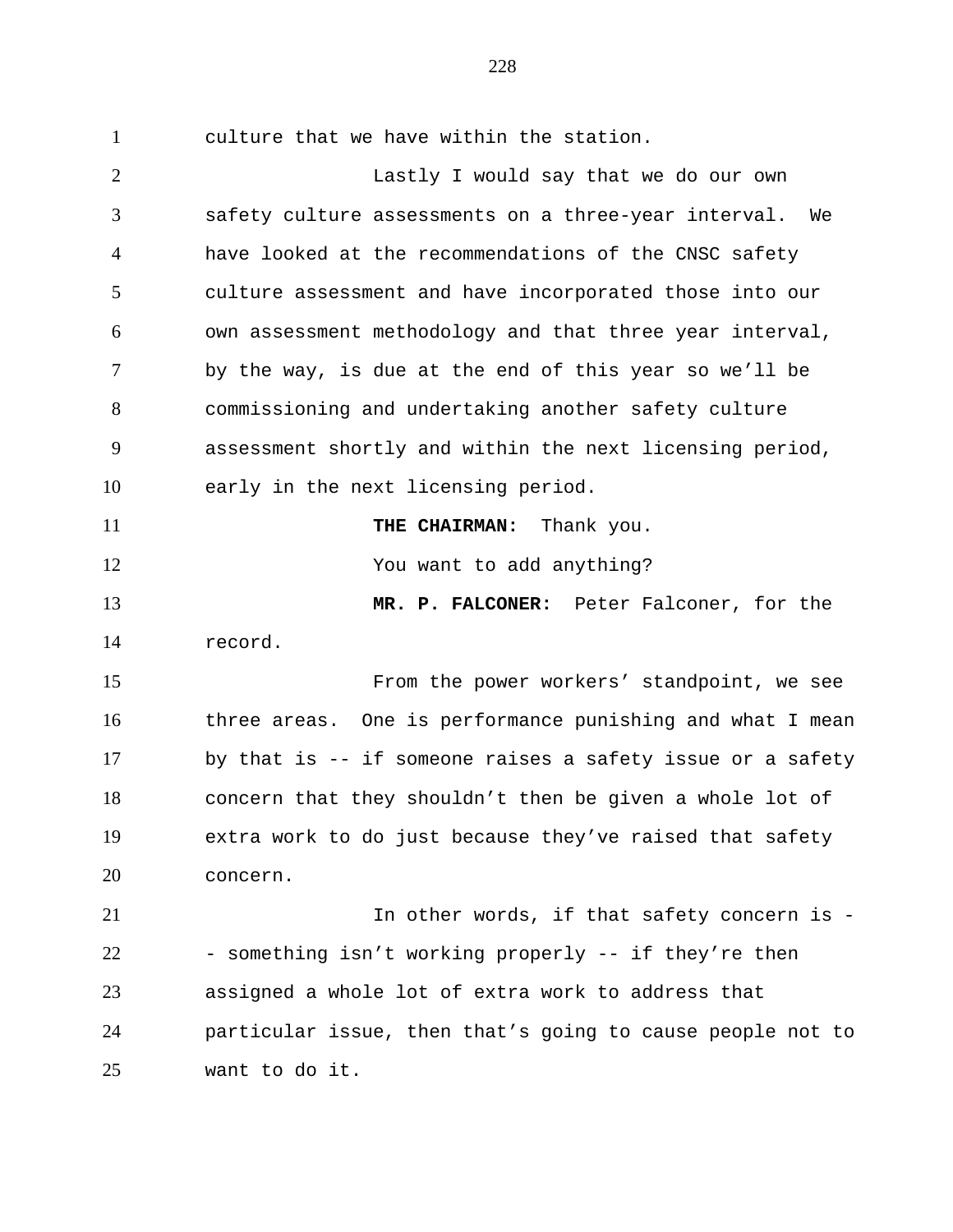culture that we have within the station.

Lastly I would say that we do our own safety culture assessments on a three-year interval. We have looked at the recommendations of the CNSC safety culture assessment and have incorporated those into our own assessment methodology and that three year interval, by the way, is due at the end of this year so we'll be commissioning and undertaking another safety culture assessment shortly and within the next licensing period, early in the next licensing period.

**THE CHAIRMAN:** Thank you.

You want to add anything?

**MR. P. FALCONER:** Peter Falconer, for the record.

From the power workers' standpoint, we see three areas. One is performance punishing and what I mean by that is -- if someone raises a safety issue or a safety concern that they shouldn't then be given a whole lot of extra work to do just because they've raised that safety concern.

In other words, if that safety concern is -- something isn't working properly -- if they're then assigned a whole lot of extra work to address that particular issue, then that's going to cause people not to want to do it.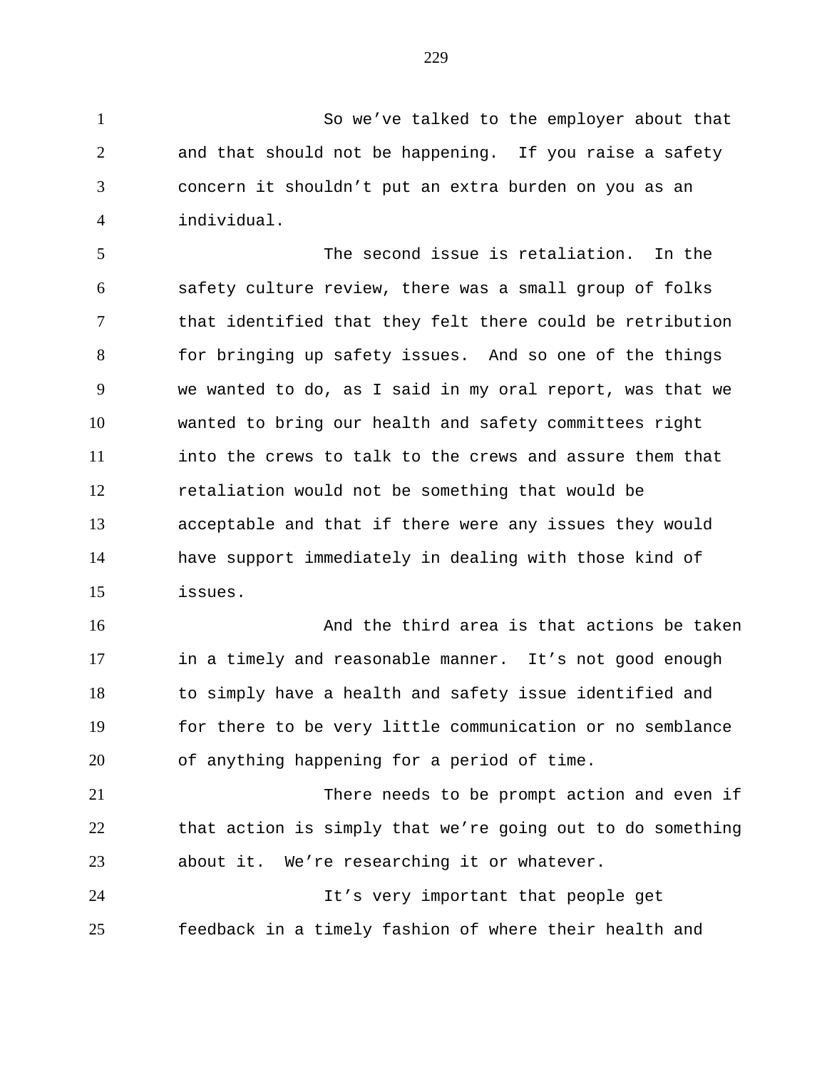So we've talked to the employer about that and that should not be happening. If you raise a safety concern it shouldn't put an extra burden on you as an individual.

The second issue is retaliation. In the safety culture review, there was a small group of folks that identified that they felt there could be retribution for bringing up safety issues. And so one of the things we wanted to do, as I said in my oral report, was that we wanted to bring our health and safety committees right into the crews to talk to the crews and assure them that retaliation would not be something that would be acceptable and that if there were any issues they would have support immediately in dealing with those kind of issues.

And the third area is that actions be taken in a timely and reasonable manner. It's not good enough to simply have a health and safety issue identified and for there to be very little communication or no semblance of anything happening for a period of time.

There needs to be prompt action and even if that action is simply that we're going out to do something about it. We're researching it or whatever.

It's very important that people get feedback in a timely fashion of where their health and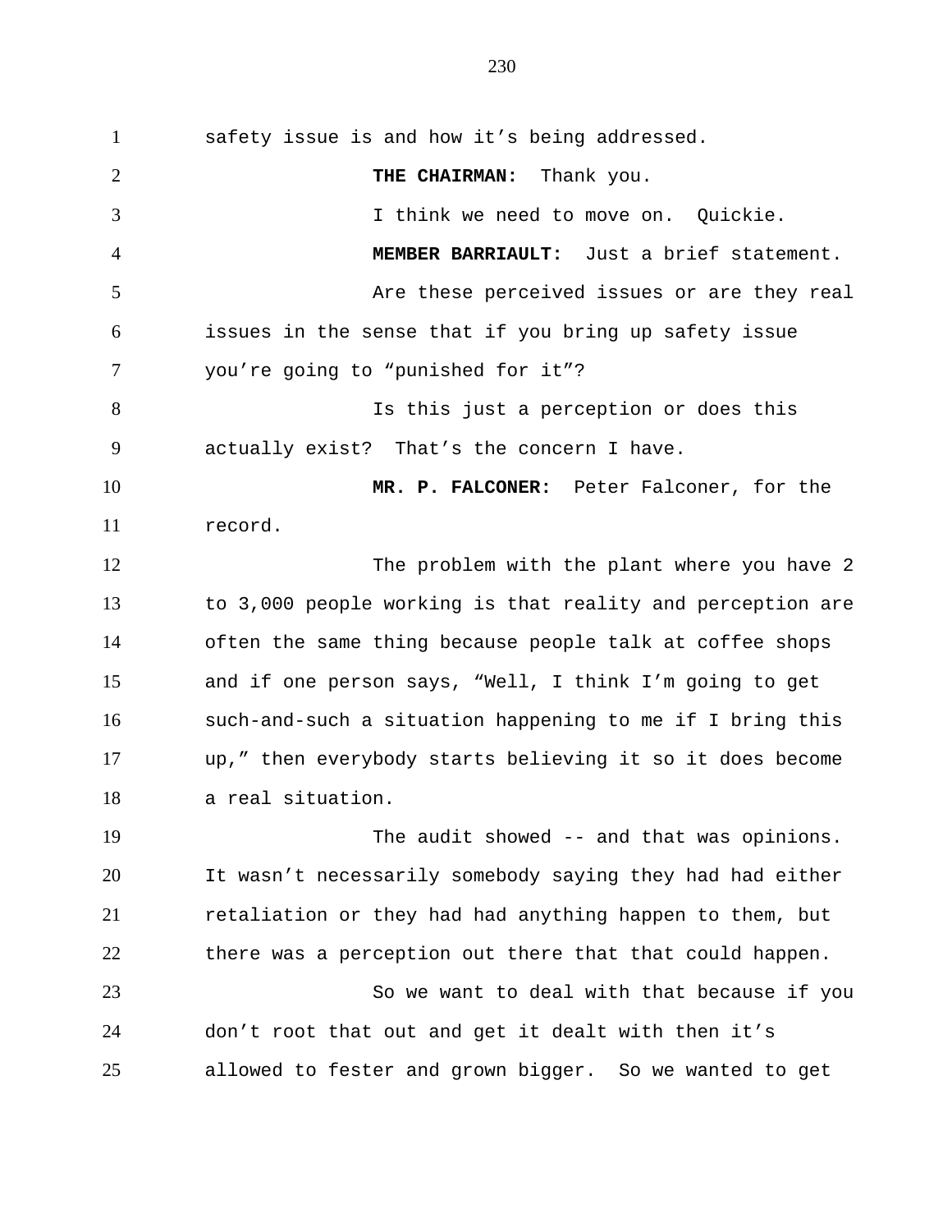safety issue is and how it’s being addressed.

**THE CHAIRMAN:** Thank you.

I think we need to move on. Quickie.

**MEMBER BARRIAULT:** Just a brief statement.

Are these perceived issues or are they real issues in the sense that if you bring up safety issue you’re going to “punished for it”?

Is this just a perception or does this actually exist? That’s the concern I have.

**MR. P. FALCONER:** Peter Falconer, for the record.

The problem with the plant where you have 2 to 3,000 people working is that reality and perception are often the same thing because people talk at coffee shops and if one person says, “Well, I think I’m going to get such-and-such a situation happening to me if I bring this up,” then everybody starts believing it so it does become a real situation.

The audit showed -- and that was opinions. It wasn’t necessarily somebody saying they had had either retaliation or they had had anything happen to them, but there was a perception out there that that could happen.

So we want to deal with that because if you don’t root that out and get it dealt with then it’s allowed to fester and grown bigger. So we wanted to get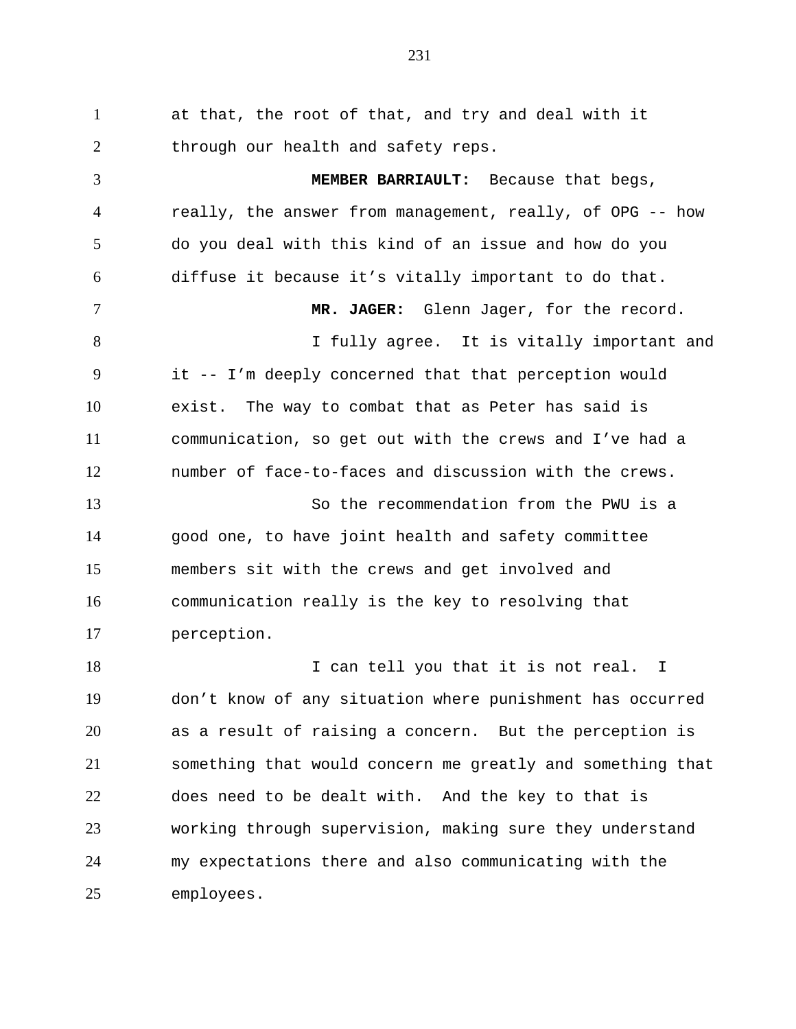at that, the root of that, and try and deal with it through our health and safety reps.

**MEMBER BARRIAULT:** Because that begs, really, the answer from management, really, of OPG -- how do you deal with this kind of an issue and how do you diffuse it because it's vitally important to do that.

**MR. JAGER:** Glenn Jager, for the record.

I fully agree. It is vitally important and it -- I'm deeply concerned that that perception would exist. The way to combat that as Peter has said is communication, so get out with the crews and I've had a number of face-to-faces and discussion with the crews.

So the recommendation from the PWU is a good one, to have joint health and safety committee members sit with the crews and get involved and communication really is the key to resolving that perception.

I can tell you that it is not real. I don't know of any situation where punishment has occurred as a result of raising a concern. But the perception is something that would concern me greatly and something that does need to be dealt with. And the key to that is working through supervision, making sure they understand my expectations there and also communicating with the employees.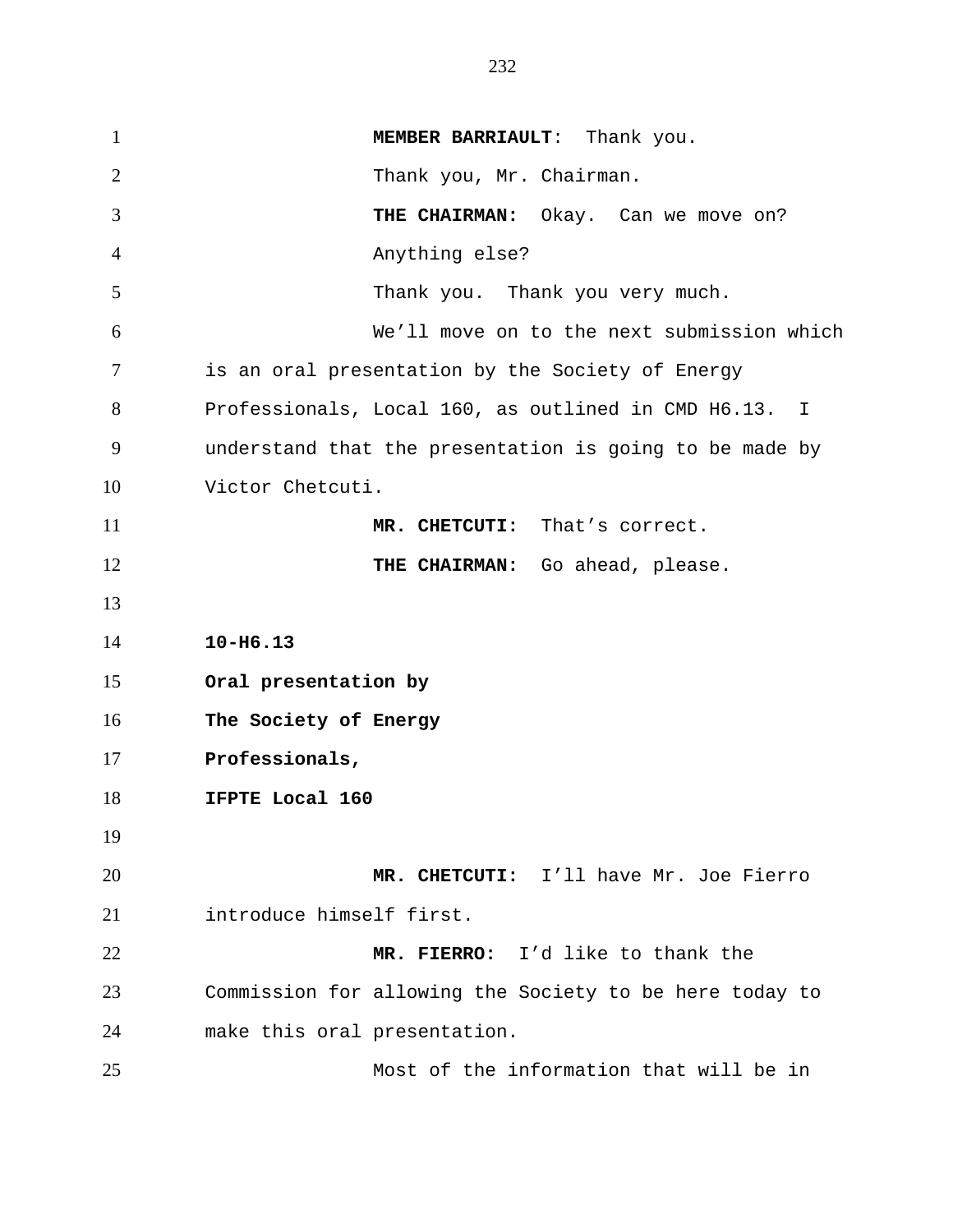**MEMBER BARRIAULT**: Thank you.

Thank you, Mr. Chairman.

**THE CHAIRMAN:** Okay. Can we move on?

Anything else?

Thank you. Thank you very much.

We'll move on to the next submission which is an oral presentation by the Society of Energy Professionals, Local 160, as outlined in CMD H6.13. I understand that the presentation is going to be made by Victor Chetcuti.

**MR. CHETCUTI:** That's correct.

**THE CHAIRMAN:** Go ahead, please.

**10-H6.13**

**Oral presentation by**

**The Society of Energy**

**Professionals,**

**IFPTE Local 160**

**MR. CHETCUTI:** I'll have Mr. Joe Fierro introduce himself first.

**MR. FIERRO:** I'd like to thank the Commission for allowing the Society to be here today to make this oral presentation.

Most of the information that will be in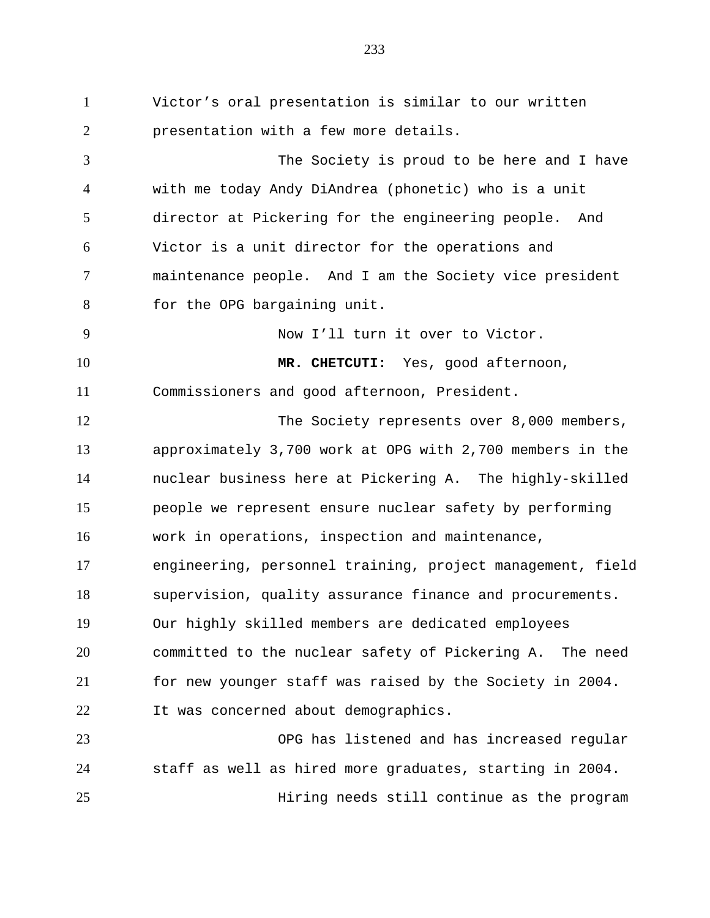Victor's oral presentation is similar to our written presentation with a few more details.

The Society is proud to be here and I have with me today Andy DiAndrea (phonetic) who is a unit director at Pickering for the engineering people. And Victor is a unit director for the operations and maintenance people. And I am the Society vice president for the OPG bargaining unit.

Now I'll turn it over to Victor.

**MR. CHETCUTI:** Yes, good afternoon, Commissioners and good afternoon, President.

The Society represents over 8,000 members, approximately 3,700 work at OPG with 2,700 members in the nuclear business here at Pickering A. The highly-skilled people we represent ensure nuclear safety by performing work in operations, inspection and maintenance, engineering, personnel training, project management, field supervision, quality assurance finance and procurements. Our highly skilled members are dedicated employees committed to the nuclear safety of Pickering A. The need for new younger staff was raised by the Society in 2004. It was concerned about demographics.

OPG has listened and has increased regular staff as well as hired more graduates, starting in 2004.

Hiring needs still continue as the program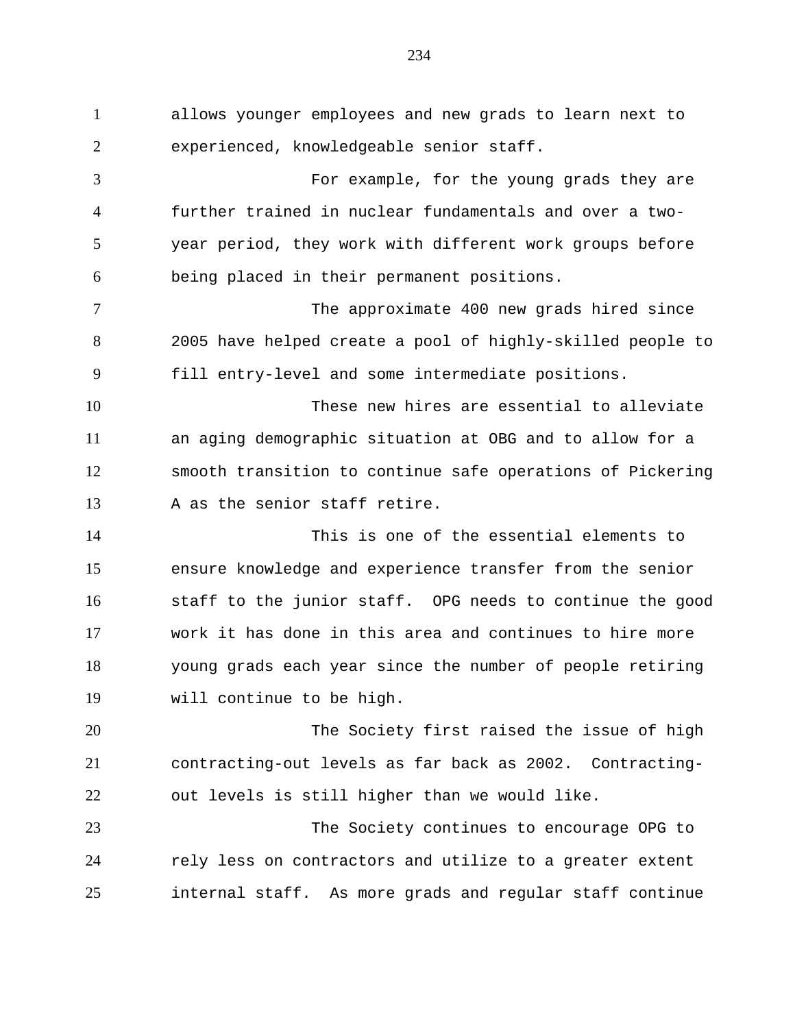allows younger employees and new grads to learn next to experienced, knowledgeable senior staff.

For example, for the young grads they are further trained in nuclear fundamentals and over a two-year period, they work with different work groups before being placed in their permanent positions.

The approximate 400 new grads hired since 2005 have helped create a pool of highly-skilled people to fill entry-level and some intermediate positions.

These new hires are essential to alleviate an aging demographic situation at OBG and to allow for a smooth transition to continue safe operations of Pickering A as the senior staff retire.

This is one of the essential elements to ensure knowledge and experience transfer from the senior staff to the junior staff. OPG needs to continue the good work it has done in this area and continues to hire more young grads each year since the number of people retiring will continue to be high.

The Society first raised the issue of high contracting-out levels as far back as 2002. Contracting-out levels is still higher than we would like.

The Society continues to encourage OPG to rely less on contractors and utilize to a greater extent internal staff. As more grads and regular staff continue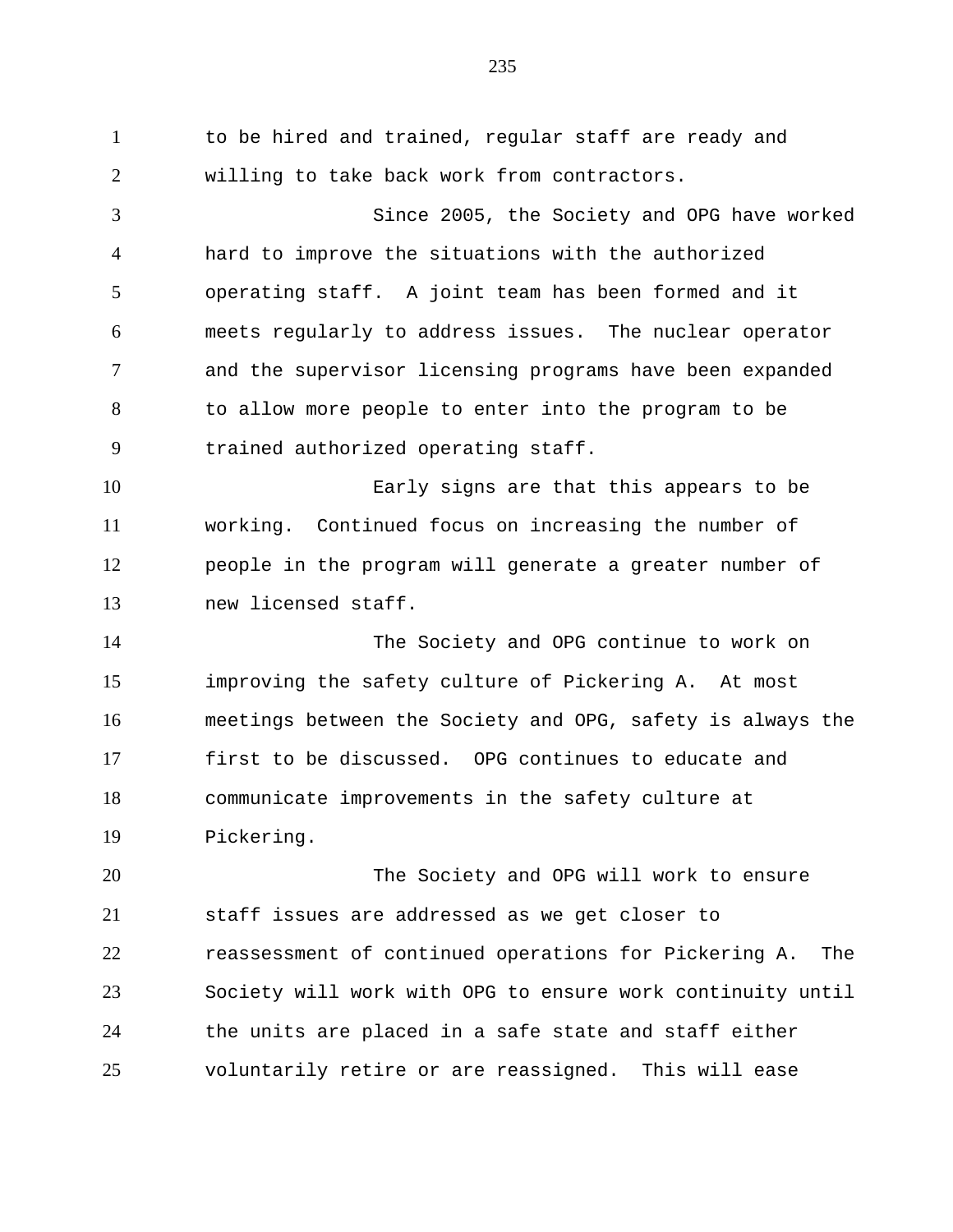to be hired and trained, regular staff are ready and willing to take back work from contractors.

Since 2005, the Society and OPG have worked hard to improve the situations with the authorized operating staff. A joint team has been formed and it meets regularly to address issues. The nuclear operator and the supervisor licensing programs have been expanded to allow more people to enter into the program to be trained authorized operating staff.

Early signs are that this appears to be working. Continued focus on increasing the number of people in the program will generate a greater number of new licensed staff.

The Society and OPG continue to work on improving the safety culture of Pickering A. At most meetings between the Society and OPG, safety is always the first to be discussed. OPG continues to educate and communicate improvements in the safety culture at Pickering.

The Society and OPG will work to ensure staff issues are addressed as we get closer to reassessment of continued operations for Pickering A. The Society will work with OPG to ensure work continuity until the units are placed in a safe state and staff either voluntarily retire or are reassigned. This will ease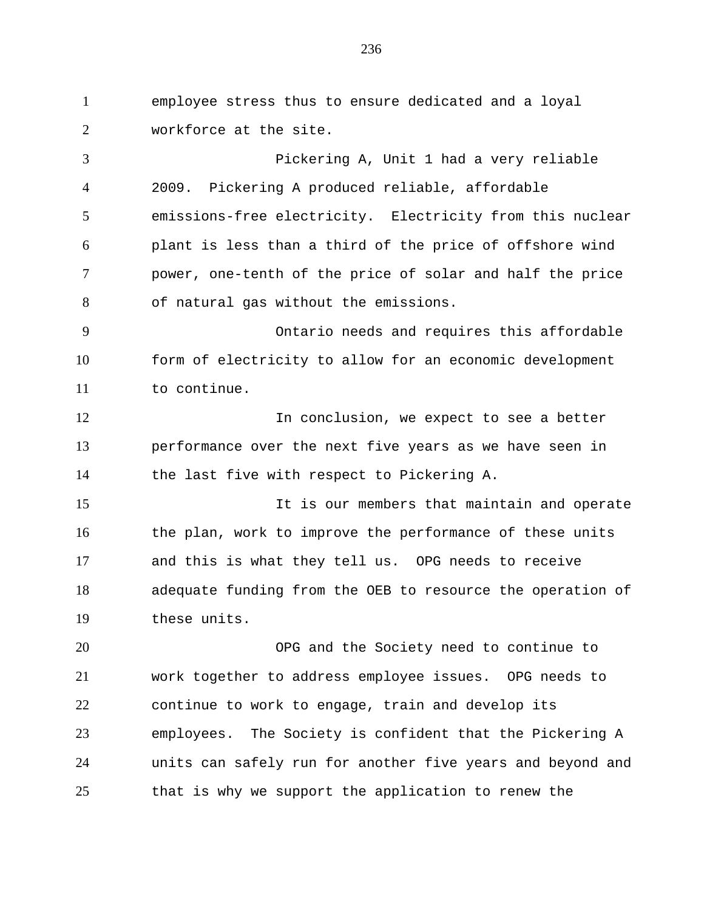employee stress thus to ensure dedicated and a loyal workforce at the site.

Pickering A, Unit 1 had a very reliable 2009. Pickering A produced reliable, affordable emissions-free electricity. Electricity from this nuclear plant is less than a third of the price of offshore wind power, one-tenth of the price of solar and half the price of natural gas without the emissions.

Ontario needs and requires this affordable form of electricity to allow for an economic development to continue.

In conclusion, we expect to see a better performance over the next five years as we have seen in the last five with respect to Pickering A.

It is our members that maintain and operate the plan, work to improve the performance of these units and this is what they tell us. OPG needs to receive adequate funding from the OEB to resource the operation of these units.

OPG and the Society need to continue to work together to address employee issues. OPG needs to continue to work to engage, train and develop its employees. The Society is confident that the Pickering A units can safely run for another five years and beyond and that is why we support the application to renew the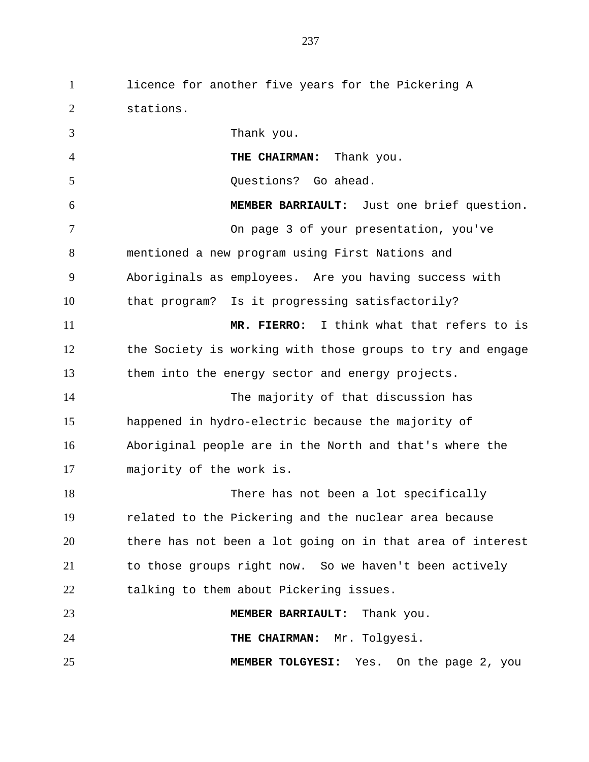licence for another five years for the Pickering A stations.

Thank you.

**THE CHAIRMAN:** Thank you.

Questions? Go ahead.

**MEMBER BARRIAULT:** Just one brief question.

On page 3 of your presentation, you've mentioned a new program using First Nations and Aboriginals as employees. Are you having success with that program? Is it progressing satisfactorily?

**MR. FIERRO:** I think what that refers to is the Society is working with those groups to try and engage them into the energy sector and energy projects.

The majority of that discussion has happened in hydro-electric because the majority of Aboriginal people are in the North and that's where the majority of the work is.

There has not been a lot specifically related to the Pickering and the nuclear area because there has not been a lot going on in that area of interest to those groups right now. So we haven't been actively talking to them about Pickering issues.

**MEMBER BARRIAULT:** Thank you.

**THE CHAIRMAN:** Mr. Tolgyesi.

**MEMBER TOLGYESI:** Yes. On the page 2, you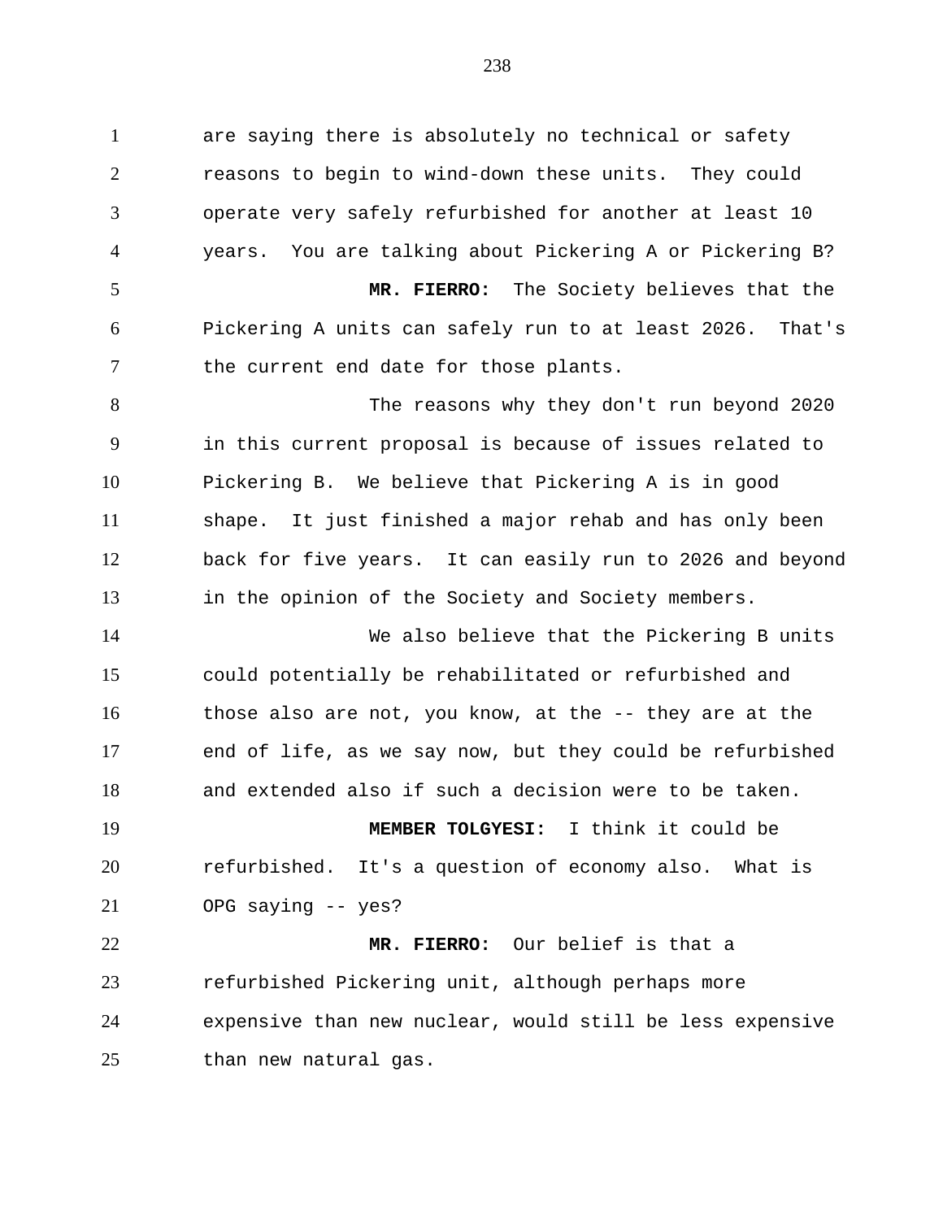are saying there is absolutely no technical or safety reasons to begin to wind-down these units. They could operate very safely refurbished for another at least 10 years. You are talking about Pickering A or Pickering B?

**MR. FIERRO:** The Society believes that the Pickering A units can safely run to at least 2026. That's the current end date for those plants.

The reasons why they don't run beyond 2020 in this current proposal is because of issues related to Pickering B. We believe that Pickering A is in good shape. It just finished a major rehab and has only been back for five years. It can easily run to 2026 and beyond in the opinion of the Society and Society members.

We also believe that the Pickering B units could potentially be rehabilitated or refurbished and those also are not, you know, at the -- they are at the end of life, as we say now, but they could be refurbished and extended also if such a decision were to be taken.

**MEMBER TOLGYESI:** I think it could be refurbished. It's a question of economy also. What is OPG saying -- yes?

**MR. FIERRO:** Our belief is that a refurbished Pickering unit, although perhaps more expensive than new nuclear, would still be less expensive than new natural gas.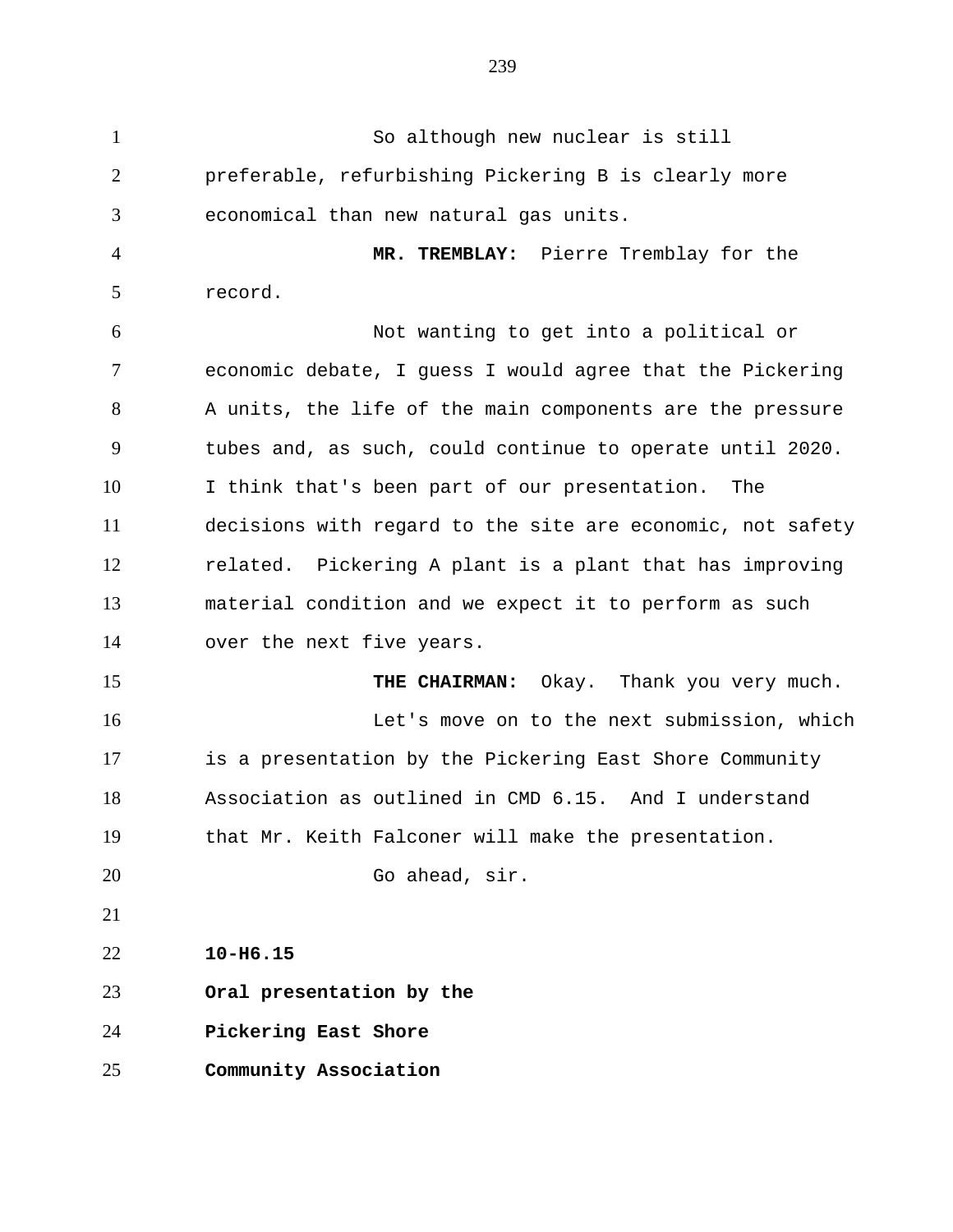So although new nuclear is still preferable, refurbishing Pickering B is clearly more economical than new natural gas units.

**MR. TREMBLAY:** Pierre Tremblay for the record.

Not wanting to get into a political or economic debate, I guess I would agree that the Pickering A units, the life of the main components are the pressure tubes and, as such, could continue to operate until 2020. I think that's been part of our presentation. The decisions with regard to the site are economic, not safety related. Pickering A plant is a plant that has improving material condition and we expect it to perform as such over the next five years.

**THE CHAIRMAN:** Okay. Thank you very much.

Let's move on to the next submission, which is a presentation by the Pickering East Shore Community Association as outlined in CMD 6.15. And I understand that Mr. Keith Falconer will make the presentation.

Go ahead, sir.

**10-H6.15**

**Oral presentation by the**

**Pickering East Shore**

**Community Association**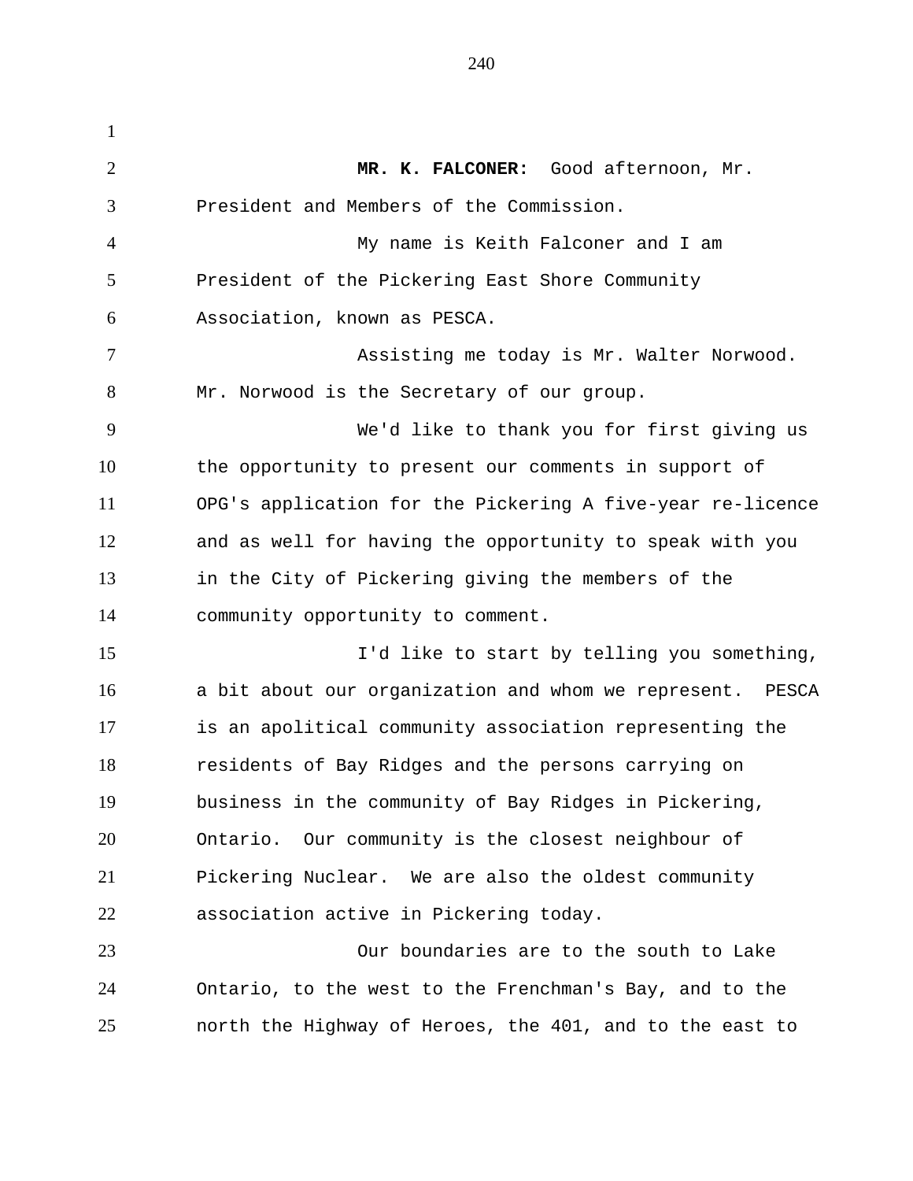**MR. K. FALCONER:** Good afternoon, Mr. President and Members of the Commission.

My name is Keith Falconer and I am President of the Pickering East Shore Community Association, known as PESCA.

Assisting me today is Mr. Walter Norwood. Mr. Norwood is the Secretary of our group.

We'd like to thank you for first giving us the opportunity to present our comments in support of OPG's application for the Pickering A five-year re-licence and as well for having the opportunity to speak with you in the City of Pickering giving the members of the community opportunity to comment.

I'd like to start by telling you something, a bit about our organization and whom we represent. PESCA is an apolitical community association representing the residents of Bay Ridges and the persons carrying on business in the community of Bay Ridges in Pickering, Ontario. Our community is the closest neighbour of Pickering Nuclear. We are also the oldest community association active in Pickering today.

Our boundaries are to the south to Lake Ontario, to the west to the Frenchman's Bay, and to the north the Highway of Heroes, the 401, and to the east to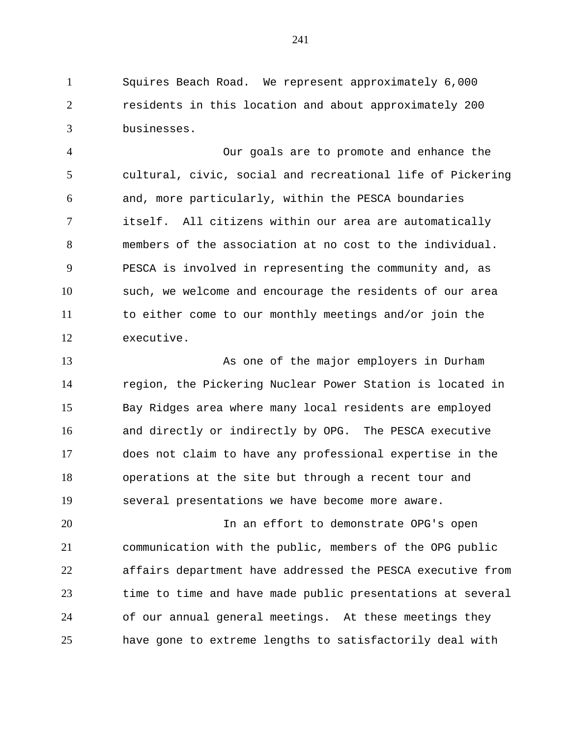Squires Beach Road. We represent approximately 6,000 residents in this location and about approximately 200 businesses.

Our goals are to promote and enhance the cultural, civic, social and recreational life of Pickering and, more particularly, within the PESCA boundaries itself. All citizens within our area are automatically members of the association at no cost to the individual. PESCA is involved in representing the community and, as such, we welcome and encourage the residents of our area to either come to our monthly meetings and/or join the executive.

As one of the major employers in Durham region, the Pickering Nuclear Power Station is located in Bay Ridges area where many local residents are employed and directly or indirectly by OPG. The PESCA executive does not claim to have any professional expertise in the operations at the site but through a recent tour and several presentations we have become more aware.

In an effort to demonstrate OPG's open communication with the public, members of the OPG public affairs department have addressed the PESCA executive from time to time and have made public presentations at several of our annual general meetings. At these meetings they have gone to extreme lengths to satisfactorily deal with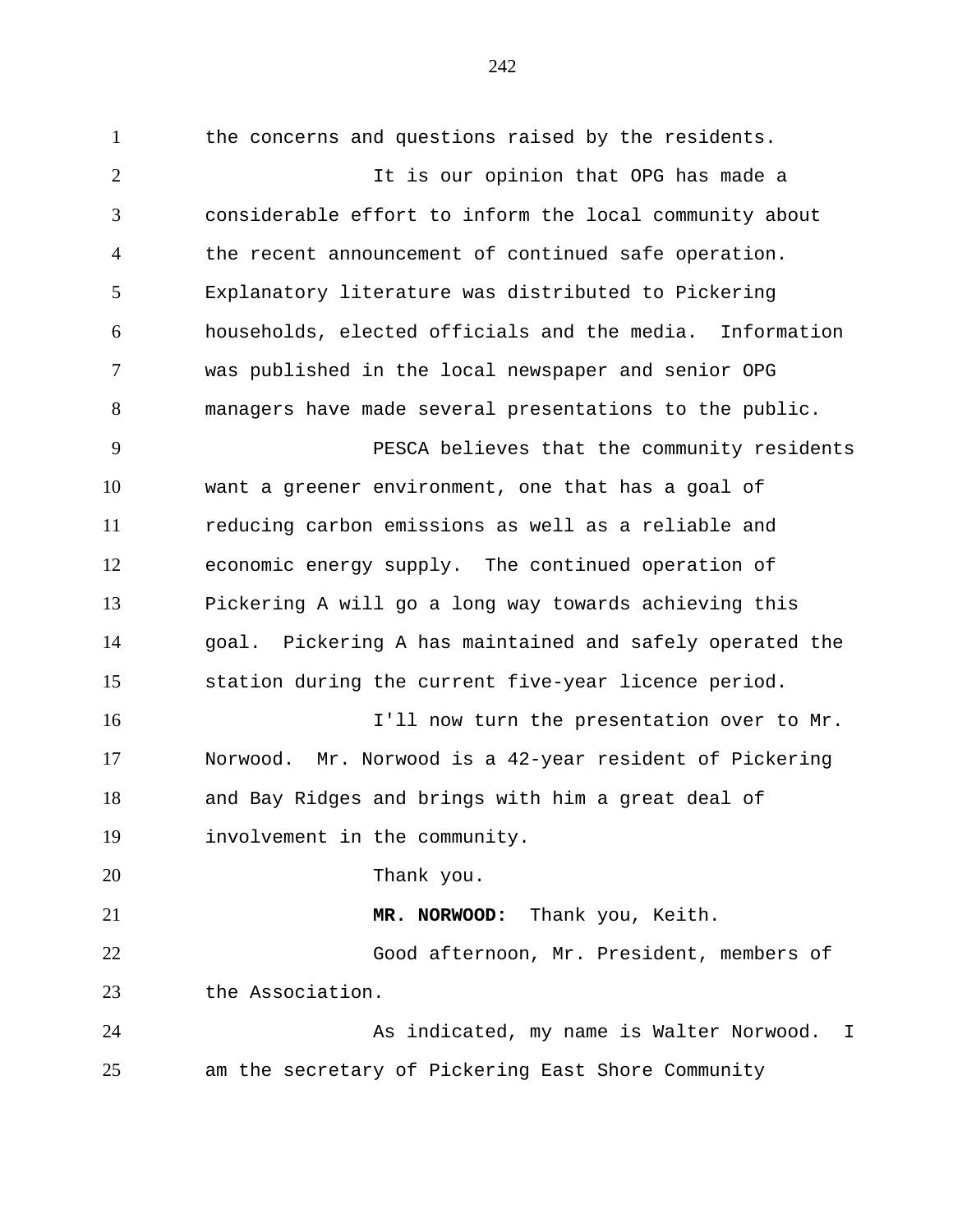the concerns and questions raised by the residents.

It is our opinion that OPG has made a considerable effort to inform the local community about the recent announcement of continued safe operation. Explanatory literature was distributed to Pickering households, elected officials and the media. Information was published in the local newspaper and senior OPG managers have made several presentations to the public.

PESCA believes that the community residents want a greener environment, one that has a goal of reducing carbon emissions as well as a reliable and economic energy supply. The continued operation of Pickering A will go a long way towards achieving this goal. Pickering A has maintained and safely operated the station during the current five-year licence period.

I'll now turn the presentation over to Mr. Norwood. Mr. Norwood is a 42-year resident of Pickering and Bay Ridges and brings with him a great deal of involvement in the community.

Thank you.

**MR. NORWOOD:** Thank you, Keith.

Good afternoon, Mr. President, members of the Association.

As indicated, my name is Walter Norwood. I am the secretary of Pickering East Shore Community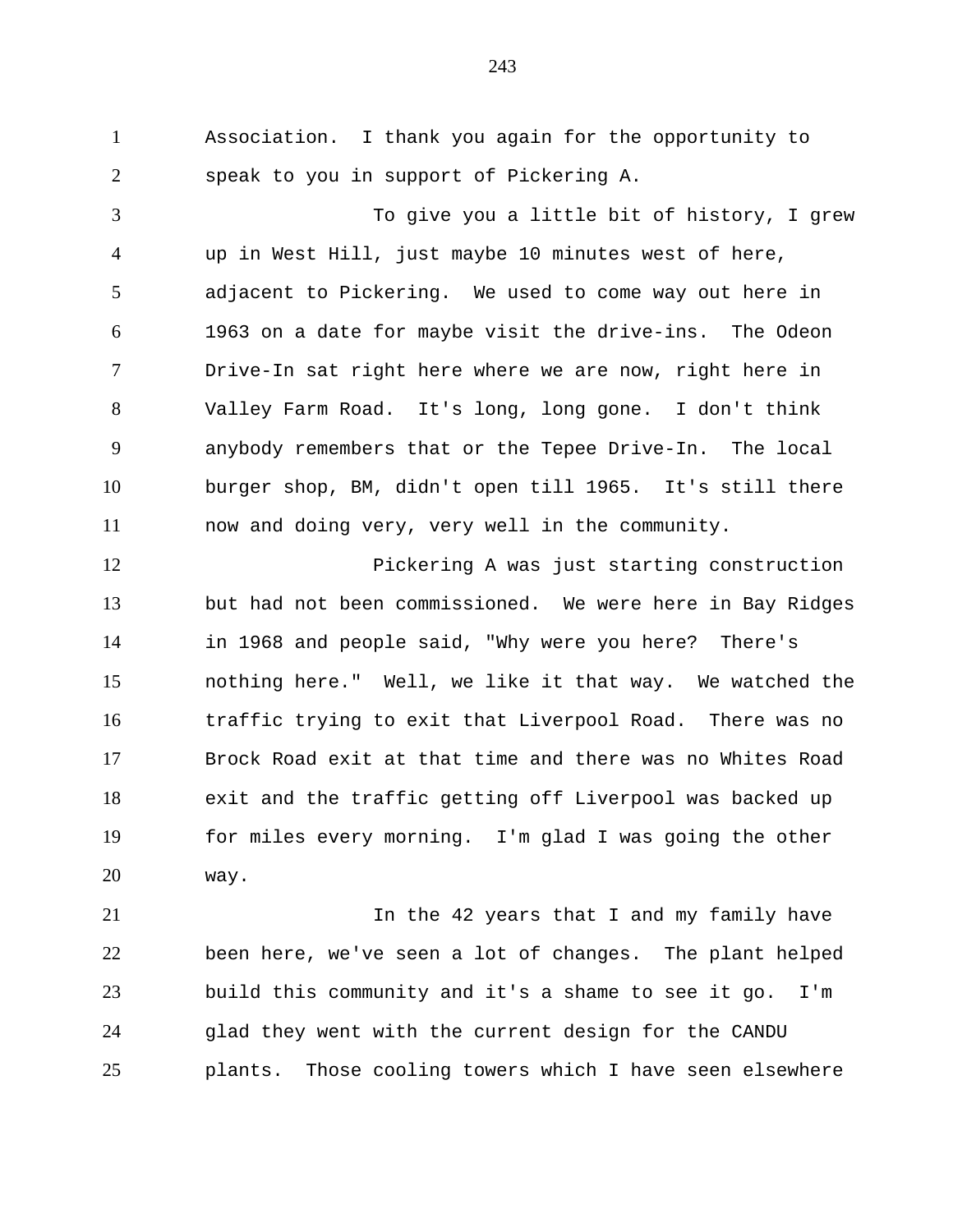Association. I thank you again for the opportunity to speak to you in support of Pickering A.

To give you a little bit of history, I grew up in West Hill, just maybe 10 minutes west of here, adjacent to Pickering. We used to come way out here in 1963 on a date for maybe visit the drive-ins. The Odeon Drive-In sat right here where we are now, right here in Valley Farm Road. It's long, long gone. I don't think anybody remembers that or the Tepee Drive-In. The local burger shop, BM, didn't open till 1965. It's still there now and doing very, very well in the community.

Pickering A was just starting construction but had not been commissioned. We were here in Bay Ridges in 1968 and people said, "Why were you here? There's nothing here." Well, we like it that way. We watched the traffic trying to exit that Liverpool Road. There was no Brock Road exit at that time and there was no Whites Road exit and the traffic getting off Liverpool was backed up for miles every morning. I'm glad I was going the other way.

In the 42 years that I and my family have been here, we've seen a lot of changes. The plant helped build this community and it's a shame to see it go. I'm glad they went with the current design for the CANDU plants. Those cooling towers which I have seen elsewhere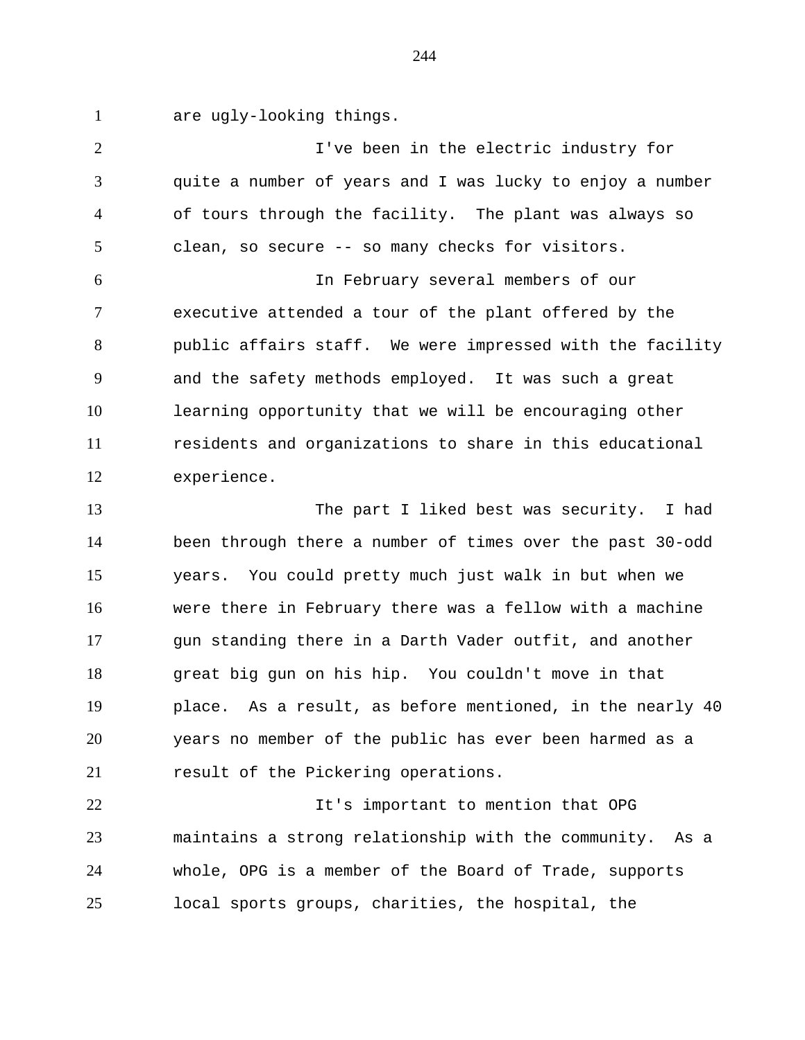are ugly-looking things.

I've been in the electric industry for quite a number of years and I was lucky to enjoy a number of tours through the facility. The plant was always so clean, so secure -- so many checks for visitors.

In February several members of our executive attended a tour of the plant offered by the public affairs staff. We were impressed with the facility and the safety methods employed. It was such a great learning opportunity that we will be encouraging other residents and organizations to share in this educational experience.

The part I liked best was security. I had been through there a number of times over the past 30-odd years. You could pretty much just walk in but when we were there in February there was a fellow with a machine gun standing there in a Darth Vader outfit, and another great big gun on his hip. You couldn't move in that place. As a result, as before mentioned, in the nearly 40 years no member of the public has ever been harmed as a result of the Pickering operations.

It's important to mention that OPG maintains a strong relationship with the community. As a whole, OPG is a member of the Board of Trade, supports local sports groups, charities, the hospital, the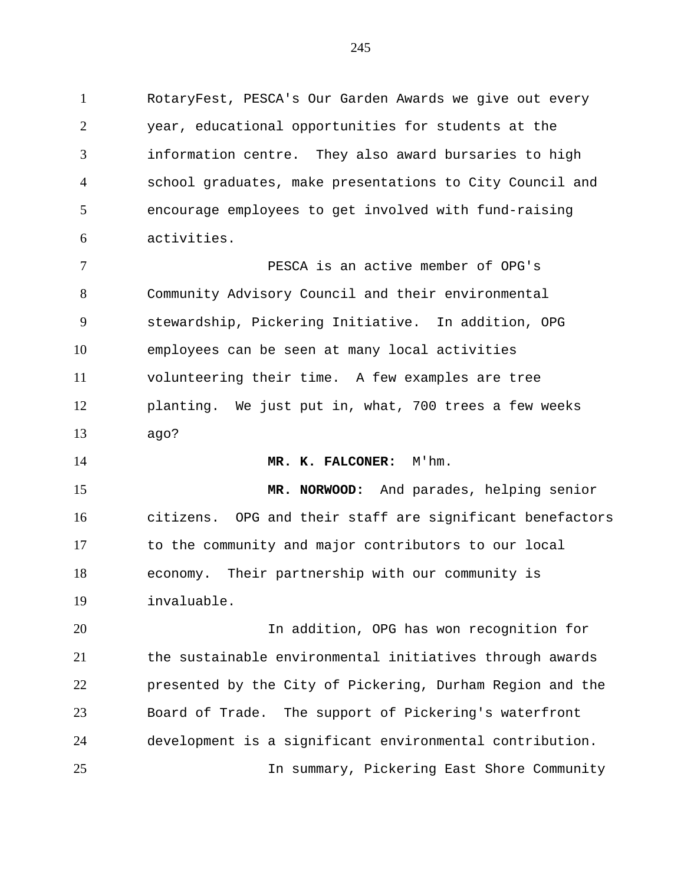RotaryFest, PESCA's Our Garden Awards we give out every year, educational opportunities for students at the information centre. They also award bursaries to high school graduates, make presentations to City Council and encourage employees to get involved with fund-raising activities.

PESCA is an active member of OPG's Community Advisory Council and their environmental stewardship, Pickering Initiative. In addition, OPG employees can be seen at many local activities volunteering their time. A few examples are tree planting. We just put in, what, 700 trees a few weeks ago?

**MR. K. FALCONER:** M'hm.

**MR. NORWOOD:** And parades, helping senior citizens. OPG and their staff are significant benefactors to the community and major contributors to our local economy. Their partnership with our community is invaluable.

In addition, OPG has won recognition for the sustainable environmental initiatives through awards presented by the City of Pickering, Durham Region and the Board of Trade. The support of Pickering's waterfront development is a significant environmental contribution.

In summary, Pickering East Shore Community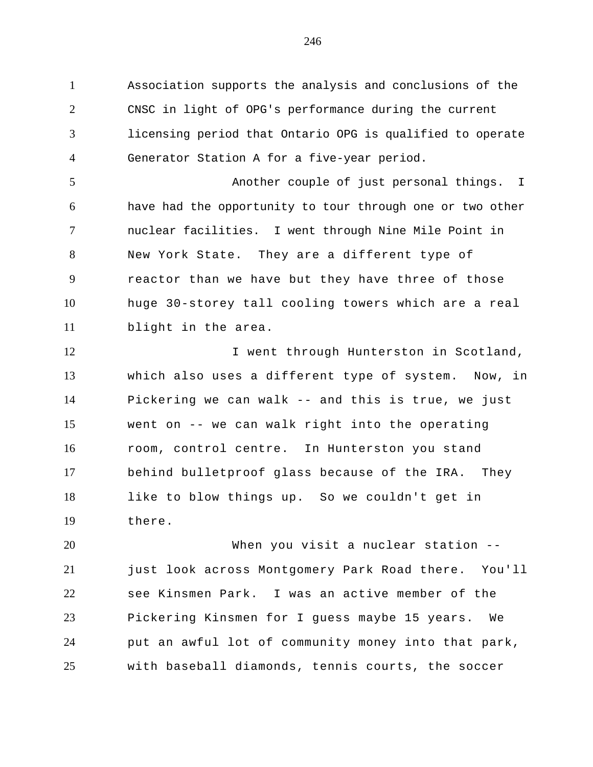Association supports the analysis and conclusions of the CNSC in light of OPG's performance during the current licensing period that Ontario OPG is qualified to operate Generator Station A for a five-year period.

Another couple of just personal things. I have had the opportunity to tour through one or two other nuclear facilities. I went through Nine Mile Point in New York State. They are a different type of reactor than we have but they have three of those huge 30-storey tall cooling towers which are a real blight in the area.

I went through Hunterston in Scotland, which also uses a different type of system. Now, in Pickering we can walk -- and this is true, we just went on -- we can walk right into the operating room, control centre. In Hunterston you stand behind bulletproof glass because of the IRA. They like to blow things up. So we couldn't get in there.

When you visit a nuclear station -- just look across Montgomery Park Road there. You'll see Kinsmen Park. I was an active member of the Pickering Kinsmen for I guess maybe 15 years. We put an awful lot of community money into that park, with baseball diamonds, tennis courts, the soccer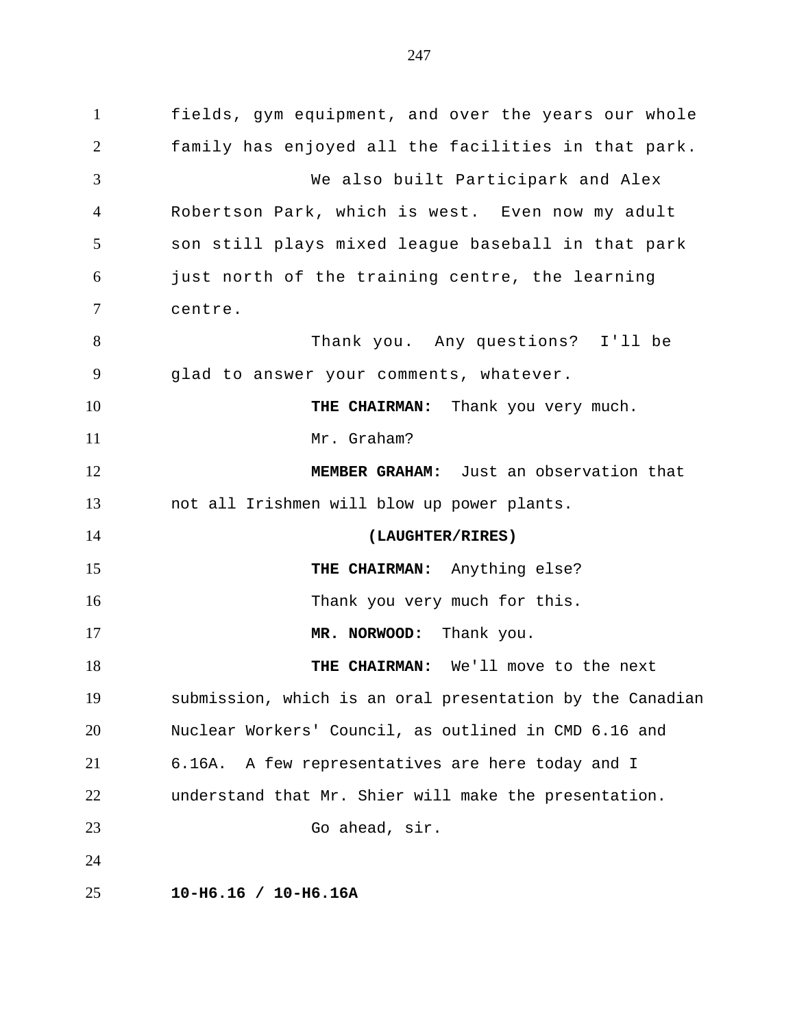fields, gym equipment, and over the years our whole family has enjoyed all the facilities in that park.

We also built Participark and Alex Robertson Park, which is west. Even now my adult son still plays mixed league baseball in that park just north of the training centre, the learning centre.

Thank you. Any questions? I'll be glad to answer your comments, whatever.

**THE CHAIRMAN:** Thank you very much.

Mr. Graham?

**MEMBER GRAHAM:** Just an observation that not all Irishmen will blow up power plants.

**(LAUGHTER/RIRES)**

**THE CHAIRMAN:** Anything else?

Thank you very much for this.

**MR. NORWOOD:** Thank you.

**THE CHAIRMAN:** We'll move to the next submission, which is an oral presentation by the Canadian Nuclear Workers' Council, as outlined in CMD 6.16 and 6.16A. A few representatives are here today and I understand that Mr. Shier will make the presentation.

Go ahead, sir.

**10-H6.16 / 10-H6.16A**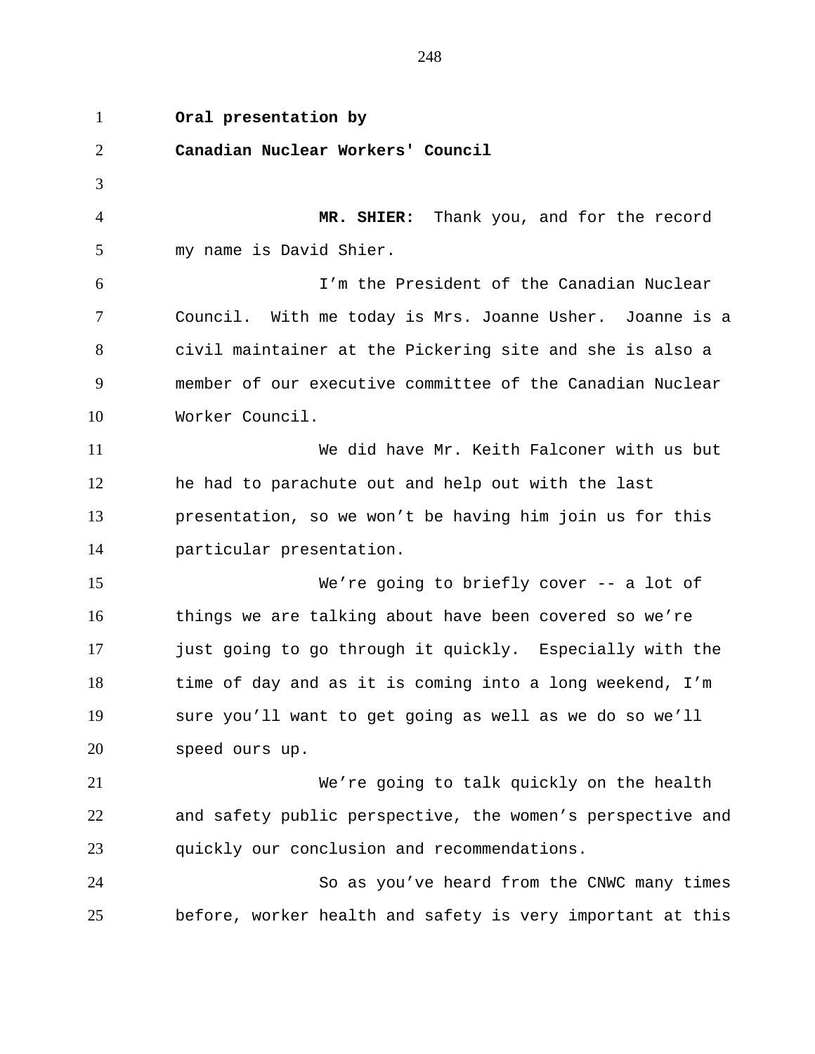**Oral presentation by**

**Canadian Nuclear Workers' Council**

**MR. SHIER:** Thank you, and for the record my name is David Shier.

I'm the President of the Canadian Nuclear Council. With me today is Mrs. Joanne Usher. Joanne is a civil maintainer at the Pickering site and she is also a member of our executive committee of the Canadian Nuclear Worker Council.

We did have Mr. Keith Falconer with us but he had to parachute out and help out with the last presentation, so we won't be having him join us for this particular presentation.

We're going to briefly cover -- a lot of things we are talking about have been covered so we're just going to go through it quickly. Especially with the time of day and as it is coming into a long weekend, I'm sure you'll want to get going as well as we do so we'll speed ours up.

We're going to talk quickly on the health and safety public perspective, the women's perspective and quickly our conclusion and recommendations.

So as you've heard from the CNWC many times before, worker health and safety is very important at this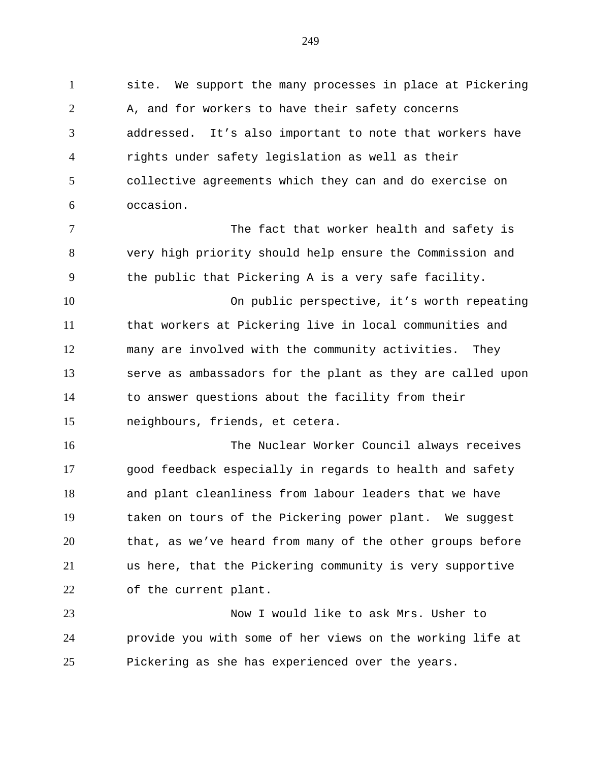site. We support the many processes in place at Pickering A, and for workers to have their safety concerns addressed. It's also important to note that workers have rights under safety legislation as well as their collective agreements which they can and do exercise on occasion.

The fact that worker health and safety is very high priority should help ensure the Commission and the public that Pickering A is a very safe facility.

On public perspective, it's worth repeating that workers at Pickering live in local communities and many are involved with the community activities. They serve as ambassadors for the plant as they are called upon to answer questions about the facility from their neighbours, friends, et cetera.

The Nuclear Worker Council always receives good feedback especially in regards to health and safety and plant cleanliness from labour leaders that we have taken on tours of the Pickering power plant. We suggest that, as we've heard from many of the other groups before us here, that the Pickering community is very supportive of the current plant.

Now I would like to ask Mrs. Usher to provide you with some of her views on the working life at Pickering as she has experienced over the years.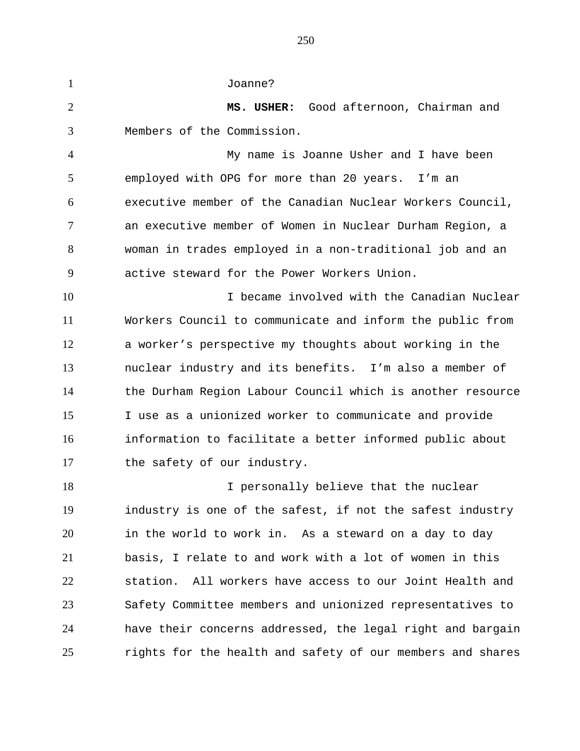Joanne?

**MS. USHER:** Good afternoon, Chairman and Members of the Commission.

My name is Joanne Usher and I have been employed with OPG for more than 20 years. I'm an executive member of the Canadian Nuclear Workers Council, an executive member of Women in Nuclear Durham Region, a woman in trades employed in a non-traditional job and an active steward for the Power Workers Union.

I became involved with the Canadian Nuclear Workers Council to communicate and inform the public from a worker's perspective my thoughts about working in the nuclear industry and its benefits. I'm also a member of the Durham Region Labour Council which is another resource I use as a unionized worker to communicate and provide information to facilitate a better informed public about the safety of our industry.

I personally believe that the nuclear industry is one of the safest, if not the safest industry in the world to work in. As a steward on a day to day basis, I relate to and work with a lot of women in this station. All workers have access to our Joint Health and Safety Committee members and unionized representatives to have their concerns addressed, the legal right and bargain rights for the health and safety of our members and shares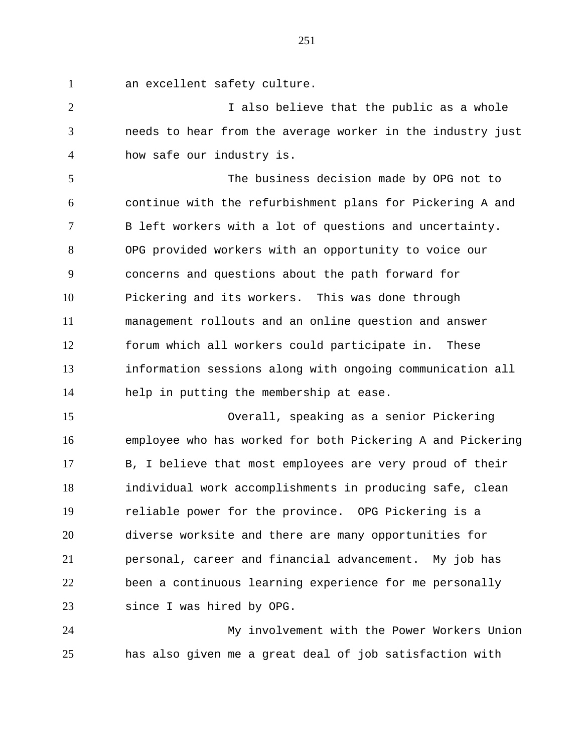an excellent safety culture.

I also believe that the public as a whole needs to hear from the average worker in the industry just how safe our industry is.

The business decision made by OPG not to continue with the refurbishment plans for Pickering A and B left workers with a lot of questions and uncertainty. OPG provided workers with an opportunity to voice our concerns and questions about the path forward for Pickering and its workers. This was done through management rollouts and an online question and answer forum which all workers could participate in. These information sessions along with ongoing communication all help in putting the membership at ease.

Overall, speaking as a senior Pickering employee who has worked for both Pickering A and Pickering B, I believe that most employees are very proud of their individual work accomplishments in producing safe, clean reliable power for the province. OPG Pickering is a diverse worksite and there are many opportunities for personal, career and financial advancement. My job has been a continuous learning experience for me personally since I was hired by OPG.

My involvement with the Power Workers Union has also given me a great deal of job satisfaction with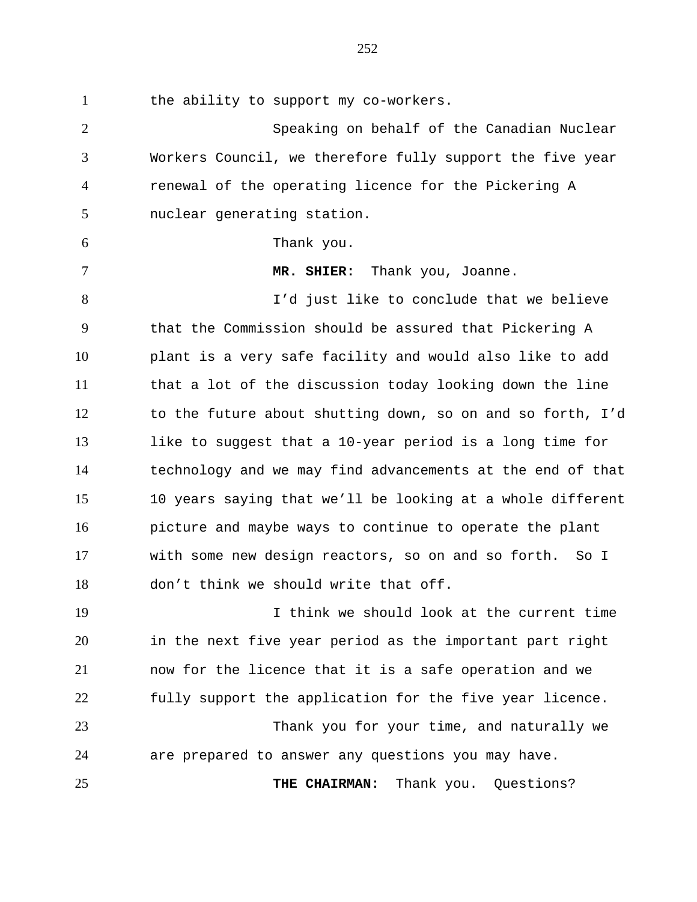the ability to support my co-workers.

Speaking on behalf of the Canadian Nuclear Workers Council, we therefore fully support the five year renewal of the operating licence for the Pickering A nuclear generating station.

Thank you.

**MR. SHIER:** Thank you, Joanne.

I'd just like to conclude that we believe that the Commission should be assured that Pickering A plant is a very safe facility and would also like to add that a lot of the discussion today looking down the line to the future about shutting down, so on and so forth, I'd like to suggest that a 10-year period is a long time for technology and we may find advancements at the end of that 10 years saying that we'll be looking at a whole different picture and maybe ways to continue to operate the plant with some new design reactors, so on and so forth. So I don't think we should write that off.

I think we should look at the current time in the next five year period as the important part right now for the licence that it is a safe operation and we fully support the application for the five year licence.

Thank you for your time, and naturally we are prepared to answer any questions you may have.

**THE CHAIRMAN:** Thank you. Questions?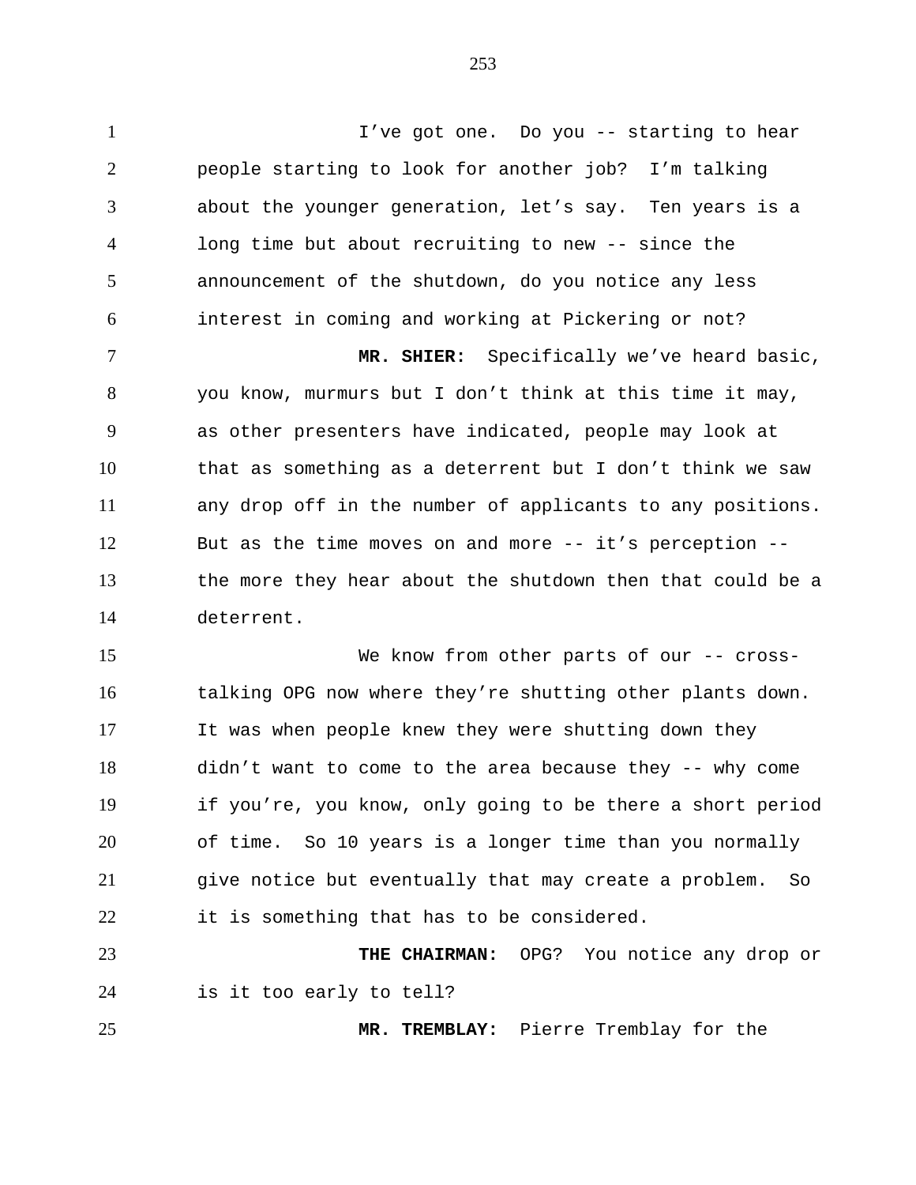I've got one. Do you -- starting to hear people starting to look for another job? I'm talking about the younger generation, let's say. Ten years is a long time but about recruiting to new -- since the announcement of the shutdown, do you notice any less interest in coming and working at Pickering or not?

**MR. SHIER:** Specifically we've heard basic, you know, murmurs but I don't think at this time it may, as other presenters have indicated, people may look at that as something as a deterrent but I don't think we saw any drop off in the number of applicants to any positions. But as the time moves on and more -- it's perception -- the more they hear about the shutdown then that could be a deterrent.

We know from other parts of our -- cross-talking OPG now where they're shutting other plants down. It was when people knew they were shutting down they didn't want to come to the area because they -- why come if you're, you know, only going to be there a short period of time. So 10 years is a longer time than you normally give notice but eventually that may create a problem. So it is something that has to be considered.

**THE CHAIRMAN:** OPG? You notice any drop or is it too early to tell?

**MR. TREMBLAY:** Pierre Tremblay for the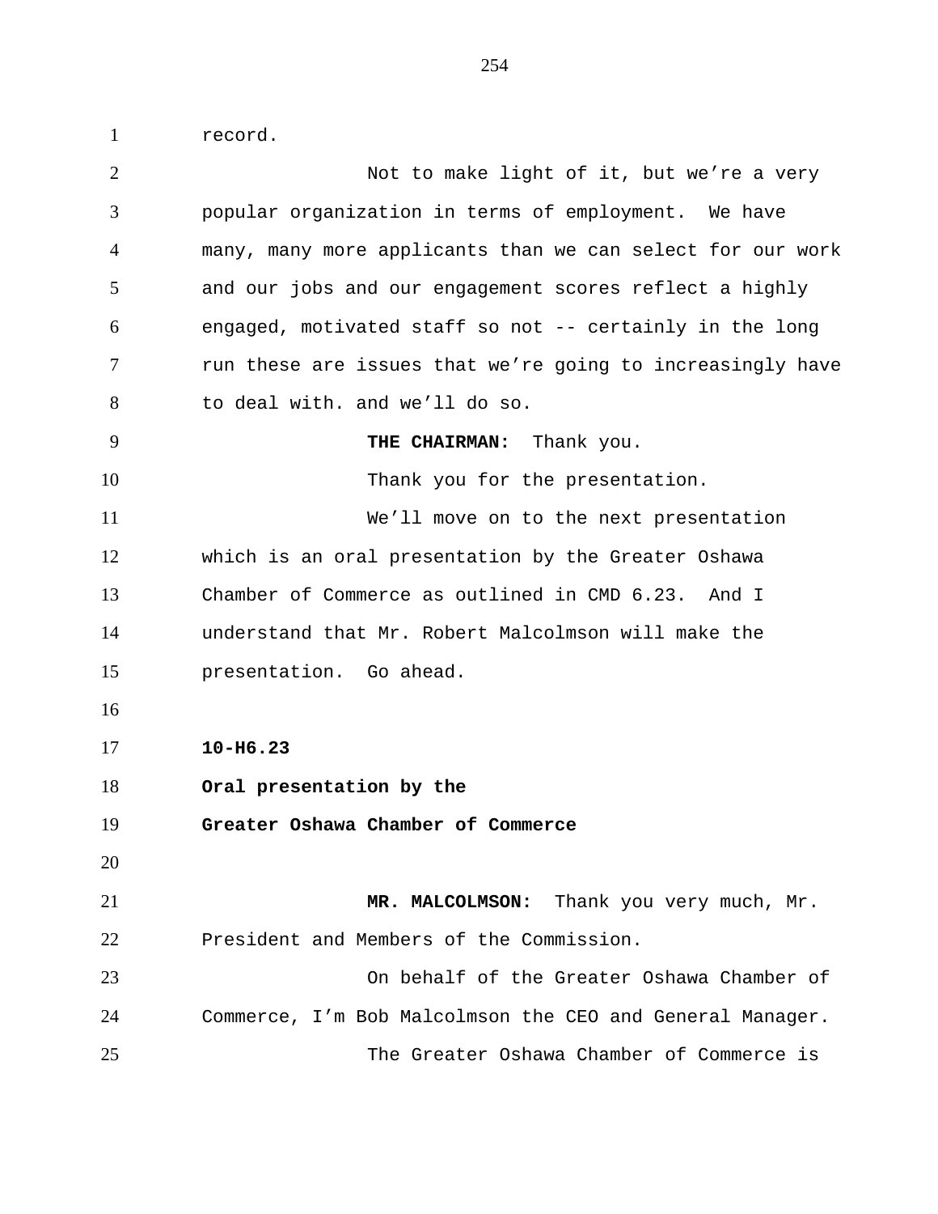record.

Not to make light of it, but we're a very popular organization in terms of employment. We have many, many more applicants than we can select for our work and our jobs and our engagement scores reflect a highly engaged, motivated staff so not -- certainly in the long run these are issues that we're going to increasingly have to deal with. and we'll do so.

**THE CHAIRMAN:** Thank you.

Thank you for the presentation.

We'll move on to the next presentation which is an oral presentation by the Greater Oshawa Chamber of Commerce as outlined in CMD 6.23. And I understand that Mr. Robert Malcolmson will make the presentation. Go ahead.

**10-H6.23**

**Oral presentation by the Greater Oshawa Chamber of Commerce**

**MR. MALCOLMSON:** Thank you very much, Mr. President and Members of the Commission.

On behalf of the Greater Oshawa Chamber of Commerce, I'm Bob Malcolmson the CEO and General Manager.

The Greater Oshawa Chamber of Commerce is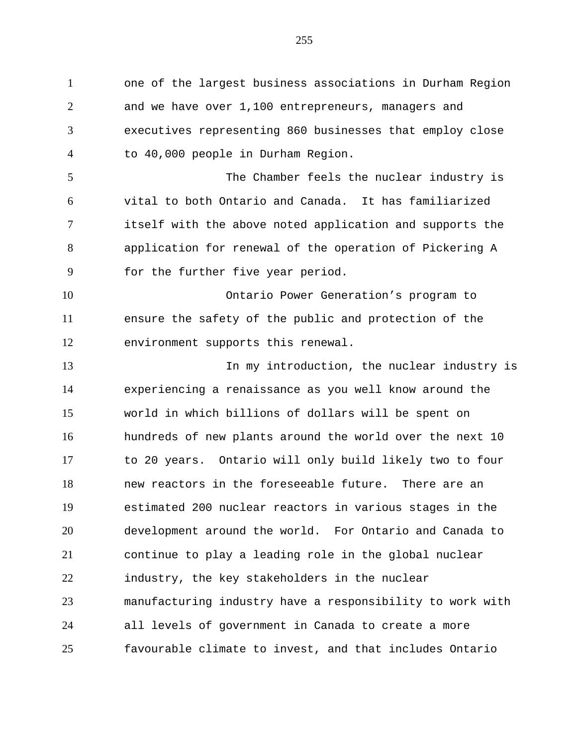one of the largest business associations in Durham Region and we have over 1,100 entrepreneurs, managers and executives representing 860 businesses that employ close to 40,000 people in Durham Region.

The Chamber feels the nuclear industry is vital to both Ontario and Canada. It has familiarized itself with the above noted application and supports the application for renewal of the operation of Pickering A for the further five year period.

Ontario Power Generation's program to ensure the safety of the public and protection of the environment supports this renewal.

In my introduction, the nuclear industry is experiencing a renaissance as you well know around the world in which billions of dollars will be spent on hundreds of new plants around the world over the next 10 to 20 years. Ontario will only build likely two to four new reactors in the foreseeable future. There are an estimated 200 nuclear reactors in various stages in the development around the world. For Ontario and Canada to continue to play a leading role in the global nuclear industry, the key stakeholders in the nuclear manufacturing industry have a responsibility to work with all levels of government in Canada to create a more favourable climate to invest, and that includes Ontario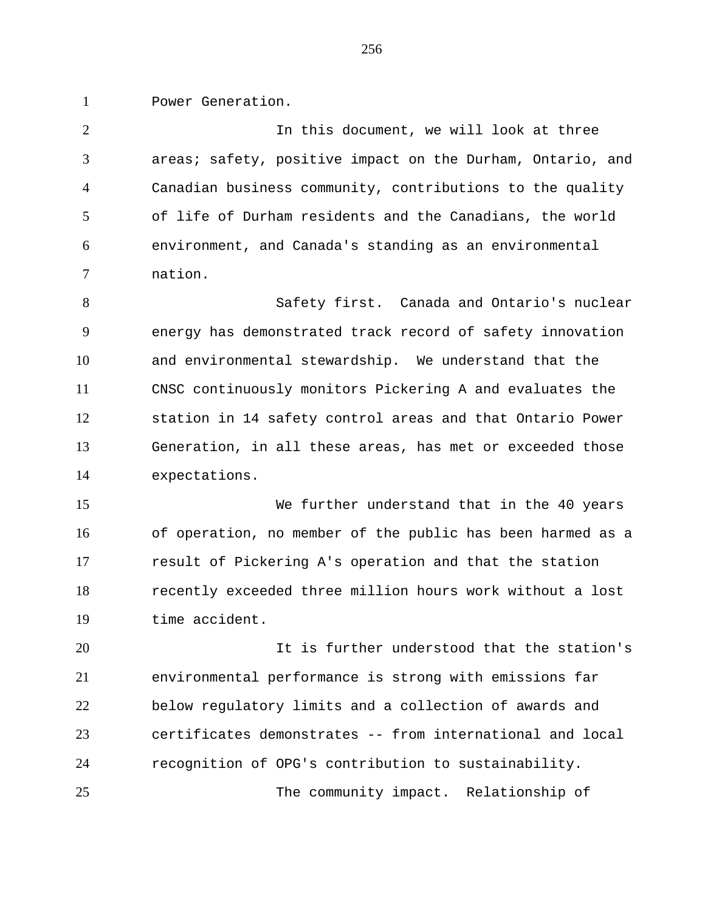Power Generation.

In this document, we will look at three areas; safety, positive impact on the Durham, Ontario, and Canadian business community, contributions to the quality of life of Durham residents and the Canadians, the world environment, and Canada's standing as an environmental nation.

Safety first. Canada and Ontario's nuclear energy has demonstrated track record of safety innovation and environmental stewardship. We understand that the CNSC continuously monitors Pickering A and evaluates the station in 14 safety control areas and that Ontario Power Generation, in all these areas, has met or exceeded those expectations.

We further understand that in the 40 years of operation, no member of the public has been harmed as a result of Pickering A's operation and that the station recently exceeded three million hours work without a lost time accident.

It is further understood that the station's environmental performance is strong with emissions far below regulatory limits and a collection of awards and certificates demonstrates -- from international and local recognition of OPG's contribution to sustainability.

The community impact. Relationship of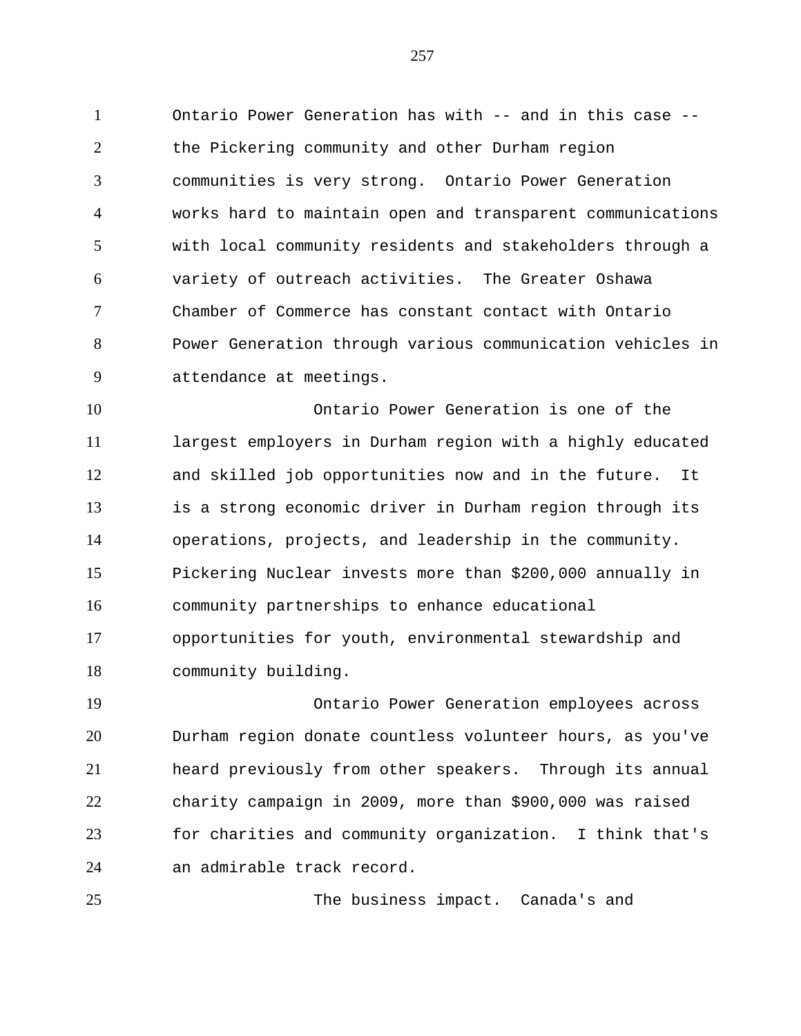Ontario Power Generation has with -- and in this case -- the Pickering community and other Durham region communities is very strong. Ontario Power Generation works hard to maintain open and transparent communications with local community residents and stakeholders through a variety of outreach activities. The Greater Oshawa Chamber of Commerce has constant contact with Ontario Power Generation through various communication vehicles in attendance at meetings.

Ontario Power Generation is one of the largest employers in Durham region with a highly educated and skilled job opportunities now and in the future. It is a strong economic driver in Durham region through its operations, projects, and leadership in the community. Pickering Nuclear invests more than $200,000 annually in community partnerships to enhance educational opportunities for youth, environmental stewardship and community building.

Ontario Power Generation employees across Durham region donate countless volunteer hours, as you've heard previously from other speakers. Through its annual charity campaign in 2009, more than $900,000 was raised for charities and community organization. I think that's an admirable track record.

The business impact. Canada's and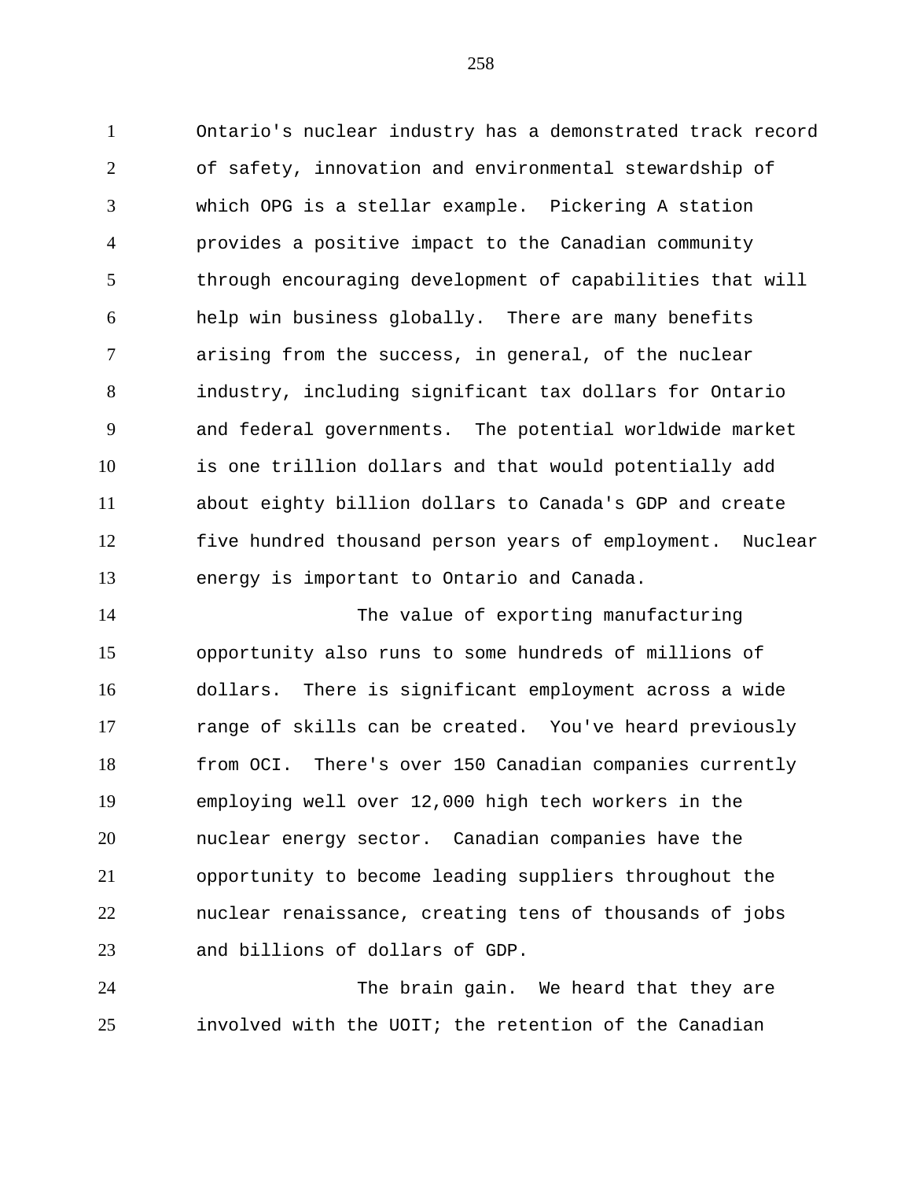Ontario's nuclear industry has a demonstrated track record of safety, innovation and environmental stewardship of which OPG is a stellar example. Pickering A station provides a positive impact to the Canadian community through encouraging development of capabilities that will help win business globally. There are many benefits arising from the success, in general, of the nuclear industry, including significant tax dollars for Ontario and federal governments. The potential worldwide market is one trillion dollars and that would potentially add about eighty billion dollars to Canada's GDP and create five hundred thousand person years of employment. Nuclear energy is important to Ontario and Canada.

The value of exporting manufacturing opportunity also runs to some hundreds of millions of dollars. There is significant employment across a wide range of skills can be created. You've heard previously from OCI. There's over 150 Canadian companies currently employing well over 12,000 high tech workers in the nuclear energy sector. Canadian companies have the opportunity to become leading suppliers throughout the nuclear renaissance, creating tens of thousands of jobs and billions of dollars of GDP.

The brain gain. We heard that they are involved with the UOIT; the retention of the Canadian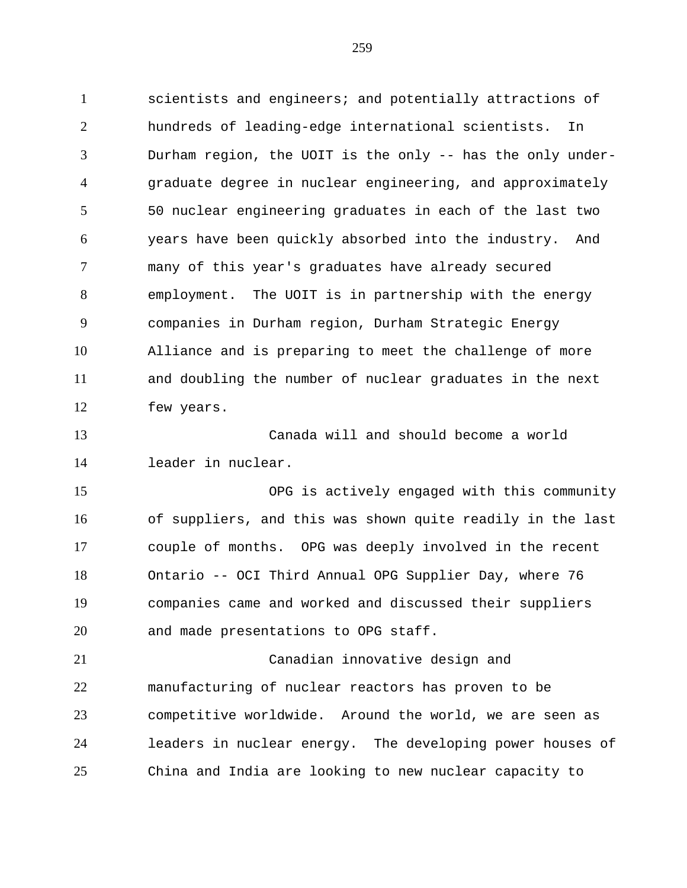scientists and engineers; and potentially attractions of hundreds of leading-edge international scientists. In Durham region, the UOIT is the only -- has the only under-graduate degree in nuclear engineering, and approximately 50 nuclear engineering graduates in each of the last two years have been quickly absorbed into the industry. And many of this year's graduates have already secured employment. The UOIT is in partnership with the energy companies in Durham region, Durham Strategic Energy Alliance and is preparing to meet the challenge of more and doubling the number of nuclear graduates in the next few years.

Canada will and should become a world leader in nuclear.

OPG is actively engaged with this community of suppliers, and this was shown quite readily in the last couple of months. OPG was deeply involved in the recent Ontario -- OCI Third Annual OPG Supplier Day, where 76 companies came and worked and discussed their suppliers and made presentations to OPG staff.

Canadian innovative design and manufacturing of nuclear reactors has proven to be competitive worldwide. Around the world, we are seen as leaders in nuclear energy. The developing power houses of China and India are looking to new nuclear capacity to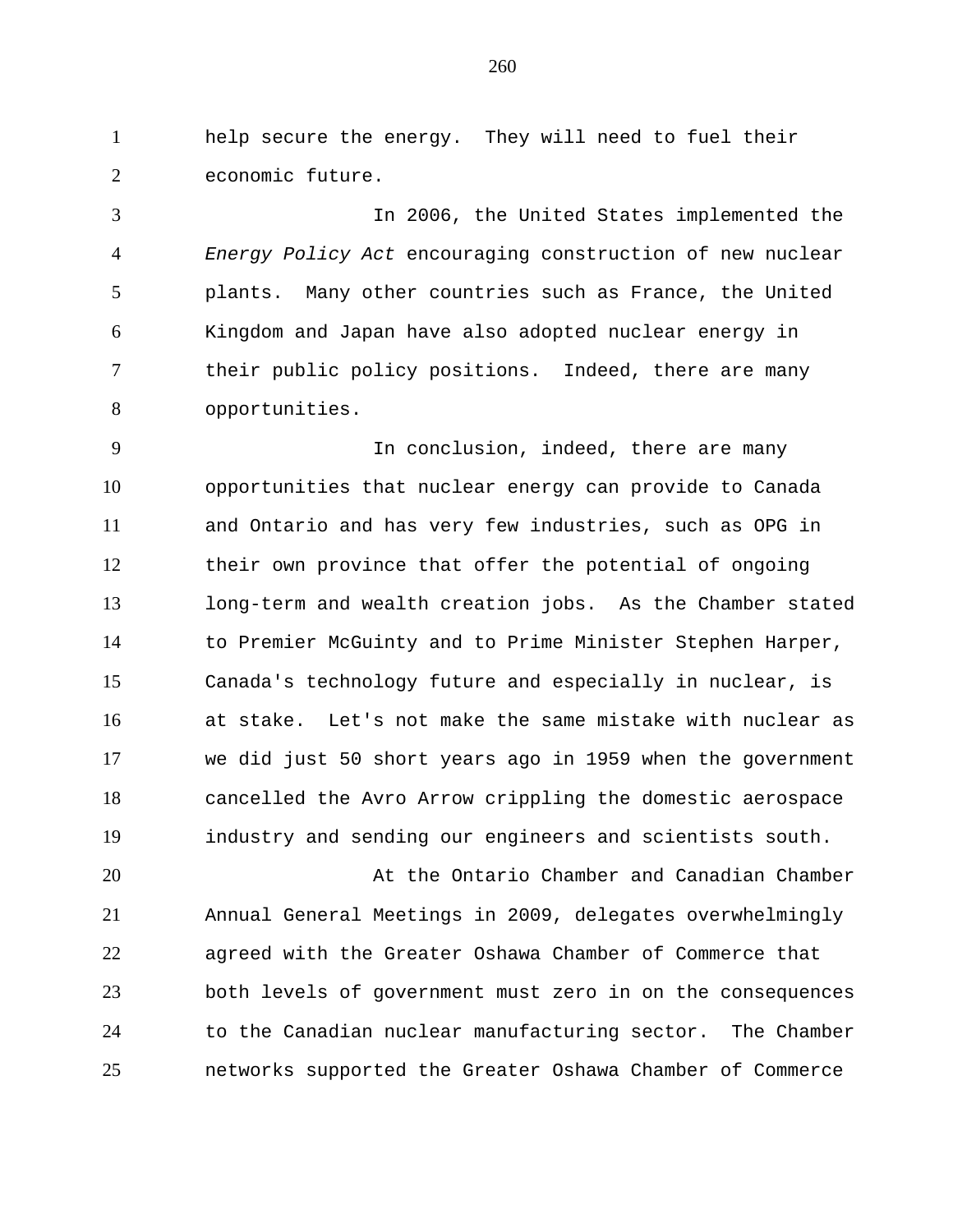help secure the energy.  They will need to fuel their economic future.

In 2006, the United States implemented the *Energy Policy Act* encouraging construction of new nuclear plants.  Many other countries such as France, the United Kingdom and Japan have also adopted nuclear energy in their public policy positions.  Indeed, there are many opportunities.

In conclusion, indeed, there are many opportunities that nuclear energy can provide to Canada and Ontario and has very few industries, such as OPG in their own province that offer the potential of ongoing long-term and wealth creation jobs.  As the Chamber stated to Premier McGuinty and to Prime Minister Stephen Harper, Canada's technology future and especially in nuclear, is at stake.  Let's not make the same mistake with nuclear as we did just 50 short years ago in 1959 when the government cancelled the Avro Arrow crippling the domestic aerospace industry and sending our engineers and scientists south.

At the Ontario Chamber and Canadian Chamber Annual General Meetings in 2009, delegates overwhelmingly agreed with the Greater Oshawa Chamber of Commerce that both levels of government must zero in on the consequences to the Canadian nuclear manufacturing sector.  The Chamber networks supported the Greater Oshawa Chamber of Commerce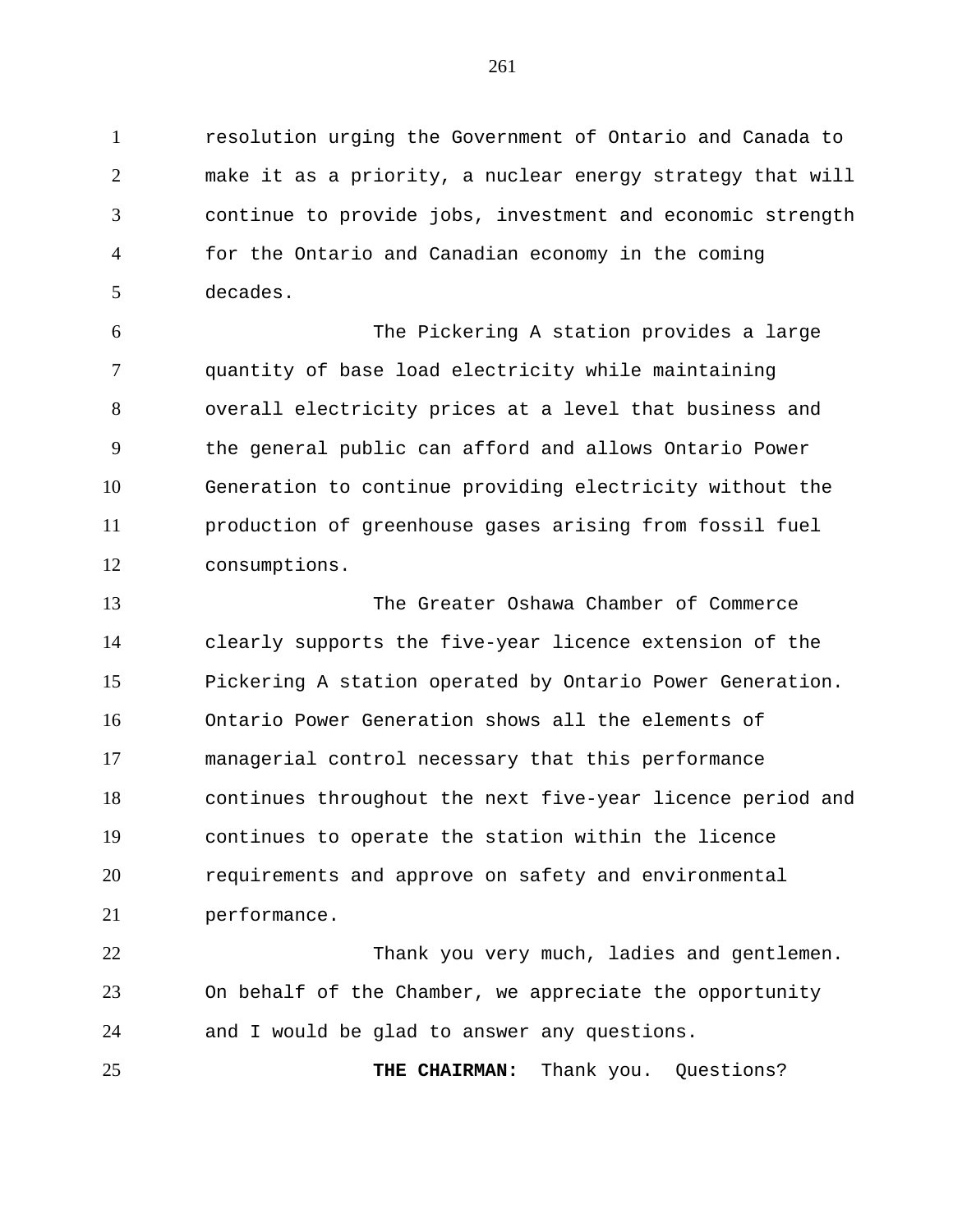resolution urging the Government of Ontario and Canada to make it as a priority, a nuclear energy strategy that will continue to provide jobs, investment and economic strength for the Ontario and Canadian economy in the coming decades.

The Pickering A station provides a large quantity of base load electricity while maintaining overall electricity prices at a level that business and the general public can afford and allows Ontario Power Generation to continue providing electricity without the production of greenhouse gases arising from fossil fuel consumptions.

The Greater Oshawa Chamber of Commerce clearly supports the five-year licence extension of the Pickering A station operated by Ontario Power Generation. Ontario Power Generation shows all the elements of managerial control necessary that this performance continues throughout the next five-year licence period and continues to operate the station within the licence requirements and approve on safety and environmental performance.

Thank you very much, ladies and gentlemen. On behalf of the Chamber, we appreciate the opportunity and I would be glad to answer any questions.

**THE CHAIRMAN:** Thank you. Questions?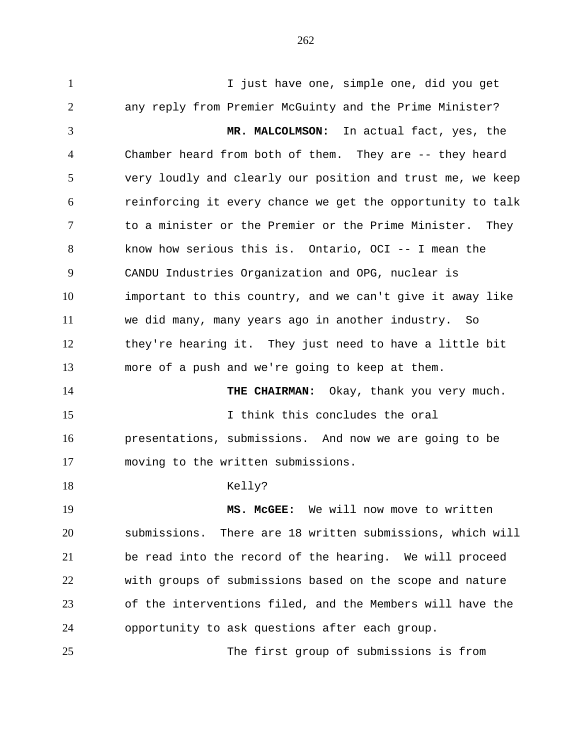I just have one, simple one, did you get any reply from Premier McGuinty and the Prime Minister?

**MR. MALCOLMSON:** In actual fact, yes, the Chamber heard from both of them. They are -- they heard very loudly and clearly our position and trust me, we keep reinforcing it every chance we get the opportunity to talk to a minister or the Premier or the Prime Minister. They know how serious this is. Ontario, OCI -- I mean the CANDU Industries Organization and OPG, nuclear is important to this country, and we can't give it away like we did many, many years ago in another industry. So they're hearing it. They just need to have a little bit more of a push and we're going to keep at them.

**THE CHAIRMAN:** Okay, thank you very much.

I think this concludes the oral presentations, submissions. And now we are going to be moving to the written submissions.

Kelly?

**MS. McGEE:** We will now move to written submissions. There are 18 written submissions, which will be read into the record of the hearing. We will proceed with groups of submissions based on the scope and nature of the interventions filed, and the Members will have the opportunity to ask questions after each group.

The first group of submissions is from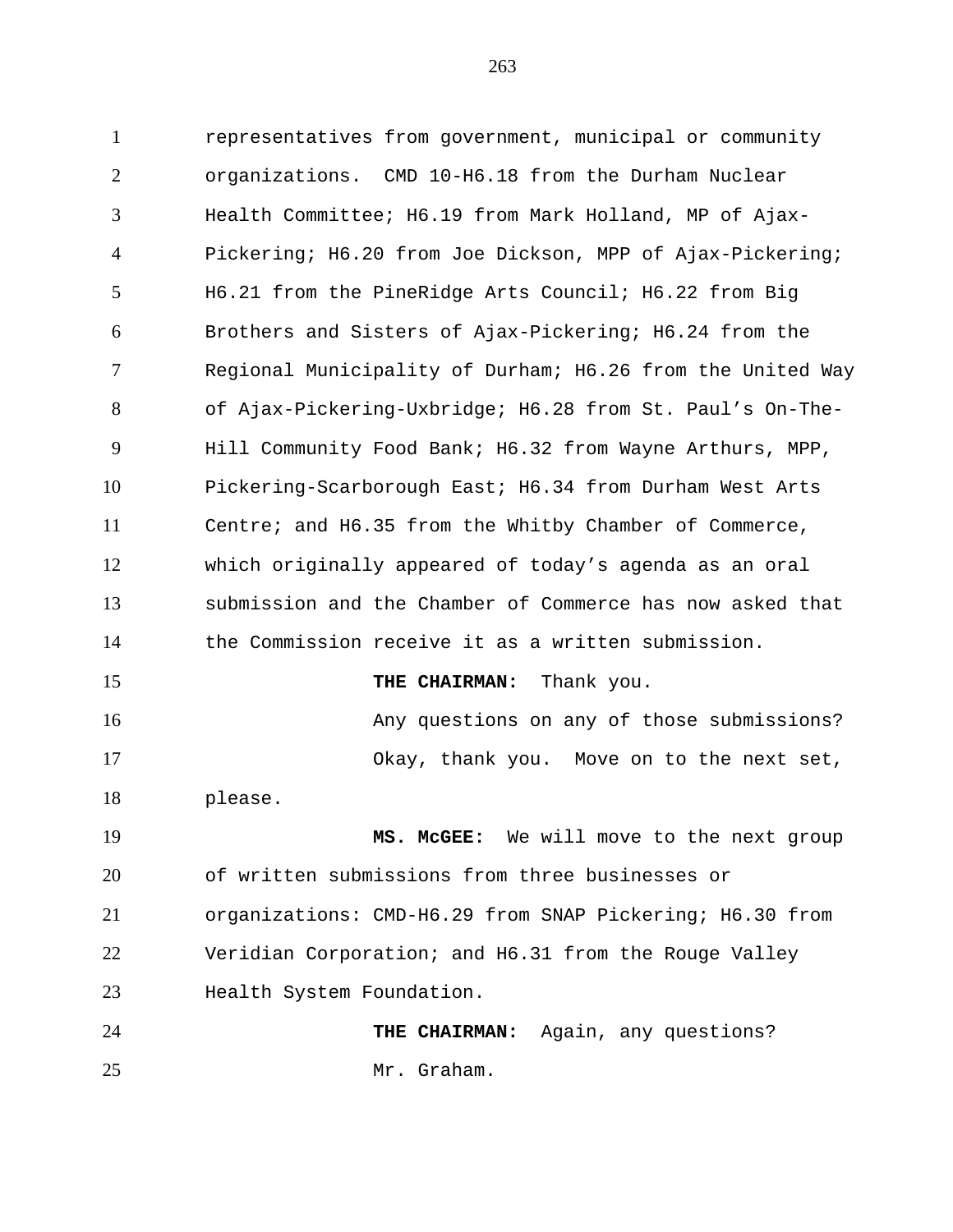representatives from government, municipal or community organizations. CMD 10-H6.18 from the Durham Nuclear Health Committee; H6.19 from Mark Holland, MP of Ajax-Pickering; H6.20 from Joe Dickson, MPP of Ajax-Pickering; H6.21 from the PineRidge Arts Council; H6.22 from Big Brothers and Sisters of Ajax-Pickering; H6.24 from the Regional Municipality of Durham; H6.26 from the United Way of Ajax-Pickering-Uxbridge; H6.28 from St. Paul's On-The-Hill Community Food Bank; H6.32 from Wayne Arthurs, MPP, Pickering-Scarborough East; H6.34 from Durham West Arts Centre; and H6.35 from the Whitby Chamber of Commerce, which originally appeared of today's agenda as an oral submission and the Chamber of Commerce has now asked that the Commission receive it as a written submission.

**THE CHAIRMAN:** Thank you.

Any questions on any of those submissions?

Okay, thank you. Move on to the next set, please.

**MS. McGEE:** We will move to the next group of written submissions from three businesses or organizations: CMD-H6.29 from SNAP Pickering; H6.30 from Veridian Corporation; and H6.31 from the Rouge Valley Health System Foundation.

**THE CHAIRMAN:** Again, any questions?

Mr. Graham.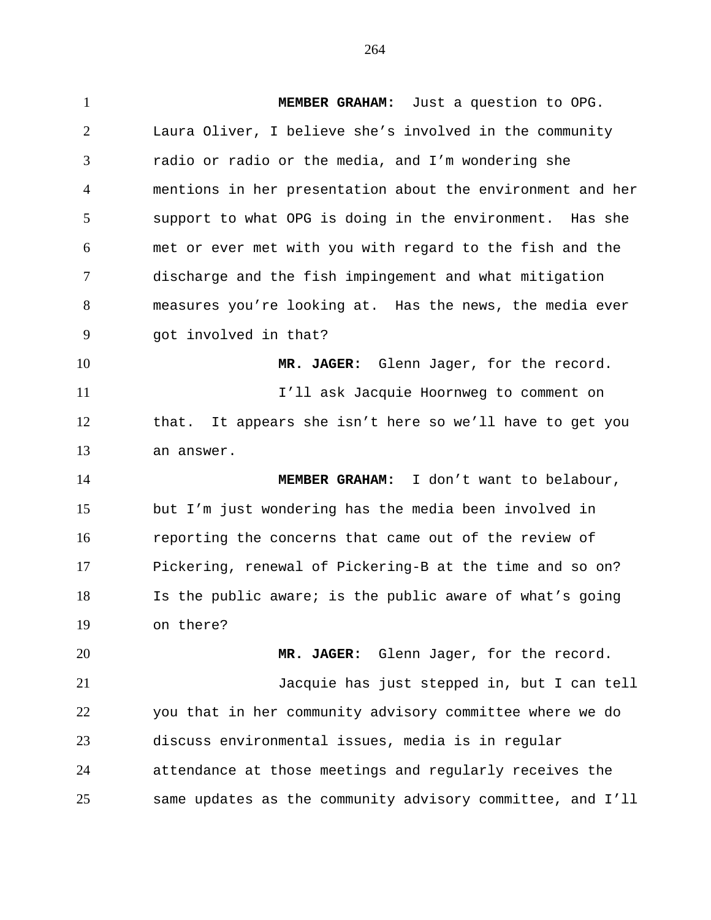**MEMBER GRAHAM:** Just a question to OPG. Laura Oliver, I believe she's involved in the community radio or radio or the media, and I'm wondering she mentions in her presentation about the environment and her support to what OPG is doing in the environment. Has she met or ever met with you with regard to the fish and the discharge and the fish impingement and what mitigation measures you're looking at. Has the news, the media ever got involved in that?

**MR. JAGER:** Glenn Jager, for the record.

I'll ask Jacquie Hoornweg to comment on that. It appears she isn't here so we'll have to get you an answer.

**MEMBER GRAHAM:** I don't want to belabour, but I'm just wondering has the media been involved in reporting the concerns that came out of the review of Pickering, renewal of Pickering-B at the time and so on? Is the public aware; is the public aware of what's going on there?

**MR. JAGER:** Glenn Jager, for the record.

Jacquie has just stepped in, but I can tell you that in her community advisory committee where we do discuss environmental issues, media is in regular attendance at those meetings and regularly receives the same updates as the community advisory committee, and I'll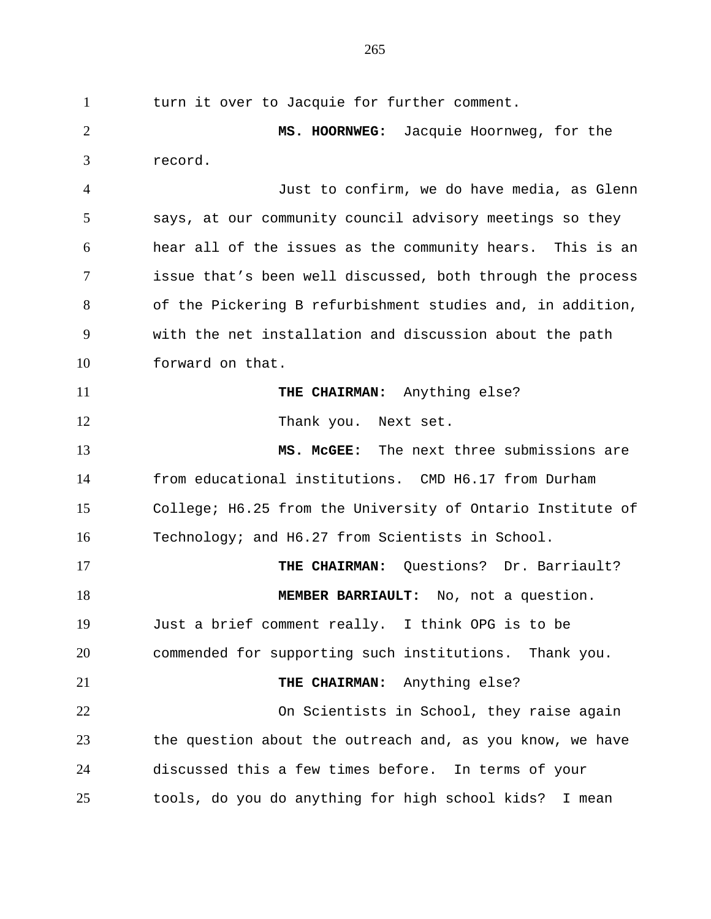turn it over to Jacquie for further comment.

**MS. HOORNWEG:** Jacquie Hoornweg, for the record.

Just to confirm, we do have media, as Glenn says, at our community council advisory meetings so they hear all of the issues as the community hears. This is an issue that's been well discussed, both through the process of the Pickering B refurbishment studies and, in addition, with the net installation and discussion about the path forward on that.

**THE CHAIRMAN:** Anything else?

Thank you. Next set.

**MS. McGEE:** The next three submissions are from educational institutions. CMD H6.17 from Durham College; H6.25 from the University of Ontario Institute of Technology; and H6.27 from Scientists in School.

**THE CHAIRMAN:** Questions? Dr. Barriault?

**MEMBER BARRIAULT:** No, not a question. Just a brief comment really. I think OPG is to be commended for supporting such institutions. Thank you.

**THE CHAIRMAN:** Anything else?

On Scientists in School, they raise again the question about the outreach and, as you know, we have discussed this a few times before. In terms of your tools, do you do anything for high school kids? I mean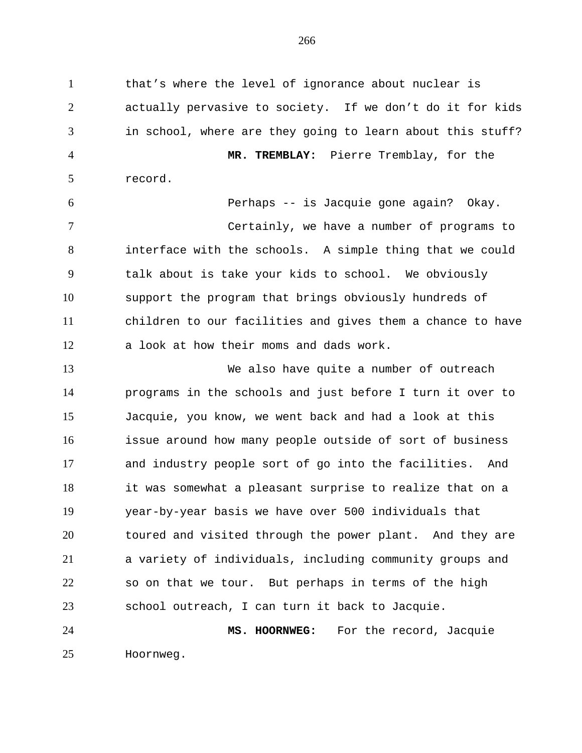that's where the level of ignorance about nuclear is actually pervasive to society. If we don't do it for kids in school, where are they going to learn about this stuff?

**MR. TREMBLAY:** Pierre Tremblay, for the record.

Perhaps -- is Jacquie gone again? Okay.

Certainly, we have a number of programs to interface with the schools. A simple thing that we could talk about is take your kids to school. We obviously support the program that brings obviously hundreds of children to our facilities and gives them a chance to have a look at how their moms and dads work.

We also have quite a number of outreach programs in the schools and just before I turn it over to Jacquie, you know, we went back and had a look at this issue around how many people outside of sort of business and industry people sort of go into the facilities. And it was somewhat a pleasant surprise to realize that on a year-by-year basis we have over 500 individuals that toured and visited through the power plant. And they are a variety of individuals, including community groups and so on that we tour. But perhaps in terms of the high school outreach, I can turn it back to Jacquie.

**MS. HOORNWEG:** For the record, Jacquie Hoornweg.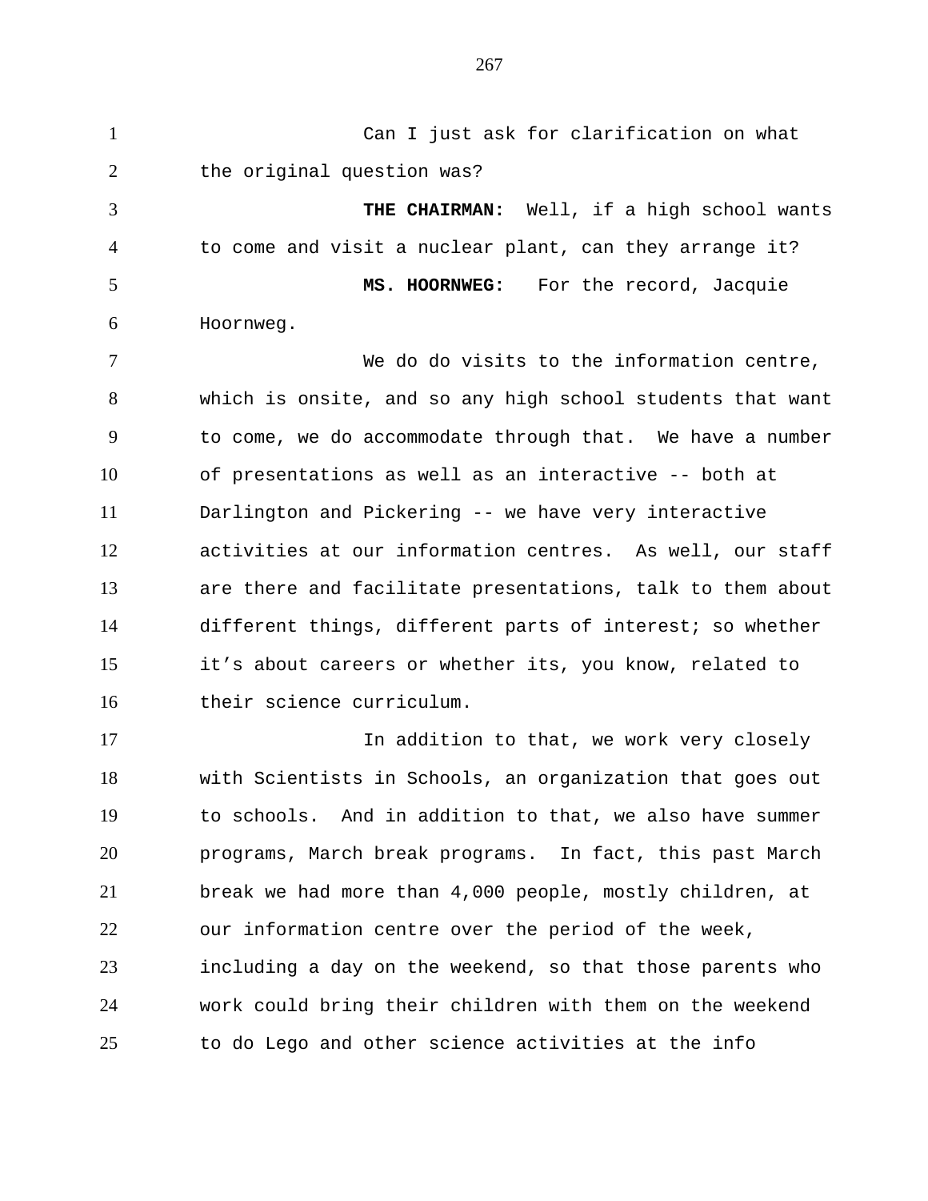Can I just ask for clarification on what the original question was?

**THE CHAIRMAN:** Well, if a high school wants to come and visit a nuclear plant, can they arrange it?

**MS. HOORNWEG:** For the record, Jacquie Hoornweg.

We do do visits to the information centre, which is onsite, and so any high school students that want to come, we do accommodate through that. We have a number of presentations as well as an interactive -- both at Darlington and Pickering -- we have very interactive activities at our information centres. As well, our staff are there and facilitate presentations, talk to them about different things, different parts of interest; so whether it's about careers or whether its, you know, related to their science curriculum.

In addition to that, we work very closely with Scientists in Schools, an organization that goes out to schools. And in addition to that, we also have summer programs, March break programs. In fact, this past March break we had more than 4,000 people, mostly children, at our information centre over the period of the week, including a day on the weekend, so that those parents who work could bring their children with them on the weekend to do Lego and other science activities at the info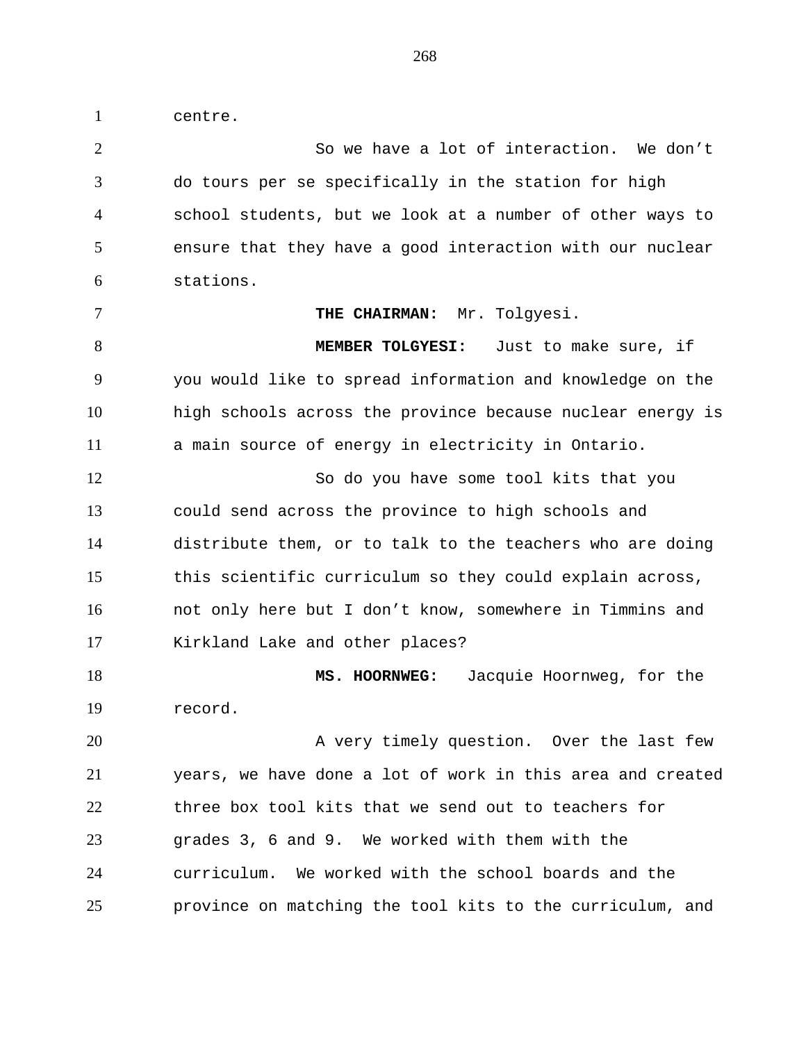centre.

So we have a lot of interaction. We don't do tours per se specifically in the station for high school students, but we look at a number of other ways to ensure that they have a good interaction with our nuclear stations.

**THE CHAIRMAN:** Mr. Tolgyesi.

**MEMBER TOLGYESI:** Just to make sure, if you would like to spread information and knowledge on the high schools across the province because nuclear energy is a main source of energy in electricity in Ontario.

So do you have some tool kits that you could send across the province to high schools and distribute them, or to talk to the teachers who are doing this scientific curriculum so they could explain across, not only here but I don't know, somewhere in Timmins and Kirkland Lake and other places?

**MS. HOORNWEG:** Jacquie Hoornweg, for the record.

A very timely question. Over the last few years, we have done a lot of work in this area and created three box tool kits that we send out to teachers for grades 3, 6 and 9. We worked with them with the curriculum. We worked with the school boards and the province on matching the tool kits to the curriculum, and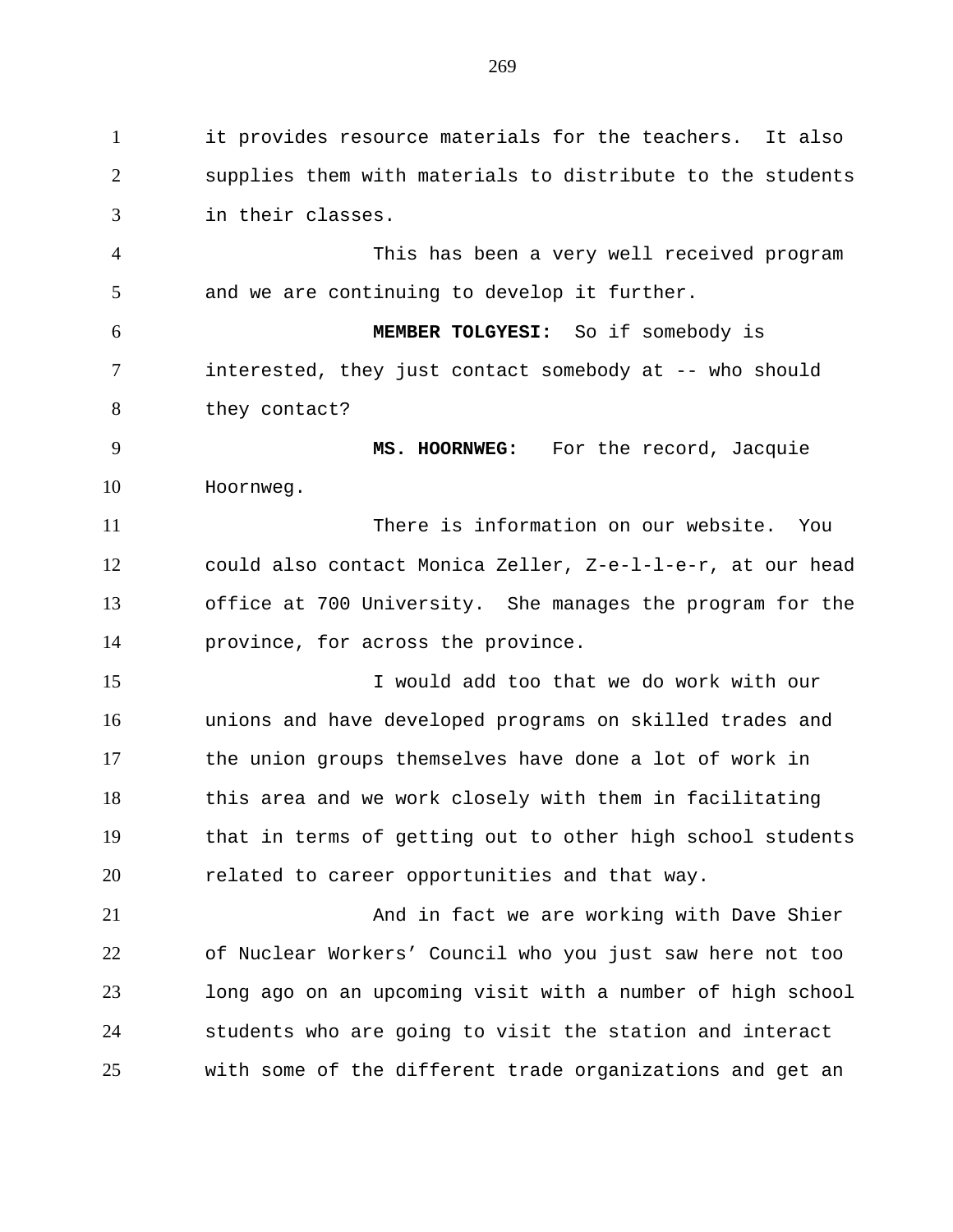it provides resource materials for the teachers. It also supplies them with materials to distribute to the students in their classes.

This has been a very well received program and we are continuing to develop it further.

**MEMBER TOLGYESI:** So if somebody is interested, they just contact somebody at -- who should they contact?

**MS. HOORNWEG:** For the record, Jacquie Hoornweg.

There is information on our website. You could also contact Monica Zeller, Z-e-l-l-e-r, at our head office at 700 University. She manages the program for the province, for across the province.

I would add too that we do work with our unions and have developed programs on skilled trades and the union groups themselves have done a lot of work in this area and we work closely with them in facilitating that in terms of getting out to other high school students related to career opportunities and that way.

And in fact we are working with Dave Shier of Nuclear Workers' Council who you just saw here not too long ago on an upcoming visit with a number of high school students who are going to visit the station and interact with some of the different trade organizations and get an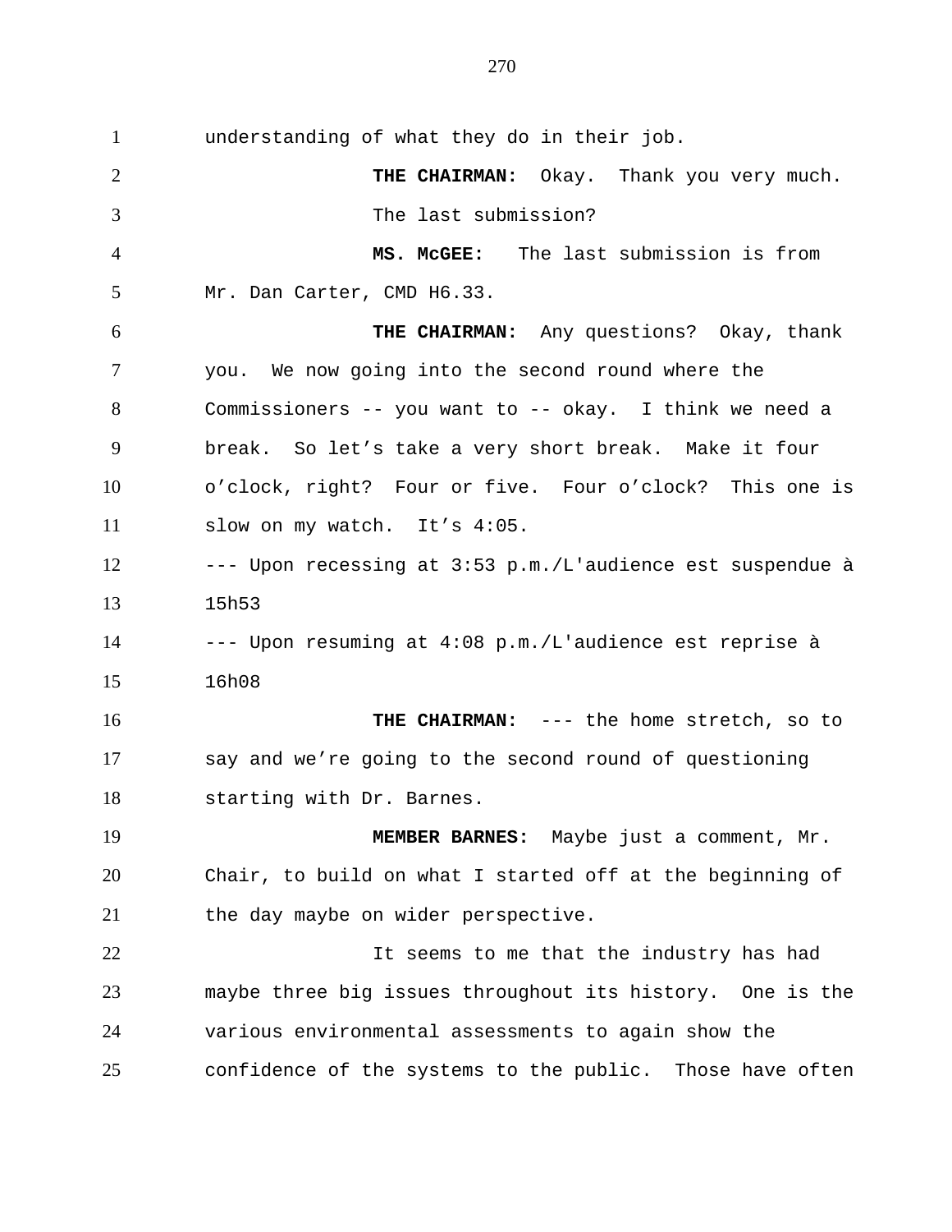understanding of what they do in their job.

**THE CHAIRMAN:** Okay. Thank you very much. The last submission?

**MS. McGEE:** The last submission is from Mr. Dan Carter, CMD H6.33.

**THE CHAIRMAN:** Any questions? Okay, thank you. We now going into the second round where the Commissioners -- you want to -- okay. I think we need a break. So let's take a very short break. Make it four o'clock, right? Four or five. Four o'clock? This one is slow on my watch. It's 4:05.

--- Upon recessing at 3:53 p.m./L'audience est suspendue à 15h53

--- Upon resuming at 4:08 p.m./L'audience est reprise à 16h08

**THE CHAIRMAN:** --- the home stretch, so to say and we're going to the second round of questioning starting with Dr. Barnes.

**MEMBER BARNES:** Maybe just a comment, Mr. Chair, to build on what I started off at the beginning of the day maybe on wider perspective.

It seems to me that the industry has had maybe three big issues throughout its history. One is the various environmental assessments to again show the confidence of the systems to the public. Those have often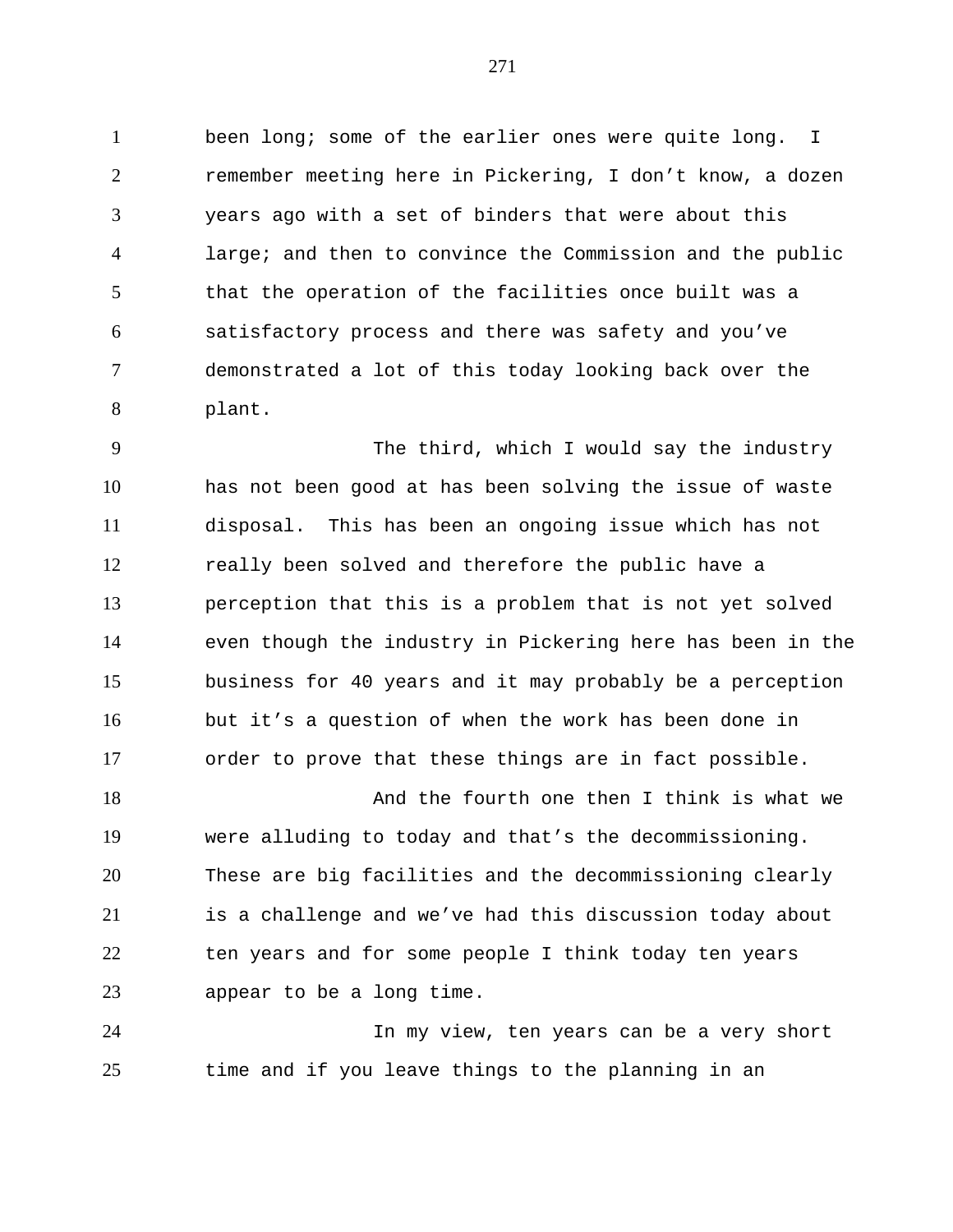been long; some of the earlier ones were quite long. I remember meeting here in Pickering, I don't know, a dozen years ago with a set of binders that were about this large; and then to convince the Commission and the public that the operation of the facilities once built was a satisfactory process and there was safety and you've demonstrated a lot of this today looking back over the plant.

The third, which I would say the industry has not been good at has been solving the issue of waste disposal. This has been an ongoing issue which has not really been solved and therefore the public have a perception that this is a problem that is not yet solved even though the industry in Pickering here has been in the business for 40 years and it may probably be a perception but it's a question of when the work has been done in order to prove that these things are in fact possible.

And the fourth one then I think is what we were alluding to today and that's the decommissioning. These are big facilities and the decommissioning clearly is a challenge and we've had this discussion today about ten years and for some people I think today ten years appear to be a long time.

In my view, ten years can be a very short time and if you leave things to the planning in an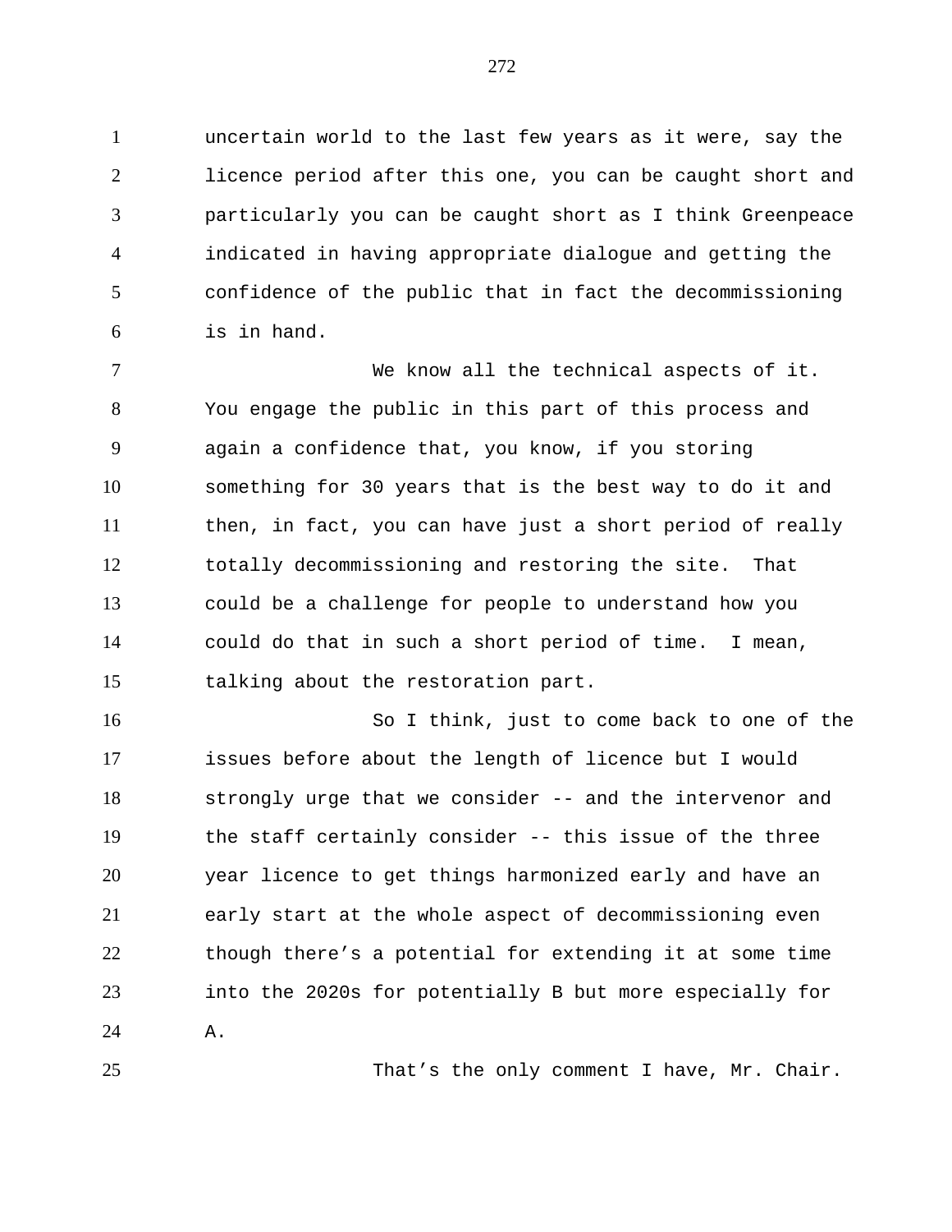uncertain world to the last few years as it were, say the licence period after this one, you can be caught short and particularly you can be caught short as I think Greenpeace indicated in having appropriate dialogue and getting the confidence of the public that in fact the decommissioning is in hand.

We know all the technical aspects of it. You engage the public in this part of this process and again a confidence that, you know, if you storing something for 30 years that is the best way to do it and then, in fact, you can have just a short period of really totally decommissioning and restoring the site. That could be a challenge for people to understand how you could do that in such a short period of time. I mean, talking about the restoration part.

So I think, just to come back to one of the issues before about the length of licence but I would strongly urge that we consider -- and the intervenor and the staff certainly consider -- this issue of the three year licence to get things harmonized early and have an early start at the whole aspect of decommissioning even though there's a potential for extending it at some time into the 2020s for potentially B but more especially for A.

That's the only comment I have, Mr. Chair.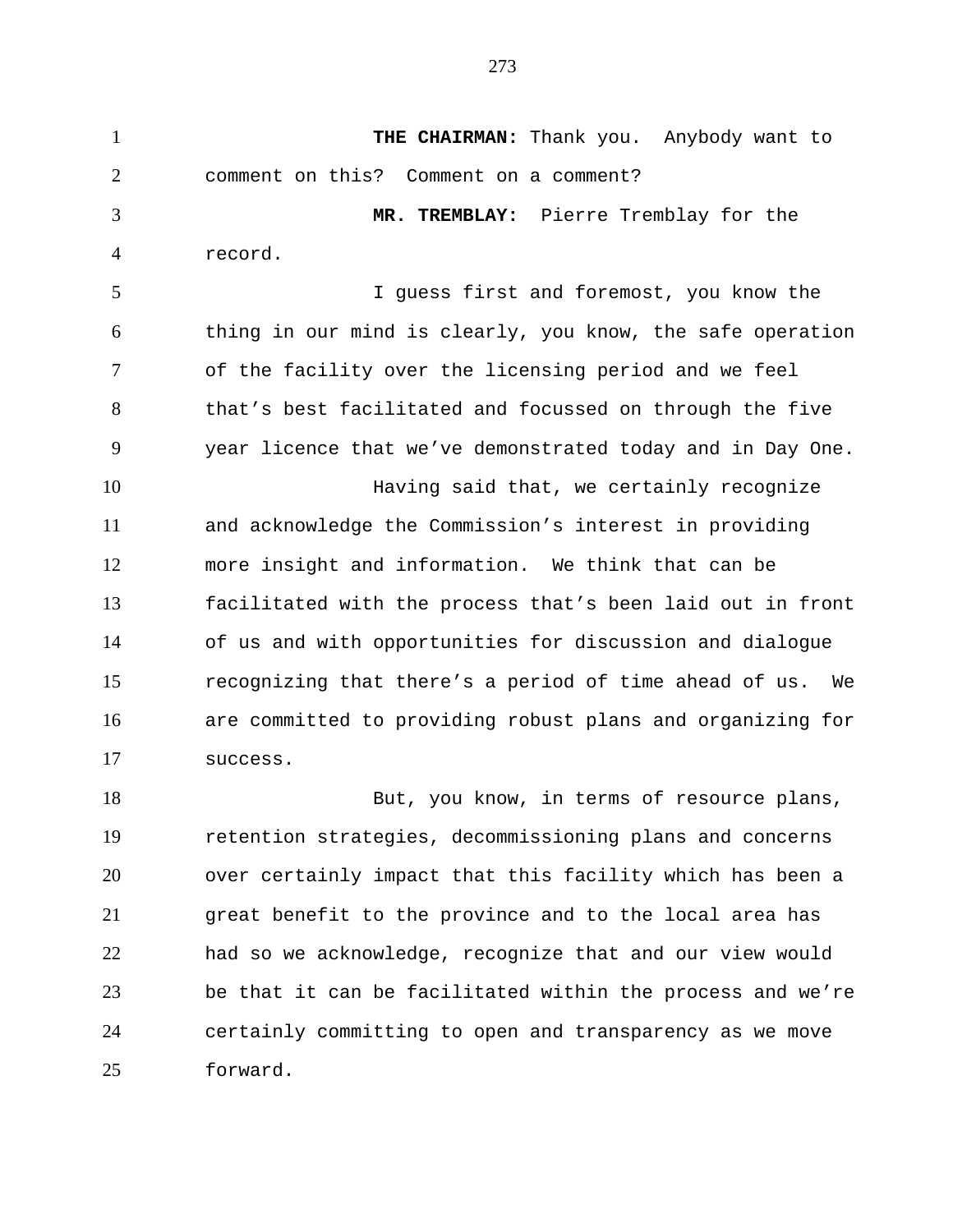**THE CHAIRMAN:** Thank you. Anybody want to comment on this? Comment on a comment?

**MR. TREMBLAY:** Pierre Tremblay for the record.

I guess first and foremost, you know the thing in our mind is clearly, you know, the safe operation of the facility over the licensing period and we feel that's best facilitated and focussed on through the five year licence that we've demonstrated today and in Day One.

Having said that, we certainly recognize and acknowledge the Commission's interest in providing more insight and information. We think that can be facilitated with the process that's been laid out in front of us and with opportunities for discussion and dialogue recognizing that there's a period of time ahead of us. We are committed to providing robust plans and organizing for success.

But, you know, in terms of resource plans, retention strategies, decommissioning plans and concerns over certainly impact that this facility which has been a great benefit to the province and to the local area has had so we acknowledge, recognize that and our view would be that it can be facilitated within the process and we're certainly committing to open and transparency as we move forward.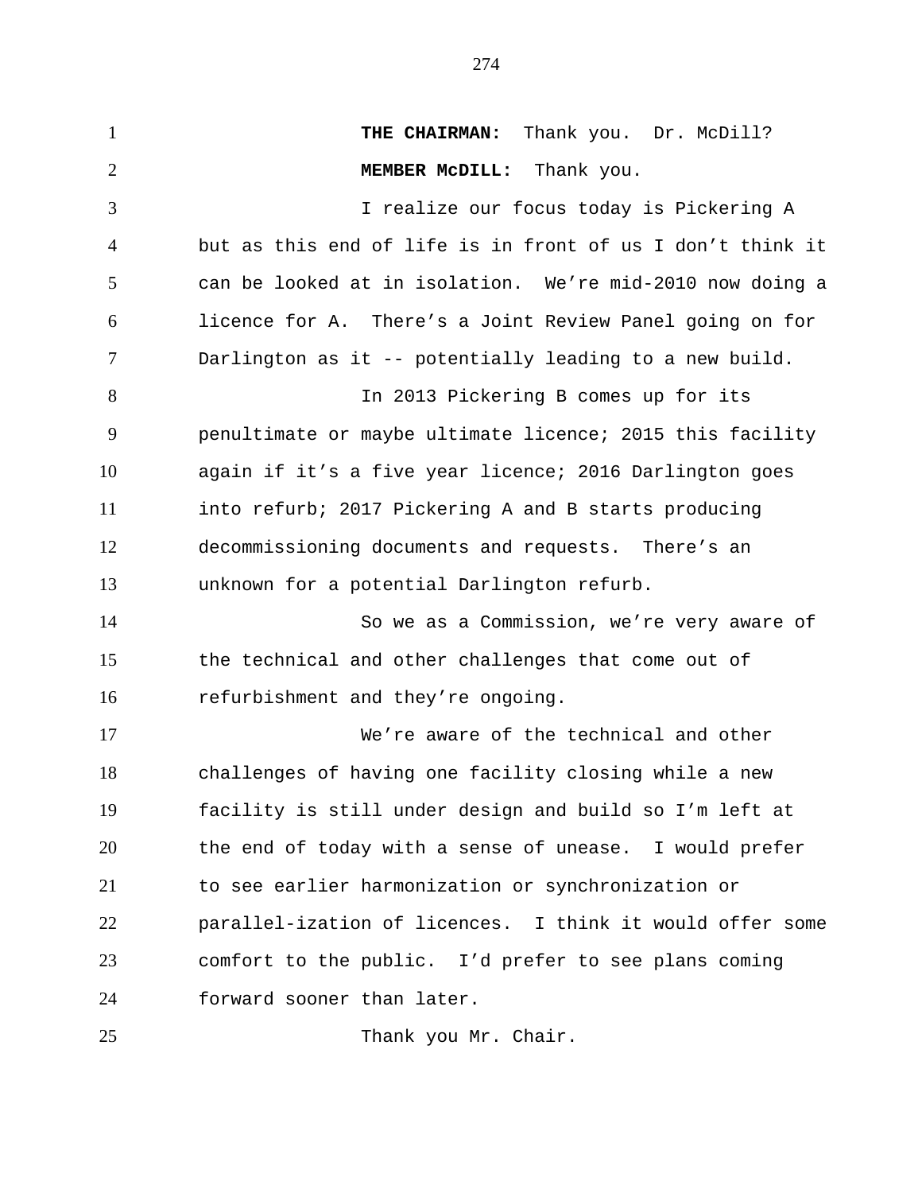**THE CHAIRMAN:** Thank you. Dr. McDill?

**MEMBER McDILL:** Thank you.

I realize our focus today is Pickering A but as this end of life is in front of us I don't think it can be looked at in isolation. We're mid-2010 now doing a licence for A. There's a Joint Review Panel going on for Darlington as it -- potentially leading to a new build.

In 2013 Pickering B comes up for its penultimate or maybe ultimate licence; 2015 this facility again if it's a five year licence; 2016 Darlington goes into refurb; 2017 Pickering A and B starts producing decommissioning documents and requests. There's an unknown for a potential Darlington refurb.

So we as a Commission, we're very aware of the technical and other challenges that come out of refurbishment and they're ongoing.

We're aware of the technical and other challenges of having one facility closing while a new facility is still under design and build so I'm left at the end of today with a sense of unease. I would prefer to see earlier harmonization or synchronization or parallel-ization of licences. I think it would offer some comfort to the public. I'd prefer to see plans coming forward sooner than later.

Thank you Mr. Chair.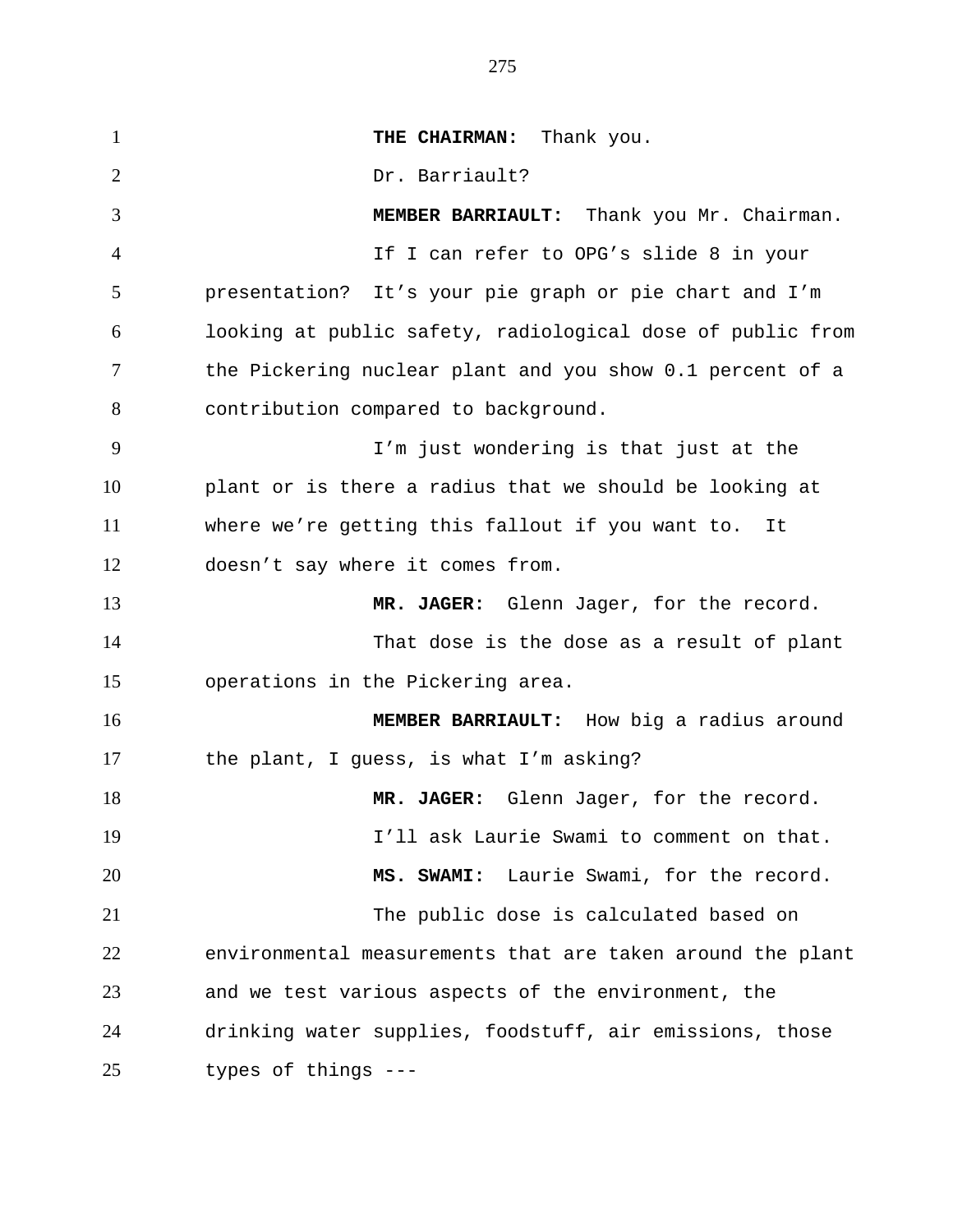**THE CHAIRMAN:** Thank you.

Dr. Barriault?

**MEMBER BARRIAULT:** Thank you Mr. Chairman.

If I can refer to OPG's slide 8 in your presentation? It's your pie graph or pie chart and I'm looking at public safety, radiological dose of public from the Pickering nuclear plant and you show 0.1 percent of a contribution compared to background.

I'm just wondering is that just at the plant or is there a radius that we should be looking at where we're getting this fallout if you want to. It doesn't say where it comes from.

**MR. JAGER:** Glenn Jager, for the record.

That dose is the dose as a result of plant operations in the Pickering area.

**MEMBER BARRIAULT:** How big a radius around the plant, I guess, is what I'm asking?

**MR. JAGER:** Glenn Jager, for the record.

I'll ask Laurie Swami to comment on that.

**MS. SWAMI:** Laurie Swami, for the record.

The public dose is calculated based on environmental measurements that are taken around the plant and we test various aspects of the environment, the drinking water supplies, foodstuff, air emissions, those types of things ---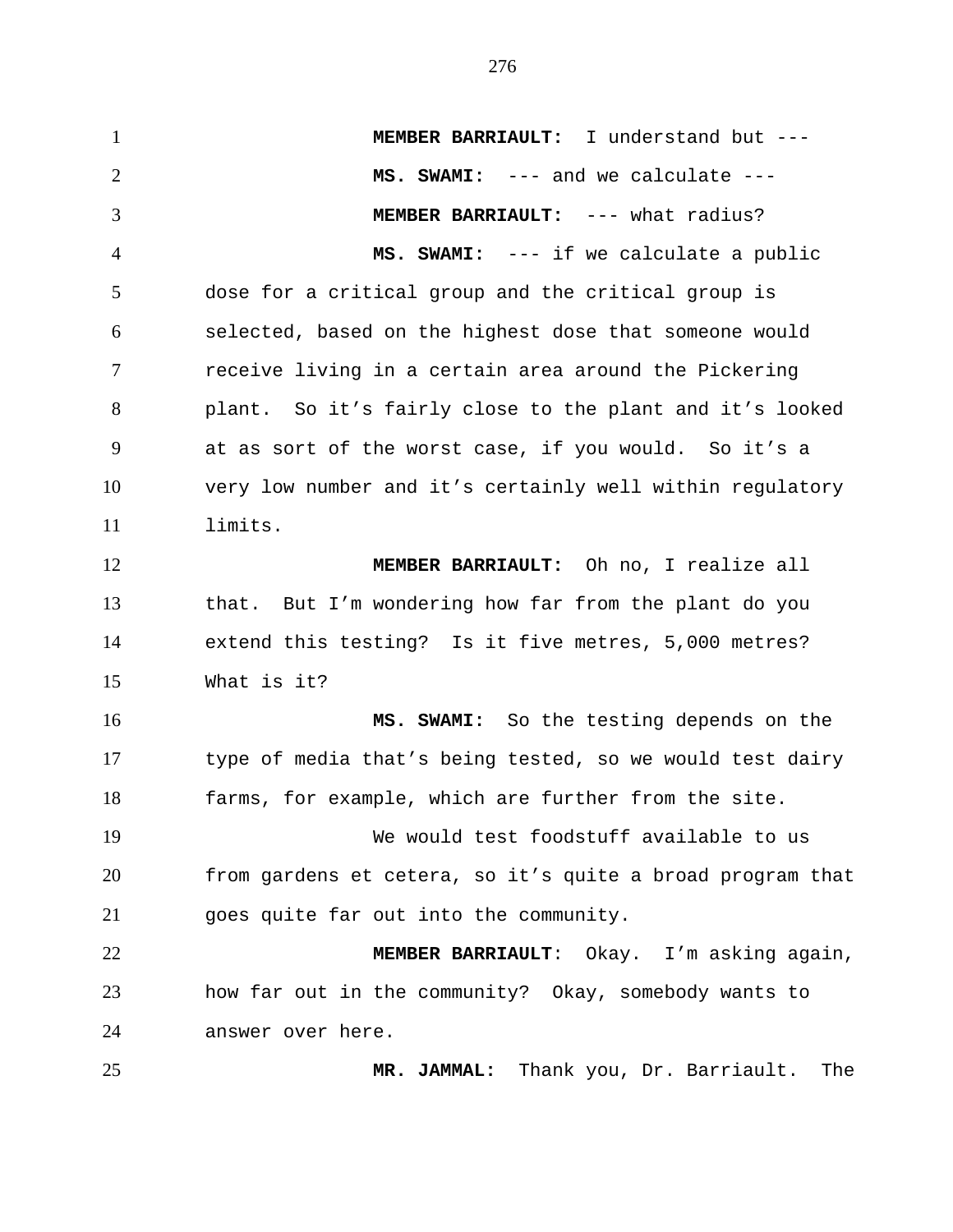**MEMBER BARRIAULT:** I understand but ---

**MS. SWAMI:** --- and we calculate ---

**MEMBER BARRIAULT:** --- what radius?

**MS. SWAMI:** --- if we calculate a public dose for a critical group and the critical group is selected, based on the highest dose that someone would receive living in a certain area around the Pickering plant. So it's fairly close to the plant and it's looked at as sort of the worst case, if you would. So it's a very low number and it's certainly well within regulatory limits.

**MEMBER BARRIAULT:** Oh no, I realize all that. But I'm wondering how far from the plant do you extend this testing? Is it five metres, 5,000 metres? What is it?

**MS. SWAMI:** So the testing depends on the type of media that's being tested, so we would test dairy farms, for example, which are further from the site.

We would test foodstuff available to us from gardens et cetera, so it's quite a broad program that goes quite far out into the community.

**MEMBER BARRIAULT**: Okay. I'm asking again, how far out in the community? Okay, somebody wants to answer over here.

**MR. JAMMAL:** Thank you, Dr. Barriault. The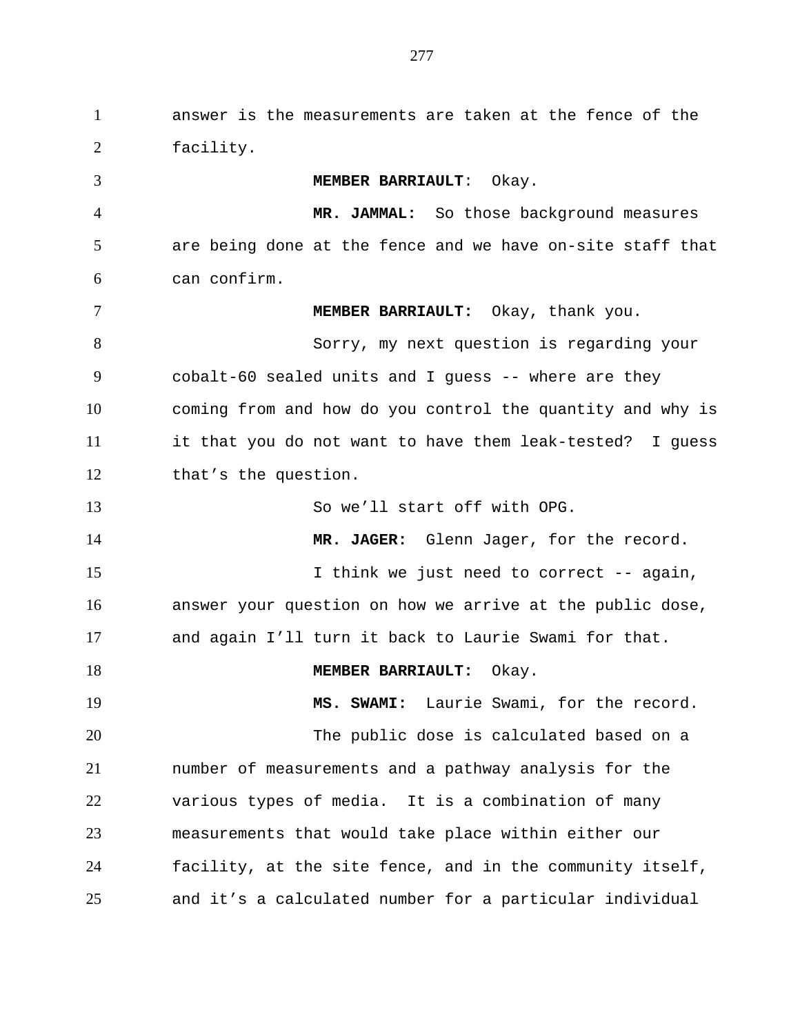answer is the measurements are taken at the fence of the facility.

**MEMBER BARRIAULT**: Okay.

**MR. JAMMAL:** So those background measures are being done at the fence and we have on-site staff that can confirm.

**MEMBER BARRIAULT:** Okay, thank you.

Sorry, my next question is regarding your cobalt-60 sealed units and I guess -- where are they coming from and how do you control the quantity and why is it that you do not want to have them leak-tested? I guess that's the question.

So we'll start off with OPG.

**MR. JAGER:** Glenn Jager, for the record.

I think we just need to correct -- again, answer your question on how we arrive at the public dose, and again I'll turn it back to Laurie Swami for that.

**MEMBER BARRIAULT:** Okay.

**MS. SWAMI:** Laurie Swami, for the record.

The public dose is calculated based on a number of measurements and a pathway analysis for the various types of media. It is a combination of many measurements that would take place within either our facility, at the site fence, and in the community itself, and it's a calculated number for a particular individual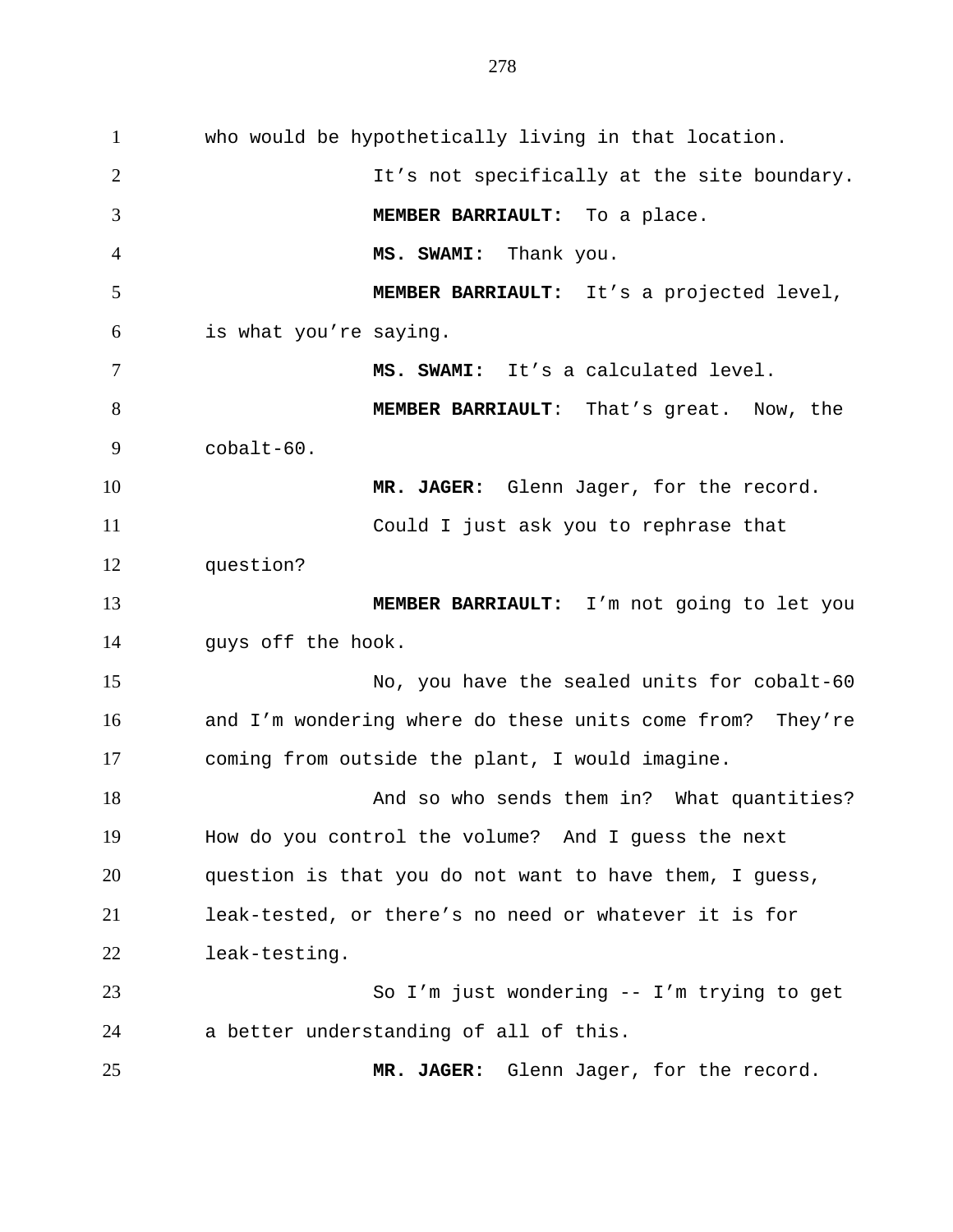who would be hypothetically living in that location.

It’s not specifically at the site boundary.

**MEMBER BARRIAULT:** To a place.

**MS. SWAMI:** Thank you.

**MEMBER BARRIAULT:** It’s a projected level, is what you’re saying.

**MS. SWAMI:** It’s a calculated level.

**MEMBER BARRIAULT**: That’s great. Now, the cobalt-60.

**MR. JAGER:** Glenn Jager, for the record.

Could I just ask you to rephrase that question?

**MEMBER BARRIAULT:** I’m not going to let you guys off the hook.

No, you have the sealed units for cobalt-60 and I’m wondering where do these units come from? They’re coming from outside the plant, I would imagine.

And so who sends them in? What quantities? How do you control the volume? And I guess the next question is that you do not want to have them, I guess, leak-tested, or there’s no need or whatever it is for leak-testing.

So I’m just wondering -- I’m trying to get a better understanding of all of this.

**MR. JAGER:** Glenn Jager, for the record.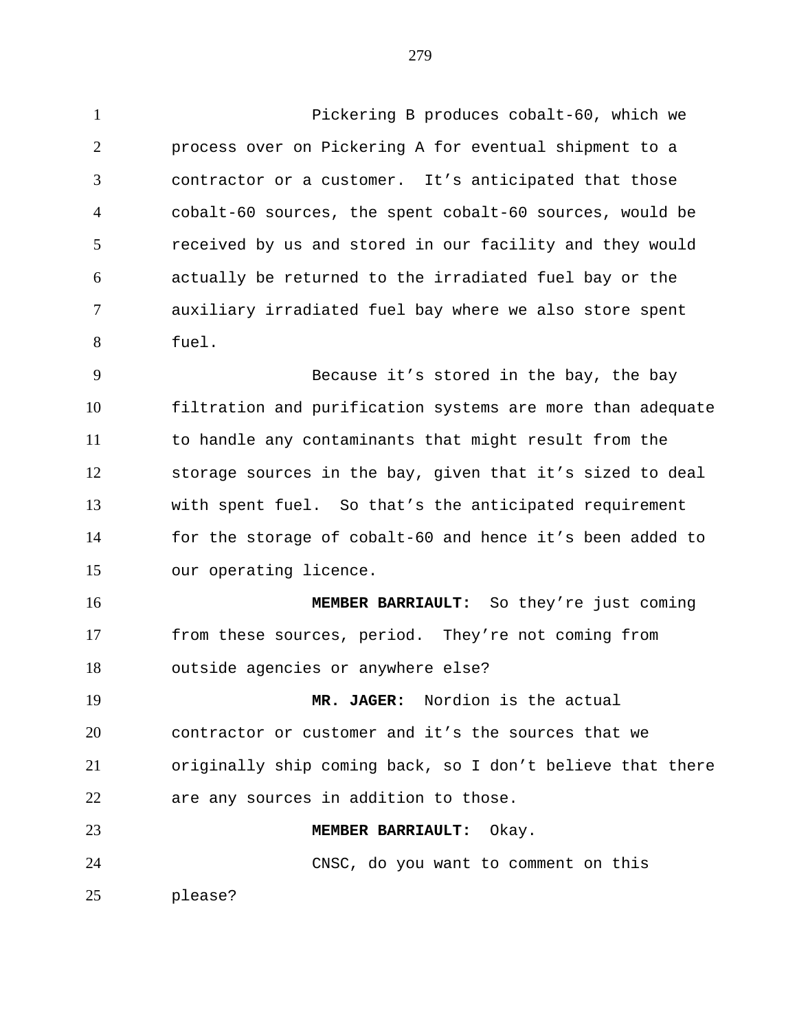Pickering B produces cobalt-60, which we process over on Pickering A for eventual shipment to a contractor or a customer. It's anticipated that those cobalt-60 sources, the spent cobalt-60 sources, would be received by us and stored in our facility and they would actually be returned to the irradiated fuel bay or the auxiliary irradiated fuel bay where we also store spent fuel.

Because it's stored in the bay, the bay filtration and purification systems are more than adequate to handle any contaminants that might result from the storage sources in the bay, given that it's sized to deal with spent fuel. So that's the anticipated requirement for the storage of cobalt-60 and hence it's been added to our operating licence.

**MEMBER BARRIAULT:** So they're just coming from these sources, period. They're not coming from outside agencies or anywhere else?

**MR. JAGER:** Nordion is the actual contractor or customer and it's the sources that we originally ship coming back, so I don't believe that there are any sources in addition to those.

**MEMBER BARRIAULT:** Okay.

CNSC, do you want to comment on this please?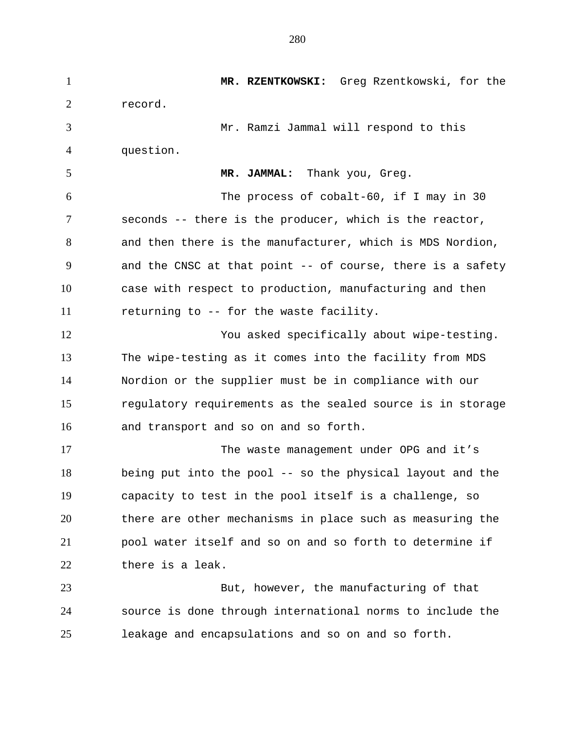**MR. RZENTKOWSKI:** Greg Rzentkowski, for the record.

Mr. Ramzi Jammal will respond to this question.

**MR. JAMMAL:** Thank you, Greg.

The process of cobalt-60, if I may in 30 seconds -- there is the producer, which is the reactor, and then there is the manufacturer, which is MDS Nordion, and the CNSC at that point -- of course, there is a safety case with respect to production, manufacturing and then returning to -- for the waste facility.

You asked specifically about wipe-testing. The wipe-testing as it comes into the facility from MDS Nordion or the supplier must be in compliance with our regulatory requirements as the sealed source is in storage and transport and so on and so forth.

The waste management under OPG and it’s being put into the pool -- so the physical layout and the capacity to test in the pool itself is a challenge, so there are other mechanisms in place such as measuring the pool water itself and so on and so forth to determine if there is a leak.

But, however, the manufacturing of that source is done through international norms to include the leakage and encapsulations and so on and so forth.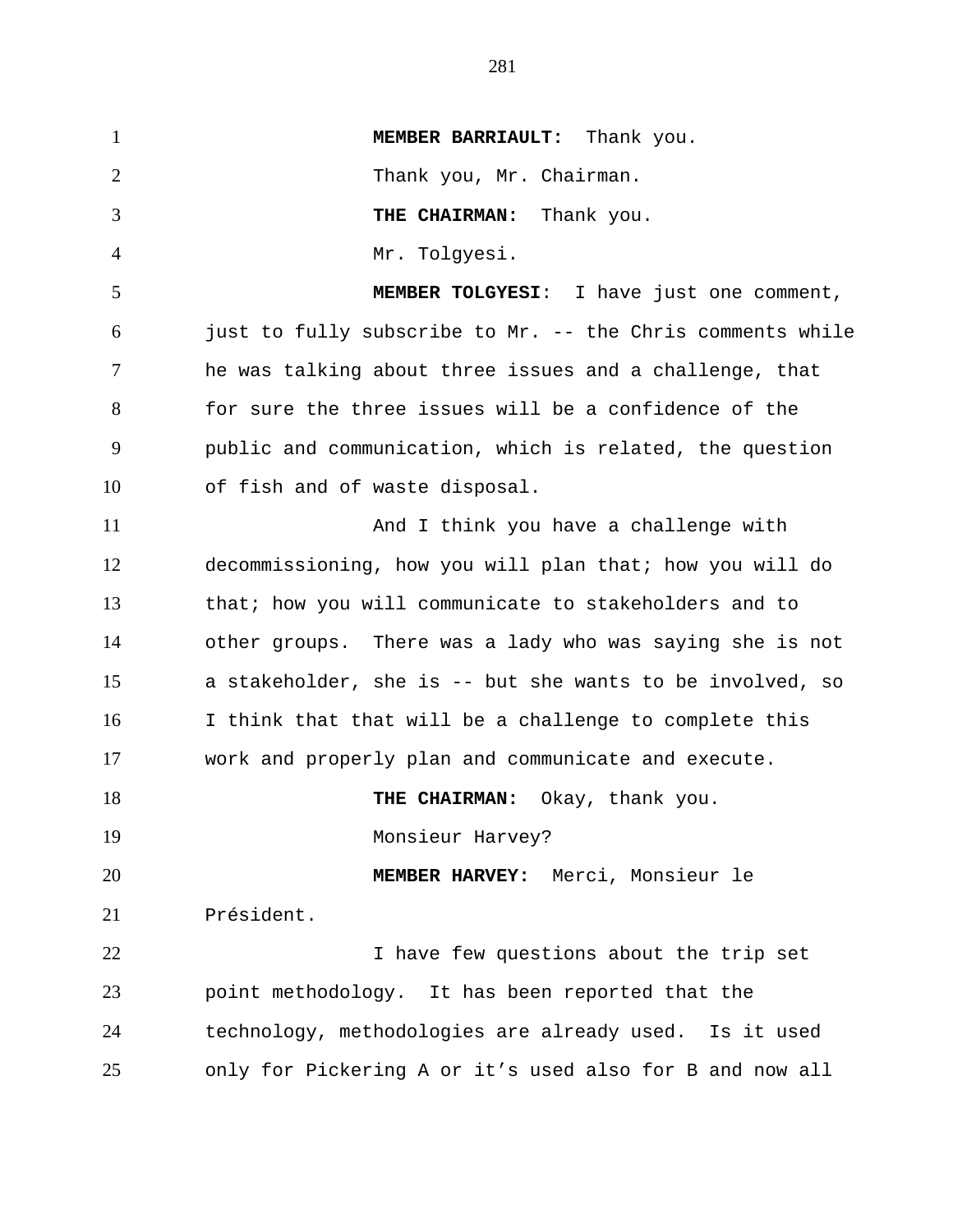**MEMBER BARRIAULT:** Thank you.

Thank you, Mr. Chairman.

**THE CHAIRMAN:** Thank you.

Mr. Tolgyesi.

**MEMBER TOLGYESI**: I have just one comment, just to fully subscribe to Mr. -- the Chris comments while he was talking about three issues and a challenge, that for sure the three issues will be a confidence of the public and communication, which is related, the question of fish and of waste disposal.

And I think you have a challenge with decommissioning, how you will plan that; how you will do that; how you will communicate to stakeholders and to other groups. There was a lady who was saying she is not a stakeholder, she is -- but she wants to be involved, so I think that that will be a challenge to complete this work and properly plan and communicate and execute.

**THE CHAIRMAN:** Okay, thank you.

Monsieur Harvey?

**MEMBER HARVEY:** Merci, Monsieur le Président.

I have few questions about the trip set point methodology. It has been reported that the technology, methodologies are already used. Is it used only for Pickering A or it's used also for B and now all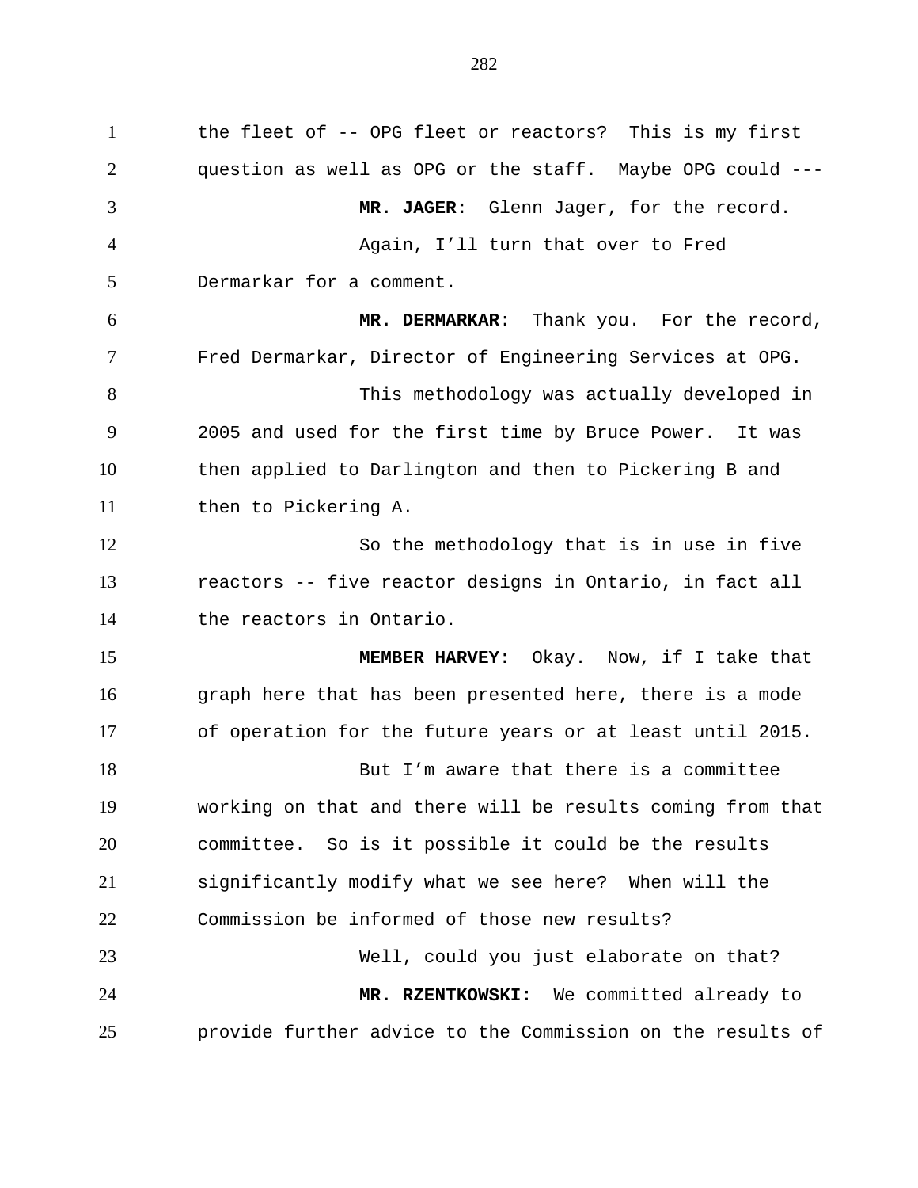the fleet of -- OPG fleet or reactors? This is my first question as well as OPG or the staff. Maybe OPG could ---

**MR. JAGER:** Glenn Jager, for the record.

Again, I'll turn that over to Fred Dermarkar for a comment.

**MR. DERMARKAR**: Thank you. For the record, Fred Dermarkar, Director of Engineering Services at OPG.

This methodology was actually developed in 2005 and used for the first time by Bruce Power. It was then applied to Darlington and then to Pickering B and then to Pickering A.

So the methodology that is in use in five reactors -- five reactor designs in Ontario, in fact all the reactors in Ontario.

**MEMBER HARVEY:** Okay. Now, if I take that graph here that has been presented here, there is a mode of operation for the future years or at least until 2015.

But I'm aware that there is a committee working on that and there will be results coming from that committee. So is it possible it could be the results significantly modify what we see here? When will the Commission be informed of those new results?

Well, could you just elaborate on that?

**MR. RZENTKOWSKI:** We committed already to provide further advice to the Commission on the results of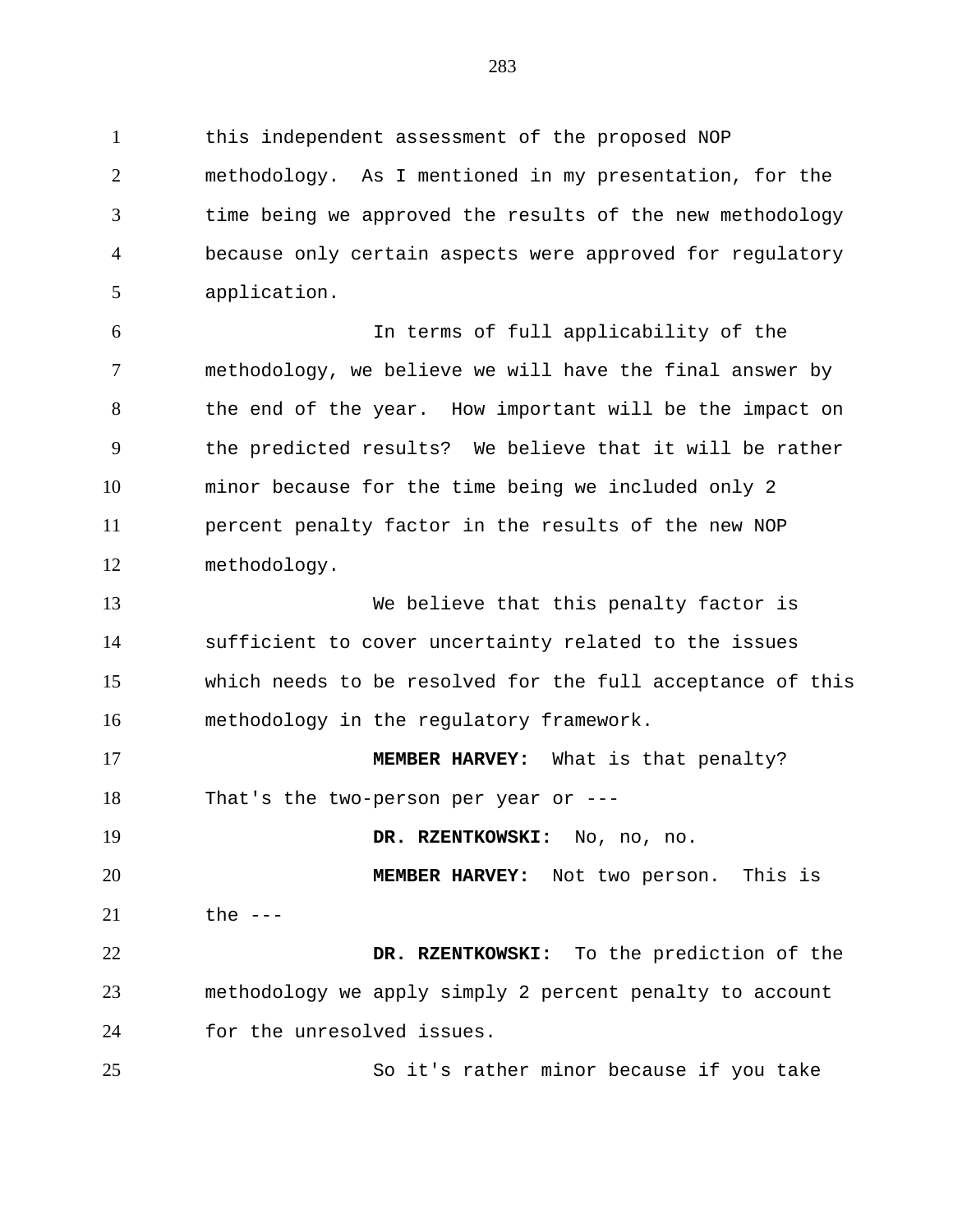this independent assessment of the proposed NOP methodology. As I mentioned in my presentation, for the time being we approved the results of the new methodology because only certain aspects were approved for regulatory application.

In terms of full applicability of the methodology, we believe we will have the final answer by the end of the year. How important will be the impact on the predicted results? We believe that it will be rather minor because for the time being we included only 2 percent penalty factor in the results of the new NOP methodology.

We believe that this penalty factor is sufficient to cover uncertainty related to the issues which needs to be resolved for the full acceptance of this methodology in the regulatory framework.

**MEMBER HARVEY:** What is that penalty? That's the two-person per year or ---

**DR. RZENTKOWSKI:** No, no, no.

**MEMBER HARVEY:** Not two person. This is the ---

**DR. RZENTKOWSKI:** To the prediction of the methodology we apply simply 2 percent penalty to account for the unresolved issues.

So it's rather minor because if you take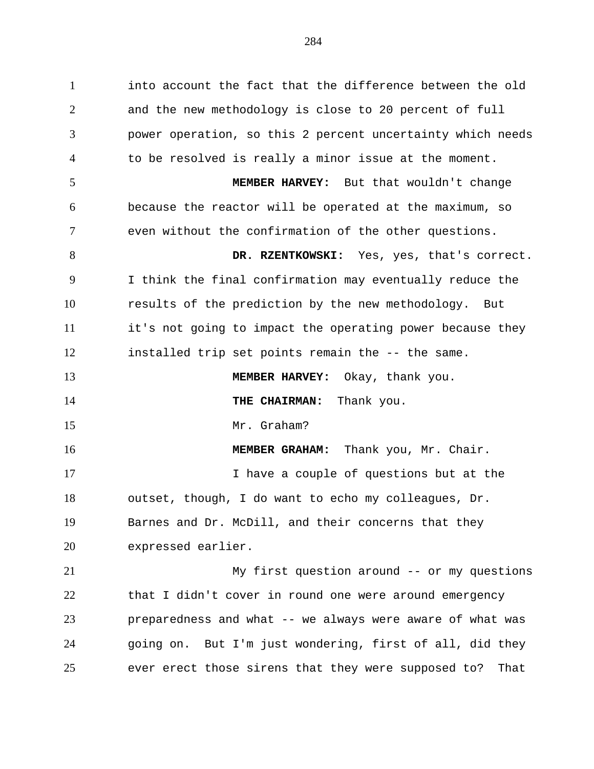into account the fact that the difference between the old and the new methodology is close to 20 percent of full power operation, so this 2 percent uncertainty which needs to be resolved is really a minor issue at the moment.

**MEMBER HARVEY:** But that wouldn't change because the reactor will be operated at the maximum, so even without the confirmation of the other questions.

**DR. RZENTKOWSKI:** Yes, yes, that's correct. I think the final confirmation may eventually reduce the results of the prediction by the new methodology. But it's not going to impact the operating power because they installed trip set points remain the -- the same.

**MEMBER HARVEY:** Okay, thank you.

**THE CHAIRMAN:** Thank you.

Mr. Graham?

**MEMBER GRAHAM:** Thank you, Mr. Chair.

I have a couple of questions but at the outset, though, I do want to echo my colleagues, Dr. Barnes and Dr. McDill, and their concerns that they expressed earlier.

My first question around -- or my questions that I didn't cover in round one were around emergency preparedness and what -- we always were aware of what was going on. But I'm just wondering, first of all, did they ever erect those sirens that they were supposed to? That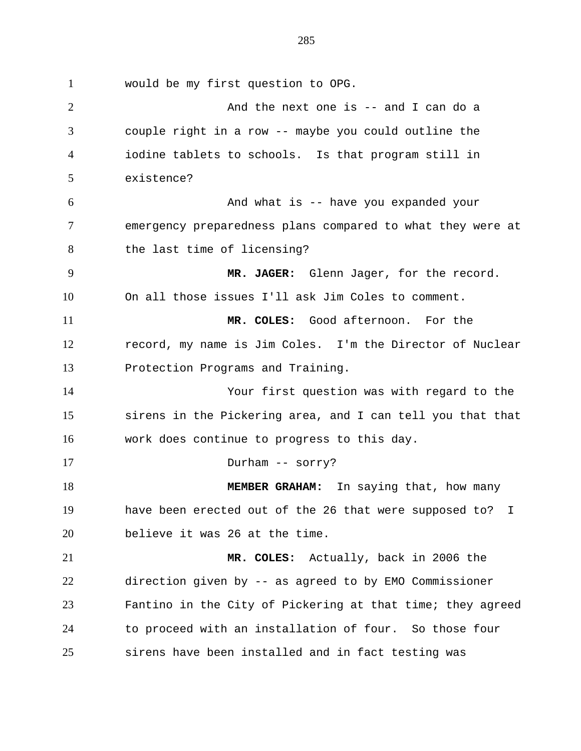would be my first question to OPG.

And the next one is -- and I can do a couple right in a row -- maybe you could outline the iodine tablets to schools. Is that program still in existence?

And what is -- have you expanded your emergency preparedness plans compared to what they were at the last time of licensing?

**MR. JAGER:** Glenn Jager, for the record. On all those issues I'll ask Jim Coles to comment.

**MR. COLES:** Good afternoon. For the record, my name is Jim Coles. I'm the Director of Nuclear Protection Programs and Training.

Your first question was with regard to the sirens in the Pickering area, and I can tell you that that work does continue to progress to this day.

Durham -- sorry?

**MEMBER GRAHAM:** In saying that, how many have been erected out of the 26 that were supposed to? I believe it was 26 at the time.

**MR. COLES:** Actually, back in 2006 the direction given by -- as agreed to by EMO Commissioner Fantino in the City of Pickering at that time; they agreed to proceed with an installation of four. So those four sirens have been installed and in fact testing was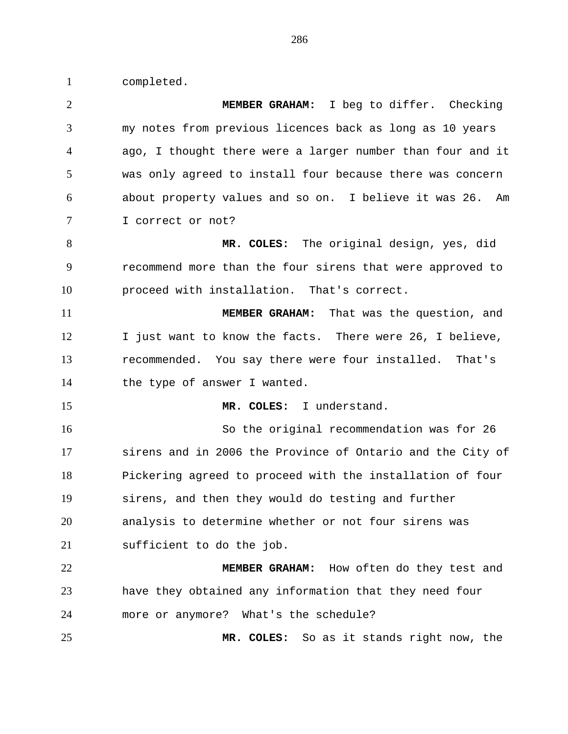completed.

**MEMBER GRAHAM:** I beg to differ. Checking my notes from previous licences back as long as 10 years ago, I thought there were a larger number than four and it was only agreed to install four because there was concern about property values and so on. I believe it was 26. Am I correct or not?

**MR. COLES:** The original design, yes, did recommend more than the four sirens that were approved to proceed with installation. That's correct.

**MEMBER GRAHAM:** That was the question, and I just want to know the facts. There were 26, I believe, recommended. You say there were four installed. That's the type of answer I wanted.

**MR. COLES:** I understand.

So the original recommendation was for 26 sirens and in 2006 the Province of Ontario and the City of Pickering agreed to proceed with the installation of four sirens, and then they would do testing and further analysis to determine whether or not four sirens was sufficient to do the job.

**MEMBER GRAHAM:** How often do they test and have they obtained any information that they need four more or anymore? What's the schedule?

**MR. COLES:** So as it stands right now, the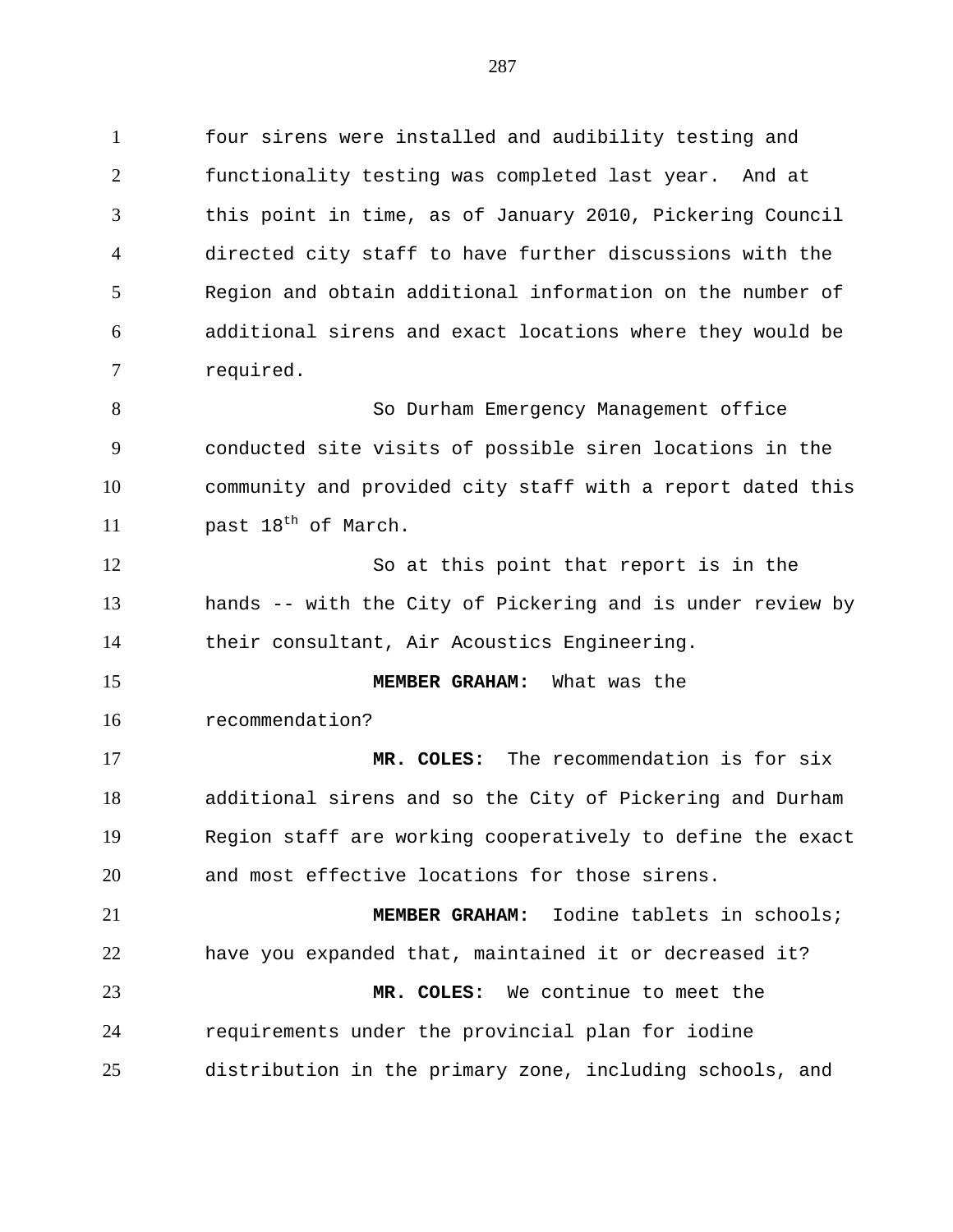four sirens were installed and audibility testing and functionality testing was completed last year. And at this point in time, as of January 2010, Pickering Council directed city staff to have further discussions with the Region and obtain additional information on the number of additional sirens and exact locations where they would be required.

So Durham Emergency Management office conducted site visits of possible siren locations in the community and provided city staff with a report dated this past 18th of March.

So at this point that report is in the hands -- with the City of Pickering and is under review by their consultant, Air Acoustics Engineering.

**MEMBER GRAHAM:** What was the recommendation?

**MR. COLES:** The recommendation is for six additional sirens and so the City of Pickering and Durham Region staff are working cooperatively to define the exact and most effective locations for those sirens.

**MEMBER GRAHAM:** Iodine tablets in schools; have you expanded that, maintained it or decreased it?

**MR. COLES:** We continue to meet the requirements under the provincial plan for iodine distribution in the primary zone, including schools, and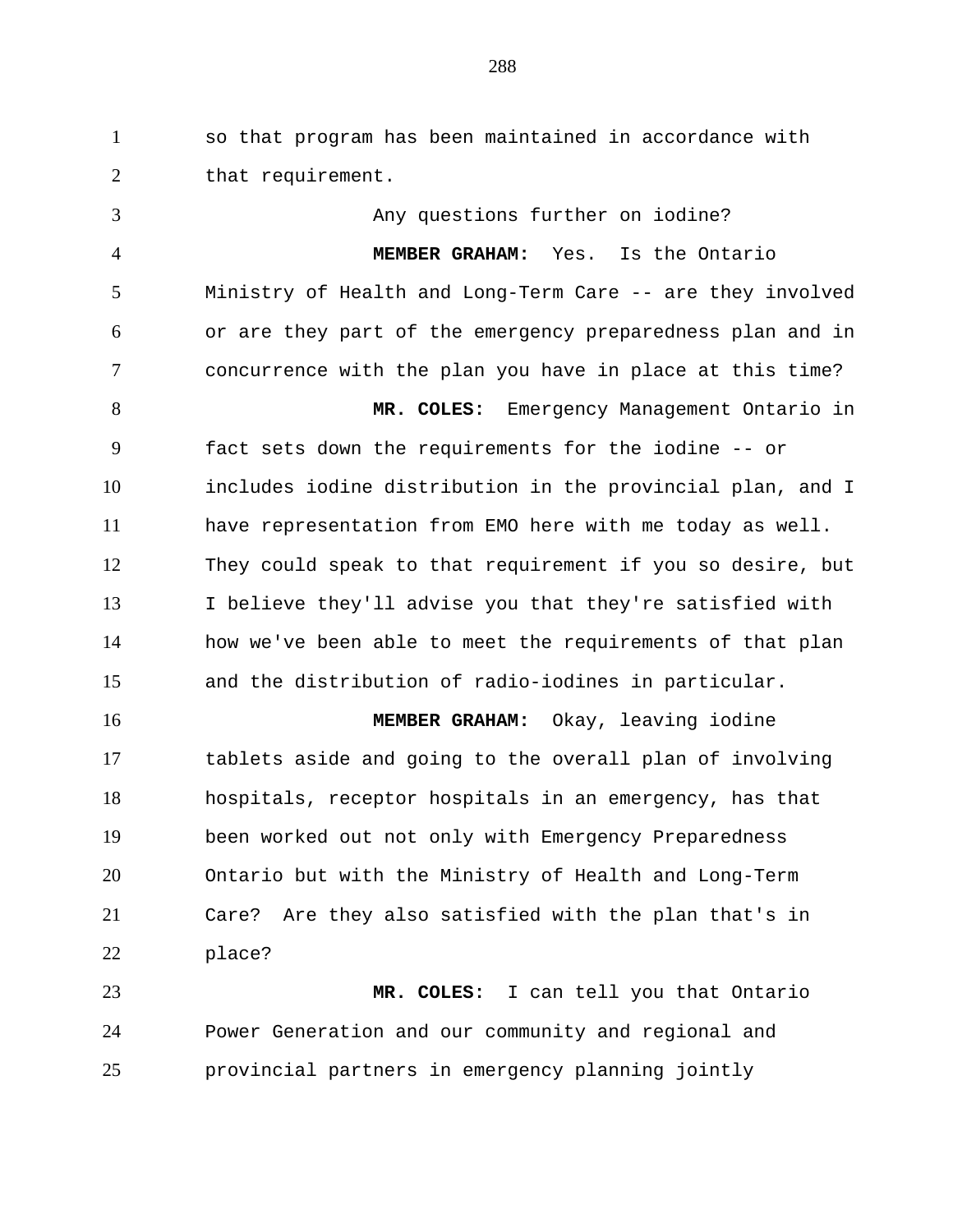so that program has been maintained in accordance with that requirement.

Any questions further on iodine?

**MEMBER GRAHAM:** Yes. Is the Ontario Ministry of Health and Long-Term Care -- are they involved or are they part of the emergency preparedness plan and in concurrence with the plan you have in place at this time?

**MR. COLES:** Emergency Management Ontario in fact sets down the requirements for the iodine -- or includes iodine distribution in the provincial plan, and I have representation from EMO here with me today as well. They could speak to that requirement if you so desire, but I believe they'll advise you that they're satisfied with how we've been able to meet the requirements of that plan and the distribution of radio-iodines in particular.

**MEMBER GRAHAM:** Okay, leaving iodine tablets aside and going to the overall plan of involving hospitals, receptor hospitals in an emergency, has that been worked out not only with Emergency Preparedness Ontario but with the Ministry of Health and Long-Term Care? Are they also satisfied with the plan that's in place?

**MR. COLES:** I can tell you that Ontario Power Generation and our community and regional and provincial partners in emergency planning jointly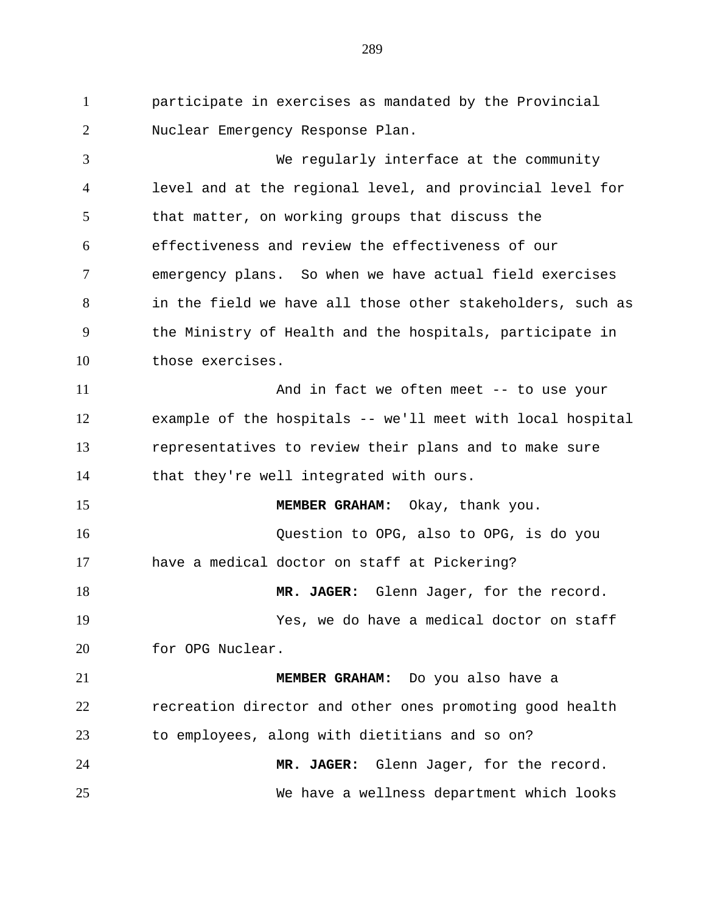participate in exercises as mandated by the Provincial Nuclear Emergency Response Plan.

We regularly interface at the community level and at the regional level, and provincial level for that matter, on working groups that discuss the effectiveness and review the effectiveness of our emergency plans. So when we have actual field exercises in the field we have all those other stakeholders, such as the Ministry of Health and the hospitals, participate in those exercises.

And in fact we often meet -- to use your example of the hospitals -- we'll meet with local hospital representatives to review their plans and to make sure that they're well integrated with ours.

**MEMBER GRAHAM:** Okay, thank you.

Question to OPG, also to OPG, is do you have a medical doctor on staff at Pickering?

**MR. JAGER:** Glenn Jager, for the record.

Yes, we do have a medical doctor on staff for OPG Nuclear.

**MEMBER GRAHAM:** Do you also have a recreation director and other ones promoting good health to employees, along with dietitians and so on?

**MR. JAGER:** Glenn Jager, for the record.

We have a wellness department which looks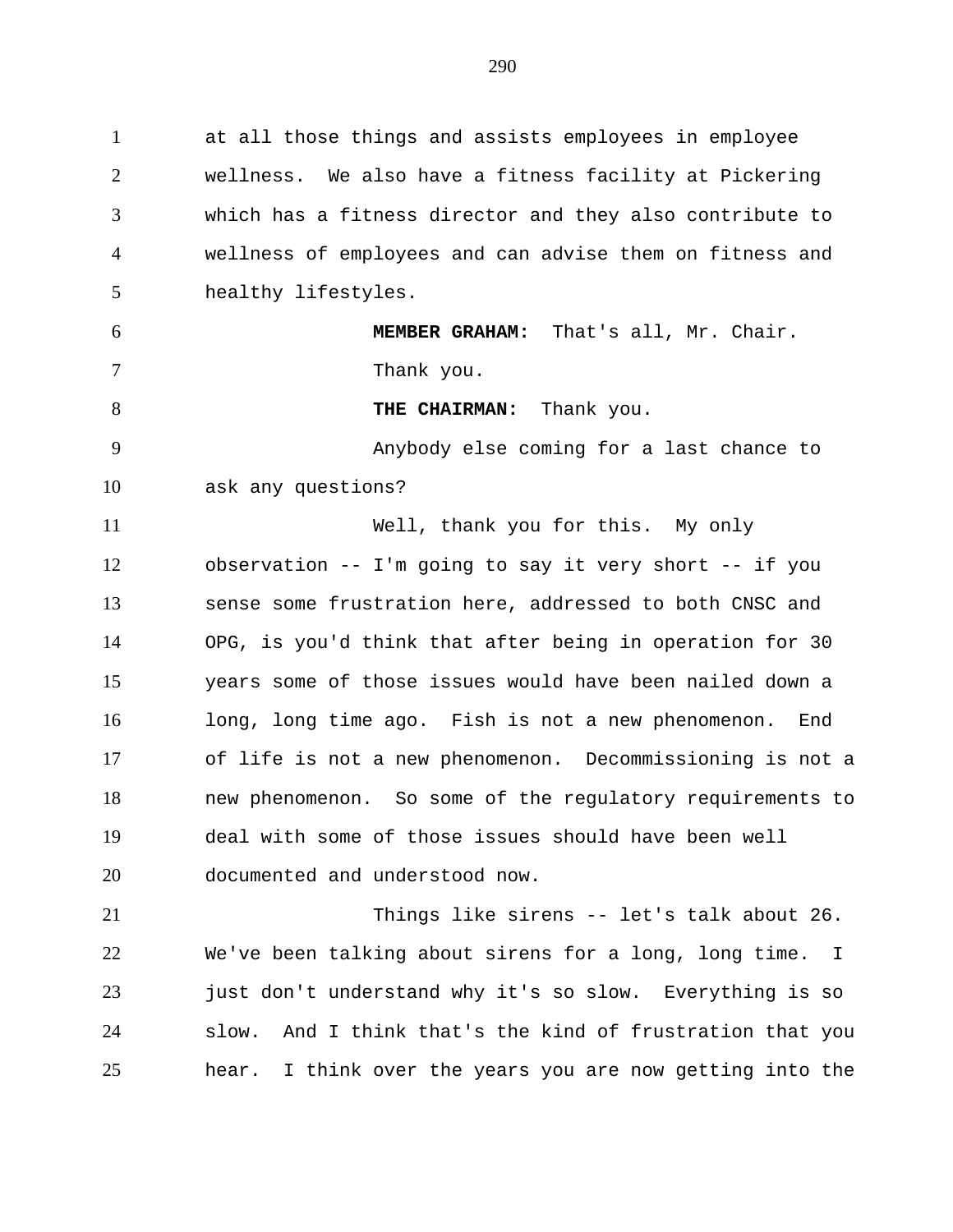at all those things and assists employees in employee wellness. We also have a fitness facility at Pickering which has a fitness director and they also contribute to wellness of employees and can advise them on fitness and healthy lifestyles.

**MEMBER GRAHAM:** That's all, Mr. Chair. Thank you.

**THE CHAIRMAN:** Thank you.

Anybody else coming for a last chance to ask any questions?

Well, thank you for this. My only observation -- I'm going to say it very short -- if you sense some frustration here, addressed to both CNSC and OPG, is you'd think that after being in operation for 30 years some of those issues would have been nailed down a long, long time ago. Fish is not a new phenomenon. End of life is not a new phenomenon. Decommissioning is not a new phenomenon. So some of the regulatory requirements to deal with some of those issues should have been well documented and understood now.

Things like sirens -- let's talk about 26. We've been talking about sirens for a long, long time. I just don't understand why it's so slow. Everything is so slow. And I think that's the kind of frustration that you hear. I think over the years you are now getting into the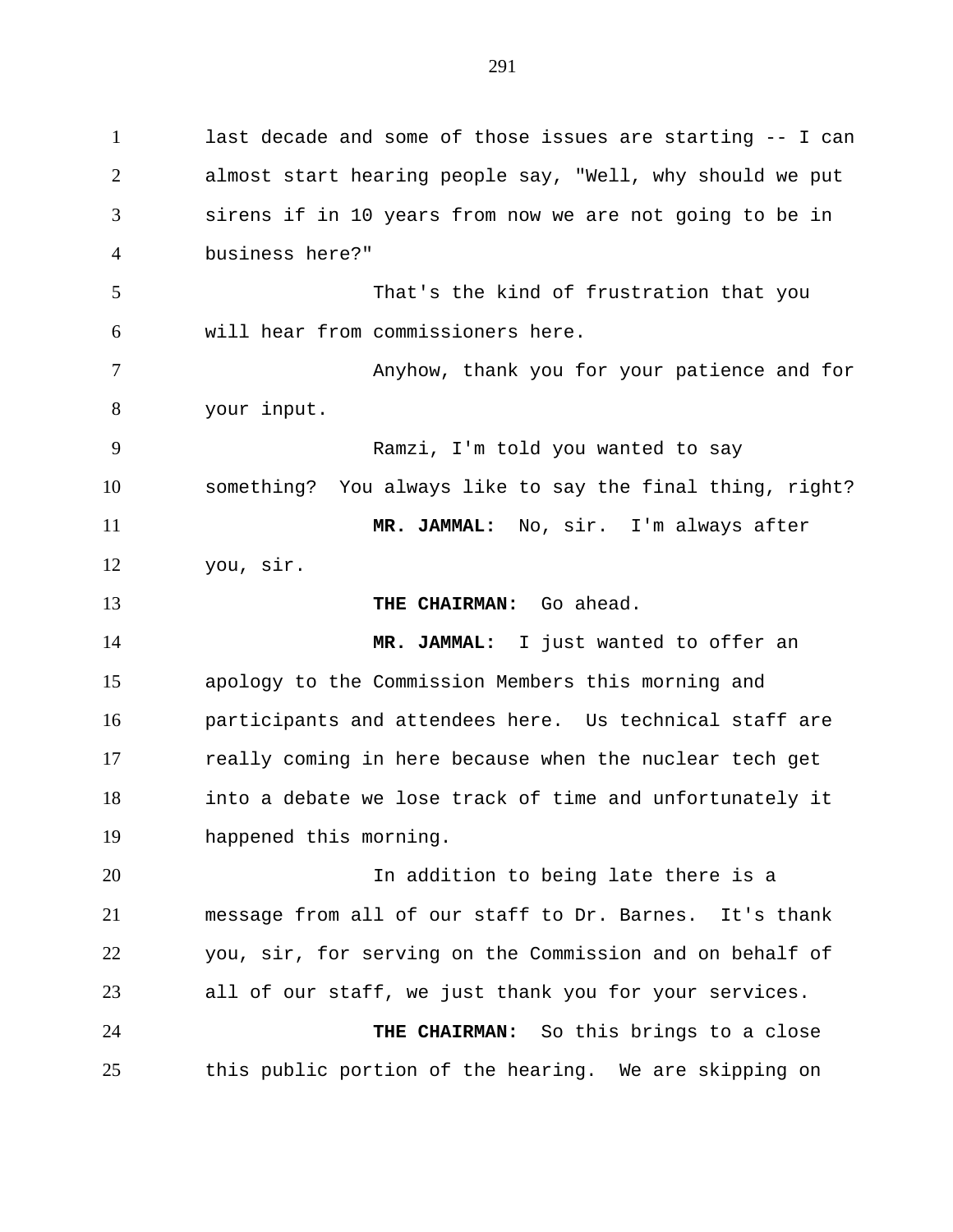last decade and some of those issues are starting -- I can almost start hearing people say, "Well, why should we put sirens if in 10 years from now we are not going to be in business here?"

That's the kind of frustration that you will hear from commissioners here.

Anyhow, thank you for your patience and for your input.

Ramzi, I'm told you wanted to say something? You always like to say the final thing, right?

**MR. JAMMAL:** No, sir. I'm always after you, sir.

**THE CHAIRMAN:** Go ahead.

**MR. JAMMAL:** I just wanted to offer an apology to the Commission Members this morning and participants and attendees here. Us technical staff are really coming in here because when the nuclear tech get into a debate we lose track of time and unfortunately it happened this morning.

In addition to being late there is a message from all of our staff to Dr. Barnes. It's thank you, sir, for serving on the Commission and on behalf of all of our staff, we just thank you for your services.

**THE CHAIRMAN:** So this brings to a close this public portion of the hearing. We are skipping on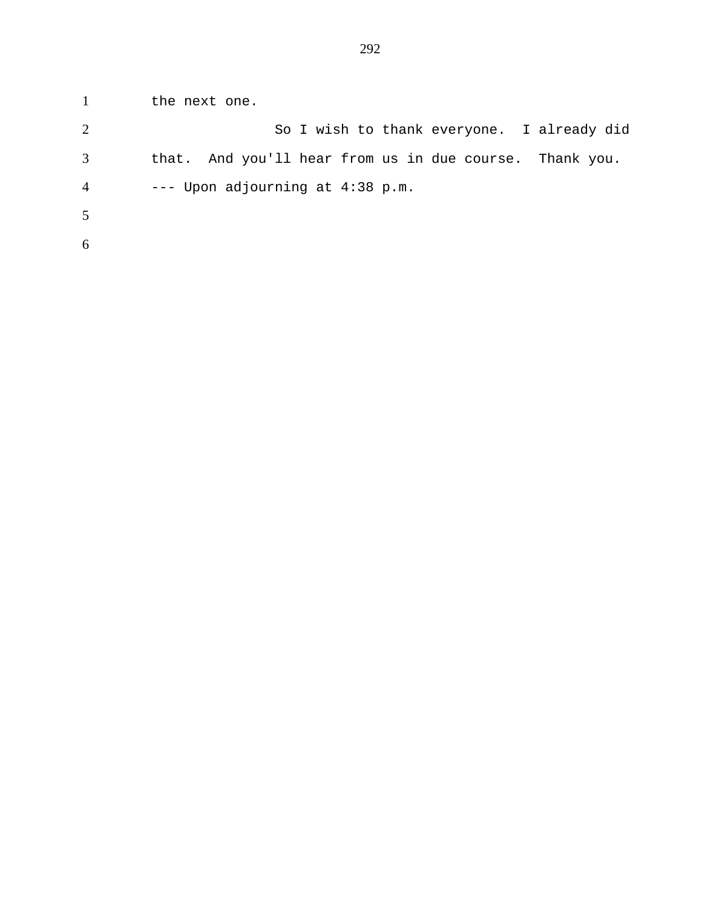the next one.

So I wish to thank everyone. I already did that. And you'll hear from us in due course. Thank you.

--- Upon adjourning at 4:38 p.m.